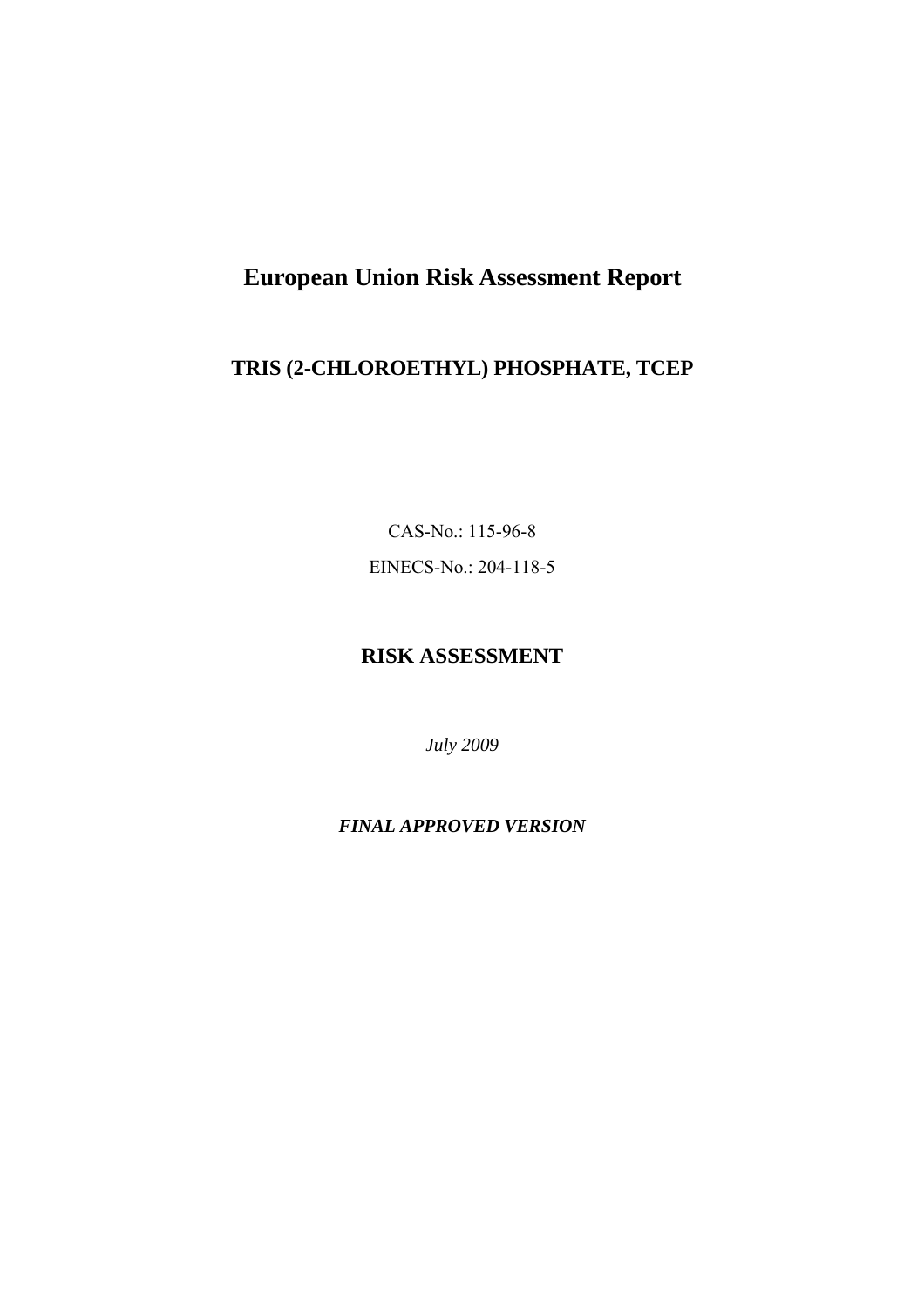# European Union Risk Assessment Report

## TRIS (2-CHLOROETHYL) PHOSPHATE, TCEP

CAS-No.: 115-96-8

EINECS-No.: 204-118-5

## RISK ASSESSMENT

*July 2009*

***FINAL APPROVED VERSION***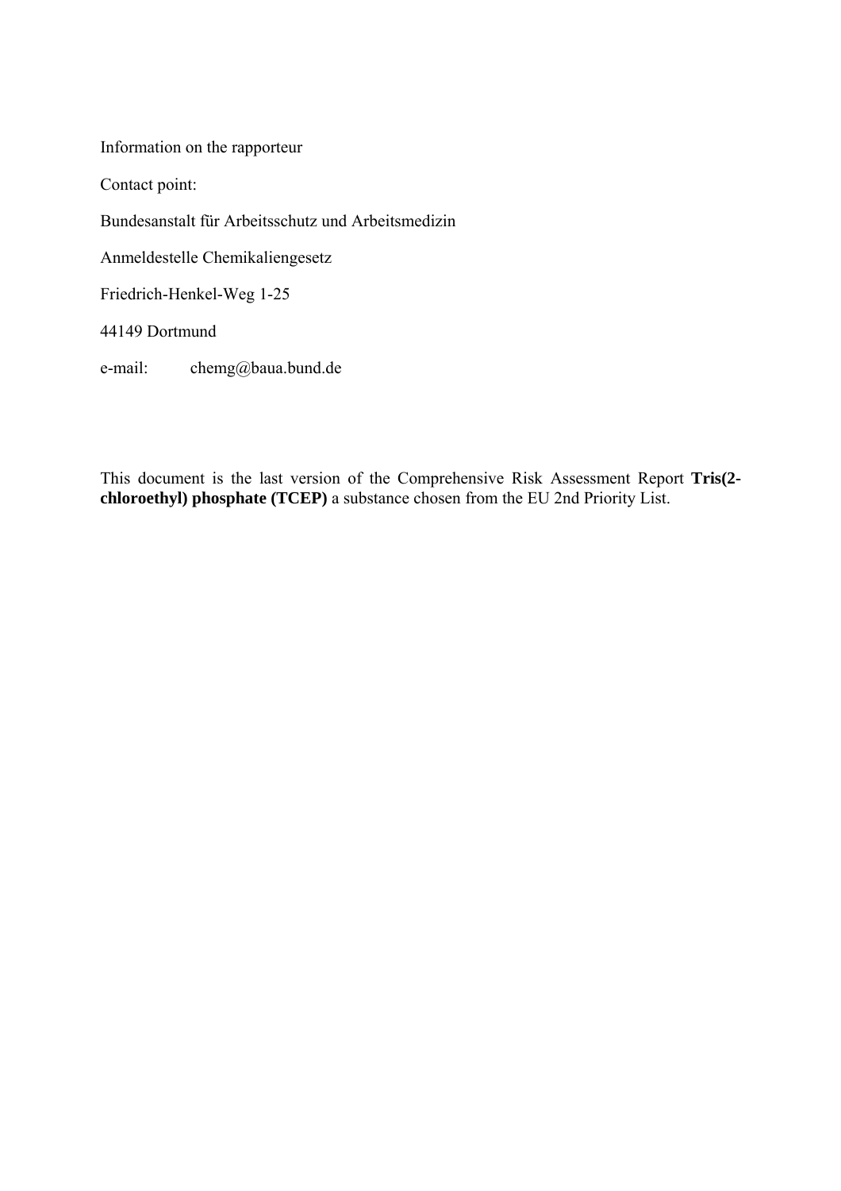Information on the rapporteur

Contact point:

Bundesanstalt für Arbeitsschutz und Arbeitsmedizin

Anmeldestelle Chemikaliengesetz

Friedrich-Henkel-Weg 1-25

44149 Dortmund

e-mail: chemg@baua.bund.de

This document is the last version of the Comprehensive Risk Assessment Report **Tris(2-chloroethyl) phosphate (TCEP)** a substance chosen from the EU 2nd Priority List.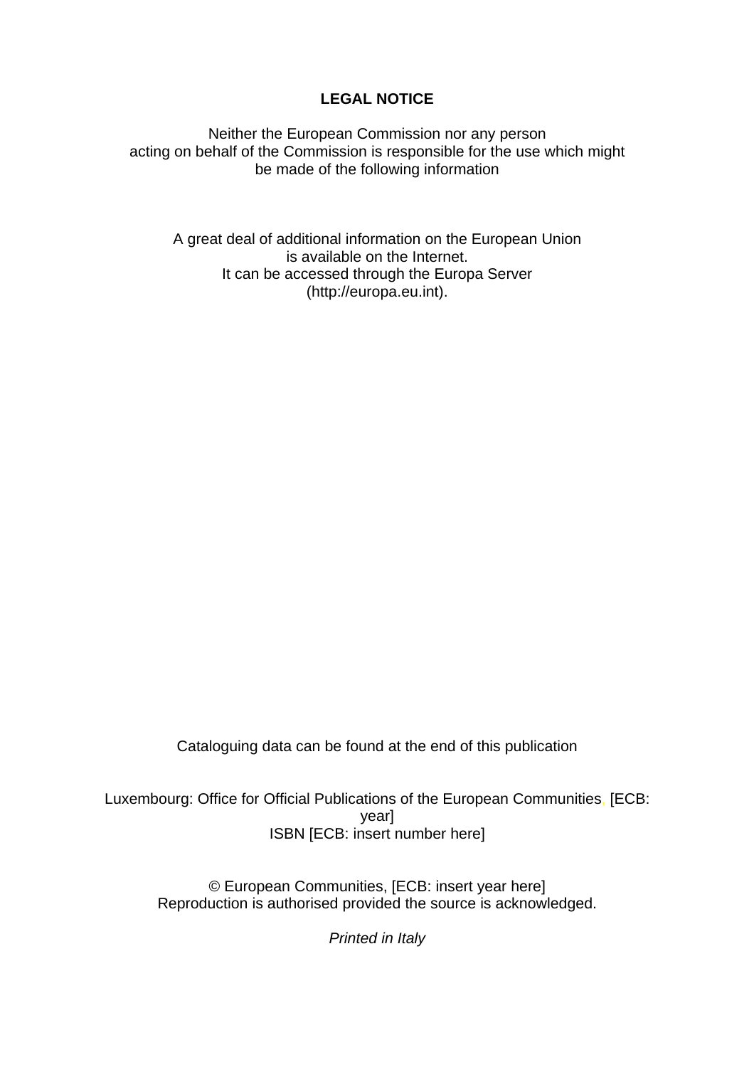**LEGAL NOTICE**

Neither the European Commission nor any person
acting on behalf of the Commission is responsible for the use which might
be made of the following information

A great deal of additional information on the European Union
is available on the Internet.
It can be accessed through the Europa Server
(http://europa.eu.int).

Cataloguing data can be found at the end of this publication

Luxembourg: Office for Official Publications of the European Communities, [ECB: year]
ISBN [ECB: insert number here]

© European Communities, [ECB: insert year here]
Reproduction is authorised provided the source is acknowledged.

*Printed in Italy*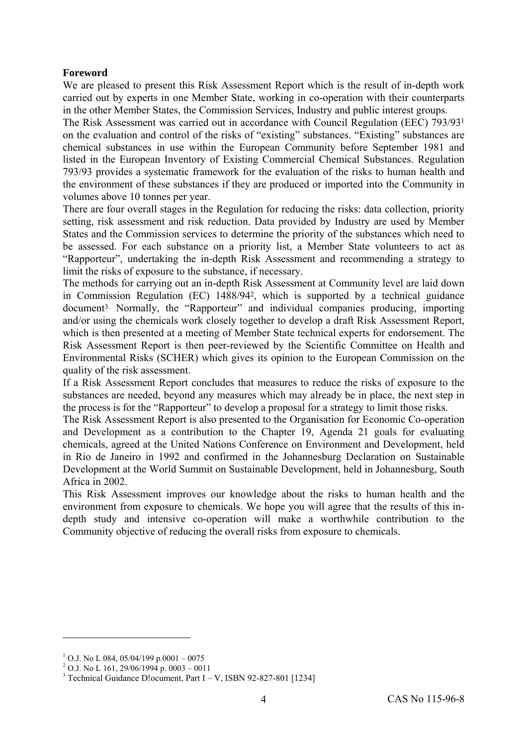**Foreword**

We are pleased to present this Risk Assessment Report which is the result of in-depth work carried out by experts in one Member State, working in co-operation with their counterparts in the other Member States, the Commission Services, Industry and public interest groups.

The Risk Assessment was carried out in accordance with Council Regulation (EEC) 793/93[1] on the evaluation and control of the risks of "existing" substances. "Existing" substances are chemical substances in use within the European Community before September 1981 and listed in the European Inventory of Existing Commercial Chemical Substances. Regulation 793/93 provides a systematic framework for the evaluation of the risks to human health and the environment of these substances if they are produced or imported into the Community in volumes above 10 tonnes per year.

There are four overall stages in the Regulation for reducing the risks: data collection, priority setting, risk assessment and risk reduction. Data provided by Industry are used by Member States and the Commission services to determine the priority of the substances which need to be assessed. For each substance on a priority list, a Member State volunteers to act as "Rapporteur", undertaking the in-depth Risk Assessment and recommending a strategy to limit the risks of exposure to the substance, if necessary.

The methods for carrying out an in-depth Risk Assessment at Community level are laid down in Commission Regulation (EC) 1488/94[2], which is supported by a technical guidance document[3]. Normally, the "Rapporteur" and individual companies producing, importing and/or using the chemicals work closely together to develop a draft Risk Assessment Report, which is then presented at a meeting of Member State technical experts for endorsement. The Risk Assessment Report is then peer-reviewed by the Scientific Committee on Health and Environmental Risks (SCHER) which gives its opinion to the European Commission on the quality of the risk assessment.

If a Risk Assessment Report concludes that measures to reduce the risks of exposure to the substances are needed, beyond any measures which may already be in place, the next step in the process is for the "Rapporteur" to develop a proposal for a strategy to limit those risks.

The Risk Assessment Report is also presented to the Organisation for Economic Co-operation and Development as a contribution to the Chapter 19, Agenda 21 goals for evaluating chemicals, agreed at the United Nations Conference on Environment and Development, held in Rio de Janeiro in 1992 and confirmed in the Johannesburg Declaration on Sustainable Development at the World Summit on Sustainable Development, held in Johannesburg, South Africa in 2002.

This Risk Assessment improves our knowledge about the risks to human health and the environment from exposure to chemicals. We hope you will agree that the results of this in-depth study and intensive co-operation will make a worthwhile contribution to the Community objective of reducing the overall risks from exposure to chemicals.

---

[1] O.J. No L 084, 05/04/199 p.0001 – 0075

[2] O.J. No L 161, 29/06/1994 p. 0003 – 0011

[3] Technical Guidance D!ocument, Part I – V, ISBN 92-827-801 [1234]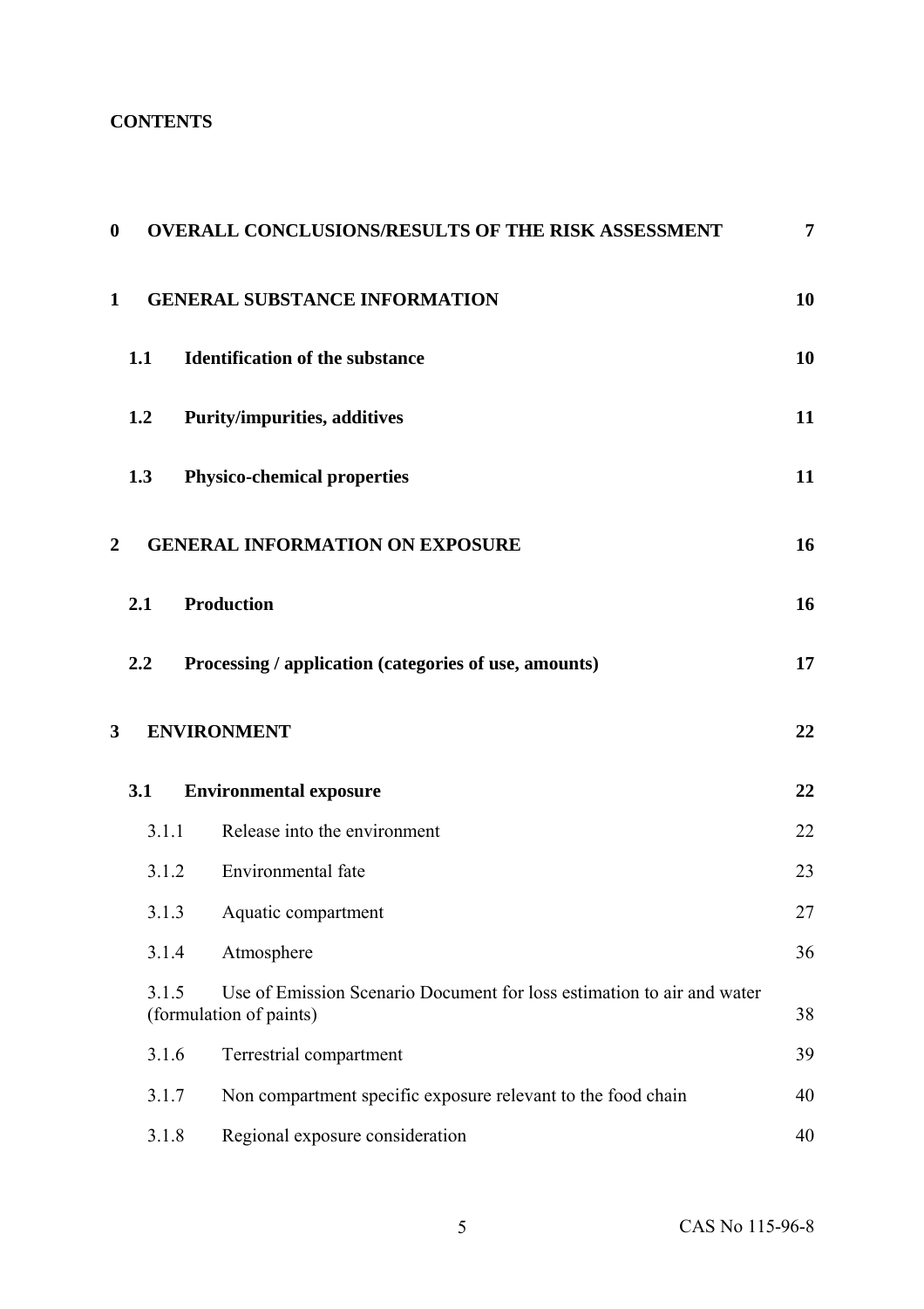**CONTENTS**

| | | |
|---|---|---|
| **0** | **OVERALL CONCLUSIONS/RESULTS OF THE RISK ASSESSMENT** | **7** |
| **1** | **GENERAL SUBSTANCE INFORMATION** | **10** |
| **1.1** | **Identification of the substance** | **10** |
| **1.2** | **Purity/impurities, additives** | **11** |
| **1.3** | **Physico-chemical properties** | **11** |
| **2** | **GENERAL INFORMATION ON EXPOSURE** | **16** |
| **2.1** | **Production** | **16** |
| **2.2** | **Processing / application (categories of use, amounts)** | **17** |
| **3** | **ENVIRONMENT** | **22** |
| **3.1** | **Environmental exposure** | **22** |
| 3.1.1 | Release into the environment | 22 |
| 3.1.2 | Environmental fate | 23 |
| 3.1.3 | Aquatic compartment | 27 |
| 3.1.4 | Atmosphere | 36 |
| 3.1.5 | Use of Emission Scenario Document for loss estimation to air and water (formulation of paints) | 38 |
| 3.1.6 | Terrestrial compartment | 39 |
| 3.1.7 | Non compartment specific exposure relevant to the food chain | 40 |
| 3.1.8 | Regional exposure consideration | 40 |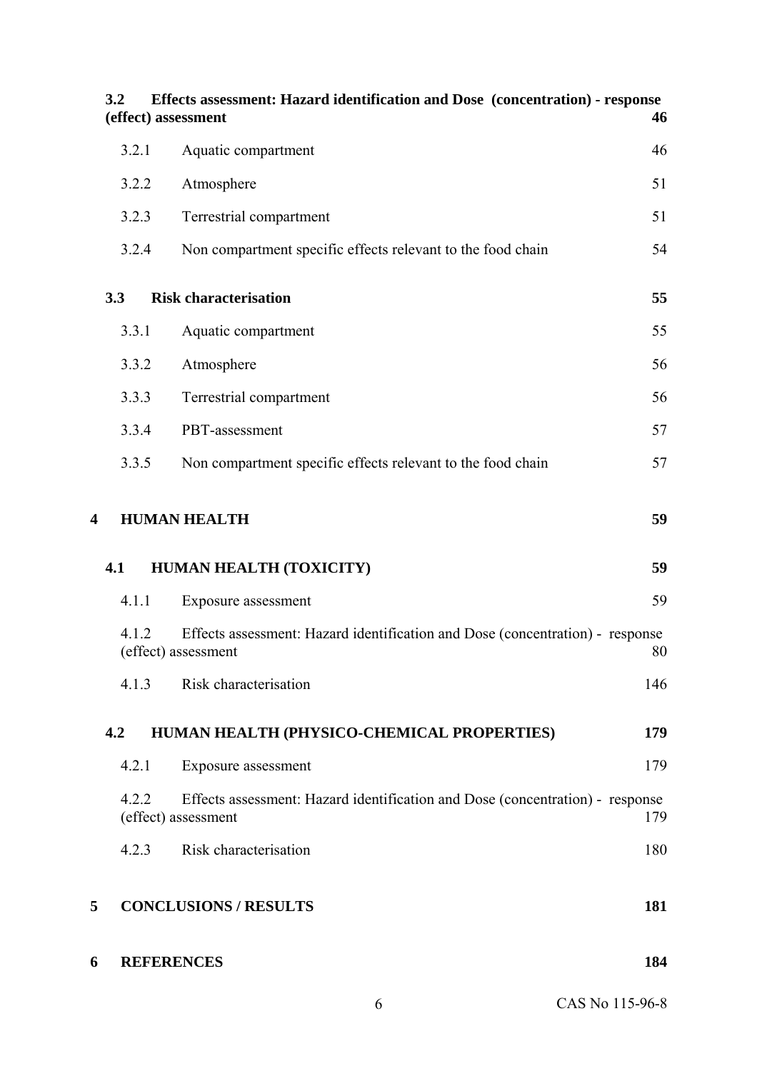**3.2 Effects assessment: Hazard identification and Dose (concentration) - response (effect) assessment** **46**

3.2.1 Aquatic compartment 46

3.2.2 Atmosphere 51

3.2.3 Terrestrial compartment 51

3.2.4 Non compartment specific effects relevant to the food chain 54

**3.3 Risk characterisation** **55**

3.3.1 Aquatic compartment 55

3.3.2 Atmosphere 56

3.3.3 Terrestrial compartment 56

3.3.4 PBT-assessment 57

3.3.5 Non compartment specific effects relevant to the food chain 57

**4 HUMAN HEALTH** **59**

**4.1 HUMAN HEALTH (TOXICITY)** **59**

4.1.1 Exposure assessment 59

4.1.2 Effects assessment: Hazard identification and Dose (concentration) - response (effect) assessment 80

4.1.3 Risk characterisation 146

**4.2 HUMAN HEALTH (PHYSICO-CHEMICAL PROPERTIES)** **179**

4.2.1 Exposure assessment 179

4.2.2 Effects assessment: Hazard identification and Dose (concentration) - response (effect) assessment 179

4.2.3 Risk characterisation 180

**5 CONCLUSIONS / RESULTS** **181**

**6 REFERENCES** **184**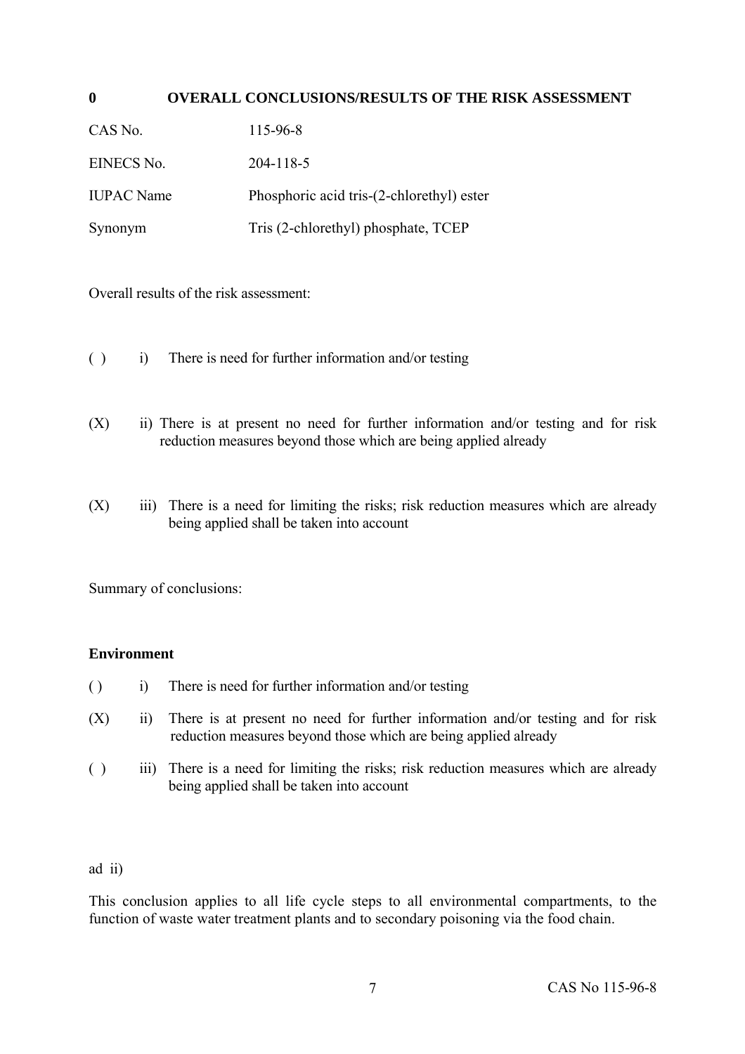# 0 OVERALL CONCLUSIONS/RESULTS OF THE RISK ASSESSMENT

CAS No. 115-96-8

EINECS No. 204-118-5

IUPAC Name Phosphoric acid tris-(2-chlorethyl) ester

Synonym Tris (2-chlorethyl) phosphate, TCEP

Overall results of the risk assessment:

( ) i) There is need for further information and/or testing

(X) ii) There is at present no need for further information and/or testing and for risk reduction measures beyond those which are being applied already

(X) iii) There is a need for limiting the risks; risk reduction measures which are already being applied shall be taken into account

Summary of conclusions:

**Environment**

( ) i) There is need for further information and/or testing

(X) ii) There is at present no need for further information and/or testing and for risk reduction measures beyond those which are being applied already

( ) iii) There is a need for limiting the risks; risk reduction measures which are already being applied shall be taken into account

ad ii)

This conclusion applies to all life cycle steps to all environmental compartments, to the function of waste water treatment plants and to secondary poisoning via the food chain.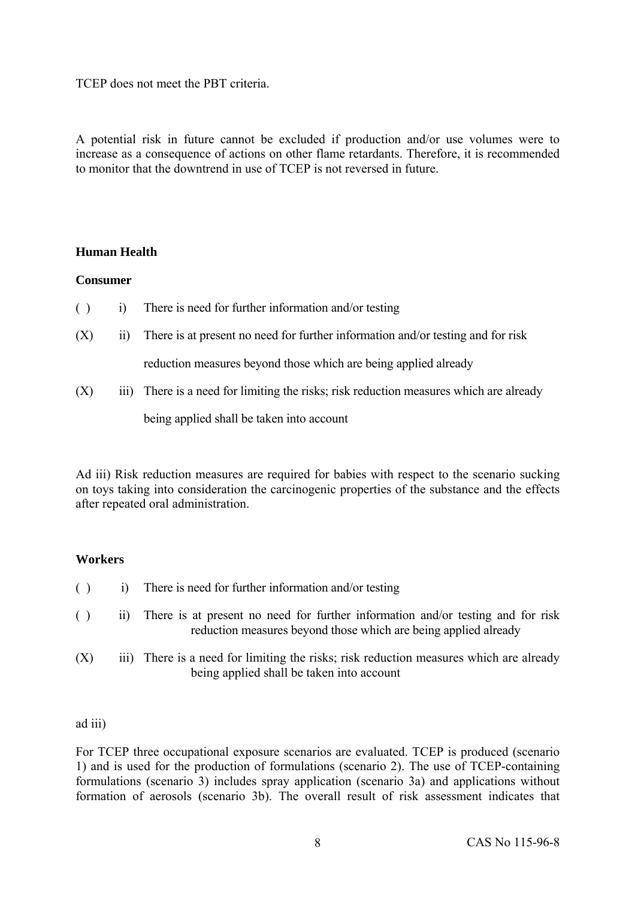TCEP does not meet the PBT criteria.

A potential risk in future cannot be excluded if production and/or use volumes were to increase as a consequence of actions on other flame retardants. Therefore, it is recommended to monitor that the downtrend in use of TCEP is not reversed in future.

**Human Health**

**Consumer**

( ) i) There is need for further information and/or testing

(X) ii) There is at present no need for further information and/or testing and for risk reduction measures beyond those which are being applied already

(X) iii) There is a need for limiting the risks; risk reduction measures which are already being applied shall be taken into account

Ad iii) Risk reduction measures are required for babies with respect to the scenario sucking on toys taking into consideration the carcinogenic properties of the substance and the effects after repeated oral administration.

**Workers**

( ) i) There is need for further information and/or testing

( ) ii) There is at present no need for further information and/or testing and for risk reduction measures beyond those which are being applied already

(X) iii) There is a need for limiting the risks; risk reduction measures which are already being applied shall be taken into account

ad iii)

For TCEP three occupational exposure scenarios are evaluated. TCEP is produced (scenario 1) and is used for the production of formulations (scenario 2). The use of TCEP-containing formulations (scenario 3) includes spray application (scenario 3a) and applications without formation of aerosols (scenario 3b). The overall result of risk assessment indicates that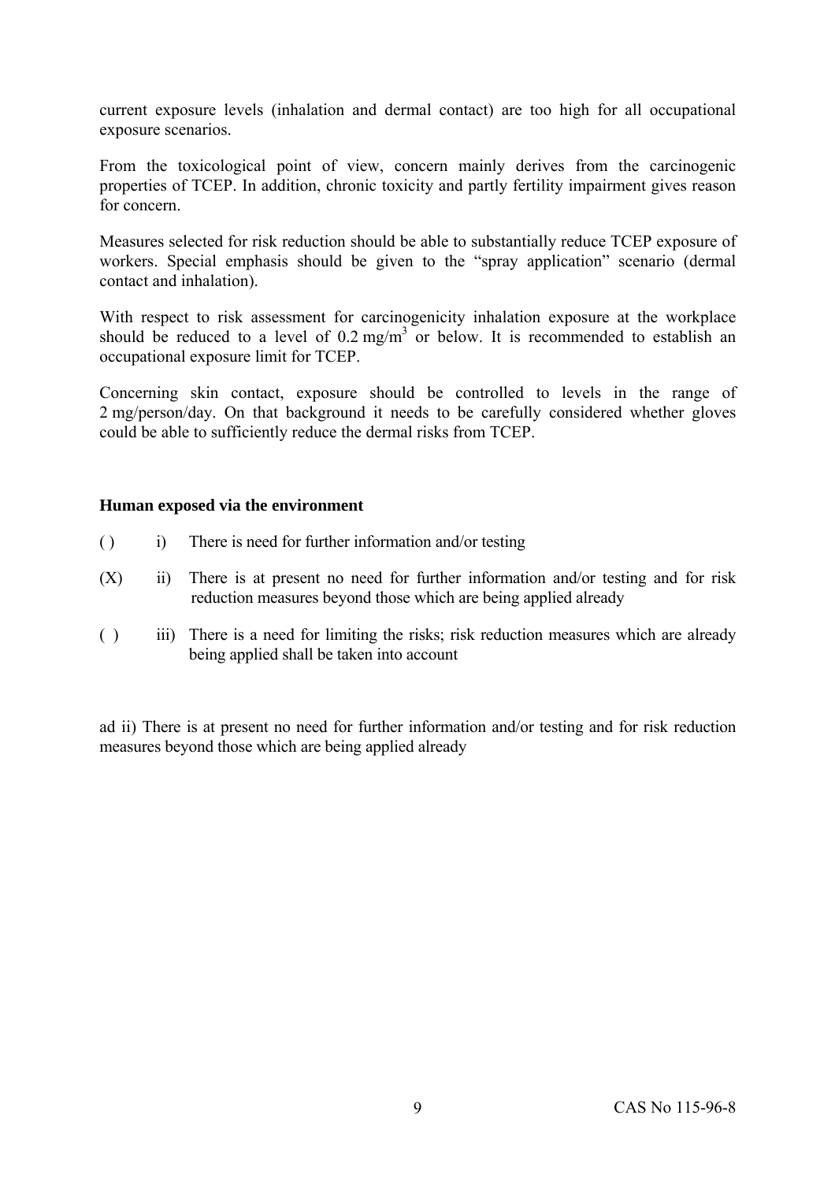current exposure levels (inhalation and dermal contact) are too high for all occupational exposure scenarios.

From the toxicological point of view, concern mainly derives from the carcinogenic properties of TCEP. In addition, chronic toxicity and partly fertility impairment gives reason for concern.

Measures selected for risk reduction should be able to substantially reduce TCEP exposure of workers. Special emphasis should be given to the “spray application” scenario (dermal contact and inhalation).

With respect to risk assessment for carcinogenicity inhalation exposure at the workplace should be reduced to a level of 0.2 $mg/m^3$ or below. It is recommended to establish an occupational exposure limit for TCEP.

Concerning skin contact, exposure should be controlled to levels in the range of 2 mg/person/day. On that background it needs to be carefully considered whether gloves could be able to sufficiently reduce the dermal risks from TCEP.

**Human exposed via the environment**

( ) i) There is need for further information and/or testing

(X) ii) There is at present no need for further information and/or testing and for risk reduction measures beyond those which are being applied already

( ) iii) There is a need for limiting the risks; risk reduction measures which are already being applied shall be taken into account

ad ii) There is at present no need for further information and/or testing and for risk reduction measures beyond those which are being applied already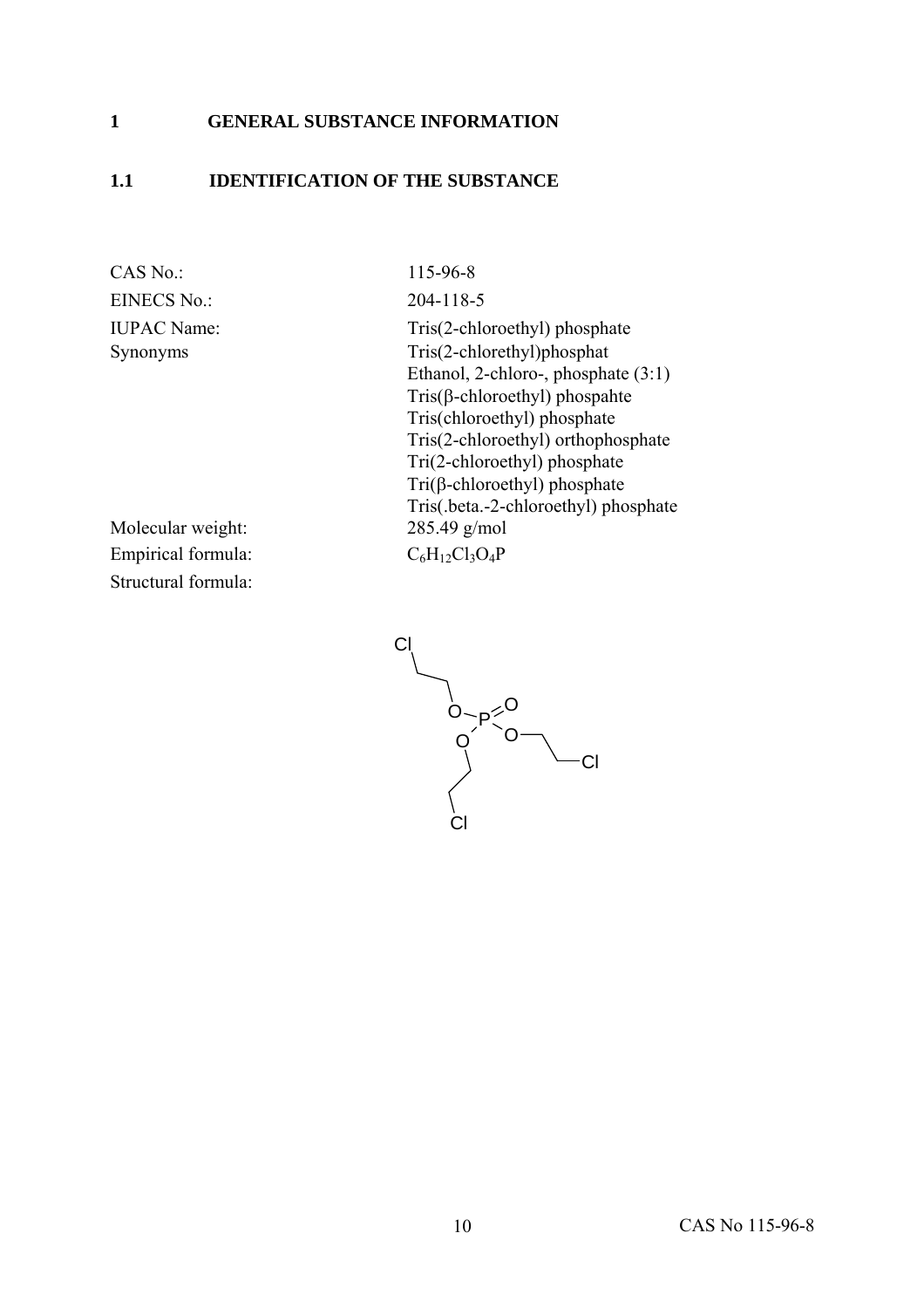# 1 GENERAL SUBSTANCE INFORMATION

## 1.1 IDENTIFICATION OF THE SUBSTANCE

| | |
|---|---|
| CAS No.: | 115-96-8 |
| EINECS No.: | 204-118-5 |
| IUPAC Name: | Tris(2-chloroethyl) phosphate |
| Synonyms | Tris(2-chlorethyl)phosphat<br>Ethanol, 2-chloro-, phosphate (3:1)<br>Tris(β-chloroethyl) phospahte<br>Tris(chloroethyl) phosphate<br>Tris(2-chloroethyl) orthophosphate<br>Tri(2-chloroethyl) phosphate<br>Tri(β-chloroethyl) phosphate<br>Tris(.beta.-2-chloroethyl) phosphate |
| Molecular weight: | 285.49 g/mol |
| Empirical formula: | $C_6H_{12}Cl_3O_4P$ |
| Structural formula: | |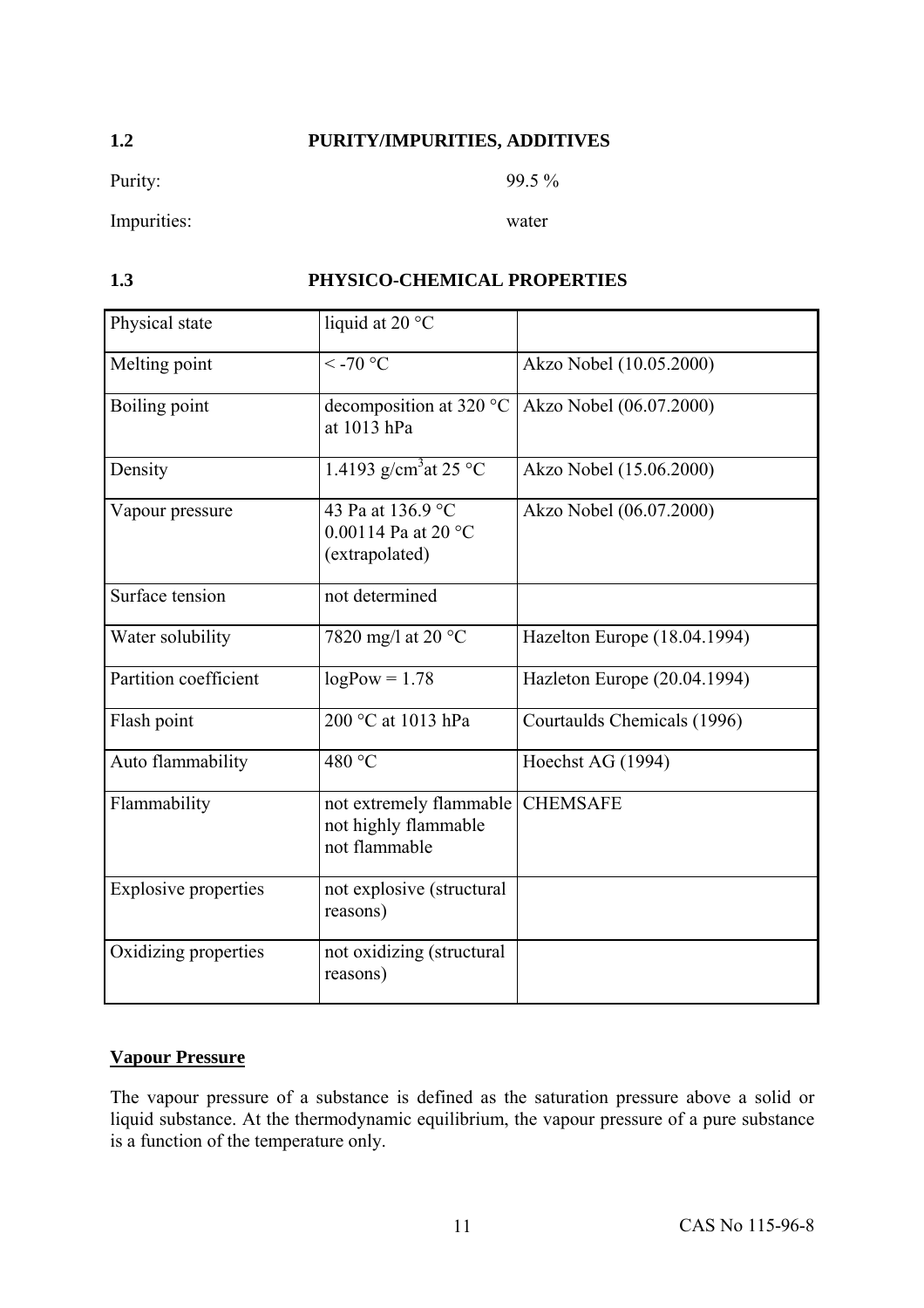## 1.2 PURITY/IMPURITIES, ADDITIVES

Purity: 99.5 %

Impurities: water

## 1.3 PHYSICO-CHEMICAL PROPERTIES

| Physical state | liquid at 20 °C | |
|---|---|---|
| Melting point | < -70 °C | Akzo Nobel (10.05.2000) |
| Boiling point | decomposition at 320 °C at 1013 hPa | Akzo Nobel (06.07.2000) |
| Density | 1.4193 g/cm$^3$at 25 °C | Akzo Nobel (15.06.2000) |
| Vapour pressure | 43 Pa at 136.9 °C<br>0.00114 Pa at 20 °C (extrapolated) | Akzo Nobel (06.07.2000) |
| Surface tension | not determined | |
| Water solubility | 7820 mg/l at 20 °C | Hazelton Europe (18.04.1994) |
| Partition coefficient | logPow = 1.78 | Hazleton Europe (20.04.1994) |
| Flash point | 200 °C at 1013 hPa | Courtaulds Chemicals (1996) |
| Auto flammability | 480 °C | Hoechst AG (1994) |
| Flammability | not extremely flammable<br>not highly flammable<br>not flammable | CHEMSAFE |
| Explosive properties | not explosive (structural reasons) | |
| Oxidizing properties | not oxidizing (structural reasons) | |

**Vapour Pressure**

The vapour pressure of a substance is defined as the saturation pressure above a solid or liquid substance. At the thermodynamic equilibrium, the vapour pressure of a pure substance is a function of the temperature only.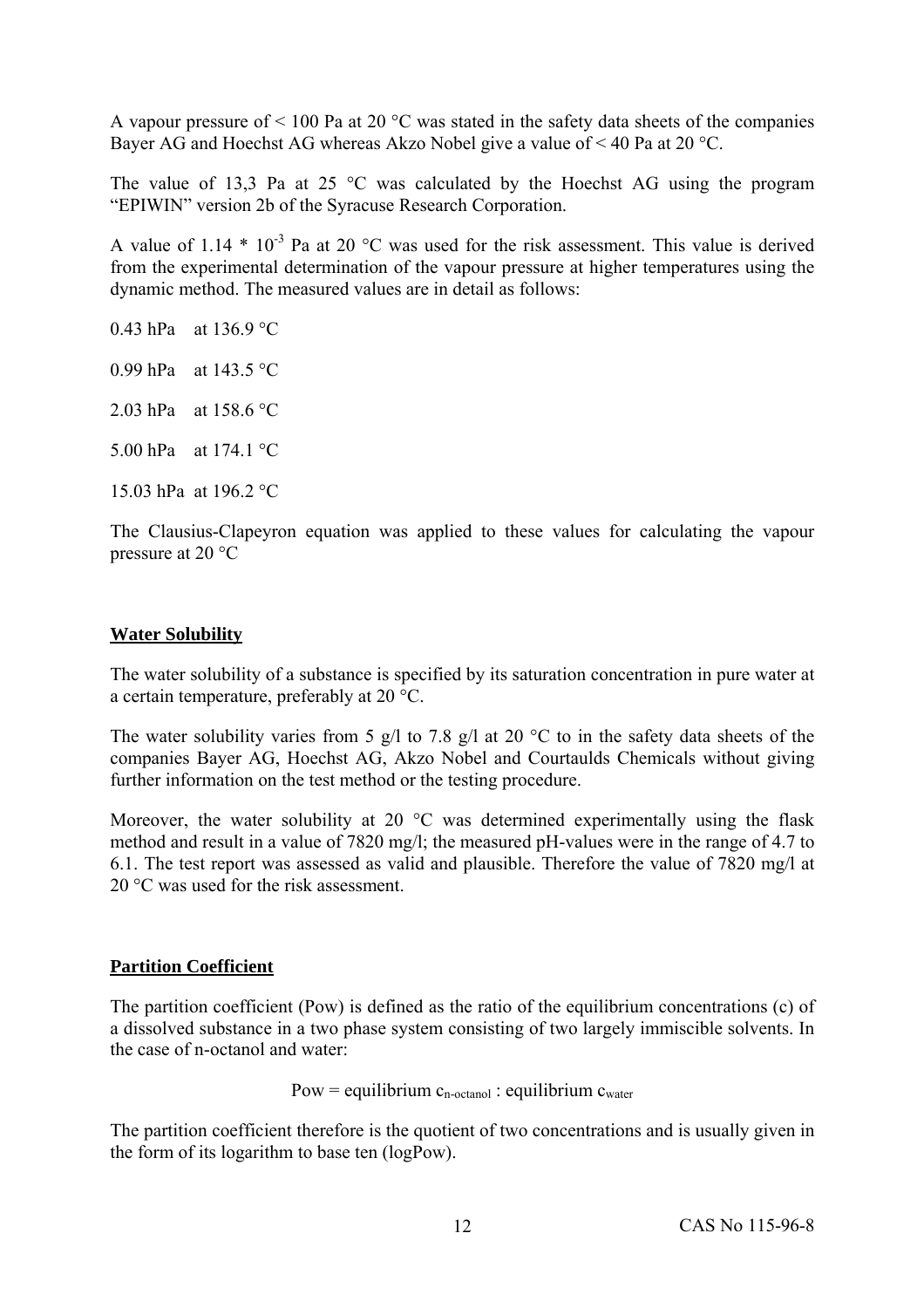A vapour pressure of < 100 Pa at 20 °C was stated in the safety data sheets of the companies Bayer AG and Hoechst AG whereas Akzo Nobel give a value of < 40 Pa at 20 °C.

The value of 13,3 Pa at 25 °C was calculated by the Hoechst AG using the program "EPIWIN" version 2b of the Syracuse Research Corporation.

A value of $1.14 * 10^{-3}$ Pa at 20 °C was used for the risk assessment. This value is derived from the experimental determination of the vapour pressure at higher temperatures using the dynamic method. The measured values are in detail as follows:

0.43 hPa at 136.9 °C

0.99 hPa at 143.5 °C

2.03 hPa at 158.6 °C

5.00 hPa at 174.1 °C

15.03 hPa at 196.2 °C

The Clausius-Clapeyron equation was applied to these values for calculating the vapour pressure at 20 °C

**Water Solubility**

The water solubility of a substance is specified by its saturation concentration in pure water at a certain temperature, preferably at 20 °C.

The water solubility varies from 5 g/l to 7.8 g/l at 20 °C to in the safety data sheets of the companies Bayer AG, Hoechst AG, Akzo Nobel and Courtaulds Chemicals without giving further information on the test method or the testing procedure.

Moreover, the water solubility at 20 °C was determined experimentally using the flask method and result in a value of 7820 mg/l; the measured pH-values were in the range of 4.7 to 6.1. The test report was assessed as valid and plausible. Therefore the value of 7820 mg/l at 20 °C was used for the risk assessment.

**Partition Coefficient**

The partition coefficient (Pow) is defined as the ratio of the equilibrium concentrations (c) of a dissolved substance in a two phase system consisting of two largely immiscible solvents. In the case of n-octanol and water:

$$\text{Pow} = \text{equilibrium } c_{\text{n-octanol}} : \text{equilibrium } c_{\text{water}}$$

The partition coefficient therefore is the quotient of two concentrations and is usually given in the form of its logarithm to base ten (logPow).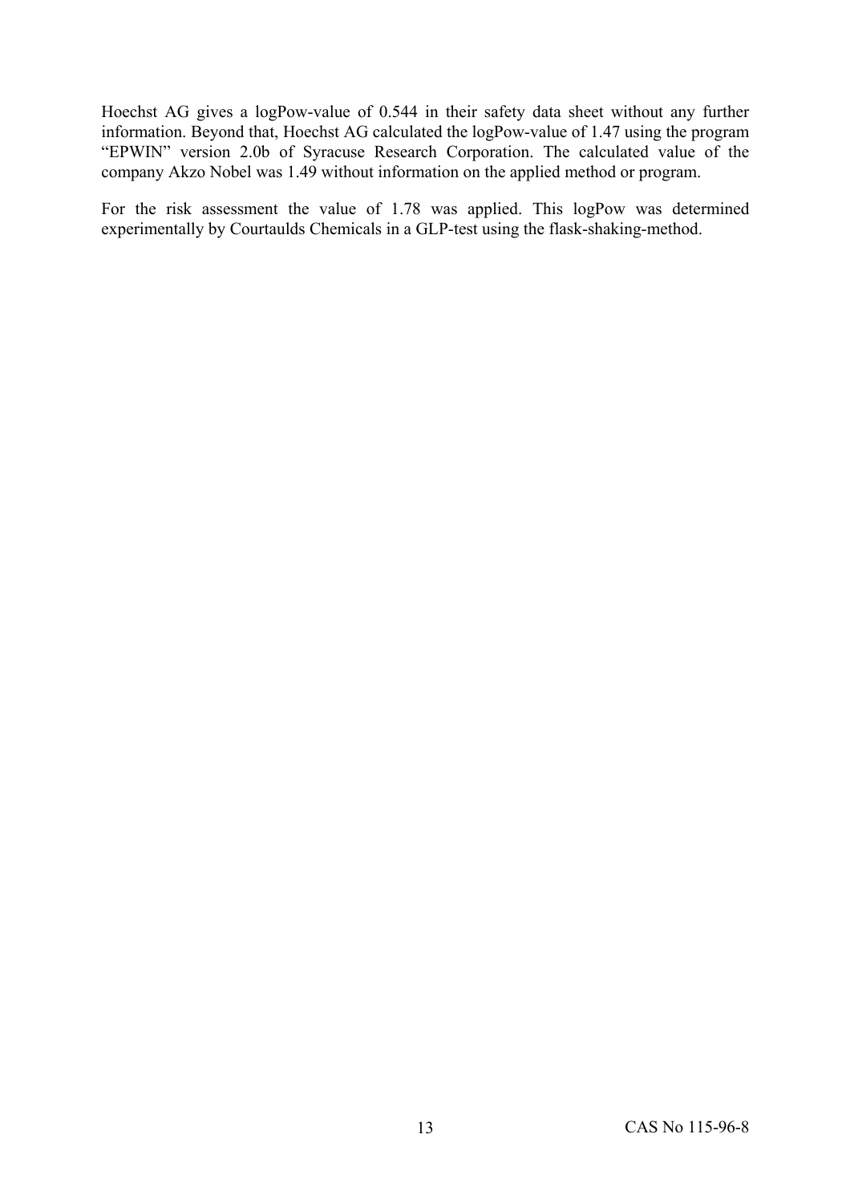Hoechst AG gives a logPow-value of 0.544 in their safety data sheet without any further information. Beyond that, Hoechst AG calculated the logPow-value of 1.47 using the program "EPWIN" version 2.0b of Syracuse Research Corporation. The calculated value of the company Akzo Nobel was 1.49 without information on the applied method or program.

For the risk assessment the value of 1.78 was applied. This logPow was determined experimentally by Courtaulds Chemicals in a GLP-test using the flask-shaking-method.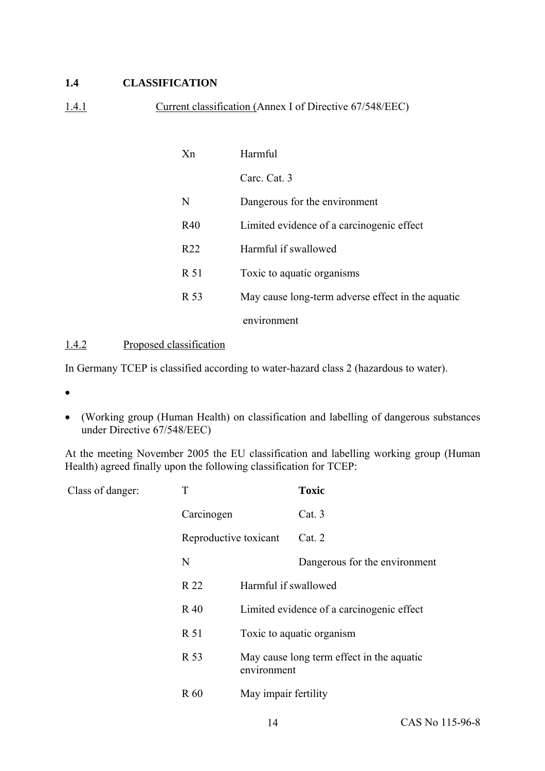## 1.4 CLASSIFICATION

### 1.4.1 Current classification (Annex I of Directive 67/548/EEC)

| | |
|---|---|
| Xn | Harmful |
| | Carc. Cat. 3 |
| N | Dangerous for the environment |
| R40 | Limited evidence of a carcinogenic effect |
| R22 | Harmful if swallowed |
| R 51 | Toxic to aquatic organisms |
| R 53 | May cause long-term adverse effect in the aquatic environment |

### 1.4.2 Proposed classification

In Germany TCEP is classified according to water-hazard class 2 (hazardous to water).

- 
- (Working group (Human Health) on classification and labelling of dangerous substances under Directive 67/548/EEC)

At the meeting November 2005 the EU classification and labelling working group (Human Health) agreed finally upon the following classification for TCEP:

| Class of danger: | | |
|---|---|---|
| | T | **Toxic** |
| | Carcinogen | Cat. 3 |
| | Reproductive toxicant | Cat. 2 |
| | N | Dangerous for the environment |
| | R 22 | Harmful if swallowed |
| | R 40 | Limited evidence of a carcinogenic effect |
| | R 51 | Toxic to aquatic organism |
| | R 53 | May cause long term effect in the aquatic environment |
| | R 60 | May impair fertility |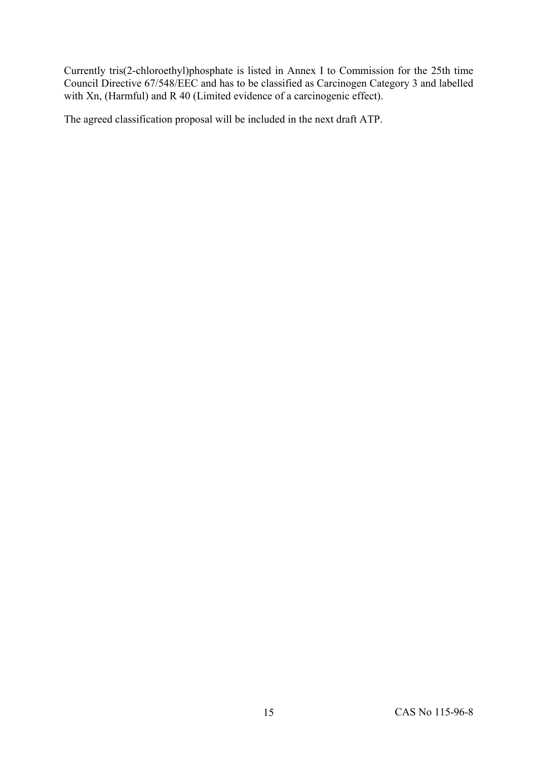Currently tris(2-chloroethyl)phosphate is listed in Annex I to Commission for the 25th time Council Directive 67/548/EEC and has to be classified as Carcinogen Category 3 and labelled with Xn, (Harmful) and R 40 (Limited evidence of a carcinogenic effect).

The agreed classification proposal will be included in the next draft ATP.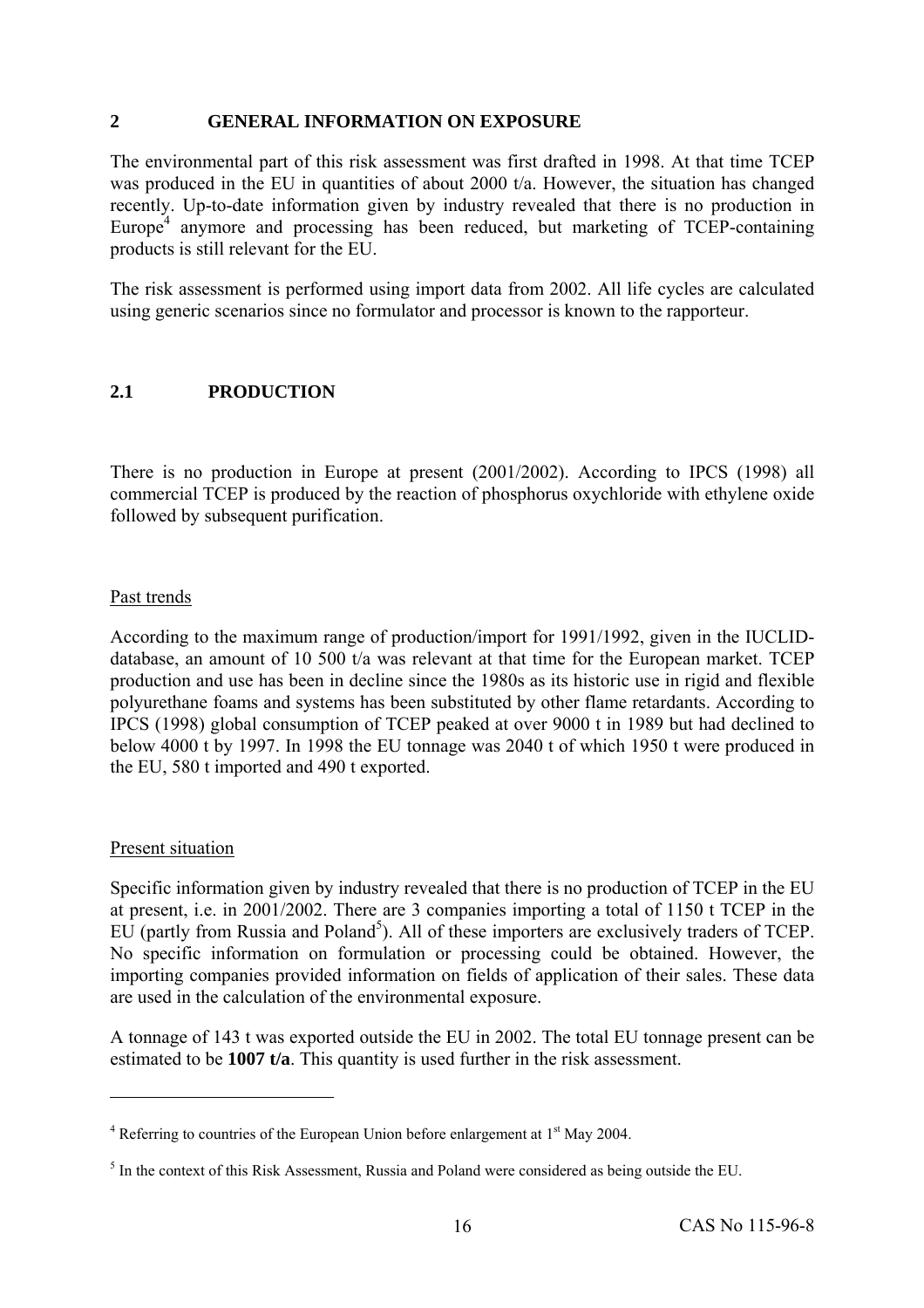# 2 GENERAL INFORMATION ON EXPOSURE

The environmental part of this risk assessment was first drafted in 1998. At that time TCEP was produced in the EU in quantities of about 2000 t/a. However, the situation has changed recently. Up-to-date information given by industry revealed that there is no production in Europe[4] anymore and processing has been reduced, but marketing of TCEP-containing products is still relevant for the EU.

The risk assessment is performed using import data from 2002. All life cycles are calculated using generic scenarios since no formulator and processor is known to the rapporteur.

## 2.1 PRODUCTION

There is no production in Europe at present (2001/2002). According to IPCS (1998) all commercial TCEP is produced by the reaction of phosphorus oxychloride with ethylene oxide followed by subsequent purification.

Past trends

According to the maximum range of production/import for 1991/1992, given in the IUCLID-database, an amount of 10 500 t/a was relevant at that time for the European market. TCEP production and use has been in decline since the 1980s as its historic use in rigid and flexible polyurethane foams and systems has been substituted by other flame retardants. According to IPCS (1998) global consumption of TCEP peaked at over 9000 t in 1989 but had declined to below 4000 t by 1997. In 1998 the EU tonnage was 2040 t of which 1950 t were produced in the EU, 580 t imported and 490 t exported.

Present situation

Specific information given by industry revealed that there is no production of TCEP in the EU at present, i.e. in 2001/2002. There are 3 companies importing a total of 1150 t TCEP in the EU (partly from Russia and Poland[5]). All of these importers are exclusively traders of TCEP. No specific information on formulation or processing could be obtained. However, the importing companies provided information on fields of application of their sales. These data are used in the calculation of the environmental exposure.

A tonnage of 143 t was exported outside the EU in 2002. The total EU tonnage present can be estimated to be **1007 t/a**. This quantity is used further in the risk assessment.

---

[4] Referring to countries of the European Union before enlargement at 1st May 2004.

[5] In the context of this Risk Assessment, Russia and Poland were considered as being outside the EU.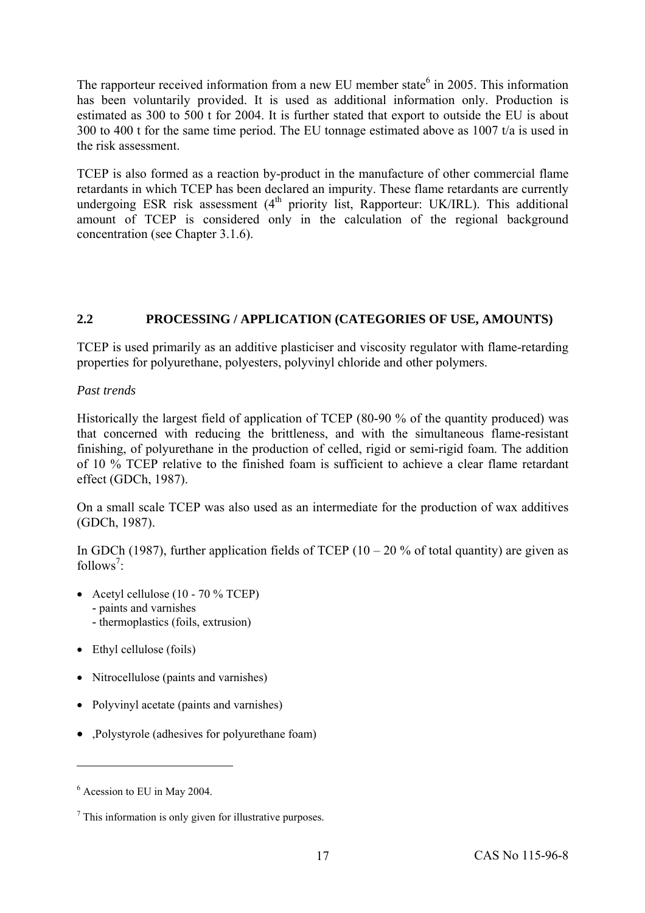The rapporteur received information from a new EU member state[6] in 2005. This information has been voluntarily provided. It is used as additional information only. Production is estimated as 300 to 500 t for 2004. It is further stated that export to outside the EU is about 300 to 400 t for the same time period. The EU tonnage estimated above as 1007 t/a is used in the risk assessment.

TCEP is also formed as a reaction by-product in the manufacture of other commercial flame retardants in which TCEP has been declared an impurity. These flame retardants are currently undergoing ESR risk assessment (4[th] priority list, Rapporteur: UK/IRL). This additional amount of TCEP is considered only in the calculation of the regional background concentration (see Chapter 3.1.6).

## 2.2 PROCESSING / APPLICATION (CATEGORIES OF USE, AMOUNTS)

TCEP is used primarily as an additive plasticiser and viscosity regulator with flame-retarding properties for polyurethane, polyesters, polyvinyl chloride and other polymers.

*Past trends*

Historically the largest field of application of TCEP (80-90 % of the quantity produced) was that concerned with reducing the brittleness, and with the simultaneous flame-resistant finishing, of polyurethane in the production of celled, rigid or semi-rigid foam. The addition of 10 % TCEP relative to the finished foam is sufficient to achieve a clear flame retardant effect (GDCh, 1987).

On a small scale TCEP was also used as an intermediate for the production of wax additives (GDCh, 1987).

In GDCh (1987), further application fields of TCEP (10 – 20 % of total quantity) are given as follows[7]:

- Acetyl cellulose (10 - 70 % TCEP)
  - paints and varnishes
  - thermoplastics (foils, extrusion)
- Ethyl cellulose (foils)
- Nitrocellulose (paints and varnishes)
- Polyvinyl acetate (paints and varnishes)
- ,Polystyrole (adhesives for polyurethane foam)

---

[6] Acession to EU in May 2004.

[7] This information is only given for illustrative purposes.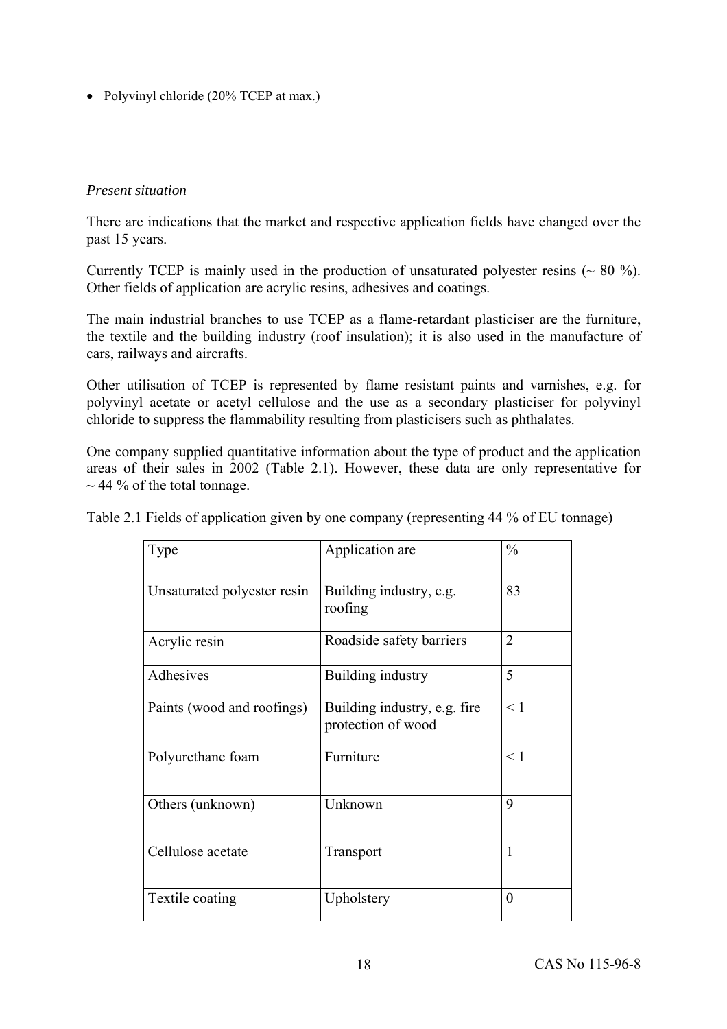- Polyvinyl chloride (20% TCEP at max.)

*Present situation*

There are indications that the market and respective application fields have changed over the past 15 years.

Currently TCEP is mainly used in the production of unsaturated polyester resins (~ 80 %). Other fields of application are acrylic resins, adhesives and coatings.

The main industrial branches to use TCEP as a flame-retardant plasticiser are the furniture, the textile and the building industry (roof insulation); it is also used in the manufacture of cars, railways and aircrafts.

Other utilisation of TCEP is represented by flame resistant paints and varnishes, e.g. for polyvinyl acetate or acetyl cellulose and the use as a secondary plasticiser for polyvinyl chloride to suppress the flammability resulting from plasticisers such as phthalates.

One company supplied quantitative information about the type of product and the application areas of their sales in 2002 (Table 2.1). However, these data are only representative for ~ 44 % of the total tonnage.

Table 2.1 Fields of application given by one company (representing 44 % of EU tonnage)

| Type | Application are | % |
|---|---|---|
| Unsaturated polyester resin | Building industry, e.g. roofing | 83 |
| Acrylic resin | Roadside safety barriers | 2 |
| Adhesives | Building industry | 5 |
| Paints (wood and roofings) | Building industry, e.g. fire protection of wood | < 1 |
| Polyurethane foam | Furniture | < 1 |
| Others (unknown) | Unknown | 9 |
| Cellulose acetate | Transport | 1 |
| Textile coating | Upholstery | 0 |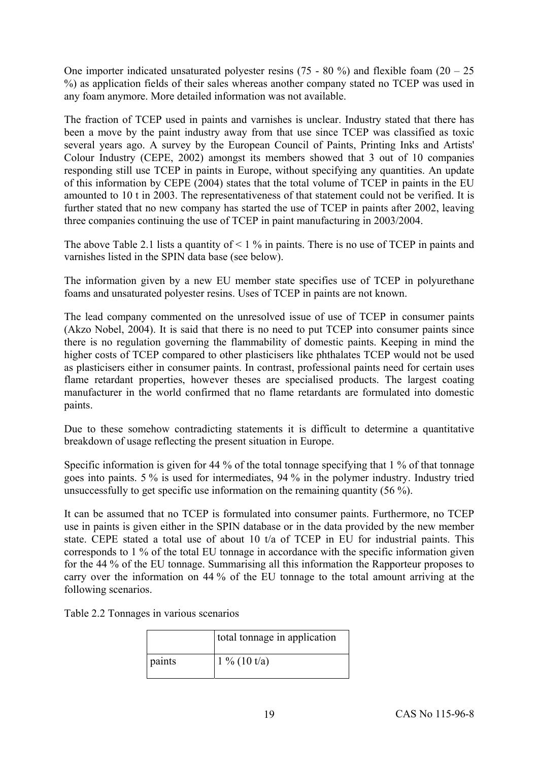One importer indicated unsaturated polyester resins (75 - 80 %) and flexible foam (20 – 25 %) as application fields of their sales whereas another company stated no TCEP was used in any foam anymore. More detailed information was not available.

The fraction of TCEP used in paints and varnishes is unclear. Industry stated that there has been a move by the paint industry away from that use since TCEP was classified as toxic several years ago. A survey by the European Council of Paints, Printing Inks and Artists' Colour Industry (CEPE, 2002) amongst its members showed that 3 out of 10 companies responding still use TCEP in paints in Europe, without specifying any quantities. An update of this information by CEPE (2004) states that the total volume of TCEP in paints in the EU amounted to 10 t in 2003. The representativeness of that statement could not be verified. It is further stated that no new company has started the use of TCEP in paints after 2002, leaving three companies continuing the use of TCEP in paint manufacturing in 2003/2004.

The above Table 2.1 lists a quantity of < 1 % in paints. There is no use of TCEP in paints and varnishes listed in the SPIN data base (see below).

The information given by a new EU member state specifies use of TCEP in polyurethane foams and unsaturated polyester resins. Uses of TCEP in paints are not known.

The lead company commented on the unresolved issue of use of TCEP in consumer paints (Akzo Nobel, 2004). It is said that there is no need to put TCEP into consumer paints since there is no regulation governing the flammability of domestic paints. Keeping in mind the higher costs of TCEP compared to other plasticisers like phthalates TCEP would not be used as plasticisers either in consumer paints. In contrast, professional paints need for certain uses flame retardant properties, however theses are specialised products. The largest coating manufacturer in the world confirmed that no flame retardants are formulated into domestic paints.

Due to these somehow contradicting statements it is difficult to determine a quantitative breakdown of usage reflecting the present situation in Europe.

Specific information is given for 44 % of the total tonnage specifying that 1 % of that tonnage goes into paints. 5 % is used for intermediates, 94 % in the polymer industry. Industry tried unsuccessfully to get specific use information on the remaining quantity (56 %).

It can be assumed that no TCEP is formulated into consumer paints. Furthermore, no TCEP use in paints is given either in the SPIN database or in the data provided by the new member state. CEPE stated a total use of about 10 t/a of TCEP in EU for industrial paints. This corresponds to 1 % of the total EU tonnage in accordance with the specific information given for the 44 % of the EU tonnage. Summarising all this information the Rapporteur proposes to carry over the information on 44 % of the EU tonnage to the total amount arriving at the following scenarios.

Table 2.2 Tonnages in various scenarios

| | total tonnage in application |
|---|---|
| paints | 1 % (10 t/a) |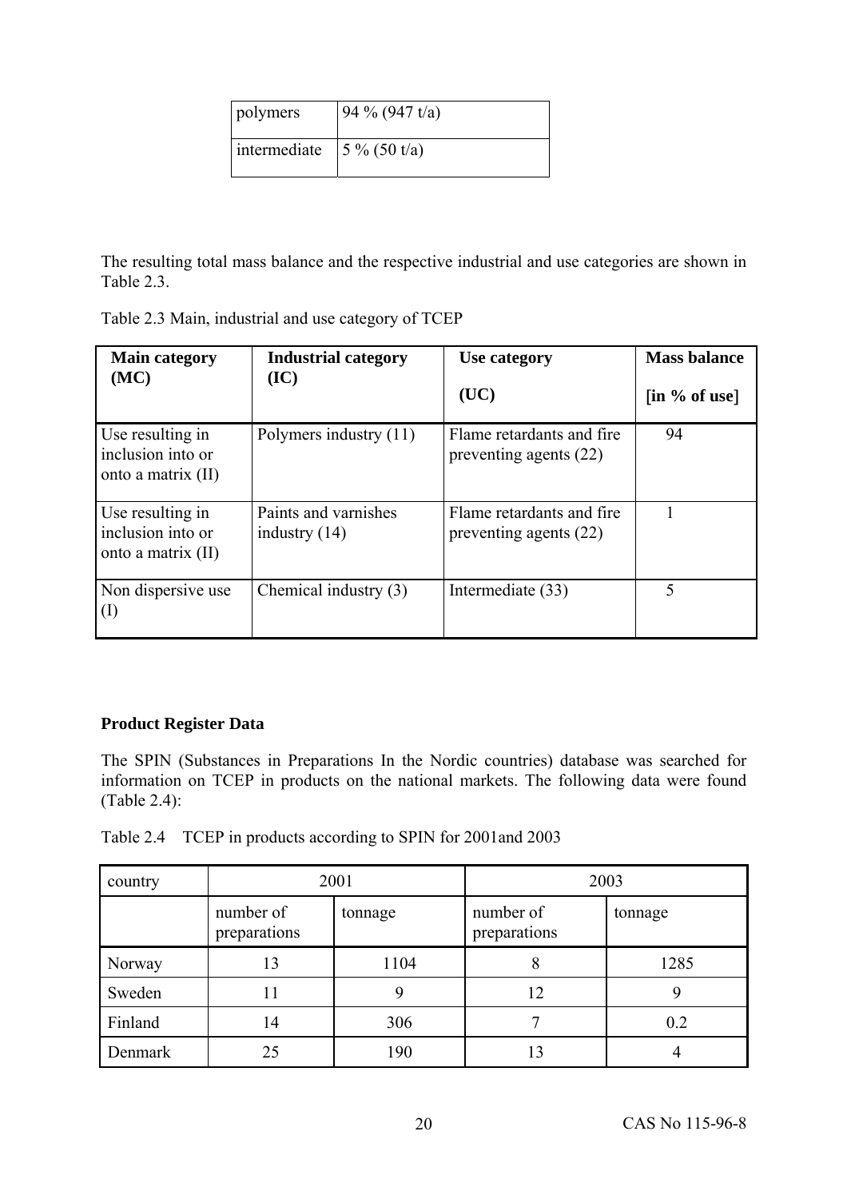| polymers | 94 % (947 t/a) |
|---|---|
| intermediate | 5 % (50 t/a) |

The resulting total mass balance and the respective industrial and use categories are shown in Table 2.3.

Table 2.3 Main, industrial and use category of TCEP

| Main category (MC) | Industrial category (IC) | Use category (UC) | Mass balance [in % of use] |
|---|---|---|---|
| Use resulting in inclusion into or onto a matrix (II) | Polymers industry (11) | Flame retardants and fire preventing agents (22) | 94 |
| Use resulting in inclusion into or onto a matrix (II) | Paints and varnishes industry (14) | Flame retardants and fire preventing agents (22) | 1 |
| Non dispersive use (I) | Chemical industry (3) | Intermediate (33) | 5 |

**Product Register Data**

The SPIN (Substances in Preparations In the Nordic countries) database was searched for information on TCEP in products on the national markets. The following data were found (Table 2.4):

Table 2.4 TCEP in products according to SPIN for 2001and 2003

| country | 2001 | | 2003 | |
|---|---|---|---|---|
| | number of preparations | tonnage | number of preparations | tonnage |
| Norway | 13 | 1104 | 8 | 1285 |
| Sweden | 11 | 9 | 12 | 9 |
| Finland | 14 | 306 | 7 | 0.2 |
| Denmark | 25 | 190 | 13 | 4 |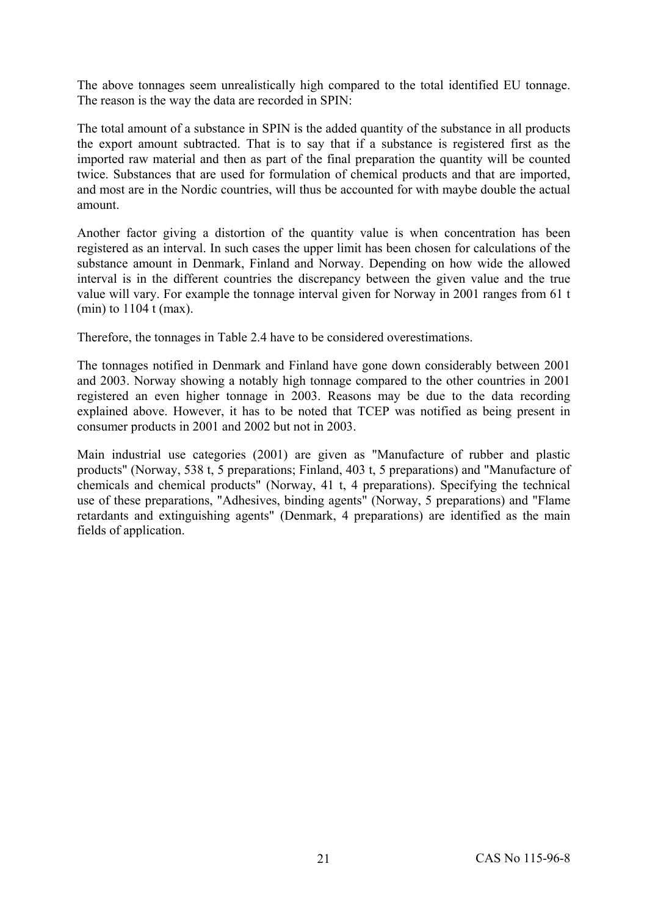The above tonnages seem unrealistically high compared to the total identified EU tonnage. The reason is the way the data are recorded in SPIN:

The total amount of a substance in SPIN is the added quantity of the substance in all products the export amount subtracted. That is to say that if a substance is registered first as the imported raw material and then as part of the final preparation the quantity will be counted twice. Substances that are used for formulation of chemical products and that are imported, and most are in the Nordic countries, will thus be accounted for with maybe double the actual amount.

Another factor giving a distortion of the quantity value is when concentration has been registered as an interval. In such cases the upper limit has been chosen for calculations of the substance amount in Denmark, Finland and Norway. Depending on how wide the allowed interval is in the different countries the discrepancy between the given value and the true value will vary. For example the tonnage interval given for Norway in 2001 ranges from 61 t (min) to 1104 t (max).

Therefore, the tonnages in Table 2.4 have to be considered overestimations.

The tonnages notified in Denmark and Finland have gone down considerably between 2001 and 2003. Norway showing a notably high tonnage compared to the other countries in 2001 registered an even higher tonnage in 2003. Reasons may be due to the data recording explained above. However, it has to be noted that TCEP was notified as being present in consumer products in 2001 and 2002 but not in 2003.

Main industrial use categories (2001) are given as "Manufacture of rubber and plastic products" (Norway, 538 t, 5 preparations; Finland, 403 t, 5 preparations) and "Manufacture of chemicals and chemical products" (Norway, 41 t, 4 preparations). Specifying the technical use of these preparations, "Adhesives, binding agents" (Norway, 5 preparations) and "Flame retardants and extinguishing agents" (Denmark, 4 preparations) are identified as the main fields of application.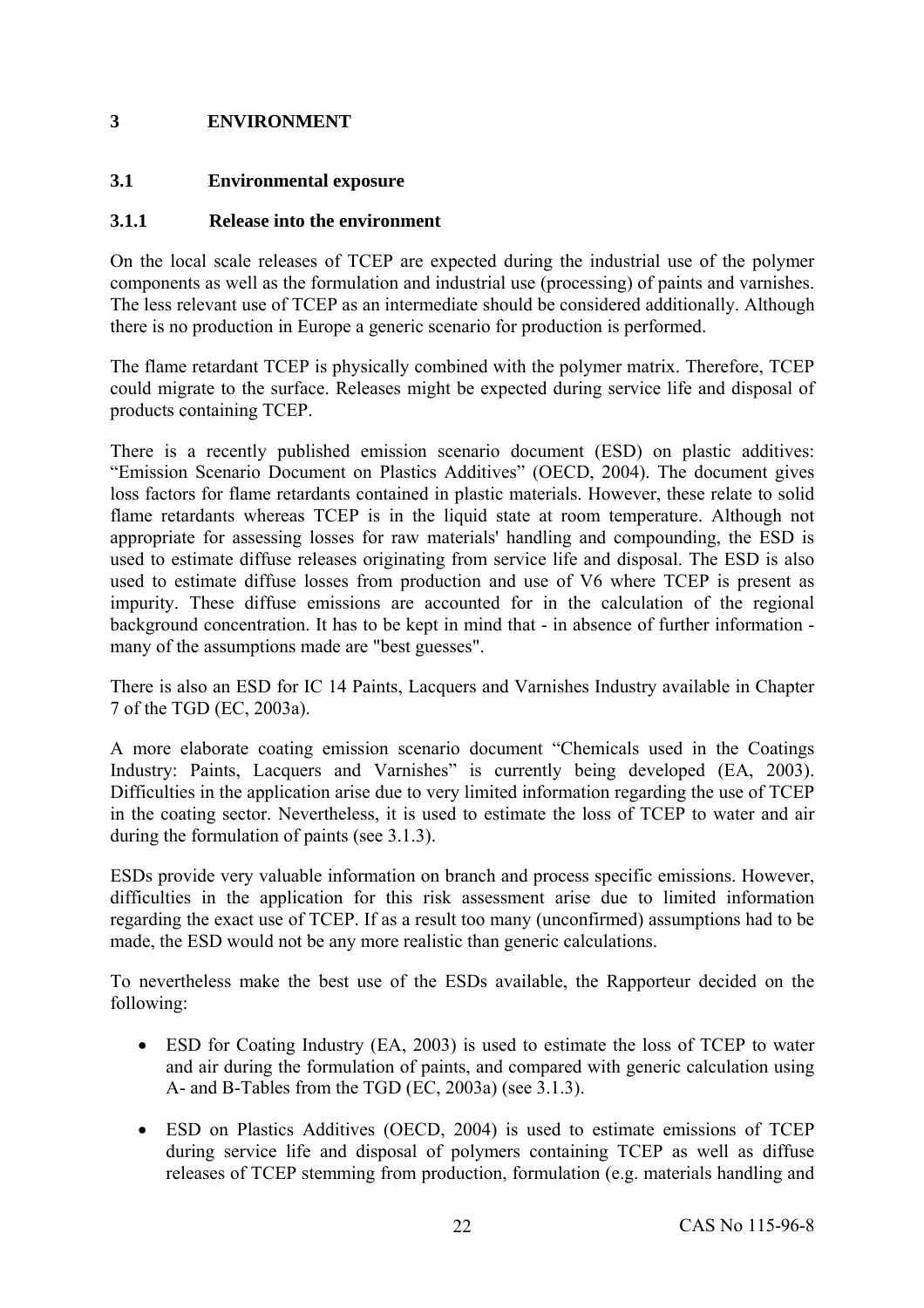# 3 ENVIRONMENT

## 3.1 Environmental exposure

### 3.1.1 Release into the environment

On the local scale releases of TCEP are expected during the industrial use of the polymer components as well as the formulation and industrial use (processing) of paints and varnishes. The less relevant use of TCEP as an intermediate should be considered additionally. Although there is no production in Europe a generic scenario for production is performed.

The flame retardant TCEP is physically combined with the polymer matrix. Therefore, TCEP could migrate to the surface. Releases might be expected during service life and disposal of products containing TCEP.

There is a recently published emission scenario document (ESD) on plastic additives: "Emission Scenario Document on Plastics Additives" (OECD, 2004). The document gives loss factors for flame retardants contained in plastic materials. However, these relate to solid flame retardants whereas TCEP is in the liquid state at room temperature. Although not appropriate for assessing losses for raw materials' handling and compounding, the ESD is used to estimate diffuse releases originating from service life and disposal. The ESD is also used to estimate diffuse losses from production and use of V6 where TCEP is present as impurity. These diffuse emissions are accounted for in the calculation of the regional background concentration. It has to be kept in mind that - in absence of further information - many of the assumptions made are "best guesses".

There is also an ESD for IC 14 Paints, Lacquers and Varnishes Industry available in Chapter 7 of the TGD (EC, 2003a).

A more elaborate coating emission scenario document "Chemicals used in the Coatings Industry: Paints, Lacquers and Varnishes" is currently being developed (EA, 2003). Difficulties in the application arise due to very limited information regarding the use of TCEP in the coating sector. Nevertheless, it is used to estimate the loss of TCEP to water and air during the formulation of paints (see 3.1.3).

ESDs provide very valuable information on branch and process specific emissions. However, difficulties in the application for this risk assessment arise due to limited information regarding the exact use of TCEP. If as a result too many (unconfirmed) assumptions had to be made, the ESD would not be any more realistic than generic calculations.

To nevertheless make the best use of the ESDs available, the Rapporteur decided on the following:

- ESD for Coating Industry (EA, 2003) is used to estimate the loss of TCEP to water and air during the formulation of paints, and compared with generic calculation using A- and B-Tables from the TGD (EC, 2003a) (see 3.1.3).
- ESD on Plastics Additives (OECD, 2004) is used to estimate emissions of TCEP during service life and disposal of polymers containing TCEP as well as diffuse releases of TCEP stemming from production, formulation (e.g. materials handling and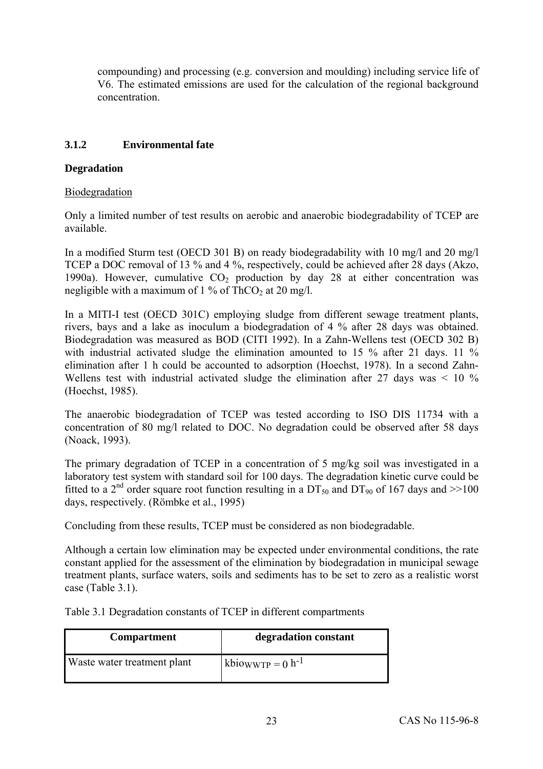compounding) and processing (e.g. conversion and moulding) including service life of V6. The estimated emissions are used for the calculation of the regional background concentration.

### 3.1.2 Environmental fate

**Degradation**

Biodegradation

Only a limited number of test results on aerobic and anaerobic biodegradability of TCEP are available.

In a modified Sturm test (OECD 301 B) on ready biodegradability with 10 mg/l and 20 mg/l TCEP a DOC removal of 13 % and 4 %, respectively, could be achieved after 28 days (Akzo, 1990a). However, cumulative $CO_2$ production by day 28 at either concentration was negligible with a maximum of 1 % of $ThCO_2$ at 20 mg/l.

In a MITI-I test (OECD 301C) employing sludge from different sewage treatment plants, rivers, bays and a lake as inoculum a biodegradation of 4 % after 28 days was obtained. Biodegradation was measured as BOD (CITI 1992). In a Zahn-Wellens test (OECD 302 B) with industrial activated sludge the elimination amounted to 15 % after 21 days. 11 % elimination after 1 h could be accounted to adsorption (Hoechst, 1978). In a second Zahn-Wellens test with industrial activated sludge the elimination after 27 days was < 10 % (Hoechst, 1985).

The anaerobic biodegradation of TCEP was tested according to ISO DIS 11734 with a concentration of 80 mg/l related to DOC. No degradation could be observed after 58 days (Noack, 1993).

The primary degradation of TCEP in a concentration of 5 mg/kg soil was investigated in a laboratory test system with standard soil for 100 days. The degradation kinetic curve could be fitted to a 2nd order square root function resulting in a $DT_{50}$ and $DT_{90}$ of 167 days and >>100 days, respectively. (Römbke et al., 1995)

Concluding from these results, TCEP must be considered as non biodegradable.

Although a certain low elimination may be expected under environmental conditions, the rate constant applied for the assessment of the elimination by biodegradation in municipal sewage treatment plants, surface waters, soils and sediments has to be set to zero as a realistic worst case (Table 3.1).

Table 3.1 Degradation constants of TCEP in different compartments

| Compartment | degradation constant |
|---|---|
| Waste water treatment plant | $kbio_{WWTP} = 0\ h^{-1}$ |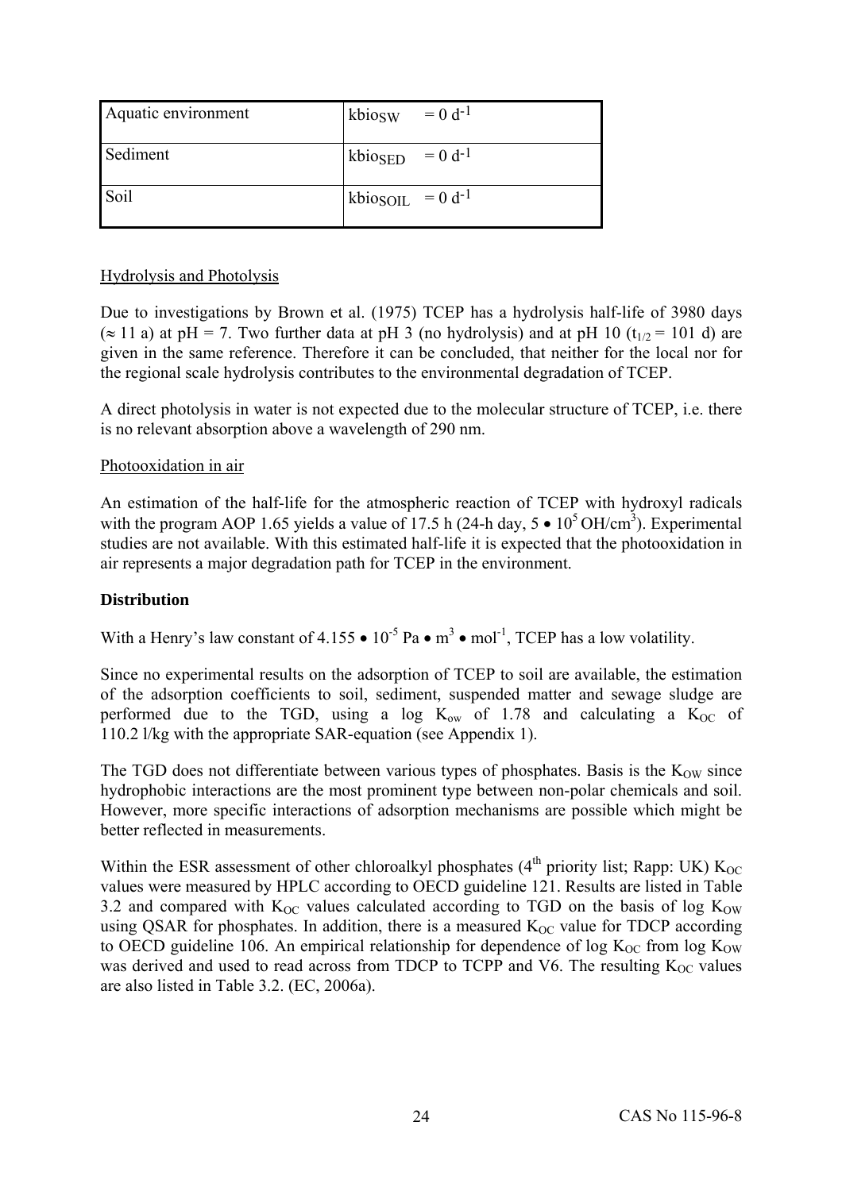| Aquatic environment | $kbio_{SW} = 0\ d^{-1}$ |
|---|---|
| Sediment | $kbio_{SED} = 0\ d^{-1}$ |
| Soil | $kbio_{SOIL} = 0\ d^{-1}$ |

Hydrolysis and Photolysis

Due to investigations by Brown et al. (1975) TCEP has a hydrolysis half-life of 3980 days ($\approx$ 11 a) at pH = 7. Two further data at pH 3 (no hydrolysis) and at pH 10 ($t_{1/2}$ = 101 d) are given in the same reference. Therefore it can be concluded, that neither for the local nor for the regional scale hydrolysis contributes to the environmental degradation of TCEP.

A direct photolysis in water is not expected due to the molecular structure of TCEP, i.e. there is no relevant absorption above a wavelength of 290 nm.

Photooxidation in air

An estimation of the half-life for the atmospheric reaction of TCEP with hydroxyl radicals with the program AOP 1.65 yields a value of 17.5 h (24-h day, $5 \bullet 10^5$ OH/cm$^3$). Experimental studies are not available. With this estimated half-life it is expected that the photooxidation in air represents a major degradation path for TCEP in the environment.

**Distribution**

With a Henry's law constant of $4.155 \bullet 10^{-5}$ Pa $\bullet$ m$^3$ $\bullet$ mol$^{-1}$, TCEP has a low volatility.

Since no experimental results on the adsorption of TCEP to soil are available, the estimation of the adsorption coefficients to soil, sediment, suspended matter and sewage sludge are performed due to the TGD, using a log $K_{ow}$ of 1.78 and calculating a $K_{OC}$ of 110.2 l/kg with the appropriate SAR-equation (see Appendix 1).

The TGD does not differentiate between various types of phosphates. Basis is the $K_{OW}$ since hydrophobic interactions are the most prominent type between non-polar chemicals and soil. However, more specific interactions of adsorption mechanisms are possible which might be better reflected in measurements.

Within the ESR assessment of other chloroalkyl phosphates (4th priority list; Rapp: UK) $K_{OC}$ values were measured by HPLC according to OECD guideline 121. Results are listed in Table 3.2 and compared with $K_{OC}$ values calculated according to TGD on the basis of log $K_{OW}$ using QSAR for phosphates. In addition, there is a measured $K_{OC}$ value for TDCP according to OECD guideline 106. An empirical relationship for dependence of log $K_{OC}$ from log $K_{OW}$ was derived and used to read across from TDCP to TCPP and V6. The resulting $K_{OC}$ values are also listed in Table 3.2. (EC, 2006a).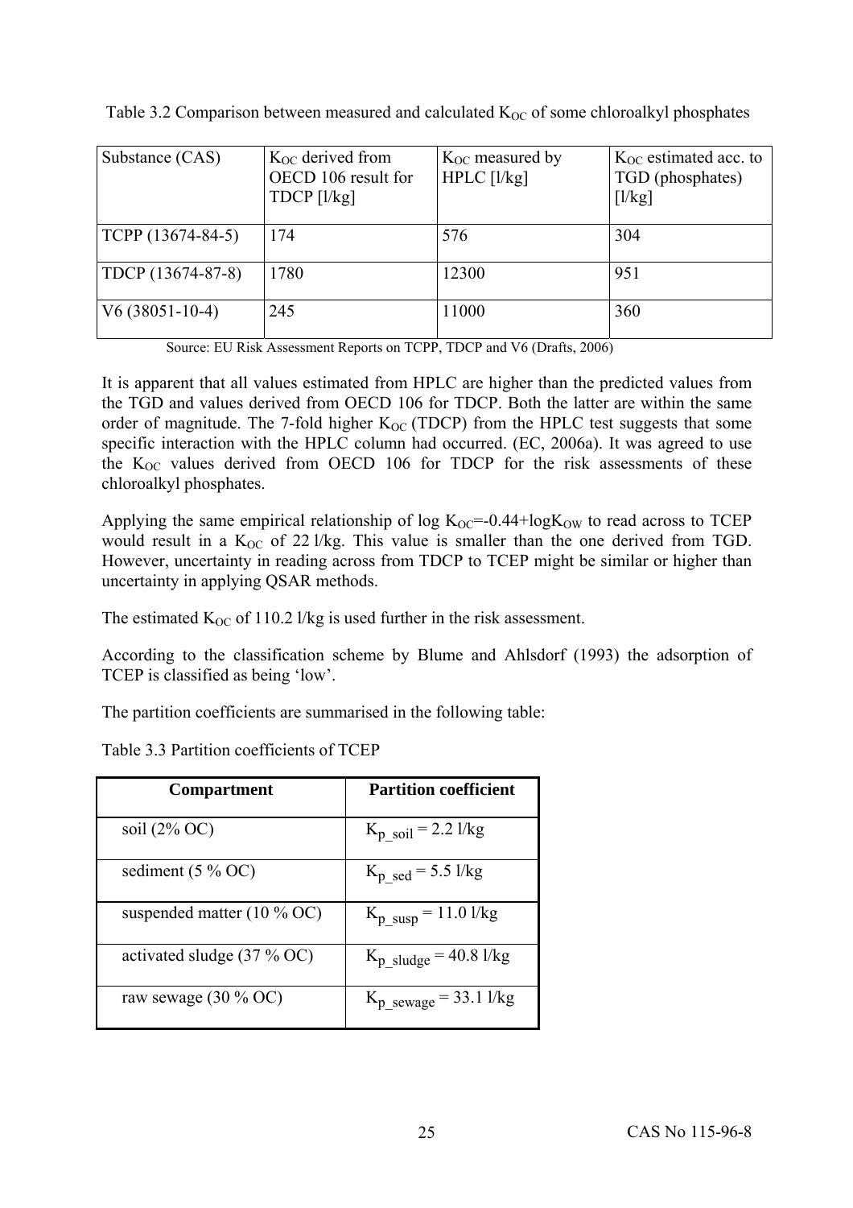Table 3.2 Comparison between measured and calculated $K_{OC}$ of some chloroalkyl phosphates

| Substance (CAS) | $K_{OC}$ derived from OECD 106 result for TDCP [l/kg] | $K_{OC}$ measured by HPLC [l/kg] | $K_{OC}$ estimated acc. to TGD (phosphates) [l/kg] |
|---|---|---|---|
| TCPP (13674-84-5) | 174 | 576 | 304 |
| TDCP (13674-87-8) | 1780 | 12300 | 951 |
| V6 (38051-10-4) | 245 | 11000 | 360 |

Source: EU Risk Assessment Reports on TCPP, TDCP and V6 (Drafts, 2006)

It is apparent that all values estimated from HPLC are higher than the predicted values from the TGD and values derived from OECD 106 for TDCP. Both the latter are within the same order of magnitude. The 7-fold higher $K_{OC}$ (TDCP) from the HPLC test suggests that some specific interaction with the HPLC column had occurred. (EC, 2006a). It was agreed to use the $K_{OC}$ values derived from OECD 106 for TDCP for the risk assessments of these chloroalkyl phosphates.

Applying the same empirical relationship of $\log K_{OC} = -0.44 + \log K_{OW}$ to read across to TCEP would result in a $K_{OC}$ of 22 l/kg. This value is smaller than the one derived from TGD. However, uncertainty in reading across from TDCP to TCEP might be similar or higher than uncertainty in applying QSAR methods.

The estimated $K_{OC}$ of 110.2 l/kg is used further in the risk assessment.

According to the classification scheme by Blume and Ahlsdorf (1993) the adsorption of TCEP is classified as being 'low'.

The partition coefficients are summarised in the following table:

Table 3.3 Partition coefficients of TCEP

| Compartment | Partition coefficient |
|---|---|
| soil (2% OC) | $K_{p\_soil}$ = 2.2 l/kg |
| sediment (5 % OC) | $K_{p\_sed}$ = 5.5 l/kg |
| suspended matter (10 % OC) | $K_{p\_susp}$ = 11.0 l/kg |
| activated sludge (37 % OC) | $K_{p\_sludge}$ = 40.8 l/kg |
| raw sewage (30 % OC) | $K_{p\_sewage}$ = 33.1 l/kg |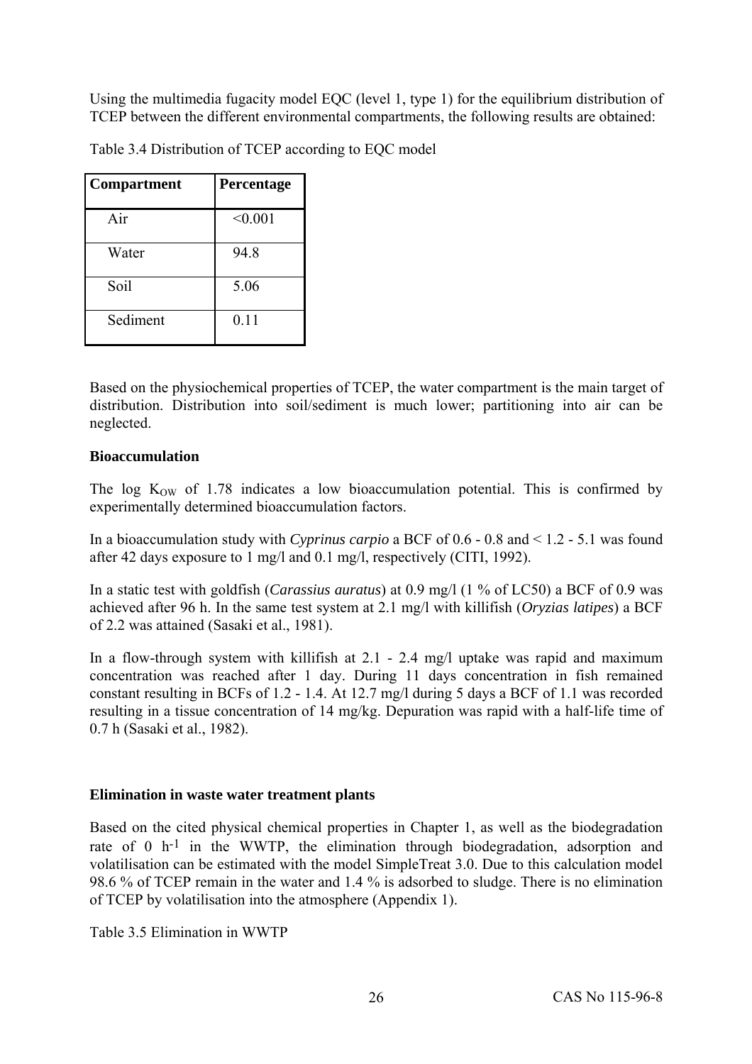Using the multimedia fugacity model EQC (level 1, type 1) for the equilibrium distribution of TCEP between the different environmental compartments, the following results are obtained:

Table 3.4 Distribution of TCEP according to EQC model

| Compartment | Percentage |
|---|---|
| Air | <0.001 |
| Water | 94.8 |
| Soil | 5.06 |
| Sediment | 0.11 |

Based on the physiochemical properties of TCEP, the water compartment is the main target of distribution. Distribution into soil/sediment is much lower; partitioning into air can be neglected.

**Bioaccumulation**

The log $K_{OW}$ of 1.78 indicates a low bioaccumulation potential. This is confirmed by experimentally determined bioaccumulation factors.

In a bioaccumulation study with *Cyprinus carpio* a BCF of 0.6 - 0.8 and < 1.2 - 5.1 was found after 42 days exposure to 1 mg/l and 0.1 mg/l, respectively (CITI, 1992).

In a static test with goldfish (*Carassius auratus*) at 0.9 mg/l (1 % of LC50) a BCF of 0.9 was achieved after 96 h. In the same test system at 2.1 mg/l with killifish (*Oryzias latipes*) a BCF of 2.2 was attained (Sasaki et al., 1981).

In a flow-through system with killifish at 2.1 - 2.4 mg/l uptake was rapid and maximum concentration was reached after 1 day. During 11 days concentration in fish remained constant resulting in BCFs of 1.2 - 1.4. At 12.7 mg/l during 5 days a BCF of 1.1 was recorded resulting in a tissue concentration of 14 mg/kg. Depuration was rapid with a half-life time of 0.7 h (Sasaki et al., 1982).

**Elimination in waste water treatment plants**

Based on the cited physical chemical properties in Chapter 1, as well as the biodegradation rate of 0 $h^{-1}$ in the WWTP, the elimination through biodegradation, adsorption and volatilisation can be estimated with the model SimpleTreat 3.0. Due to this calculation model 98.6 % of TCEP remain in the water and 1.4 % is adsorbed to sludge. There is no elimination of TCEP by volatilisation into the atmosphere (Appendix 1).

Table 3.5 Elimination in WWTP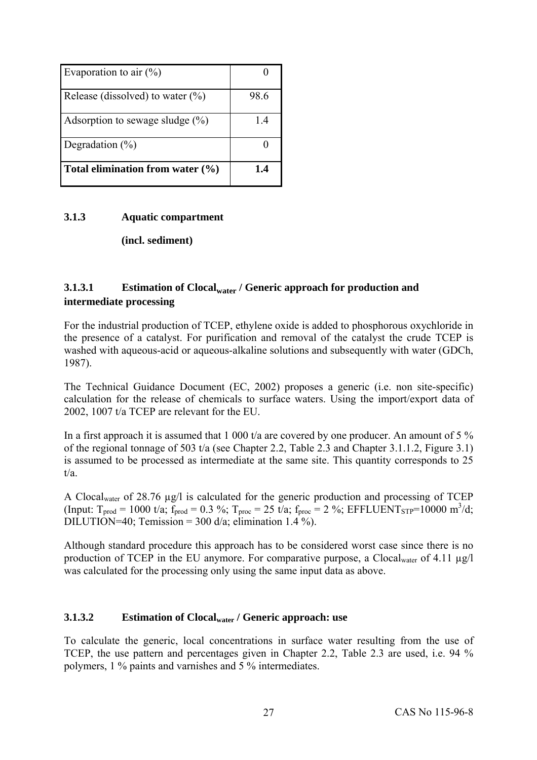| Evaporation to air (%) | 0 |
|---|---|
| Release (dissolved) to water (%) | 98.6 |
| Adsorption to sewage sludge (%) | 1.4 |
| Degradation (%) | 0 |
| **Total elimination from water (%)** | **1.4** |

### 3.1.3 Aquatic compartment (incl. sediment)

#### 3.1.3.1 Estimation of $Clocal_{water}$ / Generic approach for production and intermediate processing

For the industrial production of TCEP, ethylene oxide is added to phosphorous oxychloride in the presence of a catalyst. For purification and removal of the catalyst the crude TCEP is washed with aqueous-acid or aqueous-alkaline solutions and subsequently with water (GDCh, 1987).

The Technical Guidance Document (EC, 2002) proposes a generic (i.e. non site-specific) calculation for the release of chemicals to surface waters. Using the import/export data of 2002, 1007 t/a TCEP are relevant for the EU.

In a first approach it is assumed that 1 000 t/a are covered by one producer. An amount of 5 % of the regional tonnage of 503 t/a (see Chapter 2.2, Table 2.3 and Chapter 3.1.1.2, Figure 3.1) is assumed to be processed as intermediate at the same site. This quantity corresponds to 25 t/a.

A $Clocal_{water}$ of 28.76 µg/l is calculated for the generic production and processing of TCEP (Input: $T_{prod}$ = 1000 t/a; $f_{prod}$ = 0.3 %; $T_{proc}$ = 25 t/a; $f_{proc}$ = 2 %; $EFFLUENT_{STP}$=10000 $m^3$/d; DILUTION=40; Temission = 300 d/a; elimination 1.4 %).

Although standard procedure this approach has to be considered worst case since there is no production of TCEP in the EU anymore. For comparative purpose, a $Clocal_{water}$ of 4.11 µg/l was calculated for the processing only using the same input data as above.

#### 3.1.3.2 Estimation of $Clocal_{water}$ / Generic approach: use

To calculate the generic, local concentrations in surface water resulting from the use of TCEP, the use pattern and percentages given in Chapter 2.2, Table 2.3 are used, i.e. 94 % polymers, 1 % paints and varnishes and 5 % intermediates.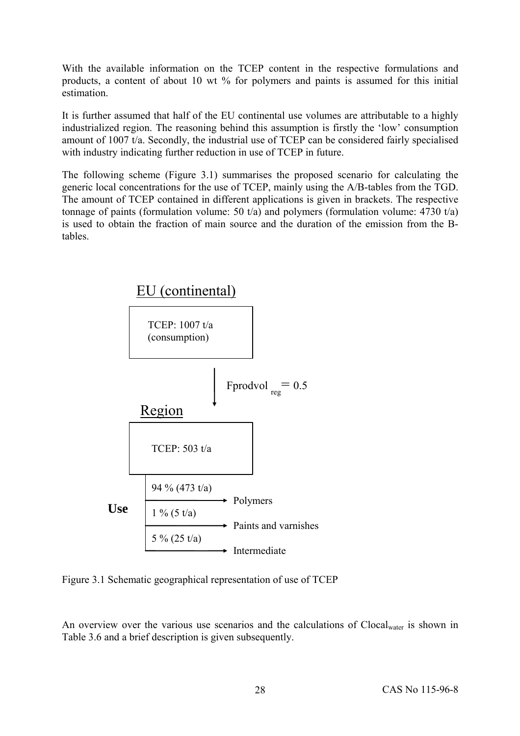With the available information on the TCEP content in the respective formulations and products, a content of about 10 wt % for polymers and paints is assumed for this initial estimation.

It is further assumed that half of the EU continental use volumes are attributable to a highly industrialized region. The reasoning behind this assumption is firstly the 'low' consumption amount of 1007 t/a. Secondly, the industrial use of TCEP can be considered fairly specialised with industry indicating further reduction in use of TCEP in future.

The following scheme (Figure 3.1) summarises the proposed scenario for calculating the generic local concentrations for the use of TCEP, mainly using the A/B-tables from the TGD. The amount of TCEP contained in different applications is given in brackets. The respective tonnage of paints (formulation volume: 50 t/a) and polymers (formulation volume: 4730 t/a) is used to obtain the fraction of main source and the duration of the emission from the B-tables.

EU (continental)

TCEP: 1007 t/a (consumption)

↓ $Fprodvol_{reg} = 0.5$

Region

TCEP: 503 t/a

**Use**

- 94 % (473 t/a) → Polymers
- 1 % (5 t/a) → Paints and varnishes
- 5 % (25 t/a) → Intermediate

Figure 3.1 Schematic geographical representation of use of TCEP

An overview over the various use scenarios and the calculations of $Clocal_{water}$ is shown in Table 3.6 and a brief description is given subsequently.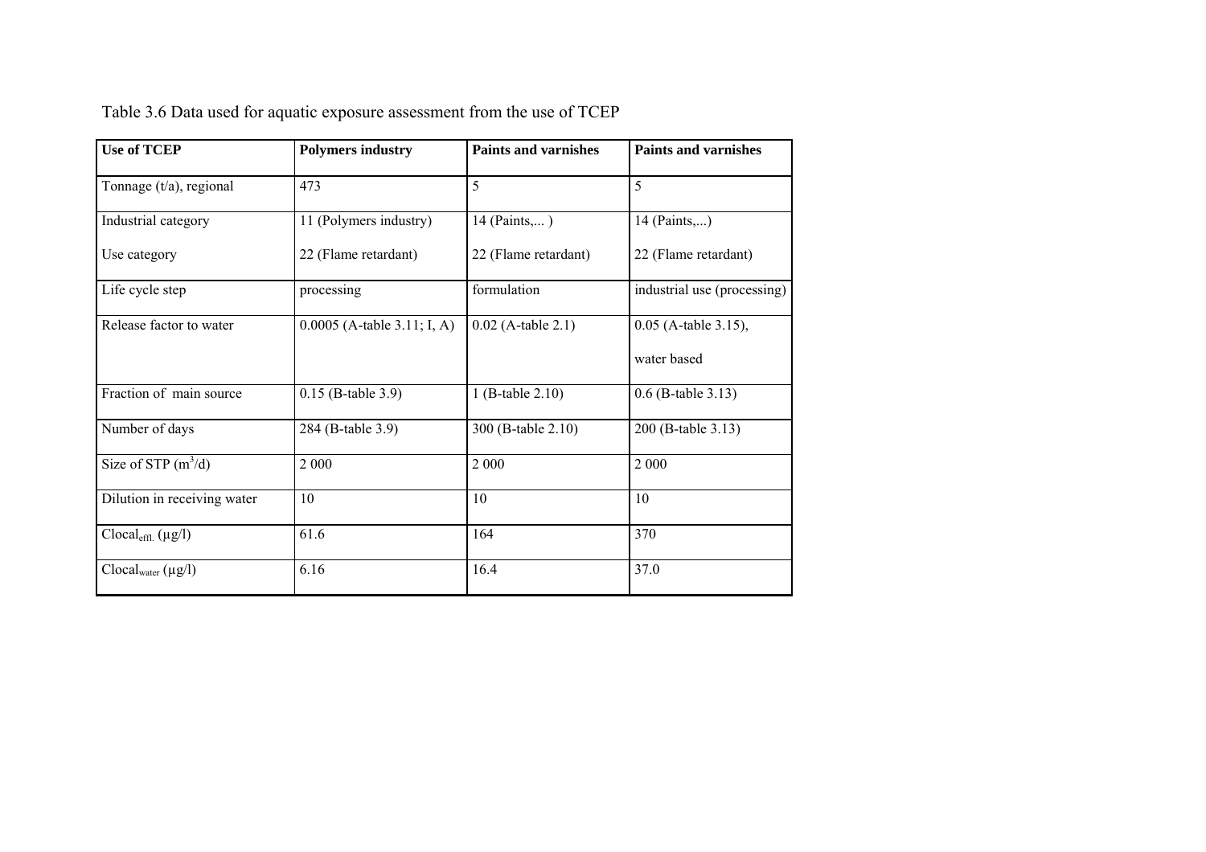Table 3.6 Data used for aquatic exposure assessment from the use of TCEP

| Use of TCEP | Polymers industry | Paints and varnishes | Paints and varnishes |
|---|---|---|---|
| Tonnage (t/a), regional | 473 | 5 | 5 |
| Industrial category<br><br>Use category | 11 (Polymers industry)<br><br>22 (Flame retardant) | 14 (Paints,... )<br><br>22 (Flame retardant) | 14 (Paints,...)<br><br>22 (Flame retardant) |
| Life cycle step | processing | formulation | industrial use (processing) |
| Release factor to water | 0.0005 (A-table 3.11; I, A) | 0.02 (A-table 2.1) | 0.05 (A-table 3.15),<br><br>water based |
| Fraction of main source | 0.15 (B-table 3.9) | 1 (B-table 2.10) | 0.6 (B-table 3.13) |
| Number of days | 284 (B-table 3.9) | 300 (B-table 2.10) | 200 (B-table 3.13) |
| Size of STP ($m^3$/d) | 2 000 | 2 000 | 2 000 |
| Dilution in receiving water | 10 | 10 | 10 |
| $Clocal_{effl.}$ (µg/l) | 61.6 | 164 | 370 |
| $Clocal_{water}$ (µg/l) | 6.16 | 16.4 | 37.0 |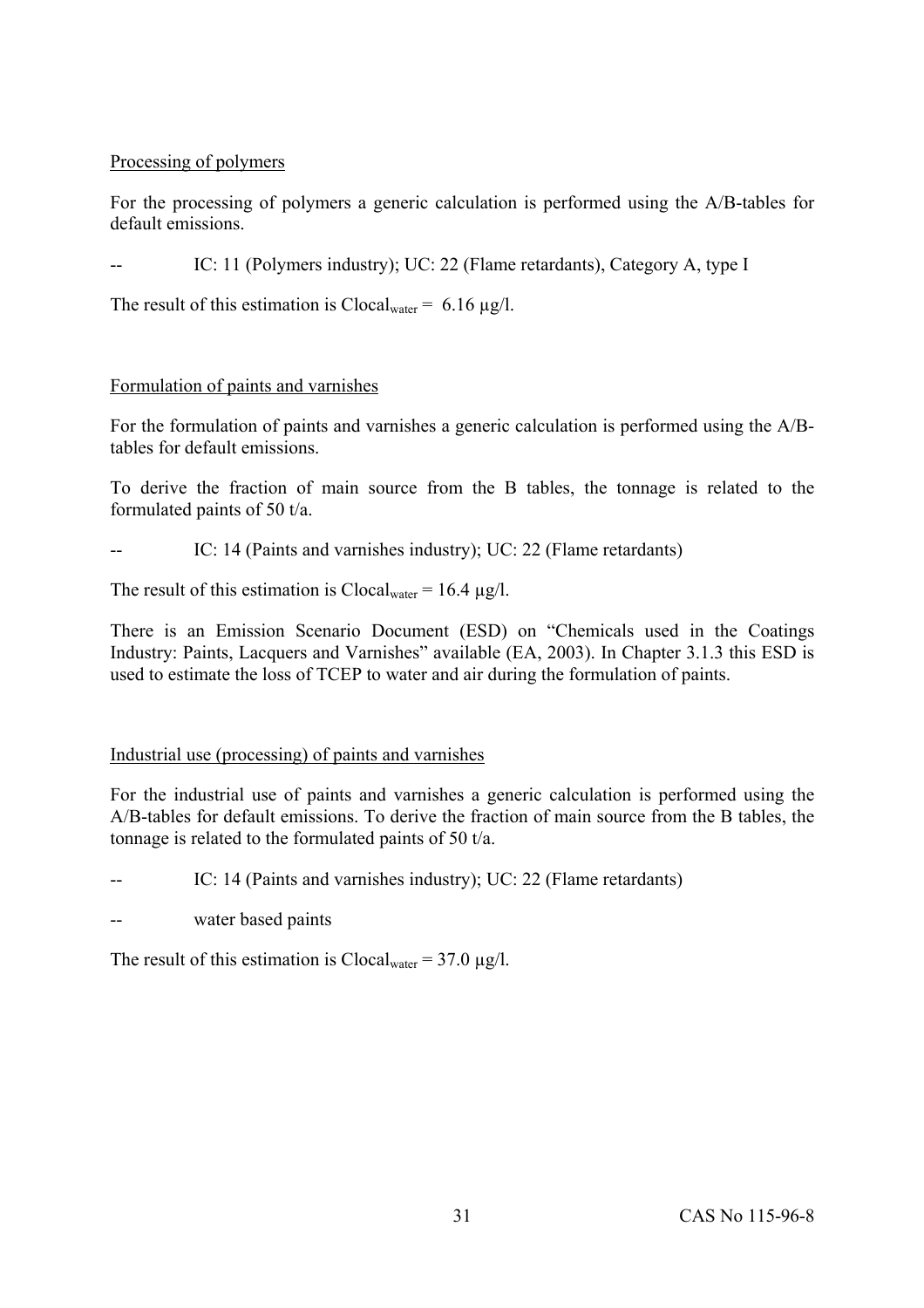Processing of polymers

For the processing of polymers a generic calculation is performed using the A/B-tables for default emissions.

-- IC: 11 (Polymers industry); UC: 22 (Flame retardants), Category A, type I

The result of this estimation is $Clocal_{water}$ = 6.16 µg/l.

Formulation of paints and varnishes

For the formulation of paints and varnishes a generic calculation is performed using the A/B-tables for default emissions.

To derive the fraction of main source from the B tables, the tonnage is related to the formulated paints of 50 t/a.

-- IC: 14 (Paints and varnishes industry); UC: 22 (Flame retardants)

The result of this estimation is $Clocal_{water}$ = 16.4 µg/l.

There is an Emission Scenario Document (ESD) on "Chemicals used in the Coatings Industry: Paints, Lacquers and Varnishes" available (EA, 2003). In Chapter 3.1.3 this ESD is used to estimate the loss of TCEP to water and air during the formulation of paints.

Industrial use (processing) of paints and varnishes

For the industrial use of paints and varnishes a generic calculation is performed using the A/B-tables for default emissions. To derive the fraction of main source from the B tables, the tonnage is related to the formulated paints of 50 t/a.

-- IC: 14 (Paints and varnishes industry); UC: 22 (Flame retardants)

-- water based paints

The result of this estimation is $Clocal_{water}$ = 37.0 µg/l.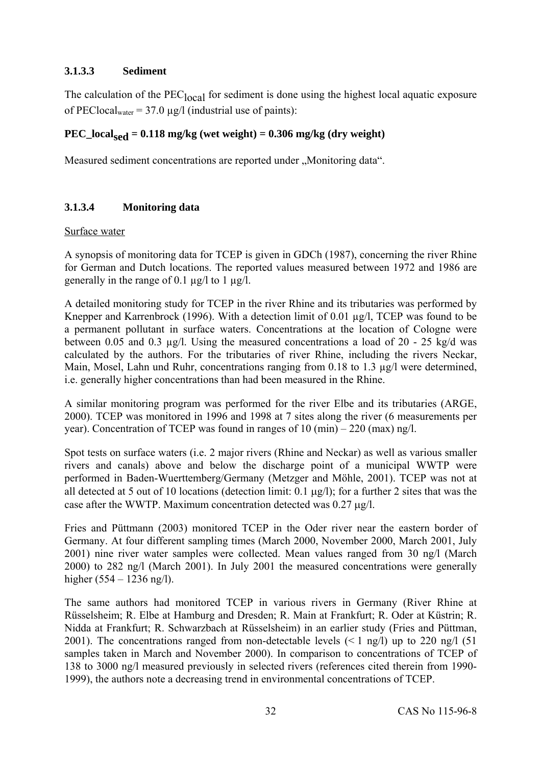### 3.1.3.3 Sediment

The calculation of the $PEC_{local}$ for sediment is done using the highest local aquatic exposure of $PEClocal_{water}$ = 37.0 µg/l (industrial use of paints):

**$PEC\_local_{sed}$ = 0.118 mg/kg (wet weight) = 0.306 mg/kg (dry weight)**

Measured sediment concentrations are reported under „Monitoring data".

### 3.1.3.4 Monitoring data

Surface water

A synopsis of monitoring data for TCEP is given in GDCh (1987), concerning the river Rhine for German and Dutch locations. The reported values measured between 1972 and 1986 are generally in the range of 0.1 µg/l to 1 µg/l.

A detailed monitoring study for TCEP in the river Rhine and its tributaries was performed by Knepper and Karrenbrock (1996). With a detection limit of 0.01 µg/l, TCEP was found to be a permanent pollutant in surface waters. Concentrations at the location of Cologne were between 0.05 and 0.3 µg/l. Using the measured concentrations a load of 20 - 25 kg/d was calculated by the authors. For the tributaries of river Rhine, including the rivers Neckar, Main, Mosel, Lahn und Ruhr, concentrations ranging from 0.18 to 1.3 µg/l were determined, i.e. generally higher concentrations than had been measured in the Rhine.

A similar monitoring program was performed for the river Elbe and its tributaries (ARGE, 2000). TCEP was monitored in 1996 and 1998 at 7 sites along the river (6 measurements per year). Concentration of TCEP was found in ranges of 10 (min) – 220 (max) ng/l.

Spot tests on surface waters (i.e. 2 major rivers (Rhine and Neckar) as well as various smaller rivers and canals) above and below the discharge point of a municipal WWTP were performed in Baden-Wuerttemberg/Germany (Metzger and Möhle, 2001). TCEP was not at all detected at 5 out of 10 locations (detection limit: 0.1 µg/l); for a further 2 sites that was the case after the WWTP. Maximum concentration detected was 0.27 µg/l.

Fries and Püttmann (2003) monitored TCEP in the Oder river near the eastern border of Germany. At four different sampling times (March 2000, November 2000, March 2001, July 2001) nine river water samples were collected. Mean values ranged from 30 ng/l (March 2000) to 282 ng/l (March 2001). In July 2001 the measured concentrations were generally higher (554 – 1236 ng/l).

The same authors had monitored TCEP in various rivers in Germany (River Rhine at Rüsselsheim; R. Elbe at Hamburg and Dresden; R. Main at Frankfurt; R. Oder at Küstrin; R. Nidda at Frankfurt; R. Schwarzbach at Rüsselsheim) in an earlier study (Fries and Püttman, 2001). The concentrations ranged from non-detectable levels (< 1 ng/l) up to 220 ng/l (51 samples taken in March and November 2000). In comparison to concentrations of TCEP of 138 to 3000 ng/l measured previously in selected rivers (references cited therein from 1990-1999), the authors note a decreasing trend in environmental concentrations of TCEP.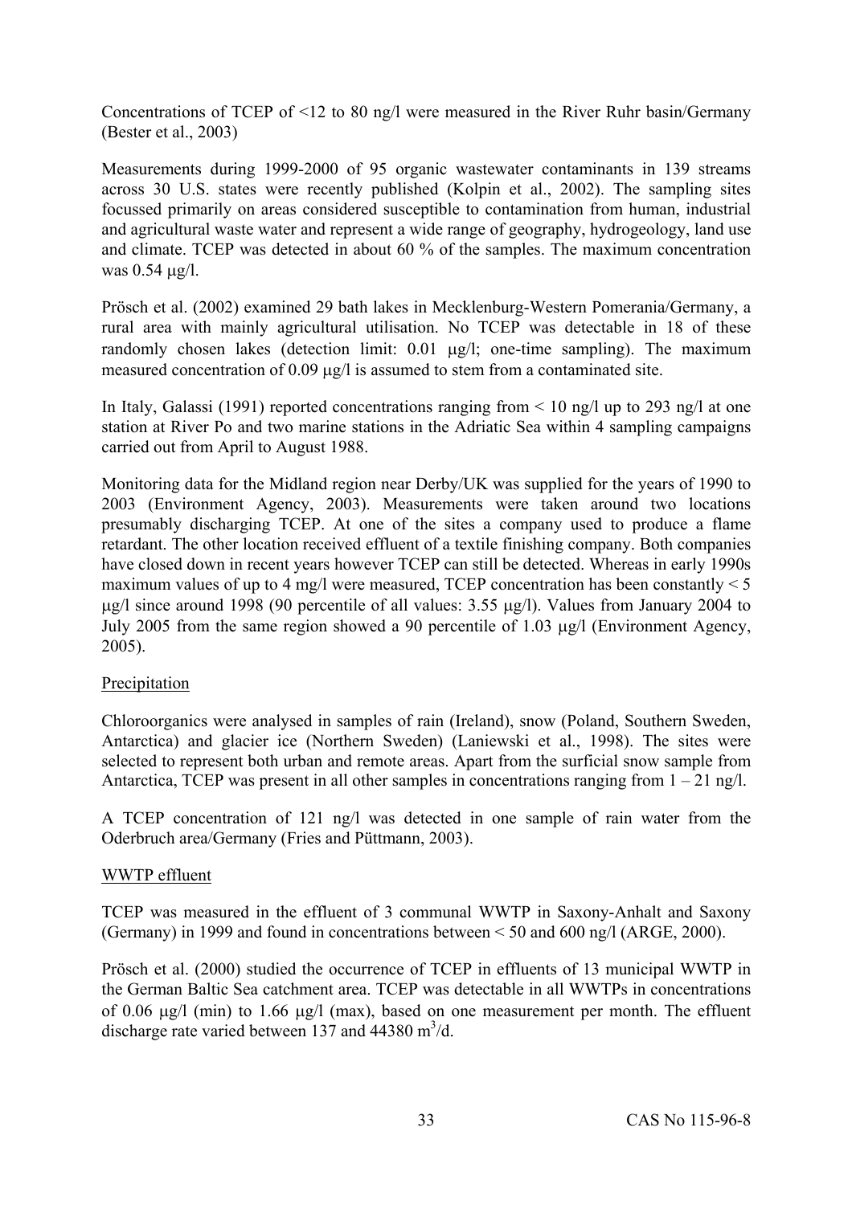Concentrations of TCEP of <12 to 80 ng/l were measured in the River Ruhr basin/Germany (Bester et al., 2003)

Measurements during 1999-2000 of 95 organic wastewater contaminants in 139 streams across 30 U.S. states were recently published (Kolpin et al., 2002). The sampling sites focussed primarily on areas considered susceptible to contamination from human, industrial and agricultural waste water and represent a wide range of geography, hydrogeology, land use and climate. TCEP was detected in about 60 % of the samples. The maximum concentration was 0.54 µg/l.

Prösch et al. (2002) examined 29 bath lakes in Mecklenburg-Western Pomerania/Germany, a rural area with mainly agricultural utilisation. No TCEP was detectable in 18 of these randomly chosen lakes (detection limit: 0.01 µg/l; one-time sampling). The maximum measured concentration of 0.09 µg/l is assumed to stem from a contaminated site.

In Italy, Galassi (1991) reported concentrations ranging from < 10 ng/l up to 293 ng/l at one station at River Po and two marine stations in the Adriatic Sea within 4 sampling campaigns carried out from April to August 1988.

Monitoring data for the Midland region near Derby/UK was supplied for the years of 1990 to 2003 (Environment Agency, 2003). Measurements were taken around two locations presumably discharging TCEP. At one of the sites a company used to produce a flame retardant. The other location received effluent of a textile finishing company. Both companies have closed down in recent years however TCEP can still be detected. Whereas in early 1990s maximum values of up to 4 mg/l were measured, TCEP concentration has been constantly < 5 µg/l since around 1998 (90 percentile of all values: 3.55 µg/l). Values from January 2004 to July 2005 from the same region showed a 90 percentile of 1.03 µg/l (Environment Agency, 2005).

Precipitation

Chloroorganics were analysed in samples of rain (Ireland), snow (Poland, Southern Sweden, Antarctica) and glacier ice (Northern Sweden) (Laniewski et al., 1998). The sites were selected to represent both urban and remote areas. Apart from the surficial snow sample from Antarctica, TCEP was present in all other samples in concentrations ranging from 1 – 21 ng/l.

A TCEP concentration of 121 ng/l was detected in one sample of rain water from the Oderbruch area/Germany (Fries and Püttmann, 2003).

WWTP effluent

TCEP was measured in the effluent of 3 communal WWTP in Saxony-Anhalt and Saxony (Germany) in 1999 and found in concentrations between < 50 and 600 ng/l (ARGE, 2000).

Prösch et al. (2000) studied the occurrence of TCEP in effluents of 13 municipal WWTP in the German Baltic Sea catchment area. TCEP was detectable in all WWTPs in concentrations of 0.06 µg/l (min) to 1.66 µg/l (max), based on one measurement per month. The effluent discharge rate varied between 137 and 44380 $m^3$/d.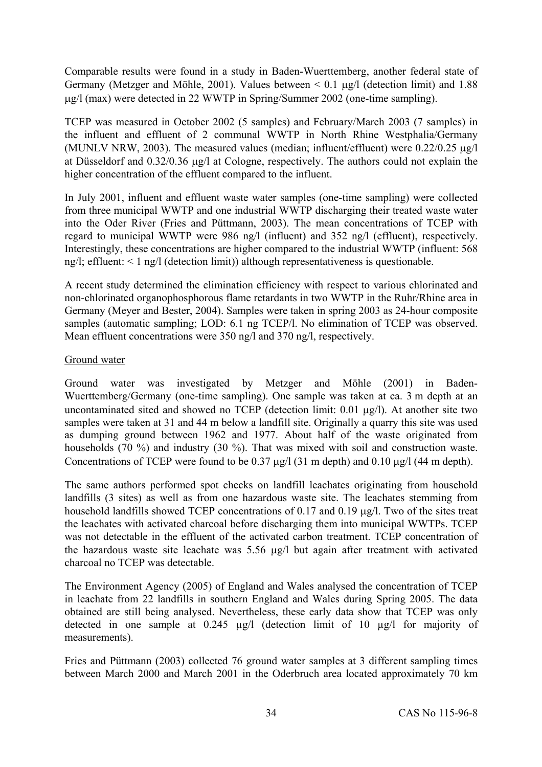Comparable results were found in a study in Baden-Wuerttemberg, another federal state of Germany (Metzger and Möhle, 2001). Values between < 0.1 µg/l (detection limit) and 1.88 µg/l (max) were detected in 22 WWTP in Spring/Summer 2002 (one-time sampling).

TCEP was measured in October 2002 (5 samples) and February/March 2003 (7 samples) in the influent and effluent of 2 communal WWTP in North Rhine Westphalia/Germany (MUNLV NRW, 2003). The measured values (median; influent/effluent) were 0.22/0.25 µg/l at Düsseldorf and 0.32/0.36 µg/l at Cologne, respectively. The authors could not explain the higher concentration of the effluent compared to the influent.

In July 2001, influent and effluent waste water samples (one-time sampling) were collected from three municipal WWTP and one industrial WWTP discharging their treated waste water into the Oder River (Fries and Püttmann, 2003). The mean concentrations of TCEP with regard to municipal WWTP were 986 ng/l (influent) and 352 ng/l (effluent), respectively. Interestingly, these concentrations are higher compared to the industrial WWTP (influent: 568 ng/l; effluent: < 1 ng/l (detection limit)) although representativeness is questionable.

A recent study determined the elimination efficiency with respect to various chlorinated and non-chlorinated organophosphorous flame retardants in two WWTP in the Ruhr/Rhine area in Germany (Meyer and Bester, 2004). Samples were taken in spring 2003 as 24-hour composite samples (automatic sampling; LOD: 6.1 ng TCEP/l. No elimination of TCEP was observed. Mean effluent concentrations were 350 ng/l and 370 ng/l, respectively.

Ground water

Ground water was investigated by Metzger and Möhle (2001) in Baden-Wuerttemberg/Germany (one-time sampling). One sample was taken at ca. 3 m depth at an uncontaminated sited and showed no TCEP (detection limit: 0.01 µg/l). At another site two samples were taken at 31 and 44 m below a landfill site. Originally a quarry this site was used as dumping ground between 1962 and 1977. About half of the waste originated from households (70 %) and industry (30 %). That was mixed with soil and construction waste. Concentrations of TCEP were found to be 0.37 µg/l (31 m depth) and 0.10 µg/l (44 m depth).

The same authors performed spot checks on landfill leachates originating from household landfills (3 sites) as well as from one hazardous waste site. The leachates stemming from household landfills showed TCEP concentrations of 0.17 and 0.19 µg/l. Two of the sites treat the leachates with activated charcoal before discharging them into municipal WWTPs. TCEP was not detectable in the effluent of the activated carbon treatment. TCEP concentration of the hazardous waste site leachate was 5.56 µg/l but again after treatment with activated charcoal no TCEP was detectable.

The Environment Agency (2005) of England and Wales analysed the concentration of TCEP in leachate from 22 landfills in southern England and Wales during Spring 2005. The data obtained are still being analysed. Nevertheless, these early data show that TCEP was only detected in one sample at 0.245 µg/l (detection limit of 10 µg/l for majority of measurements).

Fries and Püttmann (2003) collected 76 ground water samples at 3 different sampling times between March 2000 and March 2001 in the Oderbruch area located approximately 70 km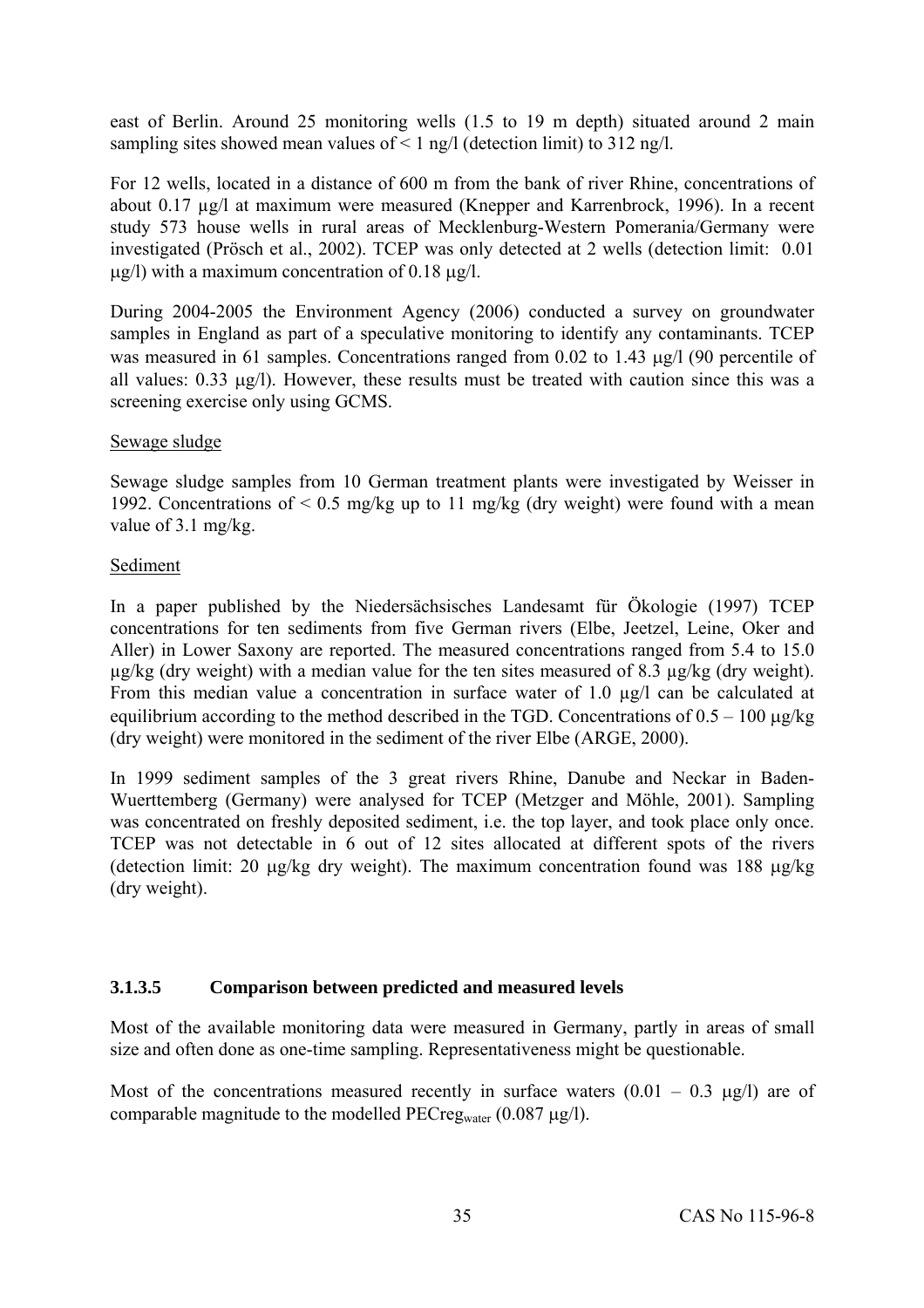east of Berlin. Around 25 monitoring wells (1.5 to 19 m depth) situated around 2 main sampling sites showed mean values of < 1 ng/l (detection limit) to 312 ng/l.

For 12 wells, located in a distance of 600 m from the bank of river Rhine, concentrations of about 0.17 µg/l at maximum were measured (Knepper and Karrenbrock, 1996). In a recent study 573 house wells in rural areas of Mecklenburg-Western Pomerania/Germany were investigated (Prösch et al., 2002). TCEP was only detected at 2 wells (detection limit: 0.01 µg/l) with a maximum concentration of 0.18 µg/l.

During 2004-2005 the Environment Agency (2006) conducted a survey on groundwater samples in England as part of a speculative monitoring to identify any contaminants. TCEP was measured in 61 samples. Concentrations ranged from 0.02 to 1.43 µg/l (90 percentile of all values: 0.33 µg/l). However, these results must be treated with caution since this was a screening exercise only using GCMS.

Sewage sludge

Sewage sludge samples from 10 German treatment plants were investigated by Weisser in 1992. Concentrations of < 0.5 mg/kg up to 11 mg/kg (dry weight) were found with a mean value of 3.1 mg/kg.

Sediment

In a paper published by the Niedersächsisches Landesamt für Ökologie (1997) TCEP concentrations for ten sediments from five German rivers (Elbe, Jeetzel, Leine, Oker and Aller) in Lower Saxony are reported. The measured concentrations ranged from 5.4 to 15.0 µg/kg (dry weight) with a median value for the ten sites measured of 8.3 µg/kg (dry weight). From this median value a concentration in surface water of 1.0 µg/l can be calculated at equilibrium according to the method described in the TGD. Concentrations of 0.5 – 100 µg/kg (dry weight) were monitored in the sediment of the river Elbe (ARGE, 2000).

In 1999 sediment samples of the 3 great rivers Rhine, Danube and Neckar in Baden-Wuerttemberg (Germany) were analysed for TCEP (Metzger and Möhle, 2001). Sampling was concentrated on freshly deposited sediment, i.e. the top layer, and took place only once. TCEP was not detectable in 6 out of 12 sites allocated at different spots of the rivers (detection limit: 20 µg/kg dry weight). The maximum concentration found was 188 µg/kg (dry weight).

#### 3.1.3.5 Comparison between predicted and measured levels

Most of the available monitoring data were measured in Germany, partly in areas of small size and often done as one-time sampling. Representativeness might be questionable.

Most of the concentrations measured recently in surface waters (0.01 – 0.3 µg/l) are of comparable magnitude to the modelled $PECreg_{water}$ (0.087 µg/l).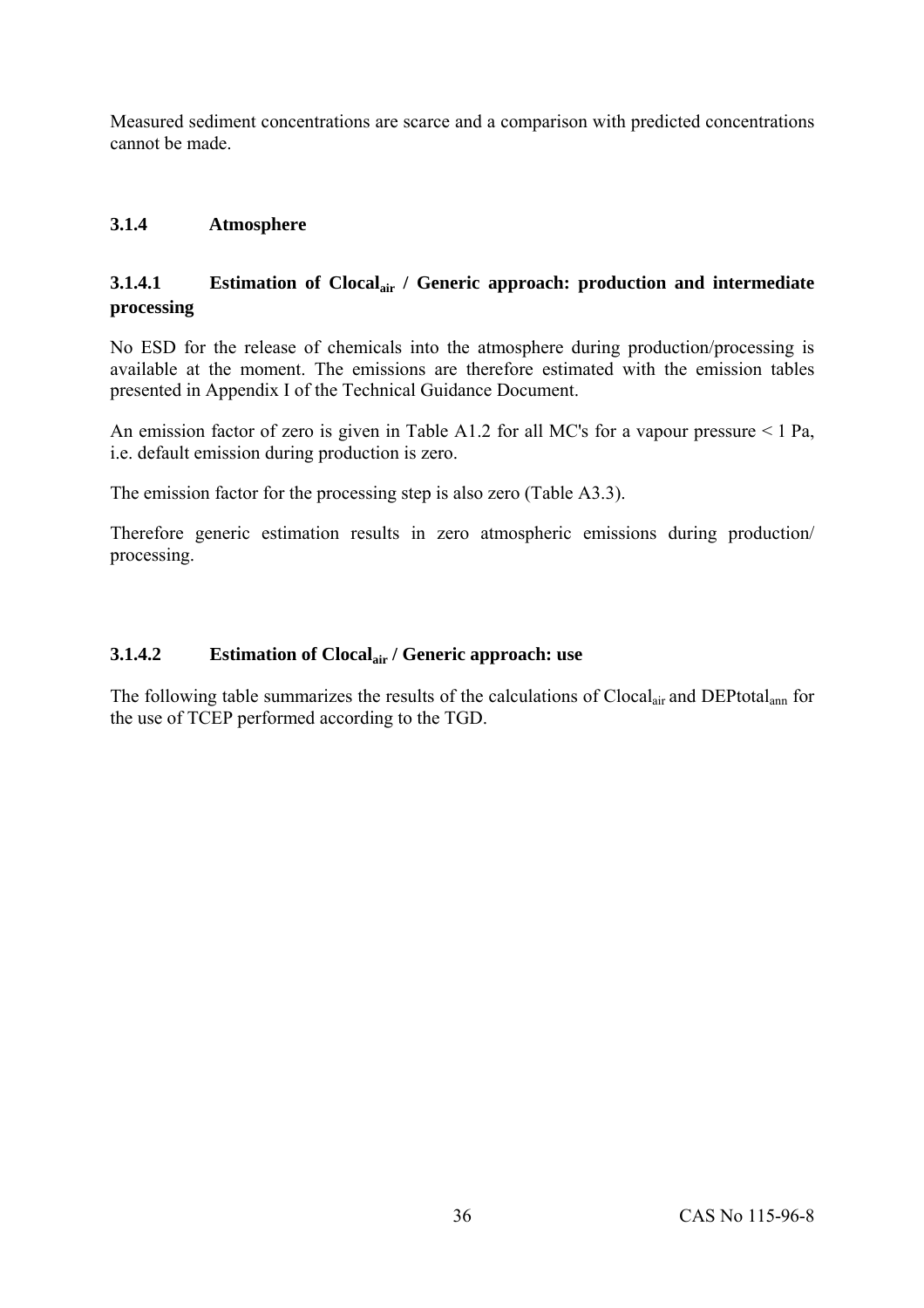Measured sediment concentrations are scarce and a comparison with predicted concentrations cannot be made.

### 3.1.4 Atmosphere

#### 3.1.4.1 Estimation of $Clocal_{air}$ / Generic approach: production and intermediate processing

No ESD for the release of chemicals into the atmosphere during production/processing is available at the moment. The emissions are therefore estimated with the emission tables presented in Appendix I of the Technical Guidance Document.

An emission factor of zero is given in Table A1.2 for all MC's for a vapour pressure < 1 Pa, i.e. default emission during production is zero.

The emission factor for the processing step is also zero (Table A3.3).

Therefore generic estimation results in zero atmospheric emissions during production/ processing.

#### 3.1.4.2 Estimation of $Clocal_{air}$ / Generic approach: use

The following table summarizes the results of the calculations of $Clocal_{air}$ and $DEPtotal_{ann}$ for the use of TCEP performed according to the TGD.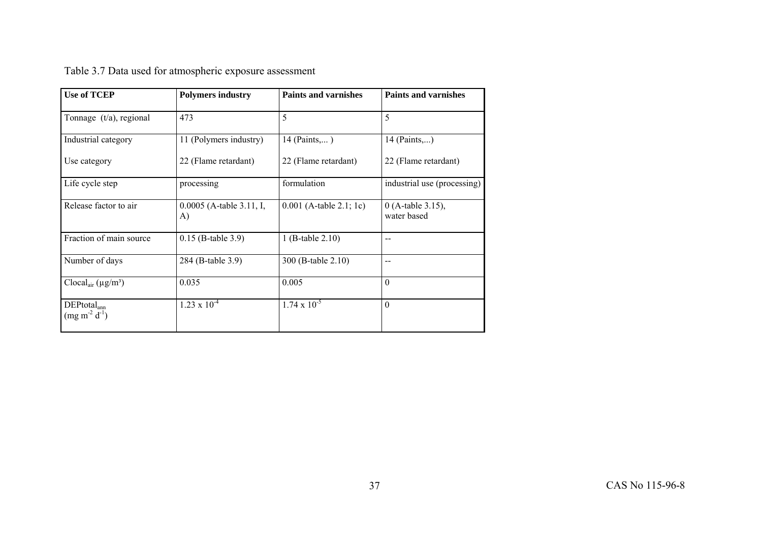Table 3.7 Data used for atmospheric exposure assessment

| Use of TCEP | Polymers industry | Paints and varnishes | Paints and varnishes |
|---|---|---|---|
| Tonnage (t/a), regional | 473 | 5 | 5 |
| Industrial category<br><br>Use category | 11 (Polymers industry)<br><br>22 (Flame retardant) | 14 (Paints,... )<br><br>22 (Flame retardant) | 14 (Paints,...)<br><br>22 (Flame retardant) |
| Life cycle step | processing | formulation | industrial use (processing) |
| Release factor to air | 0.0005 (A-table 3.11, I, A) | 0.001 (A-table 2.1; 1c) | 0 (A-table 3.15), water based |
| Fraction of main source | 0.15 (B-table 3.9) | 1 (B-table 2.10) | -- |
| Number of days | 284 (B-table 3.9) | 300 (B-table 2.10) | -- |
| $Clocal_{air}$ (µg/m³) | 0.035 | 0.005 | 0 |
| $DEPtotal_{ann}$ ($mg\ m^{-2}\ d^{-1}$) | $1.23 \times 10^{-4}$ | $1.74 \times 10^{-5}$ | 0 |

CAS No 115-96-8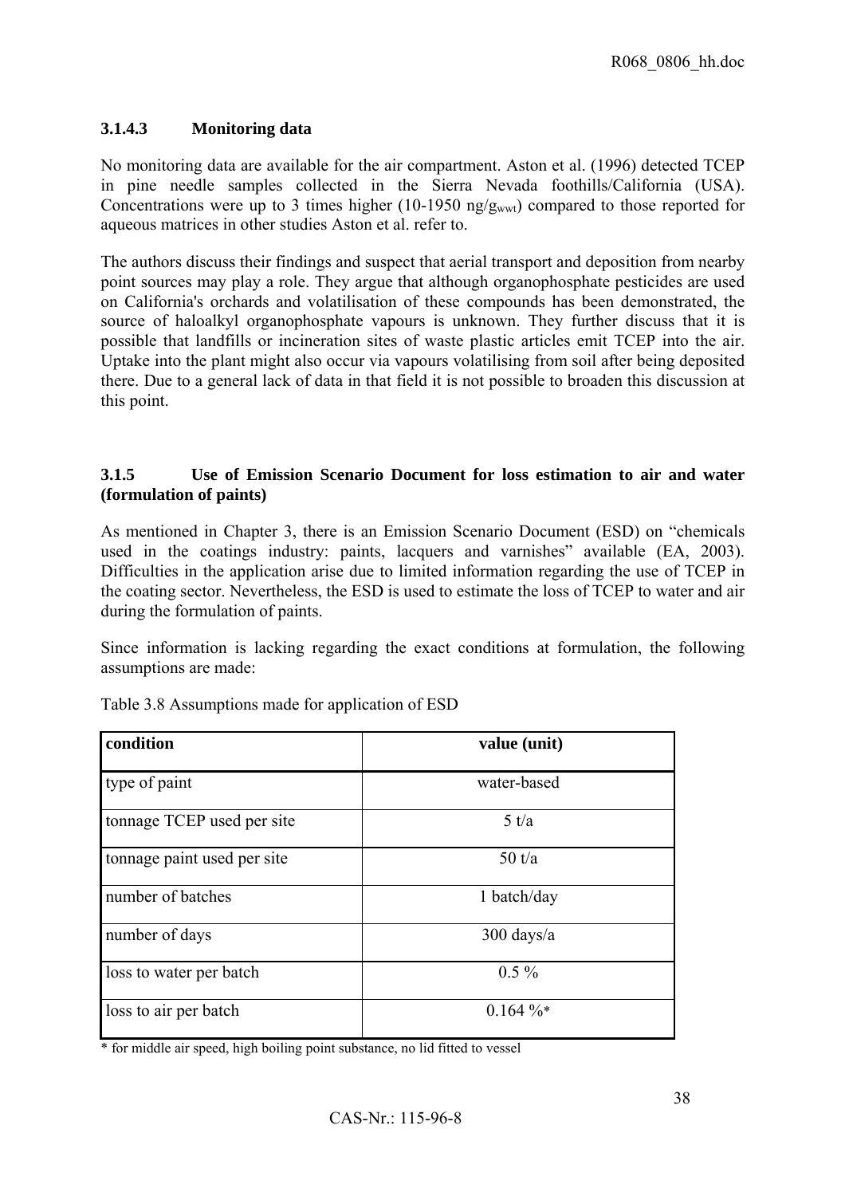### 3.1.4.3 Monitoring data

No monitoring data are available for the air compartment. Aston et al. (1996) detected TCEP in pine needle samples collected in the Sierra Nevada foothills/California (USA). Concentrations were up to 3 times higher (10-1950 $ng/g_{wwt}$) compared to those reported for aqueous matrices in other studies Aston et al. refer to.

The authors discuss their findings and suspect that aerial transport and deposition from nearby point sources may play a role. They argue that although organophosphate pesticides are used on California's orchards and volatilisation of these compounds has been demonstrated, the source of haloalkyl organophosphate vapours is unknown. They further discuss that it is possible that landfills or incineration sites of waste plastic articles emit TCEP into the air. Uptake into the plant might also occur via vapours volatilising from soil after being deposited there. Due to a general lack of data in that field it is not possible to broaden this discussion at this point.

### 3.1.5 Use of Emission Scenario Document for loss estimation to air and water (formulation of paints)

As mentioned in Chapter 3, there is an Emission Scenario Document (ESD) on "chemicals used in the coatings industry: paints, lacquers and varnishes" available (EA, 2003). Difficulties in the application arise due to limited information regarding the use of TCEP in the coating sector. Nevertheless, the ESD is used to estimate the loss of TCEP to water and air during the formulation of paints.

Since information is lacking regarding the exact conditions at formulation, the following assumptions are made:

Table 3.8 Assumptions made for application of ESD

| condition | value (unit) |
|---|---|
| type of paint | water-based |
| tonnage TCEP used per site | 5 t/a |
| tonnage paint used per site | 50 t/a |
| number of batches | 1 batch/day |
| number of days | 300 days/a |
| loss to water per batch | 0.5 % |
| loss to air per batch | 0.164 %* |

* for middle air speed, high boiling point substance, no lid fitted to vessel

CAS-Nr.: 115-96-8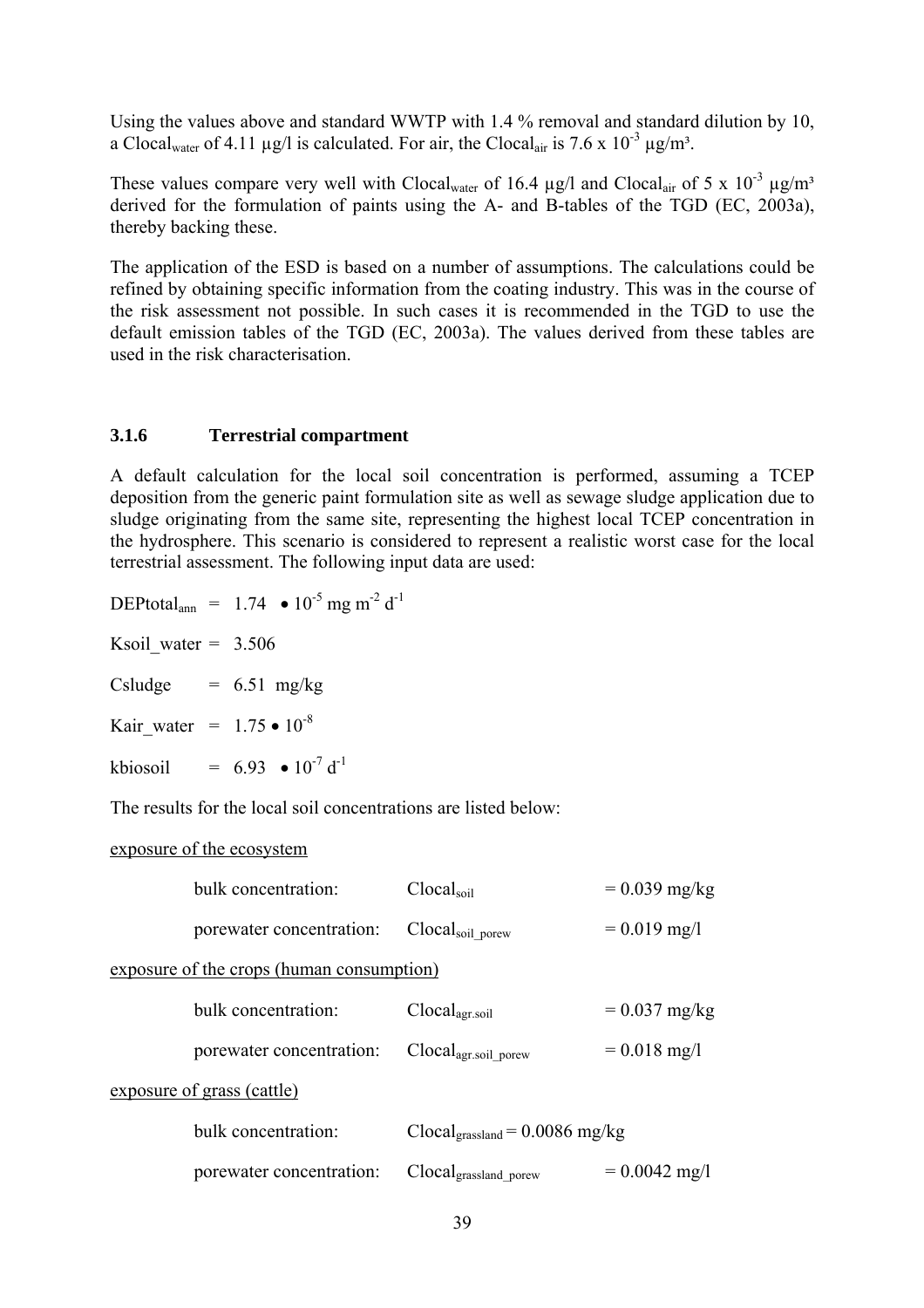Using the values above and standard WWTP with 1.4 % removal and standard dilution by 10, a $Clocal_{water}$ of 4.11 µg/l is calculated. For air, the $Clocal_{air}$ is $7.6 \times 10^{-3}$ µg/m³.

These values compare very well with $Clocal_{water}$ of 16.4 µg/l and $Clocal_{air}$ of $5 \times 10^{-3}$ µg/m³ derived for the formulation of paints using the A- and B-tables of the TGD (EC, 2003a), thereby backing these.

The application of the ESD is based on a number of assumptions. The calculations could be refined by obtaining specific information from the coating industry. This was in the course of the risk assessment not possible. In such cases it is recommended in the TGD to use the default emission tables of the TGD (EC, 2003a). The values derived from these tables are used in the risk characterisation.

### 3.1.6 Terrestrial compartment

A default calculation for the local soil concentration is performed, assuming a TCEP deposition from the generic paint formulation site as well as sewage sludge application due to sludge originating from the same site, representing the highest local TCEP concentration in the hydrosphere. This scenario is considered to represent a realistic worst case for the local terrestrial assessment. The following input data are used:

$DEPtotal_{ann}$ = $1.74 \bullet 10^{-5}$ mg m$^{-2}$ d$^{-1}$

Ksoil_water = 3.506

Csludge = 6.51 mg/kg

Kair_water = $1.75 \bullet 10^{-8}$

kbiosoil = $6.93 \bullet 10^{-7}$ d$^{-1}$

The results for the local soil concentrations are listed below:

<u>exposure of the ecosystem</u>

| | | |
|---|---|---|
| bulk concentration: | $Clocal_{soil}$ | = 0.039 mg/kg |
| porewater concentration: | $Clocal_{soil\_porew}$ | = 0.019 mg/l |

<u>exposure of the crops (human consumption)</u>

| | | |
|---|---|---|
| bulk concentration: | $Clocal_{agr.soil}$ | = 0.037 mg/kg |
| porewater concentration: | $Clocal_{agr.soil\_porew}$ | = 0.018 mg/l |

<u>exposure of grass (cattle)</u>

| | | |
|---|---|---|
| bulk concentration: | $Clocal_{grassland}$ | = 0.0086 mg/kg |
| porewater concentration: | $Clocal_{grassland\_porew}$ | = 0.0042 mg/l |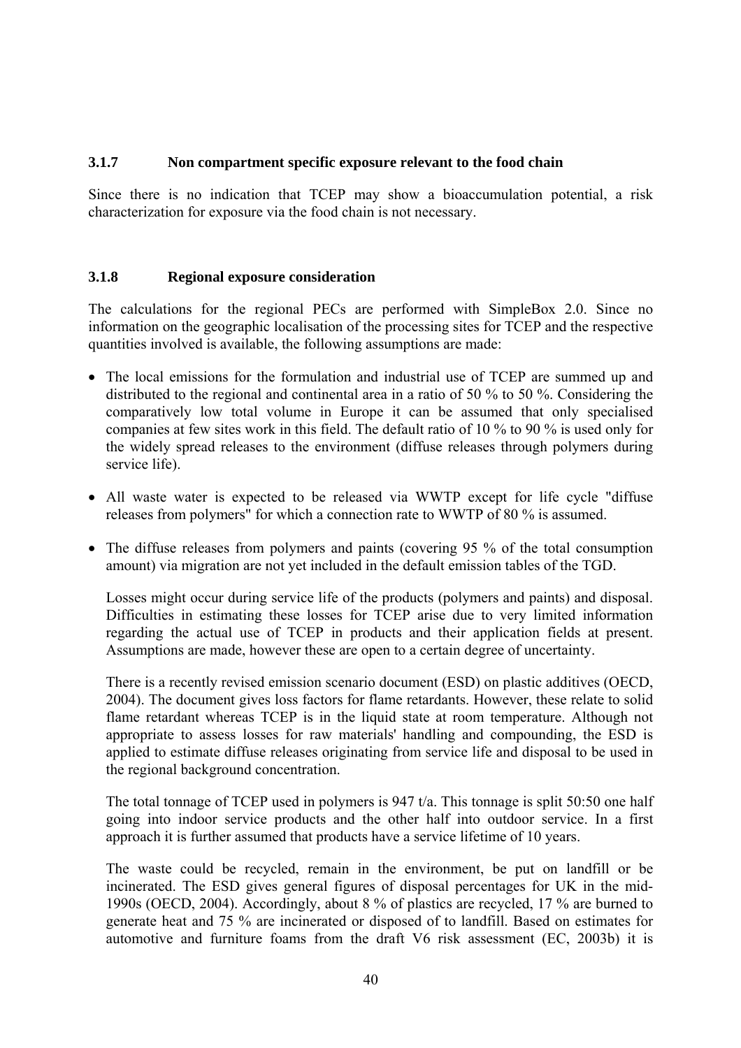### 3.1.7 Non compartment specific exposure relevant to the food chain

Since there is no indication that TCEP may show a bioaccumulation potential, a risk characterization for exposure via the food chain is not necessary.

### 3.1.8 Regional exposure consideration

The calculations for the regional PECs are performed with SimpleBox 2.0. Since no information on the geographic localisation of the processing sites for TCEP and the respective quantities involved is available, the following assumptions are made:

- The local emissions for the formulation and industrial use of TCEP are summed up and distributed to the regional and continental area in a ratio of 50 % to 50 %. Considering the comparatively low total volume in Europe it can be assumed that only specialised companies at few sites work in this field. The default ratio of 10 % to 90 % is used only for the widely spread releases to the environment (diffuse releases through polymers during service life).

- All waste water is expected to be released via WWTP except for life cycle "diffuse releases from polymers" for which a connection rate to WWTP of 80 % is assumed.

- The diffuse releases from polymers and paints (covering 95 % of the total consumption amount) via migration are not yet included in the default emission tables of the TGD.

  Losses might occur during service life of the products (polymers and paints) and disposal. Difficulties in estimating these losses for TCEP arise due to very limited information regarding the actual use of TCEP in products and their application fields at present. Assumptions are made, however these are open to a certain degree of uncertainty.

  There is a recently revised emission scenario document (ESD) on plastic additives (OECD, 2004). The document gives loss factors for flame retardants. However, these relate to solid flame retardant whereas TCEP is in the liquid state at room temperature. Although not appropriate to assess losses for raw materials' handling and compounding, the ESD is applied to estimate diffuse releases originating from service life and disposal to be used in the regional background concentration.

  The total tonnage of TCEP used in polymers is 947 t/a. This tonnage is split 50:50 one half going into indoor service products and the other half into outdoor service. In a first approach it is further assumed that products have a service lifetime of 10 years.

  The waste could be recycled, remain in the environment, be put on landfill or be incinerated. The ESD gives general figures of disposal percentages for UK in the mid-1990s (OECD, 2004). Accordingly, about 8 % of plastics are recycled, 17 % are burned to generate heat and 75 % are incinerated or disposed of to landfill. Based on estimates for automotive and furniture foams from the draft V6 risk assessment (EC, 2003b) it is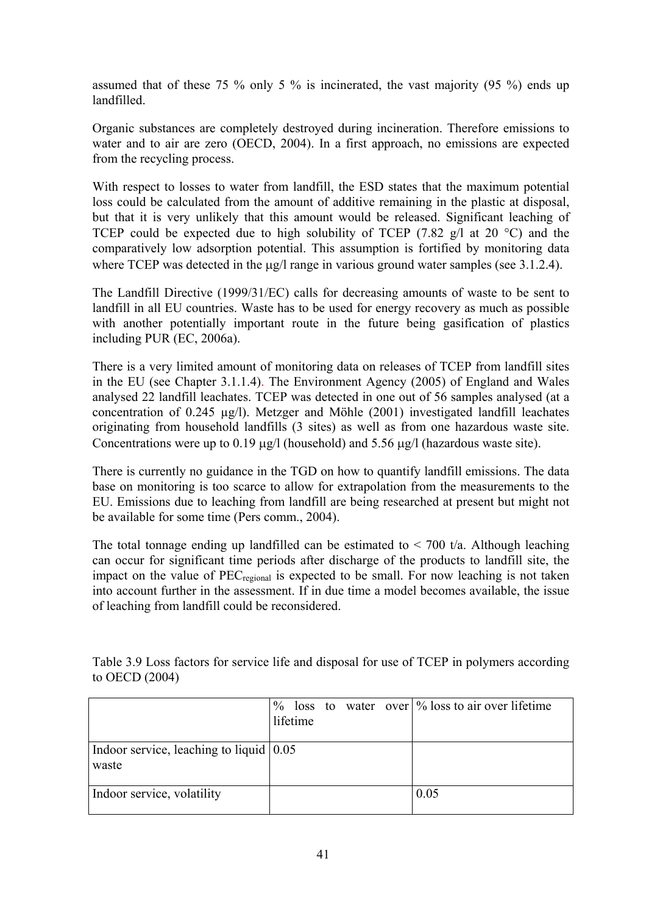assumed that of these 75 % only 5 % is incinerated, the vast majority (95 %) ends up landfilled.

Organic substances are completely destroyed during incineration. Therefore emissions to water and to air are zero (OECD, 2004). In a first approach, no emissions are expected from the recycling process.

With respect to losses to water from landfill, the ESD states that the maximum potential loss could be calculated from the amount of additive remaining in the plastic at disposal, but that it is very unlikely that this amount would be released. Significant leaching of TCEP could be expected due to high solubility of TCEP (7.82 g/l at 20 °C) and the comparatively low adsorption potential. This assumption is fortified by monitoring data where TCEP was detected in the µg/l range in various ground water samples (see 3.1.2.4).

The Landfill Directive (1999/31/EC) calls for decreasing amounts of waste to be sent to landfill in all EU countries. Waste has to be used for energy recovery as much as possible with another potentially important route in the future being gasification of plastics including PUR (EC, 2006a).

There is a very limited amount of monitoring data on releases of TCEP from landfill sites in the EU (see Chapter 3.1.1.4). The Environment Agency (2005) of England and Wales analysed 22 landfill leachates. TCEP was detected in one out of 56 samples analysed (at a concentration of 0.245 µg/l). Metzger and Möhle (2001) investigated landfill leachates originating from household landfills (3 sites) as well as from one hazardous waste site. Concentrations were up to 0.19 µg/l (household) and 5.56 µg/l (hazardous waste site).

There is currently no guidance in the TGD on how to quantify landfill emissions. The data base on monitoring is too scarce to allow for extrapolation from the measurements to the EU. Emissions due to leaching from landfill are being researched at present but might not be available for some time (Pers comm., 2004).

The total tonnage ending up landfilled can be estimated to < 700 t/a. Although leaching can occur for significant time periods after discharge of the products to landfill site, the impact on the value of $PEC_{regional}$ is expected to be small. For now leaching is not taken into account further in the assessment. If in due time a model becomes available, the issue of leaching from landfill could be reconsidered.

Table 3.9 Loss factors for service life and disposal for use of TCEP in polymers according to OECD (2004)

| | % loss to water over lifetime | % loss to air over lifetime |
|---|---|---|
| Indoor service, leaching to liquid waste | 0.05 | |
| Indoor service, volatility | | 0.05 |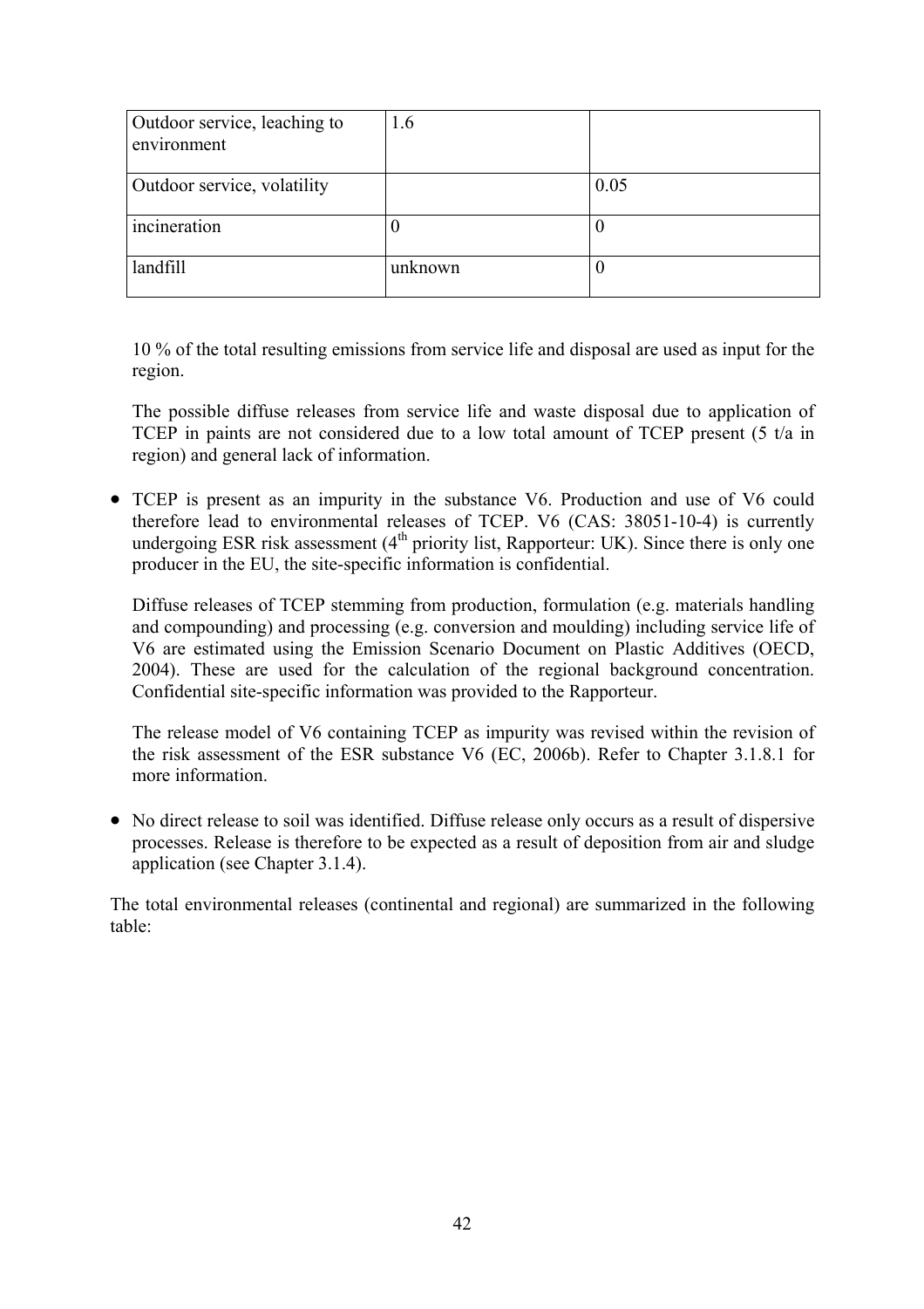| | | |
|---|---|---|
| Outdoor service, leaching to environment | 1.6 | |
| Outdoor service, volatility | | 0.05 |
| incineration | 0 | 0 |
| landfill | unknown | 0 |

10 % of the total resulting emissions from service life and disposal are used as input for the region.

The possible diffuse releases from service life and waste disposal due to application of TCEP in paints are not considered due to a low total amount of TCEP present (5 t/a in region) and general lack of information.

- TCEP is present as an impurity in the substance V6. Production and use of V6 could therefore lead to environmental releases of TCEP. V6 (CAS: 38051-10-4) is currently undergoing ESR risk assessment (4th priority list, Rapporteur: UK). Since there is only one producer in the EU, the site-specific information is confidential.

  Diffuse releases of TCEP stemming from production, formulation (e.g. materials handling and compounding) and processing (e.g. conversion and moulding) including service life of V6 are estimated using the Emission Scenario Document on Plastic Additives (OECD, 2004). These are used for the calculation of the regional background concentration. Confidential site-specific information was provided to the Rapporteur.

  The release model of V6 containing TCEP as impurity was revised within the revision of the risk assessment of the ESR substance V6 (EC, 2006b). Refer to Chapter 3.1.8.1 for more information.

- No direct release to soil was identified. Diffuse release only occurs as a result of dispersive processes. Release is therefore to be expected as a result of deposition from air and sludge application (see Chapter 3.1.4).

The total environmental releases (continental and regional) are summarized in the following table: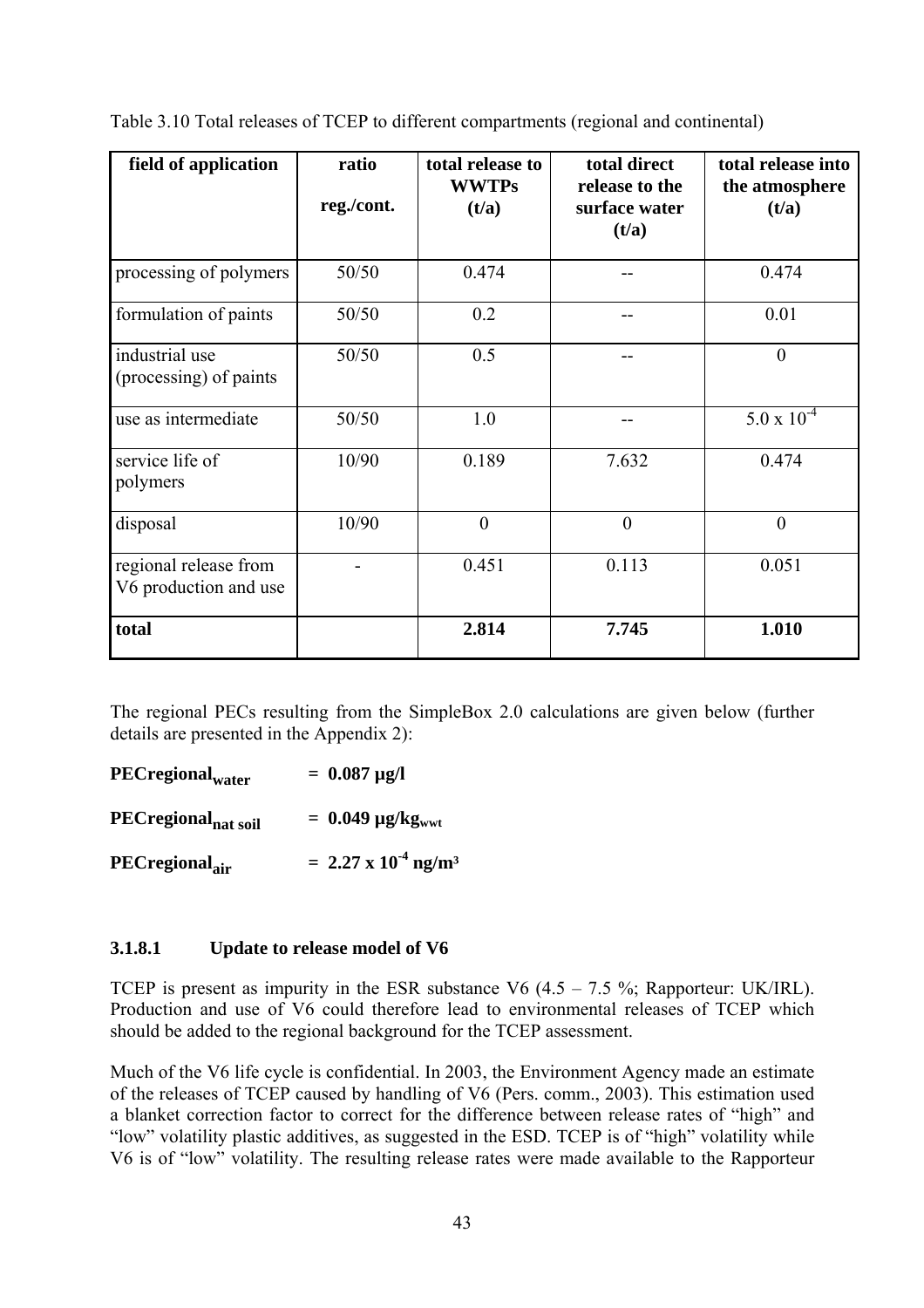Table 3.10 Total releases of TCEP to different compartments (regional and continental)

| field of application | ratio reg./cont. | total release to WWTPs (t/a) | total direct release to the surface water (t/a) | total release into the atmosphere (t/a) |
|---|---|---|---|---|
| processing of polymers | 50/50 | 0.474 | -- | 0.474 |
| formulation of paints | 50/50 | 0.2 | -- | 0.01 |
| industrial use (processing) of paints | 50/50 | 0.5 | -- | 0 |
| use as intermediate | 50/50 | 1.0 | -- | $5.0 \times 10^{-4}$ |
| service life of polymers | 10/90 | 0.189 | 7.632 | 0.474 |
| disposal | 10/90 | 0 | 0 | 0 |
| regional release from V6 production and use | - | 0.451 | 0.113 | 0.051 |
| **total** | | **2.814** | **7.745** | **1.010** |

The regional PECs resulting from the SimpleBox 2.0 calculations are given below (further details are presented in the Appendix 2):

**$PECregional_{water}$ = 0.087 µg/l**

**$PECregional_{nat\ soil}$ = 0.049 $µg/kg_{wwt}$**

**$PECregional_{air}$ = $2.27 \times 10^{-4}$ ng/m³**

### 3.1.8.1 Update to release model of V6

TCEP is present as impurity in the ESR substance V6 (4.5 – 7.5 %; Rapporteur: UK/IRL). Production and use of V6 could therefore lead to environmental releases of TCEP which should be added to the regional background for the TCEP assessment.

Much of the V6 life cycle is confidential. In 2003, the Environment Agency made an estimate of the releases of TCEP caused by handling of V6 (Pers. comm., 2003). This estimation used a blanket correction factor to correct for the difference between release rates of "high" and "low" volatility plastic additives, as suggested in the ESD. TCEP is of "high" volatility while V6 is of "low" volatility. The resulting release rates were made available to the Rapporteur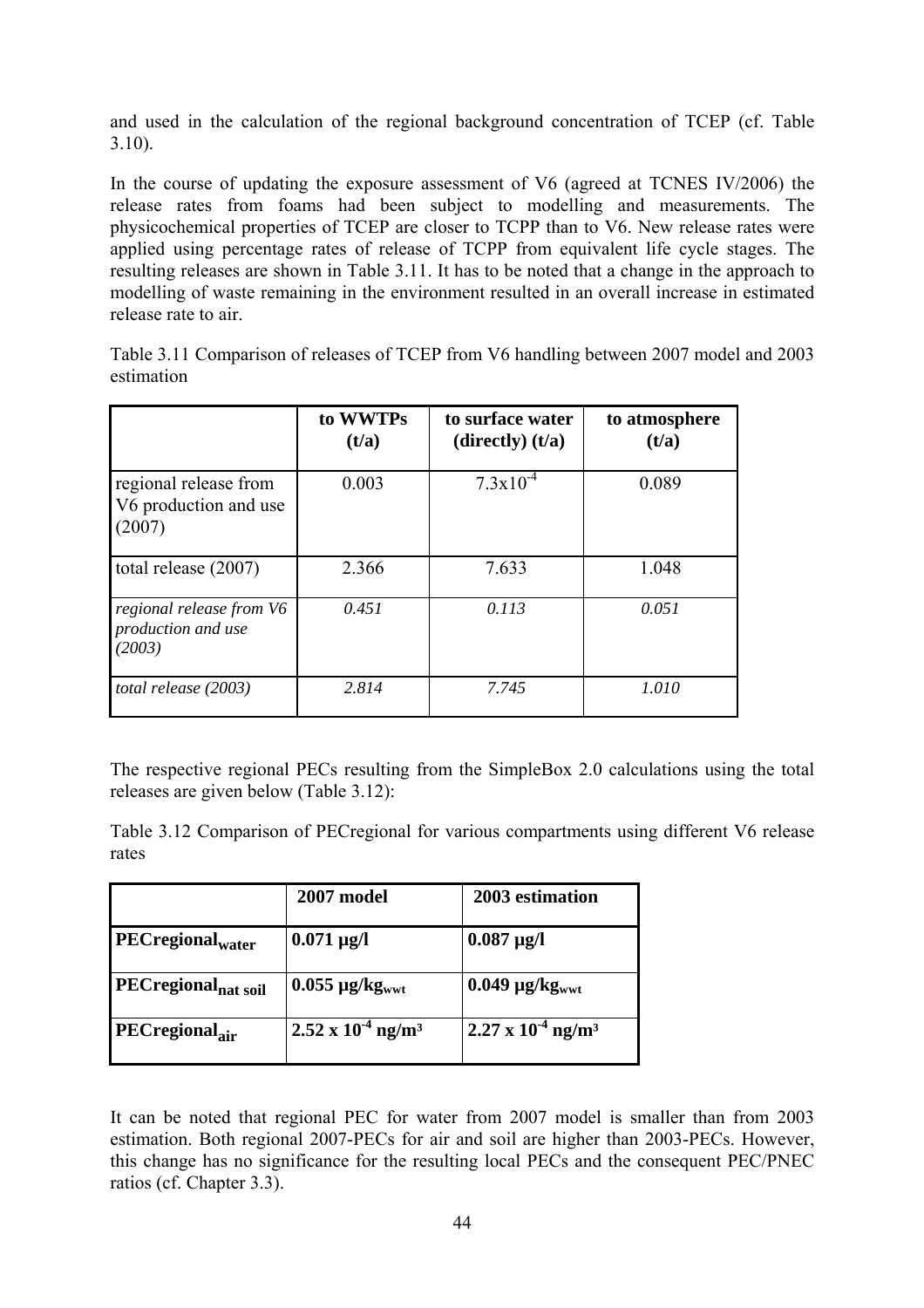and used in the calculation of the regional background concentration of TCEP (cf. Table 3.10).

In the course of updating the exposure assessment of V6 (agreed at TCNES IV/2006) the release rates from foams had been subject to modelling and measurements. The physicochemical properties of TCEP are closer to TCPP than to V6. New release rates were applied using percentage rates of release of TCPP from equivalent life cycle stages. The resulting releases are shown in Table 3.11. It has to be noted that a change in the approach to modelling of waste remaining in the environment resulted in an overall increase in estimated release rate to air.

Table 3.11 Comparison of releases of TCEP from V6 handling between 2007 model and 2003 estimation

| | to WWTPs (t/a) | to surface water (directly) (t/a) | to atmosphere (t/a) |
|---|---|---|---|
| regional release from V6 production and use (2007) | 0.003 | $7.3 \times 10^{-4}$ | 0.089 |
| total release (2007) | 2.366 | 7.633 | 1.048 |
| *regional release from V6 production and use (2003)* | *0.451* | *0.113* | *0.051* |
| *total release (2003)* | *2.814* | *7.745* | *1.010* |

The respective regional PECs resulting from the SimpleBox 2.0 calculations using the total releases are given below (Table 3.12):

Table 3.12 Comparison of PECregional for various compartments using different V6 release rates

| | **2007 model** | **2003 estimation** |
|---|---|---|
| **$PECregional_{water}$** | **0.071 µg/l** | **0.087 µg/l** |
| **$PECregional_{nat\ soil}$** | **0.055 $µg/kg_{wwt}$** | **0.049 $µg/kg_{wwt}$** |
| **$PECregional_{air}$** | **$2.52 \times 10^{-4}$ ng/m³** | **$2.27 \times 10^{-4}$ ng/m³** |

It can be noted that regional PEC for water from 2007 model is smaller than from 2003 estimation. Both regional 2007-PECs for air and soil are higher than 2003-PECs. However, this change has no significance for the resulting local PECs and the consequent PEC/PNEC ratios (cf. Chapter 3.3).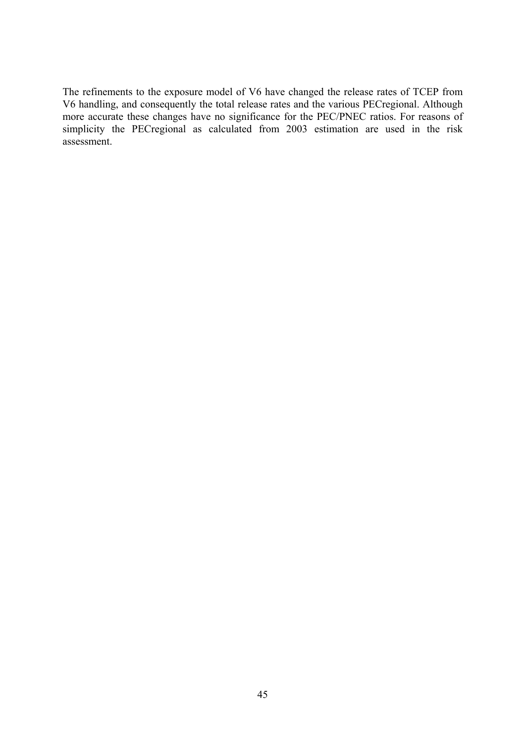The refinements to the exposure model of V6 have changed the release rates of TCEP from V6 handling, and consequently the total release rates and the various PECregional. Although more accurate these changes have no significance for the PEC/PNEC ratios. For reasons of simplicity the PECregional as calculated from 2003 estimation are used in the risk assessment.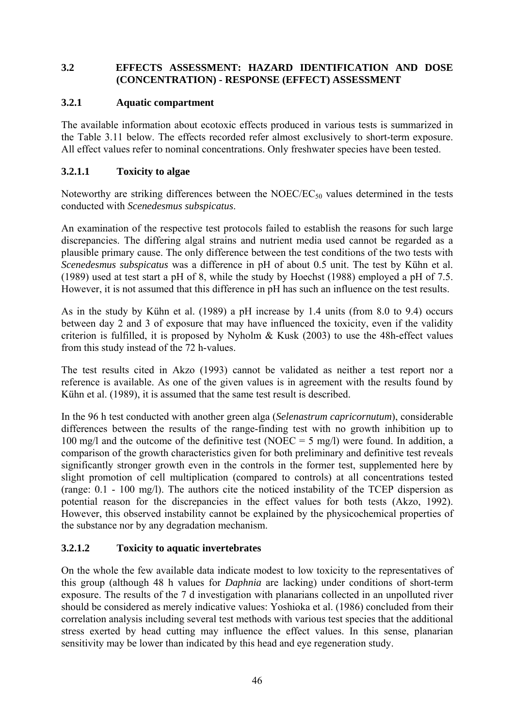### 3.2 EFFECTS ASSESSMENT: HAZARD IDENTIFICATION AND DOSE (CONCENTRATION) - RESPONSE (EFFECT) ASSESSMENT

#### 3.2.1 Aquatic compartment

The available information about ecotoxic effects produced in various tests is summarized in the Table 3.11 below. The effects recorded refer almost exclusively to short-term exposure. All effect values refer to nominal concentrations. Only freshwater species have been tested.

##### 3.2.1.1 Toxicity to algae

Noteworthy are striking differences between the NOEC/$EC_{50}$ values determined in the tests conducted with *Scenedesmus subspicatus*.

An examination of the respective test protocols failed to establish the reasons for such large discrepancies. The differing algal strains and nutrient media used cannot be regarded as a plausible primary cause. The only difference between the test conditions of the two tests with *Scenedesmus subspicatus* was a difference in pH of about 0.5 unit. The test by Kühn et al. (1989) used at test start a pH of 8, while the study by Hoechst (1988) employed a pH of 7.5. However, it is not assumed that this difference in pH has such an influence on the test results.

As in the study by Kühn et al. (1989) a pH increase by 1.4 units (from 8.0 to 9.4) occurs between day 2 and 3 of exposure that may have influenced the toxicity, even if the validity criterion is fulfilled, it is proposed by Nyholm & Kusk (2003) to use the 48h-effect values from this study instead of the 72 h-values.

The test results cited in Akzo (1993) cannot be validated as neither a test report nor a reference is available. As one of the given values is in agreement with the results found by Kühn et al. (1989), it is assumed that the same test result is described.

In the 96 h test conducted with another green alga (*Selenastrum capricornutum*), considerable differences between the results of the range-finding test with no growth inhibition up to 100 mg/l and the outcome of the definitive test (NOEC = 5 mg/l) were found. In addition, a comparison of the growth characteristics given for both preliminary and definitive test reveals significantly stronger growth even in the controls in the former test, supplemented here by slight promotion of cell multiplication (compared to controls) at all concentrations tested (range: 0.1 - 100 mg/l). The authors cite the noticed instability of the TCEP dispersion as potential reason for the discrepancies in the effect values for both tests (Akzo, 1992). However, this observed instability cannot be explained by the physicochemical properties of the substance nor by any degradation mechanism.

##### 3.2.1.2 Toxicity to aquatic invertebrates

On the whole the few available data indicate modest to low toxicity to the representatives of this group (although 48 h values for *Daphnia* are lacking) under conditions of short-term exposure. The results of the 7 d investigation with planarians collected in an unpolluted river should be considered as merely indicative values: Yoshioka et al. (1986) concluded from their correlation analysis including several test methods with various test species that the additional stress exerted by head cutting may influence the effect values. In this sense, planarian sensitivity may be lower than indicated by this head and eye regeneration study.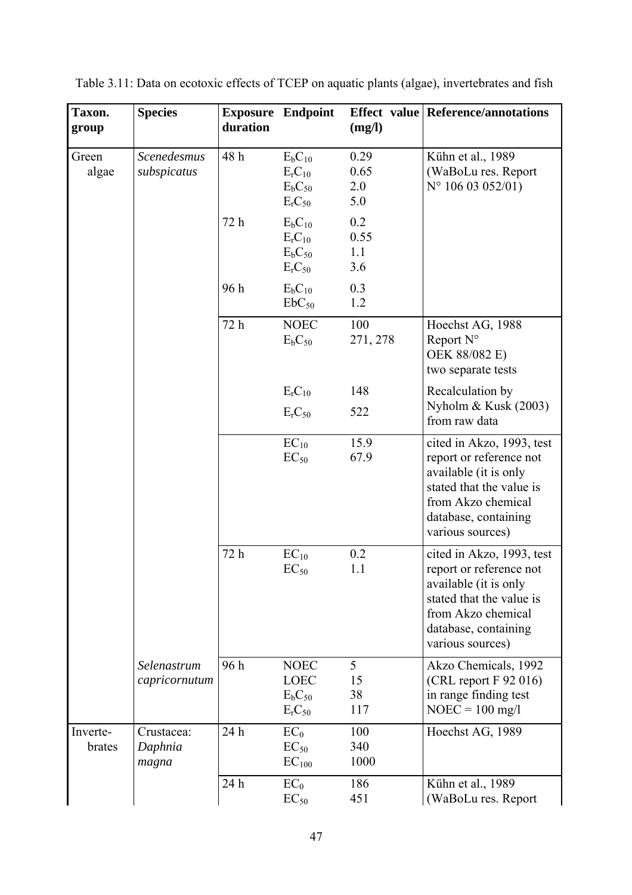Table 3.11: Data on ecotoxic effects of TCEP on aquatic plants (algae), invertebrates and fish

| Taxon. group | Species | Exposure duration | Endpoint | Effect value (mg/l) | Reference/annotations |
|---|---|---|---|---|---|
| Green algae | *Scenedesmus subspicatus* | 48 h | $E_bC_{10}$<br>$E_rC_{10}$<br>$E_bC_{50}$<br>$E_rC_{50}$ | 0.29<br>0.65<br>2.0<br>5.0 | Kühn et al., 1989 (WaBoLu res. Report N° 106 03 052/01) |
| | | 72 h | $E_bC_{10}$<br>$E_rC_{10}$<br>$E_bC_{50}$<br>$E_rC_{50}$ | 0.2<br>0.55<br>1.1<br>3.6 | |
| | | 96 h | $E_bC_{10}$<br>$EbC_{50}$ | 0.3<br>1.2 | |
| | | 72 h | NOEC<br>$E_bC_{50}$ | 100<br>271, 278 | Hoechst AG, 1988 Report N° OEK 88/082 E) two separate tests |
| | | | $E_rC_{10}$<br>$E_rC_{50}$ | 148<br>522 | Recalculation by Nyholm & Kusk (2003) from raw data |
| | | | $EC_{10}$<br>$EC_{50}$ | 15.9<br>67.9 | cited in Akzo, 1993, test report or reference not available (it is only stated that the value is from Akzo chemical database, containing various sources) |
| | | 72 h | $EC_{10}$<br>$EC_{50}$ | 0.2<br>1.1 | cited in Akzo, 1993, test report or reference not available (it is only stated that the value is from Akzo chemical database, containing various sources) |
| | *Selenastrum capricornutum* | 96 h | NOEC<br>LOEC<br>$E_bC_{50}$<br>$E_rC_{50}$ | 5<br>15<br>38<br>117 | Akzo Chemicals, 1992 (CRL report F 92 016) in range finding test NOEC = 100 mg/l |
| Inverte-brates | Crustacea: *Daphnia magna* | 24 h | $EC_0$<br>$EC_{50}$<br>$EC_{100}$ | 100<br>340<br>1000 | Hoechst AG, 1989 |
| | | 24 h | $EC_0$<br>$EC_{50}$ | 186<br>451 | Kühn et al., 1989 (WaBoLu res. Report |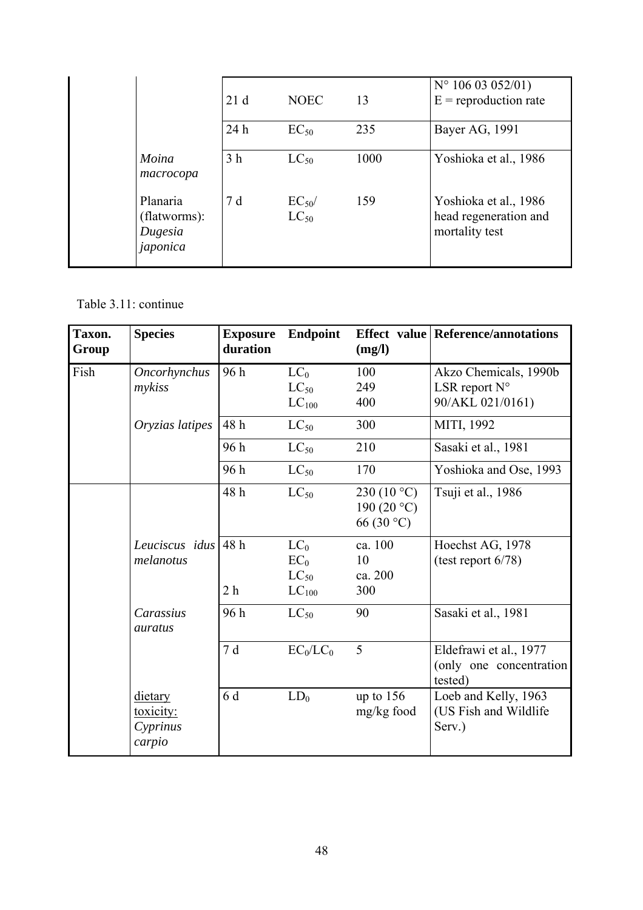| | | | | | |
|---|---|---|---|---|---|
| | | 21 d | NOEC | 13 | N° 106 03 052/01)<br>E = reproduction rate |
| | | 24 h | $EC_{50}$ | 235 | Bayer AG, 1991 |
| | *Moina macrocopa* | 3 h | $LC_{50}$ | 1000 | Yoshioka et al., 1986 |
| | Planaria (flatworms): *Dugesia japonica* | 7 d | $EC_{50}$/ $LC_{50}$ | 159 | Yoshioka et al., 1986 head regeneration and mortality test |

Table 3.11: continue

| Taxon. Group | Species | Exposure duration | Endpoint | Effect value (mg/l) | Reference/annotations |
|---|---|---|---|---|---|
| Fish | *Oncorhynchus mykiss* | 96 h | $LC_0$<br>$LC_{50}$<br>$LC_{100}$ | 100<br>249<br>400 | Akzo Chemicals, 1990b LSR report N° 90/AKL 021/0161) |
| | *Oryzias latipes* | 48 h | $LC_{50}$ | 300 | MITI, 1992 |
| | | 96 h | $LC_{50}$ | 210 | Sasaki et al., 1981 |
| | | 96 h | $LC_{50}$ | 170 | Yoshioka and Ose, 1993 |
| | | 48 h | $LC_{50}$ | 230 (10 °C)<br>190 (20 °C)<br>66 (30 °C) | Tsuji et al., 1986 |
| | *Leuciscus idus melanotus* | 48 h<br><br><br>2 h | $LC_0$<br>$EC_0$<br>$LC_{50}$<br>$LC_{100}$ | ca. 100<br>10<br>ca. 200<br>300 | Hoechst AG, 1978 (test report 6/78) |
| | *Carassius auratus* | 96 h | $LC_{50}$ | 90 | Sasaki et al., 1981 |
| | | 7 d | $EC_0$/$LC_0$ | 5 | Eldefrawi et al., 1977 (only one concentration tested) |
| | dietary toxicity: *Cyprinus carpio* | 6 d | $LD_0$ | up to 156 mg/kg food | Loeb and Kelly, 1963 (US Fish and Wildlife Serv.) |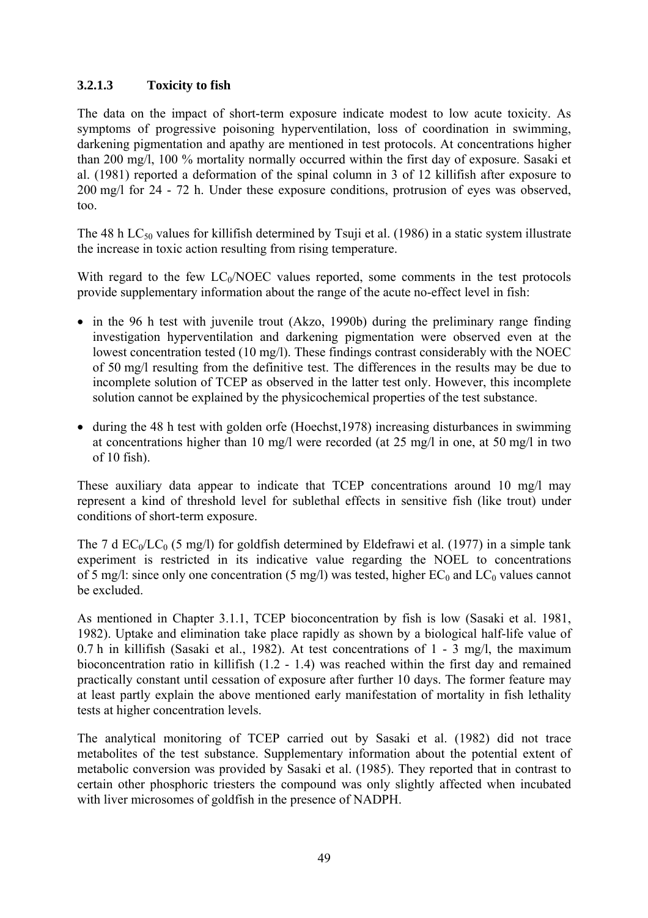### 3.2.1.3 Toxicity to fish

The data on the impact of short-term exposure indicate modest to low acute toxicity. As symptoms of progressive poisoning hyperventilation, loss of coordination in swimming, darkening pigmentation and apathy are mentioned in test protocols. At concentrations higher than 200 mg/l, 100 % mortality normally occurred within the first day of exposure. Sasaki et al. (1981) reported a deformation of the spinal column in 3 of 12 killifish after exposure to 200 mg/l for 24 - 72 h. Under these exposure conditions, protrusion of eyes was observed, too.

The 48 h $LC_{50}$ values for killifish determined by Tsuji et al. (1986) in a static system illustrate the increase in toxic action resulting from rising temperature.

With regard to the few $LC_0$/NOEC values reported, some comments in the test protocols provide supplementary information about the range of the acute no-effect level in fish:

- in the 96 h test with juvenile trout (Akzo, 1990b) during the preliminary range finding investigation hyperventilation and darkening pigmentation were observed even at the lowest concentration tested (10 mg/l). These findings contrast considerably with the NOEC of 50 mg/l resulting from the definitive test. The differences in the results may be due to incomplete solution of TCEP as observed in the latter test only. However, this incomplete solution cannot be explained by the physicochemical properties of the test substance.
- during the 48 h test with golden orfe (Hoechst,1978) increasing disturbances in swimming at concentrations higher than 10 mg/l were recorded (at 25 mg/l in one, at 50 mg/l in two of 10 fish).

These auxiliary data appear to indicate that TCEP concentrations around 10 mg/l may represent a kind of threshold level for sublethal effects in sensitive fish (like trout) under conditions of short-term exposure.

The 7 d $EC_0$/$LC_0$ (5 mg/l) for goldfish determined by Eldefrawi et al. (1977) in a simple tank experiment is restricted in its indicative value regarding the NOEL to concentrations of 5 mg/l: since only one concentration (5 mg/l) was tested, higher $EC_0$ and $LC_0$ values cannot be excluded.

As mentioned in Chapter 3.1.1, TCEP bioconcentration by fish is low (Sasaki et al. 1981, 1982). Uptake and elimination take place rapidly as shown by a biological half-life value of 0.7 h in killifish (Sasaki et al., 1982). At test concentrations of 1 - 3 mg/l, the maximum bioconcentration ratio in killifish (1.2 - 1.4) was reached within the first day and remained practically constant until cessation of exposure after further 10 days. The former feature may at least partly explain the above mentioned early manifestation of mortality in fish lethality tests at higher concentration levels.

The analytical monitoring of TCEP carried out by Sasaki et al. (1982) did not trace metabolites of the test substance. Supplementary information about the potential extent of metabolic conversion was provided by Sasaki et al. (1985). They reported that in contrast to certain other phosphoric triesters the compound was only slightly affected when incubated with liver microsomes of goldfish in the presence of NADPH.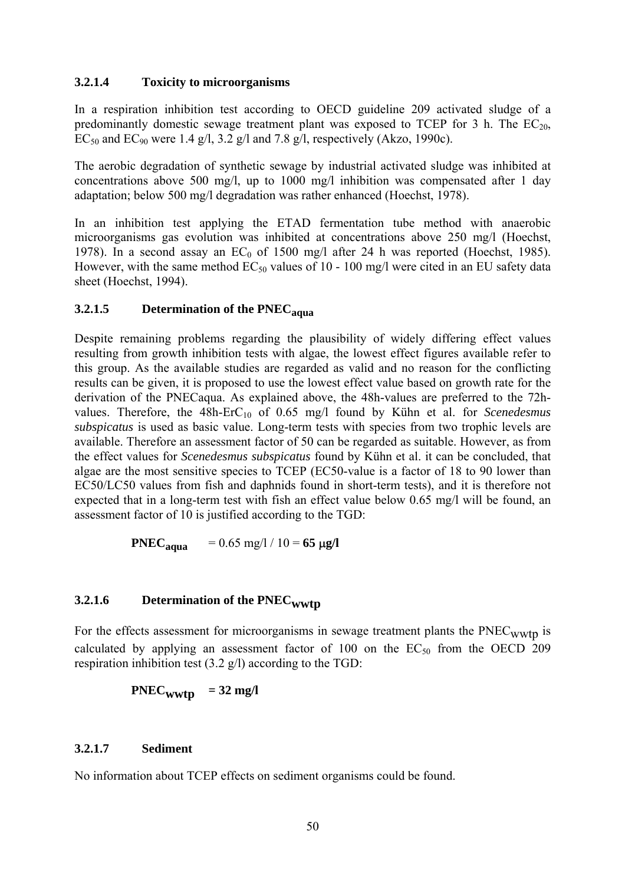#### 3.2.1.4 Toxicity to microorganisms

In a respiration inhibition test according to OECD guideline 209 activated sludge of a predominantly domestic sewage treatment plant was exposed to TCEP for 3 h. The $EC_{20}$, $EC_{50}$ and $EC_{90}$ were 1.4 g/l, 3.2 g/l and 7.8 g/l, respectively (Akzo, 1990c).

The aerobic degradation of synthetic sewage by industrial activated sludge was inhibited at concentrations above 500 mg/l, up to 1000 mg/l inhibition was compensated after 1 day adaptation; below 500 mg/l degradation was rather enhanced (Hoechst, 1978).

In an inhibition test applying the ETAD fermentation tube method with anaerobic microorganisms gas evolution was inhibited at concentrations above 250 mg/l (Hoechst, 1978). In a second assay an $EC_0$ of 1500 mg/l after 24 h was reported (Hoechst, 1985). However, with the same method $EC_{50}$ values of 10 - 100 mg/l were cited in an EU safety data sheet (Hoechst, 1994).

#### 3.2.1.5 Determination of the $PNEC_{aqua}$

Despite remaining problems regarding the plausibility of widely differing effect values resulting from growth inhibition tests with algae, the lowest effect figures available refer to this group. As the available studies are regarded as valid and no reason for the conflicting results can be given, it is proposed to use the lowest effect value based on growth rate for the derivation of the PNECaqua. As explained above, the 48h-values are preferred to the 72h-values. Therefore, the 48h-$ErC_{10}$ of 0.65 mg/l found by Kühn et al. for *Scenedesmus subspicatus* is used as basic value. Long-term tests with species from two trophic levels are available. Therefore an assessment factor of 50 can be regarded as suitable. However, as from the effect values for *Scenedesmus subspicatus* found by Kühn et al. it can be concluded, that algae are the most sensitive species to TCEP (EC50-value is a factor of 18 to 90 lower than EC50/LC50 values from fish and daphnids found in short-term tests), and it is therefore not expected that in a long-term test with fish an effect value below 0.65 mg/l will be found, an assessment factor of 10 is justified according to the TGD:

**$PNEC_{aqua}$** = 0.65 mg/l / 10 = **65 μg/l**

#### 3.2.1.6 Determination of the $PNEC_{wwtp}$

For the effects assessment for microorganisms in sewage treatment plants the $PNEC_{wwtp}$ is calculated by applying an assessment factor of 100 on the $EC_{50}$ from the OECD 209 respiration inhibition test (3.2 g/l) according to the TGD:

**$PNEC_{wwtp}$ = 32 mg/l**

#### 3.2.1.7 Sediment

No information about TCEP effects on sediment organisms could be found.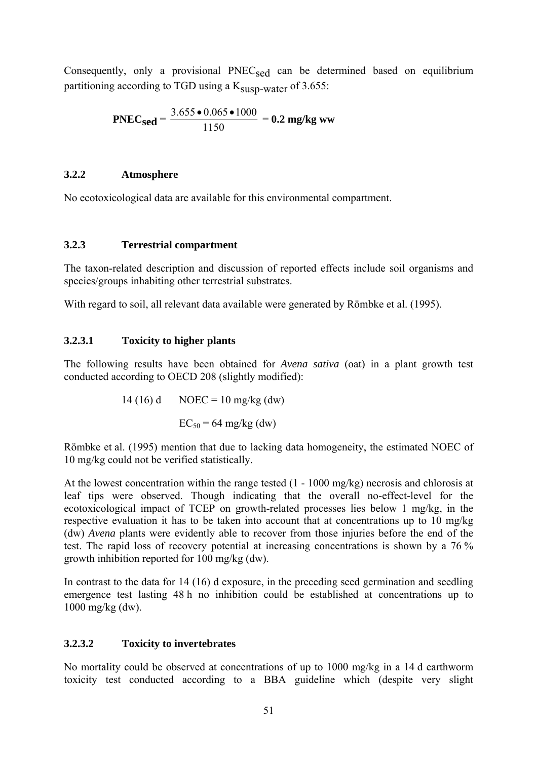Consequently, only a provisional $PNEC_{sed}$ can be determined based on equilibrium partitioning according to TGD using a $K_{susp\text{-}water}$ of 3.655:

$$\mathbf{PNEC_{sed}} = \frac{3.655 \bullet 0.065 \bullet 1000}{1150} = \mathbf{0.2\ mg/kg\ ww}$$

### 3.2.2 Atmosphere

No ecotoxicological data are available for this environmental compartment.

### 3.2.3 Terrestrial compartment

The taxon-related description and discussion of reported effects include soil organisms and species/groups inhabiting other terrestrial substrates.

With regard to soil, all relevant data available were generated by Römbke et al. (1995).

#### 3.2.3.1 Toxicity to higher plants

The following results have been obtained for *Avena sativa* (oat) in a plant growth test conducted according to OECD 208 (slightly modified):

14 (16) d NOEC = 10 mg/kg (dw)

$EC_{50}$ = 64 mg/kg (dw)

Römbke et al. (1995) mention that due to lacking data homogeneity, the estimated NOEC of 10 mg/kg could not be verified statistically.

At the lowest concentration within the range tested (1 - 1000 mg/kg) necrosis and chlorosis at leaf tips were observed. Though indicating that the overall no-effect-level for the ecotoxicological impact of TCEP on growth-related processes lies below 1 mg/kg, in the respective evaluation it has to be taken into account that at concentrations up to 10 mg/kg (dw) *Avena* plants were evidently able to recover from those injuries before the end of the test. The rapid loss of recovery potential at increasing concentrations is shown by a 76 % growth inhibition reported for 100 mg/kg (dw).

In contrast to the data for 14 (16) d exposure, in the preceding seed germination and seedling emergence test lasting 48 h no inhibition could be established at concentrations up to 1000 mg/kg (dw).

#### 3.2.3.2 Toxicity to invertebrates

No mortality could be observed at concentrations of up to 1000 mg/kg in a 14 d earthworm toxicity test conducted according to a BBA guideline which (despite very slight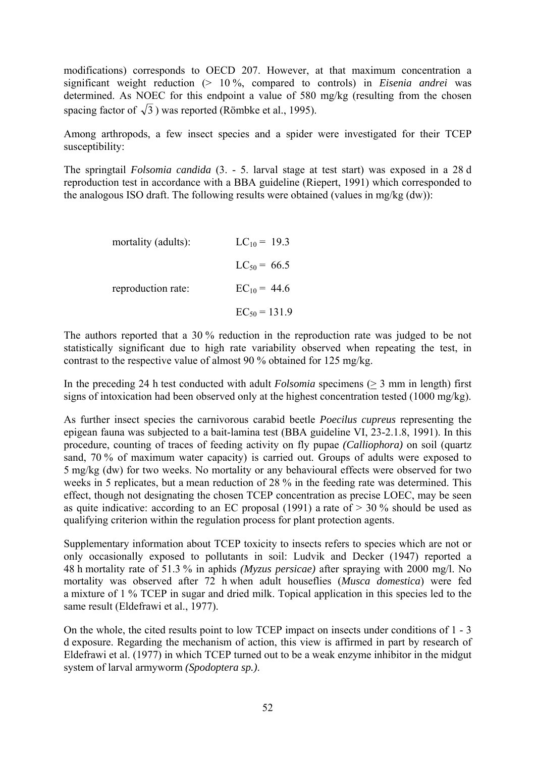modifications) corresponds to OECD 207. However, at that maximum concentration a significant weight reduction (> 10 %, compared to controls) in *Eisenia andrei* was determined. As NOEC for this endpoint a value of 580 mg/kg (resulting from the chosen spacing factor of $\sqrt{3}$) was reported (Römbke et al., 1995).

Among arthropods, a few insect species and a spider were investigated for their TCEP susceptibility:

The springtail *Folsomia candida* (3. - 5. larval stage at test start) was exposed in a 28 d reproduction test in accordance with a BBA guideline (Riepert, 1991) which corresponded to the analogous ISO draft. The following results were obtained (values in mg/kg (dw)):

| | |
|---|---|
| mortality (adults): | $LC_{10}$ = 19.3 |
| | $LC_{50}$ = 66.5 |
| reproduction rate: | $EC_{10}$ = 44.6 |
| | $EC_{50}$ = 131.9 |

The authors reported that a 30 % reduction in the reproduction rate was judged to be not statistically significant due to high rate variability observed when repeating the test, in contrast to the respective value of almost 90 % obtained for 125 mg/kg.

In the preceding 24 h test conducted with adult *Folsomia* specimens (≥ 3 mm in length) first signs of intoxication had been observed only at the highest concentration tested (1000 mg/kg).

As further insect species the carnivorous carabid beetle *Poecilus cupreus* representing the epigean fauna was subjected to a bait-lamina test (BBA guideline VI, 23-2.1.8, 1991). In this procedure, counting of traces of feeding activity on fly pupae *(Calliophora)* on soil (quartz sand, 70 % of maximum water capacity) is carried out. Groups of adults were exposed to 5 mg/kg (dw) for two weeks. No mortality or any behavioural effects were observed for two weeks in 5 replicates, but a mean reduction of 28 % in the feeding rate was determined. This effect, though not designating the chosen TCEP concentration as precise LOEC, may be seen as quite indicative: according to an EC proposal (1991) a rate of > 30 % should be used as qualifying criterion within the regulation process for plant protection agents.

Supplementary information about TCEP toxicity to insects refers to species which are not or only occasionally exposed to pollutants in soil: Ludvik and Decker (1947) reported a 48 h mortality rate of 51.3 % in aphids *(Myzus persicae)* after spraying with 2000 mg/l. No mortality was observed after 72 h when adult houseflies (*Musca domestica*) were fed a mixture of 1 % TCEP in sugar and dried milk. Topical application in this species led to the same result (Eldefrawi et al., 1977).

On the whole, the cited results point to low TCEP impact on insects under conditions of 1 - 3 d exposure. Regarding the mechanism of action, this view is affirmed in part by research of Eldefrawi et al. (1977) in which TCEP turned out to be a weak enzyme inhibitor in the midgut system of larval armyworm *(Spodoptera sp.)*.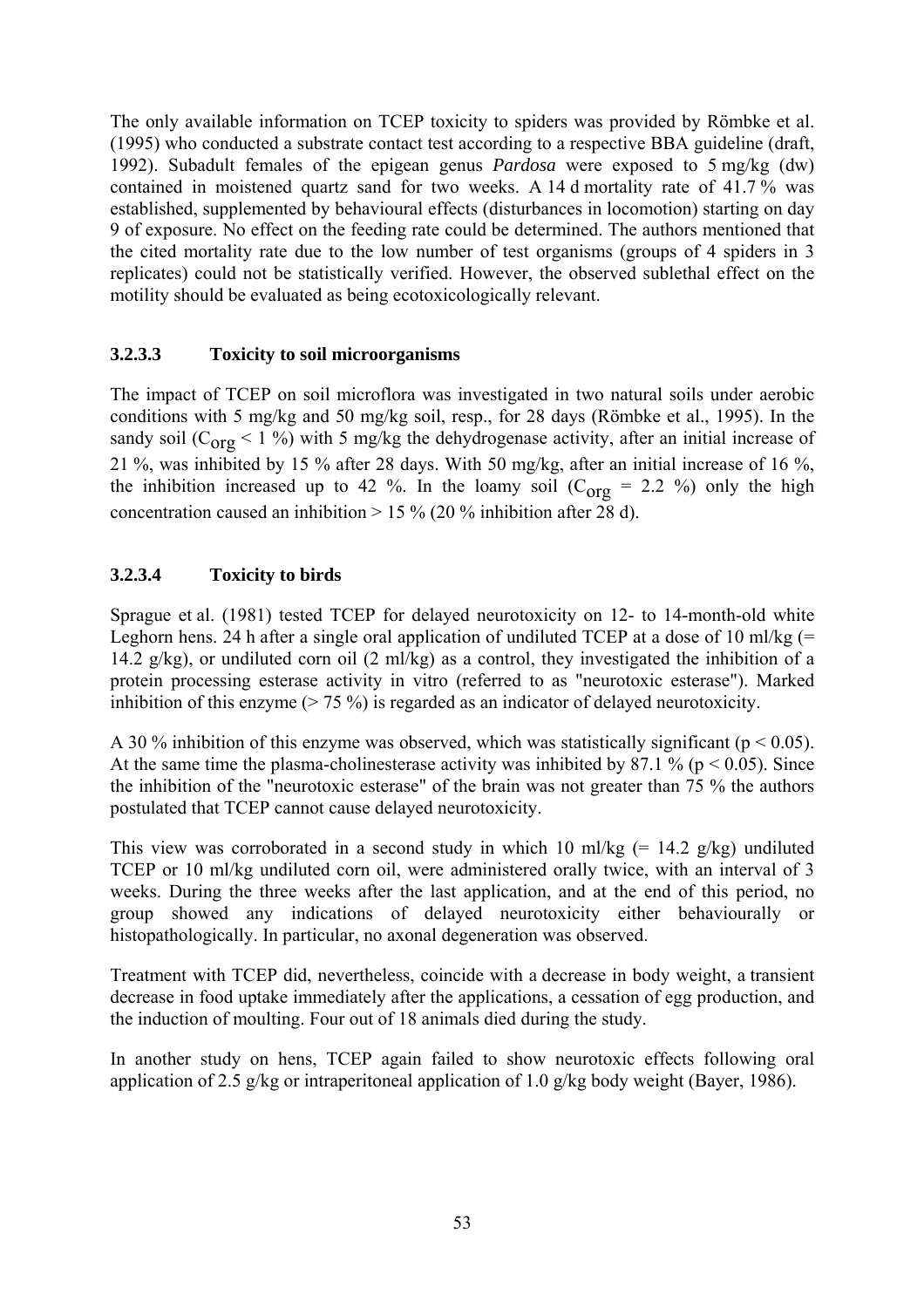The only available information on TCEP toxicity to spiders was provided by Römbke et al. (1995) who conducted a substrate contact test according to a respective BBA guideline (draft, 1992). Subadult females of the epigean genus *Pardosa* were exposed to 5 mg/kg (dw) contained in moistened quartz sand for two weeks. A 14 d mortality rate of 41.7 % was established, supplemented by behavioural effects (disturbances in locomotion) starting on day 9 of exposure. No effect on the feeding rate could be determined. The authors mentioned that the cited mortality rate due to the low number of test organisms (groups of 4 spiders in 3 replicates) could not be statistically verified. However, the observed sublethal effect on the motility should be evaluated as being ecotoxicologically relevant.

#### 3.2.3.3 Toxicity to soil microorganisms

The impact of TCEP on soil microflora was investigated in two natural soils under aerobic conditions with 5 mg/kg and 50 mg/kg soil, resp., for 28 days (Römbke et al., 1995). In the sandy soil ($C_{org}$ < 1 %) with 5 mg/kg the dehydrogenase activity, after an initial increase of 21 %, was inhibited by 15 % after 28 days. With 50 mg/kg, after an initial increase of 16 %, the inhibition increased up to 42 %. In the loamy soil ($C_{org}$ = 2.2 %) only the high concentration caused an inhibition > 15 % (20 % inhibition after 28 d).

#### 3.2.3.4 Toxicity to birds

Sprague et al. (1981) tested TCEP for delayed neurotoxicity on 12- to 14-month-old white Leghorn hens. 24 h after a single oral application of undiluted TCEP at a dose of 10 ml/kg (= 14.2 g/kg), or undiluted corn oil (2 ml/kg) as a control, they investigated the inhibition of a protein processing esterase activity in vitro (referred to as "neurotoxic esterase"). Marked inhibition of this enzyme (> 75 %) is regarded as an indicator of delayed neurotoxicity.

A 30 % inhibition of this enzyme was observed, which was statistically significant ($p < 0.05$). At the same time the plasma-cholinesterase activity was inhibited by 87.1 % ($p < 0.05$). Since the inhibition of the "neurotoxic esterase" of the brain was not greater than 75 % the authors postulated that TCEP cannot cause delayed neurotoxicity.

This view was corroborated in a second study in which 10 ml/kg (= 14.2 g/kg) undiluted TCEP or 10 ml/kg undiluted corn oil, were administered orally twice, with an interval of 3 weeks. During the three weeks after the last application, and at the end of this period, no group showed any indications of delayed neurotoxicity either behaviourally or histopathologically. In particular, no axonal degeneration was observed.

Treatment with TCEP did, nevertheless, coincide with a decrease in body weight, a transient decrease in food uptake immediately after the applications, a cessation of egg production, and the induction of moulting. Four out of 18 animals died during the study.

In another study on hens, TCEP again failed to show neurotoxic effects following oral application of 2.5 g/kg or intraperitoneal application of 1.0 g/kg body weight (Bayer, 1986).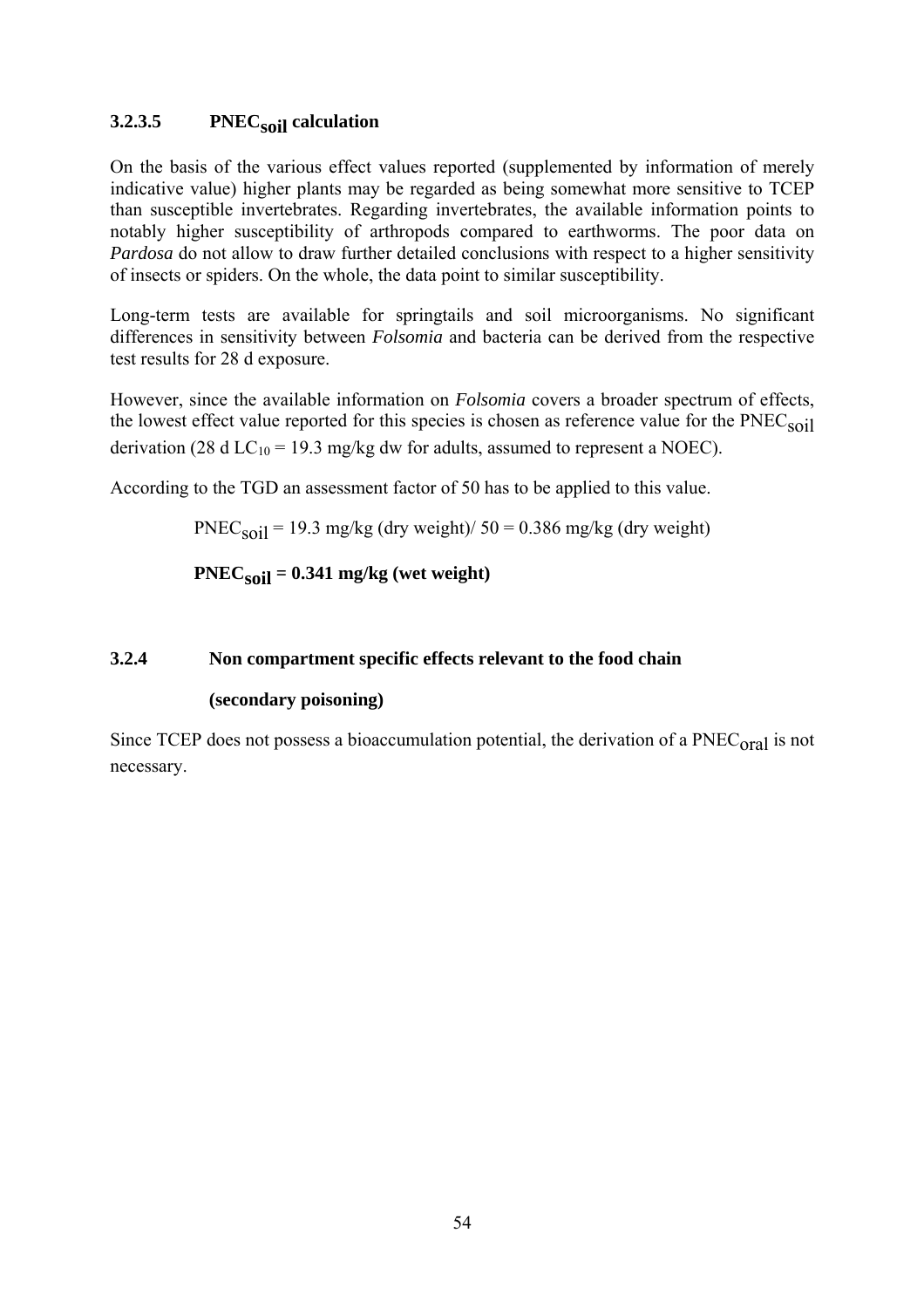#### 3.2.3.5 $PNEC_{soil}$ calculation

On the basis of the various effect values reported (supplemented by information of merely indicative value) higher plants may be regarded as being somewhat more sensitive to TCEP than susceptible invertebrates. Regarding invertebrates, the available information points to notably higher susceptibility of arthropods compared to earthworms. The poor data on *Pardosa* do not allow to draw further detailed conclusions with respect to a higher sensitivity of insects or spiders. On the whole, the data point to similar susceptibility.

Long-term tests are available for springtails and soil microorganisms. No significant differences in sensitivity between *Folsomia* and bacteria can be derived from the respective test results for 28 d exposure.

However, since the available information on *Folsomia* covers a broader spectrum of effects, the lowest effect value reported for this species is chosen as reference value for the $PNEC_{soil}$ derivation (28 d $LC_{10}$ = 19.3 mg/kg dw for adults, assumed to represent a NOEC).

According to the TGD an assessment factor of 50 has to be applied to this value.

$PNEC_{soil}$ = 19.3 mg/kg (dry weight)/ 50 = 0.386 mg/kg (dry weight)

**$PNEC_{soil}$ = 0.341 mg/kg (wet weight)**

### 3.2.4 Non compartment specific effects relevant to the food chain (secondary poisoning)

Since TCEP does not possess a bioaccumulation potential, the derivation of a $PNEC_{oral}$ is not necessary.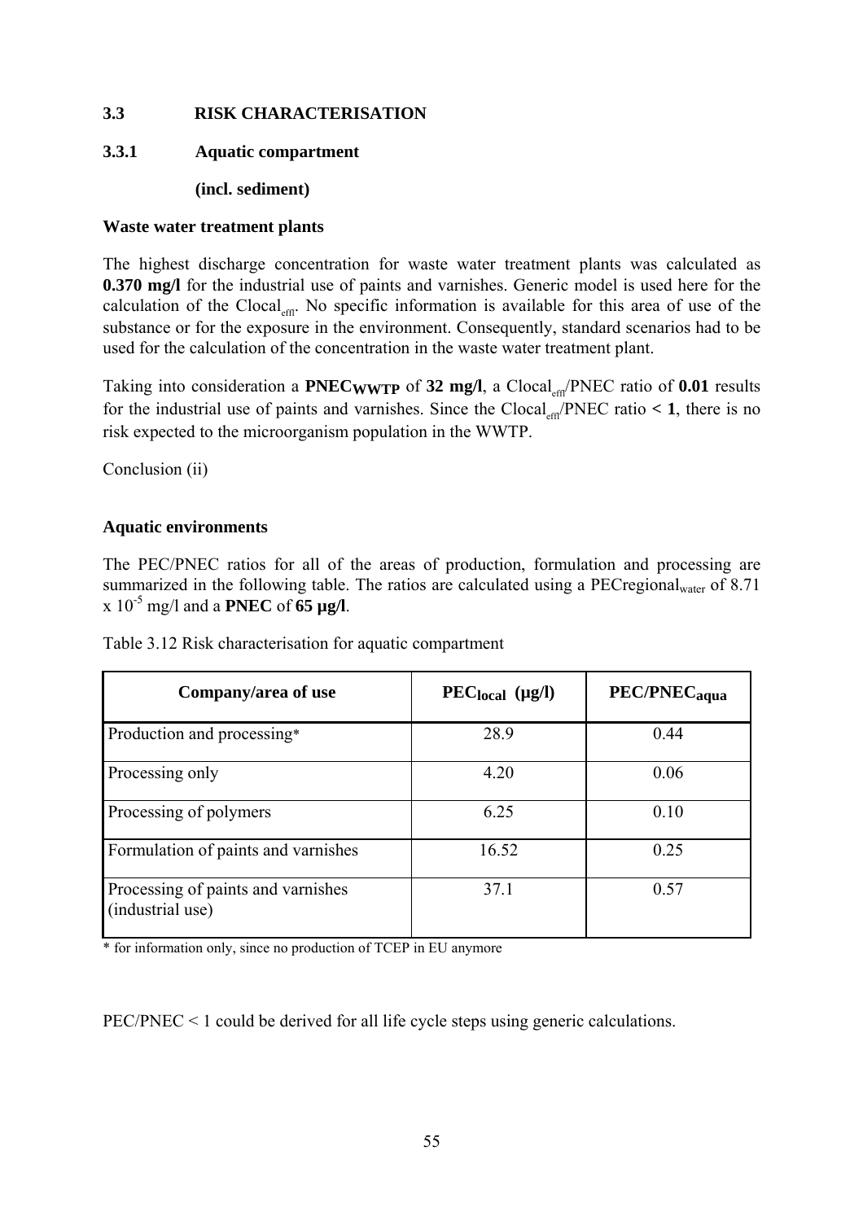## 3.3 RISK CHARACTERISATION

### 3.3.1 Aquatic compartment

### (incl. sediment)

**Waste water treatment plants**

The highest discharge concentration for waste water treatment plants was calculated as **0.370 mg/l** for the industrial use of paints and varnishes. Generic model is used here for the calculation of the $Clocal_{effl}$. No specific information is available for this area of use of the substance or for the exposure in the environment. Consequently, standard scenarios had to be used for the calculation of the concentration in the waste water treatment plant.

Taking into consideration a **$PNEC_{WWTP}$** of **32 mg/l**, a $Clocal_{effl}$/PNEC ratio of **0.01** results for the industrial use of paints and varnishes. Since the $Clocal_{effl}$/PNEC ratio **< 1**, there is no risk expected to the microorganism population in the WWTP.

Conclusion (ii)

**Aquatic environments**

The PEC/PNEC ratios for all of the areas of production, formulation and processing are summarized in the following table. The ratios are calculated using a $PECregional_{water}$ of $8.71 \times 10^{-5}$ mg/l and a **PNEC** of **65 µg/l**.

Table 3.12 Risk characterisation for aquatic compartment

| Company/area of use | $PEC_{local}$ (µg/l) | $PEC/PNEC_{aqua}$ |
|---|---|---|
| Production and processing* | 28.9 | 0.44 |
| Processing only | 4.20 | 0.06 |
| Processing of polymers | 6.25 | 0.10 |
| Formulation of paints and varnishes | 16.52 | 0.25 |
| Processing of paints and varnishes (industrial use) | 37.1 | 0.57 |

\* for information only, since no production of TCEP in EU anymore

PEC/PNEC < 1 could be derived for all life cycle steps using generic calculations.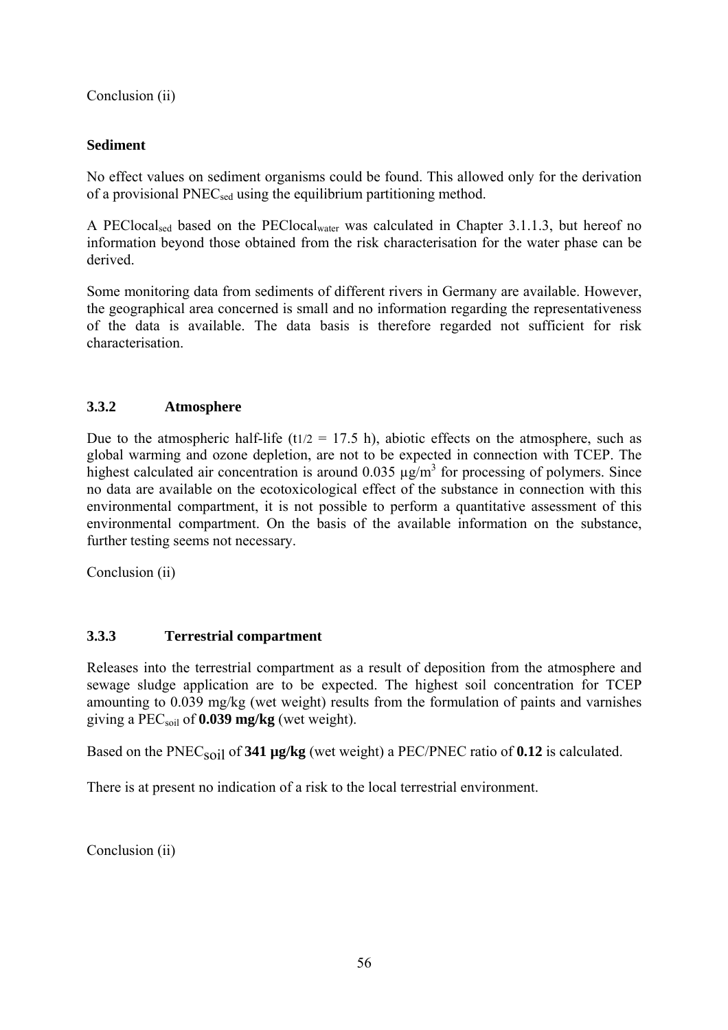Conclusion (ii)

**Sediment**

No effect values on sediment organisms could be found. This allowed only for the derivation of a provisional $PNEC_{sed}$ using the equilibrium partitioning method.

A $PEClocal_{sed}$ based on the $PEClocal_{water}$ was calculated in Chapter 3.1.1.3, but hereof no information beyond those obtained from the risk characterisation for the water phase can be derived.

Some monitoring data from sediments of different rivers in Germany are available. However, the geographical area concerned is small and no information regarding the representativeness of the data is available. The data basis is therefore regarded not sufficient for risk characterisation.

### 3.3.2 Atmosphere

Due to the atmospheric half-life ($t_{1/2}$ = 17.5 h), abiotic effects on the atmosphere, such as global warming and ozone depletion, are not to be expected in connection with TCEP. The highest calculated air concentration is around 0.035 µg/m$^3$ for processing of polymers. Since no data are available on the ecotoxicological effect of the substance in connection with this environmental compartment, it is not possible to perform a quantitative assessment of this environmental compartment. On the basis of the available information on the substance, further testing seems not necessary.

Conclusion (ii)

### 3.3.3 Terrestrial compartment

Releases into the terrestrial compartment as a result of deposition from the atmosphere and sewage sludge application are to be expected. The highest soil concentration for TCEP amounting to 0.039 mg/kg (wet weight) results from the formulation of paints and varnishes giving a $PEC_{soil}$ of **0.039 mg/kg** (wet weight).

Based on the $PNEC_{soil}$ of **341 µg/kg** (wet weight) a PEC/PNEC ratio of **0.12** is calculated.

There is at present no indication of a risk to the local terrestrial environment.

Conclusion (ii)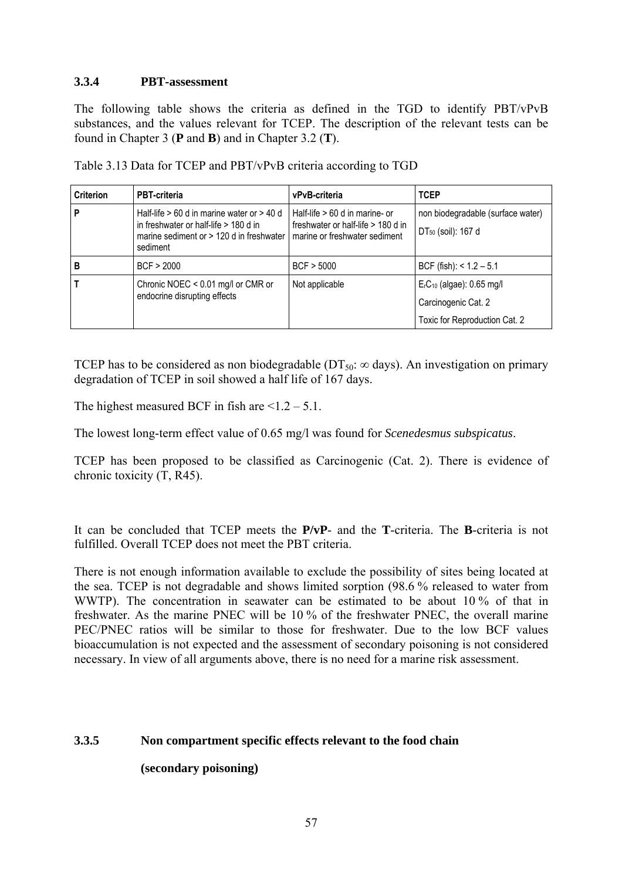### 3.3.4 PBT-assessment

The following table shows the criteria as defined in the TGD to identify PBT/vPvB substances, and the values relevant for TCEP. The description of the relevant tests can be found in Chapter 3 (**P** and **B**) and in Chapter 3.2 (**T**).

Table 3.13 Data for TCEP and PBT/vPvB criteria according to TGD

| Criterion | PBT-criteria | vPvB-criteria | TCEP |
|---|---|---|---|
| **P** | Half-life > 60 d in marine water or > 40 d in freshwater or half-life > 180 d in marine sediment or > 120 d in freshwater sediment | Half-life > 60 d in marine- or freshwater or half-life > 180 d in marine or freshwater sediment | non biodegradable (surface water)<br>$DT_{50}$ (soil): 167 d |
| **B** | BCF > 2000 | BCF > 5000 | BCF (fish): < 1.2 – 5.1 |
| **T** | Chronic NOEC < 0.01 mg/l or CMR or endocrine disrupting effects | Not applicable | $E_rC_{10}$ (algae): 0.65 mg/l<br>Carcinogenic Cat. 2<br>Toxic for Reproduction Cat. 2 |

TCEP has to be considered as non biodegradable ($DT_{50}$: ∞ days). An investigation on primary degradation of TCEP in soil showed a half life of 167 days.

The highest measured BCF in fish are <1.2 – 5.1.

The lowest long-term effect value of 0.65 mg/l was found for *Scenedesmus subspicatus*.

TCEP has been proposed to be classified as Carcinogenic (Cat. 2). There is evidence of chronic toxicity (T, R45).

It can be concluded that TCEP meets the **P/vP**- and the **T**-criteria. The **B**-criteria is not fulfilled. Overall TCEP does not meet the PBT criteria.

There is not enough information available to exclude the possibility of sites being located at the sea. TCEP is not degradable and shows limited sorption (98.6 % released to water from WWTP). The concentration in seawater can be estimated to be about 10 % of that in freshwater. As the marine PNEC will be 10 % of the freshwater PNEC, the overall marine PEC/PNEC ratios will be similar to those for freshwater. Due to the low BCF values bioaccumulation is not expected and the assessment of secondary poisoning is not considered necessary. In view of all arguments above, there is no need for a marine risk assessment.

### 3.3.5 Non compartment specific effects relevant to the food chain (secondary poisoning)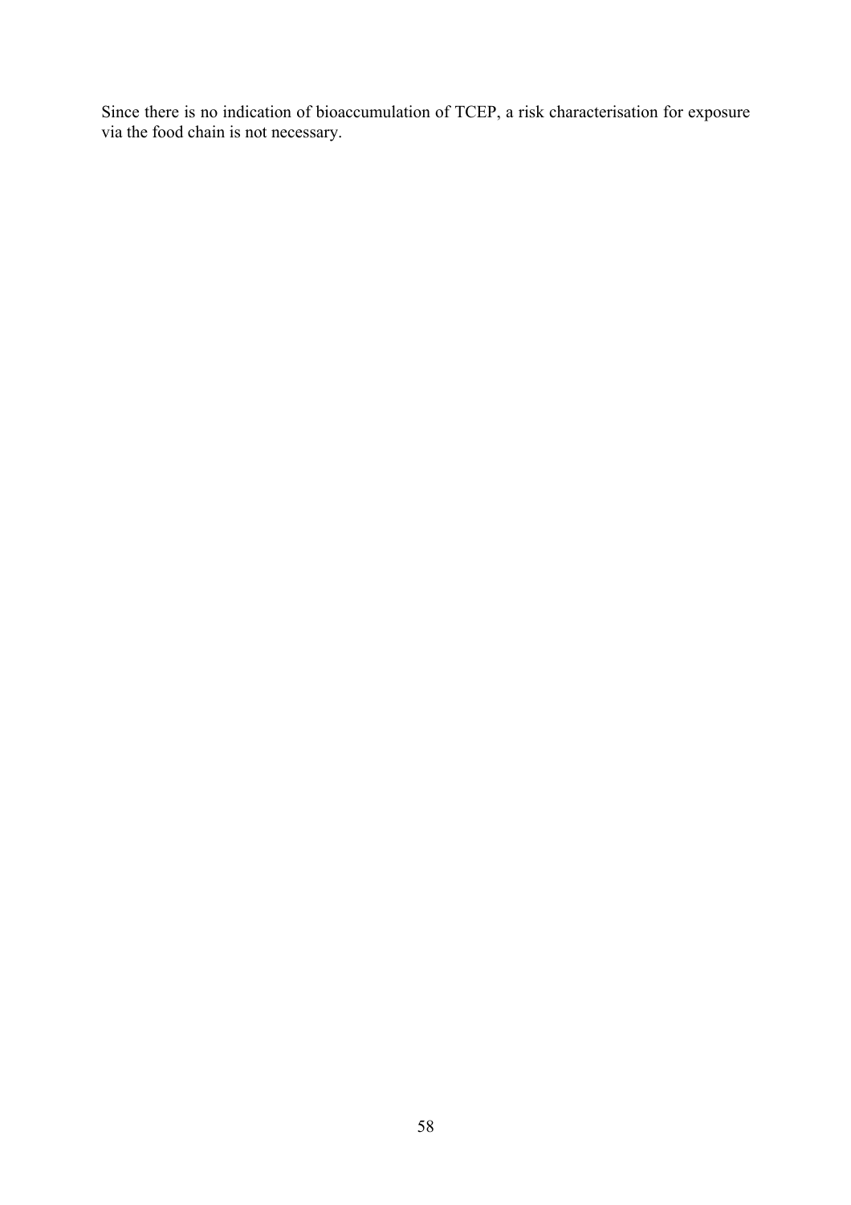Since there is no indication of bioaccumulation of TCEP, a risk characterisation for exposure via the food chain is not necessary.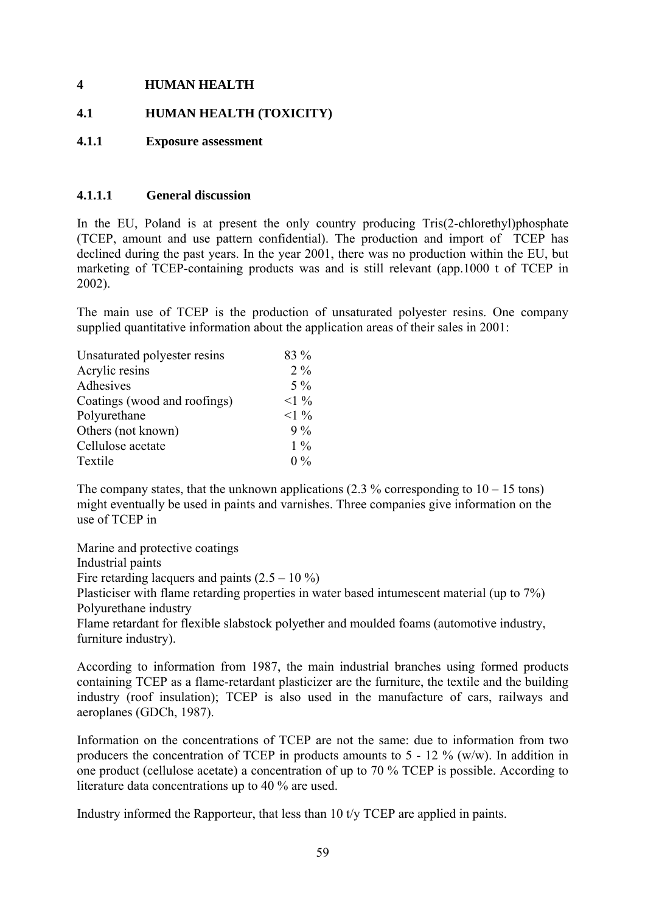# 4 HUMAN HEALTH

## 4.1 HUMAN HEALTH (TOXICITY)

### 4.1.1 Exposure assessment

#### 4.1.1.1 General discussion

In the EU, Poland is at present the only country producing Tris(2-chlorethyl)phosphate (TCEP, amount and use pattern confidential). The production and import of TCEP has declined during the past years. In the year 2001, there was no production within the EU, but marketing of TCEP-containing products was and is still relevant (app.1000 t of TCEP in 2002).

The main use of TCEP is the production of unsaturated polyester resins. One company supplied quantitative information about the application areas of their sales in 2001:

| | |
|---|---|
| Unsaturated polyester resins | 83 % |
| Acrylic resins | 2 % |
| Adhesives | 5 % |
| Coatings (wood and roofings) | <1 % |
| Polyurethane | <1 % |
| Others (not known) | 9 % |
| Cellulose acetate | 1 % |
| Textile | 0 % |

The company states, that the unknown applications (2.3 % corresponding to 10 – 15 tons) might eventually be used in paints and varnishes. Three companies give information on the use of TCEP in

Marine and protective coatings
Industrial paints
Fire retarding lacquers and paints (2.5 – 10 %)
Plasticiser with flame retarding properties in water based intumescent material (up to 7%)
Polyurethane industry
Flame retardant for flexible slabstock polyether and moulded foams (automotive industry, furniture industry).

According to information from 1987, the main industrial branches using formed products containing TCEP as a flame-retardant plasticizer are the furniture, the textile and the building industry (roof insulation); TCEP is also used in the manufacture of cars, railways and aeroplanes (GDCh, 1987).

Information on the concentrations of TCEP are not the same: due to information from two producers the concentration of TCEP in products amounts to 5 - 12 % (w/w). In addition in one product (cellulose acetate) a concentration of up to 70 % TCEP is possible. According to literature data concentrations up to 40 % are used.

Industry informed the Rapporteur, that less than 10 t/y TCEP are applied in paints.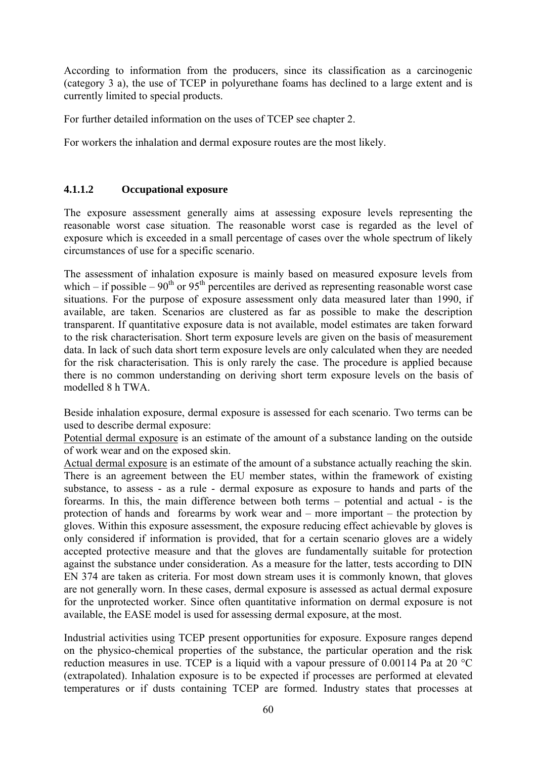According to information from the producers, since its classification as a carcinogenic (category 3 a), the use of TCEP in polyurethane foams has declined to a large extent and is currently limited to special products.

For further detailed information on the uses of TCEP see chapter 2.

For workers the inhalation and dermal exposure routes are the most likely.

#### 4.1.1.2 Occupational exposure

The exposure assessment generally aims at assessing exposure levels representing the reasonable worst case situation. The reasonable worst case is regarded as the level of exposure which is exceeded in a small percentage of cases over the whole spectrum of likely circumstances of use for a specific scenario.

The assessment of inhalation exposure is mainly based on measured exposure levels from which – if possible – $90^{th}$ or $95^{th}$ percentiles are derived as representing reasonable worst case situations. For the purpose of exposure assessment only data measured later than 1990, if available, are taken. Scenarios are clustered as far as possible to make the description transparent. If quantitative exposure data is not available, model estimates are taken forward to the risk characterisation. Short term exposure levels are given on the basis of measurement data. In lack of such data short term exposure levels are only calculated when they are needed for the risk characterisation. This is only rarely the case. The procedure is applied because there is no common understanding on deriving short term exposure levels on the basis of modelled 8 h TWA.

Beside inhalation exposure, dermal exposure is assessed for each scenario. Two terms can be used to describe dermal exposure:
Potential dermal exposure is an estimate of the amount of a substance landing on the outside of work wear and on the exposed skin.
Actual dermal exposure is an estimate of the amount of a substance actually reaching the skin.
There is an agreement between the EU member states, within the framework of existing substance, to assess - as a rule - dermal exposure as exposure to hands and parts of the forearms. In this, the main difference between both terms – potential and actual - is the protection of hands and forearms by work wear and – more important – the protection by gloves. Within this exposure assessment, the exposure reducing effect achievable by gloves is only considered if information is provided, that for a certain scenario gloves are a widely accepted protective measure and that the gloves are fundamentally suitable for protection against the substance under consideration. As a measure for the latter, tests according to DIN EN 374 are taken as criteria. For most down stream uses it is commonly known, that gloves are not generally worn. In these cases, dermal exposure is assessed as actual dermal exposure for the unprotected worker. Since often quantitative information on dermal exposure is not available, the EASE model is used for assessing dermal exposure, at the most.

Industrial activities using TCEP present opportunities for exposure. Exposure ranges depend on the physico-chemical properties of the substance, the particular operation and the risk reduction measures in use. TCEP is a liquid with a vapour pressure of 0.00114 Pa at 20 °C (extrapolated). Inhalation exposure is to be expected if processes are performed at elevated temperatures or if dusts containing TCEP are formed. Industry states that processes at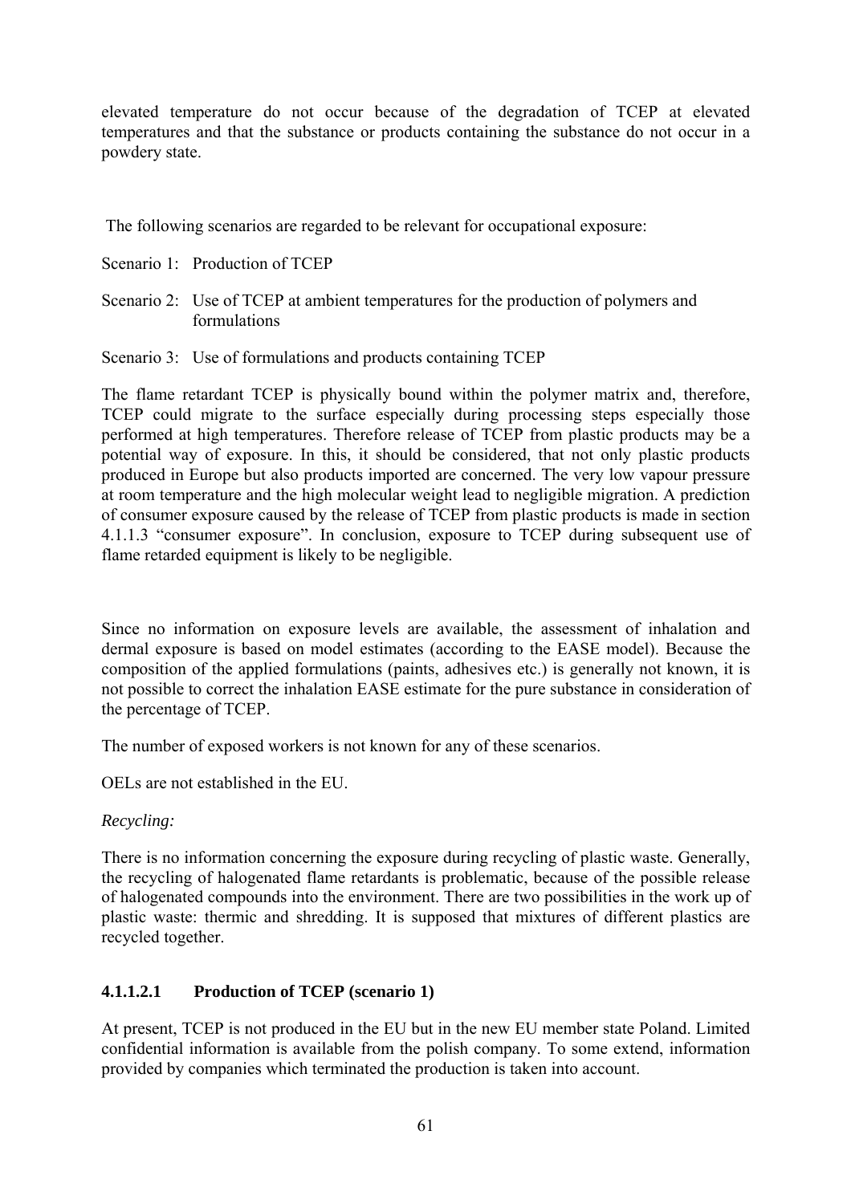elevated temperature do not occur because of the degradation of TCEP at elevated temperatures and that the substance or products containing the substance do not occur in a powdery state.

The following scenarios are regarded to be relevant for occupational exposure:

Scenario 1: Production of TCEP

Scenario 2: Use of TCEP at ambient temperatures for the production of polymers and formulations

Scenario 3: Use of formulations and products containing TCEP

The flame retardant TCEP is physically bound within the polymer matrix and, therefore, TCEP could migrate to the surface especially during processing steps especially those performed at high temperatures. Therefore release of TCEP from plastic products may be a potential way of exposure. In this, it should be considered, that not only plastic products produced in Europe but also products imported are concerned. The very low vapour pressure at room temperature and the high molecular weight lead to negligible migration. A prediction of consumer exposure caused by the release of TCEP from plastic products is made in section 4.1.1.3 "consumer exposure". In conclusion, exposure to TCEP during subsequent use of flame retarded equipment is likely to be negligible.

Since no information on exposure levels are available, the assessment of inhalation and dermal exposure is based on model estimates (according to the EASE model). Because the composition of the applied formulations (paints, adhesives etc.) is generally not known, it is not possible to correct the inhalation EASE estimate for the pure substance in consideration of the percentage of TCEP.

The number of exposed workers is not known for any of these scenarios.

OELs are not established in the EU.

*Recycling:*

There is no information concerning the exposure during recycling of plastic waste. Generally, the recycling of halogenated flame retardants is problematic, because of the possible release of halogenated compounds into the environment. There are two possibilities in the work up of plastic waste: thermic and shredding. It is supposed that mixtures of different plastics are recycled together.

#### 4.1.1.2.1 Production of TCEP (scenario 1)

At present, TCEP is not produced in the EU but in the new EU member state Poland. Limited confidential information is available from the polish company. To some extend, information provided by companies which terminated the production is taken into account.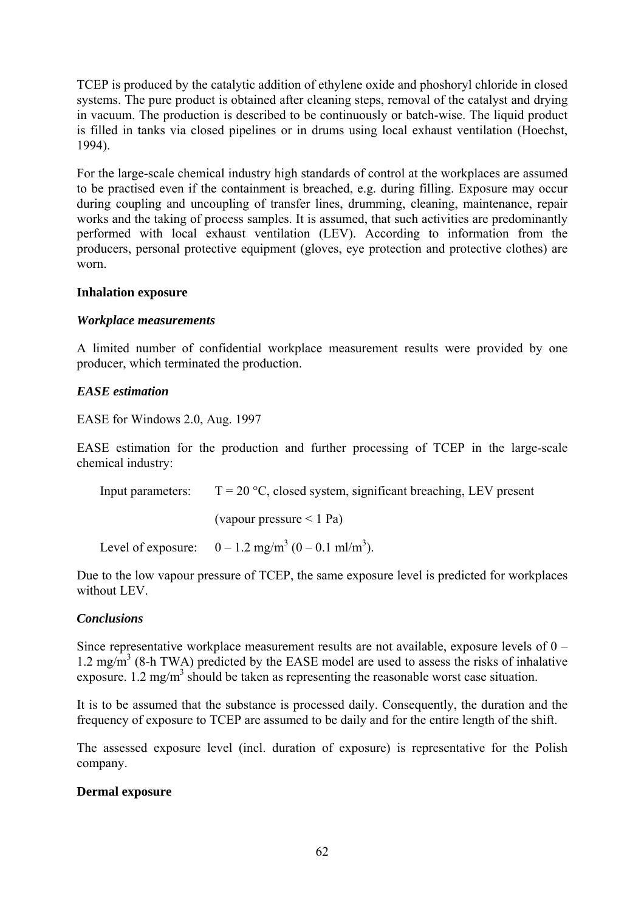TCEP is produced by the catalytic addition of ethylene oxide and phoshoryl chloride in closed systems. The pure product is obtained after cleaning steps, removal of the catalyst and drying in vacuum. The production is described to be continuously or batch-wise. The liquid product is filled in tanks via closed pipelines or in drums using local exhaust ventilation (Hoechst, 1994).

For the large-scale chemical industry high standards of control at the workplaces are assumed to be practised even if the containment is breached, e.g. during filling. Exposure may occur during coupling and uncoupling of transfer lines, drumming, cleaning, maintenance, repair works and the taking of process samples. It is assumed, that such activities are predominantly performed with local exhaust ventilation (LEV). According to information from the producers, personal protective equipment (gloves, eye protection and protective clothes) are worn.

**Inhalation exposure**

***Workplace measurements***

A limited number of confidential workplace measurement results were provided by one producer, which terminated the production.

***EASE estimation***

EASE for Windows 2.0, Aug. 1997

EASE estimation for the production and further processing of TCEP in the large-scale chemical industry:

Input parameters: T = 20 °C, closed system, significant breaching, LEV present

(vapour pressure < 1 Pa)

Level of exposure: 0 – 1.2 mg/m$^3$ (0 – 0.1 ml/m$^3$).

Due to the low vapour pressure of TCEP, the same exposure level is predicted for workplaces without LEV.

***Conclusions***

Since representative workplace measurement results are not available, exposure levels of 0 – 1.2 mg/m$^3$ (8-h TWA) predicted by the EASE model are used to assess the risks of inhalative exposure. 1.2 mg/m$^3$ should be taken as representing the reasonable worst case situation.

It is to be assumed that the substance is processed daily. Consequently, the duration and the frequency of exposure to TCEP are assumed to be daily and for the entire length of the shift.

The assessed exposure level (incl. duration of exposure) is representative for the Polish company.

**Dermal exposure**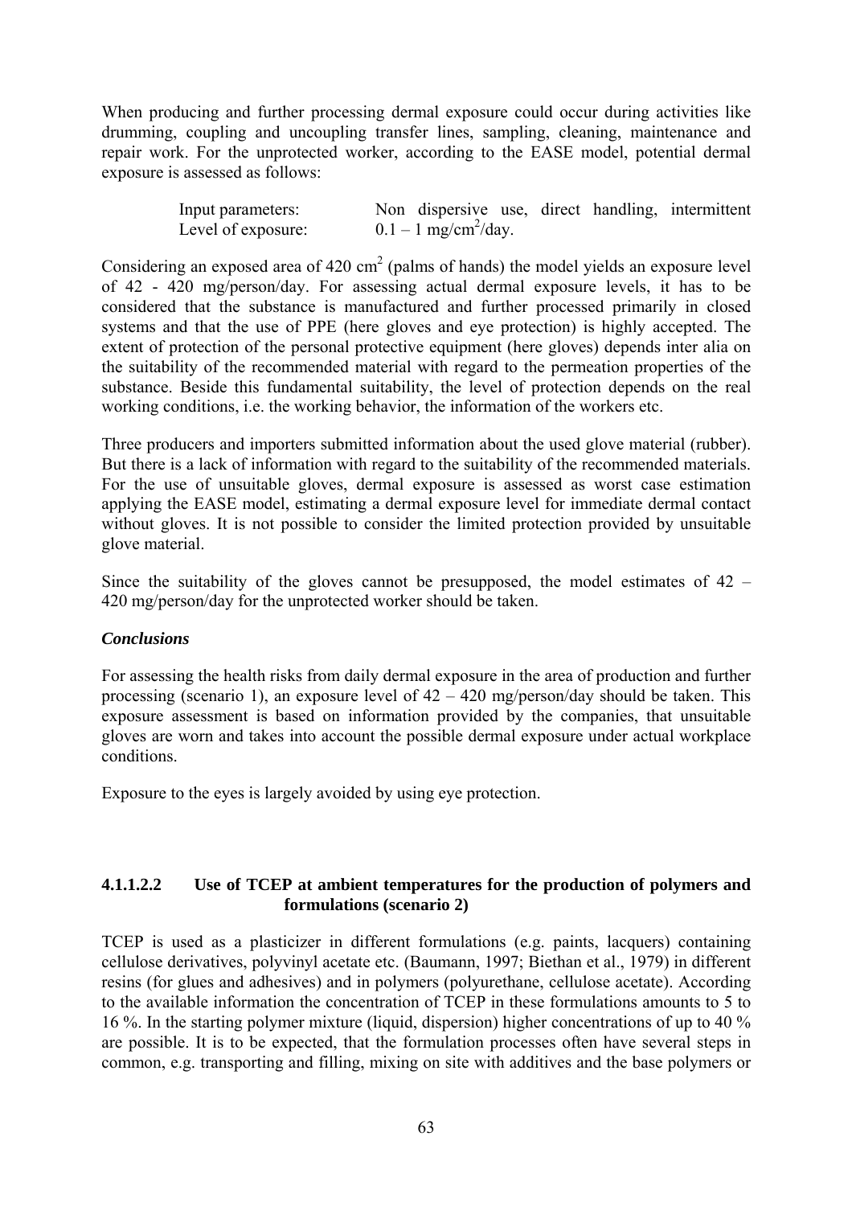When producing and further processing dermal exposure could occur during activities like drumming, coupling and uncoupling transfer lines, sampling, cleaning, maintenance and repair work. For the unprotected worker, according to the EASE model, potential dermal exposure is assessed as follows:

| | |
|---|---|
| Input parameters: | Non dispersive use, direct handling, intermittent |
| Level of exposure: | 0.1 – 1 mg/cm$^2$/day. |

Considering an exposed area of 420 cm$^2$ (palms of hands) the model yields an exposure level of 42 - 420 mg/person/day. For assessing actual dermal exposure levels, it has to be considered that the substance is manufactured and further processed primarily in closed systems and that the use of PPE (here gloves and eye protection) is highly accepted. The extent of protection of the personal protective equipment (here gloves) depends inter alia on the suitability of the recommended material with regard to the permeation properties of the substance. Beside this fundamental suitability, the level of protection depends on the real working conditions, i.e. the working behavior, the information of the workers etc.

Three producers and importers submitted information about the used glove material (rubber). But there is a lack of information with regard to the suitability of the recommended materials. For the use of unsuitable gloves, dermal exposure is assessed as worst case estimation applying the EASE model, estimating a dermal exposure level for immediate dermal contact without gloves. It is not possible to consider the limited protection provided by unsuitable glove material.

Since the suitability of the gloves cannot be presupposed, the model estimates of 42 – 420 mg/person/day for the unprotected worker should be taken.

***Conclusions***

For assessing the health risks from daily dermal exposure in the area of production and further processing (scenario 1), an exposure level of 42 – 420 mg/person/day should be taken. This exposure assessment is based on information provided by the companies, that unsuitable gloves are worn and takes into account the possible dermal exposure under actual workplace conditions.

Exposure to the eyes is largely avoided by using eye protection.

#### 4.1.1.2.2 Use of TCEP at ambient temperatures for the production of polymers and formulations (scenario 2)

TCEP is used as a plasticizer in different formulations (e.g. paints, lacquers) containing cellulose derivatives, polyvinyl acetate etc. (Baumann, 1997; Biethan et al., 1979) in different resins (for glues and adhesives) and in polymers (polyurethane, cellulose acetate). According to the available information the concentration of TCEP in these formulations amounts to 5 to 16 %. In the starting polymer mixture (liquid, dispersion) higher concentrations of up to 40 % are possible. It is to be expected, that the formulation processes often have several steps in common, e.g. transporting and filling, mixing on site with additives and the base polymers or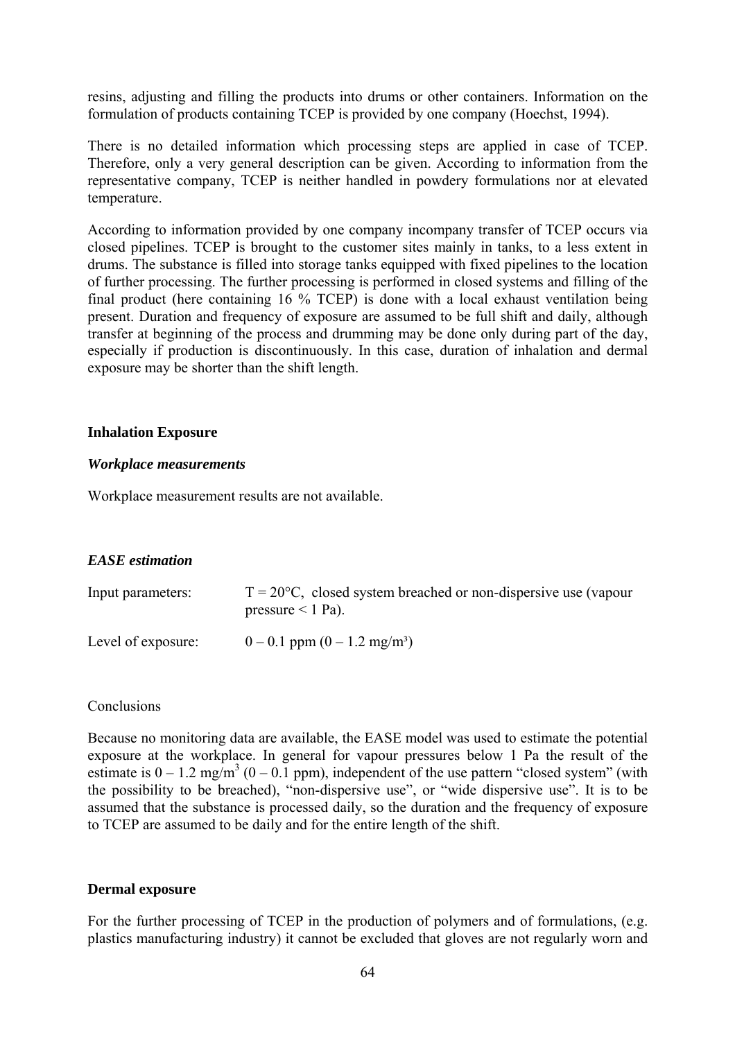resins, adjusting and filling the products into drums or other containers. Information on the formulation of products containing TCEP is provided by one company (Hoechst, 1994).

There is no detailed information which processing steps are applied in case of TCEP. Therefore, only a very general description can be given. According to information from the representative company, TCEP is neither handled in powdery formulations nor at elevated temperature.

According to information provided by one company incompany transfer of TCEP occurs via closed pipelines. TCEP is brought to the customer sites mainly in tanks, to a less extent in drums. The substance is filled into storage tanks equipped with fixed pipelines to the location of further processing. The further processing is performed in closed systems and filling of the final product (here containing 16 % TCEP) is done with a local exhaust ventilation being present. Duration and frequency of exposure are assumed to be full shift and daily, although transfer at beginning of the process and drumming may be done only during part of the day, especially if production is discontinuously. In this case, duration of inhalation and dermal exposure may be shorter than the shift length.

**Inhalation Exposure**

***Workplace measurements***

Workplace measurement results are not available.

***EASE estimation***

Input parameters: T = 20°C, closed system breached or non-dispersive use (vapour pressure < 1 Pa).

Level of exposure: 0 – 0.1 ppm (0 – 1.2 mg/m³)

Conclusions

Because no monitoring data are available, the EASE model was used to estimate the potential exposure at the workplace. In general for vapour pressures below 1 Pa the result of the estimate is 0 – 1.2 mg/m³ (0 – 0.1 ppm), independent of the use pattern "closed system" (with the possibility to be breached), "non-dispersive use", or "wide dispersive use". It is to be assumed that the substance is processed daily, so the duration and the frequency of exposure to TCEP are assumed to be daily and for the entire length of the shift.

**Dermal exposure**

For the further processing of TCEP in the production of polymers and of formulations, (e.g. plastics manufacturing industry) it cannot be excluded that gloves are not regularly worn and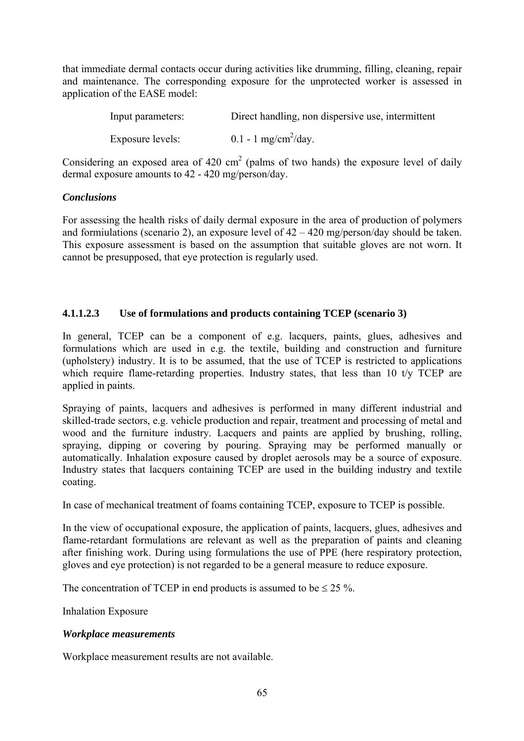that immediate dermal contacts occur during activities like drumming, filling, cleaning, repair and maintenance. The corresponding exposure for the unprotected worker is assessed in application of the EASE model:

| | |
|---|---|
| Input parameters: | Direct handling, non dispersive use, intermittent |
| Exposure levels: | 0.1 - 1 mg/cm$^2$/day. |

Considering an exposed area of 420 cm$^2$ (palms of two hands) the exposure level of daily dermal exposure amounts to 42 - 420 mg/person/day.

***Conclusions***

For assessing the health risks of daily dermal exposure in the area of production of polymers and formiulations (scenario 2), an exposure level of 42 – 420 mg/person/day should be taken. This exposure assessment is based on the assumption that suitable gloves are not worn. It cannot be presupposed, that eye protection is regularly used.

#### 4.1.1.2.3 Use of formulations and products containing TCEP (scenario 3)

In general, TCEP can be a component of e.g. lacquers, paints, glues, adhesives and formulations which are used in e.g. the textile, building and construction and furniture (upholstery) industry. It is to be assumed, that the use of TCEP is restricted to applications which require flame-retarding properties. Industry states, that less than 10 t/y TCEP are applied in paints.

Spraying of paints, lacquers and adhesives is performed in many different industrial and skilled-trade sectors, e.g. vehicle production and repair, treatment and processing of metal and wood and the furniture industry. Lacquers and paints are applied by brushing, rolling, spraying, dipping or covering by pouring. Spraying may be performed manually or automatically. Inhalation exposure caused by droplet aerosols may be a source of exposure. Industry states that lacquers containing TCEP are used in the building industry and textile coating.

In case of mechanical treatment of foams containing TCEP, exposure to TCEP is possible.

In the view of occupational exposure, the application of paints, lacquers, glues, adhesives and flame-retardant formulations are relevant as well as the preparation of paints and cleaning after finishing work. During using formulations the use of PPE (here respiratory protection, gloves and eye protection) is not regarded to be a general measure to reduce exposure.

The concentration of TCEP in end products is assumed to be ≤ 25 %.

Inhalation Exposure

***Workplace measurements***

Workplace measurement results are not available.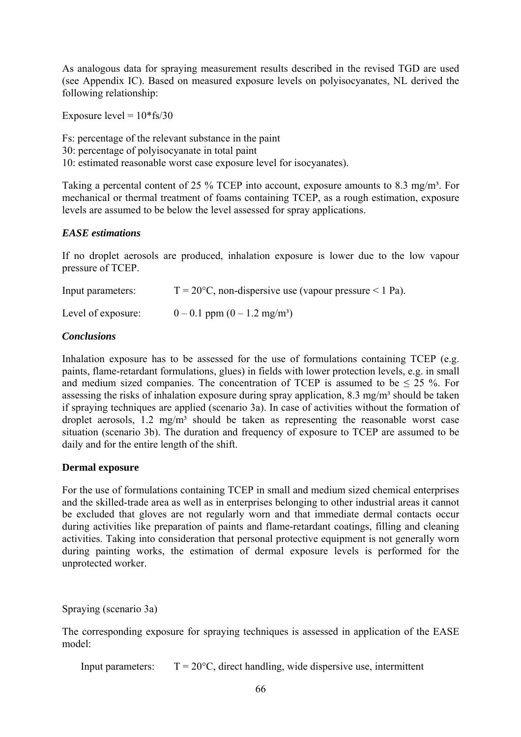As analogous data for spraying measurement results described in the revised TGD are used (see Appendix IC). Based on measured exposure levels on polyisocyanates, NL derived the following relationship:

Exposure level = 10*fs/30

Fs: percentage of the relevant substance in the paint
30: percentage of polyisocyanate in total paint
10: estimated reasonable worst case exposure level for isocyanates).

Taking a percental content of 25 % TCEP into account, exposure amounts to 8.3 mg/m³. For mechanical or thermal treatment of foams containing TCEP, as a rough estimation, exposure levels are assumed to be below the level assessed for spray applications.

***EASE estimations***

If no droplet aerosols are produced, inhalation exposure is lower due to the low vapour pressure of TCEP.

Input parameters: T = 20°C, non-dispersive use (vapour pressure < 1 Pa).

Level of exposure: 0 – 0.1 ppm (0 – 1.2 mg/m³)

***Conclusions***

Inhalation exposure has to be assessed for the use of formulations containing TCEP (e.g. paints, flame-retardant formulations, glues) in fields with lower protection levels, e.g. in small and medium sized companies. The concentration of TCEP is assumed to be ≤ 25 %. For assessing the risks of inhalation exposure during spray application, 8.3 mg/m³ should be taken if spraying techniques are applied (scenario 3a). In case of activities without the formation of droplet aerosols, 1.2 mg/m³ should be taken as representing the reasonable worst case situation (scenario 3b). The duration and frequency of exposure to TCEP are assumed to be daily and for the entire length of the shift.

**Dermal exposure**

For the use of formulations containing TCEP in small and medium sized chemical enterprises and the skilled-trade area as well as in enterprises belonging to other industrial areas it cannot be excluded that gloves are not regularly worn and that immediate dermal contacts occur during activities like preparation of paints and flame-retardant coatings, filling and cleaning activities. Taking into consideration that personal protective equipment is not generally worn during painting works, the estimation of dermal exposure levels is performed for the unprotected worker.

Spraying (scenario 3a)

The corresponding exposure for spraying techniques is assessed in application of the EASE model:

Input parameters: T = 20°C, direct handling, wide dispersive use, intermittent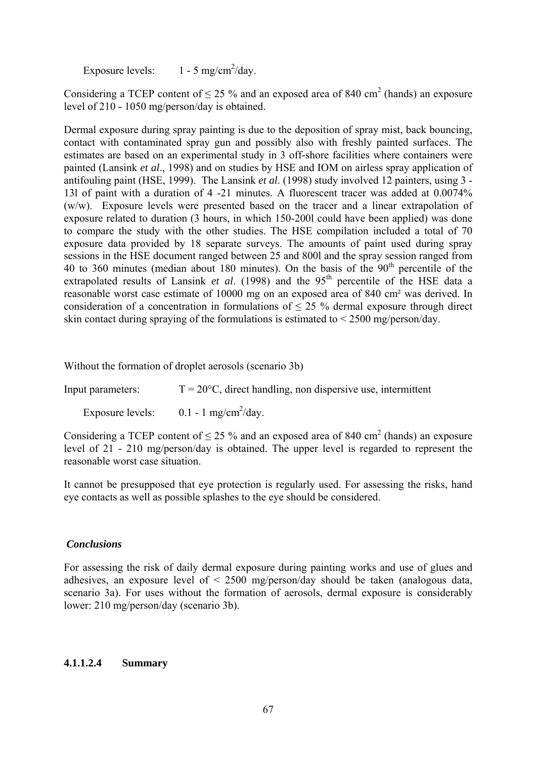Exposure levels: 1 - 5 $mg/cm^2/day$.

Considering a TCEP content of ≤ 25 % and an exposed area of 840 $cm^2$ (hands) an exposure level of 210 - 1050 mg/person/day is obtained.

Dermal exposure during spray painting is due to the deposition of spray mist, back bouncing, contact with contaminated spray gun and possibly also with freshly painted surfaces. The estimates are based on an experimental study in 3 off-shore facilities where containers were painted (Lansink *et al*., 1998) and on studies by HSE and IOM on airless spray application of antifouling paint (HSE, 1999). The Lansink *et al*. (1998) study involved 12 painters, using 3 - 13l of paint with a duration of 4 -21 minutes. A fluorescent tracer was added at 0.0074% (w/w). Exposure levels were presented based on the tracer and a linear extrapolation of exposure related to duration (3 hours, in which 150-200l could have been applied) was done to compare the study with the other studies. The HSE compilation included a total of 70 exposure data provided by 18 separate surveys. The amounts of paint used during spray sessions in the HSE document ranged between 25 and 800l and the spray session ranged from 40 to 360 minutes (median about 180 minutes). On the basis of the $90^{th}$ percentile of the extrapolated results of Lansink *et al*. (1998) and the $95^{th}$ percentile of the HSE data a reasonable worst case estimate of 10000 mg on an exposed area of 840 $cm^2$ was derived. In consideration of a concentration in formulations of ≤ 25 % dermal exposure through direct skin contact during spraying of the formulations is estimated to < 2500 mg/person/day.

Without the formation of droplet aerosols (scenario 3b)

Input parameters: T = 20°C, direct handling, non dispersive use, intermittent

Exposure levels: 0.1 - 1 $mg/cm^2/day$.

Considering a TCEP content of ≤ 25 % and an exposed area of 840 $cm^2$ (hands) an exposure level of 21 - 210 mg/person/day is obtained. The upper level is regarded to represent the reasonable worst case situation.

It cannot be presupposed that eye protection is regularly used. For assessing the risks, hand eye contacts as well as possible splashes to the eye should be considered.

***Conclusions***

For assessing the risk of daily dermal exposure during painting works and use of glues and adhesives, an exposure level of < 2500 mg/person/day should be taken (analogous data, scenario 3a). For uses without the formation of aerosols, dermal exposure is considerably lower: 210 mg/person/day (scenario 3b).

#### 4.1.1.2.4 Summary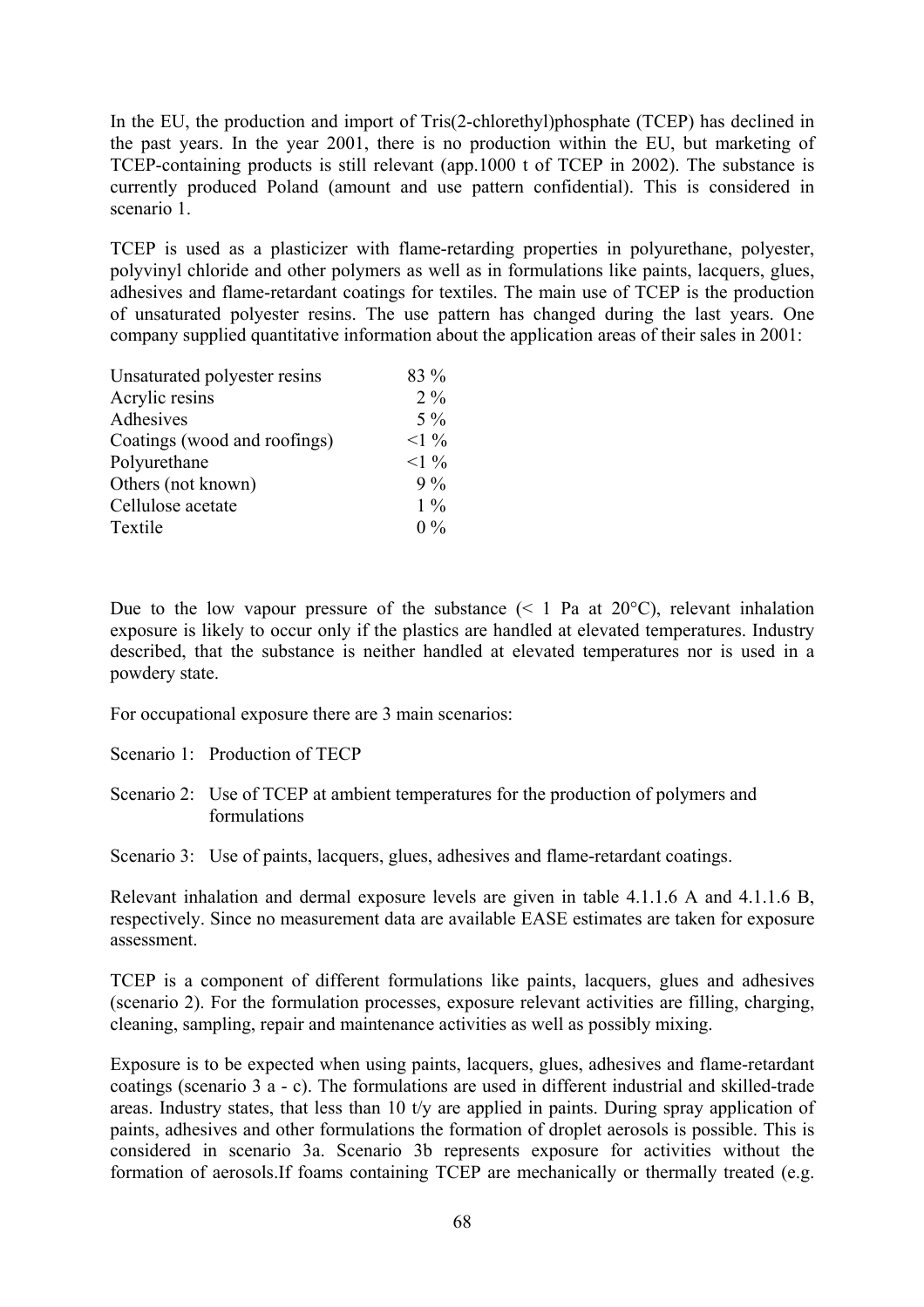In the EU, the production and import of Tris(2-chlorethyl)phosphate (TCEP) has declined in the past years. In the year 2001, there is no production within the EU, but marketing of TCEP-containing products is still relevant (app.1000 t of TCEP in 2002). The substance is currently produced Poland (amount and use pattern confidential). This is considered in scenario 1.

TCEP is used as a plasticizer with flame-retarding properties in polyurethane, polyester, polyvinyl chloride and other polymers as well as in formulations like paints, lacquers, glues, adhesives and flame-retardant coatings for textiles. The main use of TCEP is the production of unsaturated polyester resins. The use pattern has changed during the last years. One company supplied quantitative information about the application areas of their sales in 2001:

| | |
|---|---|
| Unsaturated polyester resins | 83 % |
| Acrylic resins | 2 % |
| Adhesives | 5 % |
| Coatings (wood and roofings) | <1 % |
| Polyurethane | <1 % |
| Others (not known) | 9 % |
| Cellulose acetate | 1 % |
| Textile | 0 % |

Due to the low vapour pressure of the substance (< 1 Pa at 20°C), relevant inhalation exposure is likely to occur only if the plastics are handled at elevated temperatures. Industry described, that the substance is neither handled at elevated temperatures nor is used in a powdery state.

For occupational exposure there are 3 main scenarios:

Scenario 1: Production of TECP

Scenario 2: Use of TCEP at ambient temperatures for the production of polymers and formulations

Scenario 3: Use of paints, lacquers, glues, adhesives and flame-retardant coatings.

Relevant inhalation and dermal exposure levels are given in table 4.1.1.6 A and 4.1.1.6 B, respectively. Since no measurement data are available EASE estimates are taken for exposure assessment.

TCEP is a component of different formulations like paints, lacquers, glues and adhesives (scenario 2). For the formulation processes, exposure relevant activities are filling, charging, cleaning, sampling, repair and maintenance activities as well as possibly mixing.

Exposure is to be expected when using paints, lacquers, glues, adhesives and flame-retardant coatings (scenario 3 a - c). The formulations are used in different industrial and skilled-trade areas. Industry states, that less than 10 t/y are applied in paints. During spray application of paints, adhesives and other formulations the formation of droplet aerosols is possible. This is considered in scenario 3a. Scenario 3b represents exposure for activities without the formation of aerosols.If foams containing TCEP are mechanically or thermally treated (e.g.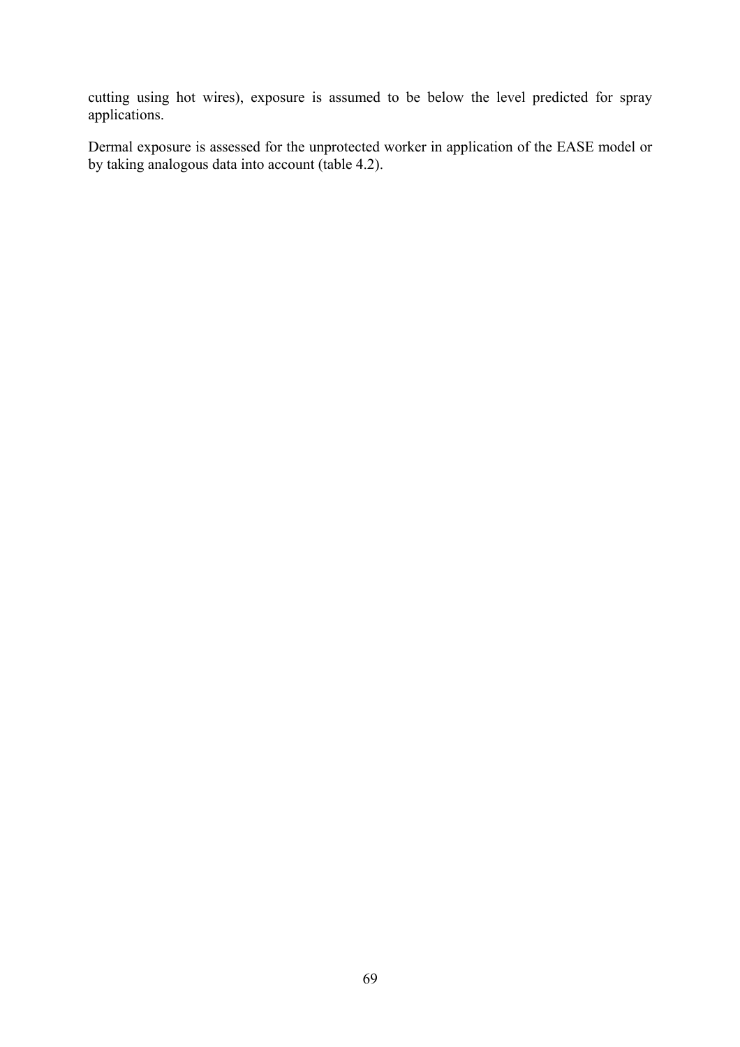cutting using hot wires), exposure is assumed to be below the level predicted for spray applications.

Dermal exposure is assessed for the unprotected worker in application of the EASE model or by taking analogous data into account (table 4.2).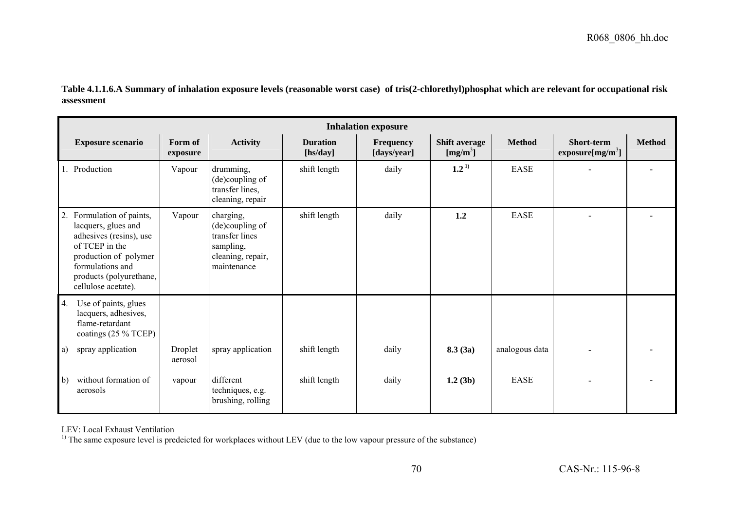**Table 4.1.1.6.A Summary of inhalation exposure levels (reasonable worst case) of tris(2-chlorethyl)phosphat which are relevant for occupational risk assessment**

| Inhalation exposure | | | | | | | | |
|---|---|---|---|---|---|---|---|---|
| **Exposure scenario** | **Form of exposure** | **Activity** | **Duration [hs/day]** | **Frequency [days/year]** | **Shift average [mg/m³]** | **Method** | **Short-term exposure[mg/m³]** | **Method** |
| 1. Production | Vapour | drumming, (de)coupling of transfer lines, cleaning, repair | shift length | daily | **1.2** [1)] | EASE | - | - |
| 2. Formulation of paints, lacquers, glues and adhesives (resins), use of TCEP in the production of polymer formulations and products (polyurethane, cellulose acetate). | Vapour | charging, (de)coupling of transfer lines sampling, cleaning, repair, maintenance | shift length | daily | **1.2** | EASE | - | - |
| 4. Use of paints, glues lacquers, adhesives, flame-retardant coatings (25 % TCEP) | | | | | | | | |
| a) spray application | Droplet aerosol | spray application | shift length | daily | **8.3 (3a)** | analogous data | **-** | - |
| b) without formation of aerosols | vapour | different techniques, e.g. brushing, rolling | shift length | daily | **1.2 (3b)** | EASE | **-** | - |

LEV: Local Exhaust Ventilation

[1)] The same exposure level is predeicted for workplaces without LEV (due to the low vapour pressure of the substance)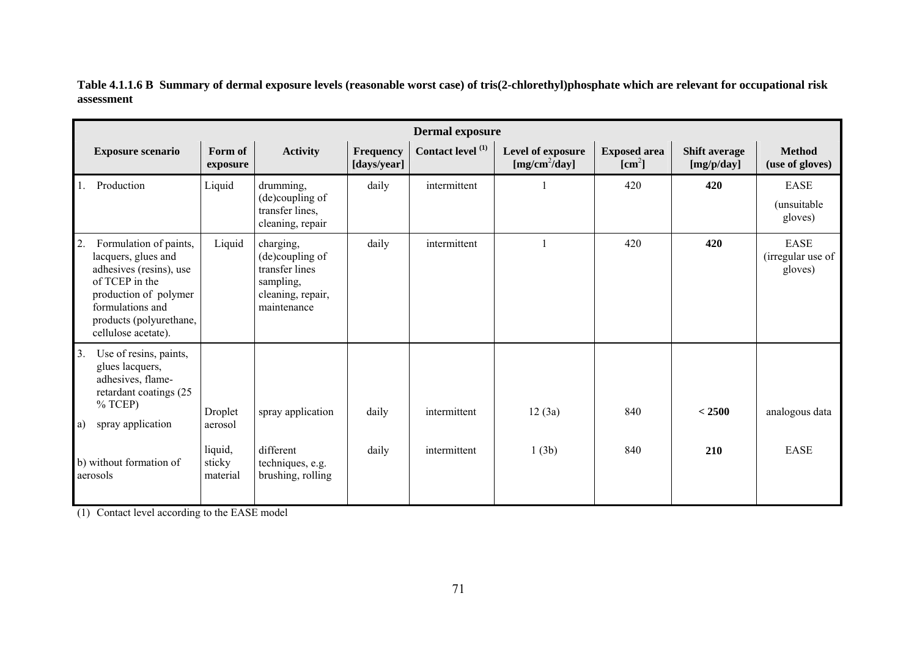**Table 4.1.1.6 B Summary of dermal exposure levels (reasonable worst case) of tris(2-chlorethyl)phosphate which are relevant for occupational risk assessment**

| Dermal exposure | | | | | | | | |
|---|---|---|---|---|---|---|---|---|
| **Exposure scenario** | **Form of exposure** | **Activity** | **Frequency [days/year]** | **Contact level [(1)]** | **Level of exposure [mg/cm²/day]** | **Exposed area [cm²]** | **Shift average [mg/p/day]** | **Method (use of gloves)** |
| 1. Production | Liquid | drumming, (de)coupling of transfer lines, cleaning, repair | daily | intermittent | 1 | 420 | **420** | EASE (unsuitable gloves) |
| 2. Formulation of paints, lacquers, glues and adhesives (resins), use of TCEP in the production of polymer formulations and products (polyurethane, cellulose acetate). | Liquid | charging, (de)coupling of transfer lines sampling, cleaning, repair, maintenance | daily | intermittent | 1 | 420 | **420** | EASE (irregular use of gloves) |
| 3. Use of resins, paints, glues lacquers, adhesives, flame-retardant coatings (25 % TCEP) a) spray application | Droplet aerosol | spray application | daily | intermittent | 12 (3a) | 840 | **< 2500** | analogous data |
| b) without formation of aerosols | liquid, sticky material | different techniques, e.g. brushing, rolling | daily | intermittent | 1 (3b) | 840 | **210** | EASE |

(1) Contact level according to the EASE model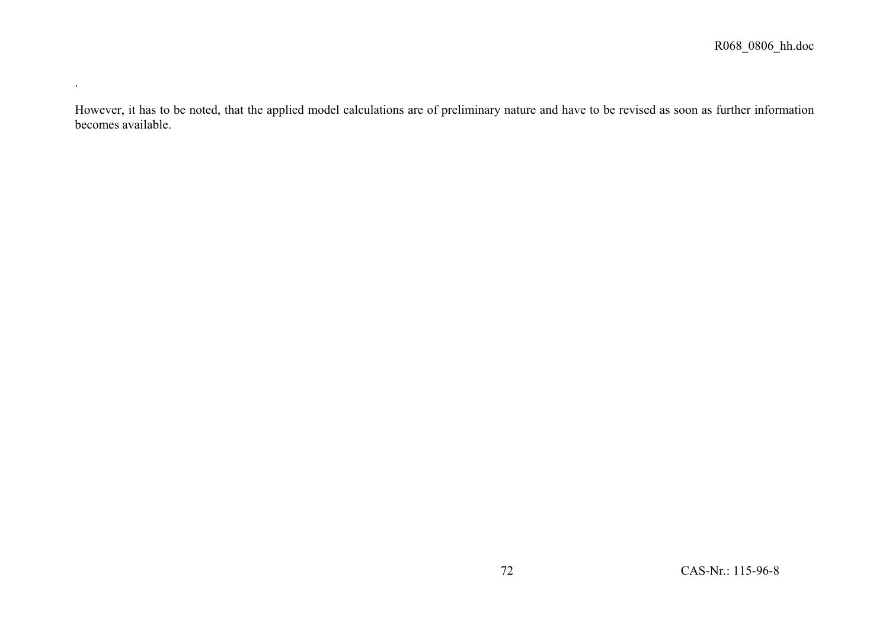.

However, it has to be noted, that the applied model calculations are of preliminary nature and have to be revised as soon as further information becomes available.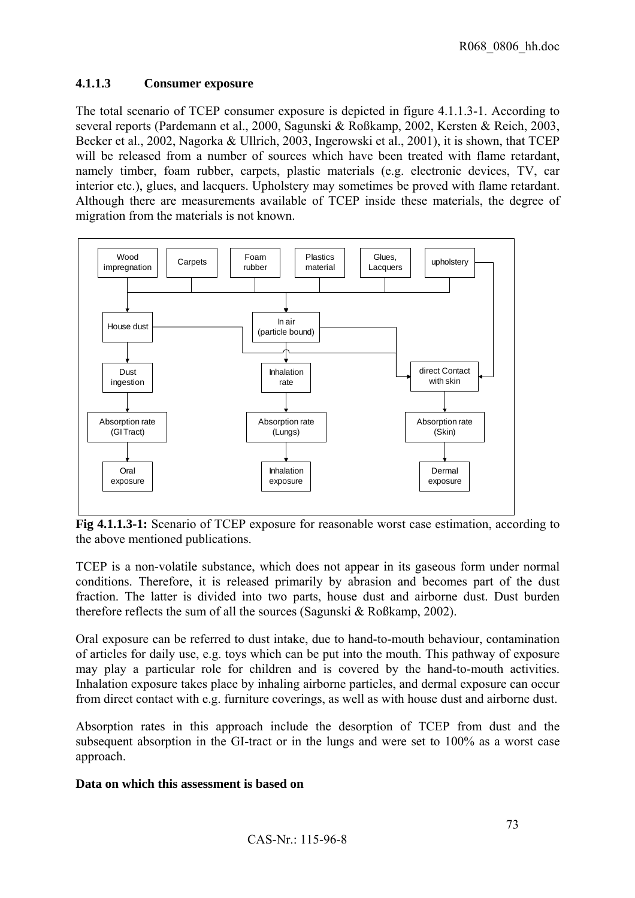### 4.1.1.3 Consumer exposure

The total scenario of TCEP consumer exposure is depicted in figure 4.1.1.3-1. According to several reports (Pardemann et al., 2000, Sagunski & Roßkamp, 2002, Kersten & Reich, 2003, Becker et al., 2002, Nagorka & Ullrich, 2003, Ingerowski et al., 2001), it is shown, that TCEP will be released from a number of sources which have been treated with flame retardant, namely timber, foam rubber, carpets, plastic materials (e.g. electronic devices, TV, car interior etc.), glues, and lacquers. Upholstery may sometimes be proved with flame retardant. Although there are measurements available of TCEP inside these materials, the degree of migration from the materials is not known.

Wood impregnation | Carpets | Foam rubber | Plastics material | Glues, Lacquers | upholstery

House dust | In air (particle bound)

Dust ingestion | Inhalation rate | direct Contact with skin

Absorption rate (GI Tract) | Absorption rate (Lungs) | Absorption rate (Skin)

Oral exposure | Inhalation exposure | Dermal exposure

**Fig 4.1.1.3-1:** Scenario of TCEP exposure for reasonable worst case estimation, according to the above mentioned publications.

TCEP is a non-volatile substance, which does not appear in its gaseous form under normal conditions. Therefore, it is released primarily by abrasion and becomes part of the dust fraction. The latter is divided into two parts, house dust and airborne dust. Dust burden therefore reflects the sum of all the sources (Sagunski & Roßkamp, 2002).

Oral exposure can be referred to dust intake, due to hand-to-mouth behaviour, contamination of articles for daily use, e.g. toys which can be put into the mouth. This pathway of exposure may play a particular role for children and is covered by the hand-to-mouth activities. Inhalation exposure takes place by inhaling airborne particles, and dermal exposure can occur from direct contact with e.g. furniture coverings, as well as with house dust and airborne dust.

Absorption rates in this approach include the desorption of TCEP from dust and the subsequent absorption in the GI-tract or in the lungs and were set to 100% as a worst case approach.

**Data on which this assessment is based on**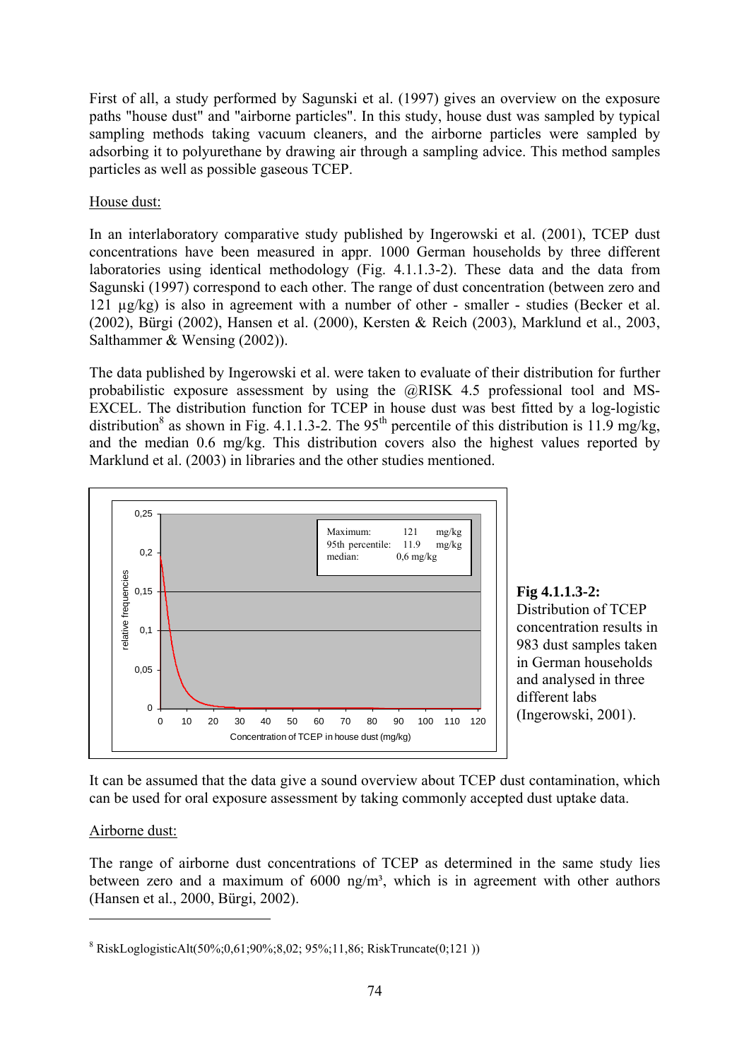First of all, a study performed by Sagunski et al. (1997) gives an overview on the exposure paths "house dust" and "airborne particles". In this study, house dust was sampled by typical sampling methods taking vacuum cleaners, and the airborne particles were sampled by adsorbing it to polyurethane by drawing air through a sampling advice. This method samples particles as well as possible gaseous TCEP.

House dust:

In an interlaboratory comparative study published by Ingerowski et al. (2001), TCEP dust concentrations have been measured in appr. 1000 German households by three different laboratories using identical methodology (Fig. 4.1.1.3-2). These data and the data from Sagunski (1997) correspond to each other. The range of dust concentration (between zero and 121 µg/kg) is also in agreement with a number of other - smaller - studies (Becker et al. (2002), Bürgi (2002), Hansen et al. (2000), Kersten & Reich (2003), Marklund et al., 2003, Salthammer & Wensing (2002)).

The data published by Ingerowski et al. were taken to evaluate of their distribution for further probabilistic exposure assessment by using the @RISK 4.5 professional tool and MS-EXCEL. The distribution function for TCEP in house dust was best fitted by a log-logistic distribution[8] as shown in Fig. 4.1.1.3-2. The 95[th] percentile of this distribution is 11.9 mg/kg, and the median 0.6 mg/kg. This distribution covers also the highest values reported by Marklund et al. (2003) in libraries and the other studies mentioned.

Maximum: 121 mg/kg
95th percentile: 11.9 mg/kg
median: 0,6 mg/kg

**Fig 4.1.1.3-2:** Distribution of TCEP concentration results in 983 dust samples taken in German households and analysed in three different labs (Ingerowski, 2001).

It can be assumed that the data give a sound overview about TCEP dust contamination, which can be used for oral exposure assessment by taking commonly accepted dust uptake data.

Airborne dust:

The range of airborne dust concentrations of TCEP as determined in the same study lies between zero and a maximum of 6000 ng/m³, which is in agreement with other authors (Hansen et al., 2000, Bürgi, 2002).

---

[8] RiskLoglogisticAlt(50%;0,61;90%;8,02; 95%;11,86; RiskTruncate(0;121 ))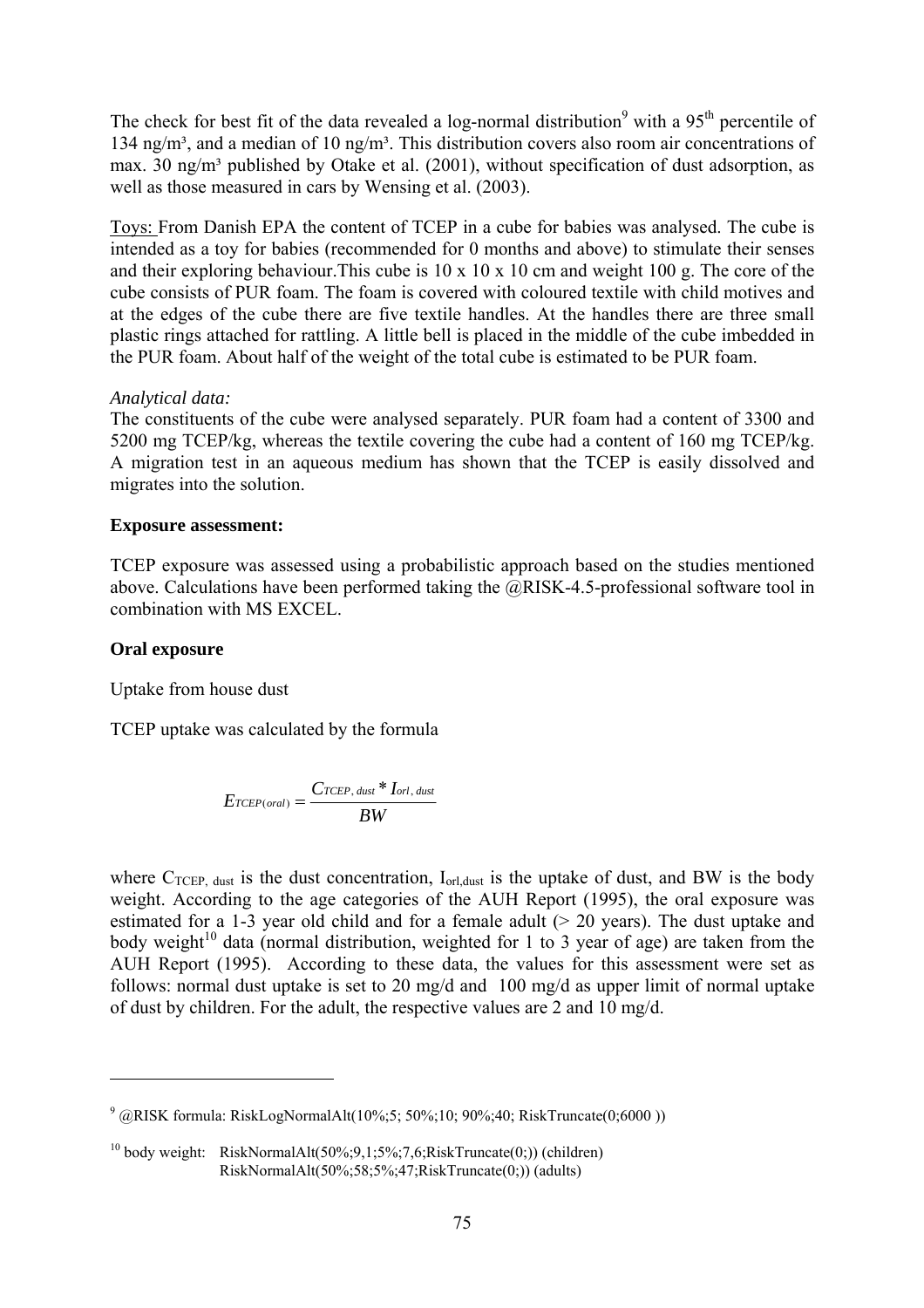The check for best fit of the data revealed a log-normal distribution[9] with a 95[th] percentile of 134 ng/m³, and a median of 10 ng/m³. This distribution covers also room air concentrations of max. 30 ng/m³ published by Otake et al. (2001), without specification of dust adsorption, as well as those measured in cars by Wensing et al. (2003).

Toys: From Danish EPA the content of TCEP in a cube for babies was analysed. The cube is intended as a toy for babies (recommended for 0 months and above) to stimulate their senses and their exploring behaviour.This cube is 10 x 10 x 10 cm and weight 100 g. The core of the cube consists of PUR foam. The foam is covered with coloured textile with child motives and at the edges of the cube there are five textile handles. At the handles there are three small plastic rings attached for rattling. A little bell is placed in the middle of the cube imbedded in the PUR foam. About half of the weight of the total cube is estimated to be PUR foam.

*Analytical data:*
The constituents of the cube were analysed separately. PUR foam had a content of 3300 and 5200 mg TCEP/kg, whereas the textile covering the cube had a content of 160 mg TCEP/kg. A migration test in an aqueous medium has shown that the TCEP is easily dissolved and migrates into the solution.

**Exposure assessment:**

TCEP exposure was assessed using a probabilistic approach based on the studies mentioned above. Calculations have been performed taking the @RISK-4.5-professional software tool in combination with MS EXCEL.

**Oral exposure**

Uptake from house dust

TCEP uptake was calculated by the formula

$$E_{TCEP(oral)} = \frac{C_{TCEP,\,dust} * I_{orl,\,dust}}{BW}$$

where $C_{TCEP,\,dust}$ is the dust concentration, $I_{orl,dust}$ is the uptake of dust, and BW is the body weight. According to the age categories of the AUH Report (1995), the oral exposure was estimated for a 1-3 year old child and for a female adult (> 20 years). The dust uptake and body weight[10] data (normal distribution, weighted for 1 to 3 year of age) are taken from the AUH Report (1995). According to these data, the values for this assessment were set as follows: normal dust uptake is set to 20 mg/d and 100 mg/d as upper limit of normal uptake of dust by children. For the adult, the respective values are 2 and 10 mg/d.

---

[9] @RISK formula: RiskLogNormalAlt(10%;5; 50%;10; 90%;40; RiskTruncate(0;6000 ))

[10] body weight: RiskNormalAlt(50%;9,1;5%;7,6;RiskTruncate(0;)) (children)
RiskNormalAlt(50%;58;5%;47;RiskTruncate(0;)) (adults)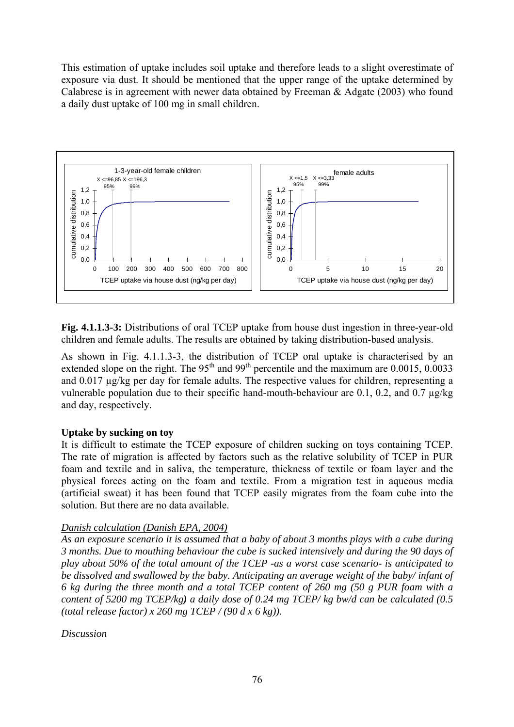This estimation of uptake includes soil uptake and therefore leads to a slight overestimate of exposure via dust. It should be mentioned that the upper range of the uptake determined by Calabrese is in agreement with newer data obtained by Freeman & Adgate (2003) who found a daily dust uptake of 100 mg in small children.

**Fig. 4.1.1.3-3:** Distributions of oral TCEP uptake from house dust ingestion in three-year-old children and female adults. The results are obtained by taking distribution-based analysis.

As shown in Fig. 4.1.1.3-3, the distribution of TCEP oral uptake is characterised by an extended slope on the right. The 95[th] and 99[th] percentile and the maximum are 0.0015, 0.0033 and 0.017 µg/kg per day for female adults. The respective values for children, representing a vulnerable population due to their specific hand-mouth-behaviour are 0.1, 0.2, and 0.7 µg/kg and day, respectively.

**Uptake by sucking on toy**

It is difficult to estimate the TCEP exposure of children sucking on toys containing TCEP. The rate of migration is affected by factors such as the relative solubility of TCEP in PUR foam and textile and in saliva, the temperature, thickness of textile or foam layer and the physical forces acting on the foam and textile. From a migration test in aqueous media (artificial sweat) it has been found that TCEP easily migrates from the foam cube into the solution. But there are no data available.

*Danish calculation (Danish EPA, 2004)*

*As an exposure scenario it is assumed that a baby of about 3 months plays with a cube during 3 months. Due to mouthing behaviour the cube is sucked intensively and during the 90 days of play about 50% of the total amount of the TCEP -as a worst case scenario- is anticipated to be dissolved and swallowed by the baby. Anticipating an average weight of the baby/ infant of 6 kg during the three month and a total TCEP content of 260 mg (50 g PUR foam with a content of 5200 mg TCEP/kg**)** a daily dose of 0.24 mg TCEP/ kg bw/d can be calculated (0.5 (total release factor) x 260 mg TCEP / (90 d x 6 kg)).*

*Discussion*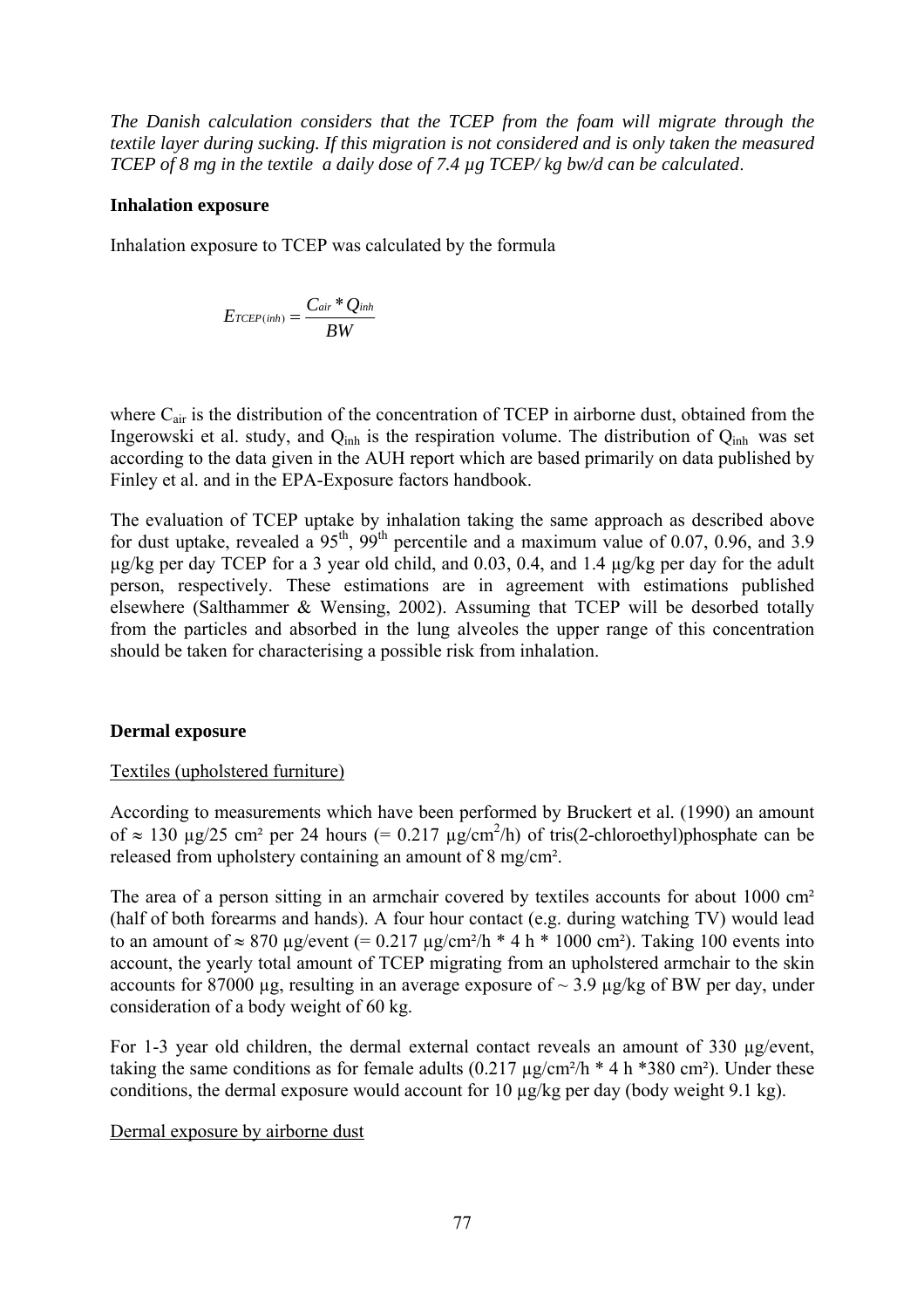*The Danish calculation considers that the TCEP from the foam will migrate through the textile layer during sucking. If this migration is not considered and is only taken the measured TCEP of 8 mg in the textile a daily dose of 7.4 µg TCEP/ kg bw/d can be calculated*.

**Inhalation exposure**

Inhalation exposure to TCEP was calculated by the formula

$$E_{TCEP(inh)} = \frac{C_{air} * Q_{inh}}{BW}$$

where $C_{air}$ is the distribution of the concentration of TCEP in airborne dust, obtained from the Ingerowski et al. study, and $Q_{inh}$ is the respiration volume. The distribution of $Q_{inh}$ was set according to the data given in the AUH report which are based primarily on data published by Finley et al. and in the EPA-Exposure factors handbook.

The evaluation of TCEP uptake by inhalation taking the same approach as described above for dust uptake, revealed a 95$^{th}$, 99$^{th}$ percentile and a maximum value of 0.07, 0.96, and 3.9 µg/kg per day TCEP for a 3 year old child, and 0.03, 0.4, and 1.4 µg/kg per day for the adult person, respectively. These estimations are in agreement with estimations published elsewhere (Salthammer & Wensing, 2002). Assuming that TCEP will be desorbed totally from the particles and absorbed in the lung alveoles the upper range of this concentration should be taken for characterising a possible risk from inhalation.

**Dermal exposure**

Textiles (upholstered furniture)

According to measurements which have been performed by Bruckert et al. (1990) an amount of ≈ 130 µg/25 cm² per 24 hours (= 0.217 µg/cm$^2$/h) of tris(2-chloroethyl)phosphate can be released from upholstery containing an amount of 8 mg/cm².

The area of a person sitting in an armchair covered by textiles accounts for about 1000 cm² (half of both forearms and hands). A four hour contact (e.g. during watching TV) would lead to an amount of ≈ 870 µg/event (= 0.217 µg/cm²/h * 4 h * 1000 cm²). Taking 100 events into account, the yearly total amount of TCEP migrating from an upholstered armchair to the skin accounts for 87000 µg, resulting in an average exposure of ~ 3.9 µg/kg of BW per day, under consideration of a body weight of 60 kg.

For 1-3 year old children, the dermal external contact reveals an amount of 330 µg/event, taking the same conditions as for female adults (0.217 µg/cm²/h * 4 h *380 cm²). Under these conditions, the dermal exposure would account for 10 µg/kg per day (body weight 9.1 kg).

Dermal exposure by airborne dust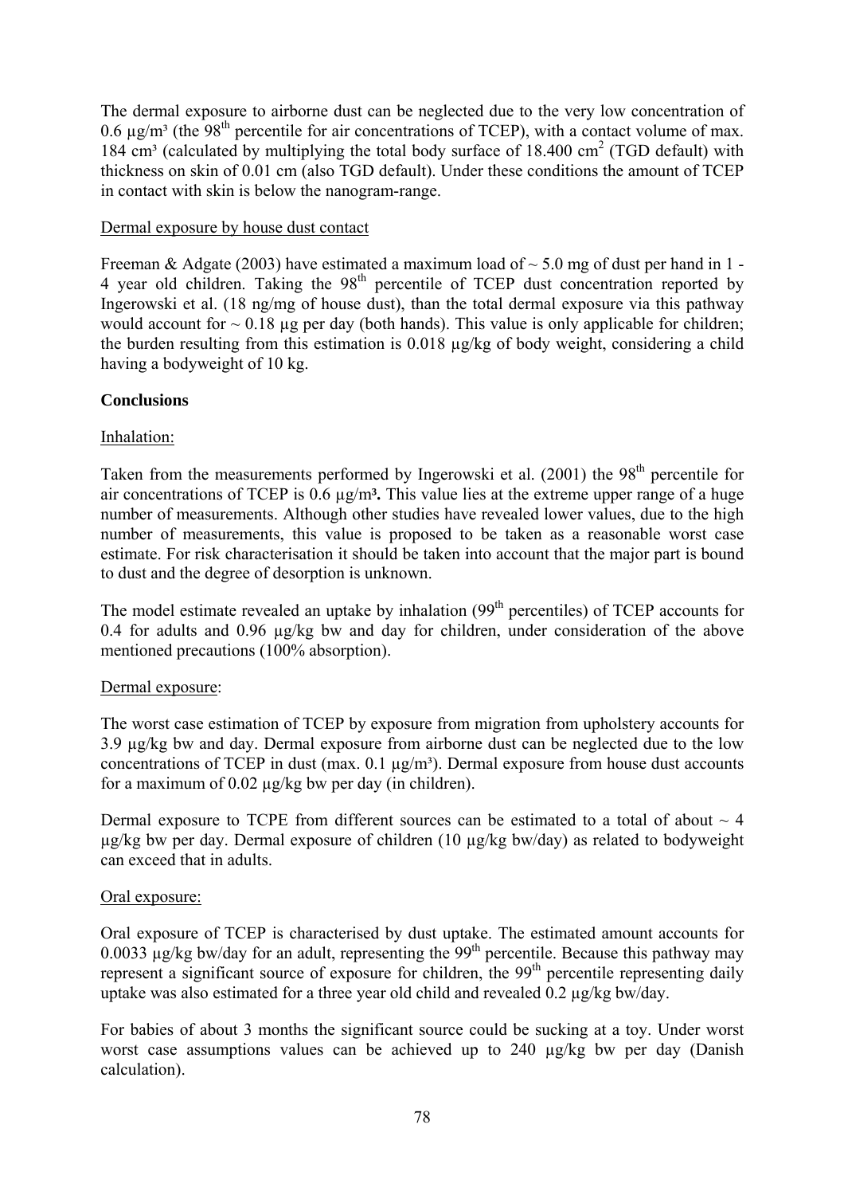The dermal exposure to airborne dust can be neglected due to the very low concentration of 0.6 µg/m³ (the 98[th] percentile for air concentrations of TCEP), with a contact volume of max. 184 cm³ (calculated by multiplying the total body surface of 18.400 cm² (TGD default) with thickness on skin of 0.01 cm (also TGD default). Under these conditions the amount of TCEP in contact with skin is below the nanogram-range.

Dermal exposure by house dust contact

Freeman & Adgate (2003) have estimated a maximum load of ~ 5.0 mg of dust per hand in 1 - 4 year old children. Taking the 98[th] percentile of TCEP dust concentration reported by Ingerowski et al. (18 ng/mg of house dust), than the total dermal exposure via this pathway would account for ~ 0.18 µg per day (both hands). This value is only applicable for children; the burden resulting from this estimation is 0.018 µg/kg of body weight, considering a child having a bodyweight of 10 kg.

**Conclusions**

Inhalation:

Taken from the measurements performed by Ingerowski et al. (2001) the 98[th] percentile for air concentrations of TCEP is 0.6 µg/m³**.** This value lies at the extreme upper range of a huge number of measurements. Although other studies have revealed lower values, due to the high number of measurements, this value is proposed to be taken as a reasonable worst case estimate. For risk characterisation it should be taken into account that the major part is bound to dust and the degree of desorption is unknown.

The model estimate revealed an uptake by inhalation (99[th] percentiles) of TCEP accounts for 0.4 for adults and 0.96 µg/kg bw and day for children, under consideration of the above mentioned precautions (100% absorption).

Dermal exposure:

The worst case estimation of TCEP by exposure from migration from upholstery accounts for 3.9 µg/kg bw and day. Dermal exposure from airborne dust can be neglected due to the low concentrations of TCEP in dust (max. 0.1 µg/m³). Dermal exposure from house dust accounts for a maximum of 0.02 µg/kg bw per day (in children).

Dermal exposure to TCPE from different sources can be estimated to a total of about ~ 4 µg/kg bw per day. Dermal exposure of children (10 µg/kg bw/day) as related to bodyweight can exceed that in adults.

Oral exposure:

Oral exposure of TCEP is characterised by dust uptake. The estimated amount accounts for 0.0033 µg/kg bw/day for an adult, representing the 99[th] percentile. Because this pathway may represent a significant source of exposure for children, the 99[th] percentile representing daily uptake was also estimated for a three year old child and revealed 0.2 µg/kg bw/day.

For babies of about 3 months the significant source could be sucking at a toy. Under worst worst case assumptions values can be achieved up to 240 µg/kg bw per day (Danish calculation).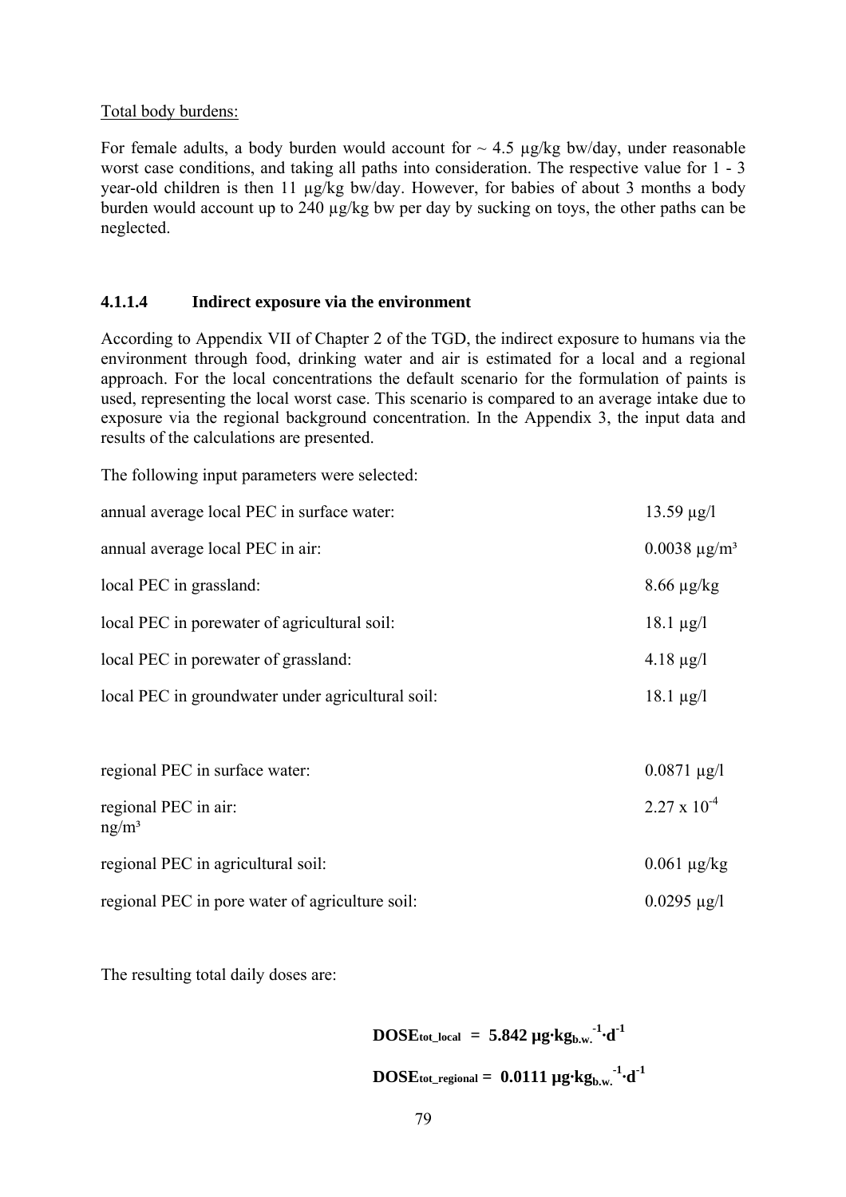Total body burdens:

For female adults, a body burden would account for ~ 4.5 µg/kg bw/day, under reasonable worst case conditions, and taking all paths into consideration. The respective value for 1 - 3 year-old children is then 11 µg/kg bw/day. However, for babies of about 3 months a body burden would account up to 240 µg/kg bw per day by sucking on toys, the other paths can be neglected.

#### 4.1.1.4 Indirect exposure via the environment

According to Appendix VII of Chapter 2 of the TGD, the indirect exposure to humans via the environment through food, drinking water and air is estimated for a local and a regional approach. For the local concentrations the default scenario for the formulation of paints is used, representing the local worst case. This scenario is compared to an average intake due to exposure via the regional background concentration. In the Appendix 3, the input data and results of the calculations are presented.

The following input parameters were selected:

| | |
|---|---|
| annual average local PEC in surface water: | 13.59 µg/l |
| annual average local PEC in air: | 0.0038 µg/m³ |
| local PEC in grassland: | 8.66 µg/kg |
| local PEC in porewater of agricultural soil: | 18.1 µg/l |
| local PEC in porewater of grassland: | 4.18 µg/l |
| local PEC in groundwater under agricultural soil: | 18.1 µg/l |
| | |
| regional PEC in surface water: | 0.0871 µg/l |
| regional PEC in air: | $2.27 \times 10^{-4}$ ng/m³ |
| regional PEC in agricultural soil: | 0.061 µg/kg |
| regional PEC in pore water of agriculture soil: | 0.0295 µg/l |

The resulting total daily doses are:

$$\mathbf{DOSE_{tot\_local} = 5.842\ \mu g \cdot kg_{b.w.}^{-1} \cdot d^{-1}}$$

$$\mathbf{DOSE_{tot\_regional} = 0.0111\ \mu g \cdot kg_{b.w.}^{-1} \cdot d^{-1}}$$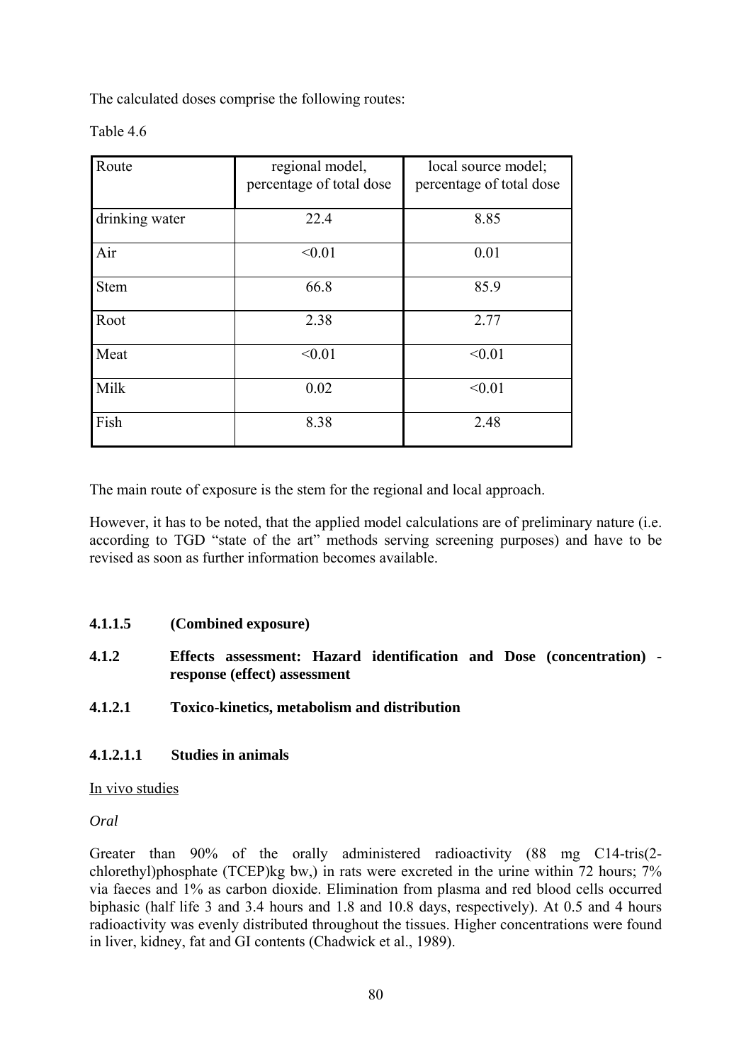The calculated doses comprise the following routes:

Table 4.6

| Route | regional model, percentage of total dose | local source model; percentage of total dose |
|---|---|---|
| drinking water | 22.4 | 8.85 |
| Air | <0.01 | 0.01 |
| Stem | 66.8 | 85.9 |
| Root | 2.38 | 2.77 |
| Meat | <0.01 | <0.01 |
| Milk | 0.02 | <0.01 |
| Fish | 8.38 | 2.48 |

The main route of exposure is the stem for the regional and local approach.

However, it has to be noted, that the applied model calculations are of preliminary nature (i.e. according to TGD "state of the art" methods serving screening purposes) and have to be revised as soon as further information becomes available.

#### 4.1.1.5 (Combined exposure)

### 4.1.2 Effects assessment: Hazard identification and Dose (concentration) - response (effect) assessment

#### 4.1.2.1 Toxico-kinetics, metabolism and distribution

##### 4.1.2.1.1 Studies in animals

In vivo studies

*Oral*

Greater than 90% of the orally administered radioactivity (88 mg C14-tris(2-chlorethyl)phosphate (TCEP)kg bw,) in rats were excreted in the urine within 72 hours; 7% via faeces and 1% as carbon dioxide. Elimination from plasma and red blood cells occurred biphasic (half life 3 and 3.4 hours and 1.8 and 10.8 days, respectively). At 0.5 and 4 hours radioactivity was evenly distributed throughout the tissues. Higher concentrations were found in liver, kidney, fat and GI contents (Chadwick et al., 1989).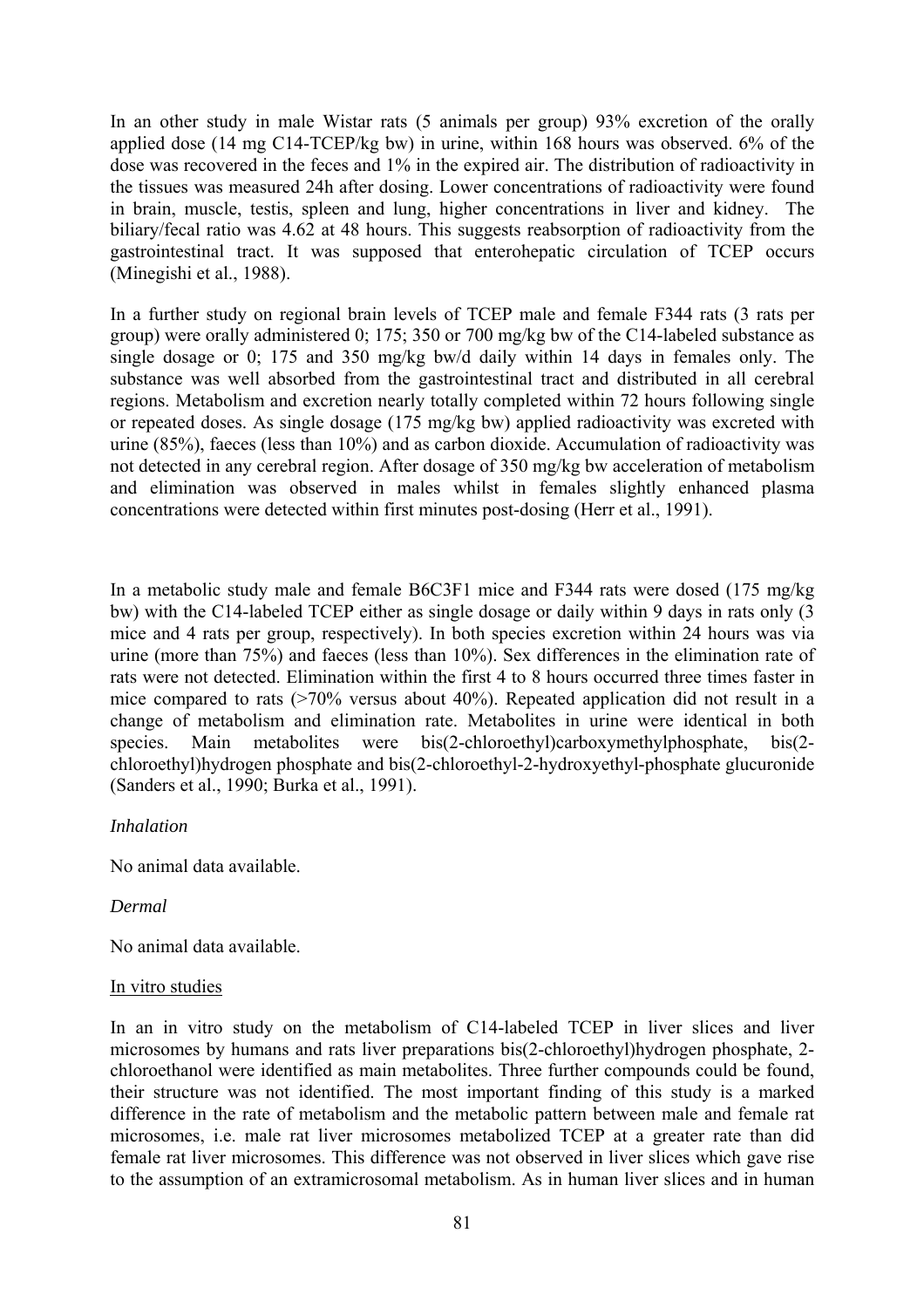In an other study in male Wistar rats (5 animals per group) 93% excretion of the orally applied dose (14 mg C14-TCEP/kg bw) in urine, within 168 hours was observed. 6% of the dose was recovered in the feces and 1% in the expired air. The distribution of radioactivity in the tissues was measured 24h after dosing. Lower concentrations of radioactivity were found in brain, muscle, testis, spleen and lung, higher concentrations in liver and kidney. The biliary/fecal ratio was 4.62 at 48 hours. This suggests reabsorption of radioactivity from the gastrointestinal tract. It was supposed that enterohepatic circulation of TCEP occurs (Minegishi et al., 1988).

In a further study on regional brain levels of TCEP male and female F344 rats (3 rats per group) were orally administered 0; 175; 350 or 700 mg/kg bw of the C14-labeled substance as single dosage or 0; 175 and 350 mg/kg bw/d daily within 14 days in females only. The substance was well absorbed from the gastrointestinal tract and distributed in all cerebral regions. Metabolism and excretion nearly totally completed within 72 hours following single or repeated doses. As single dosage (175 mg/kg bw) applied radioactivity was excreted with urine (85%), faeces (less than 10%) and as carbon dioxide. Accumulation of radioactivity was not detected in any cerebral region. After dosage of 350 mg/kg bw acceleration of metabolism and elimination was observed in males whilst in females slightly enhanced plasma concentrations were detected within first minutes post-dosing (Herr et al., 1991).

In a metabolic study male and female B6C3F1 mice and F344 rats were dosed (175 mg/kg bw) with the C14-labeled TCEP either as single dosage or daily within 9 days in rats only (3 mice and 4 rats per group, respectively). In both species excretion within 24 hours was via urine (more than 75%) and faeces (less than 10%). Sex differences in the elimination rate of rats were not detected. Elimination within the first 4 to 8 hours occurred three times faster in mice compared to rats (>70% versus about 40%). Repeated application did not result in a change of metabolism and elimination rate. Metabolites in urine were identical in both species. Main metabolites were bis(2-chloroethyl)carboxymethylphosphate, bis(2-chloroethyl)hydrogen phosphate and bis(2-chloroethyl-2-hydroxyethyl-phosphate glucuronide (Sanders et al., 1990; Burka et al., 1991).

*Inhalation*

No animal data available.

*Dermal*

No animal data available.

In vitro studies

In an in vitro study on the metabolism of C14-labeled TCEP in liver slices and liver microsomes by humans and rats liver preparations bis(2-chloroethyl)hydrogen phosphate, 2-chloroethanol were identified as main metabolites. Three further compounds could be found, their structure was not identified. The most important finding of this study is a marked difference in the rate of metabolism and the metabolic pattern between male and female rat microsomes, i.e. male rat liver microsomes metabolized TCEP at a greater rate than did female rat liver microsomes. This difference was not observed in liver slices which gave rise to the assumption of an extramicrosomal metabolism. As in human liver slices and in human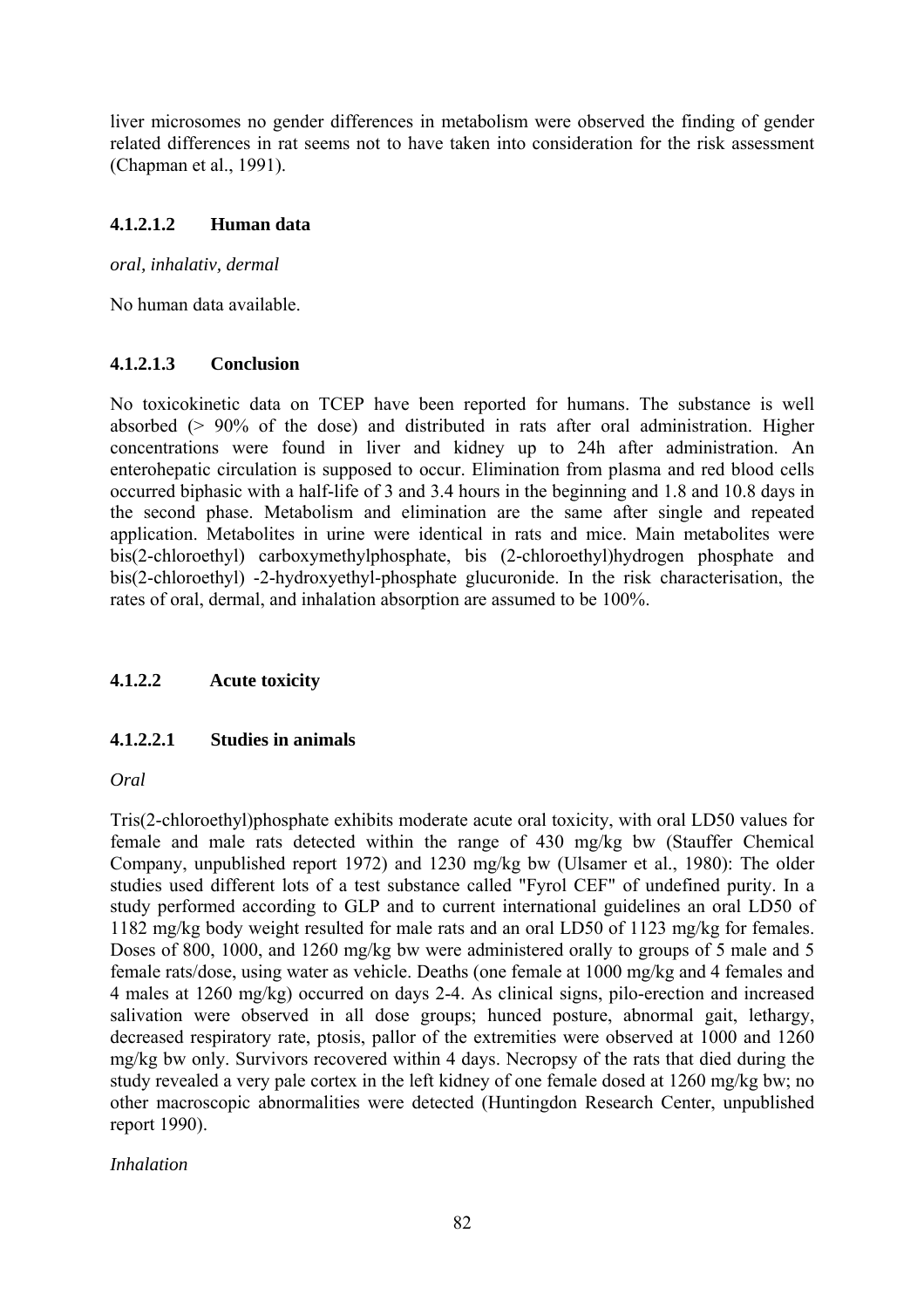liver microsomes no gender differences in metabolism were observed the finding of gender related differences in rat seems not to have taken into consideration for the risk assessment (Chapman et al., 1991).

#### 4.1.2.1.2 Human data

*oral, inhalativ, dermal*

No human data available.

#### 4.1.2.1.3 Conclusion

No toxicokinetic data on TCEP have been reported for humans. The substance is well absorbed (> 90% of the dose) and distributed in rats after oral administration. Higher concentrations were found in liver and kidney up to 24h after administration. An enterohepatic circulation is supposed to occur. Elimination from plasma and red blood cells occurred biphasic with a half-life of 3 and 3.4 hours in the beginning and 1.8 and 10.8 days in the second phase. Metabolism and elimination are the same after single and repeated application. Metabolites in urine were identical in rats and mice. Main metabolites were bis(2-chloroethyl) carboxymethylphosphate, bis (2-chloroethyl)hydrogen phosphate and bis(2-chloroethyl) -2-hydroxyethyl-phosphate glucuronide. In the risk characterisation, the rates of oral, dermal, and inhalation absorption are assumed to be 100%.

### 4.1.2.2 Acute toxicity

#### 4.1.2.2.1 Studies in animals

*Oral*

Tris(2-chloroethyl)phosphate exhibits moderate acute oral toxicity, with oral LD50 values for female and male rats detected within the range of 430 mg/kg bw (Stauffer Chemical Company, unpublished report 1972) and 1230 mg/kg bw (Ulsamer et al., 1980): The older studies used different lots of a test substance called "Fyrol CEF" of undefined purity. In a study performed according to GLP and to current international guidelines an oral LD50 of 1182 mg/kg body weight resulted for male rats and an oral LD50 of 1123 mg/kg for females. Doses of 800, 1000, and 1260 mg/kg bw were administered orally to groups of 5 male and 5 female rats/dose, using water as vehicle. Deaths (one female at 1000 mg/kg and 4 females and 4 males at 1260 mg/kg) occurred on days 2-4. As clinical signs, pilo-erection and increased salivation were observed in all dose groups; hunced posture, abnormal gait, lethargy, decreased respiratory rate, ptosis, pallor of the extremities were observed at 1000 and 1260 mg/kg bw only. Survivors recovered within 4 days. Necropsy of the rats that died during the study revealed a very pale cortex in the left kidney of one female dosed at 1260 mg/kg bw; no other macroscopic abnormalities were detected (Huntingdon Research Center, unpublished report 1990).

*Inhalation*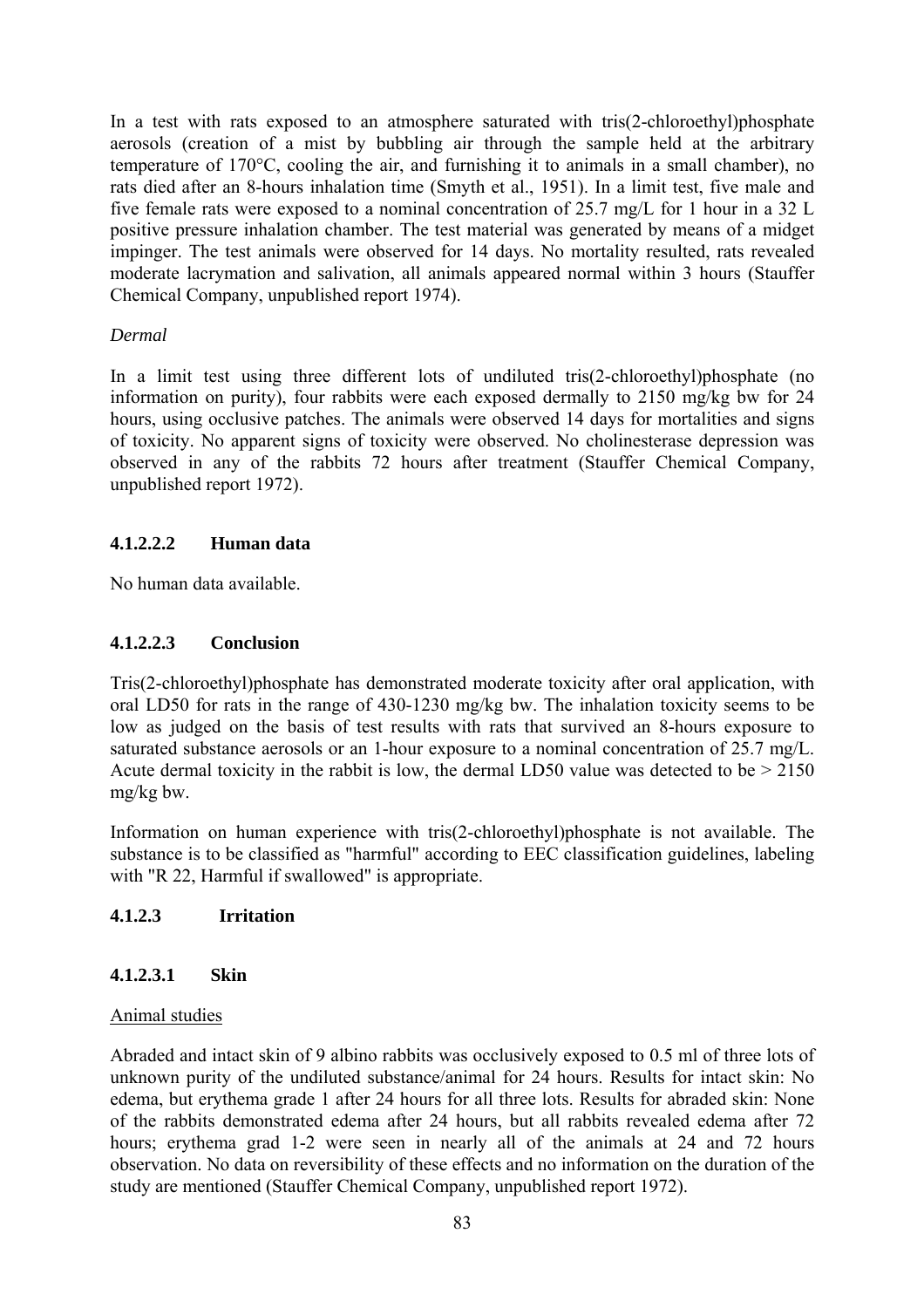In a test with rats exposed to an atmosphere saturated with tris(2-chloroethyl)phosphate aerosols (creation of a mist by bubbling air through the sample held at the arbitrary temperature of 170°C, cooling the air, and furnishing it to animals in a small chamber), no rats died after an 8-hours inhalation time (Smyth et al., 1951). In a limit test, five male and five female rats were exposed to a nominal concentration of 25.7 mg/L for 1 hour in a 32 L positive pressure inhalation chamber. The test material was generated by means of a midget impinger. The test animals were observed for 14 days. No mortality resulted, rats revealed moderate lacrymation and salivation, all animals appeared normal within 3 hours (Stauffer Chemical Company, unpublished report 1974).

*Dermal*

In a limit test using three different lots of undiluted tris(2-chloroethyl)phosphate (no information on purity), four rabbits were each exposed dermally to 2150 mg/kg bw for 24 hours, using occlusive patches. The animals were observed 14 days for mortalities and signs of toxicity. No apparent signs of toxicity were observed. No cholinesterase depression was observed in any of the rabbits 72 hours after treatment (Stauffer Chemical Company, unpublished report 1972).

#### 4.1.2.2.2 Human data

No human data available.

#### 4.1.2.2.3 Conclusion

Tris(2-chloroethyl)phosphate has demonstrated moderate toxicity after oral application, with oral LD50 for rats in the range of 430-1230 mg/kg bw. The inhalation toxicity seems to be low as judged on the basis of test results with rats that survived an 8-hours exposure to saturated substance aerosols or an 1-hour exposure to a nominal concentration of 25.7 mg/L. Acute dermal toxicity in the rabbit is low, the dermal LD50 value was detected to be > 2150 mg/kg bw.

Information on human experience with tris(2-chloroethyl)phosphate is not available. The substance is to be classified as "harmful" according to EEC classification guidelines, labeling with "R 22, Harmful if swallowed" is appropriate.

### 4.1.2.3 Irritation

#### 4.1.2.3.1 Skin

Animal studies

Abraded and intact skin of 9 albino rabbits was occlusively exposed to 0.5 ml of three lots of unknown purity of the undiluted substance/animal for 24 hours. Results for intact skin: No edema, but erythema grade 1 after 24 hours for all three lots. Results for abraded skin: None of the rabbits demonstrated edema after 24 hours, but all rabbits revealed edema after 72 hours; erythema grad 1-2 were seen in nearly all of the animals at 24 and 72 hours observation. No data on reversibility of these effects and no information on the duration of the study are mentioned (Stauffer Chemical Company, unpublished report 1972).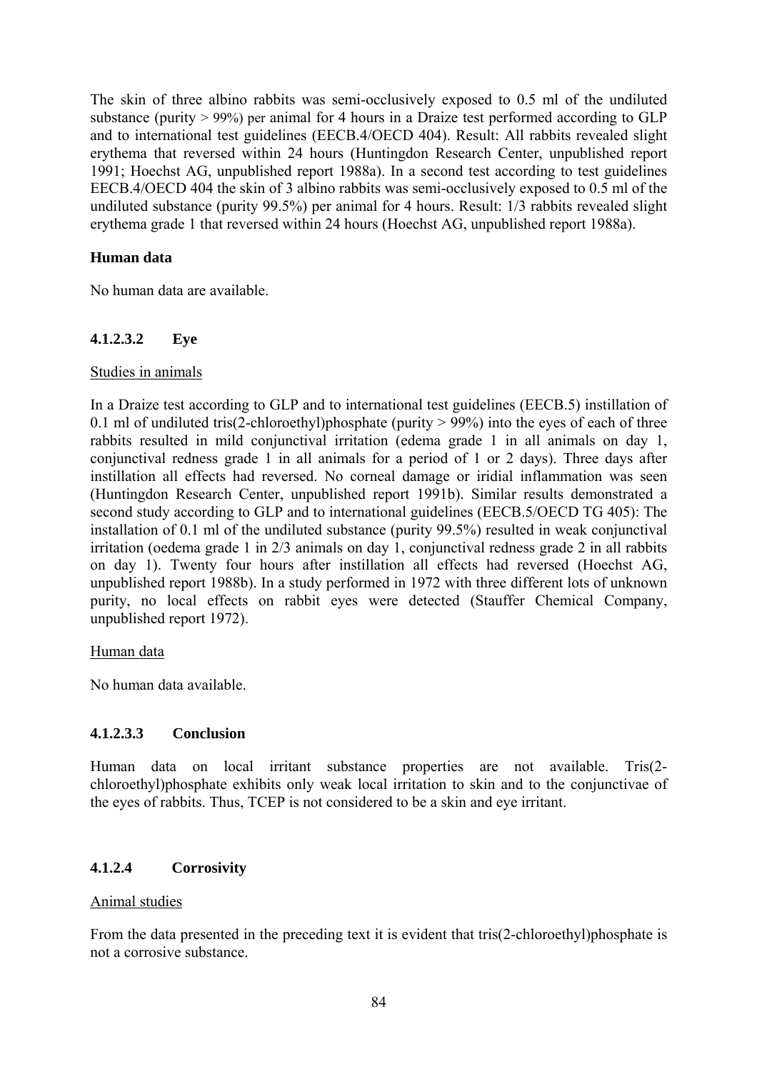The skin of three albino rabbits was semi-occlusively exposed to 0.5 ml of the undiluted substance (purity > 99%) per animal for 4 hours in a Draize test performed according to GLP and to international test guidelines (EECB.4/OECD 404). Result: All rabbits revealed slight erythema that reversed within 24 hours (Huntingdon Research Center, unpublished report 1991; Hoechst AG, unpublished report 1988a). In a second test according to test guidelines EECB.4/OECD 404 the skin of 3 albino rabbits was semi-occlusively exposed to 0.5 ml of the undiluted substance (purity 99.5%) per animal for 4 hours. Result: 1/3 rabbits revealed slight erythema grade 1 that reversed within 24 hours (Hoechst AG, unpublished report 1988a).

**Human data**

No human data are available.

#### 4.1.2.3.2 Eye

Studies in animals

In a Draize test according to GLP and to international test guidelines (EECB.5) instillation of 0.1 ml of undiluted tris(2-chloroethyl)phosphate (purity > 99%) into the eyes of each of three rabbits resulted in mild conjunctival irritation (edema grade 1 in all animals on day 1, conjunctival redness grade 1 in all animals for a period of 1 or 2 days). Three days after instillation all effects had reversed. No corneal damage or iridial inflammation was seen (Huntingdon Research Center, unpublished report 1991b). Similar results demonstrated a second study according to GLP and to international guidelines (EECB.5/OECD TG 405): The installation of 0.1 ml of the undiluted substance (purity 99.5%) resulted in weak conjunctival irritation (oedema grade 1 in 2/3 animals on day 1, conjunctival redness grade 2 in all rabbits on day 1). Twenty four hours after instillation all effects had reversed (Hoechst AG, unpublished report 1988b). In a study performed in 1972 with three different lots of unknown purity, no local effects on rabbit eyes were detected (Stauffer Chemical Company, unpublished report 1972).

Human data

No human data available.

#### 4.1.2.3.3 Conclusion

Human data on local irritant substance properties are not available. Tris(2-chloroethyl)phosphate exhibits only weak local irritation to skin and to the conjunctivae of the eyes of rabbits. Thus, TCEP is not considered to be a skin and eye irritant.

### 4.1.2.4 Corrosivity

Animal studies

From the data presented in the preceding text it is evident that tris(2-chloroethyl)phosphate is not a corrosive substance.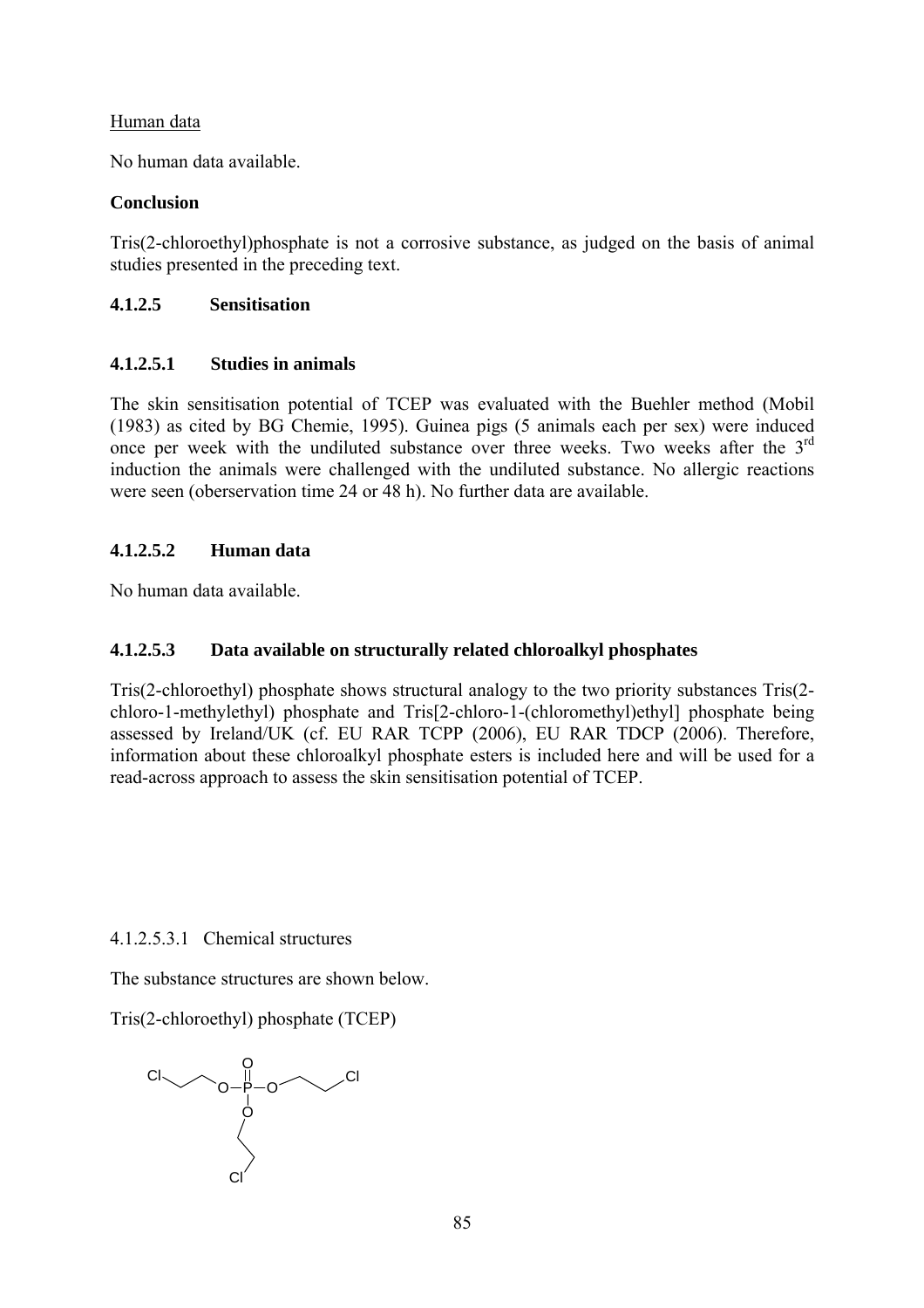Human data

No human data available.

**Conclusion**

Tris(2-chloroethyl)phosphate is not a corrosive substance, as judged on the basis of animal studies presented in the preceding text.

### 4.1.2.5 Sensitisation

#### 4.1.2.5.1 Studies in animals

The skin sensitisation potential of TCEP was evaluated with the Buehler method (Mobil (1983) as cited by BG Chemie, 1995). Guinea pigs (5 animals each per sex) were induced once per week with the undiluted substance over three weeks. Two weeks after the 3rd induction the animals were challenged with the undiluted substance. No allergic reactions were seen (oberservation time 24 or 48 h). No further data are available.

#### 4.1.2.5.2 Human data

No human data available.

#### 4.1.2.5.3 Data available on structurally related chloroalkyl phosphates

Tris(2-chloroethyl) phosphate shows structural analogy to the two priority substances Tris(2-chloro-1-methylethyl) phosphate and Tris[2-chloro-1-(chloromethyl)ethyl] phosphate being assessed by Ireland/UK (cf. EU RAR TCPP (2006), EU RAR TDCP (2006). Therefore, information about these chloroalkyl phosphate esters is included here and will be used for a read-across approach to assess the skin sensitisation potential of TCEP.

4.1.2.5.3.1 Chemical structures

The substance structures are shown below.

Tris(2-chloroethyl) phosphate (TCEP)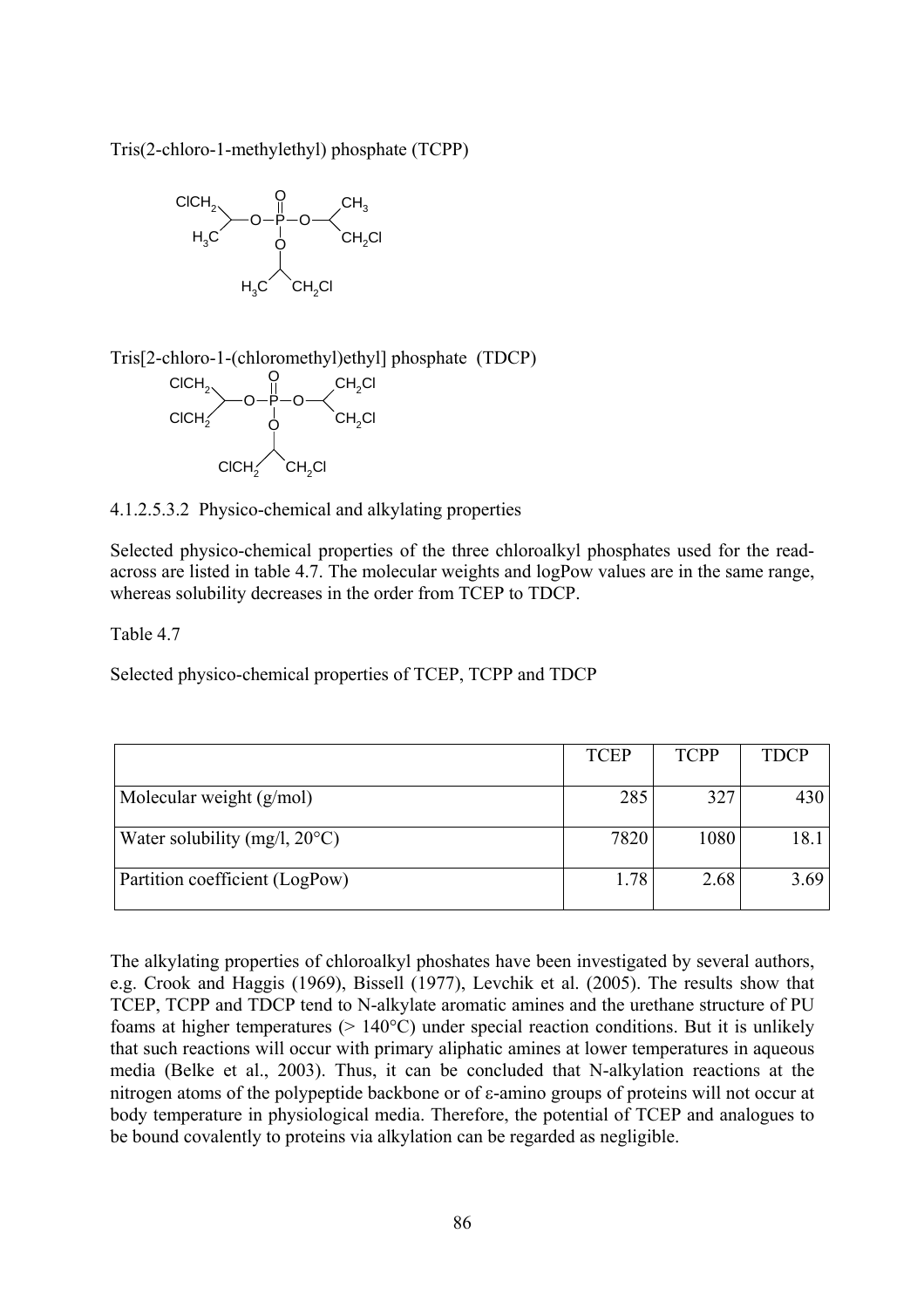Tris(2-chloro-1-methylethyl) phosphate (TCPP)

Tris[2-chloro-1-(chloromethyl)ethyl] phosphate (TDCP)

4.1.2.5.3.2 Physico-chemical and alkylating properties

Selected physico-chemical properties of the three chloroalkyl phosphates used for the read-across are listed in table 4.7. The molecular weights and logPow values are in the same range, whereas solubility decreases in the order from TCEP to TDCP.

Table 4.7

Selected physico-chemical properties of TCEP, TCPP and TDCP

| | TCEP | TCPP | TDCP |
|---|---|---|---|
| Molecular weight (g/mol) | 285 | 327 | 430 |
| Water solubility (mg/l, 20°C) | 7820 | 1080 | 18.1 |
| Partition coefficient (LogPow) | 1.78 | 2.68 | 3.69 |

The alkylating properties of chloroalkyl phoshates have been investigated by several authors, e.g. Crook and Haggis (1969), Bissell (1977), Levchik et al. (2005). The results show that TCEP, TCPP and TDCP tend to N-alkylate aromatic amines and the urethane structure of PU foams at higher temperatures (> 140°C) under special reaction conditions. But it is unlikely that such reactions will occur with primary aliphatic amines at lower temperatures in aqueous media (Belke et al., 2003). Thus, it can be concluded that N-alkylation reactions at the nitrogen atoms of the polypeptide backbone or of ε-amino groups of proteins will not occur at body temperature in physiological media. Therefore, the potential of TCEP and analogues to be bound covalently to proteins via alkylation can be regarded as negligible.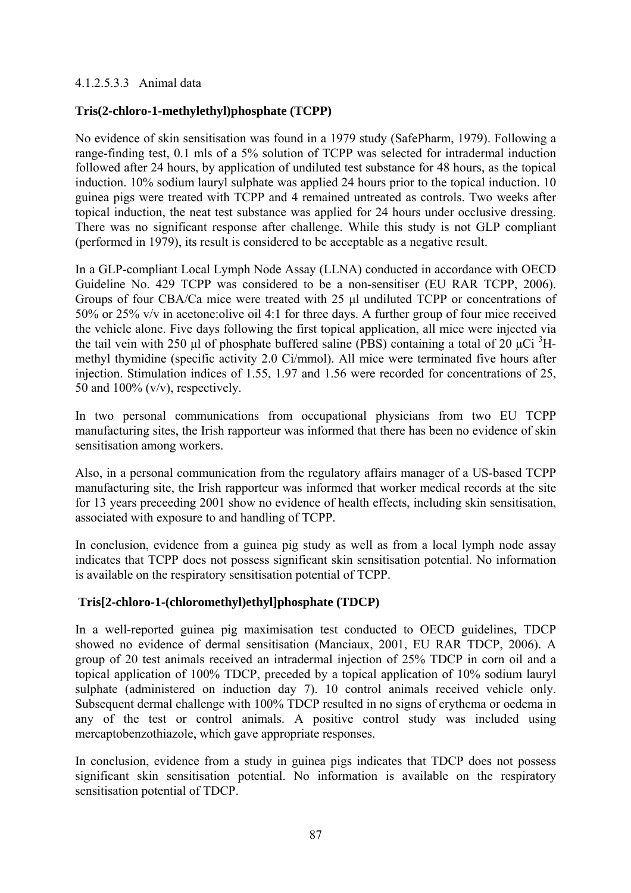#### 4.1.2.5.3.3 Animal data

**Tris(2-chloro-1-methylethyl)phosphate (TCPP)**

No evidence of skin sensitisation was found in a 1979 study (SafePharm, 1979). Following a range-finding test, 0.1 mls of a 5% solution of TCPP was selected for intradermal induction followed after 24 hours, by application of undiluted test substance for 48 hours, as the topical induction. 10% sodium lauryl sulphate was applied 24 hours prior to the topical induction. 10 guinea pigs were treated with TCPP and 4 remained untreated as controls. Two weeks after topical induction, the neat test substance was applied for 24 hours under occlusive dressing. There was no significant response after challenge. While this study is not GLP compliant (performed in 1979), its result is considered to be acceptable as a negative result.

In a GLP-compliant Local Lymph Node Assay (LLNA) conducted in accordance with OECD Guideline No. 429 TCPP was considered to be a non-sensitiser (EU RAR TCPP, 2006). Groups of four CBA/Ca mice were treated with 25 µl undiluted TCPP or concentrations of 50% or 25% v/v in acetone:olive oil 4:1 for three days. A further group of four mice received the vehicle alone. Five days following the first topical application, all mice were injected via the tail vein with 250 µl of phosphate buffered saline (PBS) containing a total of 20 µCi $^{3}$H-methyl thymidine (specific activity 2.0 Ci/mmol). All mice were terminated five hours after injection. Stimulation indices of 1.55, 1.97 and 1.56 were recorded for concentrations of 25, 50 and 100% (v/v), respectively.

In two personal communications from occupational physicians from two EU TCPP manufacturing sites, the Irish rapporteur was informed that there has been no evidence of skin sensitisation among workers.

Also, in a personal communication from the regulatory affairs manager of a US-based TCPP manufacturing site, the Irish rapporteur was informed that worker medical records at the site for 13 years preceeding 2001 show no evidence of health effects, including skin sensitisation, associated with exposure to and handling of TCPP.

In conclusion, evidence from a guinea pig study as well as from a local lymph node assay indicates that TCPP does not possess significant skin sensitisation potential. No information is available on the respiratory sensitisation potential of TCPP.

**Tris[2-chloro-1-(chloromethyl)ethyl]phosphate (TDCP)**

In a well-reported guinea pig maximisation test conducted to OECD guidelines, TDCP showed no evidence of dermal sensitisation (Manciaux, 2001, EU RAR TDCP, 2006). A group of 20 test animals received an intradermal injection of 25% TDCP in corn oil and a topical application of 100% TDCP, preceded by a topical application of 10% sodium lauryl sulphate (administered on induction day 7). 10 control animals received vehicle only. Subsequent dermal challenge with 100% TDCP resulted in no signs of erythema or oedema in any of the test or control animals. A positive control study was included using mercaptobenzothiazole, which gave appropriate responses.

In conclusion, evidence from a study in guinea pigs indicates that TDCP does not possess significant skin sensitisation potential. No information is available on the respiratory sensitisation potential of TDCP.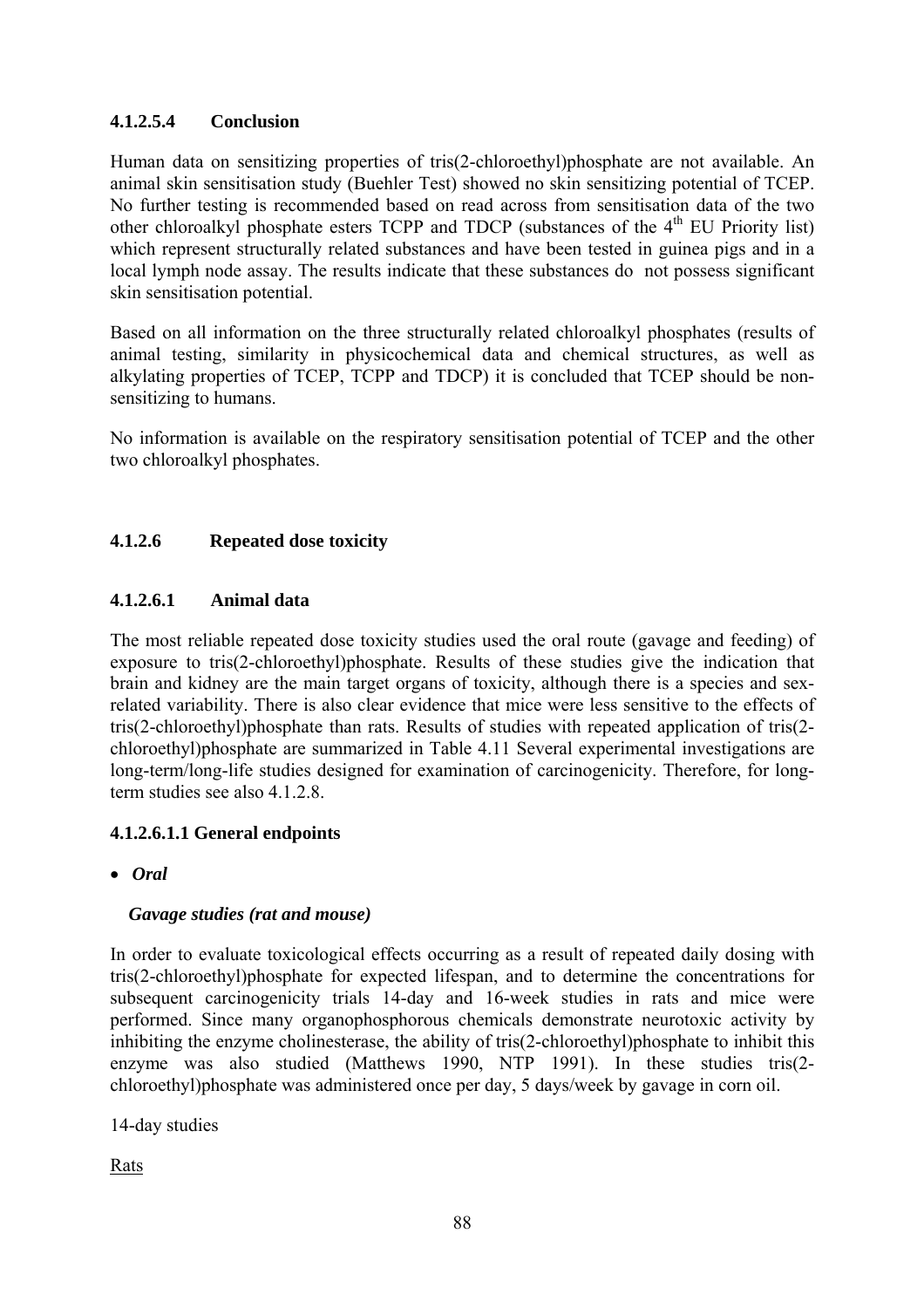#### 4.1.2.5.4 Conclusion

Human data on sensitizing properties of tris(2-chloroethyl)phosphate are not available. An animal skin sensitisation study (Buehler Test) showed no skin sensitizing potential of TCEP. No further testing is recommended based on read across from sensitisation data of the two other chloroalkyl phosphate esters TCPP and TDCP (substances of the 4th EU Priority list) which represent structurally related substances and have been tested in guinea pigs and in a local lymph node assay. The results indicate that these substances do not possess significant skin sensitisation potential.

Based on all information on the three structurally related chloroalkyl phosphates (results of animal testing, similarity in physicochemical data and chemical structures, as well as alkylating properties of TCEP, TCPP and TDCP) it is concluded that TCEP should be non-sensitizing to humans.

No information is available on the respiratory sensitisation potential of TCEP and the other two chloroalkyl phosphates.

### 4.1.2.6 Repeated dose toxicity

#### 4.1.2.6.1 Animal data

The most reliable repeated dose toxicity studies used the oral route (gavage and feeding) of exposure to tris(2-chloroethyl)phosphate. Results of these studies give the indication that brain and kidney are the main target organs of toxicity, although there is a species and sex-related variability. There is also clear evidence that mice were less sensitive to the effects of tris(2-chloroethyl)phosphate than rats. Results of studies with repeated application of tris(2-chloroethyl)phosphate are summarized in Table 4.11 Several experimental investigations are long-term/long-life studies designed for examination of carcinogenicity. Therefore, for long-term studies see also 4.1.2.8.

#### 4.1.2.6.1.1 General endpoints

- ***Oral***

***Gavage studies (rat and mouse)***

In order to evaluate toxicological effects occurring as a result of repeated daily dosing with tris(2-chloroethyl)phosphate for expected lifespan, and to determine the concentrations for subsequent carcinogenicity trials 14-day and 16-week studies in rats and mice were performed. Since many organophosphorous chemicals demonstrate neurotoxic activity by inhibiting the enzyme cholinesterase, the ability of tris(2-chloroethyl)phosphate to inhibit this enzyme was also studied (Matthews 1990, NTP 1991). In these studies tris(2-chloroethyl)phosphate was administered once per day, 5 days/week by gavage in corn oil.

14-day studies

Rats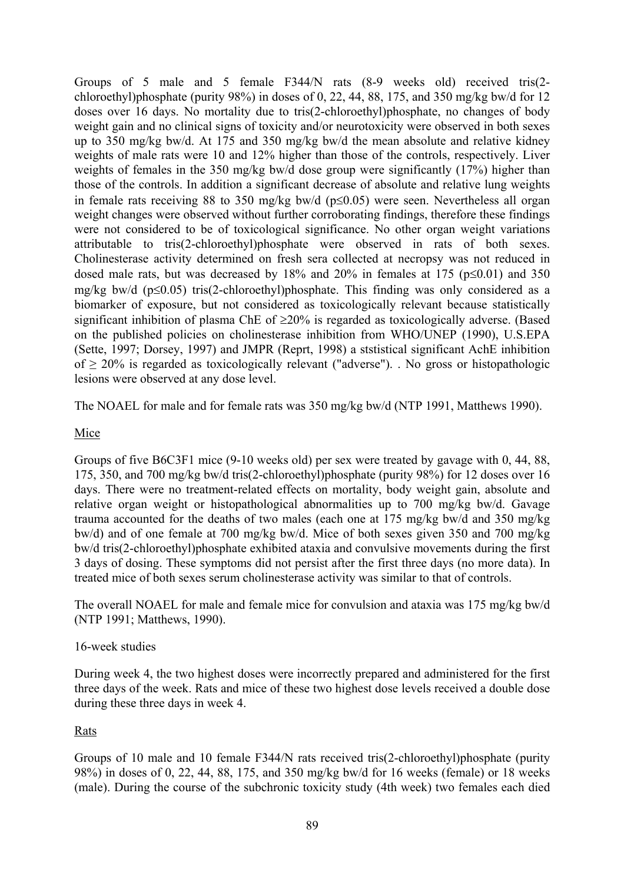Groups of 5 male and 5 female F344/N rats (8-9 weeks old) received tris(2-chloroethyl)phosphate (purity 98%) in doses of 0, 22, 44, 88, 175, and 350 mg/kg bw/d for 12 doses over 16 days. No mortality due to tris(2-chloroethyl)phosphate, no changes of body weight gain and no clinical signs of toxicity and/or neurotoxicity were observed in both sexes up to 350 mg/kg bw/d. At 175 and 350 mg/kg bw/d the mean absolute and relative kidney weights of male rats were 10 and 12% higher than those of the controls, respectively. Liver weights of females in the 350 mg/kg bw/d dose group were significantly (17%) higher than those of the controls. In addition a significant decrease of absolute and relative lung weights in female rats receiving 88 to 350 mg/kg bw/d ($p \le 0.05$) were seen. Nevertheless all organ weight changes were observed without further corroborating findings, therefore these findings were not considered to be of toxicological significance. No other organ weight variations attributable to tris(2-chloroethyl)phosphate were observed in rats of both sexes. Cholinesterase activity determined on fresh sera collected at necropsy was not reduced in dosed male rats, but was decreased by 18% and 20% in females at 175 ($p \le 0.01$) and 350 mg/kg bw/d ($p \le 0.05$) tris(2-chloroethyl)phosphate. This finding was only considered as a biomarker of exposure, but not considered as toxicologically relevant because statistically significant inhibition of plasma ChE of ≥20% is regarded as toxicologically adverse. (Based on the published policies on cholinesterase inhibition from WHO/UNEP (1990), U.S.EPA (Sette, 1997; Dorsey, 1997) and JMPR (Reprt, 1998) a ststistical significant AchE inhibition of ≥ 20% is regarded as toxicologically relevant ("adverse"). . No gross or histopathologic lesions were observed at any dose level.

The NOAEL for male and for female rats was 350 mg/kg bw/d (NTP 1991, Matthews 1990).

Mice

Groups of five B6C3F1 mice (9-10 weeks old) per sex were treated by gavage with 0, 44, 88, 175, 350, and 700 mg/kg bw/d tris(2-chloroethyl)phosphate (purity 98%) for 12 doses over 16 days. There were no treatment-related effects on mortality, body weight gain, absolute and relative organ weight or histopathological abnormalities up to 700 mg/kg bw/d. Gavage trauma accounted for the deaths of two males (each one at 175 mg/kg bw/d and 350 mg/kg bw/d) and of one female at 700 mg/kg bw/d. Mice of both sexes given 350 and 700 mg/kg bw/d tris(2-chloroethyl)phosphate exhibited ataxia and convulsive movements during the first 3 days of dosing. These symptoms did not persist after the first three days (no more data). In treated mice of both sexes serum cholinesterase activity was similar to that of controls.

The overall NOAEL for male and female mice for convulsion and ataxia was 175 mg/kg bw/d (NTP 1991; Matthews, 1990).

16-week studies

During week 4, the two highest doses were incorrectly prepared and administered for the first three days of the week. Rats and mice of these two highest dose levels received a double dose during these three days in week 4.

Rats

Groups of 10 male and 10 female F344/N rats received tris(2-chloroethyl)phosphate (purity 98%) in doses of 0, 22, 44, 88, 175, and 350 mg/kg bw/d for 16 weeks (female) or 18 weeks (male). During the course of the subchronic toxicity study (4th week) two females each died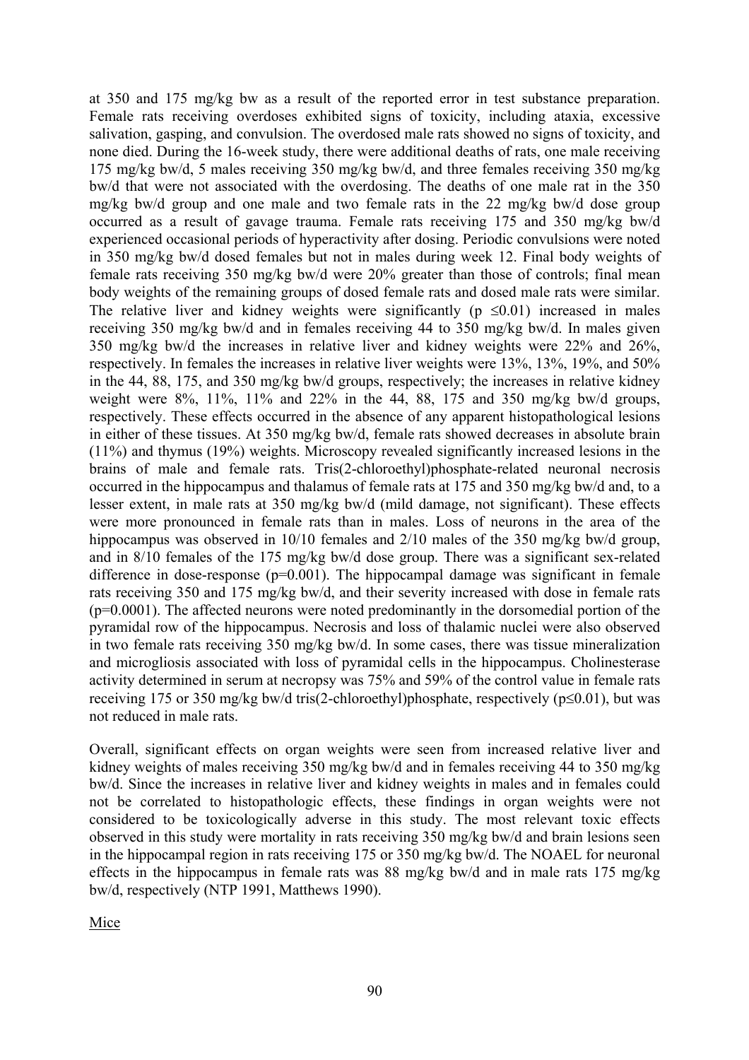at 350 and 175 mg/kg bw as a result of the reported error in test substance preparation. Female rats receiving overdoses exhibited signs of toxicity, including ataxia, excessive salivation, gasping, and convulsion. The overdosed male rats showed no signs of toxicity, and none died. During the 16-week study, there were additional deaths of rats, one male receiving 175 mg/kg bw/d, 5 males receiving 350 mg/kg bw/d, and three females receiving 350 mg/kg bw/d that were not associated with the overdosing. The deaths of one male rat in the 350 mg/kg bw/d group and one male and two female rats in the 22 mg/kg bw/d dose group occurred as a result of gavage trauma. Female rats receiving 175 and 350 mg/kg bw/d experienced occasional periods of hyperactivity after dosing. Periodic convulsions were noted in 350 mg/kg bw/d dosed females but not in males during week 12. Final body weights of female rats receiving 350 mg/kg bw/d were 20% greater than those of controls; final mean body weights of the remaining groups of dosed female rats and dosed male rats were similar. The relative liver and kidney weights were significantly ($p \leq 0.01$) increased in males receiving 350 mg/kg bw/d and in females receiving 44 to 350 mg/kg bw/d. In males given 350 mg/kg bw/d the increases in relative liver and kidney weights were 22% and 26%, respectively. In females the increases in relative liver weights were 13%, 13%, 19%, and 50% in the 44, 88, 175, and 350 mg/kg bw/d groups, respectively; the increases in relative kidney weight were 8%, 11%, 11% and 22% in the 44, 88, 175 and 350 mg/kg bw/d groups, respectively. These effects occurred in the absence of any apparent histopathological lesions in either of these tissues. At 350 mg/kg bw/d, female rats showed decreases in absolute brain (11%) and thymus (19%) weights. Microscopy revealed significantly increased lesions in the brains of male and female rats. Tris(2-chloroethyl)phosphate-related neuronal necrosis occurred in the hippocampus and thalamus of female rats at 175 and 350 mg/kg bw/d and, to a lesser extent, in male rats at 350 mg/kg bw/d (mild damage, not significant). These effects were more pronounced in female rats than in males. Loss of neurons in the area of the hippocampus was observed in 10/10 females and 2/10 males of the 350 mg/kg bw/d group, and in 8/10 females of the 175 mg/kg bw/d dose group. There was a significant sex-related difference in dose-response ($p=0.001$). The hippocampal damage was significant in female rats receiving 350 and 175 mg/kg bw/d, and their severity increased with dose in female rats ($p=0.0001$). The affected neurons were noted predominantly in the dorsomedial portion of the pyramidal row of the hippocampus. Necrosis and loss of thalamic nuclei were also observed in two female rats receiving 350 mg/kg bw/d. In some cases, there was tissue mineralization and microgliosis associated with loss of pyramidal cells in the hippocampus. Cholinesterase activity determined in serum at necropsy was 75% and 59% of the control value in female rats receiving 175 or 350 mg/kg bw/d tris(2-chloroethyl)phosphate, respectively ($p \leq 0.01$), but was not reduced in male rats.

Overall, significant effects on organ weights were seen from increased relative liver and kidney weights of males receiving 350 mg/kg bw/d and in females receiving 44 to 350 mg/kg bw/d. Since the increases in relative liver and kidney weights in males and in females could not be correlated to histopathologic effects, these findings in organ weights were not considered to be toxicologically adverse in this study. The most relevant toxic effects observed in this study were mortality in rats receiving 350 mg/kg bw/d and brain lesions seen in the hippocampal region in rats receiving 175 or 350 mg/kg bw/d. The NOAEL for neuronal effects in the hippocampus in female rats was 88 mg/kg bw/d and in male rats 175 mg/kg bw/d, respectively (NTP 1991, Matthews 1990).

Mice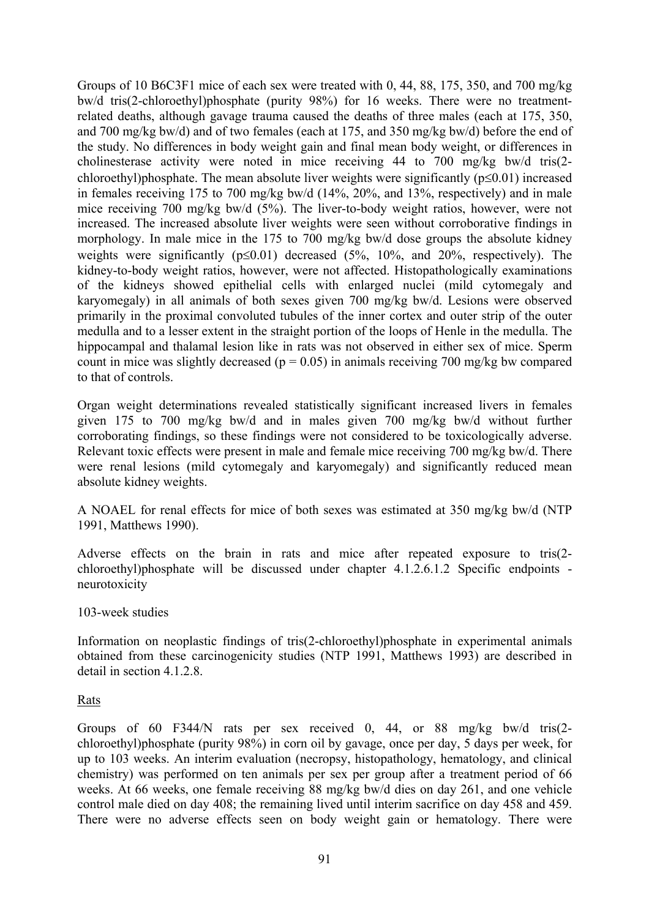Groups of 10 B6C3F1 mice of each sex were treated with 0, 44, 88, 175, 350, and 700 mg/kg bw/d tris(2-chloroethyl)phosphate (purity 98%) for 16 weeks. There were no treatment-related deaths, although gavage trauma caused the deaths of three males (each at 175, 350, and 700 mg/kg bw/d) and of two females (each at 175, and 350 mg/kg bw/d) before the end of the study. No differences in body weight gain and final mean body weight, or differences in cholinesterase activity were noted in mice receiving 44 to 700 mg/kg bw/d tris(2-chloroethyl)phosphate. The mean absolute liver weights were significantly ($p \leq 0.01$) increased in females receiving 175 to 700 mg/kg bw/d (14%, 20%, and 13%, respectively) and in male mice receiving 700 mg/kg bw/d (5%). The liver-to-body weight ratios, however, were not increased. The increased absolute liver weights were seen without corroborative findings in morphology. In male mice in the 175 to 700 mg/kg bw/d dose groups the absolute kidney weights were significantly ($p \leq 0.01$) decreased (5%, 10%, and 20%, respectively). The kidney-to-body weight ratios, however, were not affected. Histopathologically examinations of the kidneys showed epithelial cells with enlarged nuclei (mild cytomegaly and karyomegaly) in all animals of both sexes given 700 mg/kg bw/d. Lesions were observed primarily in the proximal convoluted tubules of the inner cortex and outer strip of the outer medulla and to a lesser extent in the straight portion of the loops of Henle in the medulla. The hippocampal and thalamal lesion like in rats was not observed in either sex of mice. Sperm count in mice was slightly decreased ($p = 0.05$) in animals receiving 700 mg/kg bw compared to that of controls.

Organ weight determinations revealed statistically significant increased livers in females given 175 to 700 mg/kg bw/d and in males given 700 mg/kg bw/d without further corroborating findings, so these findings were not considered to be toxicologically adverse. Relevant toxic effects were present in male and female mice receiving 700 mg/kg bw/d. There were renal lesions (mild cytomegaly and karyomegaly) and significantly reduced mean absolute kidney weights.

A NOAEL for renal effects for mice of both sexes was estimated at 350 mg/kg bw/d (NTP 1991, Matthews 1990).

Adverse effects on the brain in rats and mice after repeated exposure to tris(2-chloroethyl)phosphate will be discussed under chapter 4.1.2.6.1.2 Specific endpoints - neurotoxicity

103-week studies

Information on neoplastic findings of tris(2-chloroethyl)phosphate in experimental animals obtained from these carcinogenicity studies (NTP 1991, Matthews 1993) are described in detail in section 4.1.2.8.

Rats

Groups of 60 F344/N rats per sex received 0, 44, or 88 mg/kg bw/d tris(2-chloroethyl)phosphate (purity 98%) in corn oil by gavage, once per day, 5 days per week, for up to 103 weeks. An interim evaluation (necropsy, histopathology, hematology, and clinical chemistry) was performed on ten animals per sex per group after a treatment period of 66 weeks. At 66 weeks, one female receiving 88 mg/kg bw/d dies on day 261, and one vehicle control male died on day 408; the remaining lived until interim sacrifice on day 458 and 459. There were no adverse effects seen on body weight gain or hematology. There were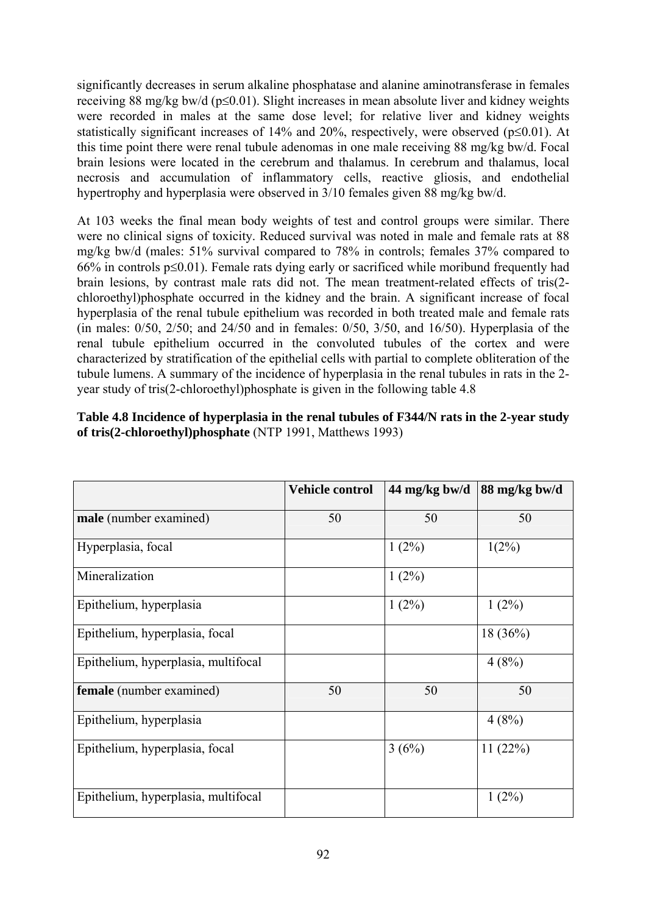significantly decreases in serum alkaline phosphatase and alanine aminotransferase in females receiving 88 mg/kg bw/d ($p \leq 0.01$). Slight increases in mean absolute liver and kidney weights were recorded in males at the same dose level; for relative liver and kidney weights statistically significant increases of 14% and 20%, respectively, were observed ($p \leq 0.01$). At this time point there were renal tubule adenomas in one male receiving 88 mg/kg bw/d. Focal brain lesions were located in the cerebrum and thalamus. In cerebrum and thalamus, local necrosis and accumulation of inflammatory cells, reactive gliosis, and endothelial hypertrophy and hyperplasia were observed in 3/10 females given 88 mg/kg bw/d.

At 103 weeks the final mean body weights of test and control groups were similar. There were no clinical signs of toxicity. Reduced survival was noted in male and female rats at 88 mg/kg bw/d (males: 51% survival compared to 78% in controls; females 37% compared to 66% in controls $p \leq 0.01$). Female rats dying early or sacrificed while moribund frequently had brain lesions, by contrast male rats did not. The mean treatment-related effects of tris(2-chloroethyl)phosphate occurred in the kidney and the brain. A significant increase of focal hyperplasia of the renal tubule epithelium was recorded in both treated male and female rats (in males: 0/50, 2/50; and 24/50 and in females: 0/50, 3/50, and 16/50). Hyperplasia of the renal tubule epithelium occurred in the convoluted tubules of the cortex and were characterized by stratification of the epithelial cells with partial to complete obliteration of the tubule lumens. A summary of the incidence of hyperplasia in the renal tubules in rats in the 2-year study of tris(2-chloroethyl)phosphate is given in the following table 4.8

**Table 4.8 Incidence of hyperplasia in the renal tubules of F344/N rats in the 2-year study of tris(2-chloroethyl)phosphate** (NTP 1991, Matthews 1993)

| | Vehicle control | 44 mg/kg bw/d | 88 mg/kg bw/d |
|---|---|---|---|
| **male** (number examined) | 50 | 50 | 50 |
| Hyperplasia, focal | | 1 (2%) | 1(2%) |
| Mineralization | | 1 (2%) | |
| Epithelium, hyperplasia | | 1 (2%) | 1 (2%) |
| Epithelium, hyperplasia, focal | | | 18 (36%) |
| Epithelium, hyperplasia, multifocal | | | 4 (8%) |
| **female** (number examined) | 50 | 50 | 50 |
| Epithelium, hyperplasia | | | 4 (8%) |
| Epithelium, hyperplasia, focal | | 3 (6%) | 11 (22%) |
| Epithelium, hyperplasia, multifocal | | | 1 (2%) |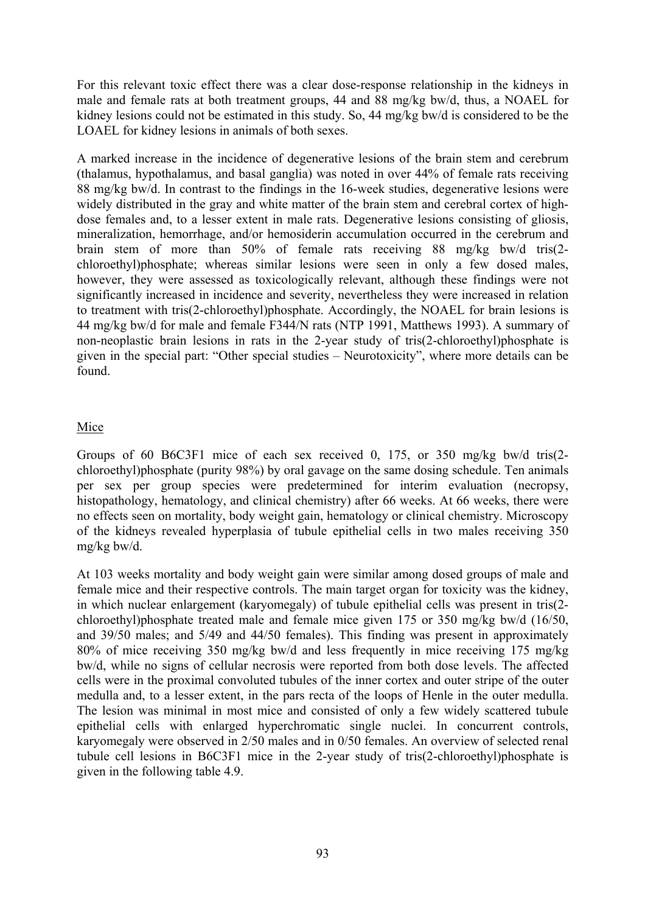For this relevant toxic effect there was a clear dose-response relationship in the kidneys in male and female rats at both treatment groups, 44 and 88 mg/kg bw/d, thus, a NOAEL for kidney lesions could not be estimated in this study. So, 44 mg/kg bw/d is considered to be the LOAEL for kidney lesions in animals of both sexes.

A marked increase in the incidence of degenerative lesions of the brain stem and cerebrum (thalamus, hypothalamus, and basal ganglia) was noted in over 44% of female rats receiving 88 mg/kg bw/d. In contrast to the findings in the 16-week studies, degenerative lesions were widely distributed in the gray and white matter of the brain stem and cerebral cortex of high-dose females and, to a lesser extent in male rats. Degenerative lesions consisting of gliosis, mineralization, hemorrhage, and/or hemosiderin accumulation occurred in the cerebrum and brain stem of more than 50% of female rats receiving 88 mg/kg bw/d tris(2-chloroethyl)phosphate; whereas similar lesions were seen in only a few dosed males, however, they were assessed as toxicologically relevant, although these findings were not significantly increased in incidence and severity, nevertheless they were increased in relation to treatment with tris(2-chloroethyl)phosphate. Accordingly, the NOAEL for brain lesions is 44 mg/kg bw/d for male and female F344/N rats (NTP 1991, Matthews 1993). A summary of non-neoplastic brain lesions in rats in the 2-year study of tris(2-chloroethyl)phosphate is given in the special part: "Other special studies – Neurotoxicity", where more details can be found.

Mice

Groups of 60 B6C3F1 mice of each sex received 0, 175, or 350 mg/kg bw/d tris(2-chloroethyl)phosphate (purity 98%) by oral gavage on the same dosing schedule. Ten animals per sex per group species were predetermined for interim evaluation (necropsy, histopathology, hematology, and clinical chemistry) after 66 weeks. At 66 weeks, there were no effects seen on mortality, body weight gain, hematology or clinical chemistry. Microscopy of the kidneys revealed hyperplasia of tubule epithelial cells in two males receiving 350 mg/kg bw/d.

At 103 weeks mortality and body weight gain were similar among dosed groups of male and female mice and their respective controls. The main target organ for toxicity was the kidney, in which nuclear enlargement (karyomegaly) of tubule epithelial cells was present in tris(2-chloroethyl)phosphate treated male and female mice given 175 or 350 mg/kg bw/d (16/50, and 39/50 males; and 5/49 and 44/50 females). This finding was present in approximately 80% of mice receiving 350 mg/kg bw/d and less frequently in mice receiving 175 mg/kg bw/d, while no signs of cellular necrosis were reported from both dose levels. The affected cells were in the proximal convoluted tubules of the inner cortex and outer stripe of the outer medulla and, to a lesser extent, in the pars recta of the loops of Henle in the outer medulla. The lesion was minimal in most mice and consisted of only a few widely scattered tubule epithelial cells with enlarged hyperchromatic single nuclei. In concurrent controls, karyomegaly were observed in 2/50 males and in 0/50 females. An overview of selected renal tubule cell lesions in B6C3F1 mice in the 2-year study of tris(2-chloroethyl)phosphate is given in the following table 4.9.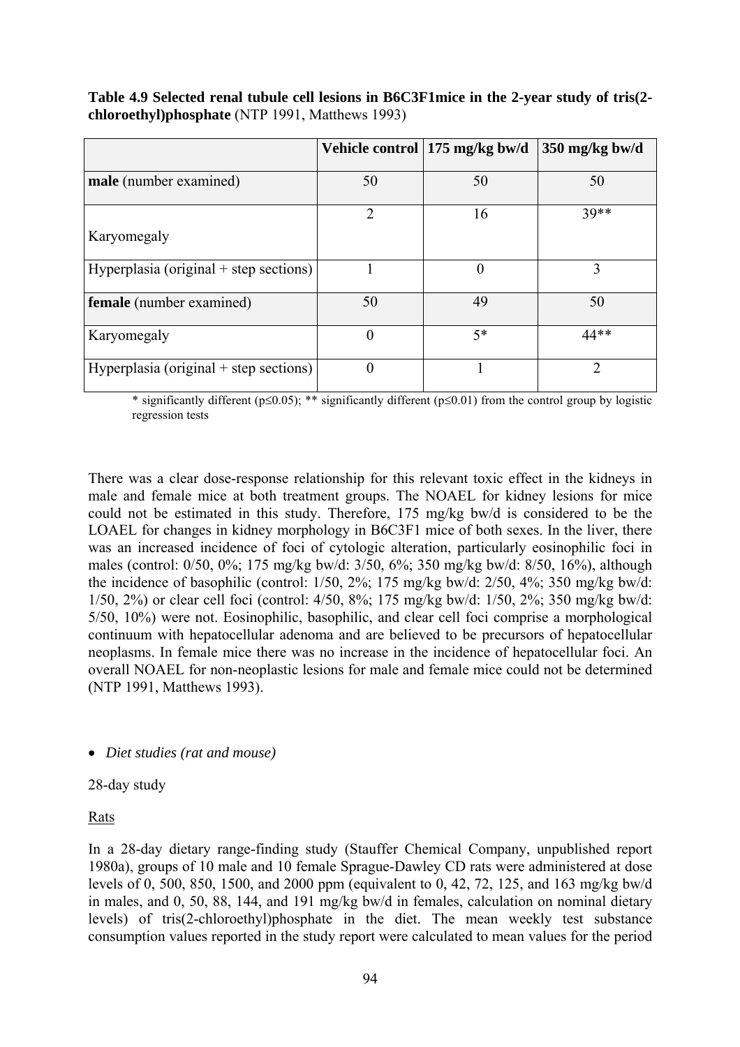**Table 4.9 Selected renal tubule cell lesions in B6C3F1mice in the 2-year study of tris(2-chloroethyl)phosphate** (NTP 1991, Matthews 1993)

| | Vehicle control | 175 mg/kg bw/d | 350 mg/kg bw/d |
|---|---|---|---|
| **male** (number examined) | 50 | 50 | 50 |
| Karyomegaly | 2 | 16 | 39** |
| Hyperplasia (original + step sections) | 1 | 0 | 3 |
| **female** (number examined) | 50 | 49 | 50 |
| Karyomegaly | 0 | 5* | 44** |
| Hyperplasia (original + step sections) | 0 | 1 | 2 |

* significantly different ($p \leq 0.05$); ** significantly different ($p \leq 0.01$) from the control group by logistic regression tests

There was a clear dose-response relationship for this relevant toxic effect in the kidneys in male and female mice at both treatment groups. The NOAEL for kidney lesions for mice could not be estimated in this study. Therefore, 175 mg/kg bw/d is considered to be the LOAEL for changes in kidney morphology in B6C3F1 mice of both sexes. In the liver, there was an increased incidence of foci of cytologic alteration, particularly eosinophilic foci in males (control: 0/50, 0%; 175 mg/kg bw/d: 3/50, 6%; 350 mg/kg bw/d: 8/50, 16%), although the incidence of basophilic (control: 1/50, 2%; 175 mg/kg bw/d: 2/50, 4%; 350 mg/kg bw/d: 1/50, 2%) or clear cell foci (control: 4/50, 8%; 175 mg/kg bw/d: 1/50, 2%; 350 mg/kg bw/d: 5/50, 10%) were not. Eosinophilic, basophilic, and clear cell foci comprise a morphological continuum with hepatocellular adenoma and are believed to be precursors of hepatocellular neoplasms. In female mice there was no increase in the incidence of hepatocellular foci. An overall NOAEL for non-neoplastic lesions for male and female mice could not be determined (NTP 1991, Matthews 1993).

- *Diet studies (rat and mouse)*

28-day study

Rats

In a 28-day dietary range-finding study (Stauffer Chemical Company, unpublished report 1980a), groups of 10 male and 10 female Sprague-Dawley CD rats were administered at dose levels of 0, 500, 850, 1500, and 2000 ppm (equivalent to 0, 42, 72, 125, and 163 mg/kg bw/d in males, and 0, 50, 88, 144, and 191 mg/kg bw/d in females, calculation on nominal dietary levels) of tris(2-chloroethyl)phosphate in the diet. The mean weekly test substance consumption values reported in the study report were calculated to mean values for the period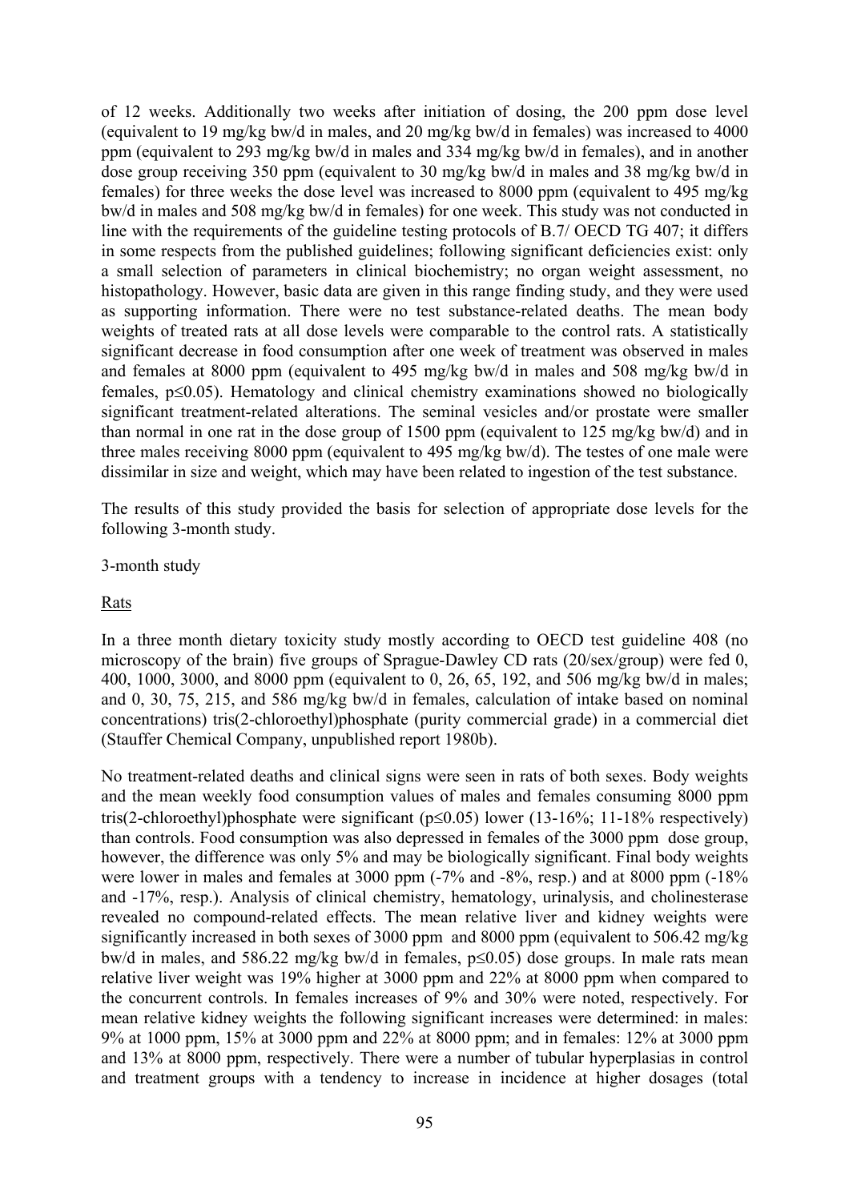of 12 weeks. Additionally two weeks after initiation of dosing, the 200 ppm dose level (equivalent to 19 mg/kg bw/d in males, and 20 mg/kg bw/d in females) was increased to 4000 ppm (equivalent to 293 mg/kg bw/d in males and 334 mg/kg bw/d in females), and in another dose group receiving 350 ppm (equivalent to 30 mg/kg bw/d in males and 38 mg/kg bw/d in females) for three weeks the dose level was increased to 8000 ppm (equivalent to 495 mg/kg bw/d in males and 508 mg/kg bw/d in females) for one week. This study was not conducted in line with the requirements of the guideline testing protocols of B.7/ OECD TG 407; it differs in some respects from the published guidelines; following significant deficiencies exist: only a small selection of parameters in clinical biochemistry; no organ weight assessment, no histopathology. However, basic data are given in this range finding study, and they were used as supporting information. There were no test substance-related deaths. The mean body weights of treated rats at all dose levels were comparable to the control rats. A statistically significant decrease in food consumption after one week of treatment was observed in males and females at 8000 ppm (equivalent to 495 mg/kg bw/d in males and 508 mg/kg bw/d in females, $p \leq 0.05$). Hematology and clinical chemistry examinations showed no biologically significant treatment-related alterations. The seminal vesicles and/or prostate were smaller than normal in one rat in the dose group of 1500 ppm (equivalent to 125 mg/kg bw/d) and in three males receiving 8000 ppm (equivalent to 495 mg/kg bw/d). The testes of one male were dissimilar in size and weight, which may have been related to ingestion of the test substance.

The results of this study provided the basis for selection of appropriate dose levels for the following 3-month study.

3-month study

Rats

In a three month dietary toxicity study mostly according to OECD test guideline 408 (no microscopy of the brain) five groups of Sprague-Dawley CD rats (20/sex/group) were fed 0, 400, 1000, 3000, and 8000 ppm (equivalent to 0, 26, 65, 192, and 506 mg/kg bw/d in males; and 0, 30, 75, 215, and 586 mg/kg bw/d in females, calculation of intake based on nominal concentrations) tris(2-chloroethyl)phosphate (purity commercial grade) in a commercial diet (Stauffer Chemical Company, unpublished report 1980b).

No treatment-related deaths and clinical signs were seen in rats of both sexes. Body weights and the mean weekly food consumption values of males and females consuming 8000 ppm tris(2-chloroethyl)phosphate were significant ($p \leq 0.05$) lower (13-16%; 11-18% respectively) than controls. Food consumption was also depressed in females of the 3000 ppm dose group, however, the difference was only 5% and may be biologically significant. Final body weights were lower in males and females at 3000 ppm (-7% and -8%, resp.) and at 8000 ppm (-18% and -17%, resp.). Analysis of clinical chemistry, hematology, urinalysis, and cholinesterase revealed no compound-related effects. The mean relative liver and kidney weights were significantly increased in both sexes of 3000 ppm and 8000 ppm (equivalent to 506.42 mg/kg bw/d in males, and 586.22 mg/kg bw/d in females, $p \leq 0.05$) dose groups. In male rats mean relative liver weight was 19% higher at 3000 ppm and 22% at 8000 ppm when compared to the concurrent controls. In females increases of 9% and 30% were noted, respectively. For mean relative kidney weights the following significant increases were determined: in males: 9% at 1000 ppm, 15% at 3000 ppm and 22% at 8000 ppm; and in females: 12% at 3000 ppm and 13% at 8000 ppm, respectively. There were a number of tubular hyperplasias in control and treatment groups with a tendency to increase in incidence at higher dosages (total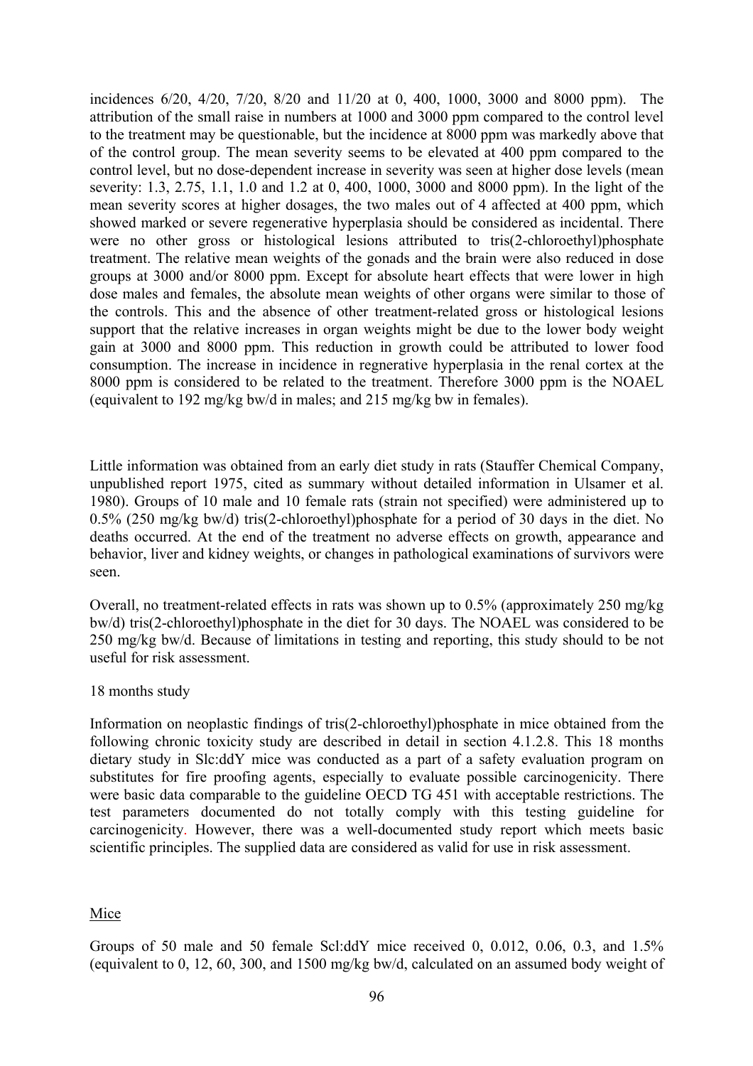incidences 6/20, 4/20, 7/20, 8/20 and 11/20 at 0, 400, 1000, 3000 and 8000 ppm). The attribution of the small raise in numbers at 1000 and 3000 ppm compared to the control level to the treatment may be questionable, but the incidence at 8000 ppm was markedly above that of the control group. The mean severity seems to be elevated at 400 ppm compared to the control level, but no dose-dependent increase in severity was seen at higher dose levels (mean severity: 1.3, 2.75, 1.1, 1.0 and 1.2 at 0, 400, 1000, 3000 and 8000 ppm). In the light of the mean severity scores at higher dosages, the two males out of 4 affected at 400 ppm, which showed marked or severe regenerative hyperplasia should be considered as incidental. There were no other gross or histological lesions attributed to tris(2-chloroethyl)phosphate treatment. The relative mean weights of the gonads and the brain were also reduced in dose groups at 3000 and/or 8000 ppm. Except for absolute heart effects that were lower in high dose males and females, the absolute mean weights of other organs were similar to those of the controls. This and the absence of other treatment-related gross or histological lesions support that the relative increases in organ weights might be due to the lower body weight gain at 3000 and 8000 ppm. This reduction in growth could be attributed to lower food consumption. The increase in incidence in regenerative hyperplasia in the renal cortex at the 8000 ppm is considered to be related to the treatment. Therefore 3000 ppm is the NOAEL (equivalent to 192 mg/kg bw/d in males; and 215 mg/kg bw in females).

Little information was obtained from an early diet study in rats (Stauffer Chemical Company, unpublished report 1975, cited as summary without detailed information in Ulsamer et al. 1980). Groups of 10 male and 10 female rats (strain not specified) were administered up to 0.5% (250 mg/kg bw/d) tris(2-chloroethyl)phosphate for a period of 30 days in the diet. No deaths occurred. At the end of the treatment no adverse effects on growth, appearance and behavior, liver and kidney weights, or changes in pathological examinations of survivors were seen.

Overall, no treatment-related effects in rats was shown up to 0.5% (approximately 250 mg/kg bw/d) tris(2-chloroethyl)phosphate in the diet for 30 days. The NOAEL was considered to be 250 mg/kg bw/d. Because of limitations in testing and reporting, this study should to be not useful for risk assessment.

18 months study

Information on neoplastic findings of tris(2-chloroethyl)phosphate in mice obtained from the following chronic toxicity study are described in detail in section 4.1.2.8. This 18 months dietary study in Slc:ddY mice was conducted as a part of a safety evaluation program on substitutes for fire proofing agents, especially to evaluate possible carcinogenicity. There were basic data comparable to the guideline OECD TG 451 with acceptable restrictions. The test parameters documented do not totally comply with this testing guideline for carcinogenicity. However, there was a well-documented study report which meets basic scientific principles. The supplied data are considered as valid for use in risk assessment.

Mice

Groups of 50 male and 50 female Scl:ddY mice received 0, 0.012, 0.06, 0.3, and 1.5% (equivalent to 0, 12, 60, 300, and 1500 mg/kg bw/d, calculated on an assumed body weight of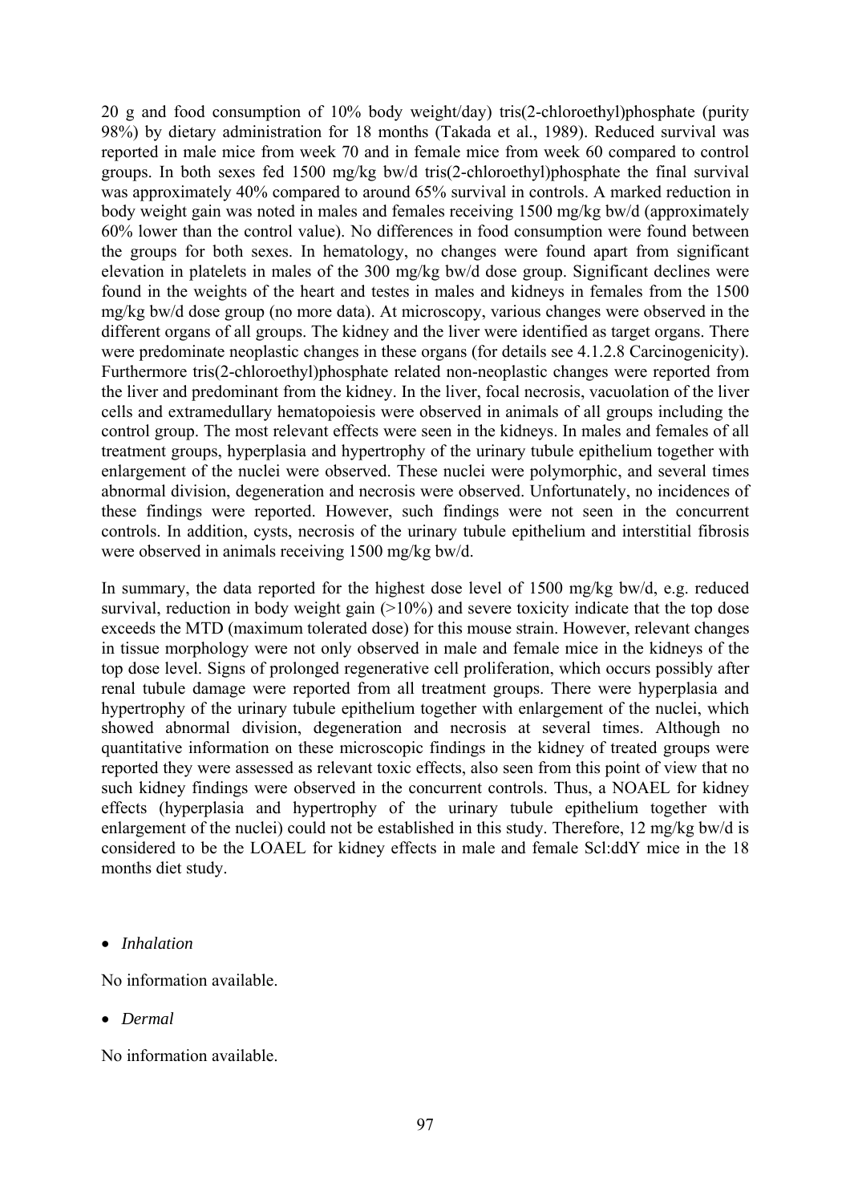20 g and food consumption of 10% body weight/day) tris(2-chloroethyl)phosphate (purity 98%) by dietary administration for 18 months (Takada et al., 1989). Reduced survival was reported in male mice from week 70 and in female mice from week 60 compared to control groups. In both sexes fed 1500 mg/kg bw/d tris(2-chloroethyl)phosphate the final survival was approximately 40% compared to around 65% survival in controls. A marked reduction in body weight gain was noted in males and females receiving 1500 mg/kg bw/d (approximately 60% lower than the control value). No differences in food consumption were found between the groups for both sexes. In hematology, no changes were found apart from significant elevation in platelets in males of the 300 mg/kg bw/d dose group. Significant declines were found in the weights of the heart and testes in males and kidneys in females from the 1500 mg/kg bw/d dose group (no more data). At microscopy, various changes were observed in the different organs of all groups. The kidney and the liver were identified as target organs. There were predominate neoplastic changes in these organs (for details see 4.1.2.8 Carcinogenicity). Furthermore tris(2-chloroethyl)phosphate related non-neoplastic changes were reported from the liver and predominant from the kidney. In the liver, focal necrosis, vacuolation of the liver cells and extramedullary hematopoiesis were observed in animals of all groups including the control group. The most relevant effects were seen in the kidneys. In males and females of all treatment groups, hyperplasia and hypertrophy of the urinary tubule epithelium together with enlargement of the nuclei were observed. These nuclei were polymorphic, and several times abnormal division, degeneration and necrosis were observed. Unfortunately, no incidences of these findings were reported. However, such findings were not seen in the concurrent controls. In addition, cysts, necrosis of the urinary tubule epithelium and interstitial fibrosis were observed in animals receiving 1500 mg/kg bw/d.

In summary, the data reported for the highest dose level of 1500 mg/kg bw/d, e.g. reduced survival, reduction in body weight gain (>10%) and severe toxicity indicate that the top dose exceeds the MTD (maximum tolerated dose) for this mouse strain. However, relevant changes in tissue morphology were not only observed in male and female mice in the kidneys of the top dose level. Signs of prolonged regenerative cell proliferation, which occurs possibly after renal tubule damage were reported from all treatment groups. There were hyperplasia and hypertrophy of the urinary tubule epithelium together with enlargement of the nuclei, which showed abnormal division, degeneration and necrosis at several times. Although no quantitative information on these microscopic findings in the kidney of treated groups were reported they were assessed as relevant toxic effects, also seen from this point of view that no such kidney findings were observed in the concurrent controls. Thus, a NOAEL for kidney effects (hyperplasia and hypertrophy of the urinary tubule epithelium together with enlargement of the nuclei) could not be established in this study. Therefore, 12 mg/kg bw/d is considered to be the LOAEL for kidney effects in male and female Scl:ddY mice in the 18 months diet study.

- *Inhalation*

No information available.

- *Dermal*

No information available.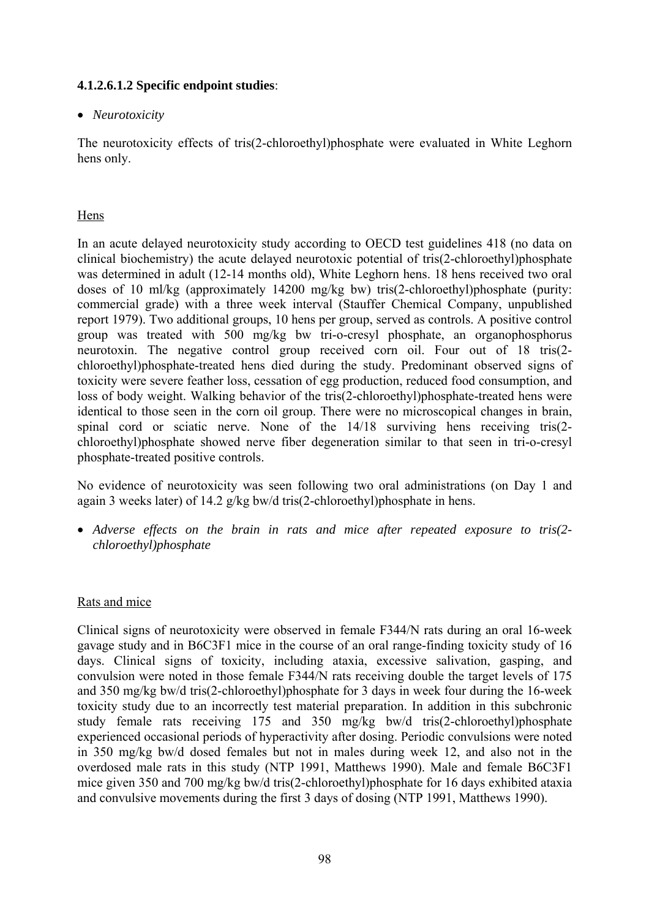#### 4.1.2.6.1.2 Specific endpoint studies:

- *Neurotoxicity*

The neurotoxicity effects of tris(2-chloroethyl)phosphate were evaluated in White Leghorn hens only.

Hens

In an acute delayed neurotoxicity study according to OECD test guidelines 418 (no data on clinical biochemistry) the acute delayed neurotoxic potential of tris(2-chloroethyl)phosphate was determined in adult (12-14 months old), White Leghorn hens. 18 hens received two oral doses of 10 ml/kg (approximately 14200 mg/kg bw) tris(2-chloroethyl)phosphate (purity: commercial grade) with a three week interval (Stauffer Chemical Company, unpublished report 1979). Two additional groups, 10 hens per group, served as controls. A positive control group was treated with 500 mg/kg bw tri-o-cresyl phosphate, an organophosphorus neurotoxin. The negative control group received corn oil. Four out of 18 tris(2-chloroethyl)phosphate-treated hens died during the study. Predominant observed signs of toxicity were severe feather loss, cessation of egg production, reduced food consumption, and loss of body weight. Walking behavior of the tris(2-chloroethyl)phosphate-treated hens were identical to those seen in the corn oil group. There were no microscopical changes in brain, spinal cord or sciatic nerve. None of the 14/18 surviving hens receiving tris(2-chloroethyl)phosphate showed nerve fiber degeneration similar to that seen in tri-o-cresyl phosphate-treated positive controls.

No evidence of neurotoxicity was seen following two oral administrations (on Day 1 and again 3 weeks later) of 14.2 g/kg bw/d tris(2-chloroethyl)phosphate in hens.

- *Adverse effects on the brain in rats and mice after repeated exposure to tris(2-chloroethyl)phosphate*

Rats and mice

Clinical signs of neurotoxicity were observed in female F344/N rats during an oral 16-week gavage study and in B6C3F1 mice in the course of an oral range-finding toxicity study of 16 days. Clinical signs of toxicity, including ataxia, excessive salivation, gasping, and convulsion were noted in those female F344/N rats receiving double the target levels of 175 and 350 mg/kg bw/d tris(2-chloroethyl)phosphate for 3 days in week four during the 16-week toxicity study due to an incorrectly test material preparation. In addition in this subchronic study female rats receiving 175 and 350 mg/kg bw/d tris(2-chloroethyl)phosphate experienced occasional periods of hyperactivity after dosing. Periodic convulsions were noted in 350 mg/kg bw/d dosed females but not in males during week 12, and also not in the overdosed male rats in this study (NTP 1991, Matthews 1990). Male and female B6C3F1 mice given 350 and 700 mg/kg bw/d tris(2-chloroethyl)phosphate for 16 days exhibited ataxia and convulsive movements during the first 3 days of dosing (NTP 1991, Matthews 1990).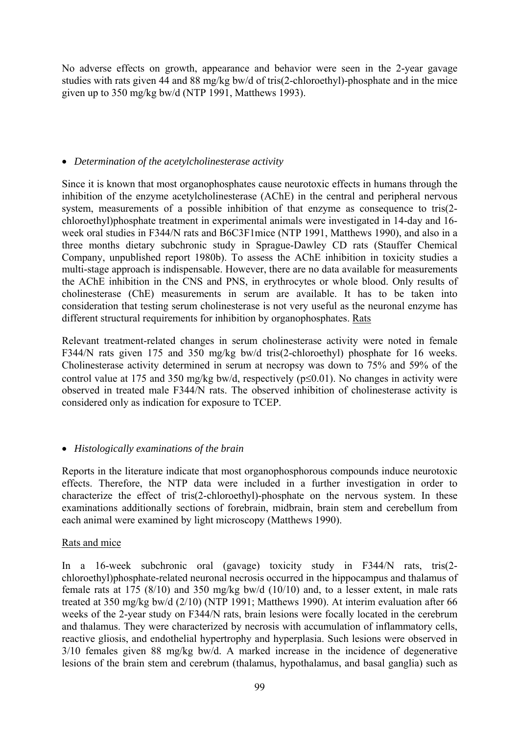No adverse effects on growth, appearance and behavior were seen in the 2-year gavage studies with rats given 44 and 88 mg/kg bw/d of tris(2-chloroethyl)-phosphate and in the mice given up to 350 mg/kg bw/d (NTP 1991, Matthews 1993).

- *Determination of the acetylcholinesterase activity*

Since it is known that most organophosphates cause neurotoxic effects in humans through the inhibition of the enzyme acetylcholinesterase (AChE) in the central and peripheral nervous system, measurements of a possible inhibition of that enzyme as consequence to tris(2-chloroethyl)phosphate treatment in experimental animals were investigated in 14-day and 16-week oral studies in F344/N rats and B6C3F1mice (NTP 1991, Matthews 1990), and also in a three months dietary subchronic study in Sprague-Dawley CD rats (Stauffer Chemical Company, unpublished report 1980b). To assess the AChE inhibition in toxicity studies a multi-stage approach is indispensable. However, there are no data available for measurements the AChE inhibition in the CNS and PNS, in erythrocytes or whole blood. Only results of cholinesterase (ChE) measurements in serum are available. It has to be taken into consideration that testing serum cholinesterase is not very useful as the neuronal enzyme has different structural requirements for inhibition by organophosphates. Rats

Relevant treatment-related changes in serum cholinesterase activity were noted in female F344/N rats given 175 and 350 mg/kg bw/d tris(2-chloroethyl) phosphate for 16 weeks. Cholinesterase activity determined in serum at necropsy was down to 75% and 59% of the control value at 175 and 350 mg/kg bw/d, respectively ($p \leq 0.01$). No changes in activity were observed in treated male F344/N rats. The observed inhibition of cholinesterase activity is considered only as indication for exposure to TCEP.

- *Histologically examinations of the brain*

Reports in the literature indicate that most organophosphorous compounds induce neurotoxic effects. Therefore, the NTP data were included in a further investigation in order to characterize the effect of tris(2-chloroethyl)-phosphate on the nervous system. In these examinations additionally sections of forebrain, midbrain, brain stem and cerebellum from each animal were examined by light microscopy (Matthews 1990).

Rats and mice

In a 16-week subchronic oral (gavage) toxicity study in F344/N rats, tris(2-chloroethyl)phosphate-related neuronal necrosis occurred in the hippocampus and thalamus of female rats at 175 (8/10) and 350 mg/kg bw/d (10/10) and, to a lesser extent, in male rats treated at 350 mg/kg bw/d (2/10) (NTP 1991; Matthews 1990). At interim evaluation after 66 weeks of the 2-year study on F344/N rats, brain lesions were focally located in the cerebrum and thalamus. They were characterized by necrosis with accumulation of inflammatory cells, reactive gliosis, and endothelial hypertrophy and hyperplasia. Such lesions were observed in 3/10 females given 88 mg/kg bw/d. A marked increase in the incidence of degenerative lesions of the brain stem and cerebrum (thalamus, hypothalamus, and basal ganglia) such as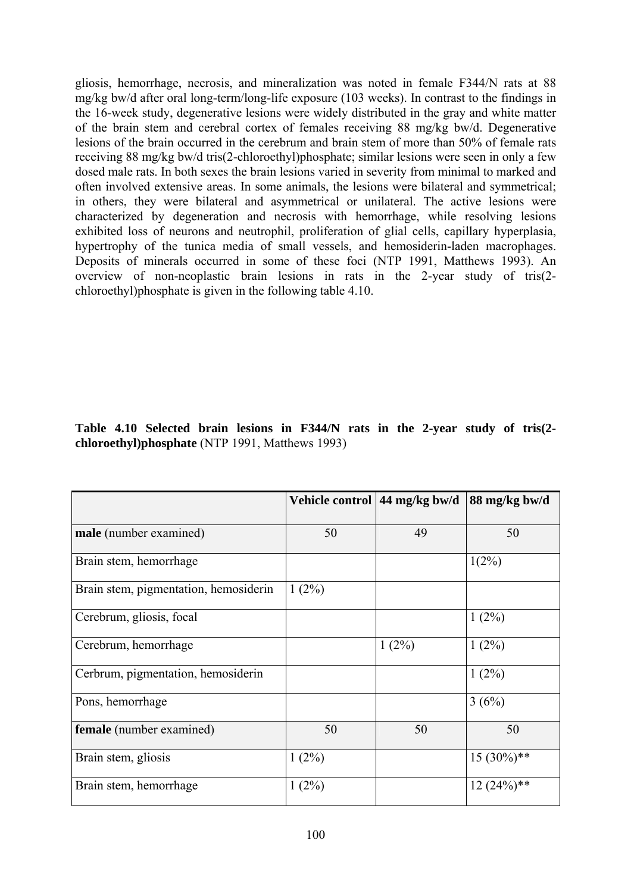gliosis, hemorrhage, necrosis, and mineralization was noted in female F344/N rats at 88 mg/kg bw/d after oral long-term/long-life exposure (103 weeks). In contrast to the findings in the 16-week study, degenerative lesions were widely distributed in the gray and white matter of the brain stem and cerebral cortex of females receiving 88 mg/kg bw/d. Degenerative lesions of the brain occurred in the cerebrum and brain stem of more than 50% of female rats receiving 88 mg/kg bw/d tris(2-chloroethyl)phosphate; similar lesions were seen in only a few dosed male rats. In both sexes the brain lesions varied in severity from minimal to marked and often involved extensive areas. In some animals, the lesions were bilateral and symmetrical; in others, they were bilateral and asymmetrical or unilateral. The active lesions were characterized by degeneration and necrosis with hemorrhage, while resolving lesions exhibited loss of neurons and neutrophil, proliferation of glial cells, capillary hyperplasia, hypertrophy of the tunica media of small vessels, and hemosiderin-laden macrophages. Deposits of minerals occurred in some of these foci (NTP 1991, Matthews 1993). An overview of non-neoplastic brain lesions in rats in the 2-year study of tris(2-chloroethyl)phosphate is given in the following table 4.10.

**Table 4.10 Selected brain lesions in F344/N rats in the 2-year study of tris(2-chloroethyl)phosphate** (NTP 1991, Matthews 1993)

| | **Vehicle control** | **44 mg/kg bw/d** | **88 mg/kg bw/d** |
|---|---|---|---|
| **male** (number examined) | 50 | 49 | 50 |
| Brain stem, hemorrhage | | | 1(2%) |
| Brain stem, pigmentation, hemosiderin | 1 (2%) | | |
| Cerebrum, gliosis, focal | | | 1 (2%) |
| Cerebrum, hemorrhage | | 1 (2%) | 1 (2%) |
| Cerbrum, pigmentation, hemosiderin | | | 1 (2%) |
| Pons, hemorrhage | | | 3 (6%) |
| **female** (number examined) | 50 | 50 | 50 |
| Brain stem, gliosis | 1 (2%) | | 15 (30%)** |
| Brain stem, hemorrhage | 1 (2%) | | 12 (24%)** |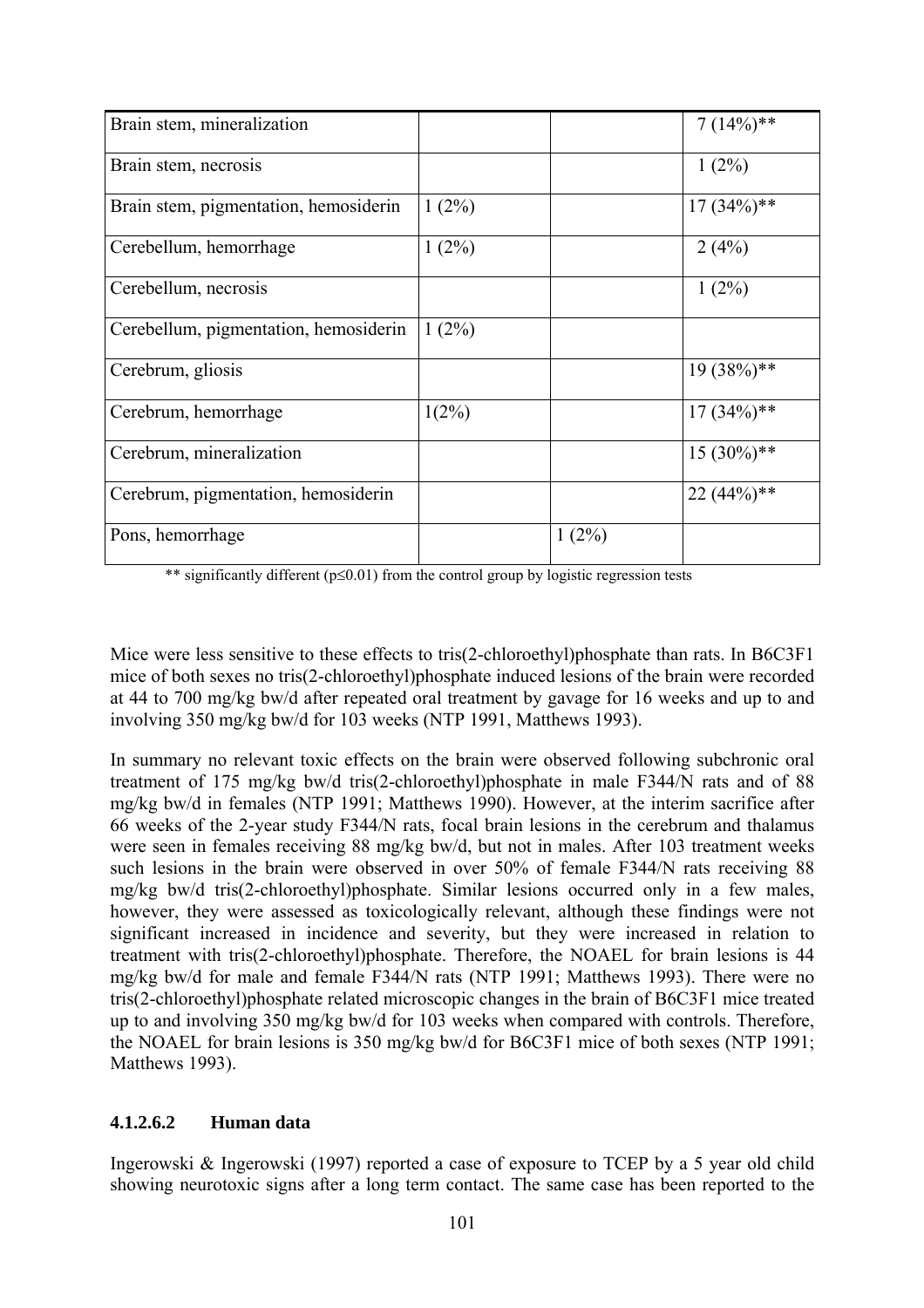| | | | |
|---|---|---|---|
| Brain stem, mineralization | | | 7 (14%)** |
| Brain stem, necrosis | | | 1 (2%) |
| Brain stem, pigmentation, hemosiderin | 1 (2%) | | 17 (34%)** |
| Cerebellum, hemorrhage | 1 (2%) | | 2 (4%) |
| Cerebellum, necrosis | | | 1 (2%) |
| Cerebellum, pigmentation, hemosiderin | 1 (2%) | | |
| Cerebrum, gliosis | | | 19 (38%)** |
| Cerebrum, hemorrhage | 1(2%) | | 17 (34%)** |
| Cerebrum, mineralization | | | 15 (30%)** |
| Cerebrum, pigmentation, hemosiderin | | | 22 (44%)** |
| Pons, hemorrhage | | 1 (2%) | |

** significantly different (p≤0.01) from the control group by logistic regression tests

Mice were less sensitive to these effects to tris(2-chloroethyl)phosphate than rats. In B6C3F1 mice of both sexes no tris(2-chloroethyl)phosphate induced lesions of the brain were recorded at 44 to 700 mg/kg bw/d after repeated oral treatment by gavage for 16 weeks and up to and involving 350 mg/kg bw/d for 103 weeks (NTP 1991, Matthews 1993).

In summary no relevant toxic effects on the brain were observed following subchronic oral treatment of 175 mg/kg bw/d tris(2-chloroethyl)phosphate in male F344/N rats and of 88 mg/kg bw/d in females (NTP 1991; Matthews 1990). However, at the interim sacrifice after 66 weeks of the 2-year study F344/N rats, focal brain lesions in the cerebrum and thalamus were seen in females receiving 88 mg/kg bw/d, but not in males. After 103 treatment weeks such lesions in the brain were observed in over 50% of female F344/N rats receiving 88 mg/kg bw/d tris(2-chloroethyl)phosphate. Similar lesions occurred only in a few males, however, they were assessed as toxicologically relevant, although these findings were not significant increased in incidence and severity, but they were increased in relation to treatment with tris(2-chloroethyl)phosphate. Therefore, the NOAEL for brain lesions is 44 mg/kg bw/d for male and female F344/N rats (NTP 1991; Matthews 1993). There were no tris(2-chloroethyl)phosphate related microscopic changes in the brain of B6C3F1 mice treated up to and involving 350 mg/kg bw/d for 103 weeks when compared with controls. Therefore, the NOAEL for brain lesions is 350 mg/kg bw/d for B6C3F1 mice of both sexes (NTP 1991; Matthews 1993).

#### 4.1.2.6.2 Human data

Ingerowski & Ingerowski (1997) reported a case of exposure to TCEP by a 5 year old child showing neurotoxic signs after a long term contact. The same case has been reported to the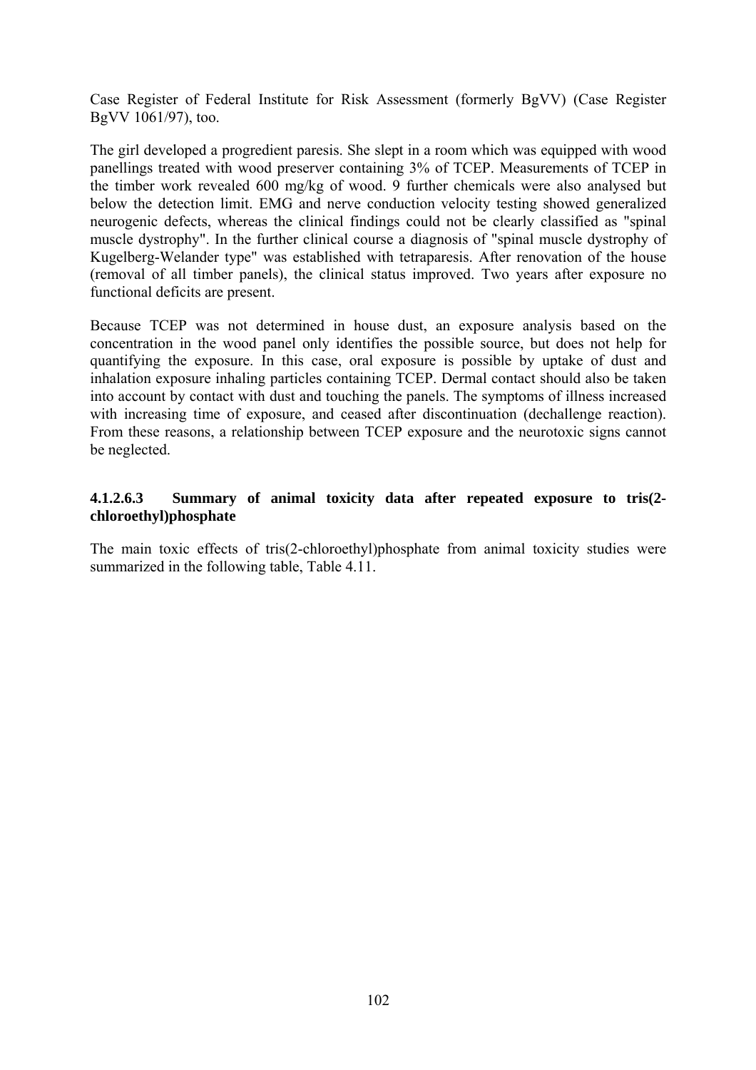Case Register of Federal Institute for Risk Assessment (formerly BgVV) (Case Register BgVV 1061/97), too.

The girl developed a progredient paresis. She slept in a room which was equipped with wood panellings treated with wood preserver containing 3% of TCEP. Measurements of TCEP in the timber work revealed 600 mg/kg of wood. 9 further chemicals were also analysed but below the detection limit. EMG and nerve conduction velocity testing showed generalized neurogenic defects, whereas the clinical findings could not be clearly classified as "spinal muscle dystrophy". In the further clinical course a diagnosis of "spinal muscle dystrophy of Kugelberg-Welander type" was established with tetraparesis. After renovation of the house (removal of all timber panels), the clinical status improved. Two years after exposure no functional deficits are present.

Because TCEP was not determined in house dust, an exposure analysis based on the concentration in the wood panel only identifies the possible source, but does not help for quantifying the exposure. In this case, oral exposure is possible by uptake of dust and inhalation exposure inhaling particles containing TCEP. Dermal contact should also be taken into account by contact with dust and touching the panels. The symptoms of illness increased with increasing time of exposure, and ceased after discontinuation (dechallenge reaction). From these reasons, a relationship between TCEP exposure and the neurotoxic signs cannot be neglected.

#### 4.1.2.6.3 Summary of animal toxicity data after repeated exposure to tris(2-chloroethyl)phosphate

The main toxic effects of tris(2-chloroethyl)phosphate from animal toxicity studies were summarized in the following table, Table 4.11.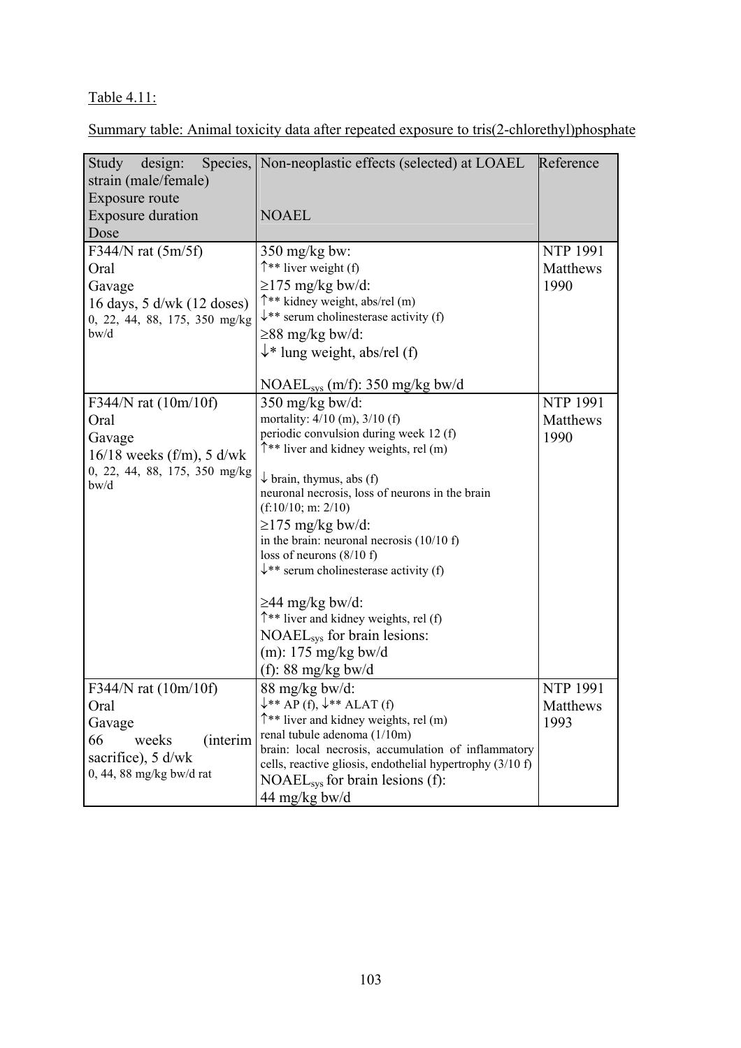Table 4.11:

Summary table: Animal toxicity data after repeated exposure to tris(2-chlorethyl)phosphate

| Study design: Species, strain (male/female)<br>Exposure route<br>Exposure duration<br>Dose | Non-neoplastic effects (selected) at LOAEL<br><br>NOAEL | Reference |
|---|---|---|
| F344/N rat (5m/5f)<br>Oral<br>Gavage<br>16 days, 5 d/wk (12 doses)<br>0, 22, 44, 88, 175, 350 mg/kg bw/d | 350 mg/kg bw:<br>↑** liver weight (f)<br>≥175 mg/kg bw/d:<br>↑** kidney weight, abs/rel (m)<br>↓** serum cholinesterase activity (f)<br>≥88 mg/kg bw/d:<br>↓* lung weight, abs/rel (f)<br><br>$NOAEL_{sys}$ (m/f): 350 mg/kg bw/d | NTP 1991<br>Matthews 1990 |
| F344/N rat (10m/10f)<br>Oral<br>Gavage<br>16/18 weeks (f/m), 5 d/wk<br>0, 22, 44, 88, 175, 350 mg/kg bw/d | 350 mg/kg bw/d:<br>mortality: 4/10 (m), 3/10 (f)<br>periodic convulsion during week 12 (f)<br>↑** liver and kidney weights, rel (m)<br><br>↓ brain, thymus, abs (f)<br>neuronal necrosis, loss of neurons in the brain (f:10/10; m: 2/10)<br>≥175 mg/kg bw/d:<br>in the brain: neuronal necrosis (10/10 f)<br>loss of neurons (8/10 f)<br>↓** serum cholinesterase activity (f)<br><br>≥44 mg/kg bw/d:<br>↑** liver and kidney weights, rel (f)<br>$NOAEL_{sys}$ for brain lesions:<br>(m): 175 mg/kg bw/d<br>(f): 88 mg/kg bw/d | NTP 1991<br>Matthews 1990 |
| F344/N rat (10m/10f)<br>Oral<br>Gavage<br>66 weeks (interim sacrifice), 5 d/wk<br>0, 44, 88 mg/kg bw/d rat | 88 mg/kg bw/d:<br>↓** AP (f), ↓** ALAT (f)<br>↑** liver and kidney weights, rel (m)<br>renal tubule adenoma (1/10m)<br>brain: local necrosis, accumulation of inflammatory cells, reactive gliosis, endothelial hypertrophy (3/10 f)<br>$NOAEL_{sys}$ for brain lesions (f):<br>44 mg/kg bw/d | NTP 1991<br>Matthews 1993 |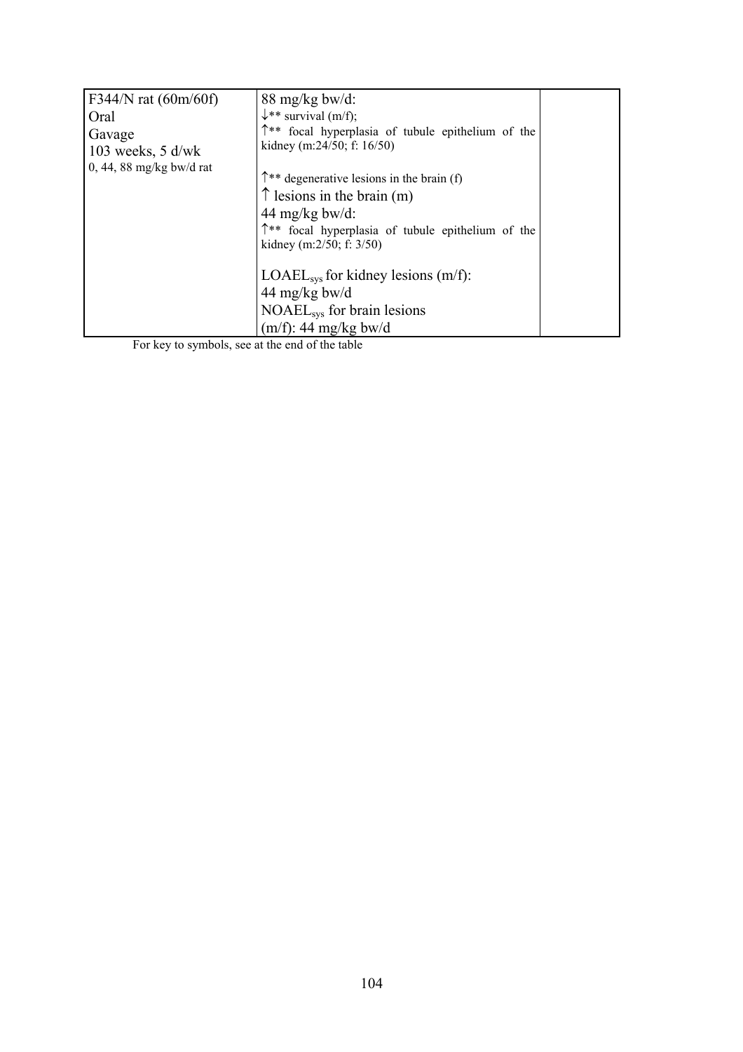| F344/N rat (60m/60f)<br>Oral<br>Gavage<br>103 weeks, 5 d/wk<br>0, 44, 88 mg/kg bw/d rat | 88 mg/kg bw/d:<br>↓** survival (m/f);<br>↑** focal hyperplasia of tubule epithelium of the kidney (m:24/50; f: 16/50)<br><br>↑** degenerative lesions in the brain (f)<br>↑ lesions in the brain (m)<br>44 mg/kg bw/d:<br>↑** focal hyperplasia of tubule epithelium of the kidney (m:2/50; f: 3/50)<br><br>$LOAEL_{sys}$ for kidney lesions (m/f):<br>44 mg/kg bw/d<br>$NOAEL_{sys}$ for brain lesions<br>(m/f): 44 mg/kg bw/d | |
|---|---|---|

For key to symbols, see at the end of the table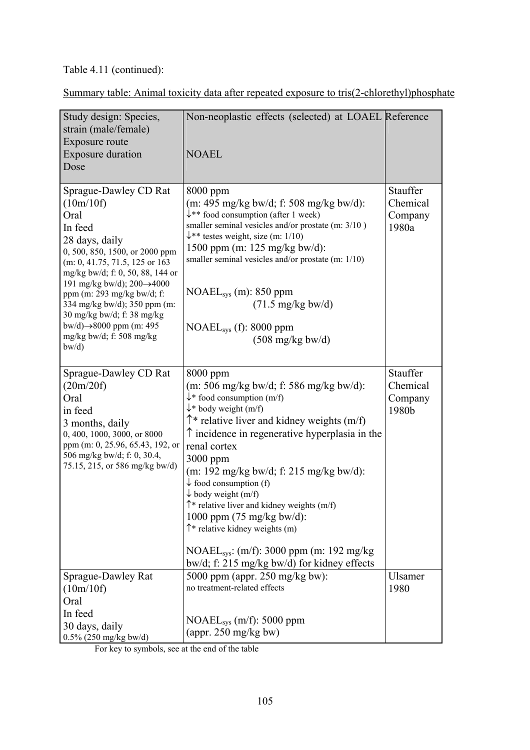Table 4.11 (continued):

Summary table: Animal toxicity data after repeated exposure to tris(2-chlorethyl)phosphate

| Study design: Species, strain (male/female)<br>Exposure route<br>Exposure duration<br>Dose | Non-neoplastic effects (selected) at LOAEL<br><br>NOAEL | Reference |
|---|---|---|
| Sprague-Dawley CD Rat (10m/10f)<br>Oral<br>In feed<br>28 days, daily<br>0, 500, 850, 1500, or 2000 ppm (m: 0, 41.75, 71.5, 125 or 163 mg/kg bw/d; f: 0, 50, 88, 144 or 191 mg/kg bw/d); 200→4000 ppm (m: 293 mg/kg bw/d; f: 334 mg/kg bw/d); 350 ppm (m: 30 mg/kg bw/d; f: 38 mg/kg bw/d)→8000 ppm (m: 495 mg/kg bw/d; f: 508 mg/kg bw/d) | 8000 ppm<br>(m: 495 mg/kg bw/d; f: 508 mg/kg bw/d):<br>↓** food consumption (after 1 week)<br>smaller seminal vesicles and/or prostate (m: 3/10 )<br>↓** testes weight, size (m: 1/10)<br>1500 ppm (m: 125 mg/kg bw/d):<br>smaller seminal vesicles and/or prostate (m: 1/10)<br><br>$NOAEL_{sys}$ (m): 850 ppm<br>(71.5 mg/kg bw/d)<br><br>$NOAEL_{sys}$ (f): 8000 ppm<br>(508 mg/kg bw/d) | Stauffer Chemical Company 1980a |
| Sprague-Dawley CD Rat (20m/20f)<br>Oral<br>in feed<br>3 months, daily<br>0, 400, 1000, 3000, or 8000 ppm (m: 0, 25.96, 65.43, 192, or 506 mg/kg bw/d; f: 0, 30.4, 75.15, 215, or 586 mg/kg bw/d) | 8000 ppm<br>(m: 506 mg/kg bw/d; f: 586 mg/kg bw/d):<br>↓* food consumption (m/f)<br>↓* body weight (m/f)<br>↑* relative liver and kidney weights (m/f)<br>↑ incidence in regenerative hyperplasia in the renal cortex<br>3000 ppm<br>(m: 192 mg/kg bw/d; f: 215 mg/kg bw/d):<br>↓ food consumption (f)<br>↓ body weight (m/f)<br>↑* relative liver and kidney weights (m/f)<br>1000 ppm (75 mg/kg bw/d):<br>↑* relative kidney weights (m)<br><br>$NOAEL_{sys}$: (m/f): 3000 ppm (m: 192 mg/kg bw/d; f: 215 mg/kg bw/d) for kidney effects | Stauffer Chemical Company 1980b |
| Sprague-Dawley Rat (10m/10f)<br>Oral<br>In feed<br>30 days, daily<br>0.5% (250 mg/kg bw/d) | 5000 ppm (appr. 250 mg/kg bw):<br>no treatment-related effects<br><br>$NOAEL_{sys}$ (m/f): 5000 ppm<br>(appr. 250 mg/kg bw) | Ulsamer 1980 |

For key to symbols, see at the end of the table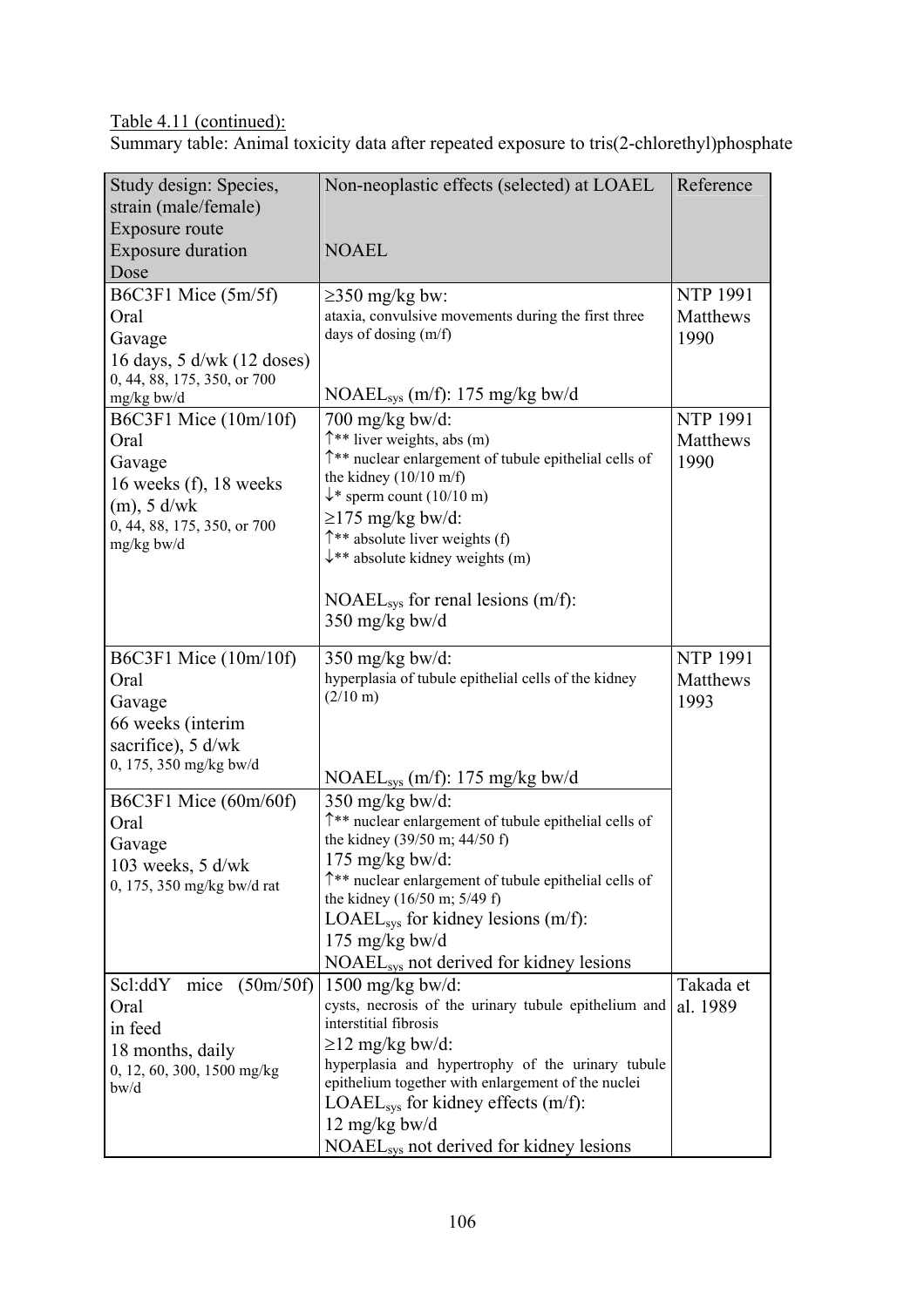Table 4.11 (continued):

Summary table: Animal toxicity data after repeated exposure to tris(2-chlorethyl)phosphate

| Study design: Species, strain (male/female) Exposure route Exposure duration Dose | Non-neoplastic effects (selected) at LOAEL NOAEL | Reference |
|---|---|---|
| B6C3F1 Mice (5m/5f) Oral Gavage 16 days, 5 d/wk (12 doses) 0, 44, 88, 175, 350, or 700 mg/kg bw/d | ≥350 mg/kg bw: ataxia, convulsive movements during the first three days of dosing (m/f) NOAEL$_{sys}$ (m/f): 175 mg/kg bw/d | NTP 1991 Matthews 1990 |
| B6C3F1 Mice (10m/10f) Oral Gavage 16 weeks (f), 18 weeks (m), 5 d/wk 0, 44, 88, 175, 350, or 700 mg/kg bw/d | 700 mg/kg bw/d: ↑** liver weights, abs (m) ↑** nuclear enlargement of tubule epithelial cells of the kidney (10/10 m/f) ↓* sperm count (10/10 m) ≥175 mg/kg bw/d: ↑** absolute liver weights (f) ↓** absolute kidney weights (m) NOAEL$_{sys}$ for renal lesions (m/f): 350 mg/kg bw/d | NTP 1991 Matthews 1990 |
| B6C3F1 Mice (10m/10f) Oral Gavage 66 weeks (interim sacrifice), 5 d/wk 0, 175, 350 mg/kg bw/d | 350 mg/kg bw/d: hyperplasia of tubule epithelial cells of the kidney (2/10 m) NOAEL$_{sys}$ (m/f): 175 mg/kg bw/d | NTP 1991 Matthews 1993 |
| B6C3F1 Mice (60m/60f) Oral Gavage 103 weeks, 5 d/wk 0, 175, 350 mg/kg bw/d rat | 350 mg/kg bw/d: ↑** nuclear enlargement of tubule epithelial cells of the kidney (39/50 m; 44/50 f) 175 mg/kg bw/d: ↑** nuclear enlargement of tubule epithelial cells of the kidney (16/50 m; 5/49 f) LOAEL$_{sys}$ for kidney lesions (m/f): 175 mg/kg bw/d NOAEL$_{sys}$ not derived for kidney lesions | |
| Scl:ddY mice (50m/50f) Oral in feed 18 months, daily 0, 12, 60, 300, 1500 mg/kg bw/d | 1500 mg/kg bw/d: cysts, necrosis of the urinary tubule epithelium and interstitial fibrosis ≥12 mg/kg bw/d: hyperplasia and hypertrophy of the urinary tubule epithelium together with enlargement of the nuclei LOAEL$_{sys}$ for kidney effects (m/f): 12 mg/kg bw/d NOAEL$_{sys}$ not derived for kidney lesions | Takada et al. 1989 |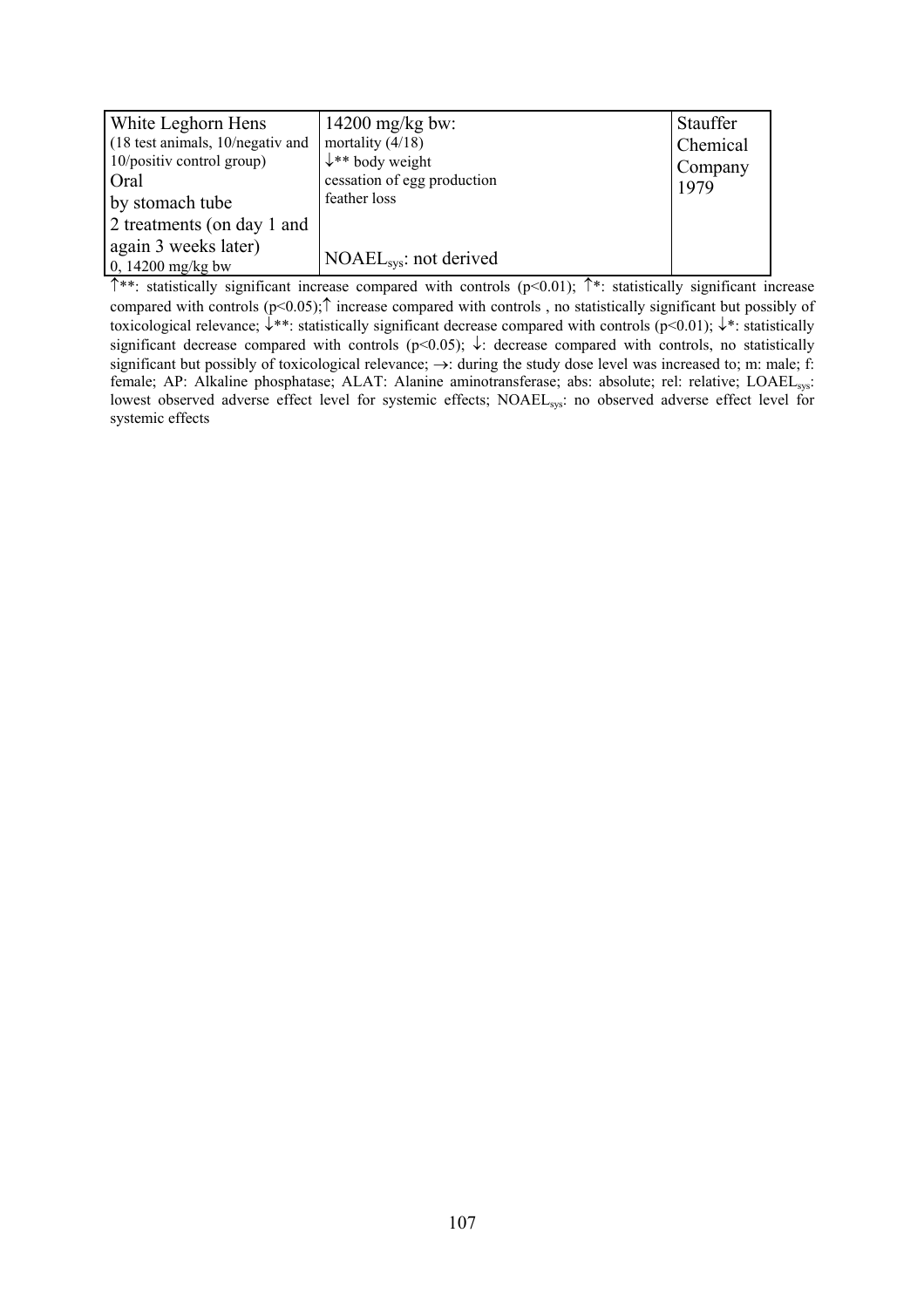| | | |
|---|---|---|
| White Leghorn Hens<br>(18 test animals, 10/negativ and 10/positiv control group)<br>Oral<br>by stomach tube<br>2 treatments (on day 1 and again 3 weeks later)<br>0, 14200 mg/kg bw | 14200 mg/kg bw:<br>mortality (4/18)<br>↓** body weight<br>cessation of egg production<br>feather loss<br><br>$NOAEL_{sys}$: not derived | Stauffer Chemical Company 1979 |

↑**: statistically significant increase compared with controls ($p<0.01$); ↑*: statistically significant increase compared with controls ($p<0.05$); ↑ increase compared with controls , no statistically significant but possibly of toxicological relevance; ↓**: statistically significant decrease compared with controls ($p<0.01$); ↓*: statistically significant decrease compared with controls ($p<0.05$); ↓: decrease compared with controls, no statistically significant but possibly of toxicological relevance; →: during the study dose level was increased to; m: male; f: female; AP: Alkaline phosphatase; ALAT: Alanine aminotransferase; abs: absolute; rel: relative; $LOAEL_{sys}$: lowest observed adverse effect level for systemic effects; $NOAEL_{sys}$: no observed adverse effect level for systemic effects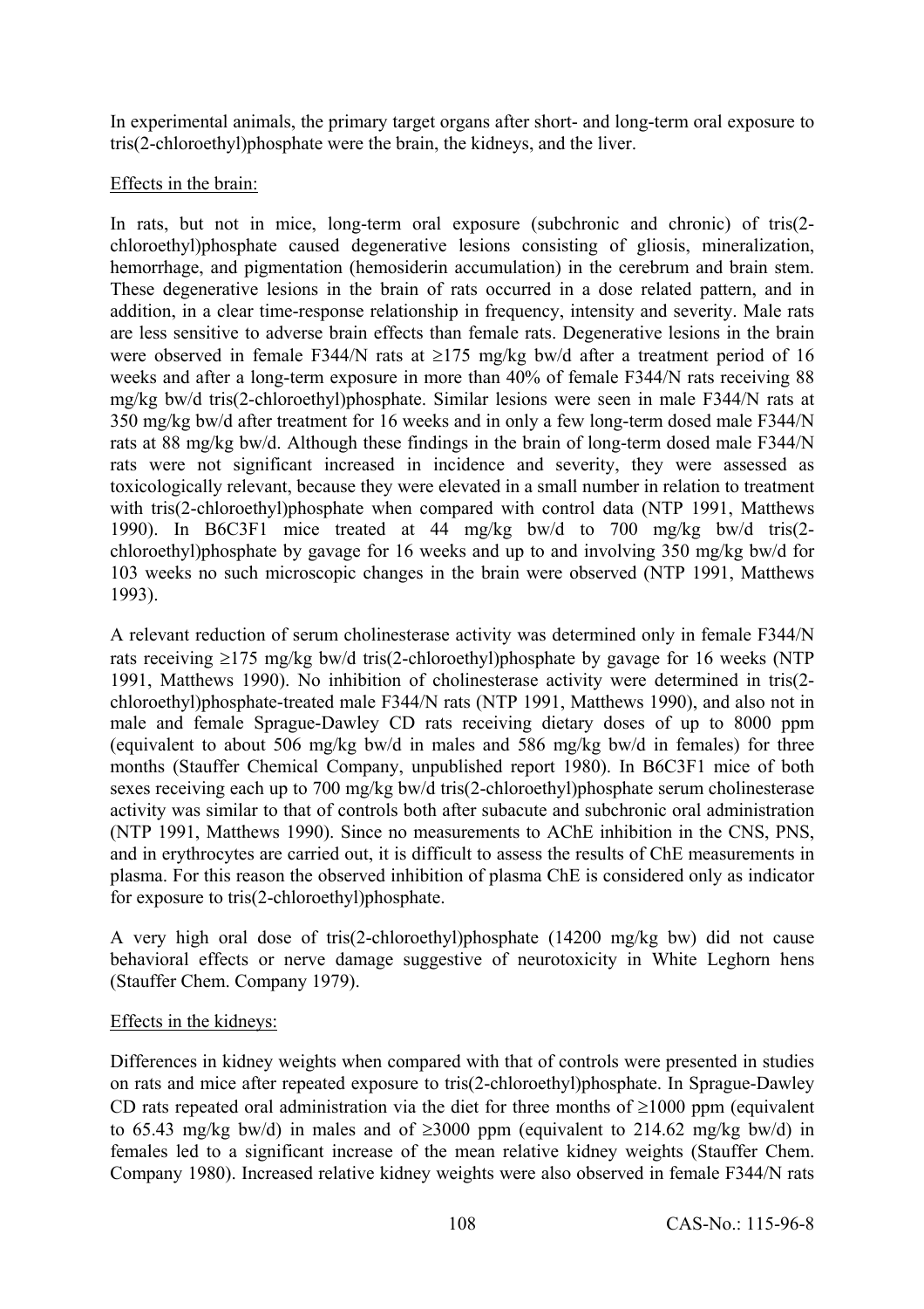In experimental animals, the primary target organs after short- and long-term oral exposure to tris(2-chloroethyl)phosphate were the brain, the kidneys, and the liver.

Effects in the brain:

In rats, but not in mice, long-term oral exposure (subchronic and chronic) of tris(2-chloroethyl)phosphate caused degenerative lesions consisting of gliosis, mineralization, hemorrhage, and pigmentation (hemosiderin accumulation) in the cerebrum and brain stem. These degenerative lesions in the brain of rats occurred in a dose related pattern, and in addition, in a clear time-response relationship in frequency, intensity and severity. Male rats are less sensitive to adverse brain effects than female rats. Degenerative lesions in the brain were observed in female F344/N rats at ≥175 mg/kg bw/d after a treatment period of 16 weeks and after a long-term exposure in more than 40% of female F344/N rats receiving 88 mg/kg bw/d tris(2-chloroethyl)phosphate. Similar lesions were seen in male F344/N rats at 350 mg/kg bw/d after treatment for 16 weeks and in only a few long-term dosed male F344/N rats at 88 mg/kg bw/d. Although these findings in the brain of long-term dosed male F344/N rats were not significant increased in incidence and severity, they were assessed as toxicologically relevant, because they were elevated in a small number in relation to treatment with tris(2-chloroethyl)phosphate when compared with control data (NTP 1991, Matthews 1990). In B6C3F1 mice treated at 44 mg/kg bw/d to 700 mg/kg bw/d tris(2-chloroethyl)phosphate by gavage for 16 weeks and up to and involving 350 mg/kg bw/d for 103 weeks no such microscopic changes in the brain were observed (NTP 1991, Matthews 1993).

A relevant reduction of serum cholinesterase activity was determined only in female F344/N rats receiving ≥175 mg/kg bw/d tris(2-chloroethyl)phosphate by gavage for 16 weeks (NTP 1991, Matthews 1990). No inhibition of cholinesterase activity were determined in tris(2-chloroethyl)phosphate-treated male F344/N rats (NTP 1991, Matthews 1990), and also not in male and female Sprague-Dawley CD rats receiving dietary doses of up to 8000 ppm (equivalent to about 506 mg/kg bw/d in males and 586 mg/kg bw/d in females) for three months (Stauffer Chemical Company, unpublished report 1980). In B6C3F1 mice of both sexes receiving each up to 700 mg/kg bw/d tris(2-chloroethyl)phosphate serum cholinesterase activity was similar to that of controls both after subacute and subchronic oral administration (NTP 1991, Matthews 1990). Since no measurements to AChE inhibition in the CNS, PNS, and in erythrocytes are carried out, it is difficult to assess the results of ChE measurements in plasma. For this reason the observed inhibition of plasma ChE is considered only as indicator for exposure to tris(2-chloroethyl)phosphate.

A very high oral dose of tris(2-chloroethyl)phosphate (14200 mg/kg bw) did not cause behavioral effects or nerve damage suggestive of neurotoxicity in White Leghorn hens (Stauffer Chem. Company 1979).

Effects in the kidneys:

Differences in kidney weights when compared with that of controls were presented in studies on rats and mice after repeated exposure to tris(2-chloroethyl)phosphate. In Sprague-Dawley CD rats repeated oral administration via the diet for three months of ≥1000 ppm (equivalent to 65.43 mg/kg bw/d) in males and of ≥3000 ppm (equivalent to 214.62 mg/kg bw/d) in females led to a significant increase of the mean relative kidney weights (Stauffer Chem. Company 1980). Increased relative kidney weights were also observed in female F344/N rats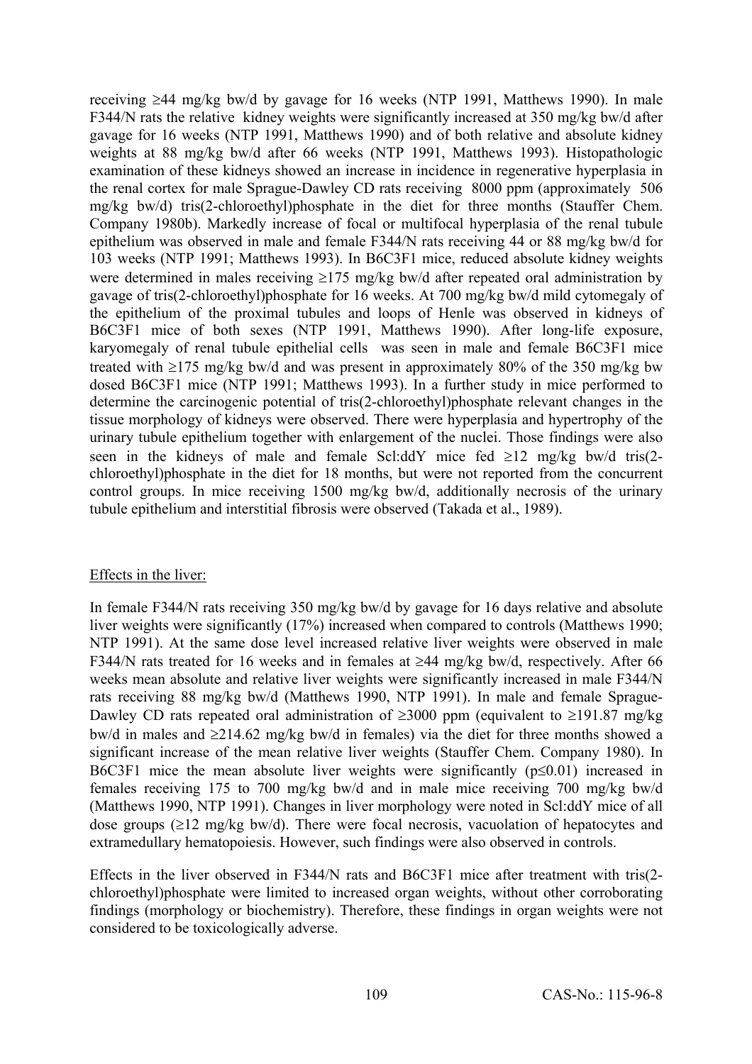receiving ≥44 mg/kg bw/d by gavage for 16 weeks (NTP 1991, Matthews 1990). In male F344/N rats the relative kidney weights were significantly increased at 350 mg/kg bw/d after gavage for 16 weeks (NTP 1991, Matthews 1990) and of both relative and absolute kidney weights at 88 mg/kg bw/d after 66 weeks (NTP 1991, Matthews 1993). Histopathologic examination of these kidneys showed an increase in incidence in regenerative hyperplasia in the renal cortex for male Sprague-Dawley CD rats receiving 8000 ppm (approximately 506 mg/kg bw/d) tris(2-chloroethyl)phosphate in the diet for three months (Stauffer Chem. Company 1980b). Markedly increase of focal or multifocal hyperplasia of the renal tubule epithelium was observed in male and female F344/N rats receiving 44 or 88 mg/kg bw/d for 103 weeks (NTP 1991; Matthews 1993). In B6C3F1 mice, reduced absolute kidney weights were determined in males receiving ≥175 mg/kg bw/d after repeated oral administration by gavage of tris(2-chloroethyl)phosphate for 16 weeks. At 700 mg/kg bw/d mild cytomegaly of the epithelium of the proximal tubules and loops of Henle was observed in kidneys of B6C3F1 mice of both sexes (NTP 1991, Matthews 1990). After long-life exposure, karyomegaly of renal tubule epithelial cells was seen in male and female B6C3F1 mice treated with ≥175 mg/kg bw/d and was present in approximately 80% of the 350 mg/kg bw dosed B6C3F1 mice (NTP 1991; Matthews 1993). In a further study in mice performed to determine the carcinogenic potential of tris(2-chloroethyl)phosphate relevant changes in the tissue morphology of kidneys were observed. There were hyperplasia and hypertrophy of the urinary tubule epithelium together with enlargement of the nuclei. Those findings were also seen in the kidneys of male and female Scl:ddY mice fed ≥12 mg/kg bw/d tris(2-chloroethyl)phosphate in the diet for 18 months, but were not reported from the concurrent control groups. In mice receiving 1500 mg/kg bw/d, additionally necrosis of the urinary tubule epithelium and interstitial fibrosis were observed (Takada et al., 1989).

Effects in the liver:

In female F344/N rats receiving 350 mg/kg bw/d by gavage for 16 days relative and absolute liver weights were significantly (17%) increased when compared to controls (Matthews 1990; NTP 1991). At the same dose level increased relative liver weights were observed in male F344/N rats treated for 16 weeks and in females at ≥44 mg/kg bw/d, respectively. After 66 weeks mean absolute and relative liver weights were significantly increased in male F344/N rats receiving 88 mg/kg bw/d (Matthews 1990, NTP 1991). In male and female Sprague-Dawley CD rats repeated oral administration of ≥3000 ppm (equivalent to ≥191.87 mg/kg bw/d in males and ≥214.62 mg/kg bw/d in females) via the diet for three months showed a significant increase of the mean relative liver weights (Stauffer Chem. Company 1980). In B6C3F1 mice the mean absolute liver weights were significantly ($p \leq 0.01$) increased in females receiving 175 to 700 mg/kg bw/d and in male mice receiving 700 mg/kg bw/d (Matthews 1990, NTP 1991). Changes in liver morphology were noted in Scl:ddY mice of all dose groups (≥12 mg/kg bw/d). There were focal necrosis, vacuolation of hepatocytes and extramedullary hematopoiesis. However, such findings were also observed in controls.

Effects in the liver observed in F344/N rats and B6C3F1 mice after treatment with tris(2-chloroethyl)phosphate were limited to increased organ weights, without other corroborating findings (morphology or biochemistry). Therefore, these findings in organ weights were not considered to be toxicologically adverse.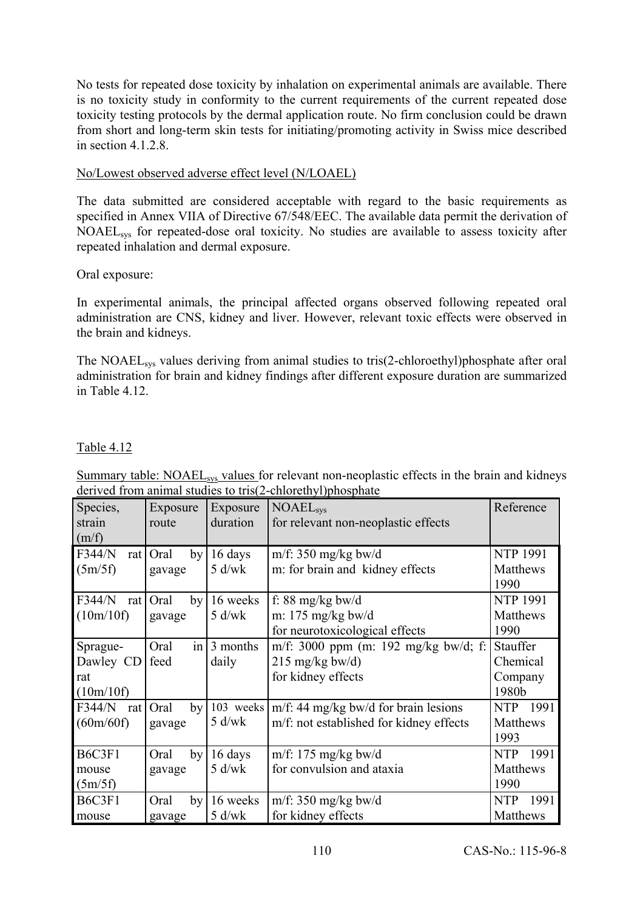No tests for repeated dose toxicity by inhalation on experimental animals are available. There is no toxicity study in conformity to the current requirements of the current repeated dose toxicity testing protocols by the dermal application route. No firm conclusion could be drawn from short and long-term skin tests for initiating/promoting activity in Swiss mice described in section 4.1.2.8.

No/Lowest observed adverse effect level (N/LOAEL)

The data submitted are considered acceptable with regard to the basic requirements as specified in Annex VIIA of Directive 67/548/EEC. The available data permit the derivation of $NOAEL_{sys}$ for repeated-dose oral toxicity. No studies are available to assess toxicity after repeated inhalation and dermal exposure.

Oral exposure:

In experimental animals, the principal affected organs observed following repeated oral administration are CNS, kidney and liver. However, relevant toxic effects were observed in the brain and kidneys.

The $NOAEL_{sys}$ values deriving from animal studies to tris(2-chloroethyl)phosphate after oral administration for brain and kidney findings after different exposure duration are summarized in Table 4.12.

Table 4.12

Summary table: $NOAEL_{sys}$ values for relevant non-neoplastic effects in the brain and kidneys derived from animal studies to tris(2-chlorethyl)phosphate

| Species, strain (m/f) | Exposure route | Exposure duration | $NOAEL_{sys}$ for relevant non-neoplastic effects | Reference |
|---|---|---|---|---|
| F344/N rat (5m/5f) | Oral by gavage | 16 days 5 d/wk | m/f: 350 mg/kg bw/d<br>m: for brain and kidney effects | NTP 1991 Matthews 1990 |
| F344/N rat (10m/10f) | Oral by gavage | 16 weeks 5 d/wk | f: 88 mg/kg bw/d<br>m: 175 mg/kg bw/d<br>for neurotoxicological effects | NTP 1991 Matthews 1990 |
| Sprague-Dawley CD rat (10m/10f) | Oral in feed | 3 months daily | m/f: 3000 ppm (m: 192 mg/kg bw/d; f: 215 mg/kg bw/d)<br>for kidney effects | Stauffer Chemical Company 1980b |
| F344/N rat (60m/60f) | Oral by gavage | 103 weeks 5 d/wk | m/f: 44 mg/kg bw/d for brain lesions<br>m/f: not established for kidney effects | NTP 1991 Matthews 1993 |
| B6C3F1 mouse (5m/5f) | Oral by gavage | 16 days 5 d/wk | m/f: 175 mg/kg bw/d<br>for convulsion and ataxia | NTP 1991 Matthews 1990 |
| B6C3F1 mouse | Oral by gavage | 16 weeks 5 d/wk | m/f: 350 mg/kg bw/d<br>for kidney effects | NTP 1991 Matthews |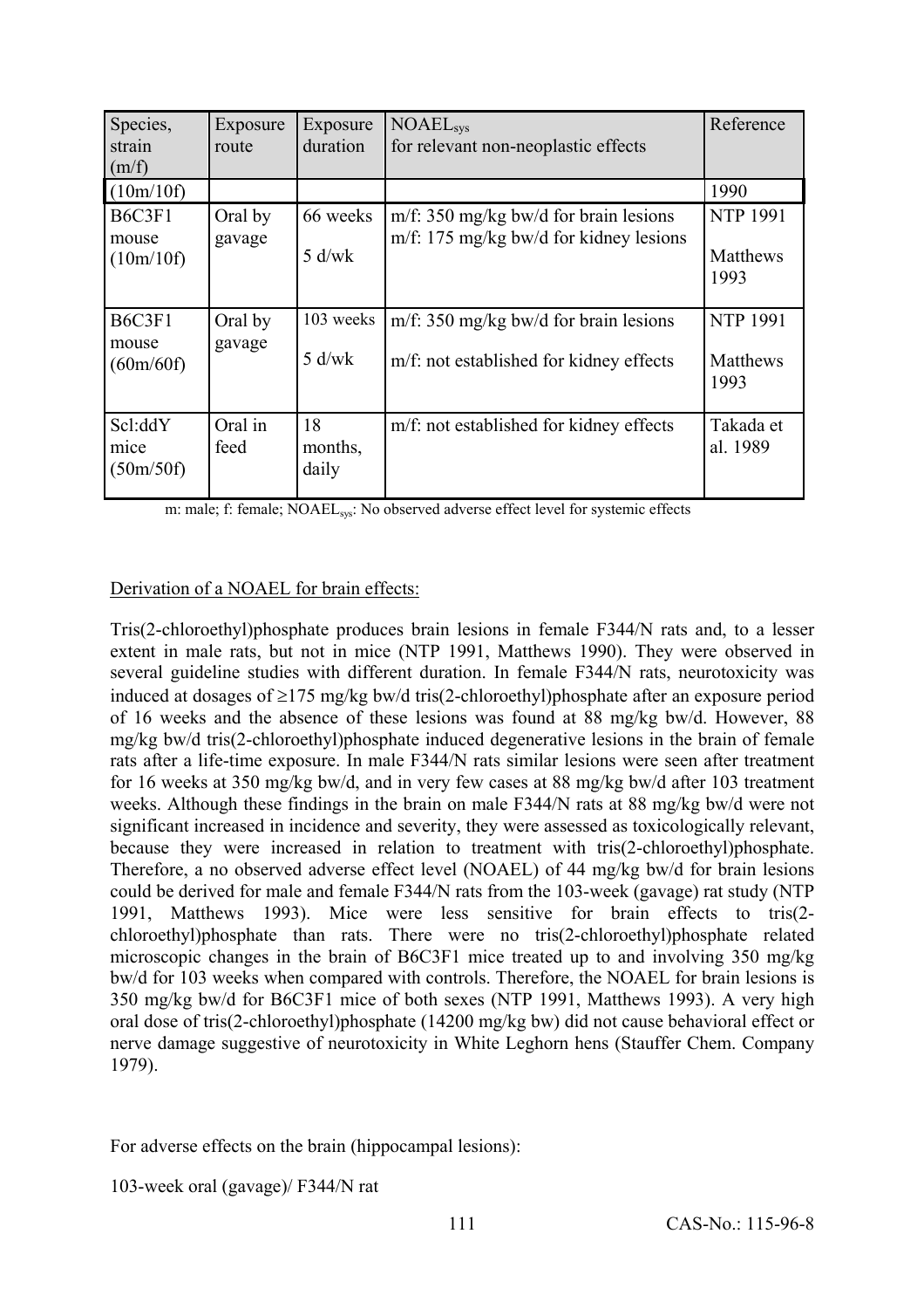| Species, strain (m/f) | Exposure route | Exposure duration | $NOAEL_{sys}$ for relevant non-neoplastic effects | Reference |
|---|---|---|---|---|
| (10m/10f) | | | | 1990 |
| B6C3F1 mouse (10m/10f) | Oral by gavage | 66 weeks<br>5 d/wk | m/f: 350 mg/kg bw/d for brain lesions<br>m/f: 175 mg/kg bw/d for kidney lesions | NTP 1991<br>Matthews 1993 |
| B6C3F1 mouse (60m/60f) | Oral by gavage | 103 weeks<br>5 d/wk | m/f: 350 mg/kg bw/d for brain lesions<br>m/f: not established for kidney effects | NTP 1991<br>Matthews 1993 |
| Scl:ddY mice (50m/50f) | Oral in feed | 18 months, daily | m/f: not established for kidney effects | Takada et al. 1989 |

m: male; f: female; $NOAEL_{sys}$: No observed adverse effect level for systemic effects

Derivation of a NOAEL for brain effects:

Tris(2-chloroethyl)phosphate produces brain lesions in female F344/N rats and, to a lesser extent in male rats, but not in mice (NTP 1991, Matthews 1990). They were observed in several guideline studies with different duration. In female F344/N rats, neurotoxicity was induced at dosages of ≥175 mg/kg bw/d tris(2-chloroethyl)phosphate after an exposure period of 16 weeks and the absence of these lesions was found at 88 mg/kg bw/d. However, 88 mg/kg bw/d tris(2-chloroethyl)phosphate induced degenerative lesions in the brain of female rats after a life-time exposure. In male F344/N rats similar lesions were seen after treatment for 16 weeks at 350 mg/kg bw/d, and in very few cases at 88 mg/kg bw/d after 103 treatment weeks. Although these findings in the brain on male F344/N rats at 88 mg/kg bw/d were not significant increased in incidence and severity, they were assessed as toxicologically relevant, because they were increased in relation to treatment with tris(2-chloroethyl)phosphate. Therefore, a no observed adverse effect level (NOAEL) of 44 mg/kg bw/d for brain lesions could be derived for male and female F344/N rats from the 103-week (gavage) rat study (NTP 1991, Matthews 1993). Mice were less sensitive for brain effects to tris(2-chloroethyl)phosphate than rats. There were no tris(2-chloroethyl)phosphate related microscopic changes in the brain of B6C3F1 mice treated up to and involving 350 mg/kg bw/d for 103 weeks when compared with controls. Therefore, the NOAEL for brain lesions is 350 mg/kg bw/d for B6C3F1 mice of both sexes (NTP 1991, Matthews 1993). A very high oral dose of tris(2-chloroethyl)phosphate (14200 mg/kg bw) did not cause behavioral effect or nerve damage suggestive of neurotoxicity in White Leghorn hens (Stauffer Chem. Company 1979).

For adverse effects on the brain (hippocampal lesions):

103-week oral (gavage)/ F344/N rat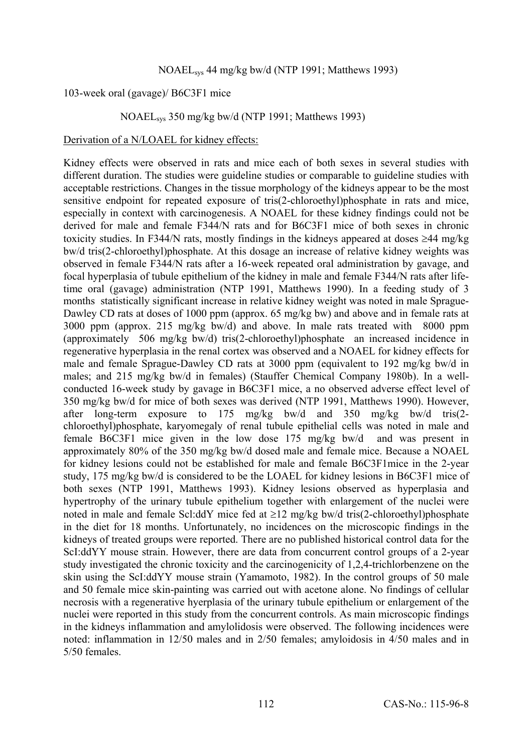NOAEL$_{sys}$ 44 mg/kg bw/d (NTP 1991; Matthews 1993)

103-week oral (gavage)/ B6C3F1 mice

NOAEL$_{sys}$ 350 mg/kg bw/d (NTP 1991; Matthews 1993)

Derivation of a N/LOAEL for kidney effects:

Kidney effects were observed in rats and mice each of both sexes in several studies with different duration. The studies were guideline studies or comparable to guideline studies with acceptable restrictions. Changes in the tissue morphology of the kidneys appear to be the most sensitive endpoint for repeated exposure of tris(2-chloroethyl)phosphate in rats and mice, especially in context with carcinogenesis. A NOAEL for these kidney findings could not be derived for male and female F344/N rats and for B6C3F1 mice of both sexes in chronic toxicity studies. In F344/N rats, mostly findings in the kidneys appeared at doses ≥44 mg/kg bw/d tris(2-chloroethyl)phosphate. At this dosage an increase of relative kidney weights was observed in female F344/N rats after a 16-week repeated oral administration by gavage, and focal hyperplasia of tubule epithelium of the kidney in male and female F344/N rats after life-time oral (gavage) administration (NTP 1991, Matthews 1990). In a feeding study of 3 months statistically significant increase in relative kidney weight was noted in male Sprague-Dawley CD rats at doses of 1000 ppm (approx. 65 mg/kg bw) and above and in female rats at 3000 ppm (approx. 215 mg/kg bw/d) and above. In male rats treated with 8000 ppm (approximately 506 mg/kg bw/d) tris(2-chloroethyl)phosphate an increased incidence in regenerative hyperplasia in the renal cortex was observed and a NOAEL for kidney effects for male and female Sprague-Dawley CD rats at 3000 ppm (equivalent to 192 mg/kg bw/d in males; and 215 mg/kg bw/d in females) (Stauffer Chemical Company 1980b). In a well-conducted 16-week study by gavage in B6C3F1 mice, a no observed adverse effect level of 350 mg/kg bw/d for mice of both sexes was derived (NTP 1991, Matthews 1990). However, after long-term exposure to 175 mg/kg bw/d and 350 mg/kg bw/d tris(2-chloroethyl)phosphate, karyomegaly of renal tubule epithelial cells was noted in male and female B6C3F1 mice given in the low dose 175 mg/kg bw/d and was present in approximately 80% of the 350 mg/kg bw/d dosed male and female mice. Because a NOAEL for kidney lesions could not be established for male and female B6C3F1mice in the 2-year study, 175 mg/kg bw/d is considered to be the LOAEL for kidney lesions in B6C3F1 mice of both sexes (NTP 1991, Matthews 1993). Kidney lesions observed as hyperplasia and hypertrophy of the urinary tubule epithelium together with enlargement of the nuclei were noted in male and female Scl:ddY mice fed at ≥12 mg/kg bw/d tris(2-chloroethyl)phosphate in the diet for 18 months. Unfortunately, no incidences on the microscopic findings in the kidneys of treated groups were reported. There are no published historical control data for the ScI:ddYY mouse strain. However, there are data from concurrent control groups of a 2-year study investigated the chronic toxicity and the carcinogenicity of 1,2,4-trichlorbenzene on the skin using the ScI:ddYY mouse strain (Yamamoto, 1982). In the control groups of 50 male and 50 female mice skin-painting was carried out with acetone alone. No findings of cellular necrosis with a regenerative hyerplasia of the urinary tubule epithelium or enlargement of the nuclei were reported in this study from the concurrent controls. As main microscopic findings in the kidneys inflammation and amylolidosis were observed. The following incidences were noted: inflammation in 12/50 males and in 2/50 females; amyloidosis in 4/50 males and in 5/50 females.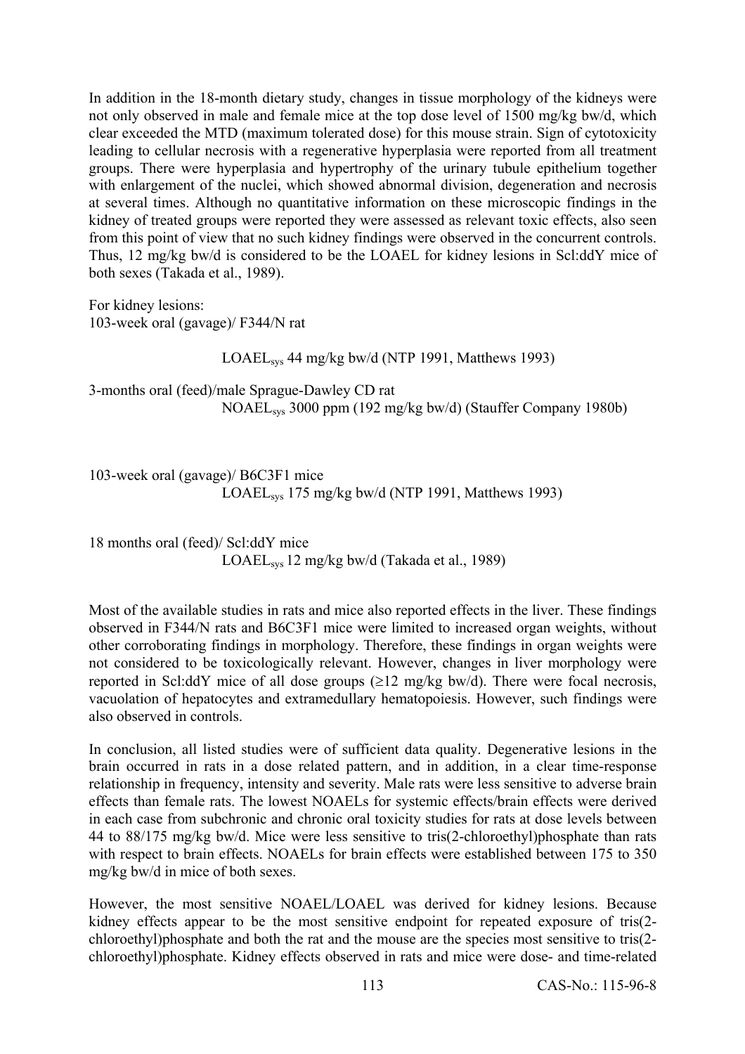In addition in the 18-month dietary study, changes in tissue morphology of the kidneys were not only observed in male and female mice at the top dose level of 1500 mg/kg bw/d, which clear exceeded the MTD (maximum tolerated dose) for this mouse strain. Sign of cytotoxicity leading to cellular necrosis with a regenerative hyperplasia were reported from all treatment groups. There were hyperplasia and hypertrophy of the urinary tubule epithelium together with enlargement of the nuclei, which showed abnormal division, degeneration and necrosis at several times. Although no quantitative information on these microscopic findings in the kidney of treated groups were reported they were assessed as relevant toxic effects, also seen from this point of view that no such kidney findings were observed in the concurrent controls. Thus, 12 mg/kg bw/d is considered to be the LOAEL for kidney lesions in Scl:ddY mice of both sexes (Takada et al., 1989).

For kidney lesions:
103-week oral (gavage)/ F344/N rat

$LOAEL_{sys}$ 44 mg/kg bw/d (NTP 1991, Matthews 1993)

3-months oral (feed)/male Sprague-Dawley CD rat
$NOAEL_{sys}$ 3000 ppm (192 mg/kg bw/d) (Stauffer Company 1980b)

103-week oral (gavage)/ B6C3F1 mice
$LOAEL_{sys}$ 175 mg/kg bw/d (NTP 1991, Matthews 1993)

18 months oral (feed)/ Scl:ddY mice
$LOAEL_{sys}$ 12 mg/kg bw/d (Takada et al., 1989)

Most of the available studies in rats and mice also reported effects in the liver. These findings observed in F344/N rats and B6C3F1 mice were limited to increased organ weights, without other corroborating findings in morphology. Therefore, these findings in organ weights were not considered to be toxicologically relevant. However, changes in liver morphology were reported in Scl:ddY mice of all dose groups (≥12 mg/kg bw/d). There were focal necrosis, vacuolation of hepatocytes and extramedullary hematopoiesis. However, such findings were also observed in controls.

In conclusion, all listed studies were of sufficient data quality. Degenerative lesions in the brain occurred in rats in a dose related pattern, and in addition, in a clear time-response relationship in frequency, intensity and severity. Male rats were less sensitive to adverse brain effects than female rats. The lowest NOAELs for systemic effects/brain effects were derived in each case from subchronic and chronic oral toxicity studies for rats at dose levels between 44 to 88/175 mg/kg bw/d. Mice were less sensitive to tris(2-chloroethyl)phosphate than rats with respect to brain effects. NOAELs for brain effects were established between 175 to 350 mg/kg bw/d in mice of both sexes.

However, the most sensitive NOAEL/LOAEL was derived for kidney lesions. Because kidney effects appear to be the most sensitive endpoint for repeated exposure of tris(2-chloroethyl)phosphate and both the rat and the mouse are the species most sensitive to tris(2-chloroethyl)phosphate. Kidney effects observed in rats and mice were dose- and time-related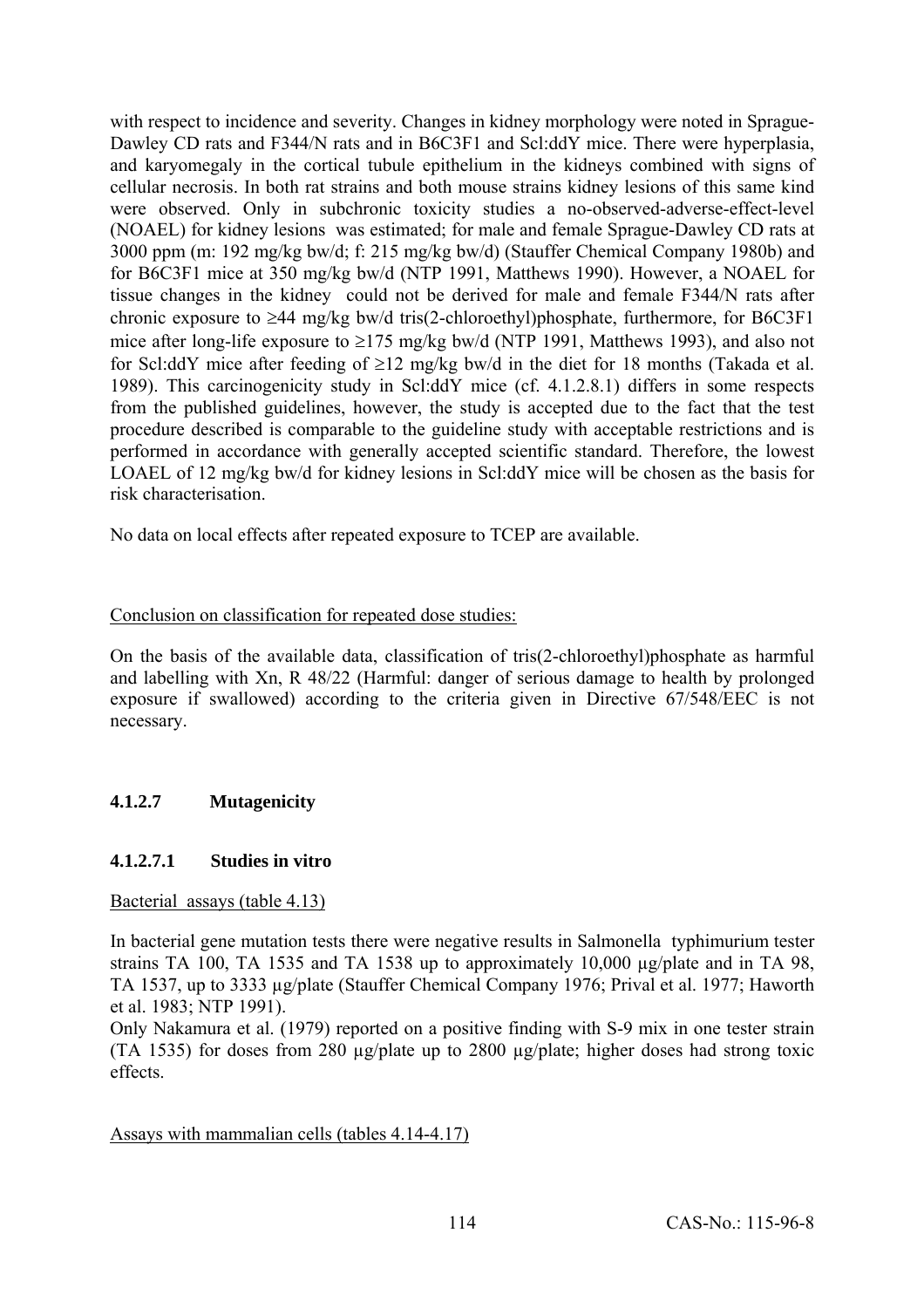with respect to incidence and severity. Changes in kidney morphology were noted in Sprague-Dawley CD rats and F344/N rats and in B6C3F1 and Scl:ddY mice. There were hyperplasia, and karyomegaly in the cortical tubule epithelium in the kidneys combined with signs of cellular necrosis. In both rat strains and both mouse strains kidney lesions of this same kind were observed. Only in subchronic toxicity studies a no-observed-adverse-effect-level (NOAEL) for kidney lesions was estimated; for male and female Sprague-Dawley CD rats at 3000 ppm (m: 192 mg/kg bw/d; f: 215 mg/kg bw/d) (Stauffer Chemical Company 1980b) and for B6C3F1 mice at 350 mg/kg bw/d (NTP 1991, Matthews 1990). However, a NOAEL for tissue changes in the kidney could not be derived for male and female F344/N rats after chronic exposure to ≥44 mg/kg bw/d tris(2-chloroethyl)phosphate, furthermore, for B6C3F1 mice after long-life exposure to ≥175 mg/kg bw/d (NTP 1991, Matthews 1993), and also not for Scl:ddY mice after feeding of ≥12 mg/kg bw/d in the diet for 18 months (Takada et al. 1989). This carcinogenicity study in Scl:ddY mice (cf. 4.1.2.8.1) differs in some respects from the published guidelines, however, the study is accepted due to the fact that the test procedure described is comparable to the guideline study with acceptable restrictions and is performed in accordance with generally accepted scientific standard. Therefore, the lowest LOAEL of 12 mg/kg bw/d for kidney lesions in Scl:ddY mice will be chosen as the basis for risk characterisation.

No data on local effects after repeated exposure to TCEP are available.

Conclusion on classification for repeated dose studies:

On the basis of the available data, classification of tris(2-chloroethyl)phosphate as harmful and labelling with Xn, R 48/22 (Harmful: danger of serious damage to health by prolonged exposure if swallowed) according to the criteria given in Directive 67/548/EEC is not necessary.

### 4.1.2.7 Mutagenicity

#### 4.1.2.7.1 Studies in vitro

Bacterial assays (table 4.13)

In bacterial gene mutation tests there were negative results in Salmonella typhimurium tester strains TA 100, TA 1535 and TA 1538 up to approximately 10,000 µg/plate and in TA 98, TA 1537, up to 3333 µg/plate (Stauffer Chemical Company 1976; Prival et al. 1977; Haworth et al. 1983; NTP 1991).
Only Nakamura et al. (1979) reported on a positive finding with S-9 mix in one tester strain (TA 1535) for doses from 280 µg/plate up to 2800 µg/plate; higher doses had strong toxic effects.

Assays with mammalian cells (tables 4.14-4.17)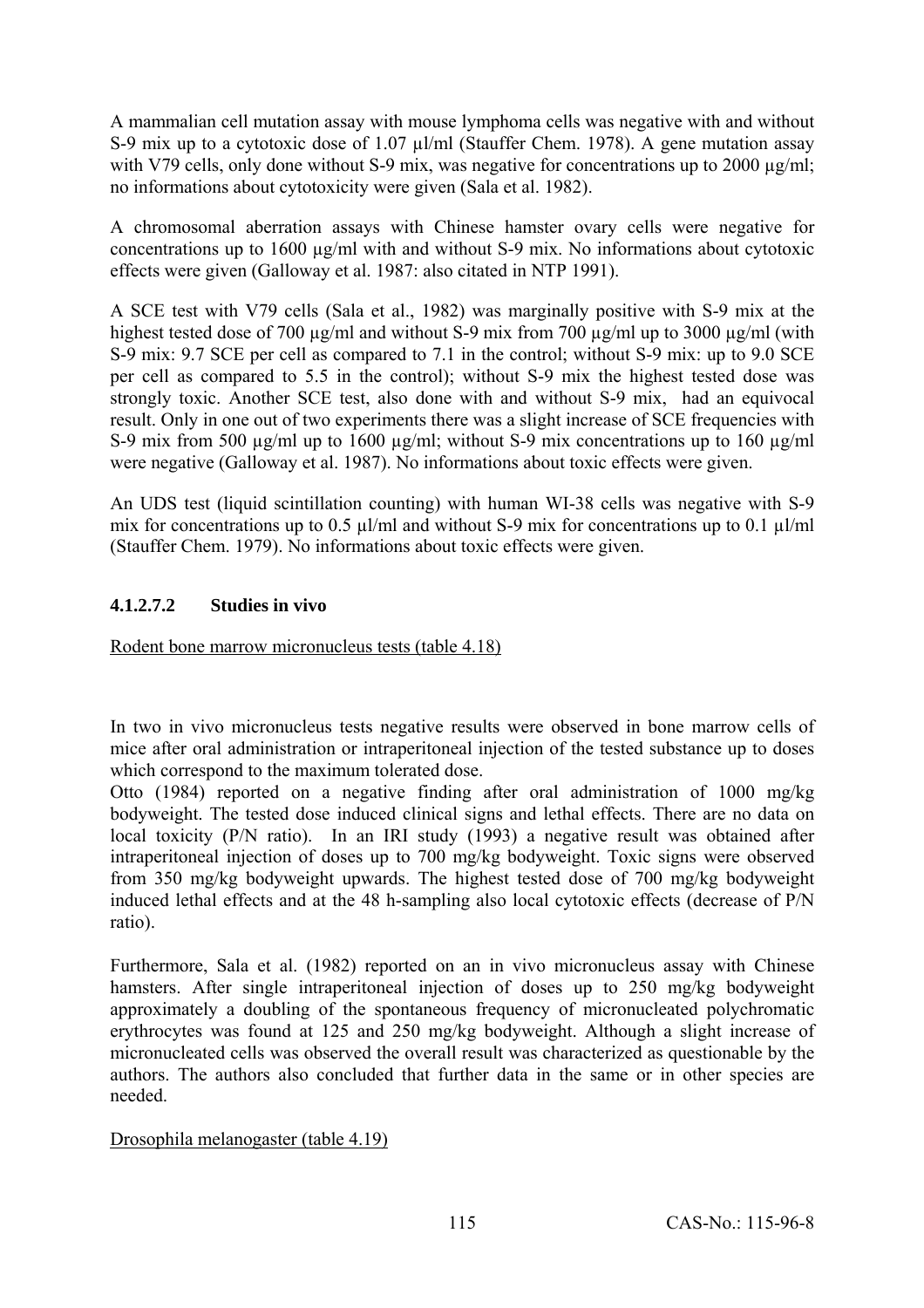A mammalian cell mutation assay with mouse lymphoma cells was negative with and without S-9 mix up to a cytotoxic dose of 1.07 µl/ml (Stauffer Chem. 1978). A gene mutation assay with V79 cells, only done without S-9 mix, was negative for concentrations up to 2000 µg/ml; no informations about cytotoxicity were given (Sala et al. 1982).

A chromosomal aberration assays with Chinese hamster ovary cells were negative for concentrations up to 1600 µg/ml with and without S-9 mix. No informations about cytotoxic effects were given (Galloway et al. 1987: also citated in NTP 1991).

A SCE test with V79 cells (Sala et al., 1982) was marginally positive with S-9 mix at the highest tested dose of 700 µg/ml and without S-9 mix from 700 µg/ml up to 3000 µg/ml (with S-9 mix: 9.7 SCE per cell as compared to 7.1 in the control; without S-9 mix: up to 9.0 SCE per cell as compared to 5.5 in the control); without S-9 mix the highest tested dose was strongly toxic. Another SCE test, also done with and without S-9 mix, had an equivocal result. Only in one out of two experiments there was a slight increase of SCE frequencies with S-9 mix from 500 µg/ml up to 1600 µg/ml; without S-9 mix concentrations up to 160 µg/ml were negative (Galloway et al. 1987). No informations about toxic effects were given.

An UDS test (liquid scintillation counting) with human WI-38 cells was negative with S-9 mix for concentrations up to 0.5 µl/ml and without S-9 mix for concentrations up to 0.1 µl/ml (Stauffer Chem. 1979). No informations about toxic effects were given.

#### 4.1.2.7.2 Studies in vivo

Rodent bone marrow micronucleus tests (table 4.18)

In two in vivo micronucleus tests negative results were observed in bone marrow cells of mice after oral administration or intraperitoneal injection of the tested substance up to doses which correspond to the maximum tolerated dose.

Otto (1984) reported on a negative finding after oral administration of 1000 mg/kg bodyweight. The tested dose induced clinical signs and lethal effects. There are no data on local toxicity (P/N ratio). In an IRI study (1993) a negative result was obtained after intraperitoneal injection of doses up to 700 mg/kg bodyweight. Toxic signs were observed from 350 mg/kg bodyweight upwards. The highest tested dose of 700 mg/kg bodyweight induced lethal effects and at the 48 h-sampling also local cytotoxic effects (decrease of P/N ratio).

Furthermore, Sala et al. (1982) reported on an in vivo micronucleus assay with Chinese hamsters. After single intraperitoneal injection of doses up to 250 mg/kg bodyweight approximately a doubling of the spontaneous frequency of micronucleated polychromatic erythrocytes was found at 125 and 250 mg/kg bodyweight. Although a slight increase of micronucleated cells was observed the overall result was characterized as questionable by the authors. The authors also concluded that further data in the same or in other species are needed.

Drosophila melanogaster (table 4.19)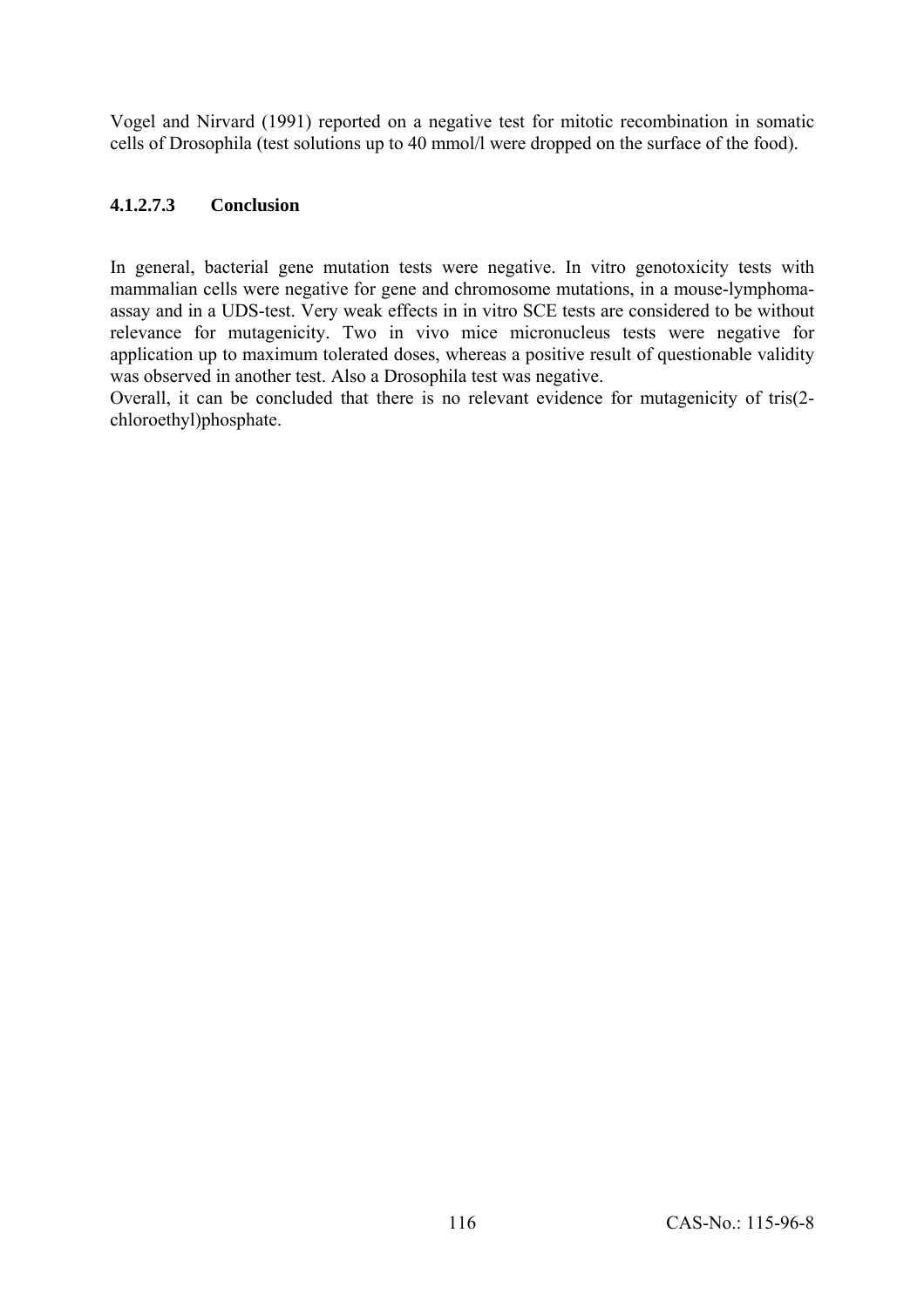Vogel and Nirvard (1991) reported on a negative test for mitotic recombination in somatic cells of Drosophila (test solutions up to 40 mmol/l were dropped on the surface of the food).

#### 4.1.2.7.3 Conclusion

In general, bacterial gene mutation tests were negative. In vitro genotoxicity tests with mammalian cells were negative for gene and chromosome mutations, in a mouse-lymphoma-assay and in a UDS-test. Very weak effects in in vitro SCE tests are considered to be without relevance for mutagenicity. Two in vivo mice micronucleus tests were negative for application up to maximum tolerated doses, whereas a positive result of questionable validity was observed in another test. Also a Drosophila test was negative.
Overall, it can be concluded that there is no relevant evidence for mutagenicity of tris(2-chloroethyl)phosphate.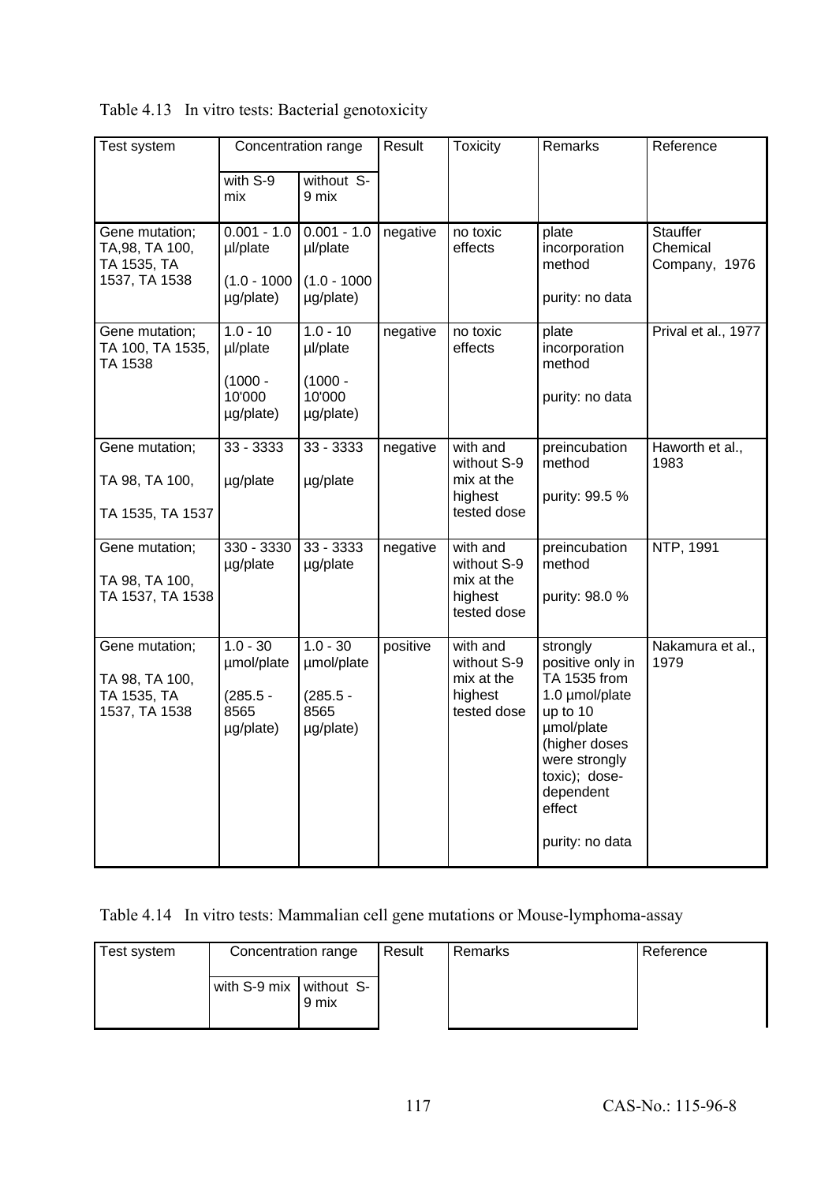Table 4.13 In vitro tests: Bacterial genotoxicity

| Test system | Concentration range | | Result | Toxicity | Remarks | Reference |
|---|---|---|---|---|---|---|
| | with S-9 mix | without S-9 mix | | | | |
| Gene mutation; TA,98, TA 100, TA 1535, TA 1537, TA 1538 | 0.001 - 1.0 µl/plate (1.0 - 1000 µg/plate) | 0.001 - 1.0 µl/plate (1.0 - 1000 µg/plate) | negative | no toxic effects | plate incorporation method<br>purity: no data | Stauffer Chemical Company, 1976 |
| Gene mutation; TA 100, TA 1535, TA 1538 | 1.0 - 10 µl/plate (1000 - 10'000 µg/plate) | 1.0 - 10 µl/plate (1000 - 10'000 µg/plate) | negative | no toxic effects | plate incorporation method<br>purity: no data | Prival et al., 1977 |
| Gene mutation; TA 98, TA 100, TA 1535, TA 1537 | 33 - 3333 µg/plate | 33 - 3333 µg/plate | negative | with and without S-9 mix at the highest tested dose | preincubation method<br>purity: 99.5 % | Haworth et al., 1983 |
| Gene mutation; TA 98, TA 100, TA 1537, TA 1538 | 330 - 3330 µg/plate | 33 - 3333 µg/plate | negative | with and without S-9 mix at the highest tested dose | preincubation method<br>purity: 98.0 % | NTP, 1991 |
| Gene mutation; TA 98, TA 100, TA 1535, TA 1537, TA 1538 | 1.0 - 30 µmol/plate (285.5 - 8565 µg/plate) | 1.0 - 30 µmol/plate (285.5 - 8565 µg/plate) | positive | with and without S-9 mix at the highest tested dose | strongly positive only in TA 1535 from 1.0 µmol/plate up to 10 µmol/plate (higher doses were strongly toxic); dose-dependent effect<br>purity: no data | Nakamura et al., 1979 |

Table 4.14 In vitro tests: Mammalian cell gene mutations or Mouse-lymphoma-assay

| Test system | Concentration range | | Result | Remarks | Reference |
|---|---|---|---|---|---|
| | with S-9 mix | without S-9 mix | | | |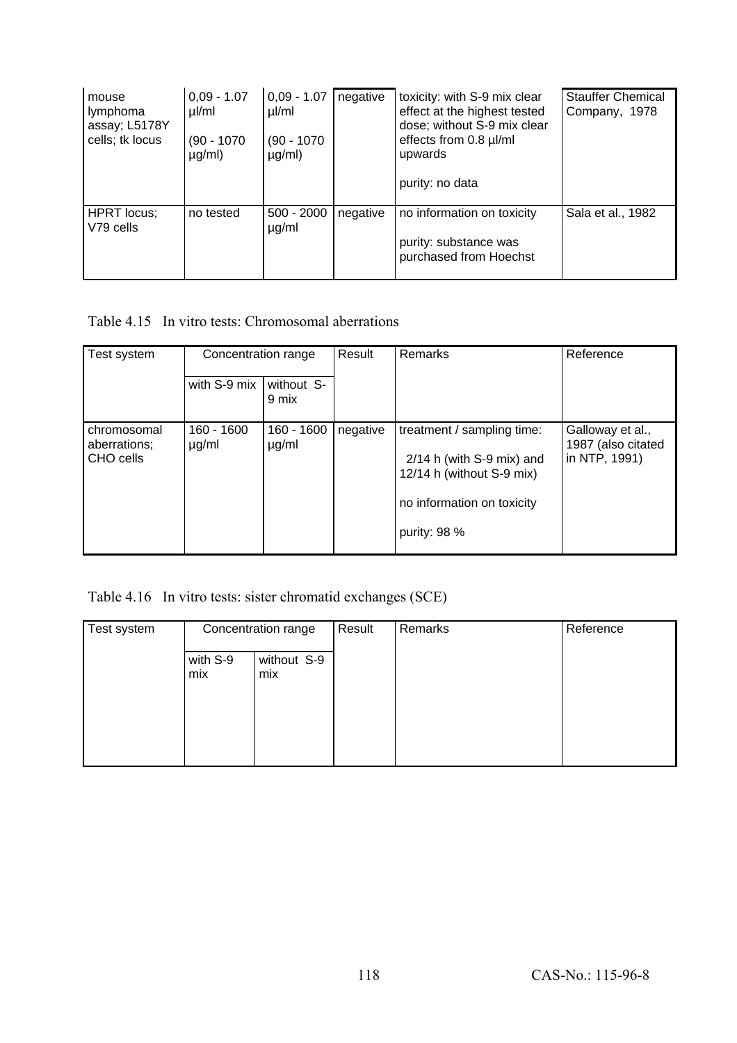| mouse lymphoma assay; L5178Y cells; tk locus | 0,09 - 1.07 µl/ml (90 - 1070 µg/ml) | 0,09 - 1.07 µl/ml (90 - 1070 µg/ml) | negative | toxicity: with S-9 mix clear effect at the highest tested dose; without S-9 mix clear effects from 0.8 µl/ml upwards<br><br>purity: no data | Stauffer Chemical Company, 1978 |
|---|---|---|---|---|---|
| HPRT locus; V79 cells | no tested | 500 - 2000 µg/ml | negative | no information on toxicity<br><br>purity: substance was purchased from Hoechst | Sala et al., 1982 |

Table 4.15 In vitro tests: Chromosomal aberrations

| Test system | Concentration range | | Result | Remarks | Reference |
|---|---|---|---|---|---|
| | with S-9 mix | without S-9 mix | | | |
| chromosomal aberrations; CHO cells | 160 - 1600 µg/ml | 160 - 1600 µg/ml | negative | treatment / sampling time:<br><br>2/14 h (with S-9 mix) and 12/14 h (without S-9 mix)<br><br>no information on toxicity<br><br>purity: 98 % | Galloway et al., 1987 (also citated in NTP, 1991) |

Table 4.16 In vitro tests: sister chromatid exchanges (SCE)

| Test system | Concentration range | | Result | Remarks | Reference |
|---|---|---|---|---|---|
| | with S-9 mix | without S-9 mix | | | |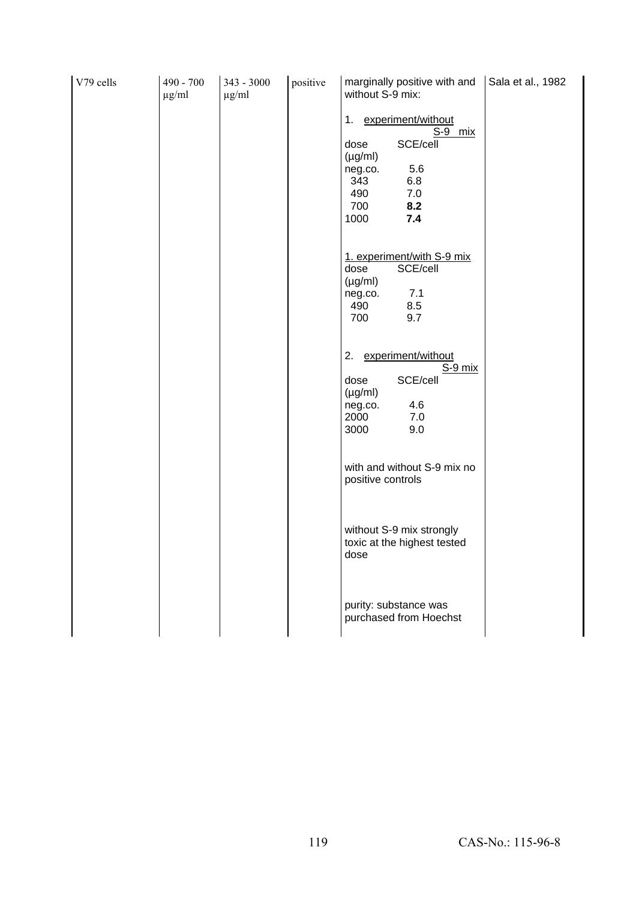| V79 cells | 490 - 700 µg/ml | 343 - 3000 µg/ml | positive | marginally positive with and without S-9 mix:<br><br>1. experiment/without S-9 mix<br>dose (µg/ml) SCE/cell<br>neg.co. 5.6<br>343 6.8<br>490 7.0<br>700 **8.2**<br>1000 **7.4**<br><br>1. experiment/with S-9 mix<br>dose (µg/ml) SCE/cell<br>neg.co. 7.1<br>490 8.5<br>700 9.7<br><br>2. experiment/without S-9 mix<br>dose (µg/ml) SCE/cell<br>neg.co. 4.6<br>2000 7.0<br>3000 9.0<br><br>with and without S-9 mix no positive controls<br><br>without S-9 mix strongly toxic at the highest tested dose<br><br>purity: substance was purchased from Hoechst | Sala et al., 1982 |
|---|---|---|---|---|---|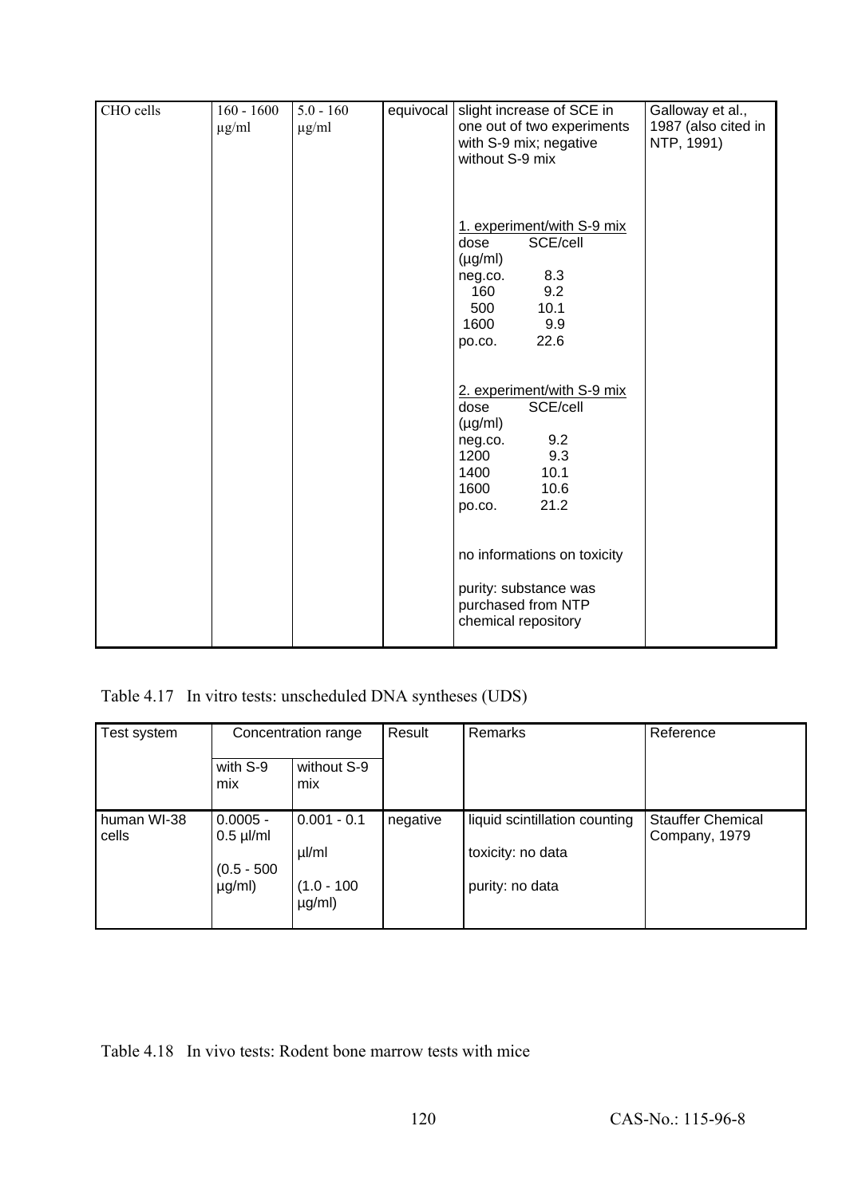| | | | | | |
|---|---|---|---|---|---|
| CHO cells | 160 - 1600 µg/ml | 5.0 - 160 µg/ml | equivocal | slight increase of SCE in one out of two experiments with S-9 mix; negative without S-9 mix<br><br>1. experiment/with S-9 mix<br>dose (µg/ml) SCE/cell<br>neg.co. 8.3<br>160 9.2<br>500 10.1<br>1600 9.9<br>po.co. 22.6<br><br>2. experiment/with S-9 mix<br>dose (µg/ml) SCE/cell<br>neg.co. 9.2<br>1200 9.3<br>1400 10.1<br>1600 10.6<br>po.co. 21.2<br><br>no informations on toxicity<br><br>purity: substance was purchased from NTP chemical repository | Galloway et al., 1987 (also cited in NTP, 1991) |

Table 4.17 In vitro tests: unscheduled DNA syntheses (UDS)

| Test system | Concentration range | | Result | Remarks | Reference |
|---|---|---|---|---|---|
| | with S-9 mix | without S-9 mix | | | |
| human WI-38 cells | 0.0005 - 0.5 µl/ml<br>(0.5 - 500 µg/ml) | 0.001 - 0.1 µl/ml<br>(1.0 - 100 µg/ml) | negative | liquid scintillation counting<br>toxicity: no data<br>purity: no data | Stauffer Chemical Company, 1979 |

Table 4.18 In vivo tests: Rodent bone marrow tests with mice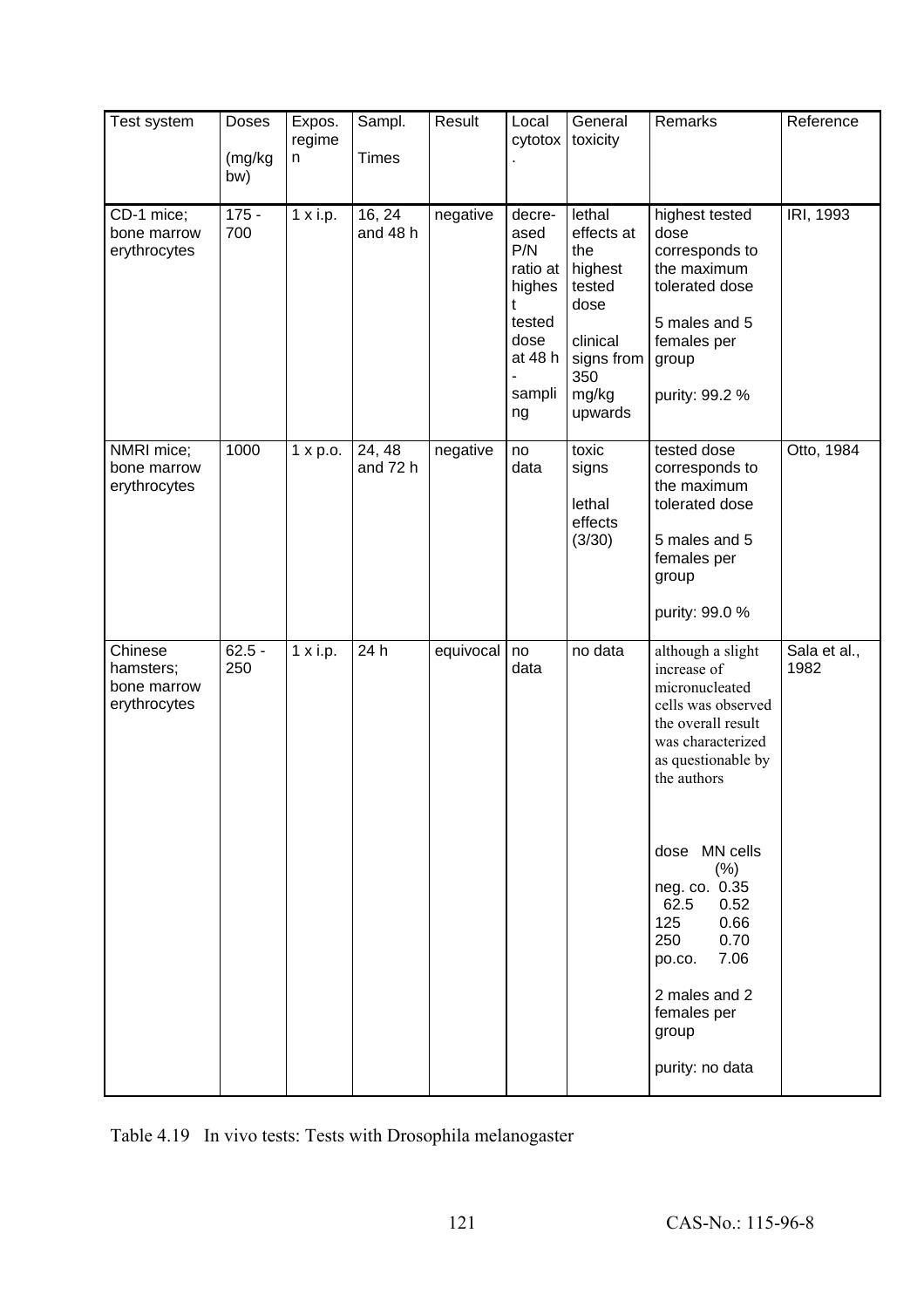| Test system | Doses (mg/kg bw) | Expos. regimen | Sampl. Times | Result | Local cytotox. | General toxicity | Remarks | Reference |
|---|---|---|---|---|---|---|---|---|
| CD-1 mice; bone marrow erythrocytes | 175 - 700 | 1 x i.p. | 16, 24 and 48 h | negative | decreased P/N ratio at highest tested dose at 48 h - sampling | lethal effects at the highest tested dose<br><br>clinical signs from 350 mg/kg upwards | highest tested dose corresponds to the maximum tolerated dose<br><br>5 males and 5 females per group<br><br>purity: 99.2 % | IRI, 1993 |
| NMRI mice; bone marrow erythrocytes | 1000 | 1 x p.o. | 24, 48 and 72 h | negative | no data | toxic signs<br><br>lethal effects (3/30) | tested dose corresponds to the maximum tolerated dose<br><br>5 males and 5 females per group<br><br>purity: 99.0 % | Otto, 1984 |
| Chinese hamsters; bone marrow erythrocytes | 62.5 - 250 | 1 x i.p. | 24 h | equivocal | no data | no data | although a slight increase of micronucleated cells was observed the overall result was characterized as questionable by the authors<br><br>dose / MN cells (%)<br>neg. co. 0.35<br>62.5 0.52<br>125 0.66<br>250 0.70<br>po.co. 7.06<br><br>2 males and 2 females per group<br><br>purity: no data | Sala et al., 1982 |

Table 4.19 In vivo tests: Tests with Drosophila melanogaster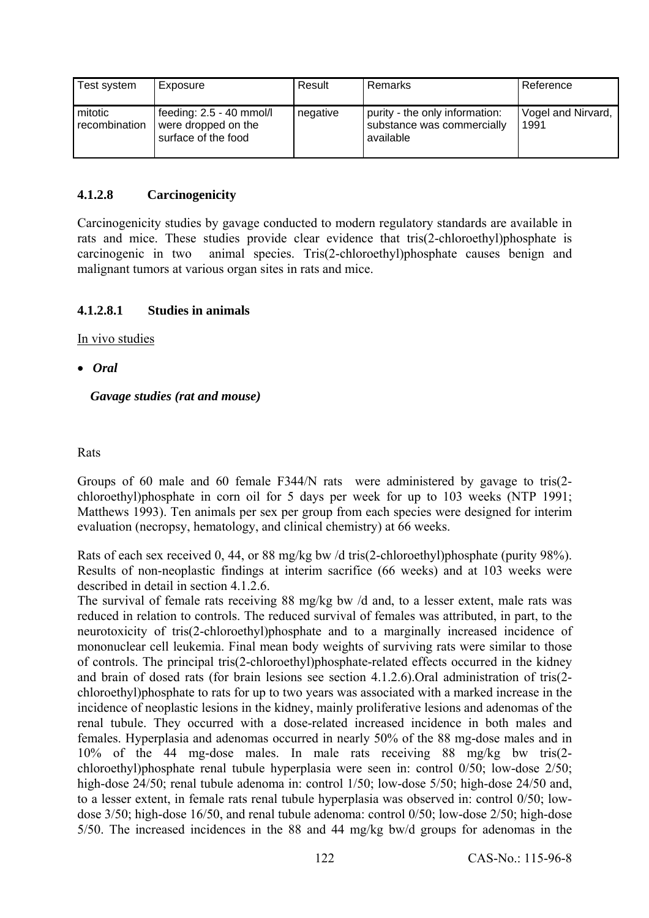| Test system | Exposure | Result | Remarks | Reference |
| --- | --- | --- | --- | --- |
| mitotic recombination | feeding: 2.5 - 40 mmol/l were dropped on the surface of the food | negative | purity - the only information: substance was commercially available | Vogel and Nirvard, 1991 |

### 4.1.2.8 Carcinogenicity

Carcinogenicity studies by gavage conducted to modern regulatory standards are available in rats and mice. These studies provide clear evidence that tris(2-chloroethyl)phosphate is carcinogenic in two animal species. Tris(2-chloroethyl)phosphate causes benign and malignant tumors at various organ sites in rats and mice.

#### 4.1.2.8.1 Studies in animals

In vivo studies

- ***Oral***

***Gavage studies (rat and mouse)***

Rats

Groups of 60 male and 60 female F344/N rats were administered by gavage to tris(2-chloroethyl)phosphate in corn oil for 5 days per week for up to 103 weeks (NTP 1991; Matthews 1993). Ten animals per sex per group from each species were designed for interim evaluation (necropsy, hematology, and clinical chemistry) at 66 weeks.

Rats of each sex received 0, 44, or 88 mg/kg bw /d tris(2-chloroethyl)phosphate (purity 98%). Results of non-neoplastic findings at interim sacrifice (66 weeks) and at 103 weeks were described in detail in section 4.1.2.6.
The survival of female rats receiving 88 mg/kg bw /d and, to a lesser extent, male rats was reduced in relation to controls. The reduced survival of females was attributed, in part, to the neurotoxicity of tris(2-chloroethyl)phosphate and to a marginally increased incidence of mononuclear cell leukemia. Final mean body weights of surviving rats were similar to those of controls. The principal tris(2-chloroethyl)phosphate-related effects occurred in the kidney and brain of dosed rats (for brain lesions see section 4.1.2.6).Oral administration of tris(2-chloroethyl)phosphate to rats for up to two years was associated with a marked increase in the incidence of neoplastic lesions in the kidney, mainly proliferative lesions and adenomas of the renal tubule. They occurred with a dose-related increased incidence in both males and females. Hyperplasia and adenomas occurred in nearly 50% of the 88 mg-dose males and in 10% of the 44 mg-dose males. In male rats receiving 88 mg/kg bw tris(2-chloroethyl)phosphate renal tubule hyperplasia were seen in: control 0/50; low-dose 2/50; high-dose 24/50; renal tubule adenoma in: control 1/50; low-dose 5/50; high-dose 24/50 and, to a lesser extent, in female rats renal tubule hyperplasia was observed in: control 0/50; low-dose 3/50; high-dose 16/50, and renal tubule adenoma: control 0/50; low-dose 2/50; high-dose 5/50. The increased incidences in the 88 and 44 mg/kg bw/d groups for adenomas in the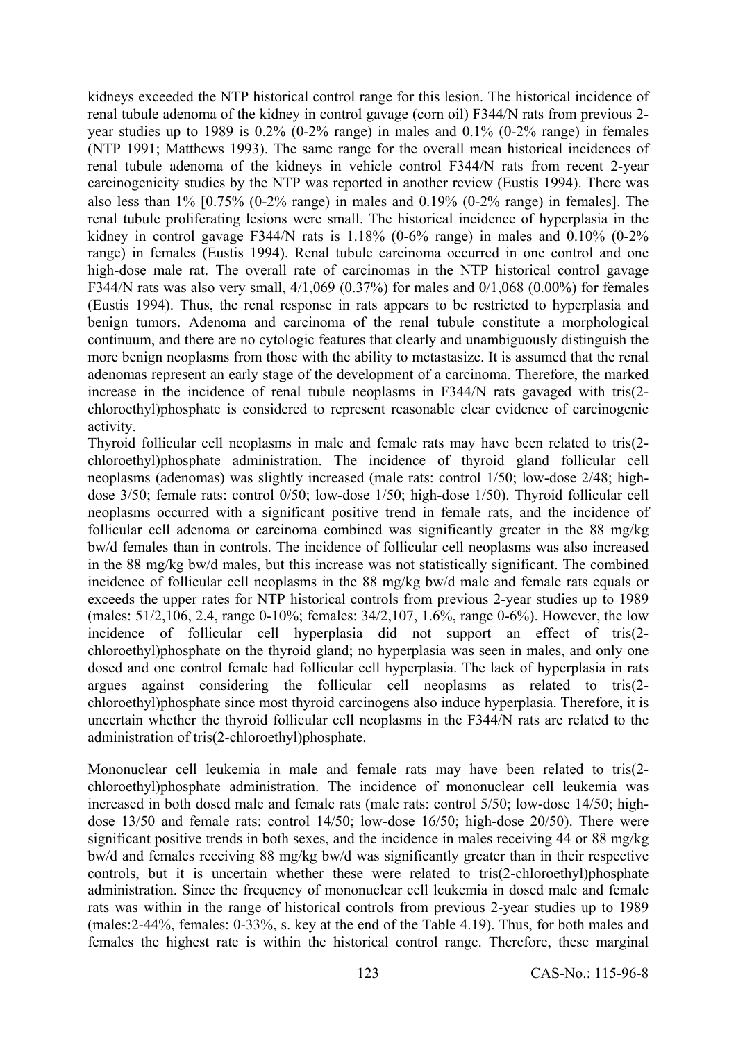kidneys exceeded the NTP historical control range for this lesion. The historical incidence of renal tubule adenoma of the kidney in control gavage (corn oil) F344/N rats from previous 2-year studies up to 1989 is 0.2% (0-2% range) in males and 0.1% (0-2% range) in females (NTP 1991; Matthews 1993). The same range for the overall mean historical incidences of renal tubule adenoma of the kidneys in vehicle control F344/N rats from recent 2-year carcinogenicity studies by the NTP was reported in another review (Eustis 1994). There was also less than 1% [0.75% (0-2% range) in males and 0.19% (0-2% range) in females]. The renal tubule proliferating lesions were small. The historical incidence of hyperplasia in the kidney in control gavage F344/N rats is 1.18% (0-6% range) in males and 0.10% (0-2% range) in females (Eustis 1994). Renal tubule carcinoma occurred in one control and one high-dose male rat. The overall rate of carcinomas in the NTP historical control gavage F344/N rats was also very small, 4/1,069 (0.37%) for males and 0/1,068 (0.00%) for females (Eustis 1994). Thus, the renal response in rats appears to be restricted to hyperplasia and benign tumors. Adenoma and carcinoma of the renal tubule constitute a morphological continuum, and there are no cytologic features that clearly and unambiguously distinguish the more benign neoplasms from those with the ability to metastasize. It is assumed that the renal adenomas represent an early stage of the development of a carcinoma. Therefore, the marked increase in the incidence of renal tubule neoplasms in F344/N rats gavaged with tris(2-chloroethyl)phosphate is considered to represent reasonable clear evidence of carcinogenic activity.

Thyroid follicular cell neoplasms in male and female rats may have been related to tris(2-chloroethyl)phosphate administration. The incidence of thyroid gland follicular cell neoplasms (adenomas) was slightly increased (male rats: control 1/50; low-dose 2/48; high-dose 3/50; female rats: control 0/50; low-dose 1/50; high-dose 1/50). Thyroid follicular cell neoplasms occurred with a significant positive trend in female rats, and the incidence of follicular cell adenoma or carcinoma combined was significantly greater in the 88 mg/kg bw/d females than in controls. The incidence of follicular cell neoplasms was also increased in the 88 mg/kg bw/d males, but this increase was not statistically significant. The combined incidence of follicular cell neoplasms in the 88 mg/kg bw/d male and female rats equals or exceeds the upper rates for NTP historical controls from previous 2-year studies up to 1989 (males: 51/2,106, 2.4, range 0-10%; females: 34/2,107, 1.6%, range 0-6%). However, the low incidence of follicular cell hyperplasia did not support an effect of tris(2-chloroethyl)phosphate on the thyroid gland; no hyperplasia was seen in males, and only one dosed and one control female had follicular cell hyperplasia. The lack of hyperplasia in rats argues against considering the follicular cell neoplasms as related to tris(2-chloroethyl)phosphate since most thyroid carcinogens also induce hyperplasia. Therefore, it is uncertain whether the thyroid follicular cell neoplasms in the F344/N rats are related to the administration of tris(2-chloroethyl)phosphate.

Mononuclear cell leukemia in male and female rats may have been related to tris(2-chloroethyl)phosphate administration. The incidence of mononuclear cell leukemia was increased in both dosed male and female rats (male rats: control 5/50; low-dose 14/50; high-dose 13/50 and female rats: control 14/50; low-dose 16/50; high-dose 20/50). There were significant positive trends in both sexes, and the incidence in males receiving 44 or 88 mg/kg bw/d and females receiving 88 mg/kg bw/d was significantly greater than in their respective controls, but it is uncertain whether these were related to tris(2-chloroethyl)phosphate administration. Since the frequency of mononuclear cell leukemia in dosed male and female rats was within in the range of historical controls from previous 2-year studies up to 1989 (males:2-44%, females: 0-33%, s. key at the end of the Table 4.19). Thus, for both males and females the highest rate is within the historical control range. Therefore, these marginal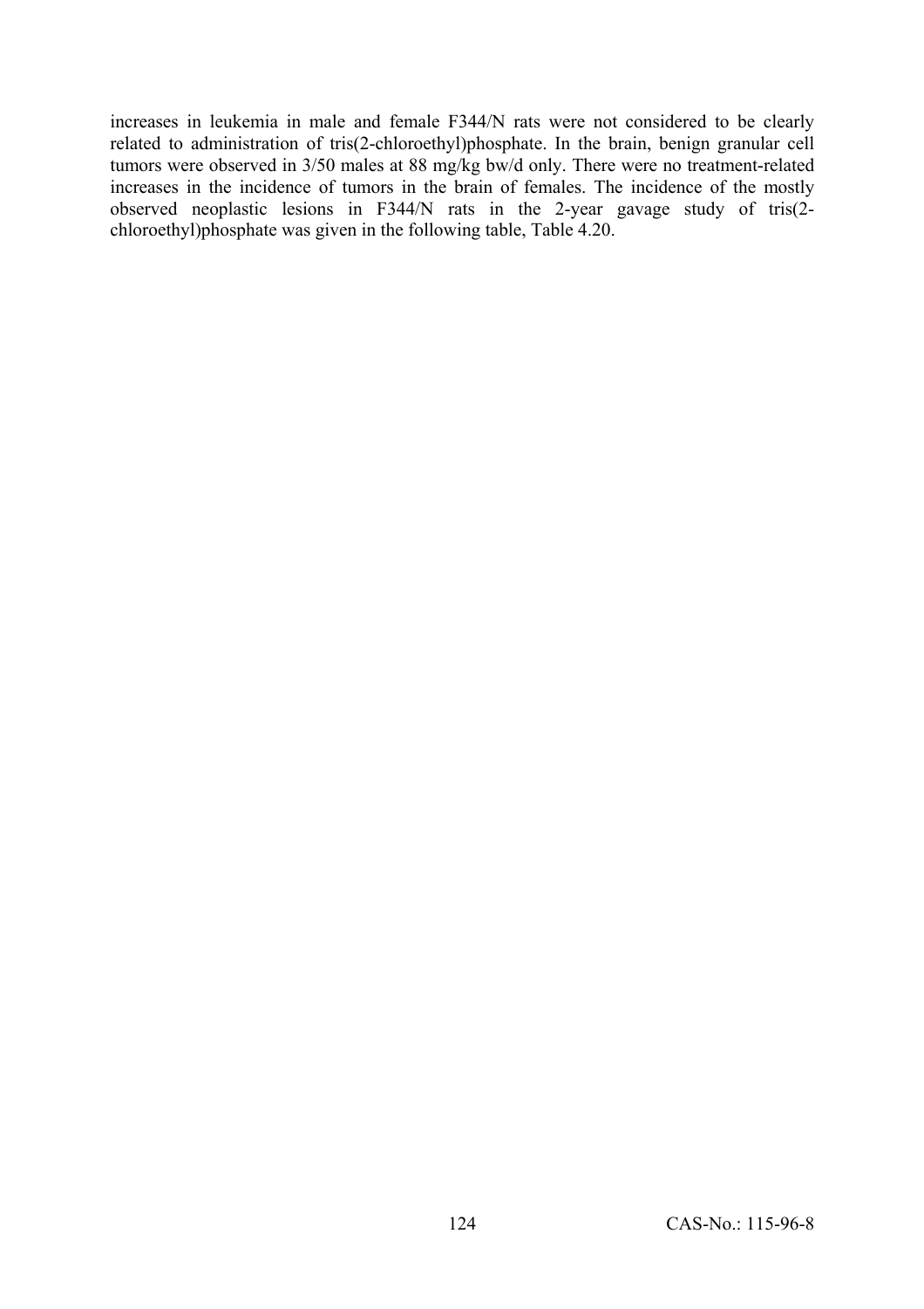increases in leukemia in male and female F344/N rats were not considered to be clearly related to administration of tris(2-chloroethyl)phosphate. In the brain, benign granular cell tumors were observed in 3/50 males at 88 mg/kg bw/d only. There were no treatment-related increases in the incidence of tumors in the brain of females. The incidence of the mostly observed neoplastic lesions in F344/N rats in the 2-year gavage study of tris(2-chloroethyl)phosphate was given in the following table, Table 4.20.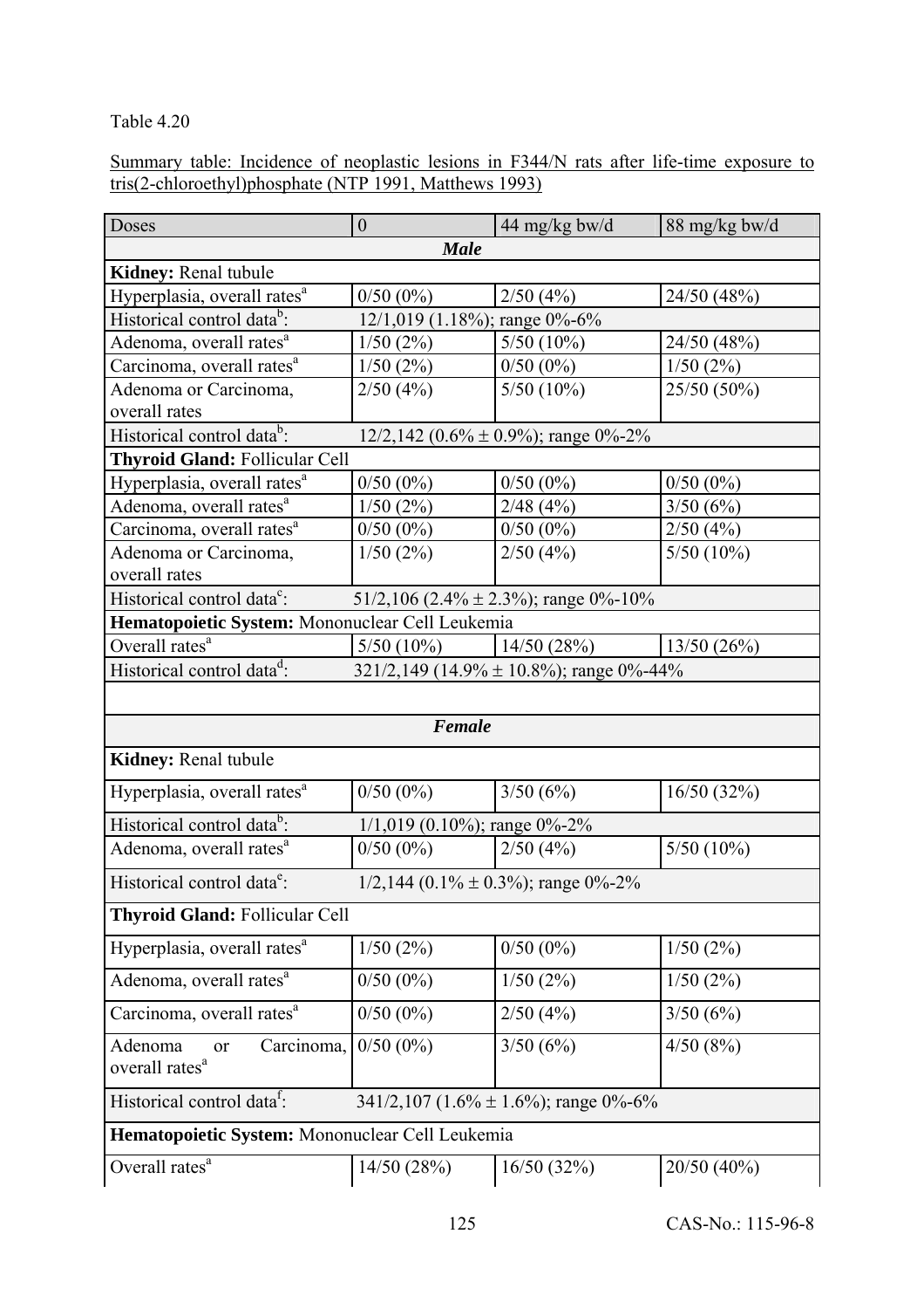Table 4.20

Summary table: Incidence of neoplastic lesions in F344/N rats after life-time exposure to tris(2-chloroethyl)phosphate (NTP 1991, Matthews 1993)

| Doses | 0 | 44 mg/kg bw/d | 88 mg/kg bw/d |
|---|---|---|---|
| ***Male*** | | | |
| **Kidney:** Renal tubule | | | |
| Hyperplasia, overall rates[a] | 0/50 (0%) | 2/50 (4%) | 24/50 (48%) |
| Historical control data[b]: | 12/1,019 (1.18%); range 0%-6% | | |
| Adenoma, overall rates[a] | 1/50 (2%) | 5/50 (10%) | 24/50 (48%) |
| Carcinoma, overall rates[a] | 1/50 (2%) | 0/50 (0%) | 1/50 (2%) |
| Adenoma or Carcinoma, overall rates | 2/50 (4%) | 5/50 (10%) | 25/50 (50%) |
| Historical control data[b]: | 12/2,142 (0.6% ± 0.9%); range 0%-2% | | |
| **Thyroid Gland:** Follicular Cell | | | |
| Hyperplasia, overall rates[a] | 0/50 (0%) | 0/50 (0%) | 0/50 (0%) |
| Adenoma, overall rates[a] | 1/50 (2%) | 2/48 (4%) | 3/50 (6%) |
| Carcinoma, overall rates[a] | 0/50 (0%) | 0/50 (0%) | 2/50 (4%) |
| Adenoma or Carcinoma, overall rates | 1/50 (2%) | 2/50 (4%) | 5/50 (10%) |
| Historical control data[c]: | 51/2,106 (2.4% ± 2.3%); range 0%-10% | | |
| **Hematopoietic System:** Mononuclear Cell Leukemia | | | |
| Overall rates[a] | 5/50 (10%) | 14/50 (28%) | 13/50 (26%) |
| Historical control data[d]: | 321/2,149 (14.9% ± 10.8%); range 0%-44% | | |
| | | | |
| ***Female*** | | | |
| **Kidney:** Renal tubule | | | |
| Hyperplasia, overall rates[a] | 0/50 (0%) | 3/50 (6%) | 16/50 (32%) |
| Historical control data[b]: | 1/1,019 (0.10%); range 0%-2% | | |
| Adenoma, overall rates[a] | 0/50 (0%) | 2/50 (4%) | 5/50 (10%) |
| Historical control data[e]: | 1/2,144 (0.1% ± 0.3%); range 0%-2% | | |
| **Thyroid Gland:** Follicular Cell | | | |
| Hyperplasia, overall rates[a] | 1/50 (2%) | 0/50 (0%) | 1/50 (2%) |
| Adenoma, overall rates[a] | 0/50 (0%) | 1/50 (2%) | 1/50 (2%) |
| Carcinoma, overall rates[a] | 0/50 (0%) | 2/50 (4%) | 3/50 (6%) |
| Adenoma or Carcinoma, overall rates[a] | 0/50 (0%) | 3/50 (6%) | 4/50 (8%) |
| Historical control data[f]: | 341/2,107 (1.6% ± 1.6%); range 0%-6% | | |
| **Hematopoietic System:** Mononuclear Cell Leukemia | | | |
| Overall rates[a] | 14/50 (28%) | 16/50 (32%) | 20/50 (40%) |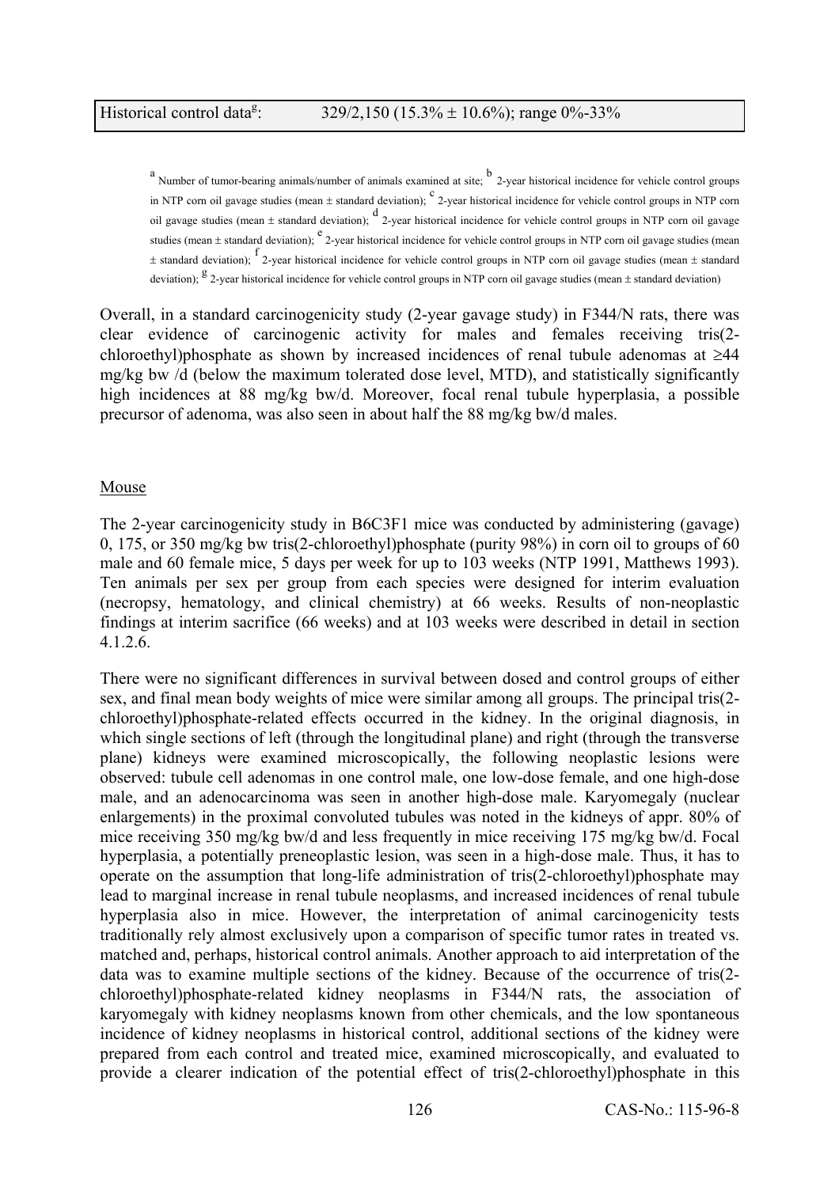| Historical control data[g]: | 329/2,150 (15.3% ± 10.6%); range 0%-33% |
|---|---|

[a] Number of tumor-bearing animals/number of animals examined at site; [b] 2-year historical incidence for vehicle control groups in NTP corn oil gavage studies (mean ± standard deviation); [c] 2-year historical incidence for vehicle control groups in NTP corn oil gavage studies (mean ± standard deviation); [d] 2-year historical incidence for vehicle control groups in NTP corn oil gavage studies (mean ± standard deviation); [e] 2-year historical incidence for vehicle control groups in NTP corn oil gavage studies (mean ± standard deviation); [f] 2-year historical incidence for vehicle control groups in NTP corn oil gavage studies (mean ± standard deviation); [g] 2-year historical incidence for vehicle control groups in NTP corn oil gavage studies (mean ± standard deviation)

Overall, in a standard carcinogenicity study (2-year gavage study) in F344/N rats, there was clear evidence of carcinogenic activity for males and females receiving tris(2-chloroethyl)phosphate as shown by increased incidences of renal tubule adenomas at ≥44 mg/kg bw /d (below the maximum tolerated dose level, MTD), and statistically significantly high incidences at 88 mg/kg bw/d. Moreover, focal renal tubule hyperplasia, a possible precursor of adenoma, was also seen in about half the 88 mg/kg bw/d males.

Mouse

The 2-year carcinogenicity study in B6C3F1 mice was conducted by administering (gavage) 0, 175, or 350 mg/kg bw tris(2-chloroethyl)phosphate (purity 98%) in corn oil to groups of 60 male and 60 female mice, 5 days per week for up to 103 weeks (NTP 1991, Matthews 1993). Ten animals per sex per group from each species were designed for interim evaluation (necropsy, hematology, and clinical chemistry) at 66 weeks. Results of non-neoplastic findings at interim sacrifice (66 weeks) and at 103 weeks were described in detail in section 4.1.2.6.

There were no significant differences in survival between dosed and control groups of either sex, and final mean body weights of mice were similar among all groups. The principal tris(2-chloroethyl)phosphate-related effects occurred in the kidney. In the original diagnosis, in which single sections of left (through the longitudinal plane) and right (through the transverse plane) kidneys were examined microscopically, the following neoplastic lesions were observed: tubule cell adenomas in one control male, one low-dose female, and one high-dose male, and an adenocarcinoma was seen in another high-dose male. Karyomegaly (nuclear enlargements) in the proximal convoluted tubules was noted in the kidneys of appr. 80% of mice receiving 350 mg/kg bw/d and less frequently in mice receiving 175 mg/kg bw/d. Focal hyperplasia, a potentially preneoplastic lesion, was seen in a high-dose male. Thus, it has to operate on the assumption that long-life administration of tris(2-chloroethyl)phosphate may lead to marginal increase in renal tubule neoplasms, and increased incidences of renal tubule hyperplasia also in mice. However, the interpretation of animal carcinogenicity tests traditionally rely almost exclusively upon a comparison of specific tumor rates in treated vs. matched and, perhaps, historical control animals. Another approach to aid interpretation of the data was to examine multiple sections of the kidney. Because of the occurrence of tris(2-chloroethyl)phosphate-related kidney neoplasms in F344/N rats, the association of karyomegaly with kidney neoplasms known from other chemicals, and the low spontaneous incidence of kidney neoplasms in historical control, additional sections of the kidney were prepared from each control and treated mice, examined microscopically, and evaluated to provide a clearer indication of the potential effect of tris(2-chloroethyl)phosphate in this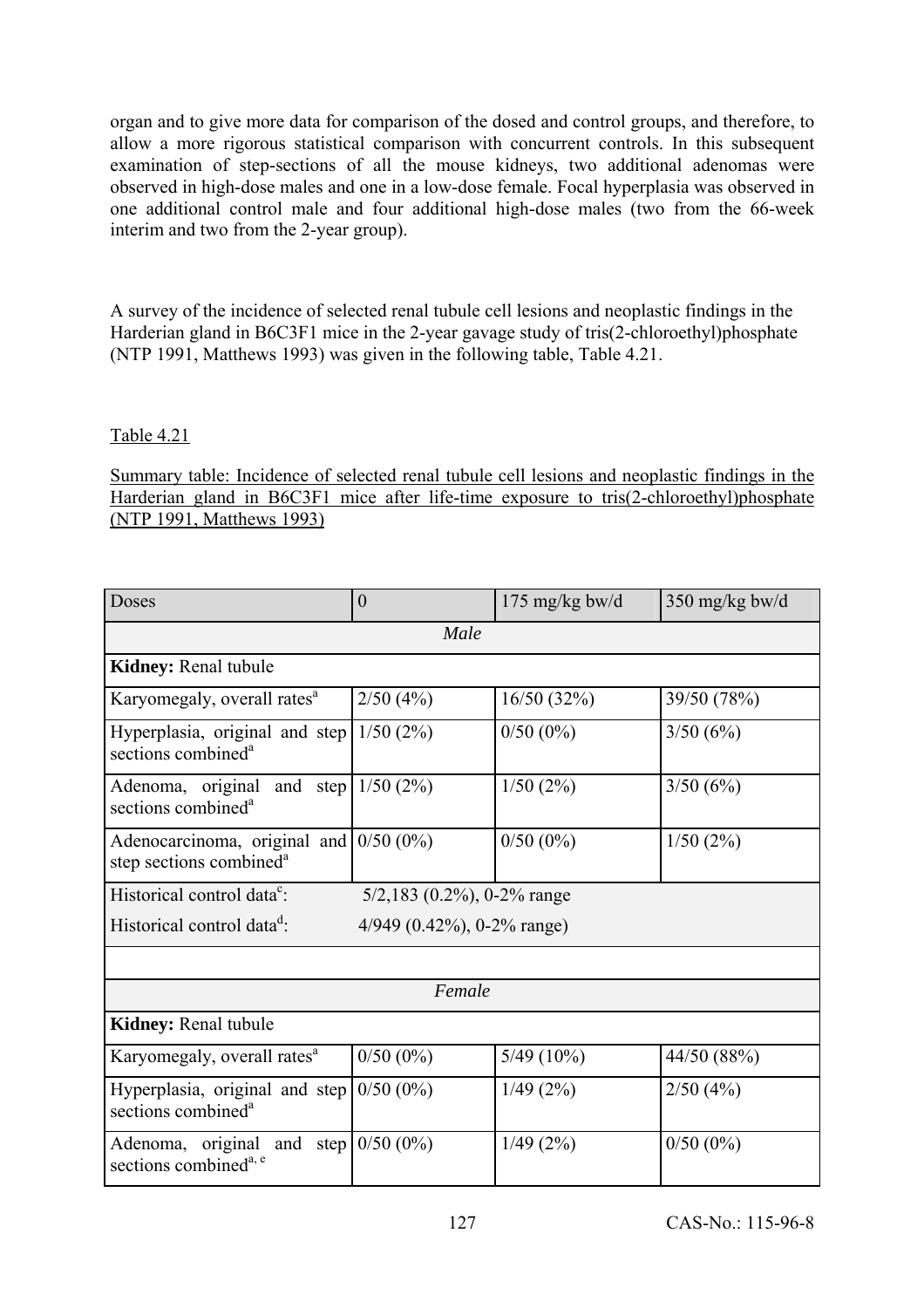organ and to give more data for comparison of the dosed and control groups, and therefore, to allow a more rigorous statistical comparison with concurrent controls. In this subsequent examination of step-sections of all the mouse kidneys, two additional adenomas were observed in high-dose males and one in a low-dose female. Focal hyperplasia was observed in one additional control male and four additional high-dose males (two from the 66-week interim and two from the 2-year group).

A survey of the incidence of selected renal tubule cell lesions and neoplastic findings in the Harderian gland in B6C3F1 mice in the 2-year gavage study of tris(2-chloroethyl)phosphate (NTP 1991, Matthews 1993) was given in the following table, Table 4.21.

Table 4.21

Summary table: Incidence of selected renal tubule cell lesions and neoplastic findings in the Harderian gland in B6C3F1 mice after life-time exposure to tris(2-chloroethyl)phosphate (NTP 1991, Matthews 1993)

| Doses | 0 | 175 mg/kg bw/d | 350 mg/kg bw/d |
|---|---|---|---|
| *Male* | | | |
| **Kidney:** Renal tubule | | | |
| Karyomegaly, overall rates[a] | 2/50 (4%) | 16/50 (32%) | 39/50 (78%) |
| Hyperplasia, original and step sections combined[a] | 1/50 (2%) | 0/50 (0%) | 3/50 (6%) |
| Adenoma, original and step sections combined[a] | 1/50 (2%) | 1/50 (2%) | 3/50 (6%) |
| Adenocarcinoma, original and step sections combined[a] | 0/50 (0%) | 0/50 (0%) | 1/50 (2%) |
| Historical control data[c]: 5/2,183 (0.2%), 0-2% range<br>Historical control data[d]: 4/949 (0.42%), 0-2% range) | | | |
| | | | |
| *Female* | | | |
| **Kidney:** Renal tubule | | | |
| Karyomegaly, overall rates[a] | 0/50 (0%) | 5/49 (10%) | 44/50 (88%) |
| Hyperplasia, original and step sections combined[a] | 0/50 (0%) | 1/49 (2%) | 2/50 (4%) |
| Adenoma, original and step sections combined[a, e] | 0/50 (0%) | 1/49 (2%) | 0/50 (0%) |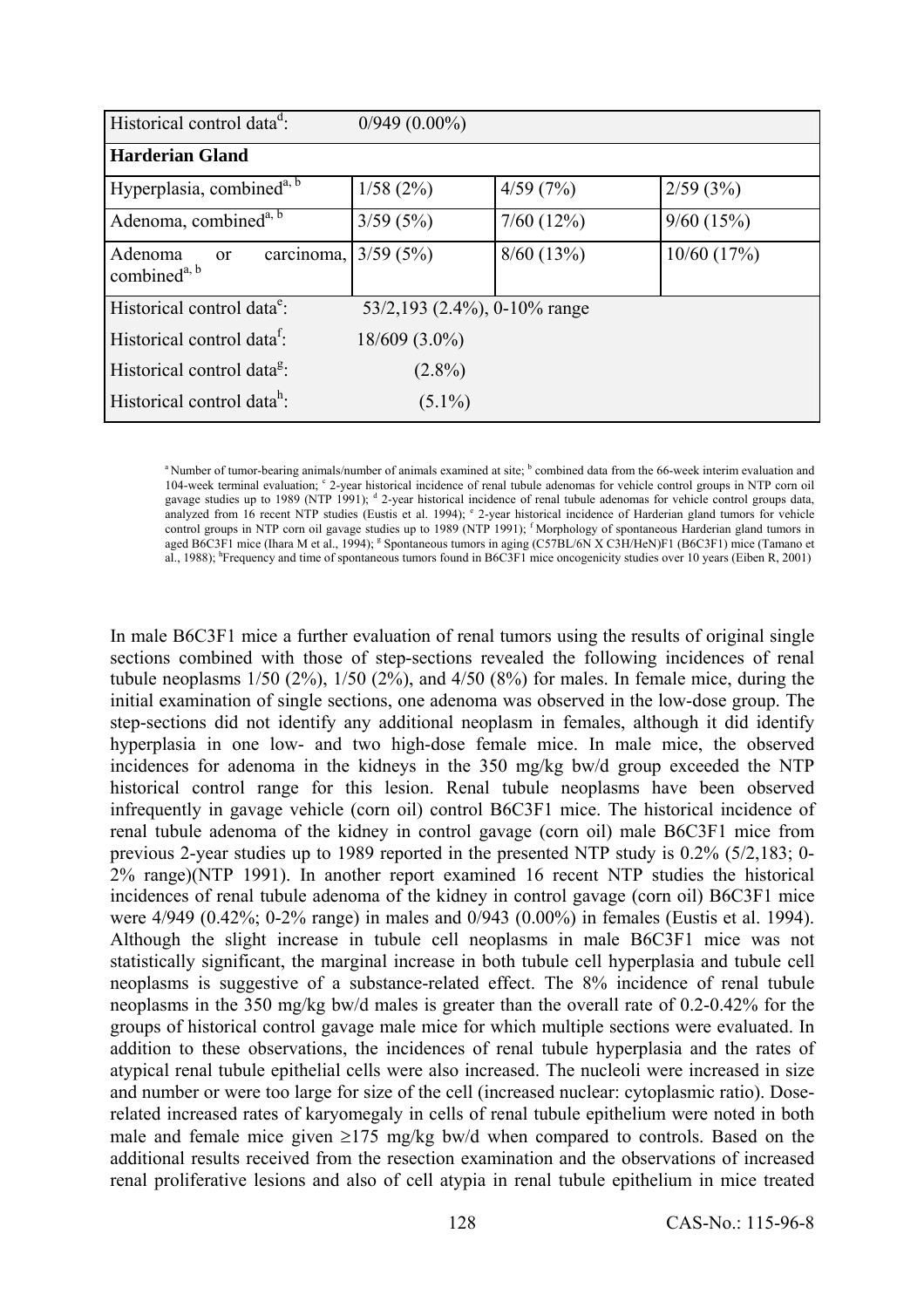| | | | |
|---|---|---|---|
| Historical control data[d]: | 0/949 (0.00%) | | |
| **Harderian Gland** | | | |
| Hyperplasia, combined[a, b] | 1/58 (2%) | 4/59 (7%) | 2/59 (3%) |
| Adenoma, combined[a, b] | 3/59 (5%) | 7/60 (12%) | 9/60 (15%) |
| Adenoma or carcinoma, combined[a, b] | 3/59 (5%) | 8/60 (13%) | 10/60 (17%) |
| Historical control data[e]: | 53/2,193 (2.4%), 0-10% range | | |
| Historical control data[f]: | 18/609 (3.0%) | | |
| Historical control data[g]: | (2.8%) | | |
| Historical control data[h]: | (5.1%) | | |

[a] Number of tumor-bearing animals/number of animals examined at site; [b] combined data from the 66-week interim evaluation and 104-week terminal evaluation; [c] 2-year historical incidence of renal tubule adenomas for vehicle control groups in NTP corn oil gavage studies up to 1989 (NTP 1991); [d] 2-year historical incidence of renal tubule adenomas for vehicle control groups data, analyzed from 16 recent NTP studies (Eustis et al. 1994); [e] 2-year historical incidence of Harderian gland tumors for vehicle control groups in NTP corn oil gavage studies up to 1989 (NTP 1991); [f] Morphology of spontaneous Harderian gland tumors in aged B6C3F1 mice (Ihara M et al., 1994); [g] Spontaneous tumors in aging (C57BL/6N X C3H/HeN)F1 (B6C3F1) mice (Tamano et al., 1988); [h] Frequency and time of spontaneous tumors found in B6C3F1 mice oncogenicity studies over 10 years (Eiben R, 2001)

In male B6C3F1 mice a further evaluation of renal tumors using the results of original single sections combined with those of step-sections revealed the following incidences of renal tubule neoplasms 1/50 (2%), 1/50 (2%), and 4/50 (8%) for males. In female mice, during the initial examination of single sections, one adenoma was observed in the low-dose group. The step-sections did not identify any additional neoplasm in females, although it did identify hyperplasia in one low- and two high-dose female mice. In male mice, the observed incidences for adenoma in the kidneys in the 350 mg/kg bw/d group exceeded the NTP historical control range for this lesion. Renal tubule neoplasms have been observed infrequently in gavage vehicle (corn oil) control B6C3F1 mice. The historical incidence of renal tubule adenoma of the kidney in control gavage (corn oil) male B6C3F1 mice from previous 2-year studies up to 1989 reported in the presented NTP study is 0.2% (5/2,183; 0-2% range)(NTP 1991). In another report examined 16 recent NTP studies the historical incidences of renal tubule adenoma of the kidney in control gavage (corn oil) B6C3F1 mice were 4/949 (0.42%; 0-2% range) in males and 0/943 (0.00%) in females (Eustis et al. 1994). Although the slight increase in tubule cell neoplasms in male B6C3F1 mice was not statistically significant, the marginal increase in both tubule cell hyperplasia and tubule cell neoplasms is suggestive of a substance-related effect. The 8% incidence of renal tubule neoplasms in the 350 mg/kg bw/d males is greater than the overall rate of 0.2-0.42% for the groups of historical control gavage male mice for which multiple sections were evaluated. In addition to these observations, the incidences of renal tubule hyperplasia and the rates of atypical renal tubule epithelial cells were also increased. The nucleoli were increased in size and number or were too large for size of the cell (increased nuclear: cytoplasmic ratio). Dose-related increased rates of karyomegaly in cells of renal tubule epithelium were noted in both male and female mice given ≥175 mg/kg bw/d when compared to controls. Based on the additional results received from the resection examination and the observations of increased renal proliferative lesions and also of cell atypia in renal tubule epithelium in mice treated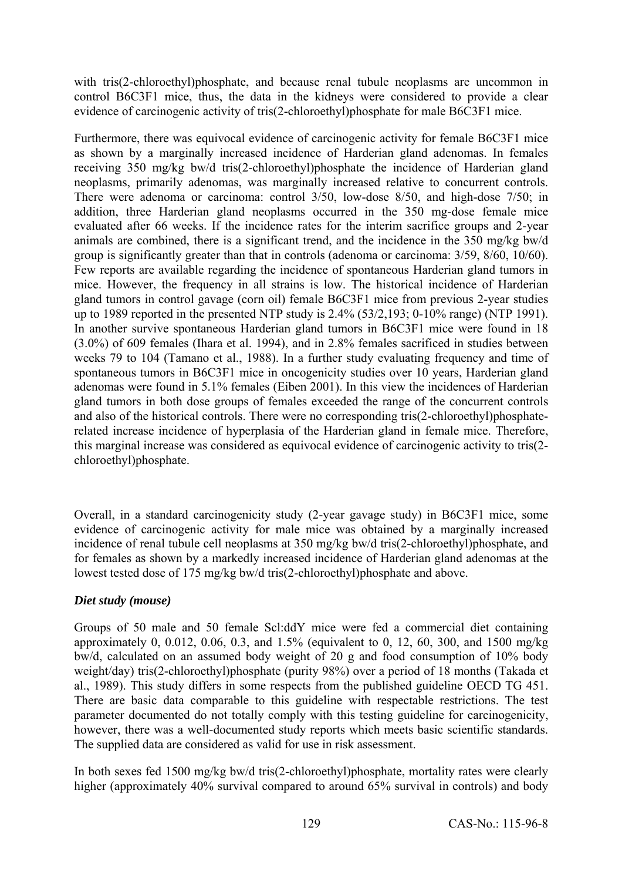with tris(2-chloroethyl)phosphate, and because renal tubule neoplasms are uncommon in control B6C3F1 mice, thus, the data in the kidneys were considered to provide a clear evidence of carcinogenic activity of tris(2-chloroethyl)phosphate for male B6C3F1 mice.

Furthermore, there was equivocal evidence of carcinogenic activity for female B6C3F1 mice as shown by a marginally increased incidence of Harderian gland adenomas. In females receiving 350 mg/kg bw/d tris(2-chloroethyl)phosphate the incidence of Harderian gland neoplasms, primarily adenomas, was marginally increased relative to concurrent controls. There were adenoma or carcinoma: control 3/50, low-dose 8/50, and high-dose 7/50; in addition, three Harderian gland neoplasms occurred in the 350 mg-dose female mice evaluated after 66 weeks. If the incidence rates for the interim sacrifice groups and 2-year animals are combined, there is a significant trend, and the incidence in the 350 mg/kg bw/d group is significantly greater than that in controls (adenoma or carcinoma: 3/59, 8/60, 10/60). Few reports are available regarding the incidence of spontaneous Harderian gland tumors in mice. However, the frequency in all strains is low. The historical incidence of Harderian gland tumors in control gavage (corn oil) female B6C3F1 mice from previous 2-year studies up to 1989 reported in the presented NTP study is 2.4% (53/2,193; 0-10% range) (NTP 1991). In another survive spontaneous Harderian gland tumors in B6C3F1 mice were found in 18 (3.0%) of 609 females (Ihara et al. 1994), and in 2.8% females sacrificed in studies between weeks 79 to 104 (Tamano et al., 1988). In a further study evaluating frequency and time of spontaneous tumors in B6C3F1 mice in oncogenicity studies over 10 years, Harderian gland adenomas were found in 5.1% females (Eiben 2001). In this view the incidences of Harderian gland tumors in both dose groups of females exceeded the range of the concurrent controls and also of the historical controls. There were no corresponding tris(2-chloroethyl)phosphate-related increase incidence of hyperplasia of the Harderian gland in female mice. Therefore, this marginal increase was considered as equivocal evidence of carcinogenic activity to tris(2-chloroethyl)phosphate.

Overall, in a standard carcinogenicity study (2-year gavage study) in B6C3F1 mice, some evidence of carcinogenic activity for male mice was obtained by a marginally increased incidence of renal tubule cell neoplasms at 350 mg/kg bw/d tris(2-chloroethyl)phosphate, and for females as shown by a markedly increased incidence of Harderian gland adenomas at the lowest tested dose of 175 mg/kg bw/d tris(2-chloroethyl)phosphate and above.

### *Diet study (mouse)*

Groups of 50 male and 50 female Scl:ddY mice were fed a commercial diet containing approximately 0, 0.012, 0.06, 0.3, and 1.5% (equivalent to 0, 12, 60, 300, and 1500 mg/kg bw/d, calculated on an assumed body weight of 20 g and food consumption of 10% body weight/day) tris(2-chloroethyl)phosphate (purity 98%) over a period of 18 months (Takada et al., 1989). This study differs in some respects from the published guideline OECD TG 451. There are basic data comparable to this guideline with respectable restrictions. The test parameter documented do not totally comply with this testing guideline for carcinogenicity, however, there was a well-documented study reports which meets basic scientific standards. The supplied data are considered as valid for use in risk assessment.

In both sexes fed 1500 mg/kg bw/d tris(2-chloroethyl)phosphate, mortality rates were clearly higher (approximately 40% survival compared to around 65% survival in controls) and body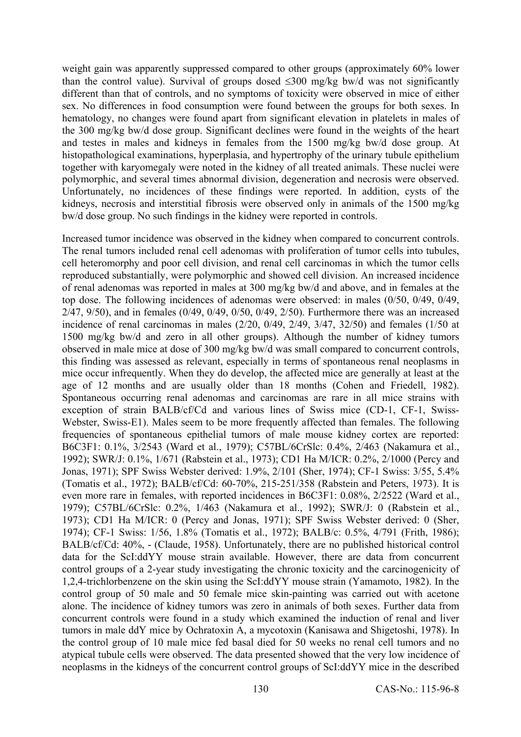weight gain was apparently suppressed compared to other groups (approximately 60% lower than the control value). Survival of groups dosed ≤300 mg/kg bw/d was not significantly different than that of controls, and no symptoms of toxicity were observed in mice of either sex. No differences in food consumption were found between the groups for both sexes. In hematology, no changes were found apart from significant elevation in platelets in males of the 300 mg/kg bw/d dose group. Significant declines were found in the weights of the heart and testes in males and kidneys in females from the 1500 mg/kg bw/d dose group. At histopathological examinations, hyperplasia, and hypertrophy of the urinary tubule epithelium together with karyomegaly were noted in the kidney of all treated animals. These nuclei were polymorphic, and several times abnormal division, degeneration and necrosis were observed. Unfortunately, no incidences of these findings were reported. In addition, cysts of the kidneys, necrosis and interstitial fibrosis were observed only in animals of the 1500 mg/kg bw/d dose group. No such findings in the kidney were reported in controls.

Increased tumor incidence was observed in the kidney when compared to concurrent controls. The renal tumors included renal cell adenomas with proliferation of tumor cells into tubules, cell heteromorphy and poor cell division, and renal cell carcinomas in which the tumor cells reproduced substantially, were polymorphic and showed cell division. An increased incidence of renal adenomas was reported in males at 300 mg/kg bw/d and above, and in females at the top dose. The following incidences of adenomas were observed: in males (0/50, 0/49, 0/49, 2/47, 9/50), and in females (0/49, 0/49, 0/50, 0/49, 2/50). Furthermore there was an increased incidence of renal carcinomas in males (2/20, 0/49, 2/49, 3/47, 32/50) and females (1/50 at 1500 mg/kg bw/d and zero in all other groups). Although the number of kidney tumors observed in male mice at dose of 300 mg/kg bw/d was small compared to concurrent controls, this finding was assessed as relevant, especially in terms of spontaneous renal neoplasms in mice occur infrequently. When they do develop, the affected mice are generally at least at the age of 12 months and are usually older than 18 months (Cohen and Friedell, 1982). Spontaneous occurring renal adenomas and carcinomas are rare in all mice strains with exception of strain BALB/cf/Cd and various lines of Swiss mice (CD-1, CF-1, Swiss-Webster, Swiss-E1). Males seem to be more frequently affected than females. The following frequencies of spontaneous epithelial tumors of male mouse kidney cortex are reported: B6C3F1: 0.1%, 3/2543 (Ward et al., 1979); C57BL/6CrSlc: 0.4%, 2/463 (Nakamura et al., 1992); SWR/J: 0.1%, 1/671 (Rabstein et al., 1973); CD1 Ha M/ICR: 0.2%, 2/1000 (Percy and Jonas, 1971); SPF Swiss Webster derived: 1.9%, 2/101 (Sher, 1974); CF-1 Swiss: 3/55, 5.4% (Tomatis et al., 1972); BALB/cf/Cd: 60-70%, 215-251/358 (Rabstein and Peters, 1973). It is even more rare in females, with reported incidences in B6C3F1: 0.08%, 2/2522 (Ward et al., 1979); C57BL/6CrSlc: 0.2%, 1/463 (Nakamura et al., 1992); SWR/J: 0 (Rabstein et al., 1973); CD1 Ha M/ICR: 0 (Percy and Jonas, 1971); SPF Swiss Webster derived: 0 (Sher, 1974); CF-1 Swiss: 1/56, 1.8% (Tomatis et al., 1972); BALB/c: 0.5%, 4/791 (Frith, 1986); BALB/cf/Cd: 40%, - (Claude, 1958). Unfortunately, there are no published historical control data for the ScI:ddYY mouse strain available. However, there are data from concurrent control groups of a 2-year study investigating the chronic toxicity and the carcinogenicity of 1,2,4-trichlorbenzene on the skin using the ScI:ddYY mouse strain (Yamamoto, 1982). In the control group of 50 male and 50 female mice skin-painting was carried out with acetone alone. The incidence of kidney tumors was zero in animals of both sexes. Further data from concurrent controls were found in a study which examined the induction of renal and liver tumors in male ddY mice by Ochratoxin A, a mycotoxin (Kanisawa and Shigetoshi, 1978). In the control group of 10 male mice fed basal died for 50 weeks no renal cell tumors and no atypical tubule cells were observed. The data presented showed that the very low incidence of neoplasms in the kidneys of the concurrent control groups of ScI:ddYY mice in the described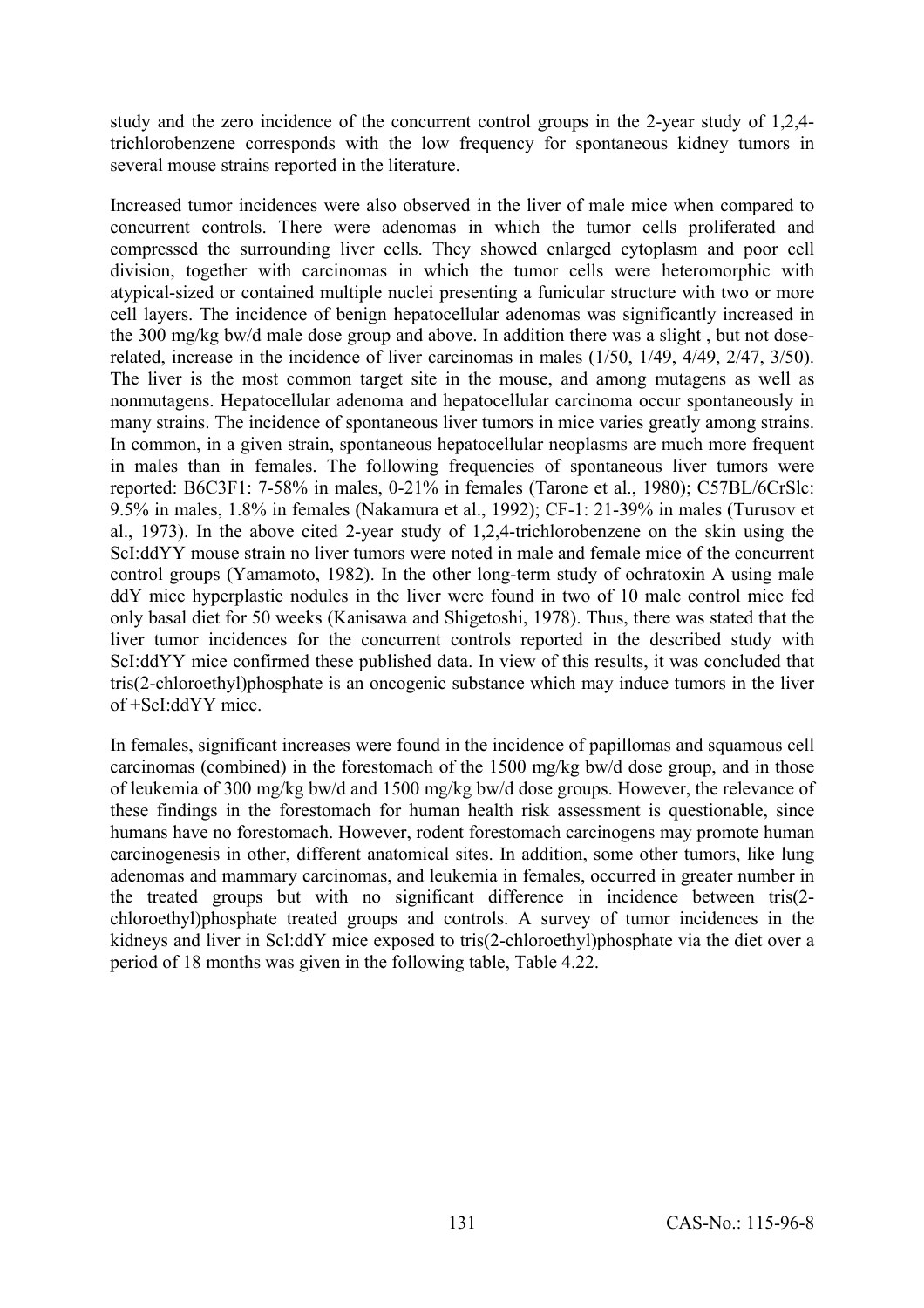study and the zero incidence of the concurrent control groups in the 2-year study of 1,2,4-trichlorobenzene corresponds with the low frequency for spontaneous kidney tumors in several mouse strains reported in the literature.

Increased tumor incidences were also observed in the liver of male mice when compared to concurrent controls. There were adenomas in which the tumor cells proliferated and compressed the surrounding liver cells. They showed enlarged cytoplasm and poor cell division, together with carcinomas in which the tumor cells were heteromorphic with atypical-sized or contained multiple nuclei presenting a funicular structure with two or more cell layers. The incidence of benign hepatocellular adenomas was significantly increased in the 300 mg/kg bw/d male dose group and above. In addition there was a slight , but not dose-related, increase in the incidence of liver carcinomas in males (1/50, 1/49, 4/49, 2/47, 3/50). The liver is the most common target site in the mouse, and among mutagens as well as nonmutagens. Hepatocellular adenoma and hepatocellular carcinoma occur spontaneously in many strains. The incidence of spontaneous liver tumors in mice varies greatly among strains. In common, in a given strain, spontaneous hepatocellular neoplasms are much more frequent in males than in females. The following frequencies of spontaneous liver tumors were reported: B6C3F1: 7-58% in males, 0-21% in females (Tarone et al., 1980); C57BL/6CrSlc: 9.5% in males, 1.8% in females (Nakamura et al., 1992); CF-1: 21-39% in males (Turusov et al., 1973). In the above cited 2-year study of 1,2,4-trichlorobenzene on the skin using the ScI:ddYY mouse strain no liver tumors were noted in male and female mice of the concurrent control groups (Yamamoto, 1982). In the other long-term study of ochratoxin A using male ddY mice hyperplastic nodules in the liver were found in two of 10 male control mice fed only basal diet for 50 weeks (Kanisawa and Shigetoshi, 1978). Thus, there was stated that the liver tumor incidences for the concurrent controls reported in the described study with ScI:ddYY mice confirmed these published data. In view of this results, it was concluded that tris(2-chloroethyl)phosphate is an oncogenic substance which may induce tumors in the liver of +ScI:ddYY mice.

In females, significant increases were found in the incidence of papillomas and squamous cell carcinomas (combined) in the forestomach of the 1500 mg/kg bw/d dose group, and in those of leukemia of 300 mg/kg bw/d and 1500 mg/kg bw/d dose groups. However, the relevance of these findings in the forestomach for human health risk assessment is questionable, since humans have no forestomach. However, rodent forestomach carcinogens may promote human carcinogenesis in other, different anatomical sites. In addition, some other tumors, like lung adenomas and mammary carcinomas, and leukemia in females, occurred in greater number in the treated groups but with no significant difference in incidence between tris(2-chloroethyl)phosphate treated groups and controls. A survey of tumor incidences in the kidneys and liver in Scl:ddY mice exposed to tris(2-chloroethyl)phosphate via the diet over a period of 18 months was given in the following table, Table 4.22.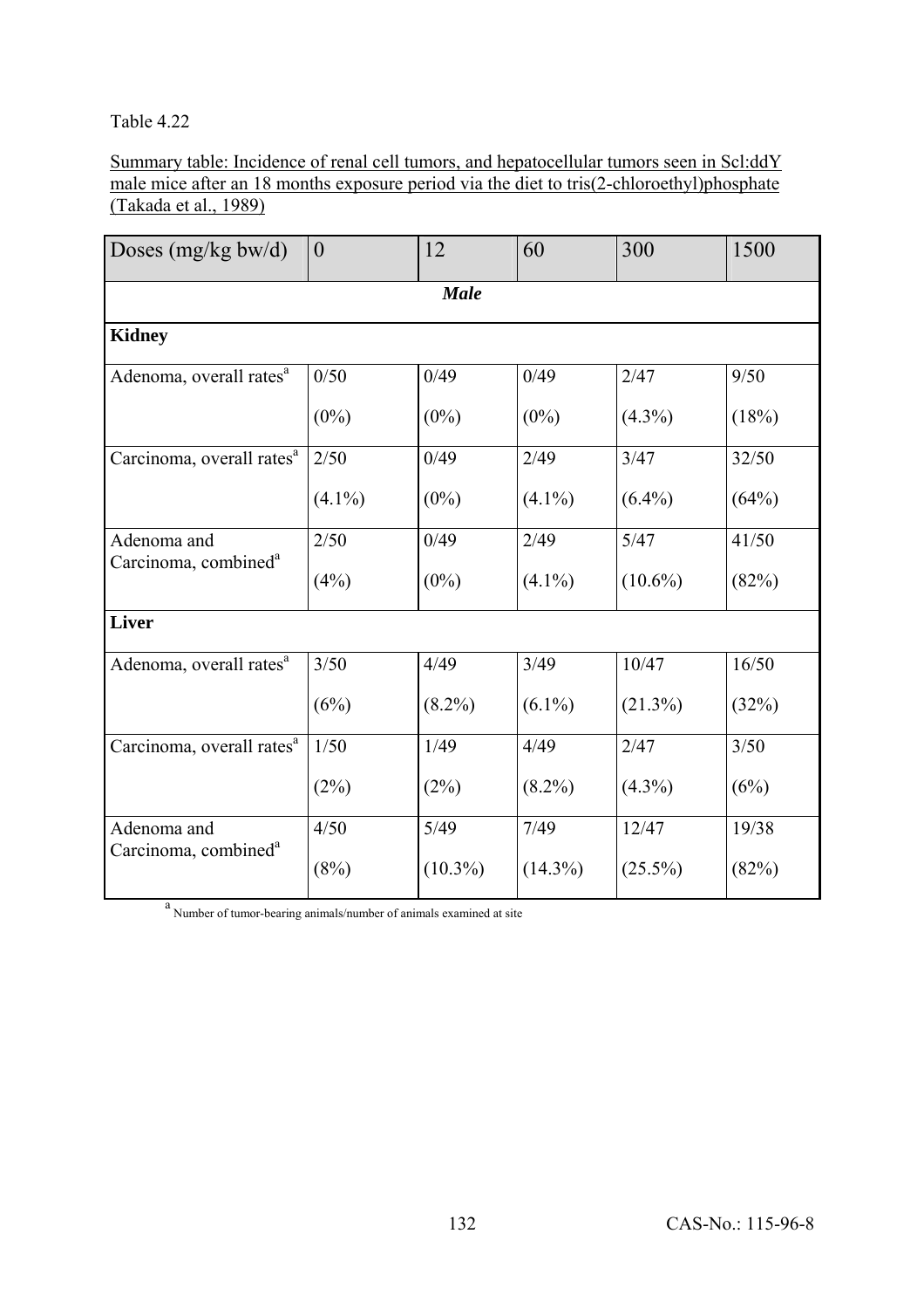Table 4.22

Summary table: Incidence of renal cell tumors, and hepatocellular tumors seen in Scl:ddY male mice after an 18 months exposure period via the diet to tris(2-chloroethyl)phosphate (Takada et al., 1989)

| Doses (mg/kg bw/d) | 0 | 12 | 60 | 300 | 1500 |
|---|---|---|---|---|---|
| | | ***Male*** | | | |
| **Kidney** | | | | | |
| Adenoma, overall rates[a] | 0/50 (0%) | 0/49 (0%) | 0/49 (0%) | 2/47 (4.3%) | 9/50 (18%) |
| Carcinoma, overall rates[a] | 2/50 (4.1%) | 0/49 (0%) | 2/49 (4.1%) | 3/47 (6.4%) | 32/50 (64%) |
| Adenoma and Carcinoma, combined[a] | 2/50 (4%) | 0/49 (0%) | 2/49 (4.1%) | 5/47 (10.6%) | 41/50 (82%) |
| **Liver** | | | | | |
| Adenoma, overall rates[a] | 3/50 (6%) | 4/49 (8.2%) | 3/49 (6.1%) | 10/47 (21.3%) | 16/50 (32%) |
| Carcinoma, overall rates[a] | 1/50 (2%) | 1/49 (2%) | 4/49 (8.2%) | 2/47 (4.3%) | 3/50 (6%) |
| Adenoma and Carcinoma, combined[a] | 4/50 (8%) | 5/49 (10.3%) | 7/49 (14.3%) | 12/47 (25.5%) | 19/38 (82%) |

[a] Number of tumor-bearing animals/number of animals examined at site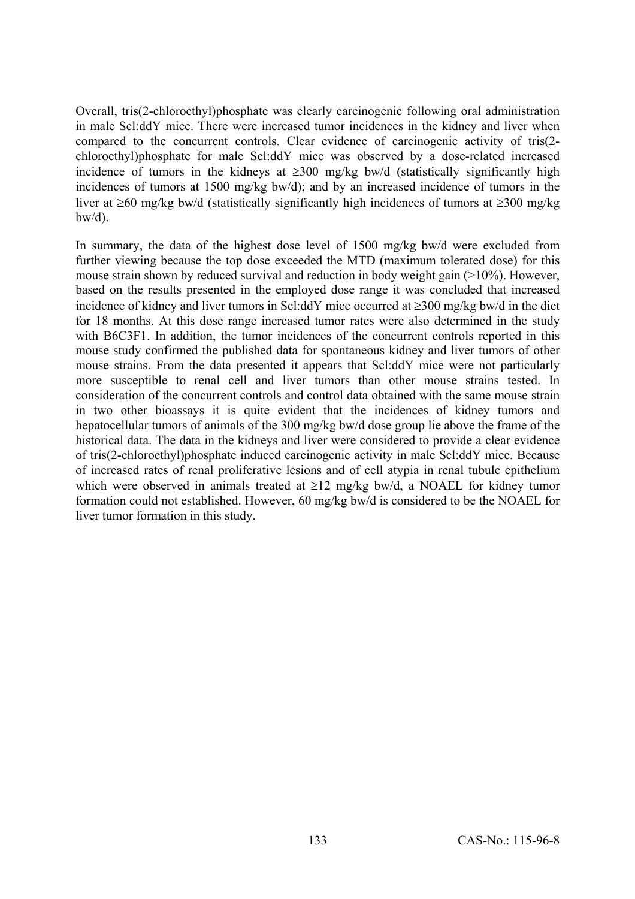Overall, tris(2-chloroethyl)phosphate was clearly carcinogenic following oral administration in male Scl:ddY mice. There were increased tumor incidences in the kidney and liver when compared to the concurrent controls. Clear evidence of carcinogenic activity of tris(2-chloroethyl)phosphate for male Scl:ddY mice was observed by a dose-related increased incidence of tumors in the kidneys at ≥300 mg/kg bw/d (statistically significantly high incidences of tumors at 1500 mg/kg bw/d); and by an increased incidence of tumors in the liver at ≥60 mg/kg bw/d (statistically significantly high incidences of tumors at ≥300 mg/kg bw/d).

In summary, the data of the highest dose level of 1500 mg/kg bw/d were excluded from further viewing because the top dose exceeded the MTD (maximum tolerated dose) for this mouse strain shown by reduced survival and reduction in body weight gain (>10%). However, based on the results presented in the employed dose range it was concluded that increased incidence of kidney and liver tumors in Scl:ddY mice occurred at ≥300 mg/kg bw/d in the diet for 18 months. At this dose range increased tumor rates were also determined in the study with B6C3F1. In addition, the tumor incidences of the concurrent controls reported in this mouse study confirmed the published data for spontaneous kidney and liver tumors of other mouse strains. From the data presented it appears that Scl:ddY mice were not particularly more susceptible to renal cell and liver tumors than other mouse strains tested. In consideration of the concurrent controls and control data obtained with the same mouse strain in two other bioassays it is quite evident that the incidences of kidney tumors and hepatocellular tumors of animals of the 300 mg/kg bw/d dose group lie above the frame of the historical data. The data in the kidneys and liver were considered to provide a clear evidence of tris(2-chloroethyl)phosphate induced carcinogenic activity in male Scl:ddY mice. Because of increased rates of renal proliferative lesions and of cell atypia in renal tubule epithelium which were observed in animals treated at ≥12 mg/kg bw/d, a NOAEL for kidney tumor formation could not established. However, 60 mg/kg bw/d is considered to be the NOAEL for liver tumor formation in this study.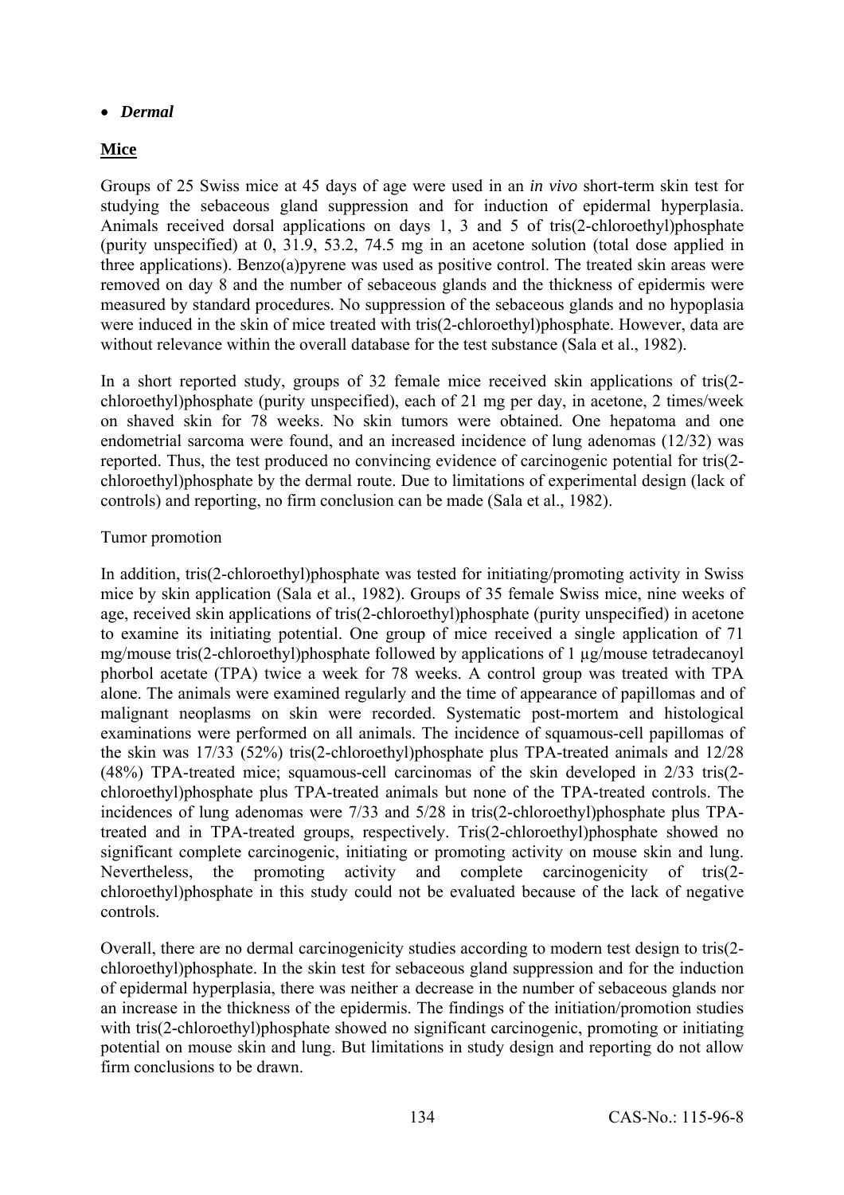- ***Dermal***

**Mice**

Groups of 25 Swiss mice at 45 days of age were used in an *in vivo* short-term skin test for studying the sebaceous gland suppression and for induction of epidermal hyperplasia. Animals received dorsal applications on days 1, 3 and 5 of tris(2-chloroethyl)phosphate (purity unspecified) at 0, 31.9, 53.2, 74.5 mg in an acetone solution (total dose applied in three applications). Benzo(a)pyrene was used as positive control. The treated skin areas were removed on day 8 and the number of sebaceous glands and the thickness of epidermis were measured by standard procedures. No suppression of the sebaceous glands and no hypoplasia were induced in the skin of mice treated with tris(2-chloroethyl)phosphate. However, data are without relevance within the overall database for the test substance (Sala et al., 1982).

In a short reported study, groups of 32 female mice received skin applications of tris(2-chloroethyl)phosphate (purity unspecified), each of 21 mg per day, in acetone, 2 times/week on shaved skin for 78 weeks. No skin tumors were obtained. One hepatoma and one endometrial sarcoma were found, and an increased incidence of lung adenomas (12/32) was reported. Thus, the test produced no convincing evidence of carcinogenic potential for tris(2-chloroethyl)phosphate by the dermal route. Due to limitations of experimental design (lack of controls) and reporting, no firm conclusion can be made (Sala et al., 1982).

Tumor promotion

In addition, tris(2-chloroethyl)phosphate was tested for initiating/promoting activity in Swiss mice by skin application (Sala et al., 1982). Groups of 35 female Swiss mice, nine weeks of age, received skin applications of tris(2-chloroethyl)phosphate (purity unspecified) in acetone to examine its initiating potential. One group of mice received a single application of 71 mg/mouse tris(2-chloroethyl)phosphate followed by applications of 1 µg/mouse tetradecanoyl phorbol acetate (TPA) twice a week for 78 weeks. A control group was treated with TPA alone. The animals were examined regularly and the time of appearance of papillomas and of malignant neoplasms on skin were recorded. Systematic post-mortem and histological examinations were performed on all animals. The incidence of squamous-cell papillomas of the skin was 17/33 (52%) tris(2-chloroethyl)phosphate plus TPA-treated animals and 12/28 (48%) TPA-treated mice; squamous-cell carcinomas of the skin developed in 2/33 tris(2-chloroethyl)phosphate plus TPA-treated animals but none of the TPA-treated controls. The incidences of lung adenomas were 7/33 and 5/28 in tris(2-chloroethyl)phosphate plus TPA-treated and in TPA-treated groups, respectively. Tris(2-chloroethyl)phosphate showed no significant complete carcinogenic, initiating or promoting activity on mouse skin and lung. Nevertheless, the promoting activity and complete carcinogenicity of tris(2-chloroethyl)phosphate in this study could not be evaluated because of the lack of negative controls.

Overall, there are no dermal carcinogenicity studies according to modern test design to tris(2-chloroethyl)phosphate. In the skin test for sebaceous gland suppression and for the induction of epidermal hyperplasia, there was neither a decrease in the number of sebaceous glands nor an increase in the thickness of the epidermis. The findings of the initiation/promotion studies with tris(2-chloroethyl)phosphate showed no significant carcinogenic, promoting or initiating potential on mouse skin and lung. But limitations in study design and reporting do not allow firm conclusions to be drawn.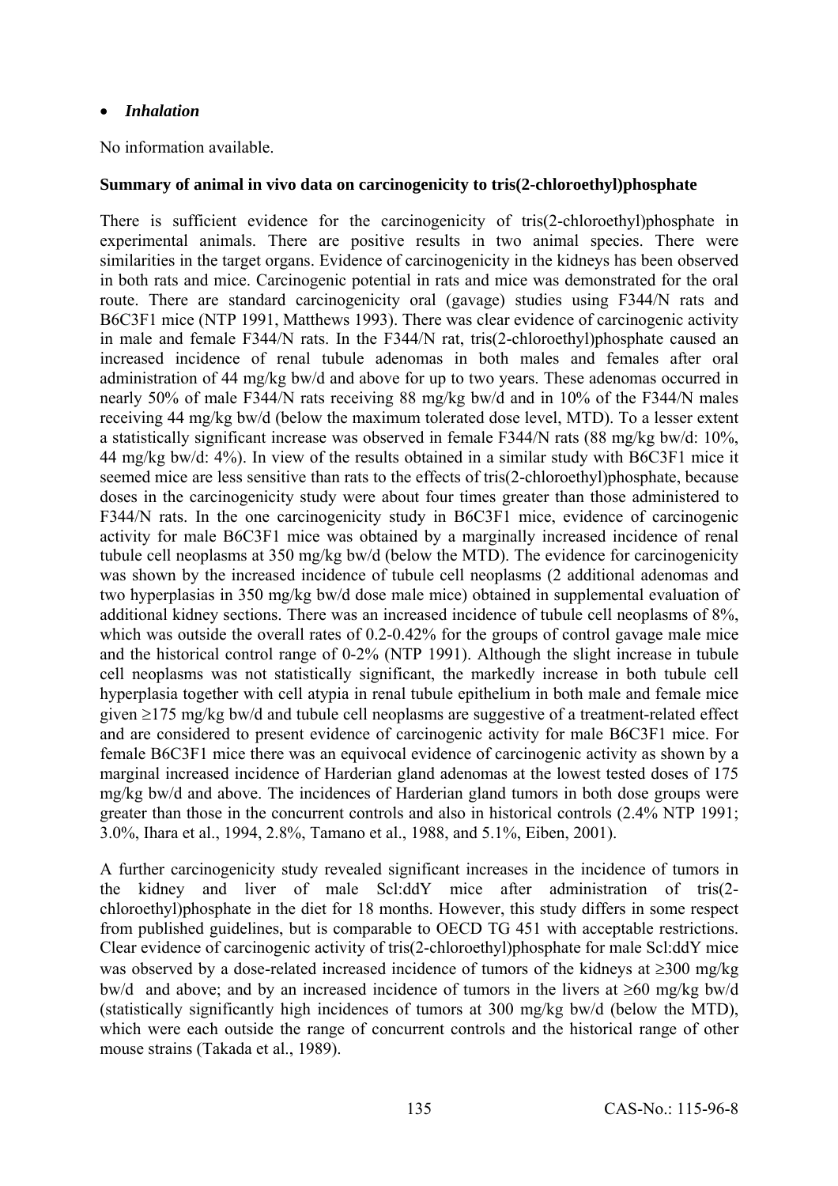- ***Inhalation***

No information available.

**Summary of animal in vivo data on carcinogenicity to tris(2-chloroethyl)phosphate**

There is sufficient evidence for the carcinogenicity of tris(2-chloroethyl)phosphate in experimental animals. There are positive results in two animal species. There were similarities in the target organs. Evidence of carcinogenicity in the kidneys has been observed in both rats and mice. Carcinogenic potential in rats and mice was demonstrated for the oral route. There are standard carcinogenicity oral (gavage) studies using F344/N rats and B6C3F1 mice (NTP 1991, Matthews 1993). There was clear evidence of carcinogenic activity in male and female F344/N rats. In the F344/N rat, tris(2-chloroethyl)phosphate caused an increased incidence of renal tubule adenomas in both males and females after oral administration of 44 mg/kg bw/d and above for up to two years. These adenomas occurred in nearly 50% of male F344/N rats receiving 88 mg/kg bw/d and in 10% of the F344/N males receiving 44 mg/kg bw/d (below the maximum tolerated dose level, MTD). To a lesser extent a statistically significant increase was observed in female F344/N rats (88 mg/kg bw/d: 10%, 44 mg/kg bw/d: 4%). In view of the results obtained in a similar study with B6C3F1 mice it seemed mice are less sensitive than rats to the effects of tris(2-chloroethyl)phosphate, because doses in the carcinogenicity study were about four times greater than those administered to F344/N rats. In the one carcinogenicity study in B6C3F1 mice, evidence of carcinogenic activity for male B6C3F1 mice was obtained by a marginally increased incidence of renal tubule cell neoplasms at 350 mg/kg bw/d (below the MTD). The evidence for carcinogenicity was shown by the increased incidence of tubule cell neoplasms (2 additional adenomas and two hyperplasias in 350 mg/kg bw/d dose male mice) obtained in supplemental evaluation of additional kidney sections. There was an increased incidence of tubule cell neoplasms of 8%, which was outside the overall rates of 0.2-0.42% for the groups of control gavage male mice and the historical control range of 0-2% (NTP 1991). Although the slight increase in tubule cell neoplasms was not statistically significant, the markedly increase in both tubule cell hyperplasia together with cell atypia in renal tubule epithelium in both male and female mice given ≥175 mg/kg bw/d and tubule cell neoplasms are suggestive of a treatment-related effect and are considered to present evidence of carcinogenic activity for male B6C3F1 mice. For female B6C3F1 mice there was an equivocal evidence of carcinogenic activity as shown by a marginal increased incidence of Harderian gland adenomas at the lowest tested doses of 175 mg/kg bw/d and above. The incidences of Harderian gland tumors in both dose groups were greater than those in the concurrent controls and also in historical controls (2.4% NTP 1991; 3.0%, Ihara et al., 1994, 2.8%, Tamano et al., 1988, and 5.1%, Eiben, 2001).

A further carcinogenicity study revealed significant increases in the incidence of tumors in the kidney and liver of male Scl:ddY mice after administration of tris(2-chloroethyl)phosphate in the diet for 18 months. However, this study differs in some respect from published guidelines, but is comparable to OECD TG 451 with acceptable restrictions. Clear evidence of carcinogenic activity of tris(2-chloroethyl)phosphate for male Scl:ddY mice was observed by a dose-related increased incidence of tumors of the kidneys at ≥300 mg/kg bw/d and above; and by an increased incidence of tumors in the livers at ≥60 mg/kg bw/d (statistically significantly high incidences of tumors at 300 mg/kg bw/d (below the MTD), which were each outside the range of concurrent controls and the historical range of other mouse strains (Takada et al., 1989).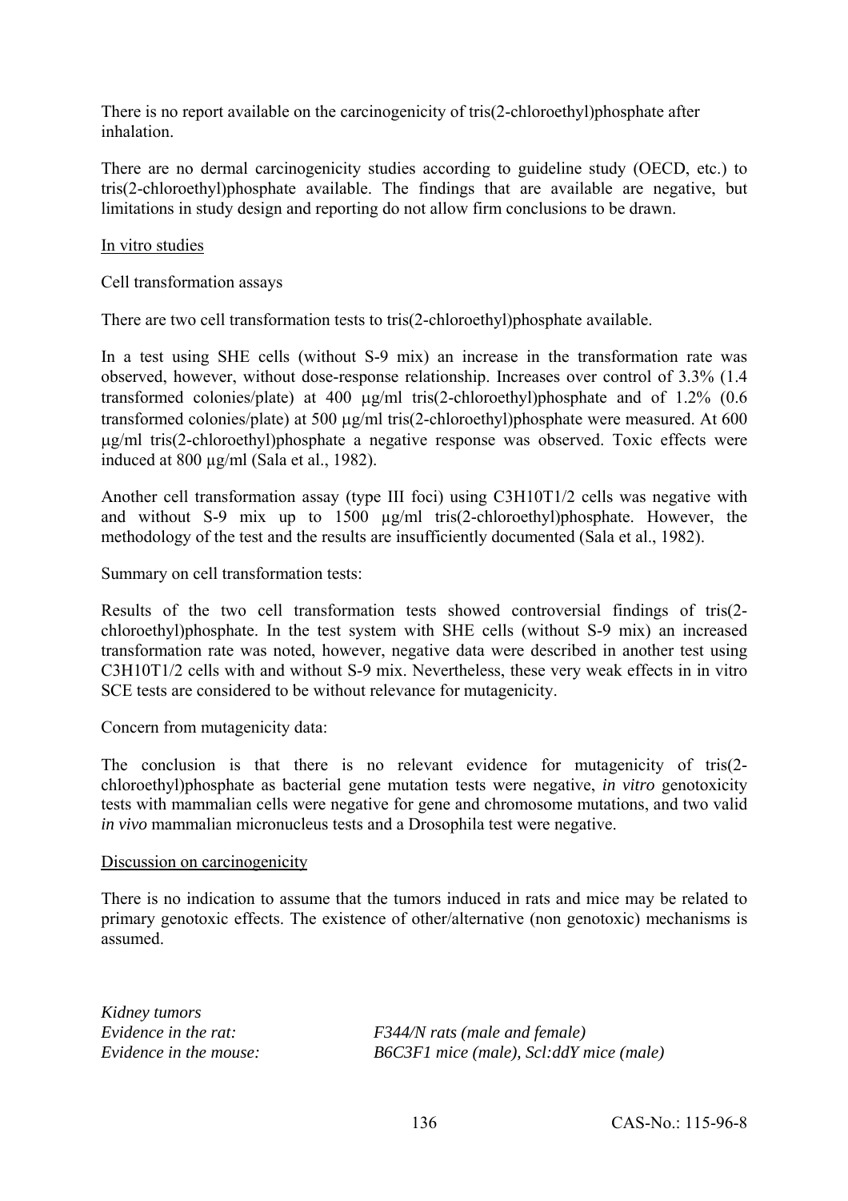There is no report available on the carcinogenicity of tris(2-chloroethyl)phosphate after inhalation.

There are no dermal carcinogenicity studies according to guideline study (OECD, etc.) to tris(2-chloroethyl)phosphate available. The findings that are available are negative, but limitations in study design and reporting do not allow firm conclusions to be drawn.

In vitro studies

Cell transformation assays

There are two cell transformation tests to tris(2-chloroethyl)phosphate available.

In a test using SHE cells (without S-9 mix) an increase in the transformation rate was observed, however, without dose-response relationship. Increases over control of 3.3% (1.4 transformed colonies/plate) at 400 µg/ml tris(2-chloroethyl)phosphate and of 1.2% (0.6 transformed colonies/plate) at 500 µg/ml tris(2-chloroethyl)phosphate were measured. At 600 µg/ml tris(2-chloroethyl)phosphate a negative response was observed. Toxic effects were induced at 800 µg/ml (Sala et al., 1982).

Another cell transformation assay (type III foci) using C3H10T1/2 cells was negative with and without S-9 mix up to 1500 µg/ml tris(2-chloroethyl)phosphate. However, the methodology of the test and the results are insufficiently documented (Sala et al., 1982).

Summary on cell transformation tests:

Results of the two cell transformation tests showed controversial findings of tris(2-chloroethyl)phosphate. In the test system with SHE cells (without S-9 mix) an increased transformation rate was noted, however, negative data were described in another test using C3H10T1/2 cells with and without S-9 mix. Nevertheless, these very weak effects in in vitro SCE tests are considered to be without relevance for mutagenicity.

Concern from mutagenicity data:

The conclusion is that there is no relevant evidence for mutagenicity of tris(2-chloroethyl)phosphate as bacterial gene mutation tests were negative, *in vitro* genotoxicity tests with mammalian cells were negative for gene and chromosome mutations, and two valid *in vivo* mammalian micronucleus tests and a Drosophila test were negative.

Discussion on carcinogenicity

There is no indication to assume that the tumors induced in rats and mice may be related to primary genotoxic effects. The existence of other/alternative (non genotoxic) mechanisms is assumed.

*Kidney tumors*
*Evidence in the rat:* *F344/N rats (male and female)*
*Evidence in the mouse:* *B6C3F1 mice (male), Scl:ddY mice (male)*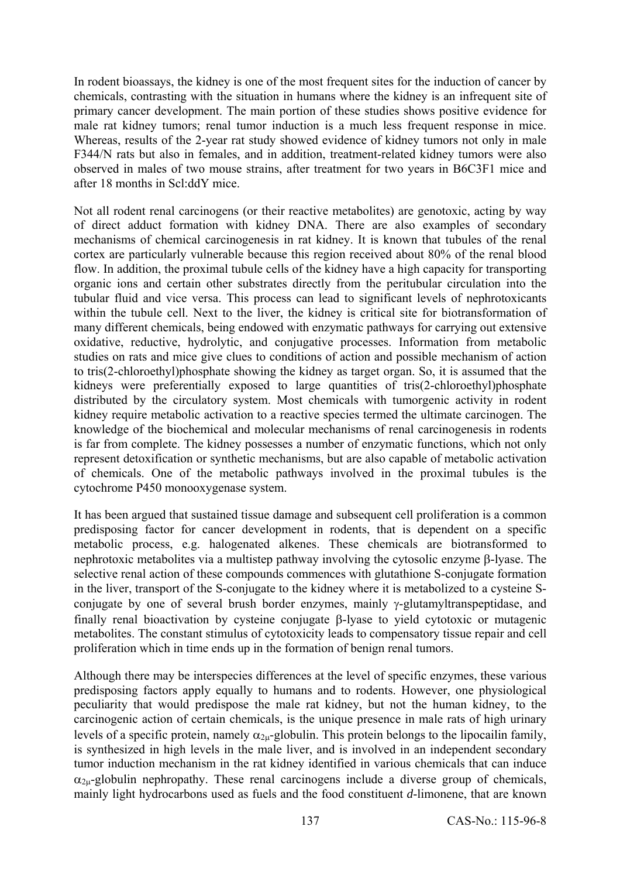In rodent bioassays, the kidney is one of the most frequent sites for the induction of cancer by chemicals, contrasting with the situation in humans where the kidney is an infrequent site of primary cancer development. The main portion of these studies shows positive evidence for male rat kidney tumors; renal tumor induction is a much less frequent response in mice. Whereas, results of the 2-year rat study showed evidence of kidney tumors not only in male F344/N rats but also in females, and in addition, treatment-related kidney tumors were also observed in males of two mouse strains, after treatment for two years in B6C3F1 mice and after 18 months in Scl:ddY mice.

Not all rodent renal carcinogens (or their reactive metabolites) are genotoxic, acting by way of direct adduct formation with kidney DNA. There are also examples of secondary mechanisms of chemical carcinogenesis in rat kidney. It is known that tubules of the renal cortex are particularly vulnerable because this region received about 80% of the renal blood flow. In addition, the proximal tubule cells of the kidney have a high capacity for transporting organic ions and certain other substrates directly from the peritubular circulation into the tubular fluid and vice versa. This process can lead to significant levels of nephrotoxicants within the tubule cell. Next to the liver, the kidney is critical site for biotransformation of many different chemicals, being endowed with enzymatic pathways for carrying out extensive oxidative, reductive, hydrolytic, and conjugative processes. Information from metabolic studies on rats and mice give clues to conditions of action and possible mechanism of action to tris(2-chloroethyl)phosphate showing the kidney as target organ. So, it is assumed that the kidneys were preferentially exposed to large quantities of tris(2-chloroethyl)phosphate distributed by the circulatory system. Most chemicals with tumorgenic activity in rodent kidney require metabolic activation to a reactive species termed the ultimate carcinogen. The knowledge of the biochemical and molecular mechanisms of renal carcinogenesis in rodents is far from complete. The kidney possesses a number of enzymatic functions, which not only represent detoxification or synthetic mechanisms, but are also capable of metabolic activation of chemicals. One of the metabolic pathways involved in the proximal tubules is the cytochrome P450 monooxygenase system.

It has been argued that sustained tissue damage and subsequent cell proliferation is a common predisposing factor for cancer development in rodents, that is dependent on a specific metabolic process, e.g. halogenated alkenes. These chemicals are biotransformed to nephrotoxic metabolites via a multistep pathway involving the cytosolic enzyme β-lyase. The selective renal action of these compounds commences with glutathione S-conjugate formation in the liver, transport of the S-conjugate to the kidney where it is metabolized to a cysteine S-conjugate by one of several brush border enzymes, mainly γ-glutamyltranspeptidase, and finally renal bioactivation by cysteine conjugate β-lyase to yield cytotoxic or mutagenic metabolites. The constant stimulus of cytotoxicity leads to compensatory tissue repair and cell proliferation which in time ends up in the formation of benign renal tumors.

Although there may be interspecies differences at the level of specific enzymes, these various predisposing factors apply equally to humans and to rodents. However, one physiological peculiarity that would predispose the male rat kidney, but not the human kidney, to the carcinogenic action of certain chemicals, is the unique presence in male rats of high urinary levels of a specific protein, namely $\alpha_{2\mu}$-globulin. This protein belongs to the lipocailin family, is synthesized in high levels in the male liver, and is involved in an independent secondary tumor induction mechanism in the rat kidney identified in various chemicals that can induce $\alpha_{2\mu}$-globulin nephropathy. These renal carcinogens include a diverse group of chemicals, mainly light hydrocarbons used as fuels and the food constituent *d*-limonene, that are known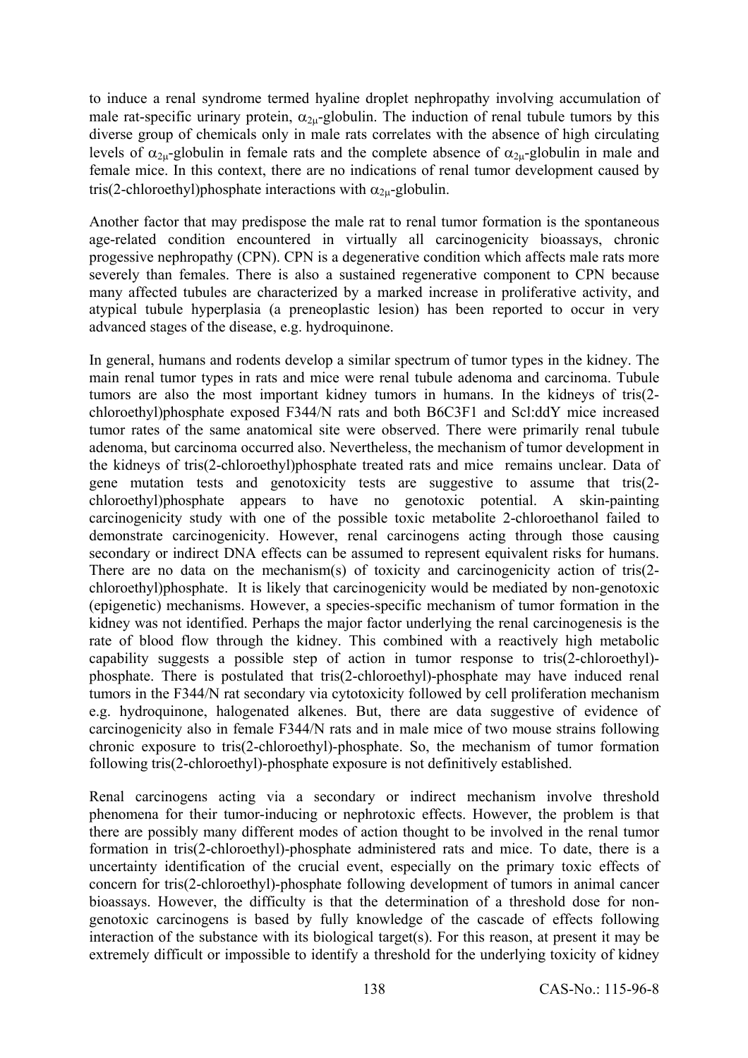to induce a renal syndrome termed hyaline droplet nephropathy involving accumulation of male rat-specific urinary protein, $\alpha_{2\mu}$-globulin. The induction of renal tubule tumors by this diverse group of chemicals only in male rats correlates with the absence of high circulating levels of $\alpha_{2\mu}$-globulin in female rats and the complete absence of $\alpha_{2\mu}$-globulin in male and female mice. In this context, there are no indications of renal tumor development caused by tris(2-chloroethyl)phosphate interactions with $\alpha_{2\mu}$-globulin.

Another factor that may predispose the male rat to renal tumor formation is the spontaneous age-related condition encountered in virtually all carcinogenicity bioassays, chronic progessive nephropathy (CPN). CPN is a degenerative condition which affects male rats more severely than females. There is also a sustained regenerative component to CPN because many affected tubules are characterized by a marked increase in proliferative activity, and atypical tubule hyperplasia (a preneoplastic lesion) has been reported to occur in very advanced stages of the disease, e.g. hydroquinone.

In general, humans and rodents develop a similar spectrum of tumor types in the kidney. The main renal tumor types in rats and mice were renal tubule adenoma and carcinoma. Tubule tumors are also the most important kidney tumors in humans. In the kidneys of tris(2-chloroethyl)phosphate exposed F344/N rats and both B6C3F1 and Scl:ddY mice increased tumor rates of the same anatomical site were observed. There were primarily renal tubule adenoma, but carcinoma occurred also. Nevertheless, the mechanism of tumor development in the kidneys of tris(2-chloroethyl)phosphate treated rats and mice remains unclear. Data of gene mutation tests and genotoxicity tests are suggestive to assume that tris(2-chloroethyl)phosphate appears to have no genotoxic potential. A skin-painting carcinogenicity study with one of the possible toxic metabolite 2-chloroethanol failed to demonstrate carcinogenicity. However, renal carcinogens acting through those causing secondary or indirect DNA effects can be assumed to represent equivalent risks for humans. There are no data on the mechanism(s) of toxicity and carcinogenicity action of tris(2-chloroethyl)phosphate. It is likely that carcinogenicity would be mediated by non-genotoxic (epigenetic) mechanisms. However, a species-specific mechanism of tumor formation in the kidney was not identified. Perhaps the major factor underlying the renal carcinogenesis is the rate of blood flow through the kidney. This combined with a reactively high metabolic capability suggests a possible step of action in tumor response to tris(2-chloroethyl)-phosphate. There is postulated that tris(2-chloroethyl)-phosphate may have induced renal tumors in the F344/N rat secondary via cytotoxicity followed by cell proliferation mechanism e.g. hydroquinone, halogenated alkenes. But, there are data suggestive of evidence of carcinogenicity also in female F344/N rats and in male mice of two mouse strains following chronic exposure to tris(2-chloroethyl)-phosphate. So, the mechanism of tumor formation following tris(2-chloroethyl)-phosphate exposure is not definitively established.

Renal carcinogens acting via a secondary or indirect mechanism involve threshold phenomena for their tumor-inducing or nephrotoxic effects. However, the problem is that there are possibly many different modes of action thought to be involved in the renal tumor formation in tris(2-chloroethyl)-phosphate administered rats and mice. To date, there is a uncertainty identification of the crucial event, especially on the primary toxic effects of concern for tris(2-chloroethyl)-phosphate following development of tumors in animal cancer bioassays. However, the difficulty is that the determination of a threshold dose for non-genotoxic carcinogens is based by fully knowledge of the cascade of effects following interaction of the substance with its biological target(s). For this reason, at present it may be extremely difficult or impossible to identify a threshold for the underlying toxicity of kidney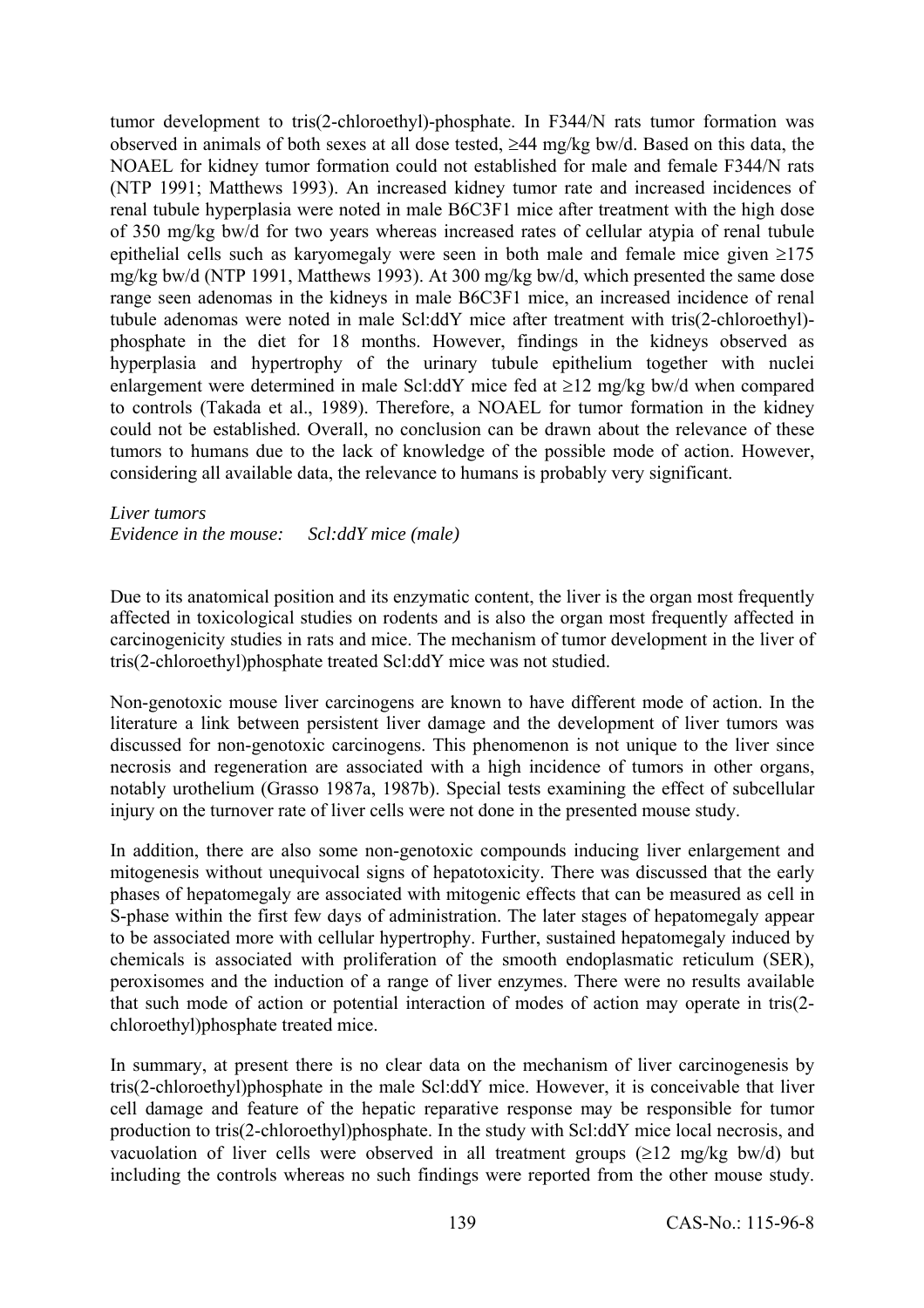tumor development to tris(2-chloroethyl)-phosphate. In F344/N rats tumor formation was observed in animals of both sexes at all dose tested, ≥44 mg/kg bw/d. Based on this data, the NOAEL for kidney tumor formation could not established for male and female F344/N rats (NTP 1991; Matthews 1993). An increased kidney tumor rate and increased incidences of renal tubule hyperplasia were noted in male B6C3F1 mice after treatment with the high dose of 350 mg/kg bw/d for two years whereas increased rates of cellular atypia of renal tubule epithelial cells such as karyomegaly were seen in both male and female mice given ≥175 mg/kg bw/d (NTP 1991, Matthews 1993). At 300 mg/kg bw/d, which presented the same dose range seen adenomas in the kidneys in male B6C3F1 mice, an increased incidence of renal tubule adenomas were noted in male Scl:ddY mice after treatment with tris(2-chloroethyl)-phosphate in the diet for 18 months. However, findings in the kidneys observed as hyperplasia and hypertrophy of the urinary tubule epithelium together with nuclei enlargement were determined in male Scl:ddY mice fed at ≥12 mg/kg bw/d when compared to controls (Takada et al., 1989). Therefore, a NOAEL for tumor formation in the kidney could not be established. Overall, no conclusion can be drawn about the relevance of these tumors to humans due to the lack of knowledge of the possible mode of action. However, considering all available data, the relevance to humans is probably very significant.

*Liver tumors*
*Evidence in the mouse:* *Scl:ddY mice (male)*

Due to its anatomical position and its enzymatic content, the liver is the organ most frequently affected in toxicological studies on rodents and is also the organ most frequently affected in carcinogenicity studies in rats and mice. The mechanism of tumor development in the liver of tris(2-chloroethyl)phosphate treated Scl:ddY mice was not studied.

Non-genotoxic mouse liver carcinogens are known to have different mode of action. In the literature a link between persistent liver damage and the development of liver tumors was discussed for non-genotoxic carcinogens. This phenomenon is not unique to the liver since necrosis and regeneration are associated with a high incidence of tumors in other organs, notably urothelium (Grasso 1987a, 1987b). Special tests examining the effect of subcellular injury on the turnover rate of liver cells were not done in the presented mouse study.

In addition, there are also some non-genotoxic compounds inducing liver enlargement and mitogenesis without unequivocal signs of hepatotoxicity. There was discussed that the early phases of hepatomegaly are associated with mitogenic effects that can be measured as cell in S-phase within the first few days of administration. The later stages of hepatomegaly appear to be associated more with cellular hypertrophy. Further, sustained hepatomegaly induced by chemicals is associated with proliferation of the smooth endoplasmatic reticulum (SER), peroxisomes and the induction of a range of liver enzymes. There were no results available that such mode of action or potential interaction of modes of action may operate in tris(2-chloroethyl)phosphate treated mice.

In summary, at present there is no clear data on the mechanism of liver carcinogenesis by tris(2-chloroethyl)phosphate in the male Scl:ddY mice. However, it is conceivable that liver cell damage and feature of the hepatic reparative response may be responsible for tumor production to tris(2-chloroethyl)phosphate. In the study with Scl:ddY mice local necrosis, and vacuolation of liver cells were observed in all treatment groups (≥12 mg/kg bw/d) but including the controls whereas no such findings were reported from the other mouse study.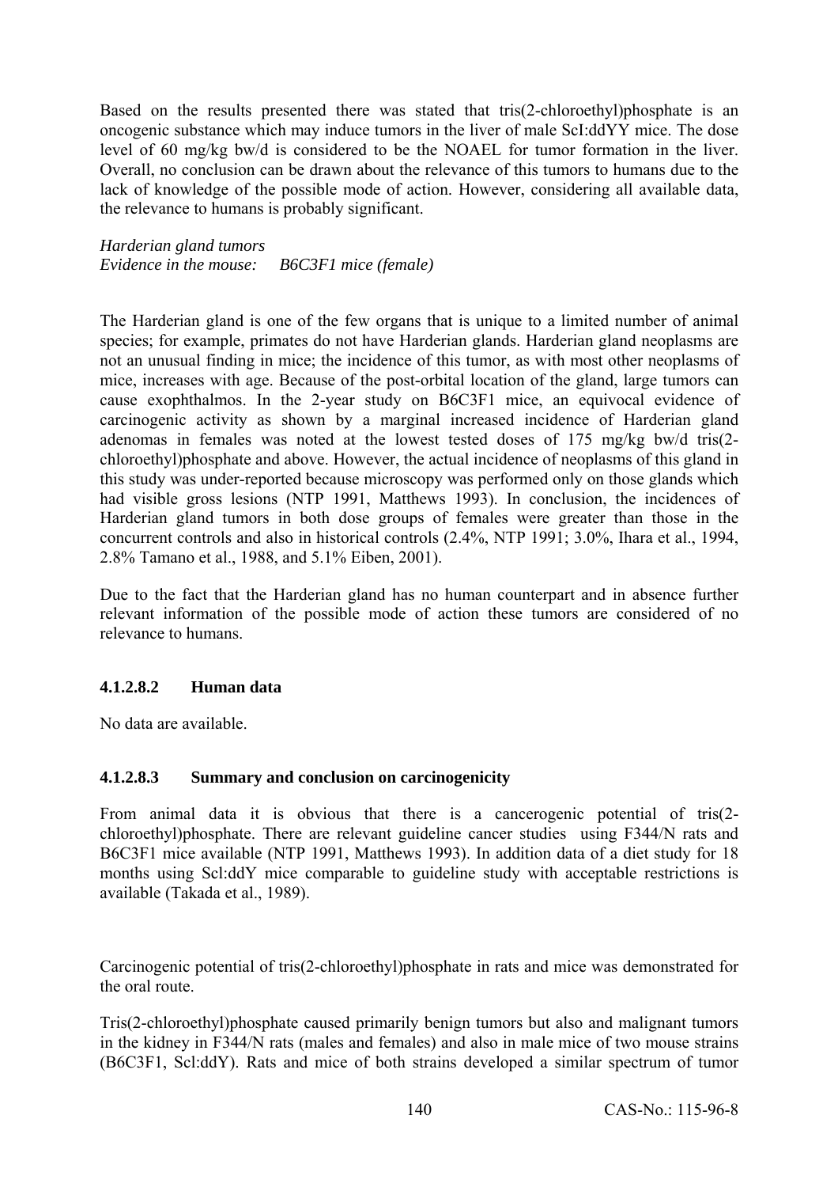Based on the results presented there was stated that tris(2-chloroethyl)phosphate is an oncogenic substance which may induce tumors in the liver of male ScI:ddYY mice. The dose level of 60 mg/kg bw/d is considered to be the NOAEL for tumor formation in the liver. Overall, no conclusion can be drawn about the relevance of this tumors to humans due to the lack of knowledge of the possible mode of action. However, considering all available data, the relevance to humans is probably significant.

*Harderian gland tumors*
*Evidence in the mouse: B6C3F1 mice (female)*

The Harderian gland is one of the few organs that is unique to a limited number of animal species; for example, primates do not have Harderian glands. Harderian gland neoplasms are not an unusual finding in mice; the incidence of this tumor, as with most other neoplasms of mice, increases with age. Because of the post-orbital location of the gland, large tumors can cause exophthalmos. In the 2-year study on B6C3F1 mice, an equivocal evidence of carcinogenic activity as shown by a marginal increased incidence of Harderian gland adenomas in females was noted at the lowest tested doses of 175 mg/kg bw/d tris(2-chloroethyl)phosphate and above. However, the actual incidence of neoplasms of this gland in this study was under-reported because microscopy was performed only on those glands which had visible gross lesions (NTP 1991, Matthews 1993). In conclusion, the incidences of Harderian gland tumors in both dose groups of females were greater than those in the concurrent controls and also in historical controls (2.4%, NTP 1991; 3.0%, Ihara et al., 1994, 2.8% Tamano et al., 1988, and 5.1% Eiben, 2001).

Due to the fact that the Harderian gland has no human counterpart and in absence further relevant information of the possible mode of action these tumors are considered of no relevance to humans.

#### 4.1.2.8.2 Human data

No data are available.

#### 4.1.2.8.3 Summary and conclusion on carcinogenicity

From animal data it is obvious that there is a cancerogenic potential of tris(2-chloroethyl)phosphate. There are relevant guideline cancer studies using F344/N rats and B6C3F1 mice available (NTP 1991, Matthews 1993). In addition data of a diet study for 18 months using Scl:ddY mice comparable to guideline study with acceptable restrictions is available (Takada et al., 1989).

Carcinogenic potential of tris(2-chloroethyl)phosphate in rats and mice was demonstrated for the oral route.

Tris(2-chloroethyl)phosphate caused primarily benign tumors but also and malignant tumors in the kidney in F344/N rats (males and females) and also in male mice of two mouse strains (B6C3F1, Scl:ddY). Rats and mice of both strains developed a similar spectrum of tumor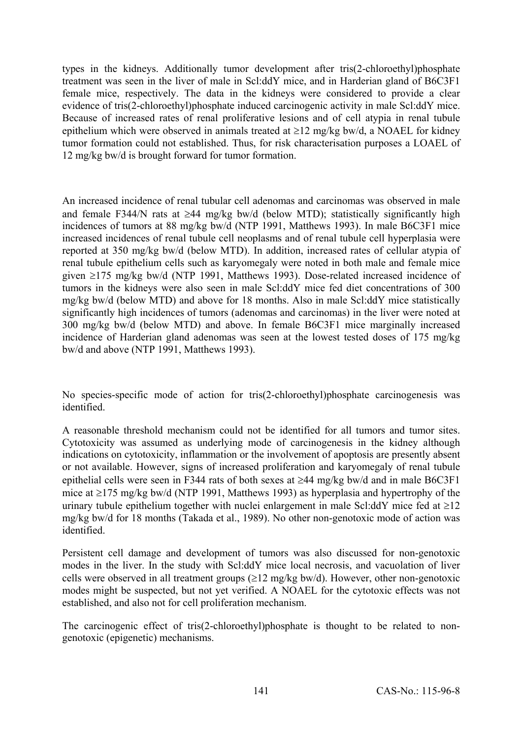types in the kidneys. Additionally tumor development after tris(2-chloroethyl)phosphate treatment was seen in the liver of male in Scl:ddY mice, and in Harderian gland of B6C3F1 female mice, respectively. The data in the kidneys were considered to provide a clear evidence of tris(2-chloroethyl)phosphate induced carcinogenic activity in male Scl:ddY mice. Because of increased rates of renal proliferative lesions and of cell atypia in renal tubule epithelium which were observed in animals treated at ≥12 mg/kg bw/d, a NOAEL for kidney tumor formation could not established. Thus, for risk characterisation purposes a LOAEL of 12 mg/kg bw/d is brought forward for tumor formation.

An increased incidence of renal tubular cell adenomas and carcinomas was observed in male and female F344/N rats at ≥44 mg/kg bw/d (below MTD); statistically significantly high incidences of tumors at 88 mg/kg bw/d (NTP 1991, Matthews 1993). In male B6C3F1 mice increased incidences of renal tubule cell neoplasms and of renal tubule cell hyperplasia were reported at 350 mg/kg bw/d (below MTD). In addition, increased rates of cellular atypia of renal tubule epithelium cells such as karyomegaly were noted in both male and female mice given ≥175 mg/kg bw/d (NTP 1991, Matthews 1993). Dose-related increased incidence of tumors in the kidneys were also seen in male Scl:ddY mice fed diet concentrations of 300 mg/kg bw/d (below MTD) and above for 18 months. Also in male Scl:ddY mice statistically significantly high incidences of tumors (adenomas and carcinomas) in the liver were noted at 300 mg/kg bw/d (below MTD) and above. In female B6C3F1 mice marginally increased incidence of Harderian gland adenomas was seen at the lowest tested doses of 175 mg/kg bw/d and above (NTP 1991, Matthews 1993).

No species-specific mode of action for tris(2-chloroethyl)phosphate carcinogenesis was identified.

A reasonable threshold mechanism could not be identified for all tumors and tumor sites. Cytotoxicity was assumed as underlying mode of carcinogenesis in the kidney although indications on cytotoxicity, inflammation or the involvement of apoptosis are presently absent or not available. However, signs of increased proliferation and karyomegaly of renal tubule epithelial cells were seen in F344 rats of both sexes at ≥44 mg/kg bw/d and in male B6C3F1 mice at ≥175 mg/kg bw/d (NTP 1991, Matthews 1993) as hyperplasia and hypertrophy of the urinary tubule epithelium together with nuclei enlargement in male Scl:ddY mice fed at ≥12 mg/kg bw/d for 18 months (Takada et al., 1989). No other non-genotoxic mode of action was identified.

Persistent cell damage and development of tumors was also discussed for non-genotoxic modes in the liver. In the study with Scl:ddY mice local necrosis, and vacuolation of liver cells were observed in all treatment groups (≥12 mg/kg bw/d). However, other non-genotoxic modes might be suspected, but not yet verified. A NOAEL for the cytotoxic effects was not established, and also not for cell proliferation mechanism.

The carcinogenic effect of tris(2-chloroethyl)phosphate is thought to be related to non-genotoxic (epigenetic) mechanisms.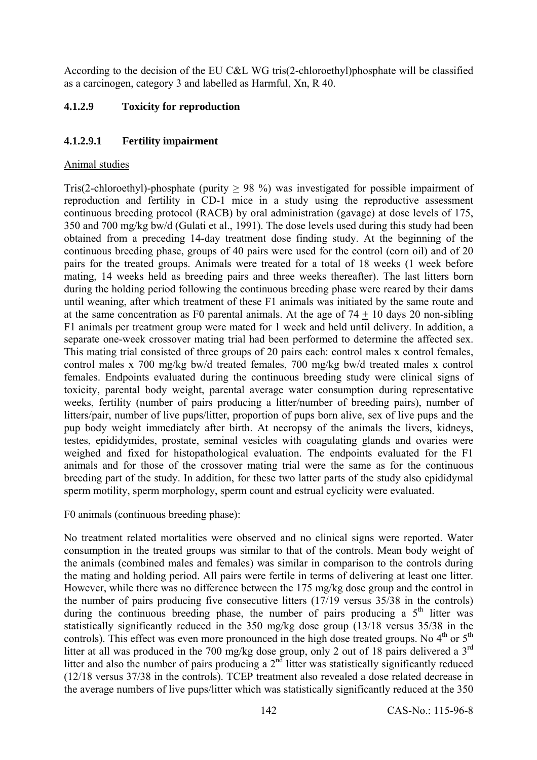According to the decision of the EU C&L WG tris(2-chloroethyl)phosphate will be classified as a carcinogen, category 3 and labelled as Harmful, Xn, R 40.

### 4.1.2.9 Toxicity for reproduction

#### 4.1.2.9.1 Fertility impairment

Animal studies

Tris(2-chloroethyl)-phosphate (purity $\geq$ 98 %) was investigated for possible impairment of reproduction and fertility in CD-1 mice in a study using the reproductive assessment continuous breeding protocol (RACB) by oral administration (gavage) at dose levels of 175, 350 and 700 mg/kg bw/d (Gulati et al., 1991). The dose levels used during this study had been obtained from a preceding 14-day treatment dose finding study. At the beginning of the continuous breeding phase, groups of 40 pairs were used for the control (corn oil) and of 20 pairs for the treated groups. Animals were treated for a total of 18 weeks (1 week before mating, 14 weeks held as breeding pairs and three weeks thereafter). The last litters born during the holding period following the continuous breeding phase were reared by their dams until weaning, after which treatment of these F1 animals was initiated by the same route and at the same concentration as F0 parental animals. At the age of 74 $\pm$ 10 days 20 non-sibling F1 animals per treatment group were mated for 1 week and held until delivery. In addition, a separate one-week crossover mating trial had been performed to determine the affected sex. This mating trial consisted of three groups of 20 pairs each: control males x control females, control males x 700 mg/kg bw/d treated females, 700 mg/kg bw/d treated males x control females. Endpoints evaluated during the continuous breeding study were clinical signs of toxicity, parental body weight, parental average water consumption during representative weeks, fertility (number of pairs producing a litter/number of breeding pairs), number of litters/pair, number of live pups/litter, proportion of pups born alive, sex of live pups and the pup body weight immediately after birth. At necropsy of the animals the livers, kidneys, testes, epididymides, prostate, seminal vesicles with coagulating glands and ovaries were weighed and fixed for histopathological evaluation. The endpoints evaluated for the F1 animals and for those of the crossover mating trial were the same as for the continuous breeding part of the study. In addition, for these two latter parts of the study also epididymal sperm motility, sperm morphology, sperm count and estrual cyclicity were evaluated.

F0 animals (continuous breeding phase):

No treatment related mortalities were observed and no clinical signs were reported. Water consumption in the treated groups was similar to that of the controls. Mean body weight of the animals (combined males and females) was similar in comparison to the controls during the mating and holding period. All pairs were fertile in terms of delivering at least one litter. However, while there was no difference between the 175 mg/kg dose group and the control in the number of pairs producing five consecutive litters (17/19 versus 35/38 in the controls) during the continuous breeding phase, the number of pairs producing a 5th litter was statistically significantly reduced in the 350 mg/kg dose group (13/18 versus 35/38 in the controls). This effect was even more pronounced in the high dose treated groups. No 4th or 5th litter at all was produced in the 700 mg/kg dose group, only 2 out of 18 pairs delivered a 3rd litter and also the number of pairs producing a 2nd litter was statistically significantly reduced (12/18 versus 37/38 in the controls). TCEP treatment also revealed a dose related decrease in the average numbers of live pups/litter which was statistically significantly reduced at the 350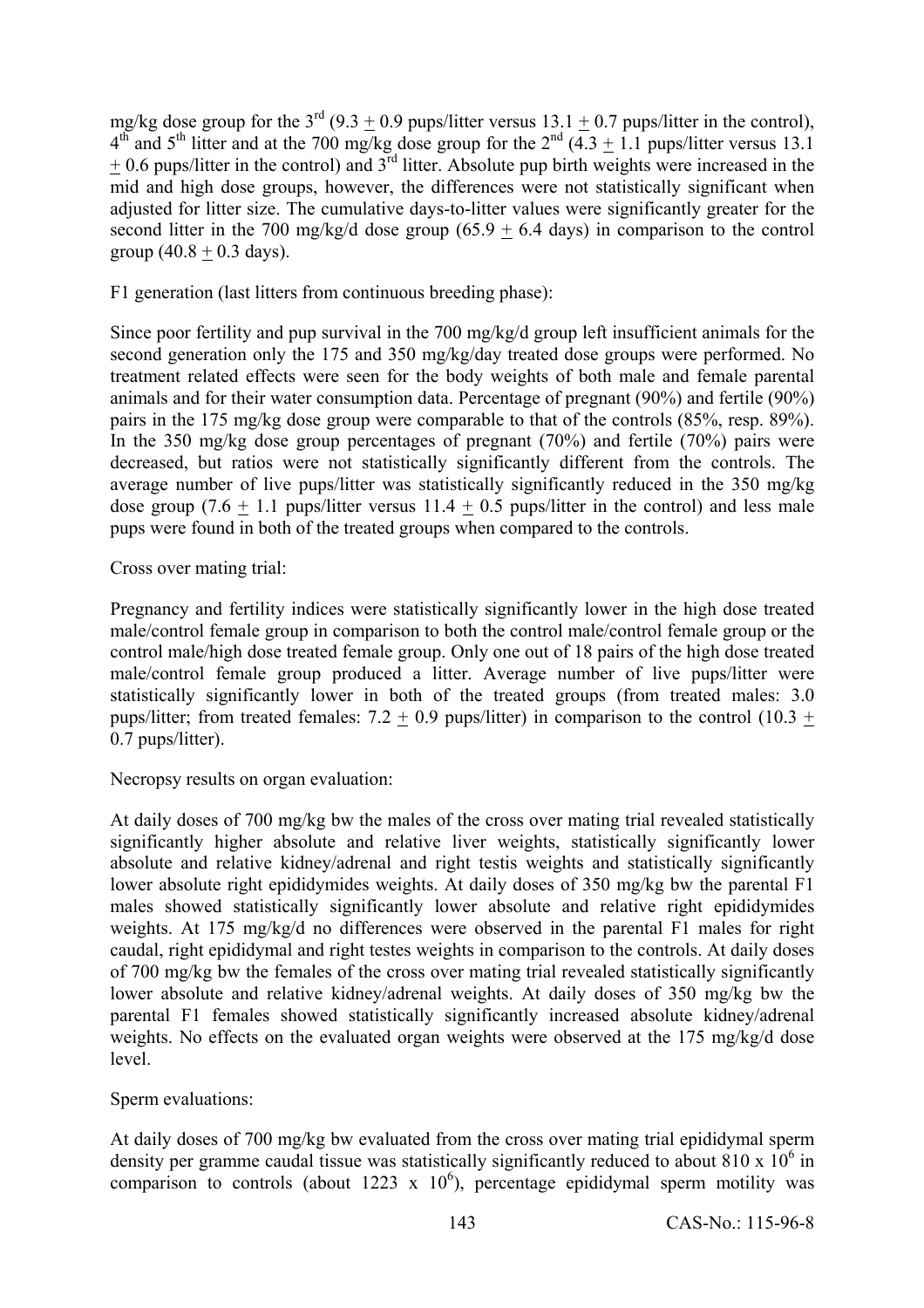mg/kg dose group for the 3rd (9.3 ± 0.9 pups/litter versus 13.1 ± 0.7 pups/litter in the control), 4th and 5th litter and at the 700 mg/kg dose group for the 2nd (4.3 ± 1.1 pups/litter versus 13.1 ± 0.6 pups/litter in the control) and 3rd litter. Absolute pup birth weights were increased in the mid and high dose groups, however, the differences were not statistically significant when adjusted for litter size. The cumulative days-to-litter values were significantly greater for the second litter in the 700 mg/kg/d dose group (65.9 ± 6.4 days) in comparison to the control group (40.8 ± 0.3 days).

F1 generation (last litters from continuous breeding phase):

Since poor fertility and pup survival in the 700 mg/kg/d group left insufficient animals for the second generation only the 175 and 350 mg/kg/day treated dose groups were performed. No treatment related effects were seen for the body weights of both male and female parental animals and for their water consumption data. Percentage of pregnant (90%) and fertile (90%) pairs in the 175 mg/kg dose group were comparable to that of the controls (85%, resp. 89%). In the 350 mg/kg dose group percentages of pregnant (70%) and fertile (70%) pairs were decreased, but ratios were not statistically significantly different from the controls. The average number of live pups/litter was statistically significantly reduced in the 350 mg/kg dose group (7.6 ± 1.1 pups/litter versus 11.4 ± 0.5 pups/litter in the control) and less male pups were found in both of the treated groups when compared to the controls.

Cross over mating trial:

Pregnancy and fertility indices were statistically significantly lower in the high dose treated male/control female group in comparison to both the control male/control female group or the control male/high dose treated female group. Only one out of 18 pairs of the high dose treated male/control female group produced a litter. Average number of live pups/litter were statistically significantly lower in both of the treated groups (from treated males: 3.0 pups/litter; from treated females: 7.2 ± 0.9 pups/litter) in comparison to the control (10.3 ± 0.7 pups/litter).

Necropsy results on organ evaluation:

At daily doses of 700 mg/kg bw the males of the cross over mating trial revealed statistically significantly higher absolute and relative liver weights, statistically significantly lower absolute and relative kidney/adrenal and right testis weights and statistically significantly lower absolute right epididymides weights. At daily doses of 350 mg/kg bw the parental F1 males showed statistically significantly lower absolute and relative right epididymides weights. At 175 mg/kg/d no differences were observed in the parental F1 males for right caudal, right epididymal and right testes weights in comparison to the controls. At daily doses of 700 mg/kg bw the females of the cross over mating trial revealed statistically significantly lower absolute and relative kidney/adrenal weights. At daily doses of 350 mg/kg bw the parental F1 females showed statistically significantly increased absolute kidney/adrenal weights. No effects on the evaluated organ weights were observed at the 175 mg/kg/d dose level.

Sperm evaluations:

At daily doses of 700 mg/kg bw evaluated from the cross over mating trial epididymal sperm density per gramme caudal tissue was statistically significantly reduced to about $810 \times 10^6$ in comparison to controls (about $1223 \times 10^6$), percentage epididymal sperm motility was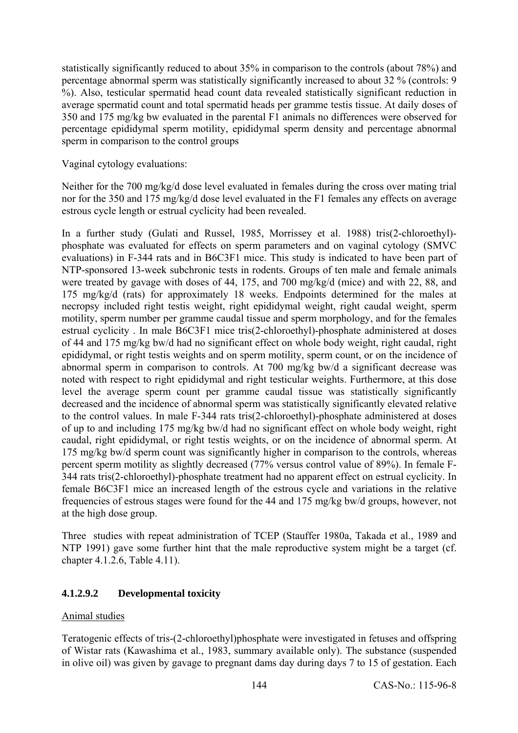statistically significantly reduced to about 35% in comparison to the controls (about 78%) and percentage abnormal sperm was statistically significantly increased to about 32 % (controls: 9 %). Also, testicular spermatid head count data revealed statistically significant reduction in average spermatid count and total spermatid heads per gramme testis tissue. At daily doses of 350 and 175 mg/kg bw evaluated in the parental F1 animals no differences were observed for percentage epididymal sperm motility, epididymal sperm density and percentage abnormal sperm in comparison to the control groups

Vaginal cytology evaluations:

Neither for the 700 mg/kg/d dose level evaluated in females during the cross over mating trial nor for the 350 and 175 mg/kg/d dose level evaluated in the F1 females any effects on average estrous cycle length or estrual cyclicity had been revealed.

In a further study (Gulati and Russel, 1985, Morrissey et al. 1988) tris(2-chloroethyl)-phosphate was evaluated for effects on sperm parameters and on vaginal cytology (SMVC evaluations) in F-344 rats and in B6C3F1 mice. This study is indicated to have been part of NTP-sponsored 13-week subchronic tests in rodents. Groups of ten male and female animals were treated by gavage with doses of 44, 175, and 700 mg/kg/d (mice) and with 22, 88, and 175 mg/kg/d (rats) for approximately 18 weeks. Endpoints determined for the males at necropsy included right testis weight, right epididymal weight, right caudal weight, sperm motility, sperm number per gramme caudal tissue and sperm morphology, and for the females estrual cyclicity . In male B6C3F1 mice tris(2-chloroethyl)-phosphate administered at doses of 44 and 175 mg/kg bw/d had no significant effect on whole body weight, right caudal, right epididymal, or right testis weights and on sperm motility, sperm count, or on the incidence of abnormal sperm in comparison to controls. At 700 mg/kg bw/d a significant decrease was noted with respect to right epididymal and right testicular weights. Furthermore, at this dose level the average sperm count per gramme caudal tissue was statistically significantly decreased and the incidence of abnormal sperm was statistically significantly elevated relative to the control values. In male F-344 rats tris(2-chloroethyl)-phosphate administered at doses of up to and including 175 mg/kg bw/d had no significant effect on whole body weight, right caudal, right epididymal, or right testis weights, or on the incidence of abnormal sperm. At 175 mg/kg bw/d sperm count was significantly higher in comparison to the controls, whereas percent sperm motility as slightly decreased (77% versus control value of 89%). In female F-344 rats tris(2-chloroethyl)-phosphate treatment had no apparent effect on estrual cyclicity. In female B6C3F1 mice an increased length of the estrous cycle and variations in the relative frequencies of estrous stages were found for the 44 and 175 mg/kg bw/d groups, however, not at the high dose group.

Three studies with repeat administration of TCEP (Stauffer 1980a, Takada et al., 1989 and NTP 1991) gave some further hint that the male reproductive system might be a target (cf. chapter 4.1.2.6, Table 4.11).

#### 4.1.2.9.2 Developmental toxicity

Animal studies

Teratogenic effects of tris-(2-chloroethyl)phosphate were investigated in fetuses and offspring of Wistar rats (Kawashima et al., 1983, summary available only). The substance (suspended in olive oil) was given by gavage to pregnant dams day during days 7 to 15 of gestation. Each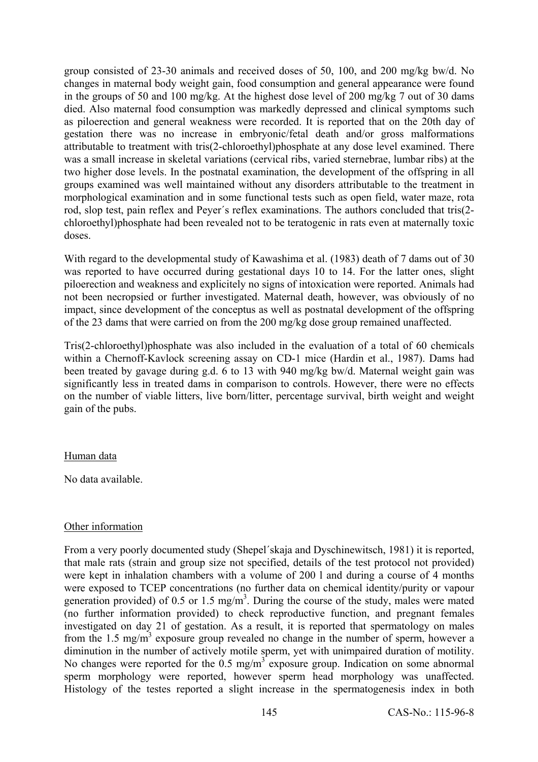group consisted of 23-30 animals and received doses of 50, 100, and 200 mg/kg bw/d. No changes in maternal body weight gain, food consumption and general appearance were found in the groups of 50 and 100 mg/kg. At the highest dose level of 200 mg/kg 7 out of 30 dams died. Also maternal food consumption was markedly depressed and clinical symptoms such as piloerection and general weakness were recorded. It is reported that on the 20th day of gestation there was no increase in embryonic/fetal death and/or gross malformations attributable to treatment with tris(2-chloroethyl)phosphate at any dose level examined. There was a small increase in skeletal variations (cervical ribs, varied sternebrae, lumbar ribs) at the two higher dose levels. In the postnatal examination, the development of the offspring in all groups examined was well maintained without any disorders attributable to the treatment in morphological examination and in some functional tests such as open field, water maze, rota rod, slop test, pain reflex and Peyer´s reflex examinations. The authors concluded that tris(2-chloroethyl)phosphate had been revealed not to be teratogenic in rats even at maternally toxic doses.

With regard to the developmental study of Kawashima et al. (1983) death of 7 dams out of 30 was reported to have occurred during gestational days 10 to 14. For the latter ones, slight piloerection and weakness and explicitely no signs of intoxication were reported. Animals had not been necropsied or further investigated. Maternal death, however, was obviously of no impact, since development of the conceptus as well as postnatal development of the offspring of the 23 dams that were carried on from the 200 mg/kg dose group remained unaffected.

Tris(2-chloroethyl)phosphate was also included in the evaluation of a total of 60 chemicals within a Chernoff-Kavlock screening assay on CD-1 mice (Hardin et al., 1987). Dams had been treated by gavage during g.d. 6 to 13 with 940 mg/kg bw/d. Maternal weight gain was significantly less in treated dams in comparison to controls. However, there were no effects on the number of viable litters, live born/litter, percentage survival, birth weight and weight gain of the pubs.

Human data

No data available.

Other information

From a very poorly documented study (Shepel´skaja and Dyschinewitsch, 1981) it is reported, that male rats (strain and group size not specified, details of the test protocol not provided) were kept in inhalation chambers with a volume of 200 l and during a course of 4 months were exposed to TCEP concentrations (no further data on chemical identity/purity or vapour generation provided) of 0.5 or 1.5 mg/m$^3$. During the course of the study, males were mated (no further information provided) to check reproductive function, and pregnant females investigated on day 21 of gestation. As a result, it is reported that spermatology on males from the 1.5 mg/m$^3$ exposure group revealed no change in the number of sperm, however a diminution in the number of actively motile sperm, yet with unimpaired duration of motility. No changes were reported for the 0.5 mg/m$^3$ exposure group. Indication on some abnormal sperm morphology were reported, however sperm head morphology was unaffected. Histology of the testes reported a slight increase in the spermatogenesis index in both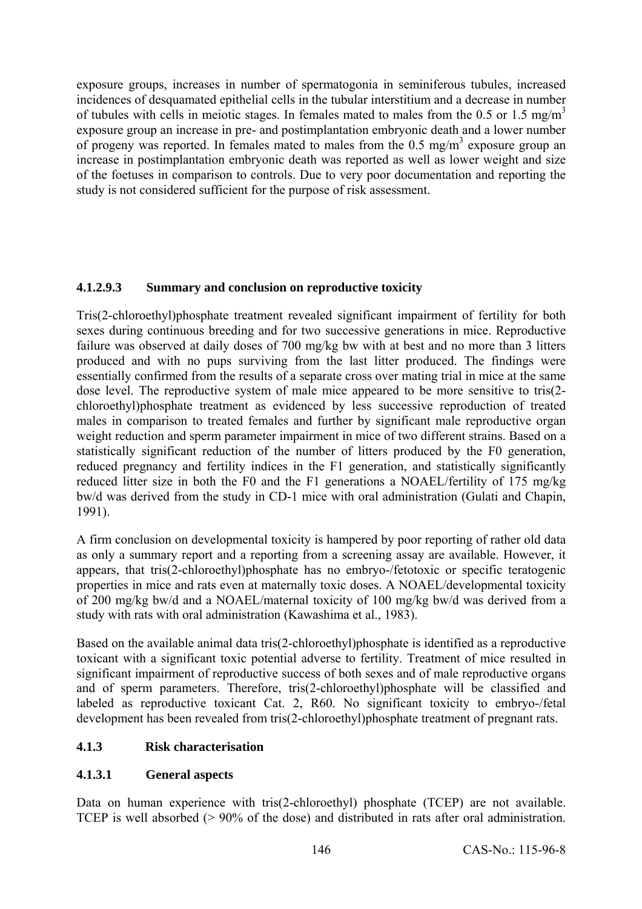exposure groups, increases in number of spermatogonia in seminiferous tubules, increased incidences of desquamated epithelial cells in the tubular interstitium and a decrease in number of tubules with cells in meiotic stages. In females mated to males from the 0.5 or 1.5 mg/$m^3$ exposure group an increase in pre- and postimplantation embryonic death and a lower number of progeny was reported. In females mated to males from the 0.5 mg/$m^3$ exposure group an increase in postimplantation embryonic death was reported as well as lower weight and size of the foetuses in comparison to controls. Due to very poor documentation and reporting the study is not considered sufficient for the purpose of risk assessment.

#### 4.1.2.9.3 Summary and conclusion on reproductive toxicity

Tris(2-chloroethyl)phosphate treatment revealed significant impairment of fertility for both sexes during continuous breeding and for two successive generations in mice. Reproductive failure was observed at daily doses of 700 mg/kg bw with at best and no more than 3 litters produced and with no pups surviving from the last litter produced. The findings were essentially confirmed from the results of a separate cross over mating trial in mice at the same dose level. The reproductive system of male mice appeared to be more sensitive to tris(2-chloroethyl)phosphate treatment as evidenced by less successive reproduction of treated males in comparison to treated females and further by significant male reproductive organ weight reduction and sperm parameter impairment in mice of two different strains. Based on a statistically significant reduction of the number of litters produced by the F0 generation, reduced pregnancy and fertility indices in the F1 generation, and statistically significantly reduced litter size in both the F0 and the F1 generations a NOAEL/fertility of 175 mg/kg bw/d was derived from the study in CD-1 mice with oral administration (Gulati and Chapin, 1991).

A firm conclusion on developmental toxicity is hampered by poor reporting of rather old data as only a summary report and a reporting from a screening assay are available. However, it appears, that tris(2-chloroethyl)phosphate has no embryo-/fetotoxic or specific teratogenic properties in mice and rats even at maternally toxic doses. A NOAEL/developmental toxicity of 200 mg/kg bw/d and a NOAEL/maternal toxicity of 100 mg/kg bw/d was derived from a study with rats with oral administration (Kawashima et al., 1983).

Based on the available animal data tris(2-chloroethyl)phosphate is identified as a reproductive toxicant with a significant toxic potential adverse to fertility. Treatment of mice resulted in significant impairment of reproductive success of both sexes and of male reproductive organs and of sperm parameters. Therefore, tris(2-chloroethyl)phosphate will be classified and labeled as reproductive toxicant Cat. 2, R60. No significant toxicity to embryo-/fetal development has been revealed from tris(2-chloroethyl)phosphate treatment of pregnant rats.

### 4.1.3 Risk characterisation

#### 4.1.3.1 General aspects

Data on human experience with tris(2-chloroethyl) phosphate (TCEP) are not available. TCEP is well absorbed (> 90% of the dose) and distributed in rats after oral administration.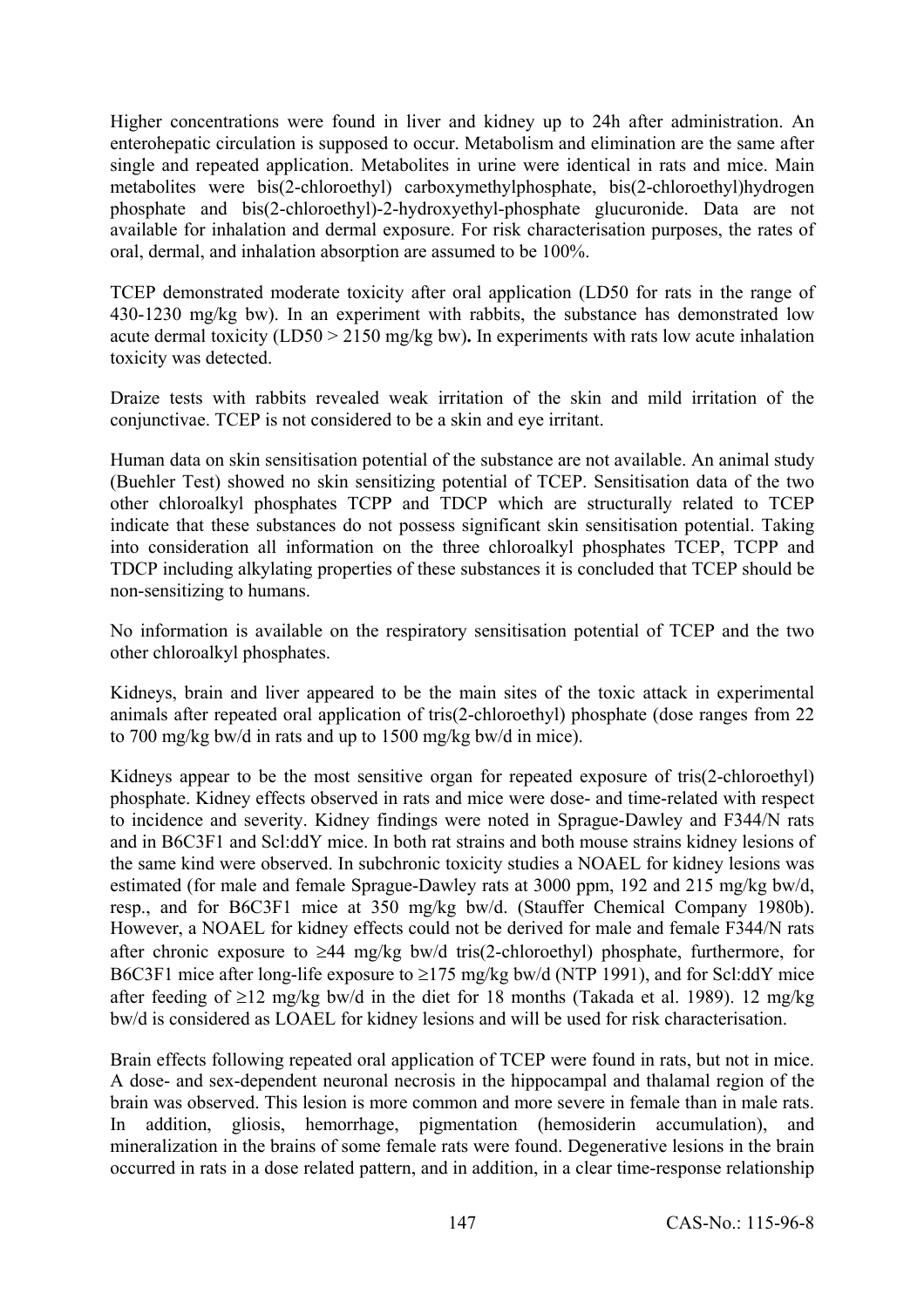Higher concentrations were found in liver and kidney up to 24h after administration. An enterohepatic circulation is supposed to occur. Metabolism and elimination are the same after single and repeated application. Metabolites in urine were identical in rats and mice. Main metabolites were bis(2-chloroethyl) carboxymethylphosphate, bis(2-chloroethyl)hydrogen phosphate and bis(2-chloroethyl)-2-hydroxyethyl-phosphate glucuronide. Data are not available for inhalation and dermal exposure. For risk characterisation purposes, the rates of oral, dermal, and inhalation absorption are assumed to be 100%.

TCEP demonstrated moderate toxicity after oral application (LD50 for rats in the range of 430-1230 mg/kg bw). In an experiment with rabbits, the substance has demonstrated low acute dermal toxicity (LD50 > 2150 mg/kg bw). In experiments with rats low acute inhalation toxicity was detected.

Draize tests with rabbits revealed weak irritation of the skin and mild irritation of the conjunctivae. TCEP is not considered to be a skin and eye irritant.

Human data on skin sensitisation potential of the substance are not available. An animal study (Buehler Test) showed no skin sensitizing potential of TCEP. Sensitisation data of the two other chloroalkyl phosphates TCPP and TDCP which are structurally related to TCEP indicate that these substances do not possess significant skin sensitisation potential. Taking into consideration all information on the three chloroalkyl phosphates TCEP, TCPP and TDCP including alkylating properties of these substances it is concluded that TCEP should be non-sensitizing to humans.

No information is available on the respiratory sensitisation potential of TCEP and the two other chloroalkyl phosphates.

Kidneys, brain and liver appeared to be the main sites of the toxic attack in experimental animals after repeated oral application of tris(2-chloroethyl) phosphate (dose ranges from 22 to 700 mg/kg bw/d in rats and up to 1500 mg/kg bw/d in mice).

Kidneys appear to be the most sensitive organ for repeated exposure of tris(2-chloroethyl) phosphate. Kidney effects observed in rats and mice were dose- and time-related with respect to incidence and severity. Kidney findings were noted in Sprague-Dawley and F344/N rats and in B6C3F1 and Scl:ddY mice. In both rat strains and both mouse strains kidney lesions of the same kind were observed. In subchronic toxicity studies a NOAEL for kidney lesions was estimated (for male and female Sprague-Dawley rats at 3000 ppm, 192 and 215 mg/kg bw/d, resp., and for B6C3F1 mice at 350 mg/kg bw/d. (Stauffer Chemical Company 1980b). However, a NOAEL for kidney effects could not be derived for male and female F344/N rats after chronic exposure to ≥44 mg/kg bw/d tris(2-chloroethyl) phosphate, furthermore, for B6C3F1 mice after long-life exposure to ≥175 mg/kg bw/d (NTP 1991), and for Scl:ddY mice after feeding of ≥12 mg/kg bw/d in the diet for 18 months (Takada et al. 1989). 12 mg/kg bw/d is considered as LOAEL for kidney lesions and will be used for risk characterisation.

Brain effects following repeated oral application of TCEP were found in rats, but not in mice. A dose- and sex-dependent neuronal necrosis in the hippocampal and thalamal region of the brain was observed. This lesion is more common and more severe in female than in male rats. In addition, gliosis, hemorrhage, pigmentation (hemosiderin accumulation), and mineralization in the brains of some female rats were found. Degenerative lesions in the brain occurred in rats in a dose related pattern, and in addition, in a clear time-response relationship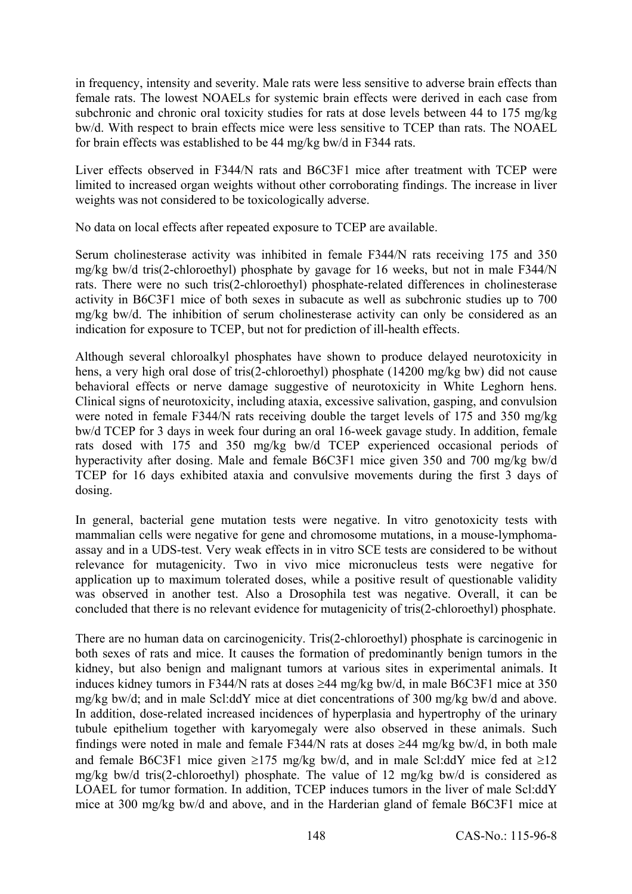in frequency, intensity and severity. Male rats were less sensitive to adverse brain effects than female rats. The lowest NOAELs for systemic brain effects were derived in each case from subchronic and chronic oral toxicity studies for rats at dose levels between 44 to 175 mg/kg bw/d. With respect to brain effects mice were less sensitive to TCEP than rats. The NOAEL for brain effects was established to be 44 mg/kg bw/d in F344 rats.

Liver effects observed in F344/N rats and B6C3F1 mice after treatment with TCEP were limited to increased organ weights without other corroborating findings. The increase in liver weights was not considered to be toxicologically adverse.

No data on local effects after repeated exposure to TCEP are available.

Serum cholinesterase activity was inhibited in female F344/N rats receiving 175 and 350 mg/kg bw/d tris(2-chloroethyl) phosphate by gavage for 16 weeks, but not in male F344/N rats. There were no such tris(2-chloroethyl) phosphate-related differences in cholinesterase activity in B6C3F1 mice of both sexes in subacute as well as subchronic studies up to 700 mg/kg bw/d. The inhibition of serum cholinesterase activity can only be considered as an indication for exposure to TCEP, but not for prediction of ill-health effects.

Although several chloroalkyl phosphates have shown to produce delayed neurotoxicity in hens, a very high oral dose of tris(2-chloroethyl) phosphate (14200 mg/kg bw) did not cause behavioral effects or nerve damage suggestive of neurotoxicity in White Leghorn hens. Clinical signs of neurotoxicity, including ataxia, excessive salivation, gasping, and convulsion were noted in female F344/N rats receiving double the target levels of 175 and 350 mg/kg bw/d TCEP for 3 days in week four during an oral 16-week gavage study. In addition, female rats dosed with 175 and 350 mg/kg bw/d TCEP experienced occasional periods of hyperactivity after dosing. Male and female B6C3F1 mice given 350 and 700 mg/kg bw/d TCEP for 16 days exhibited ataxia and convulsive movements during the first 3 days of dosing.

In general, bacterial gene mutation tests were negative. In vitro genotoxicity tests with mammalian cells were negative for gene and chromosome mutations, in a mouse-lymphoma-assay and in a UDS-test. Very weak effects in in vitro SCE tests are considered to be without relevance for mutagenicity. Two in vivo mice micronucleus tests were negative for application up to maximum tolerated doses, while a positive result of questionable validity was observed in another test. Also a Drosophila test was negative. Overall, it can be concluded that there is no relevant evidence for mutagenicity of tris(2-chloroethyl) phosphate.

There are no human data on carcinogenicity. Tris(2-chloroethyl) phosphate is carcinogenic in both sexes of rats and mice. It causes the formation of predominantly benign tumors in the kidney, but also benign and malignant tumors at various sites in experimental animals. It induces kidney tumors in F344/N rats at doses ≥44 mg/kg bw/d, in male B6C3F1 mice at 350 mg/kg bw/d; and in male Scl:ddY mice at diet concentrations of 300 mg/kg bw/d and above. In addition, dose-related increased incidences of hyperplasia and hypertrophy of the urinary tubule epithelium together with karyomegaly were also observed in these animals. Such findings were noted in male and female F344/N rats at doses ≥44 mg/kg bw/d, in both male and female B6C3F1 mice given ≥175 mg/kg bw/d, and in male Scl:ddY mice fed at ≥12 mg/kg bw/d tris(2-chloroethyl) phosphate. The value of 12 mg/kg bw/d is considered as LOAEL for tumor formation. In addition, TCEP induces tumors in the liver of male Scl:ddY mice at 300 mg/kg bw/d and above, and in the Harderian gland of female B6C3F1 mice at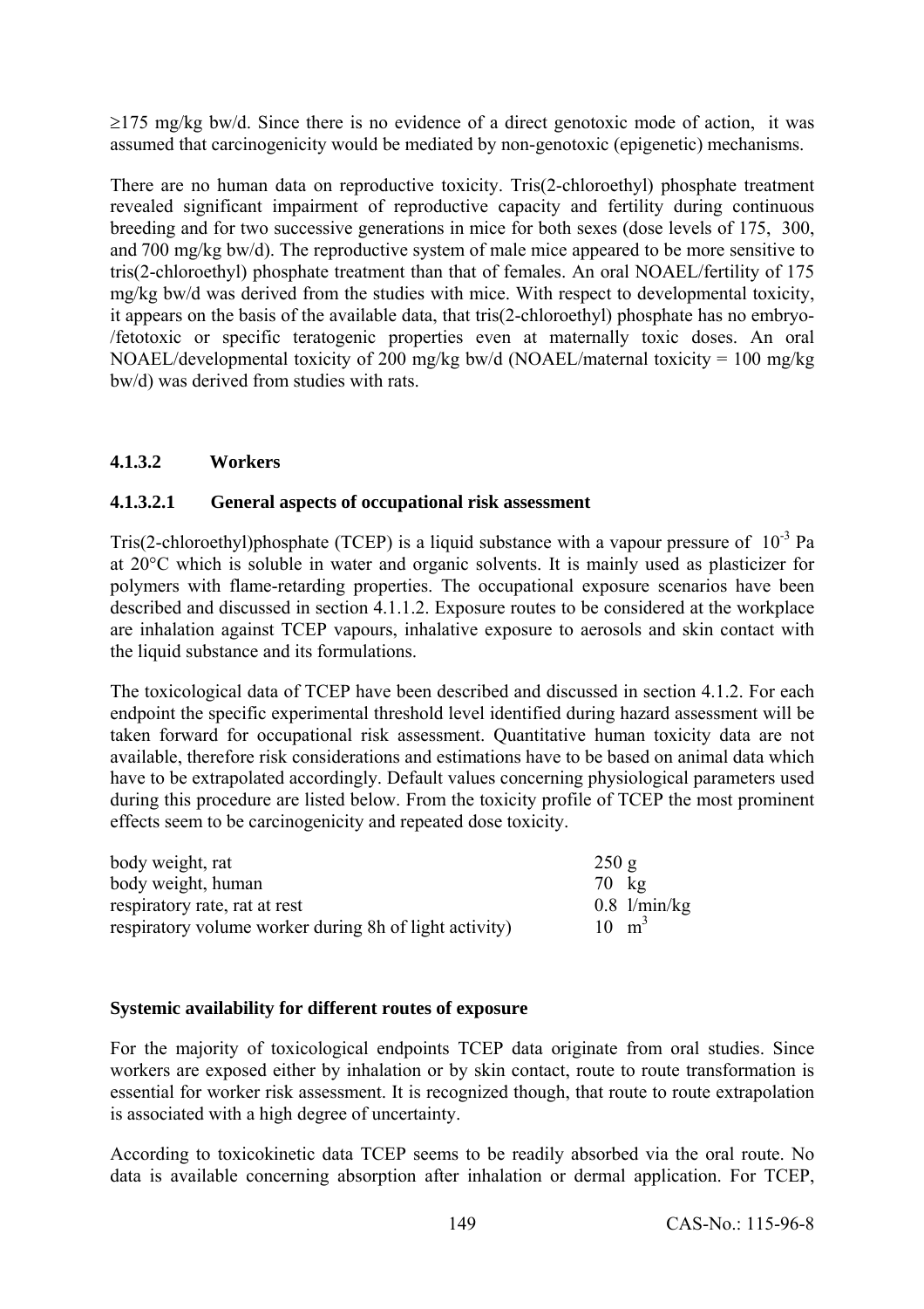≥175 mg/kg bw/d. Since there is no evidence of a direct genotoxic mode of action, it was assumed that carcinogenicity would be mediated by non-genotoxic (epigenetic) mechanisms.

There are no human data on reproductive toxicity. Tris(2-chloroethyl) phosphate treatment revealed significant impairment of reproductive capacity and fertility during continuous breeding and for two successive generations in mice for both sexes (dose levels of 175, 300, and 700 mg/kg bw/d). The reproductive system of male mice appeared to be more sensitive to tris(2-chloroethyl) phosphate treatment than that of females. An oral NOAEL/fertility of 175 mg/kg bw/d was derived from the studies with mice. With respect to developmental toxicity, it appears on the basis of the available data, that tris(2-chloroethyl) phosphate has no embryo-/fetotoxic or specific teratogenic properties even at maternally toxic doses. An oral NOAEL/developmental toxicity of 200 mg/kg bw/d (NOAEL/maternal toxicity = 100 mg/kg bw/d) was derived from studies with rats.

### 4.1.3.2 Workers

#### 4.1.3.2.1 General aspects of occupational risk assessment

Tris(2-chloroethyl)phosphate (TCEP) is a liquid substance with a vapour pressure of $10^{-3}$ Pa at 20°C which is soluble in water and organic solvents. It is mainly used as plasticizer for polymers with flame-retarding properties. The occupational exposure scenarios have been described and discussed in section 4.1.1.2. Exposure routes to be considered at the workplace are inhalation against TCEP vapours, inhalative exposure to aerosols and skin contact with the liquid substance and its formulations.

The toxicological data of TCEP have been described and discussed in section 4.1.2. For each endpoint the specific experimental threshold level identified during hazard assessment will be taken forward for occupational risk assessment. Quantitative human toxicity data are not available, therefore risk considerations and estimations have to be based on animal data which have to be extrapolated accordingly. Default values concerning physiological parameters used during this procedure are listed below. From the toxicity profile of TCEP the most prominent effects seem to be carcinogenicity and repeated dose toxicity.

| | |
|---|---|
| body weight, rat | 250 g |
| body weight, human | 70 kg |
| respiratory rate, rat at rest | 0.8 l/min/kg |
| respiratory volume worker during 8h of light activity) | 10 $m^3$ |

**Systemic availability for different routes of exposure**

For the majority of toxicological endpoints TCEP data originate from oral studies. Since workers are exposed either by inhalation or by skin contact, route to route transformation is essential for worker risk assessment. It is recognized though, that route to route extrapolation is associated with a high degree of uncertainty.

According to toxicokinetic data TCEP seems to be readily absorbed via the oral route. No data is available concerning absorption after inhalation or dermal application. For TCEP,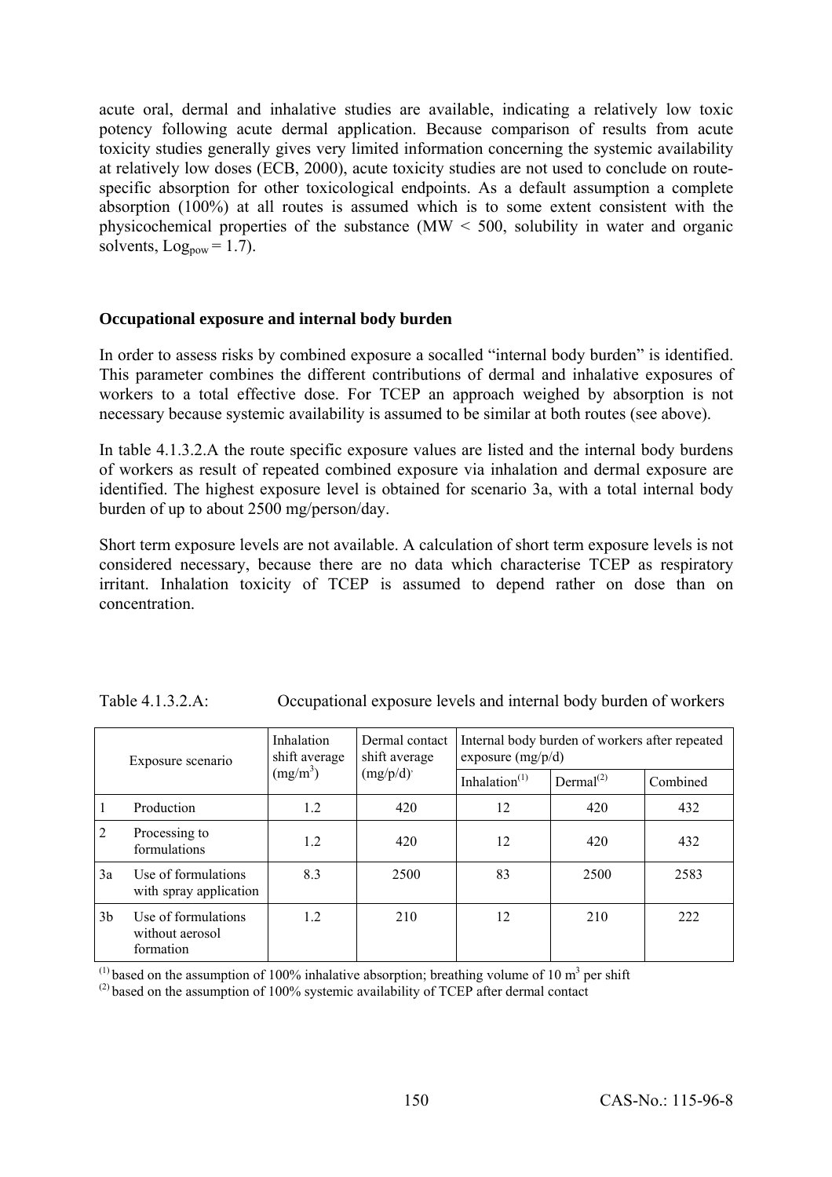acute oral, dermal and inhalative studies are available, indicating a relatively low toxic potency following acute dermal application. Because comparison of results from acute toxicity studies generally gives very limited information concerning the systemic availability at relatively low doses (ECB, 2000), acute toxicity studies are not used to conclude on route-specific absorption for other toxicological endpoints. As a default assumption a complete absorption (100%) at all routes is assumed which is to some extent consistent with the physicochemical properties of the substance (MW < 500, solubility in water and organic solvents, $Log_{pow} = 1.7$).

**Occupational exposure and internal body burden**

In order to assess risks by combined exposure a socalled "internal body burden" is identified. This parameter combines the different contributions of dermal and inhalative exposures of workers to a total effective dose. For TCEP an approach weighed by absorption is not necessary because systemic availability is assumed to be similar at both routes (see above).

In table 4.1.3.2.A the route specific exposure values are listed and the internal body burdens of workers as result of repeated combined exposure via inhalation and dermal exposure are identified. The highest exposure level is obtained for scenario 3a, with a total internal body burden of up to about 2500 mg/person/day.

Short term exposure levels are not available. A calculation of short term exposure levels is not considered necessary, because there are no data which characterise TCEP as respiratory irritant. Inhalation toxicity of TCEP is assumed to depend rather on dose than on concentration.

Table 4.1.3.2.A: Occupational exposure levels and internal body burden of workers

| Exposure scenario | | Inhalation shift average ($mg/m^3$) | Dermal contact shift average (mg/p/d) | Internal body burden of workers after repeated exposure (mg/p/d) | | |
|---|---|---|---|---|---|---|
| | | | | Inhalation[1] | Dermal[2] | Combined |
| 1 | Production | 1.2 | 420 | 12 | 420 | 432 |
| 2 | Processing to formulations | 1.2 | 420 | 12 | 420 | 432 |
| 3a | Use of formulations with spray application | 8.3 | 2500 | 83 | 2500 | 2583 |
| 3b | Use of formulations without aerosol formation | 1.2 | 210 | 12 | 210 | 222 |

[1] based on the assumption of 100% inhalative absorption; breathing volume of 10 $m^3$ per shift
[2] based on the assumption of 100% systemic availability of TCEP after dermal contact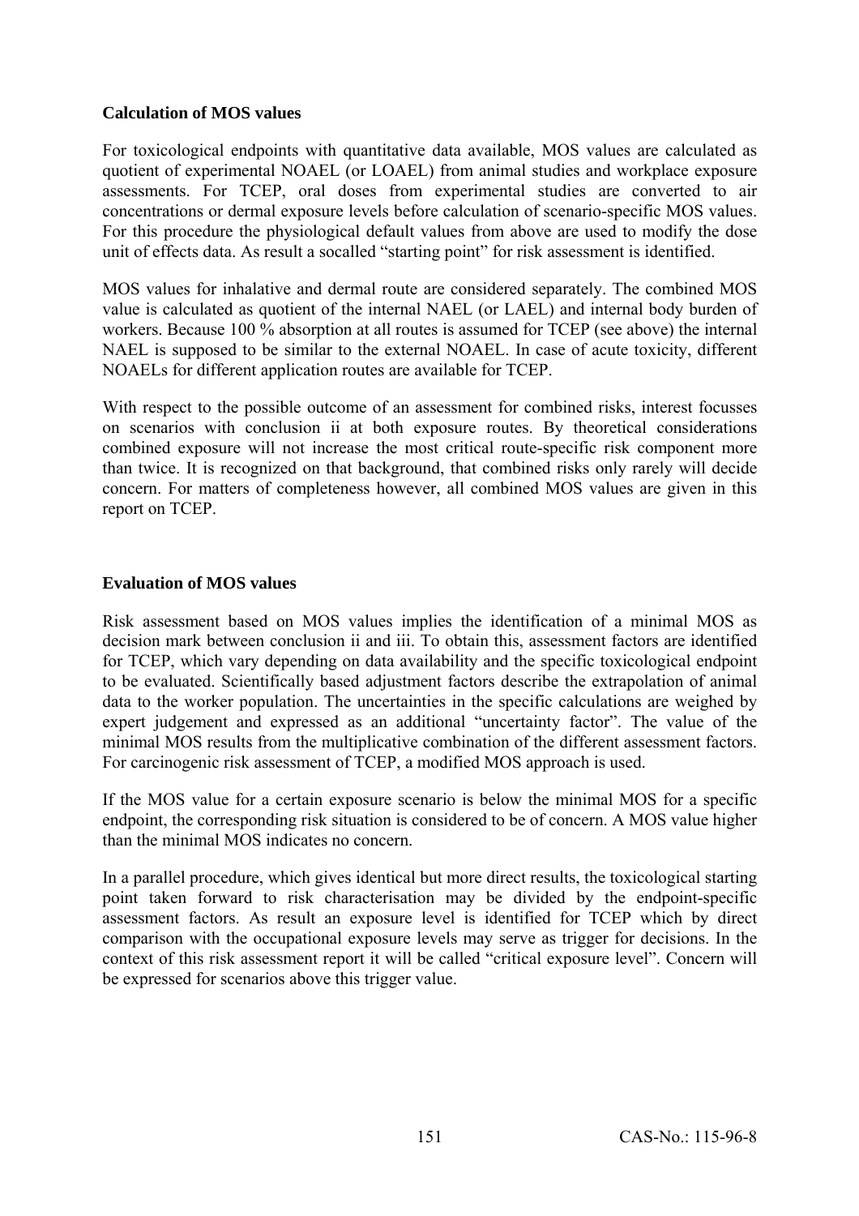**Calculation of MOS values**

For toxicological endpoints with quantitative data available, MOS values are calculated as quotient of experimental NOAEL (or LOAEL) from animal studies and workplace exposure assessments. For TCEP, oral doses from experimental studies are converted to air concentrations or dermal exposure levels before calculation of scenario-specific MOS values. For this procedure the physiological default values from above are used to modify the dose unit of effects data. As result a socalled "starting point" for risk assessment is identified.

MOS values for inhalative and dermal route are considered separately. The combined MOS value is calculated as quotient of the internal NAEL (or LAEL) and internal body burden of workers. Because 100 % absorption at all routes is assumed for TCEP (see above) the internal NAEL is supposed to be similar to the external NOAEL. In case of acute toxicity, different NOAELs for different application routes are available for TCEP.

With respect to the possible outcome of an assessment for combined risks, interest focusses on scenarios with conclusion ii at both exposure routes. By theoretical considerations combined exposure will not increase the most critical route-specific risk component more than twice. It is recognized on that background, that combined risks only rarely will decide concern. For matters of completeness however, all combined MOS values are given in this report on TCEP.

**Evaluation of MOS values**

Risk assessment based on MOS values implies the identification of a minimal MOS as decision mark between conclusion ii and iii. To obtain this, assessment factors are identified for TCEP, which vary depending on data availability and the specific toxicological endpoint to be evaluated. Scientifically based adjustment factors describe the extrapolation of animal data to the worker population. The uncertainties in the specific calculations are weighed by expert judgement and expressed as an additional "uncertainty factor". The value of the minimal MOS results from the multiplicative combination of the different assessment factors. For carcinogenic risk assessment of TCEP, a modified MOS approach is used.

If the MOS value for a certain exposure scenario is below the minimal MOS for a specific endpoint, the corresponding risk situation is considered to be of concern. A MOS value higher than the minimal MOS indicates no concern.

In a parallel procedure, which gives identical but more direct results, the toxicological starting point taken forward to risk characterisation may be divided by the endpoint-specific assessment factors. As result an exposure level is identified for TCEP which by direct comparison with the occupational exposure levels may serve as trigger for decisions. In the context of this risk assessment report it will be called "critical exposure level". Concern will be expressed for scenarios above this trigger value.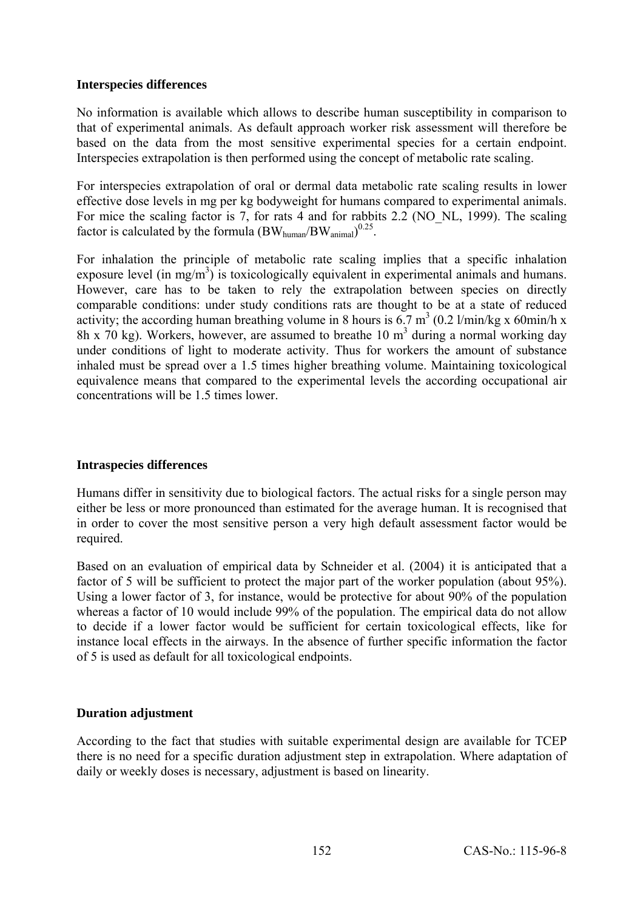**Interspecies differences**

No information is available which allows to describe human susceptibility in comparison to that of experimental animals. As default approach worker risk assessment will therefore be based on the data from the most sensitive experimental species for a certain endpoint. Interspecies extrapolation is then performed using the concept of metabolic rate scaling.

For interspecies extrapolation of oral or dermal data metabolic rate scaling results in lower effective dose levels in mg per kg bodyweight for humans compared to experimental animals. For mice the scaling factor is 7, for rats 4 and for rabbits 2.2 (NO_NL, 1999). The scaling factor is calculated by the formula $(BW_{human}/BW_{animal})^{0.25}$.

For inhalation the principle of metabolic rate scaling implies that a specific inhalation exposure level (in $mg/m^3$) is toxicologically equivalent in experimental animals and humans. However, care has to be taken to rely the extrapolation between species on directly comparable conditions: under study conditions rats are thought to be at a state of reduced activity; the according human breathing volume in 8 hours is 6.7 $m^3$ (0.2 l/min/kg x 60min/h x 8h x 70 kg). Workers, however, are assumed to breathe 10 $m^3$ during a normal working day under conditions of light to moderate activity. Thus for workers the amount of substance inhaled must be spread over a 1.5 times higher breathing volume. Maintaining toxicological equivalence means that compared to the experimental levels the according occupational air concentrations will be 1.5 times lower.

**Intraspecies differences**

Humans differ in sensitivity due to biological factors. The actual risks for a single person may either be less or more pronounced than estimated for the average human. It is recognised that in order to cover the most sensitive person a very high default assessment factor would be required.

Based on an evaluation of empirical data by Schneider et al. (2004) it is anticipated that a factor of 5 will be sufficient to protect the major part of the worker population (about 95%). Using a lower factor of 3, for instance, would be protective for about 90% of the population whereas a factor of 10 would include 99% of the population. The empirical data do not allow to decide if a lower factor would be sufficient for certain toxicological effects, like for instance local effects in the airways. In the absence of further specific information the factor of 5 is used as default for all toxicological endpoints.

**Duration adjustment**

According to the fact that studies with suitable experimental design are available for TCEP there is no need for a specific duration adjustment step in extrapolation. Where adaptation of daily or weekly doses is necessary, adjustment is based on linearity.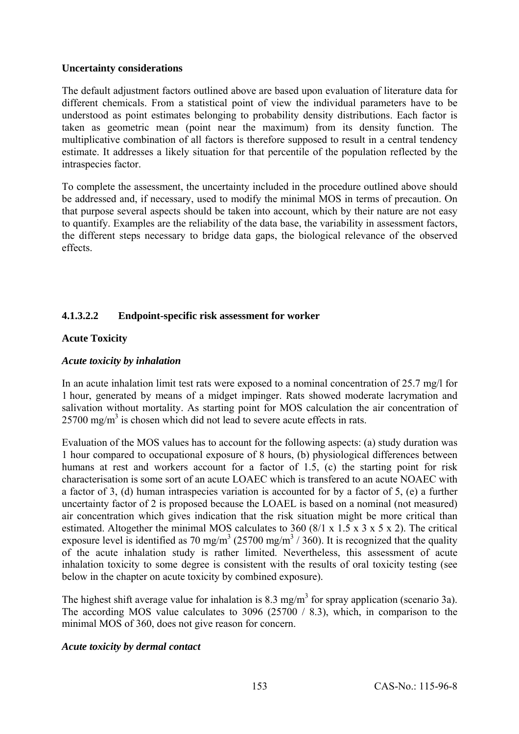**Uncertainty considerations**

The default adjustment factors outlined above are based upon evaluation of literature data for different chemicals. From a statistical point of view the individual parameters have to be understood as point estimates belonging to probability density distributions. Each factor is taken as geometric mean (point near the maximum) from its density function. The multiplicative combination of all factors is therefore supposed to result in a central tendency estimate. It addresses a likely situation for that percentile of the population reflected by the intraspecies factor.

To complete the assessment, the uncertainty included in the procedure outlined above should be addressed and, if necessary, used to modify the minimal MOS in terms of precaution. On that purpose several aspects should be taken into account, which by their nature are not easy to quantify. Examples are the reliability of the data base, the variability in assessment factors, the different steps necessary to bridge data gaps, the biological relevance of the observed effects.

#### 4.1.3.2.2 Endpoint-specific risk assessment for worker

**Acute Toxicity**

***Acute toxicity by inhalation***

In an acute inhalation limit test rats were exposed to a nominal concentration of 25.7 mg/l for 1 hour, generated by means of a midget impinger. Rats showed moderate lacrymation and salivation without mortality. As starting point for MOS calculation the air concentration of 25700 mg/m$^3$ is chosen which did not lead to severe acute effects in rats.

Evaluation of the MOS values has to account for the following aspects: (a) study duration was 1 hour compared to occupational exposure of 8 hours, (b) physiological differences between humans at rest and workers account for a factor of 1.5, (c) the starting point for risk characterisation is some sort of an acute LOAEC which is transfered to an acute NOAEC with a factor of 3, (d) human intraspecies variation is accounted for by a factor of 5, (e) a further uncertainty factor of 2 is proposed because the LOAEL is based on a nominal (not measured) air concentration which gives indication that the risk situation might be more critical than estimated. Altogether the minimal MOS calculates to 360 (8/1 x 1.5 x 3 x 5 x 2). The critical exposure level is identified as 70 mg/m$^3$ (25700 mg/m$^3$ / 360). It is recognized that the quality of the acute inhalation study is rather limited. Nevertheless, this assessment of acute inhalation toxicity to some degree is consistent with the results of oral toxicity testing (see below in the chapter on acute toxicity by combined exposure).

The highest shift average value for inhalation is 8.3 mg/m$^3$ for spray application (scenario 3a). The according MOS value calculates to 3096 (25700 / 8.3), which, in comparison to the minimal MOS of 360, does not give reason for concern.

***Acute toxicity by dermal contact***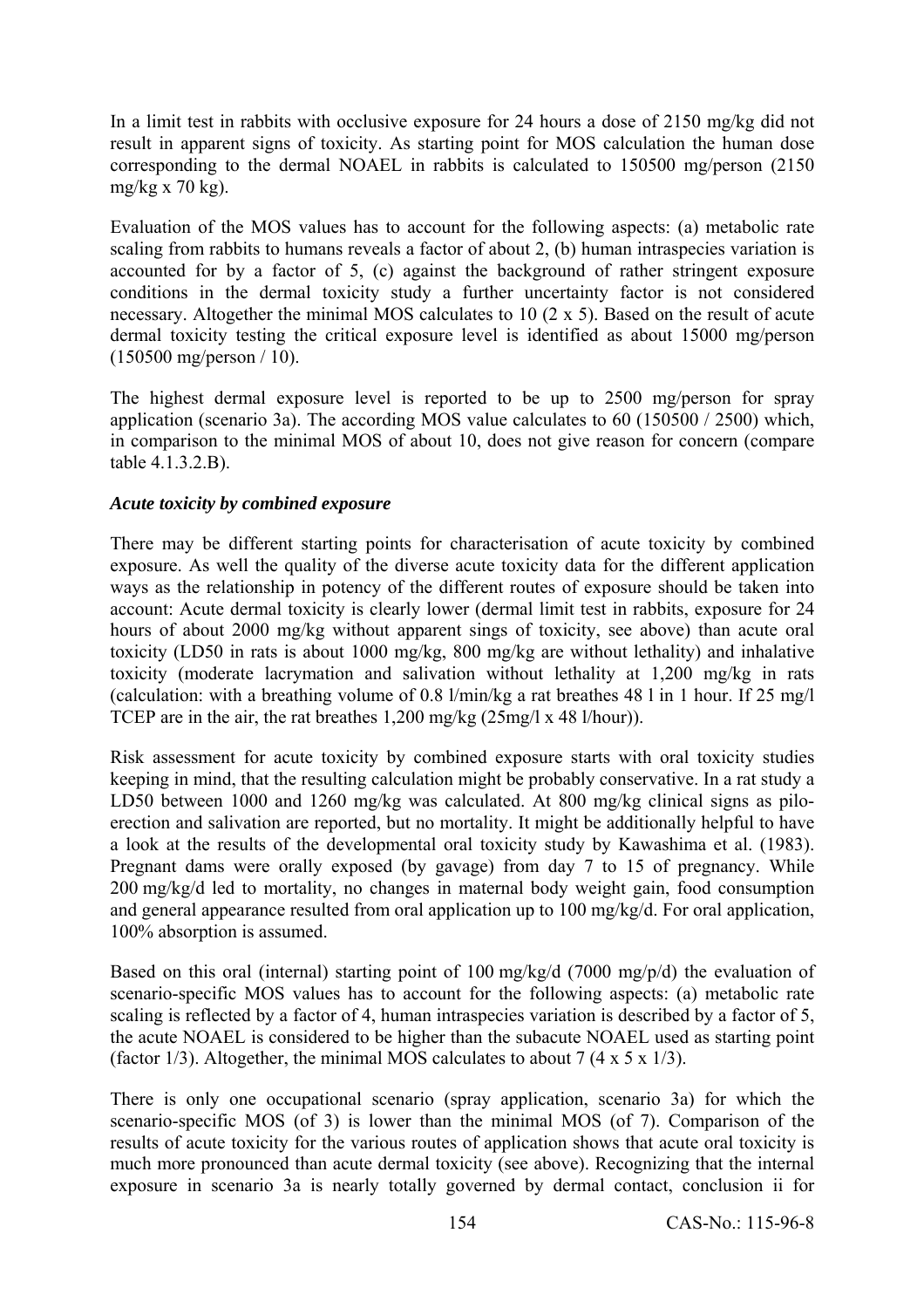In a limit test in rabbits with occlusive exposure for 24 hours a dose of 2150 mg/kg did not result in apparent signs of toxicity. As starting point for MOS calculation the human dose corresponding to the dermal NOAEL in rabbits is calculated to 150500 mg/person (2150 mg/kg x 70 kg).

Evaluation of the MOS values has to account for the following aspects: (a) metabolic rate scaling from rabbits to humans reveals a factor of about 2, (b) human intraspecies variation is accounted for by a factor of 5, (c) against the background of rather stringent exposure conditions in the dermal toxicity study a further uncertainty factor is not considered necessary. Altogether the minimal MOS calculates to 10 (2 x 5). Based on the result of acute dermal toxicity testing the critical exposure level is identified as about 15000 mg/person (150500 mg/person / 10).

The highest dermal exposure level is reported to be up to 2500 mg/person for spray application (scenario 3a). The according MOS value calculates to 60 (150500 / 2500) which, in comparison to the minimal MOS of about 10, does not give reason for concern (compare table 4.1.3.2.B).

***Acute toxicity by combined exposure***

There may be different starting points for characterisation of acute toxicity by combined exposure. As well the quality of the diverse acute toxicity data for the different application ways as the relationship in potency of the different routes of exposure should be taken into account: Acute dermal toxicity is clearly lower (dermal limit test in rabbits, exposure for 24 hours of about 2000 mg/kg without apparent sings of toxicity, see above) than acute oral toxicity (LD50 in rats is about 1000 mg/kg, 800 mg/kg are without lethality) and inhalative toxicity (moderate lacrymation and salivation without lethality at 1,200 mg/kg in rats (calculation: with a breathing volume of 0.8 l/min/kg a rat breathes 48 l in 1 hour. If 25 mg/l TCEP are in the air, the rat breathes 1,200 mg/kg (25mg/l x 48 l/hour)).

Risk assessment for acute toxicity by combined exposure starts with oral toxicity studies keeping in mind, that the resulting calculation might be probably conservative. In a rat study a LD50 between 1000 and 1260 mg/kg was calculated. At 800 mg/kg clinical signs as pilo-erection and salivation are reported, but no mortality. It might be additionally helpful to have a look at the results of the developmental oral toxicity study by Kawashima et al. (1983). Pregnant dams were orally exposed (by gavage) from day 7 to 15 of pregnancy. While 200 mg/kg/d led to mortality, no changes in maternal body weight gain, food consumption and general appearance resulted from oral application up to 100 mg/kg/d. For oral application, 100% absorption is assumed.

Based on this oral (internal) starting point of 100 mg/kg/d (7000 mg/p/d) the evaluation of scenario-specific MOS values has to account for the following aspects: (a) metabolic rate scaling is reflected by a factor of 4, human intraspecies variation is described by a factor of 5, the acute NOAEL is considered to be higher than the subacute NOAEL used as starting point (factor 1/3). Altogether, the minimal MOS calculates to about 7 (4 x 5 x 1/3).

There is only one occupational scenario (spray application, scenario 3a) for which the scenario-specific MOS (of 3) is lower than the minimal MOS (of 7). Comparison of the results of acute toxicity for the various routes of application shows that acute oral toxicity is much more pronounced than acute dermal toxicity (see above). Recognizing that the internal exposure in scenario 3a is nearly totally governed by dermal contact, conclusion ii for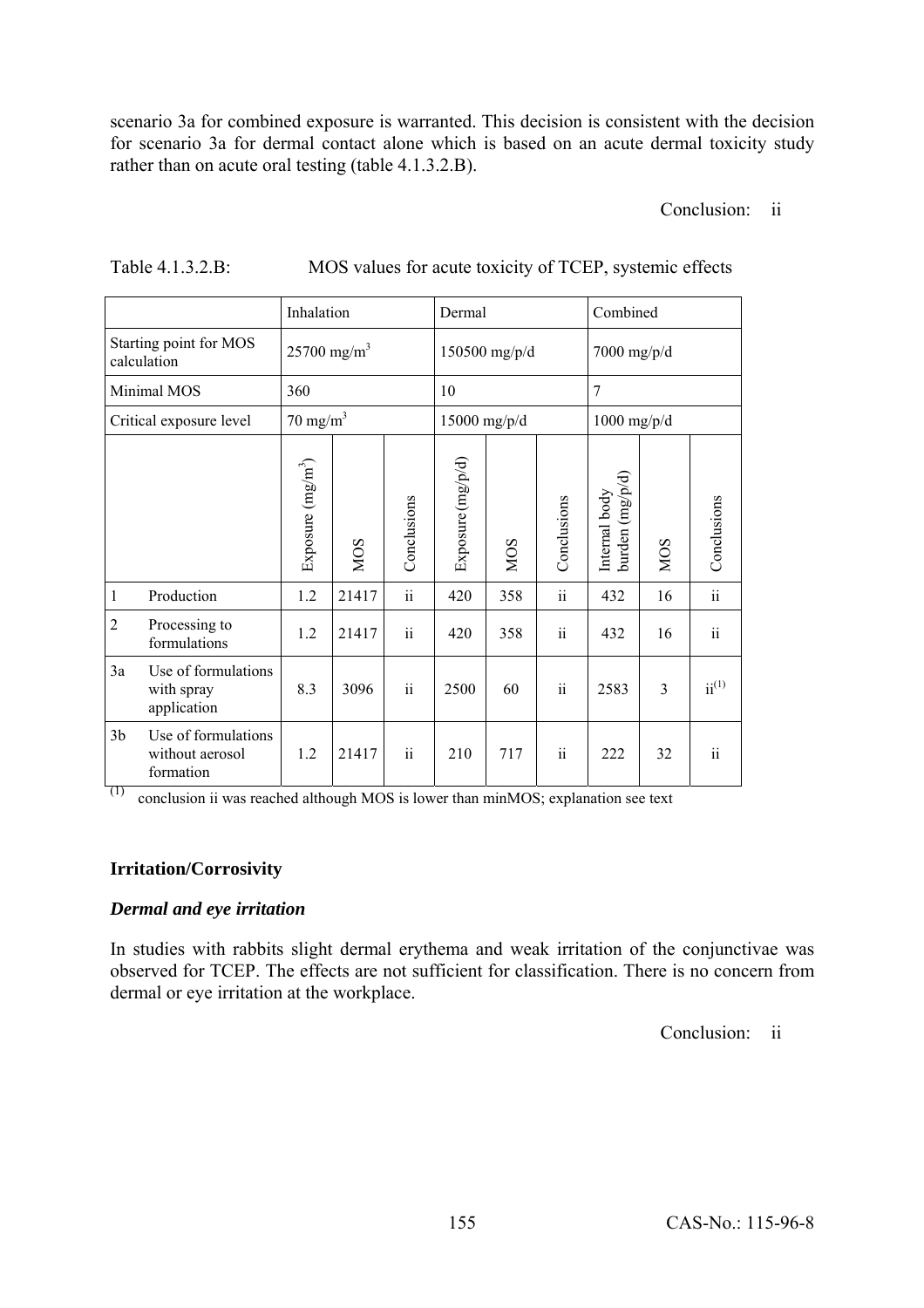scenario 3a for combined exposure is warranted. This decision is consistent with the decision for scenario 3a for dermal contact alone which is based on an acute dermal toxicity study rather than on acute oral testing (table 4.1.3.2.B).

Conclusion: ii

Table 4.1.3.2.B: MOS values for acute toxicity of TCEP, systemic effects

| | | Inhalation | | | Dermal | | | Combined | | |
|---|---|---|---|---|---|---|---|---|---|---|
| Starting point for MOS calculation | | 25700 mg/m³ | | | 150500 mg/p/d | | | 7000 mg/p/d | | |
| Minimal MOS | | 360 | | | 10 | | | 7 | | |
| Critical exposure level | | 70 mg/m³ | | | 15000 mg/p/d | | | 1000 mg/p/d | | |
| | | Exposure (mg/m³) | MOS | Conclusions | Exposure (mg/p/d) | MOS | Conclusions | Internal body burden (mg/p/d) | MOS | Conclusions |
| 1 | Production | 1.2 | 21417 | ii | 420 | 358 | ii | 432 | 16 | ii |
| 2 | Processing to formulations | 1.2 | 21417 | ii | 420 | 358 | ii | 432 | 16 | ii |
| 3a | Use of formulations with spray application | 8.3 | 3096 | ii | 2500 | 60 | ii | 2583 | 3 | ii(1) |
| 3b | Use of formulations without aerosol formation | 1.2 | 21417 | ii | 210 | 717 | ii | 222 | 32 | ii |

(1) conclusion ii was reached although MOS is lower than minMOS; explanation see text

**Irritation/Corrosivity**

***Dermal and eye irritation***

In studies with rabbits slight dermal erythema and weak irritation of the conjunctivae was observed for TCEP. The effects are not sufficient for classification. There is no concern from dermal or eye irritation at the workplace.

Conclusion: ii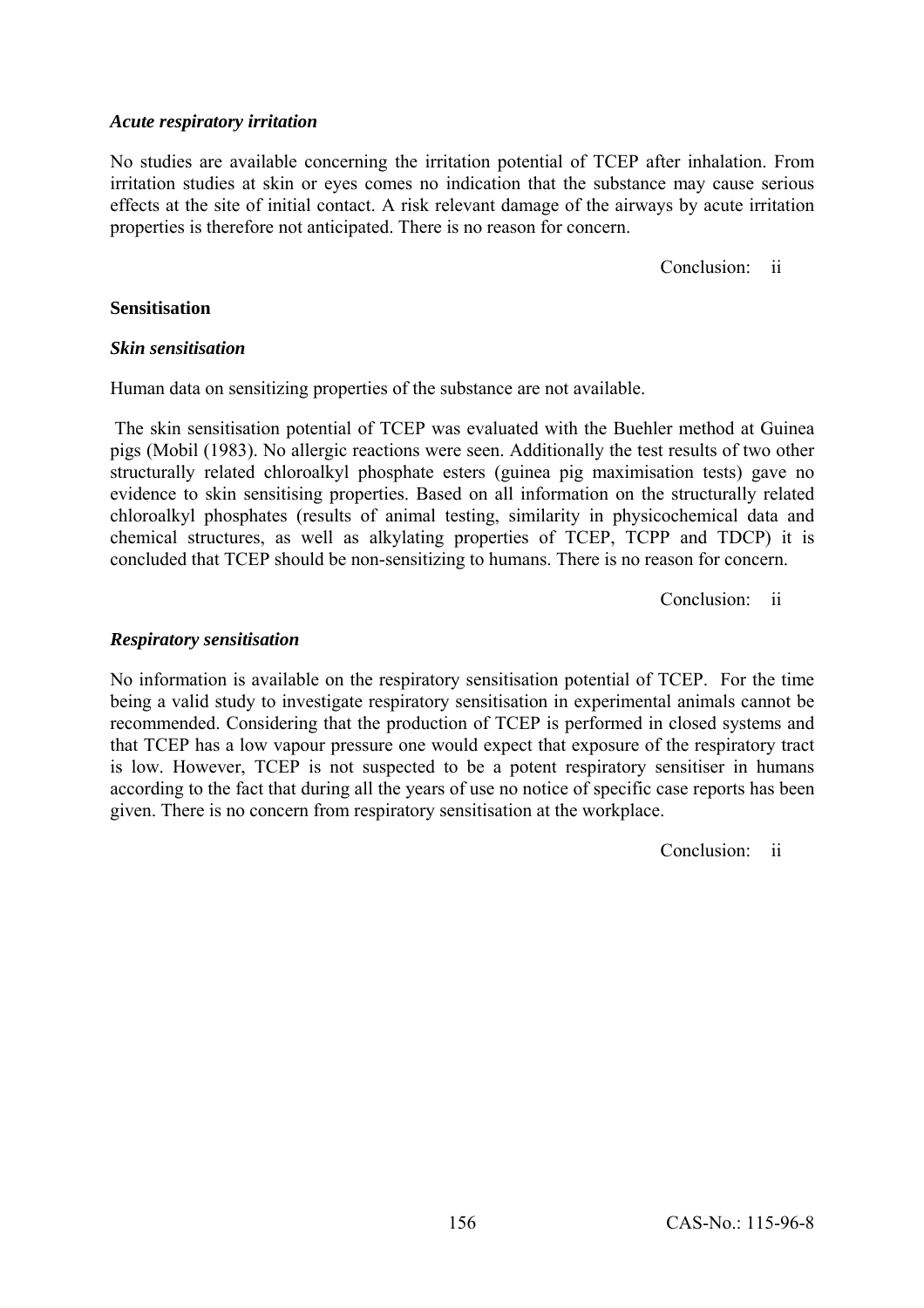*Acute respiratory irritation*

No studies are available concerning the irritation potential of TCEP after inhalation. From irritation studies at skin or eyes comes no indication that the substance may cause serious effects at the site of initial contact. A risk relevant damage of the airways by acute irritation properties is therefore not anticipated. There is no reason for concern.

Conclusion: ii

**Sensitisation**

*Skin sensitisation*

Human data on sensitizing properties of the substance are not available.

The skin sensitisation potential of TCEP was evaluated with the Buehler method at Guinea pigs (Mobil (1983). No allergic reactions were seen. Additionally the test results of two other structurally related chloroalkyl phosphate esters (guinea pig maximisation tests) gave no evidence to skin sensitising properties. Based on all information on the structurally related chloroalkyl phosphates (results of animal testing, similarity in physicochemical data and chemical structures, as well as alkylating properties of TCEP, TCPP and TDCP) it is concluded that TCEP should be non-sensitizing to humans. There is no reason for concern.

Conclusion: ii

*Respiratory sensitisation*

No information is available on the respiratory sensitisation potential of TCEP. For the time being a valid study to investigate respiratory sensitisation in experimental animals cannot be recommended. Considering that the production of TCEP is performed in closed systems and that TCEP has a low vapour pressure one would expect that exposure of the respiratory tract is low. However, TCEP is not suspected to be a potent respiratory sensitiser in humans according to the fact that during all the years of use no notice of specific case reports has been given. There is no concern from respiratory sensitisation at the workplace.

Conclusion: ii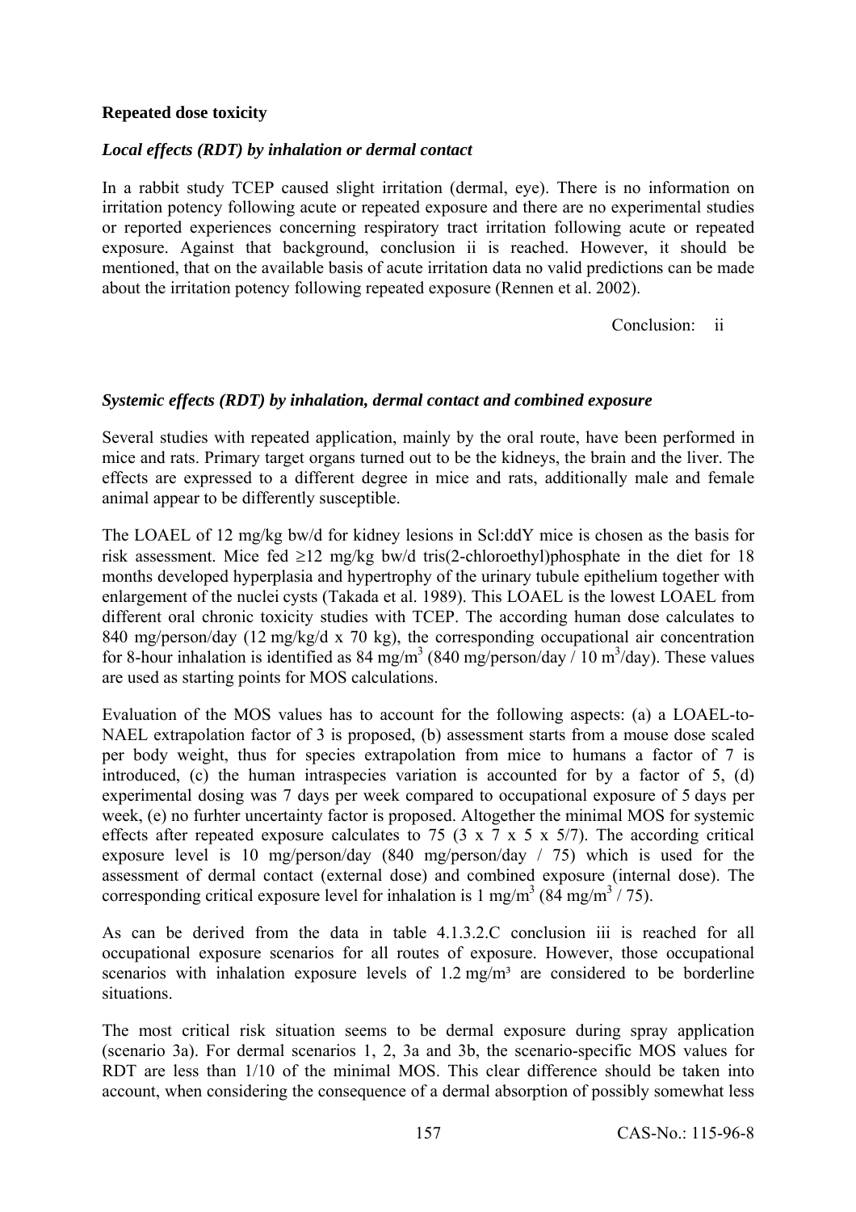**Repeated dose toxicity**

***Local effects (RDT) by inhalation or dermal contact***

In a rabbit study TCEP caused slight irritation (dermal, eye). There is no information on irritation potency following acute or repeated exposure and there are no experimental studies or reported experiences concerning respiratory tract irritation following acute or repeated exposure. Against that background, conclusion ii is reached. However, it should be mentioned, that on the available basis of acute irritation data no valid predictions can be made about the irritation potency following repeated exposure (Rennen et al. 2002).

Conclusion: ii

***Systemic effects (RDT) by inhalation, dermal contact and combined exposure***

Several studies with repeated application, mainly by the oral route, have been performed in mice and rats. Primary target organs turned out to be the kidneys, the brain and the liver. The effects are expressed to a different degree in mice and rats, additionally male and female animal appear to be differently susceptible.

The LOAEL of 12 mg/kg bw/d for kidney lesions in Scl:ddY mice is chosen as the basis for risk assessment. Mice fed ≥12 mg/kg bw/d tris(2-chloroethyl)phosphate in the diet for 18 months developed hyperplasia and hypertrophy of the urinary tubule epithelium together with enlargement of the nuclei cysts (Takada et al. 1989). This LOAEL is the lowest LOAEL from different oral chronic toxicity studies with TCEP. The according human dose calculates to 840 mg/person/day (12 mg/kg/d x 70 kg), the corresponding occupational air concentration for 8-hour inhalation is identified as 84 mg/m$^3$ (840 mg/person/day / 10 m$^3$/day). These values are used as starting points for MOS calculations.

Evaluation of the MOS values has to account for the following aspects: (a) a LOAEL-to-NAEL extrapolation factor of 3 is proposed, (b) assessment starts from a mouse dose scaled per body weight, thus for species extrapolation from mice to humans a factor of 7 is introduced, (c) the human intraspecies variation is accounted for by a factor of 5, (d) experimental dosing was 7 days per week compared to occupational exposure of 5 days per week, (e) no furhter uncertainty factor is proposed. Altogether the minimal MOS for systemic effects after repeated exposure calculates to 75 (3 x 7 x 5 x 5/7). The according critical exposure level is 10 mg/person/day (840 mg/person/day / 75) which is used for the assessment of dermal contact (external dose) and combined exposure (internal dose). The corresponding critical exposure level for inhalation is 1 mg/m$^3$ (84 mg/m$^3$ / 75).

As can be derived from the data in table 4.1.3.2.C conclusion iii is reached for all occupational exposure scenarios for all routes of exposure. However, those occupational scenarios with inhalation exposure levels of 1.2 mg/m$^3$ are considered to be borderline situations.

The most critical risk situation seems to be dermal exposure during spray application (scenario 3a). For dermal scenarios 1, 2, 3a and 3b, the scenario-specific MOS values for RDT are less than 1/10 of the minimal MOS. This clear difference should be taken into account, when considering the consequence of a dermal absorption of possibly somewhat less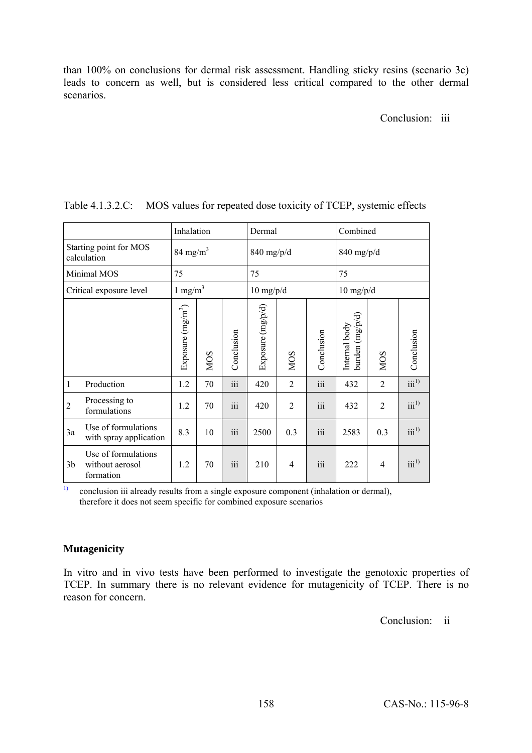than 100% on conclusions for dermal risk assessment. Handling sticky resins (scenario 3c) leads to concern as well, but is considered less critical compared to the other dermal scenarios.

Conclusion: iii

Table 4.1.3.2.C: MOS values for repeated dose toxicity of TCEP, systemic effects

| | | Inhalation | | | Dermal | | | Combined | | |
|---|---|---|---|---|---|---|---|---|---|---|
| Starting point for MOS calculation | | 84 mg/m$^3$ | | | 840 mg/p/d | | | 840 mg/p/d | | |
| Minimal MOS | | 75 | | | 75 | | | 75 | | |
| Critical exposure level | | 1 mg/m$^3$ | | | 10 mg/p/d | | | 10 mg/p/d | | |
| | | Exposure (mg/m$^3$) | MOS | Conclusion | Exposure (mg/p/d) | MOS | Conclusion | Internal body burden (mg/p/d) | MOS | Conclusion |
| 1 | Production | 1.2 | 70 | iii | 420 | 2 | iii | 432 | 2 | iii [1)] |
| 2 | Processing to formulations | 1.2 | 70 | iii | 420 | 2 | iii | 432 | 2 | iii [1)] |
| 3a | Use of formulations with spray application | 8.3 | 10 | iii | 2500 | 0.3 | iii | 2583 | 0.3 | iii [1)] |
| 3b | Use of formulations without aerosol formation | 1.2 | 70 | iii | 210 | 4 | iii | 222 | 4 | iii [1)] |

[1)] conclusion iii already results from a single exposure component (inhalation or dermal), therefore it does not seem specific for combined exposure scenarios

**Mutagenicity**

In vitro and in vivo tests have been performed to investigate the genotoxic properties of TCEP. In summary there is no relevant evidence for mutagenicity of TCEP. There is no reason for concern.

Conclusion: ii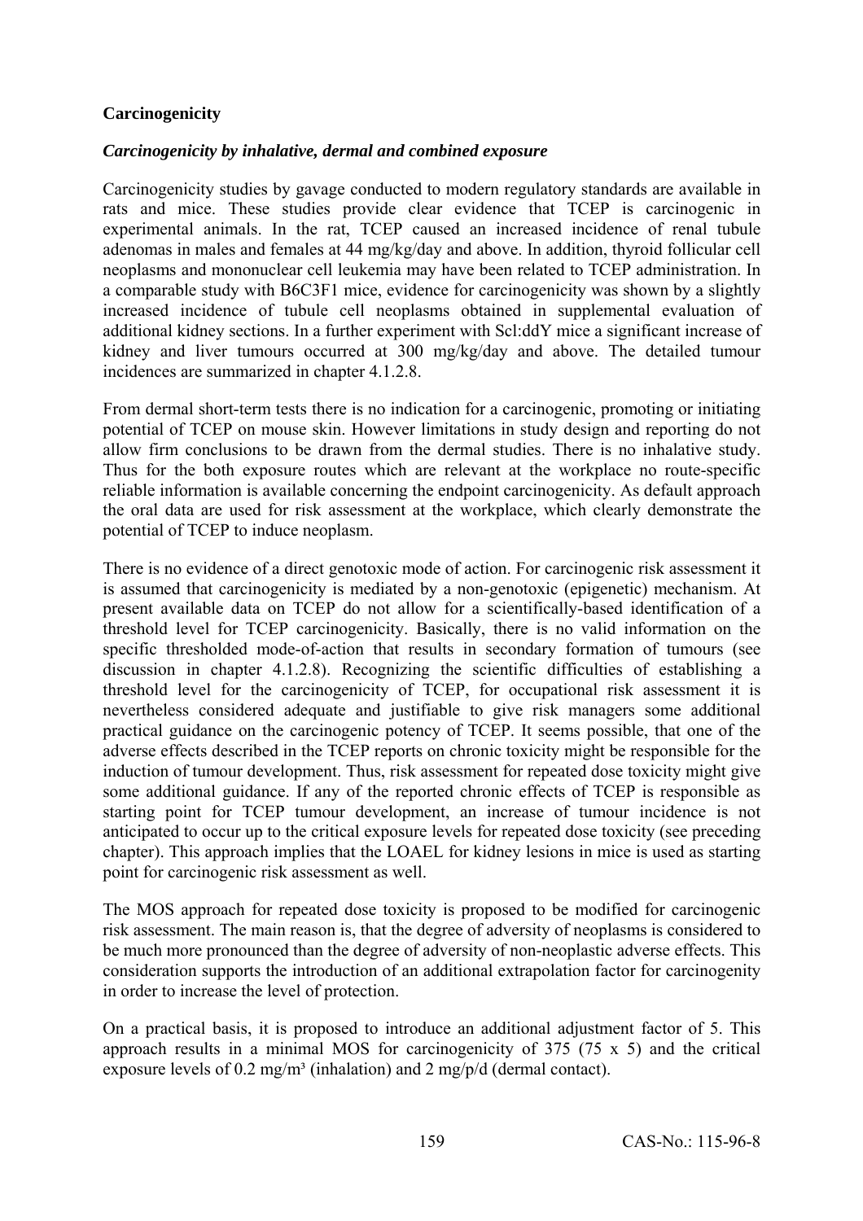**Carcinogenicity**

***Carcinogenicity by inhalative, dermal and combined exposure***

Carcinogenicity studies by gavage conducted to modern regulatory standards are available in rats and mice. These studies provide clear evidence that TCEP is carcinogenic in experimental animals. In the rat, TCEP caused an increased incidence of renal tubule adenomas in males and females at 44 mg/kg/day and above. In addition, thyroid follicular cell neoplasms and mononuclear cell leukemia may have been related to TCEP administration. In a comparable study with B6C3F1 mice, evidence for carcinogenicity was shown by a slightly increased incidence of tubule cell neoplasms obtained in supplemental evaluation of additional kidney sections. In a further experiment with Scl:ddY mice a significant increase of kidney and liver tumours occurred at 300 mg/kg/day and above. The detailed tumour incidences are summarized in chapter 4.1.2.8.

From dermal short-term tests there is no indication for a carcinogenic, promoting or initiating potential of TCEP on mouse skin. However limitations in study design and reporting do not allow firm conclusions to be drawn from the dermal studies. There is no inhalative study. Thus for the both exposure routes which are relevant at the workplace no route-specific reliable information is available concerning the endpoint carcinogenicity. As default approach the oral data are used for risk assessment at the workplace, which clearly demonstrate the potential of TCEP to induce neoplasm.

There is no evidence of a direct genotoxic mode of action. For carcinogenic risk assessment it is assumed that carcinogenicity is mediated by a non-genotoxic (epigenetic) mechanism. At present available data on TCEP do not allow for a scientifically-based identification of a threshold level for TCEP carcinogenicity. Basically, there is no valid information on the specific thresholded mode-of-action that results in secondary formation of tumours (see discussion in chapter 4.1.2.8). Recognizing the scientific difficulties of establishing a threshold level for the carcinogenicity of TCEP, for occupational risk assessment it is nevertheless considered adequate and justifiable to give risk managers some additional practical guidance on the carcinogenic potency of TCEP. It seems possible, that one of the adverse effects described in the TCEP reports on chronic toxicity might be responsible for the induction of tumour development. Thus, risk assessment for repeated dose toxicity might give some additional guidance. If any of the reported chronic effects of TCEP is responsible as starting point for TCEP tumour development, an increase of tumour incidence is not anticipated to occur up to the critical exposure levels for repeated dose toxicity (see preceding chapter). This approach implies that the LOAEL for kidney lesions in mice is used as starting point for carcinogenic risk assessment as well.

The MOS approach for repeated dose toxicity is proposed to be modified for carcinogenic risk assessment. The main reason is, that the degree of adversity of neoplasms is considered to be much more pronounced than the degree of adversity of non-neoplastic adverse effects. This consideration supports the introduction of an additional extrapolation factor for carcinogenity in order to increase the level of protection.

On a practical basis, it is proposed to introduce an additional adjustment factor of 5. This approach results in a minimal MOS for carcinogenicity of 375 (75 x 5) and the critical exposure levels of 0.2 mg/m³ (inhalation) and 2 mg/p/d (dermal contact).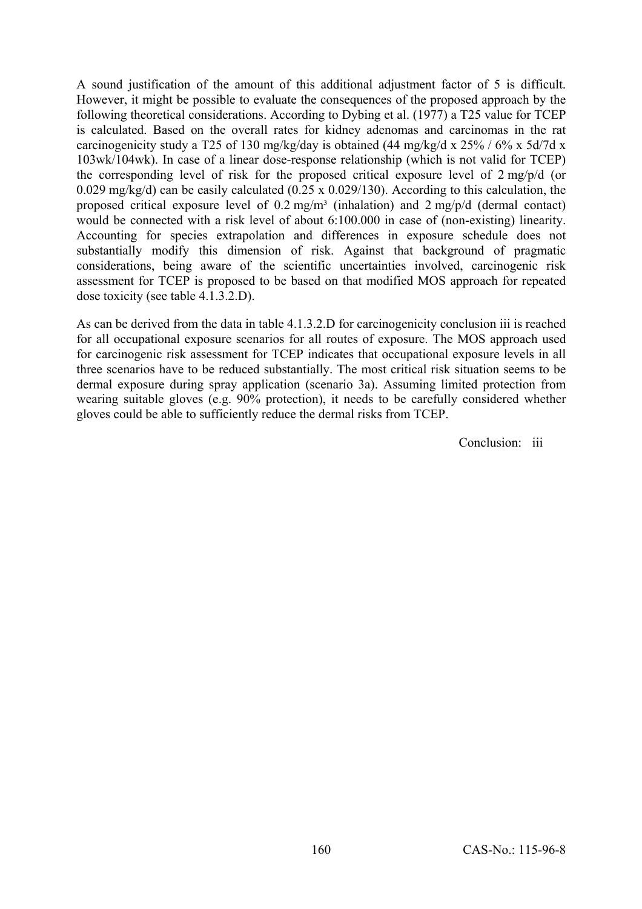A sound justification of the amount of this additional adjustment factor of 5 is difficult. However, it might be possible to evaluate the consequences of the proposed approach by the following theoretical considerations. According to Dybing et al. (1977) a T25 value for TCEP is calculated. Based on the overall rates for kidney adenomas and carcinomas in the rat carcinogenicity study a T25 of 130 mg/kg/day is obtained (44 mg/kg/d x 25% / 6% x 5d/7d x 103wk/104wk). In case of a linear dose-response relationship (which is not valid for TCEP) the corresponding level of risk for the proposed critical exposure level of 2 mg/p/d (or 0.029 mg/kg/d) can be easily calculated (0.25 x 0.029/130). According to this calculation, the proposed critical exposure level of 0.2 mg/m³ (inhalation) and 2 mg/p/d (dermal contact) would be connected with a risk level of about 6:100.000 in case of (non-existing) linearity. Accounting for species extrapolation and differences in exposure schedule does not substantially modify this dimension of risk. Against that background of pragmatic considerations, being aware of the scientific uncertainties involved, carcinogenic risk assessment for TCEP is proposed to be based on that modified MOS approach for repeated dose toxicity (see table 4.1.3.2.D).

As can be derived from the data in table 4.1.3.2.D for carcinogenicity conclusion iii is reached for all occupational exposure scenarios for all routes of exposure. The MOS approach used for carcinogenic risk assessment for TCEP indicates that occupational exposure levels in all three scenarios have to be reduced substantially. The most critical risk situation seems to be dermal exposure during spray application (scenario 3a). Assuming limited protection from wearing suitable gloves (e.g. 90% protection), it needs to be carefully considered whether gloves could be able to sufficiently reduce the dermal risks from TCEP.

Conclusion: iii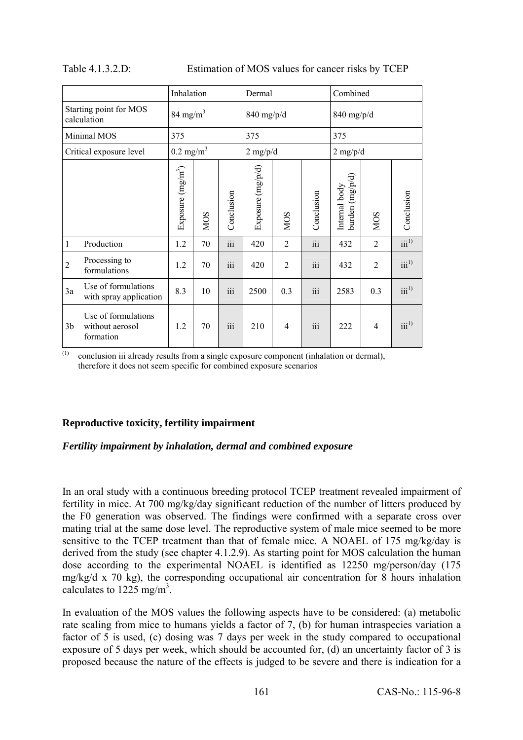Table 4.1.3.2.D: Estimation of MOS values for cancer risks by TCEP

| | | Inhalation | | | Dermal | | | Combined | | |
|---|---|---|---|---|---|---|---|---|---|---|
| Starting point for MOS calculation | | 84 mg/m$^3$ | | | 840 mg/p/d | | | 840 mg/p/d | | |
| Minimal MOS | | 375 | | | 375 | | | 375 | | |
| Critical exposure level | | 0.2 mg/m$^3$ | | | 2 mg/p/d | | | 2 mg/p/d | | |
| | | Exposure (mg/m$^3$) | MOS | Conclusion | Exposure (mg/p/d) | MOS | Conclusion | Internal body burden (mg/p/d) | MOS | Conclusion |
| 1 | Production | 1.2 | 70 | iii | 420 | 2 | iii | 432 | 2 | iii[1)] |
| 2 | Processing to formulations | 1.2 | 70 | iii | 420 | 2 | iii | 432 | 2 | iii[1)] |
| 3a | Use of formulations with spray application | 8.3 | 10 | iii | 2500 | 0.3 | iii | 2583 | 0.3 | iii[1)] |
| 3b | Use of formulations without aerosol formation | 1.2 | 70 | iii | 210 | 4 | iii | 222 | 4 | iii[1)] |

(1) conclusion iii already results from a single exposure component (inhalation or dermal), therefore it does not seem specific for combined exposure scenarios

**Reproductive toxicity, fertility impairment**

***Fertility impairment by inhalation, dermal and combined exposure***

In an oral study with a continuous breeding protocol TCEP treatment revealed impairment of fertility in mice. At 700 mg/kg/day significant reduction of the number of litters produced by the F0 generation was observed. The findings were confirmed with a separate cross over mating trial at the same dose level. The reproductive system of male mice seemed to be more sensitive to the TCEP treatment than that of female mice. A NOAEL of 175 mg/kg/day is derived from the study (see chapter 4.1.2.9). As starting point for MOS calculation the human dose according to the experimental NOAEL is identified as 12250 mg/person/day (175 mg/kg/d x 70 kg), the corresponding occupational air concentration for 8 hours inhalation calculates to 1225 mg/m$^3$.

In evaluation of the MOS values the following aspects have to be considered: (a) metabolic rate scaling from mice to humans yields a factor of 7, (b) for human intraspecies variation a factor of 5 is used, (c) dosing was 7 days per week in the study compared to occupational exposure of 5 days per week, which should be accounted for, (d) an uncertainty factor of 3 is proposed because the nature of the effects is judged to be severe and there is indication for a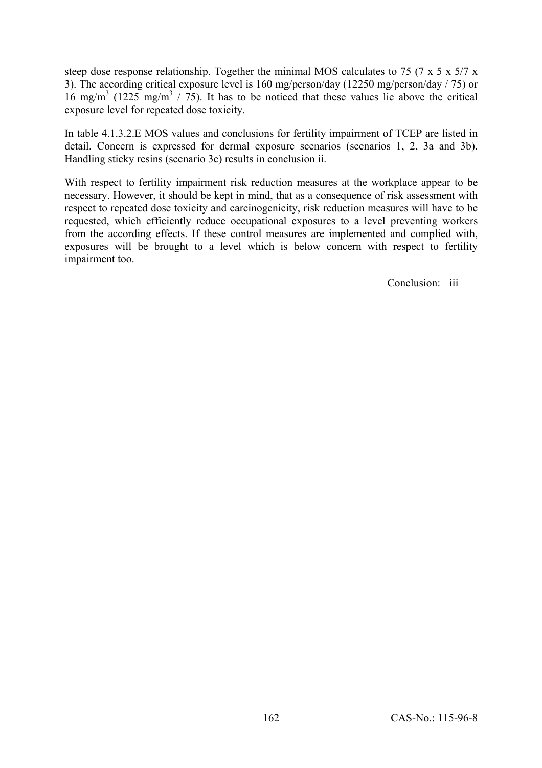steep dose response relationship. Together the minimal MOS calculates to 75 (7 x 5 x 5/7 x 3). The according critical exposure level is 160 mg/person/day (12250 mg/person/day / 75) or 16 mg/m$^3$ (1225 mg/m$^3$ / 75). It has to be noticed that these values lie above the critical exposure level for repeated dose toxicity.

In table 4.1.3.2.E MOS values and conclusions for fertility impairment of TCEP are listed in detail. Concern is expressed for dermal exposure scenarios (scenarios 1, 2, 3a and 3b). Handling sticky resins (scenario 3c) results in conclusion ii.

With respect to fertility impairment risk reduction measures at the workplace appear to be necessary. However, it should be kept in mind, that as a consequence of risk assessment with respect to repeated dose toxicity and carcinogenicity, risk reduction measures will have to be requested, which efficiently reduce occupational exposures to a level preventing workers from the according effects. If these control measures are implemented and complied with, exposures will be brought to a level which is below concern with respect to fertility impairment too.

Conclusion: iii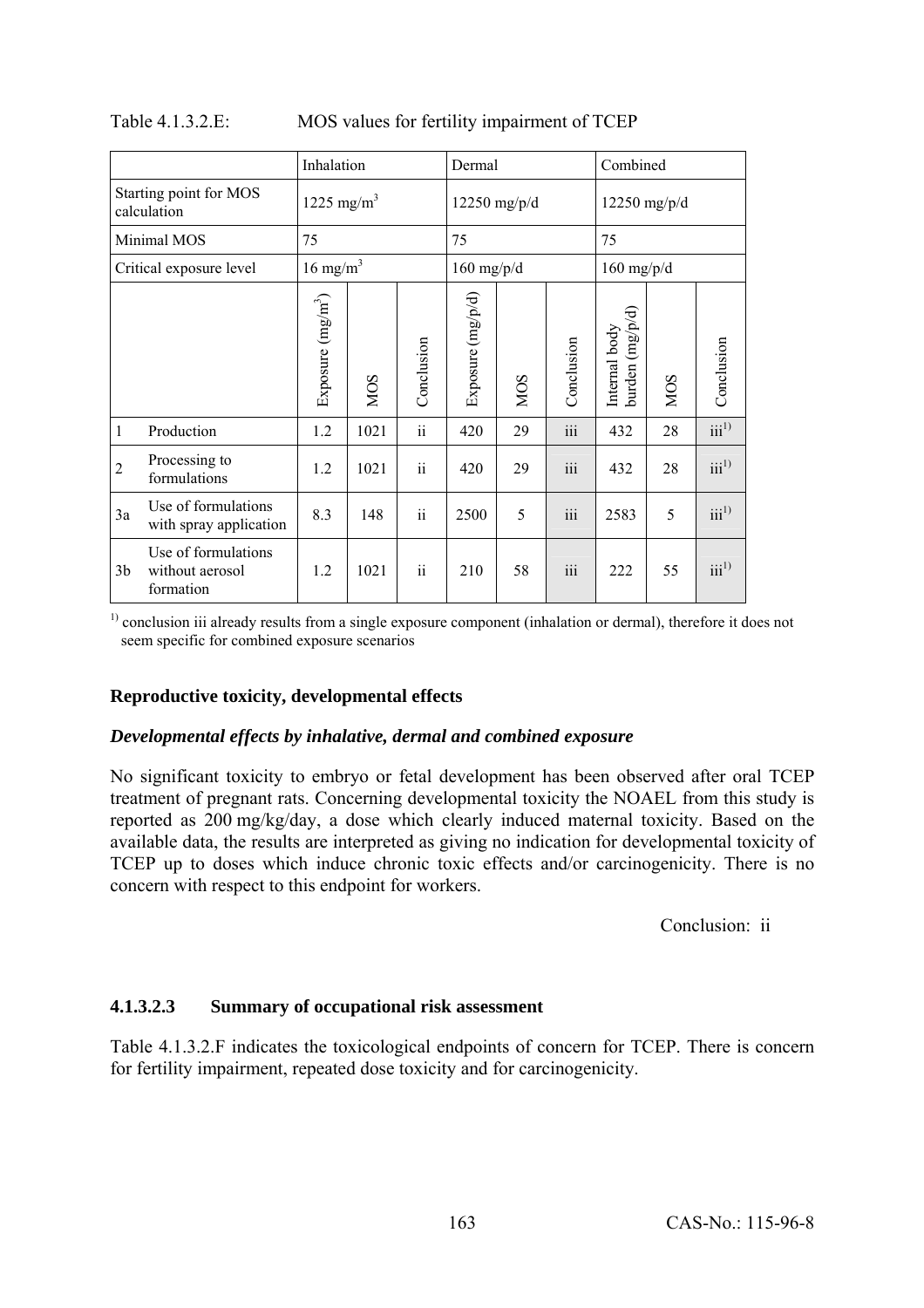Table 4.1.3.2.E: MOS values for fertility impairment of TCEP

| | | Inhalation | | | Dermal | | | Combined | | |
|---|---|---|---|---|---|---|---|---|---|---|
| Starting point for MOS calculation | | 1225 mg/m³ | | | 12250 mg/p/d | | | 12250 mg/p/d | | |
| Minimal MOS | | 75 | | | 75 | | | 75 | | |
| Critical exposure level | | 16 mg/m³ | | | 160 mg/p/d | | | 160 mg/p/d | | |
| | | Exposure (mg/m³) | MOS | Conclusion | Exposure (mg/p/d) | MOS | Conclusion | Internal body burden (mg/p/d) | MOS | Conclusion |
| 1 | Production | 1.2 | 1021 | ii | 420 | 29 | iii | 432 | 28 | iii[1)] |
| 2 | Processing to formulations | 1.2 | 1021 | ii | 420 | 29 | iii | 432 | 28 | iii[1)] |
| 3a | Use of formulations with spray application | 8.3 | 148 | ii | 2500 | 5 | iii | 2583 | 5 | iii[1)] |
| 3b | Use of formulations without aerosol formation | 1.2 | 1021 | ii | 210 | 58 | iii | 222 | 55 | iii[1)] |

[1)] conclusion iii already results from a single exposure component (inhalation or dermal), therefore it does not seem specific for combined exposure scenarios

**Reproductive toxicity, developmental effects**

***Developmental effects by inhalative, dermal and combined exposure***

No significant toxicity to embryo or fetal development has been observed after oral TCEP treatment of pregnant rats. Concerning developmental toxicity the NOAEL from this study is reported as 200 mg/kg/day, a dose which clearly induced maternal toxicity. Based on the available data, the results are interpreted as giving no indication for developmental toxicity of TCEP up to doses which induce chronic toxic effects and/or carcinogenicity. There is no concern with respect to this endpoint for workers.

Conclusion: ii

#### 4.1.3.2.3 Summary of occupational risk assessment

Table 4.1.3.2.F indicates the toxicological endpoints of concern for TCEP. There is concern for fertility impairment, repeated dose toxicity and for carcinogenicity.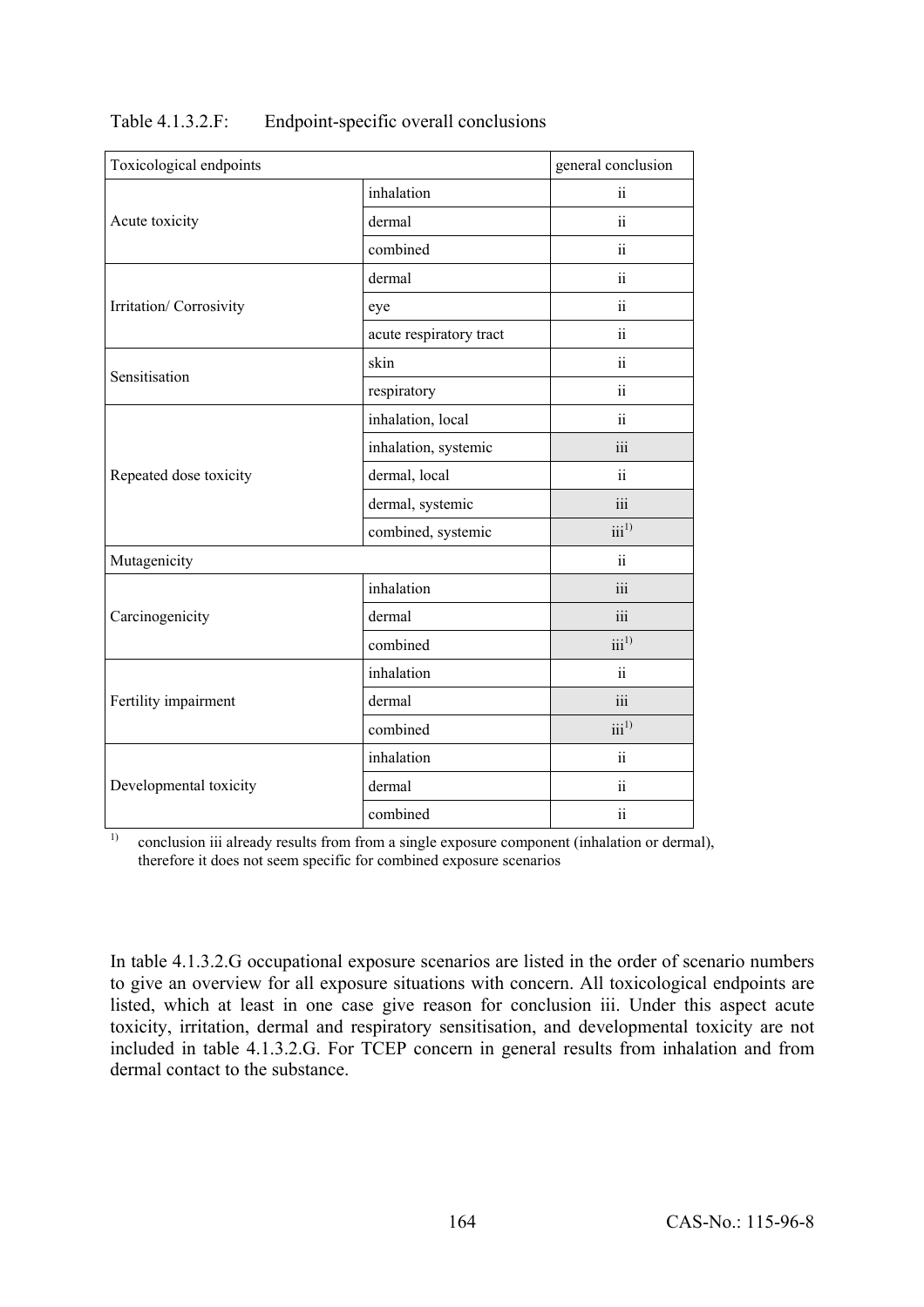Table 4.1.3.2.F: Endpoint-specific overall conclusions

| Toxicological endpoints | | general conclusion |
|---|---|---|
| Acute toxicity | inhalation | ii |
| | dermal | ii |
| | combined | ii |
| Irritation/ Corrosivity | dermal | ii |
| | eye | ii |
| | acute respiratory tract | ii |
| Sensitisation | skin | ii |
| | respiratory | ii |
| Repeated dose toxicity | inhalation, local | ii |
| | inhalation, systemic | iii |
| | dermal, local | ii |
| | dermal, systemic | iii |
| | combined, systemic | iii[1)] |
| Mutagenicity | | ii |
| Carcinogenicity | inhalation | iii |
| | dermal | iii |
| | combined | iii[1)] |
| Fertility impairment | inhalation | ii |
| | dermal | iii |
| | combined | iii[1)] |
| Developmental toxicity | inhalation | ii |
| | dermal | ii |
| | combined | ii |

1) conclusion iii already results from from a single exposure component (inhalation or dermal), therefore it does not seem specific for combined exposure scenarios

In table 4.1.3.2.G occupational exposure scenarios are listed in the order of scenario numbers to give an overview for all exposure situations with concern. All toxicological endpoints are listed, which at least in one case give reason for conclusion iii. Under this aspect acute toxicity, irritation, dermal and respiratory sensitisation, and developmental toxicity are not included in table 4.1.3.2.G. For TCEP concern in general results from inhalation and from dermal contact to the substance.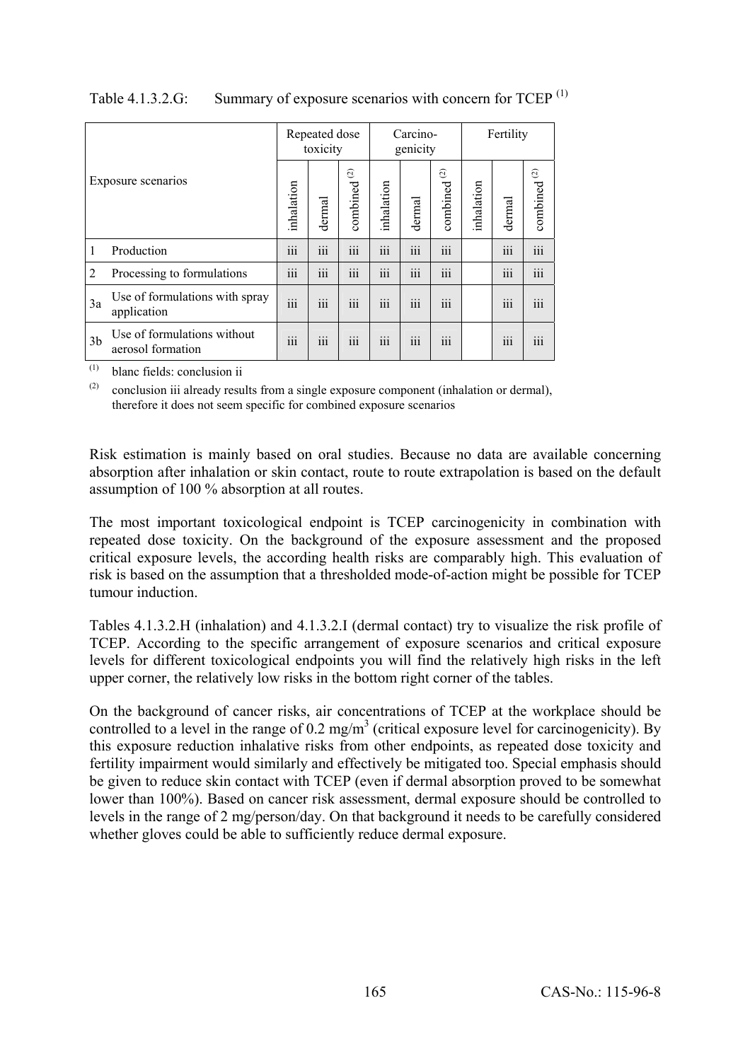Table 4.1.3.2.G: Summary of exposure scenarios with concern for TCEP [(1)]

| Exposure scenarios | | Repeated dose toxicity | | | Carcino-genicity | | | Fertility | | |
|---|---|---|---|---|---|---|---|---|---|---|
| | | inhalation | dermal | combined [(2)] | inhalation | dermal | combined [(2)] | inhalation | dermal | combined [(2)] |
| 1 | Production | iii | iii | iii | iii | iii | iii | | iii | iii |
| 2 | Processing to formulations | iii | iii | iii | iii | iii | iii | | iii | iii |
| 3a | Use of formulations with spray application | iii | iii | iii | iii | iii | iii | | iii | iii |
| 3b | Use of formulations without aerosol formation | iii | iii | iii | iii | iii | iii | | iii | iii |

(1) blanc fields: conclusion ii

(2) conclusion iii already results from a single exposure component (inhalation or dermal), therefore it does not seem specific for combined exposure scenarios

Risk estimation is mainly based on oral studies. Because no data are available concerning absorption after inhalation or skin contact, route to route extrapolation is based on the default assumption of 100 % absorption at all routes.

The most important toxicological endpoint is TCEP carcinogenicity in combination with repeated dose toxicity. On the background of the exposure assessment and the proposed critical exposure levels, the according health risks are comparably high. This evaluation of risk is based on the assumption that a thresholded mode-of-action might be possible for TCEP tumour induction.

Tables 4.1.3.2.H (inhalation) and 4.1.3.2.I (dermal contact) try to visualize the risk profile of TCEP. According to the specific arrangement of exposure scenarios and critical exposure levels for different toxicological endpoints you will find the relatively high risks in the left upper corner, the relatively low risks in the bottom right corner of the tables.

On the background of cancer risks, air concentrations of TCEP at the workplace should be controlled to a level in the range of 0.2 mg/m$^3$ (critical exposure level for carcinogenicity). By this exposure reduction inhalative risks from other endpoints, as repeated dose toxicity and fertility impairment would similarly and effectively be mitigated too. Special emphasis should be given to reduce skin contact with TCEP (even if dermal absorption proved to be somewhat lower than 100%). Based on cancer risk assessment, dermal exposure should be controlled to levels in the range of 2 mg/person/day. On that background it needs to be carefully considered whether gloves could be able to sufficiently reduce dermal exposure.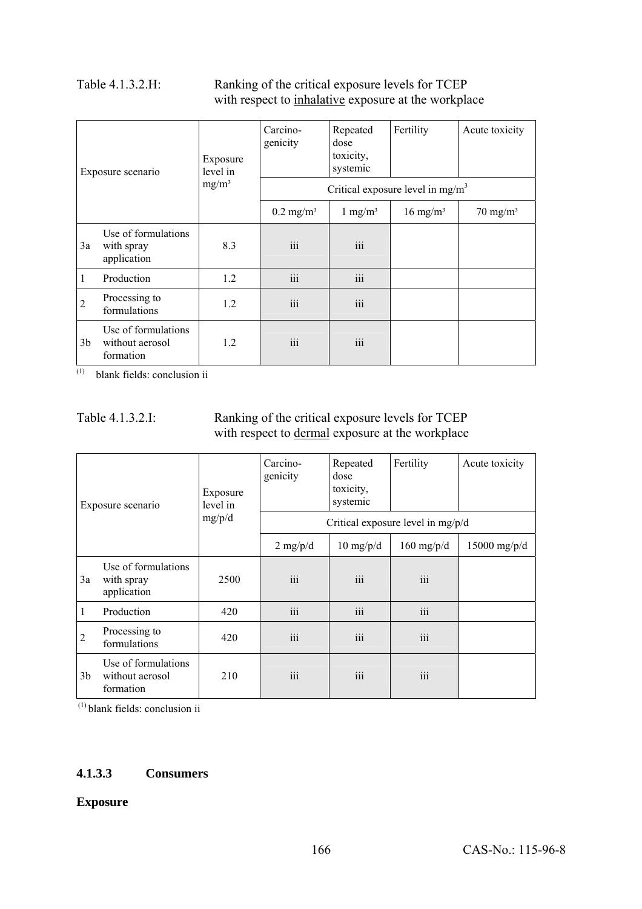Table 4.1.3.2.H: Ranking of the critical exposure levels for TCEP with respect to inhalative exposure at the workplace

| Exposure scenario | | Exposure level in mg/m³ | Carcino-genicity | Repeated dose toxicity, systemic | Fertility | Acute toxicity |
|---|---|---|---|---|---|---|
| | | | Critical exposure level in mg/m³ | | | |
| | | | 0.2 mg/m³ | 1 mg/m³ | 16 mg/m³ | 70 mg/m³ |
| 3a | Use of formulations with spray application | 8.3 | iii | iii | | |
| 1 | Production | 1.2 | iii | iii | | |
| 2 | Processing to formulations | 1.2 | iii | iii | | |
| 3b | Use of formulations without aerosol formation | 1.2 | iii | iii | | |

(1) blank fields: conclusion ii

Table 4.1.3.2.I: Ranking of the critical exposure levels for TCEP with respect to dermal exposure at the workplace

| Exposure scenario | | Exposure level in mg/p/d | Carcino-genicity | Repeated dose toxicity, systemic | Fertility | Acute toxicity |
|---|---|---|---|---|---|---|
| | | | Critical exposure level in mg/p/d | | | |
| | | | 2 mg/p/d | 10 mg/p/d | 160 mg/p/d | 15000 mg/p/d |
| 3a | Use of formulations with spray application | 2500 | iii | iii | iii | |
| 1 | Production | 420 | iii | iii | iii | |
| 2 | Processing to formulations | 420 | iii | iii | iii | |
| 3b | Use of formulations without aerosol formation | 210 | iii | iii | iii | |

(1) blank fields: conclusion ii

### 4.1.3.3 Consumers

**Exposure**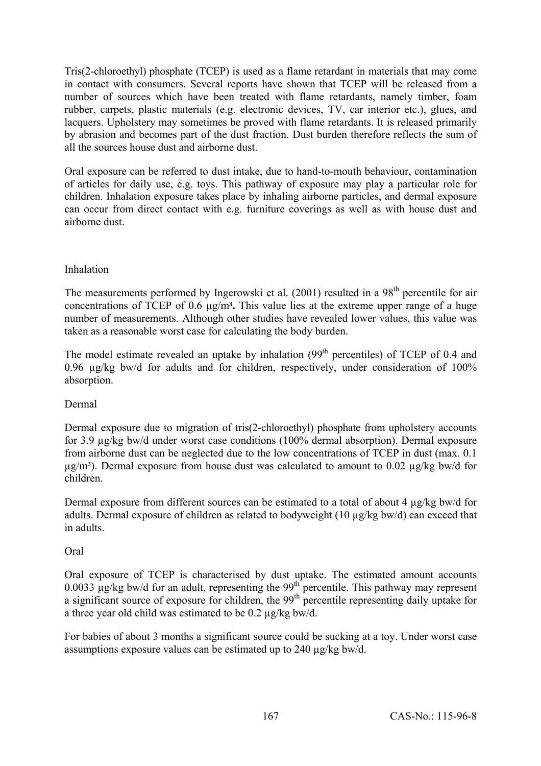Tris(2-chloroethyl) phosphate (TCEP) is used as a flame retardant in materials that may come in contact with consumers. Several reports have shown that TCEP will be released from a number of sources which have been treated with flame retardants, namely timber, foam rubber, carpets, plastic materials (e.g. electronic devices, TV, car interior etc.), glues, and lacquers. Upholstery may sometimes be proved with flame retardants. It is released primarily by abrasion and becomes part of the dust fraction. Dust burden therefore reflects the sum of all the sources house dust and airborne dust.

Oral exposure can be referred to dust intake, due to hand-to-mouth behaviour, contamination of articles for daily use, e.g. toys. This pathway of exposure may play a particular role for children. Inhalation exposure takes place by inhaling airborne particles, and dermal exposure can occur from direct contact with e.g. furniture coverings as well as with house dust and airborne dust.

Inhalation

The measurements performed by Ingerowski et al. (2001) resulted in a 98$^{th}$ percentile for air concentrations of TCEP of 0.6 µg/m$^3$**.** This value lies at the extreme upper range of a huge number of measurements. Although other studies have revealed lower values, this value was taken as a reasonable worst case for calculating the body burden.

The model estimate revealed an uptake by inhalation (99$^{th}$ percentiles) of TCEP of 0.4 and 0.96 µg/kg bw/d for adults and for children, respectively, under consideration of 100% absorption.

Dermal

Dermal exposure due to migration of tris(2-chloroethyl) phosphate from upholstery accounts for 3.9 µg/kg bw/d under worst case conditions (100% dermal absorption). Dermal exposure from airborne dust can be neglected due to the low concentrations of TCEP in dust (max. 0.1 µg/m$^3$). Dermal exposure from house dust was calculated to amount to 0.02 µg/kg bw/d for children.

Dermal exposure from different sources can be estimated to a total of about 4 µg/kg bw/d for adults. Dermal exposure of children as related to bodyweight (10 µg/kg bw/d) can exceed that in adults.

Oral

Oral exposure of TCEP is characterised by dust uptake. The estimated amount accounts 0.0033 µg/kg bw/d for an adult, representing the 99$^{th}$ percentile. This pathway may represent a significant source of exposure for children, the 99$^{th}$ percentile representing daily uptake for a three year old child was estimated to be 0.2 µg/kg bw/d.

For babies of about 3 months a significant source could be sucking at a toy. Under worst case assumptions exposure values can be estimated up to 240 µg/kg bw/d.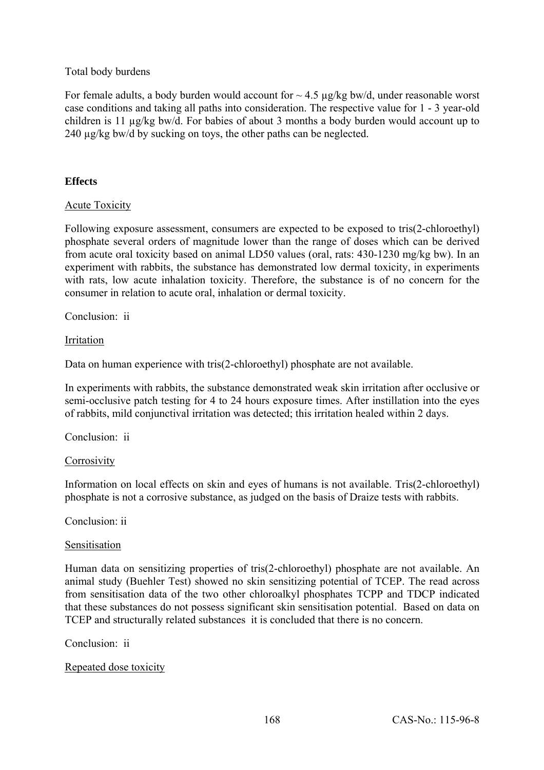Total body burdens

For female adults, a body burden would account for ~ 4.5 µg/kg bw/d, under reasonable worst case conditions and taking all paths into consideration. The respective value for 1 - 3 year-old children is 11 µg/kg bw/d. For babies of about 3 months a body burden would account up to 240 µg/kg bw/d by sucking on toys, the other paths can be neglected.

**Effects**

Acute Toxicity

Following exposure assessment, consumers are expected to be exposed to tris(2-chloroethyl) phosphate several orders of magnitude lower than the range of doses which can be derived from acute oral toxicity based on animal LD50 values (oral, rats: 430-1230 mg/kg bw). In an experiment with rabbits, the substance has demonstrated low dermal toxicity, in experiments with rats, low acute inhalation toxicity. Therefore, the substance is of no concern for the consumer in relation to acute oral, inhalation or dermal toxicity.

Conclusion: ii

Irritation

Data on human experience with tris(2-chloroethyl) phosphate are not available.

In experiments with rabbits, the substance demonstrated weak skin irritation after occlusive or semi-occlusive patch testing for 4 to 24 hours exposure times. After instillation into the eyes of rabbits, mild conjunctival irritation was detected; this irritation healed within 2 days.

Conclusion: ii

Corrosivity

Information on local effects on skin and eyes of humans is not available. Tris(2-chloroethyl) phosphate is not a corrosive substance, as judged on the basis of Draize tests with rabbits.

Conclusion: ii

Sensitisation

Human data on sensitizing properties of tris(2-chloroethyl) phosphate are not available. An animal study (Buehler Test) showed no skin sensitizing potential of TCEP. The read across from sensitisation data of the two other chloroalkyl phosphates TCPP and TDCP indicated that these substances do not possess significant skin sensitisation potential. Based on data on TCEP and structurally related substances it is concluded that there is no concern.

Conclusion: ii

Repeated dose toxicity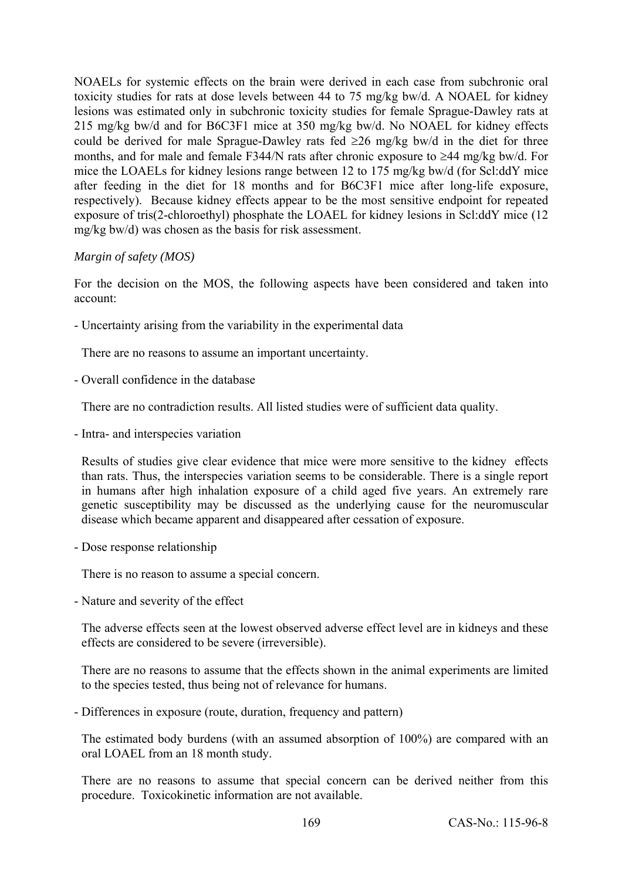NOAELs for systemic effects on the brain were derived in each case from subchronic oral toxicity studies for rats at dose levels between 44 to 75 mg/kg bw/d. A NOAEL for kidney lesions was estimated only in subchronic toxicity studies for female Sprague-Dawley rats at 215 mg/kg bw/d and for B6C3F1 mice at 350 mg/kg bw/d. No NOAEL for kidney effects could be derived for male Sprague-Dawley rats fed ≥26 mg/kg bw/d in the diet for three months, and for male and female F344/N rats after chronic exposure to ≥44 mg/kg bw/d. For mice the LOAELs for kidney lesions range between 12 to 175 mg/kg bw/d (for Scl:ddY mice after feeding in the diet for 18 months and for B6C3F1 mice after long-life exposure, respectively). Because kidney effects appear to be the most sensitive endpoint for repeated exposure of tris(2-chloroethyl) phosphate the LOAEL for kidney lesions in Scl:ddY mice (12 mg/kg bw/d) was chosen as the basis for risk assessment.

*Margin of safety (MOS)*

For the decision on the MOS, the following aspects have been considered and taken into account:

- Uncertainty arising from the variability in the experimental data

  There are no reasons to assume an important uncertainty.

- Overall confidence in the database

  There are no contradiction results. All listed studies were of sufficient data quality.

- Intra- and interspecies variation

  Results of studies give clear evidence that mice were more sensitive to the kidney effects than rats. Thus, the interspecies variation seems to be considerable. There is a single report in humans after high inhalation exposure of a child aged five years. An extremely rare genetic susceptibility may be discussed as the underlying cause for the neuromuscular disease which became apparent and disappeared after cessation of exposure.

- Dose response relationship

  There is no reason to assume a special concern.

- Nature and severity of the effect

  The adverse effects seen at the lowest observed adverse effect level are in kidneys and these effects are considered to be severe (irreversible).

  There are no reasons to assume that the effects shown in the animal experiments are limited to the species tested, thus being not of relevance for humans.

- Differences in exposure (route, duration, frequency and pattern)

  The estimated body burdens (with an assumed absorption of 100%) are compared with an oral LOAEL from an 18 month study.

  There are no reasons to assume that special concern can be derived neither from this procedure. Toxicokinetic information are not available.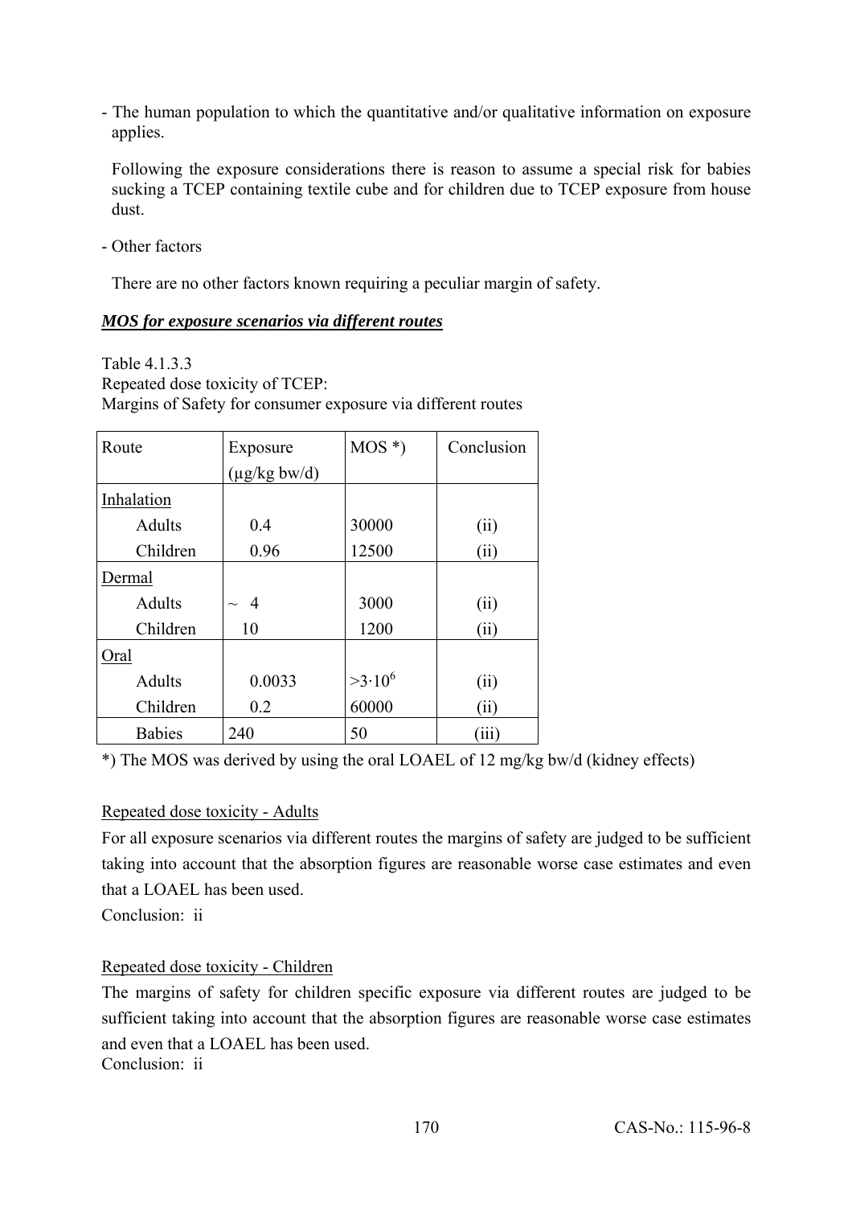- The human population to which the quantitative and/or qualitative information on exposure applies.

  Following the exposure considerations there is reason to assume a special risk for babies sucking a TCEP containing textile cube and for children due to TCEP exposure from house dust.

- Other factors

  There are no other factors known requiring a peculiar margin of safety.

***MOS for exposure scenarios via different routes***

Table 4.1.3.3
Repeated dose toxicity of TCEP:
Margins of Safety for consumer exposure via different routes

| Route | Exposure (µg/kg bw/d) | MOS *) | Conclusion |
|---|---|---|---|
| Inhalation | | | |
| Adults | 0.4 | 30000 | (ii) |
| Children | 0.96 | 12500 | (ii) |
| Dermal | | | |
| Adults | ~ 4 | 3000 | (ii) |
| Children | 10 | 1200 | (ii) |
| Oral | | | |
| Adults | 0.0033 | $>3 \cdot 10^6$ | (ii) |
| Children | 0.2 | 60000 | (ii) |
| Babies | 240 | 50 | (iii) |

*) The MOS was derived by using the oral LOAEL of 12 mg/kg bw/d (kidney effects)

Repeated dose toxicity - Adults

For all exposure scenarios via different routes the margins of safety are judged to be sufficient taking into account that the absorption figures are reasonable worse case estimates and even that a LOAEL has been used.

Conclusion: ii

Repeated dose toxicity - Children

The margins of safety for children specific exposure via different routes are judged to be sufficient taking into account that the absorption figures are reasonable worse case estimates and even that a LOAEL has been used.

Conclusion: ii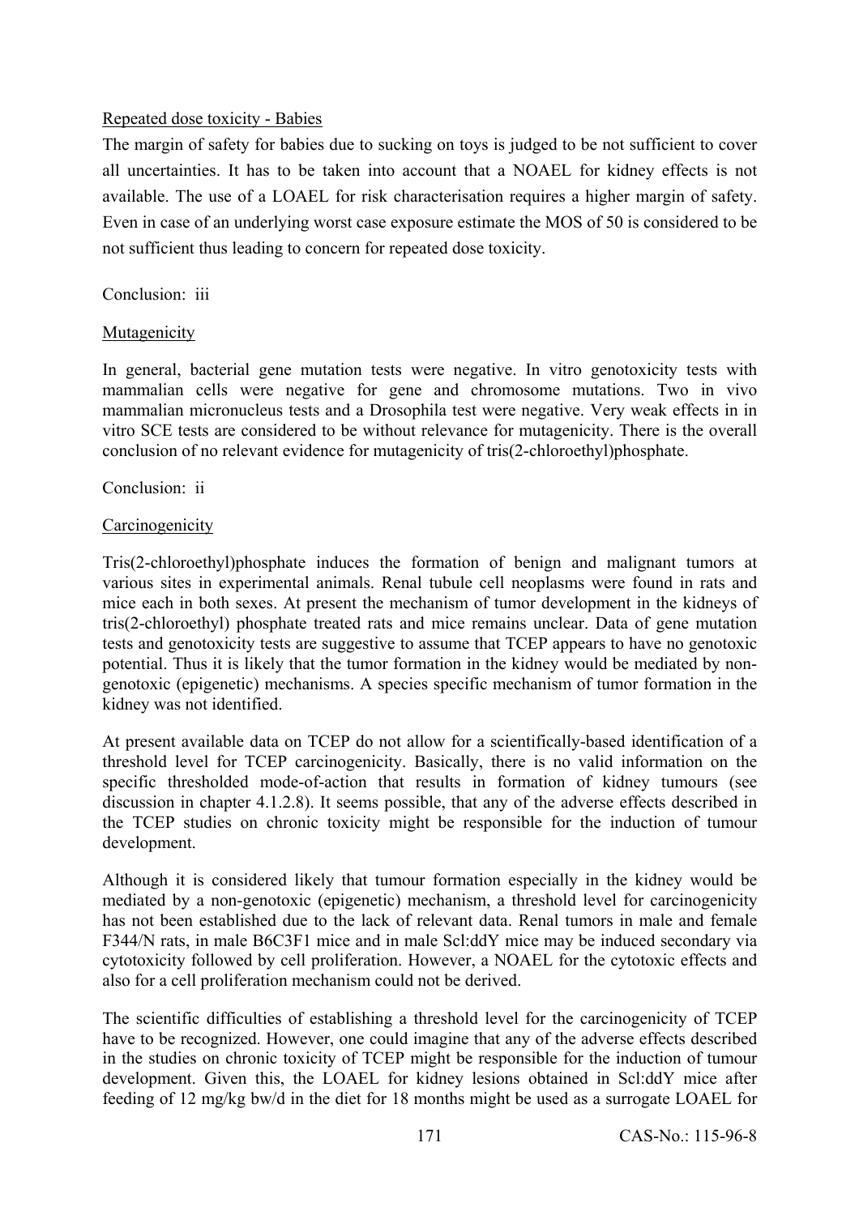Repeated dose toxicity - Babies

The margin of safety for babies due to sucking on toys is judged to be not sufficient to cover all uncertainties. It has to be taken into account that a NOAEL for kidney effects is not available. The use of a LOAEL for risk characterisation requires a higher margin of safety. Even in case of an underlying worst case exposure estimate the MOS of 50 is considered to be not sufficient thus leading to concern for repeated dose toxicity.

Conclusion: iii

Mutagenicity

In general, bacterial gene mutation tests were negative. In vitro genotoxicity tests with mammalian cells were negative for gene and chromosome mutations. Two in vivo mammalian micronucleus tests and a Drosophila test were negative. Very weak effects in in vitro SCE tests are considered to be without relevance for mutagenicity. There is the overall conclusion of no relevant evidence for mutagenicity of tris(2-chloroethyl)phosphate.

Conclusion: ii

Carcinogenicity

Tris(2-chloroethyl)phosphate induces the formation of benign and malignant tumors at various sites in experimental animals. Renal tubule cell neoplasms were found in rats and mice each in both sexes. At present the mechanism of tumor development in the kidneys of tris(2-chloroethyl) phosphate treated rats and mice remains unclear. Data of gene mutation tests and genotoxicity tests are suggestive to assume that TCEP appears to have no genotoxic potential. Thus it is likely that the tumor formation in the kidney would be mediated by non-genotoxic (epigenetic) mechanisms. A species specific mechanism of tumor formation in the kidney was not identified.

At present available data on TCEP do not allow for a scientifically-based identification of a threshold level for TCEP carcinogenicity. Basically, there is no valid information on the specific thresholded mode-of-action that results in formation of kidney tumours (see discussion in chapter 4.1.2.8). It seems possible, that any of the adverse effects described in the TCEP studies on chronic toxicity might be responsible for the induction of tumour development.

Although it is considered likely that tumour formation especially in the kidney would be mediated by a non-genotoxic (epigenetic) mechanism, a threshold level for carcinogenicity has not been established due to the lack of relevant data. Renal tumors in male and female F344/N rats, in male B6C3F1 mice and in male Scl:ddY mice may be induced secondary via cytotoxicity followed by cell proliferation. However, a NOAEL for the cytotoxic effects and also for a cell proliferation mechanism could not be derived.

The scientific difficulties of establishing a threshold level for the carcinogenicity of TCEP have to be recognized. However, one could imagine that any of the adverse effects described in the studies on chronic toxicity of TCEP might be responsible for the induction of tumour development. Given this, the LOAEL for kidney lesions obtained in Scl:ddY mice after feeding of 12 mg/kg bw/d in the diet for 18 months might be used as a surrogate LOAEL for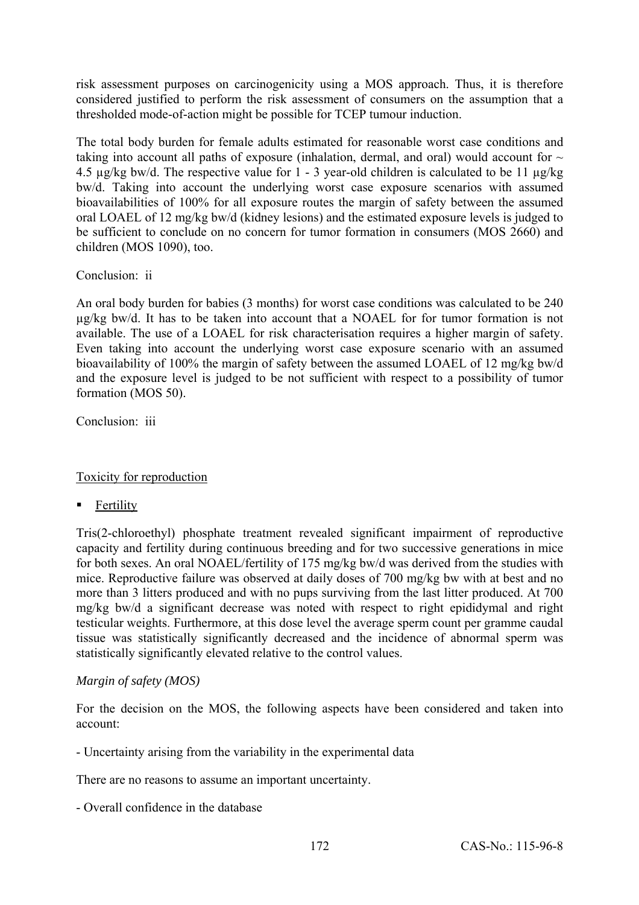risk assessment purposes on carcinogenicity using a MOS approach. Thus, it is therefore considered justified to perform the risk assessment of consumers on the assumption that a thresholded mode-of-action might be possible for TCEP tumour induction.

The total body burden for female adults estimated for reasonable worst case conditions and taking into account all paths of exposure (inhalation, dermal, and oral) would account for ~ 4.5 µg/kg bw/d. The respective value for 1 - 3 year-old children is calculated to be 11 µg/kg bw/d. Taking into account the underlying worst case exposure scenarios with assumed bioavailabilities of 100% for all exposure routes the margin of safety between the assumed oral LOAEL of 12 mg/kg bw/d (kidney lesions) and the estimated exposure levels is judged to be sufficient to conclude on no concern for tumor formation in consumers (MOS 2660) and children (MOS 1090), too.

Conclusion: ii

An oral body burden for babies (3 months) for worst case conditions was calculated to be 240 µg/kg bw/d. It has to be taken into account that a NOAEL for for tumor formation is not available. The use of a LOAEL for risk characterisation requires a higher margin of safety. Even taking into account the underlying worst case exposure scenario with an assumed bioavailability of 100% the margin of safety between the assumed LOAEL of 12 mg/kg bw/d and the exposure level is judged to be not sufficient with respect to a possibility of tumor formation (MOS 50).

Conclusion: iii

Toxicity for reproduction

- Fertility

Tris(2-chloroethyl) phosphate treatment revealed significant impairment of reproductive capacity and fertility during continuous breeding and for two successive generations in mice for both sexes. An oral NOAEL/fertility of 175 mg/kg bw/d was derived from the studies with mice. Reproductive failure was observed at daily doses of 700 mg/kg bw with at best and no more than 3 litters produced and with no pups surviving from the last litter produced. At 700 mg/kg bw/d a significant decrease was noted with respect to right epididymal and right testicular weights. Furthermore, at this dose level the average sperm count per gramme caudal tissue was statistically significantly decreased and the incidence of abnormal sperm was statistically significantly elevated relative to the control values.

*Margin of safety (MOS)*

For the decision on the MOS, the following aspects have been considered and taken into account:

- Uncertainty arising from the variability in the experimental data

There are no reasons to assume an important uncertainty.

- Overall confidence in the database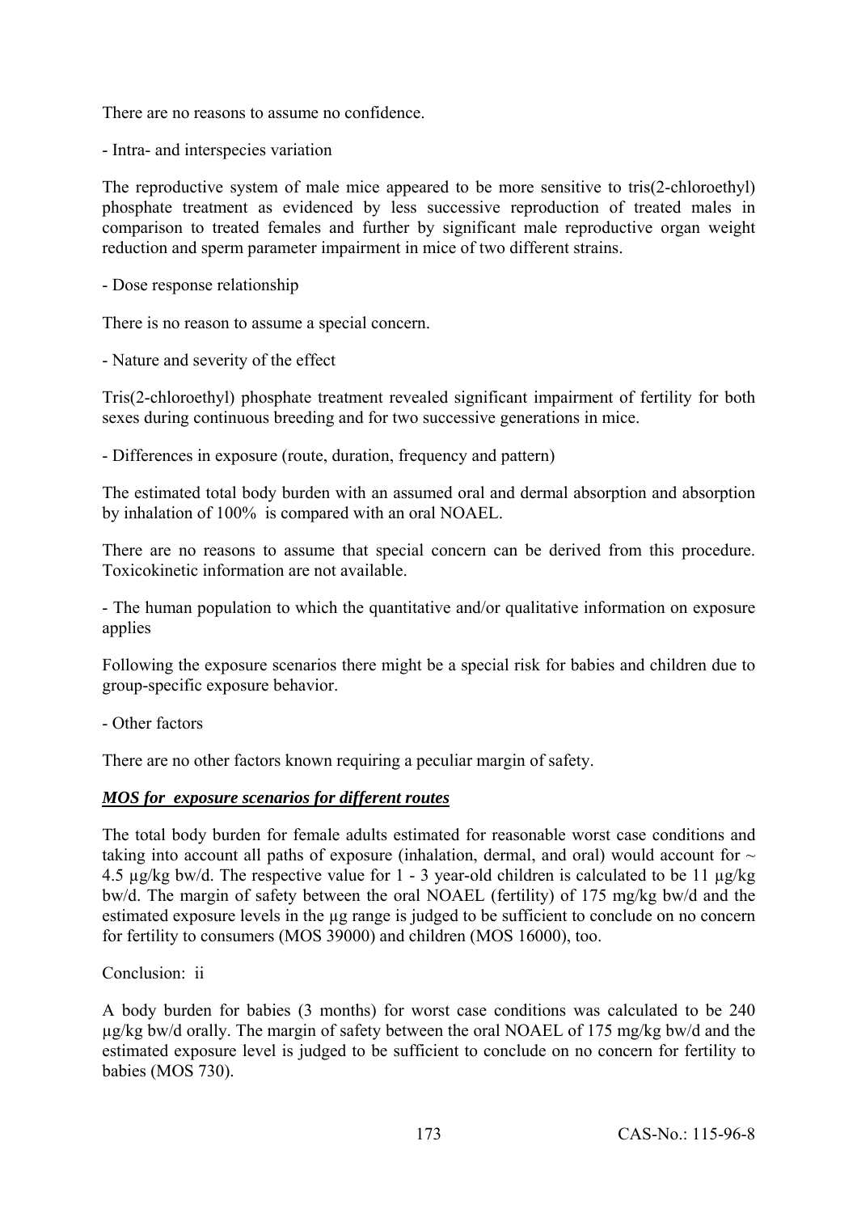There are no reasons to assume no confidence.

- Intra- and interspecies variation

The reproductive system of male mice appeared to be more sensitive to tris(2-chloroethyl) phosphate treatment as evidenced by less successive reproduction of treated males in comparison to treated females and further by significant male reproductive organ weight reduction and sperm parameter impairment in mice of two different strains.

- Dose response relationship

There is no reason to assume a special concern.

- Nature and severity of the effect

Tris(2-chloroethyl) phosphate treatment revealed significant impairment of fertility for both sexes during continuous breeding and for two successive generations in mice.

- Differences in exposure (route, duration, frequency and pattern)

The estimated total body burden with an assumed oral and dermal absorption and absorption by inhalation of 100% is compared with an oral NOAEL.

There are no reasons to assume that special concern can be derived from this procedure. Toxicokinetic information are not available.

- The human population to which the quantitative and/or qualitative information on exposure applies

Following the exposure scenarios there might be a special risk for babies and children due to group-specific exposure behavior.

- Other factors

There are no other factors known requiring a peculiar margin of safety.

***MOS for exposure scenarios for different routes***

The total body burden for female adults estimated for reasonable worst case conditions and taking into account all paths of exposure (inhalation, dermal, and oral) would account for ~ 4.5 µg/kg bw/d. The respective value for 1 - 3 year-old children is calculated to be 11 µg/kg bw/d. The margin of safety between the oral NOAEL (fertility) of 175 mg/kg bw/d and the estimated exposure levels in the µg range is judged to be sufficient to conclude on no concern for fertility to consumers (MOS 39000) and children (MOS 16000), too.

Conclusion: ii

A body burden for babies (3 months) for worst case conditions was calculated to be 240 µg/kg bw/d orally. The margin of safety between the oral NOAEL of 175 mg/kg bw/d and the estimated exposure level is judged to be sufficient to conclude on no concern for fertility to babies (MOS 730).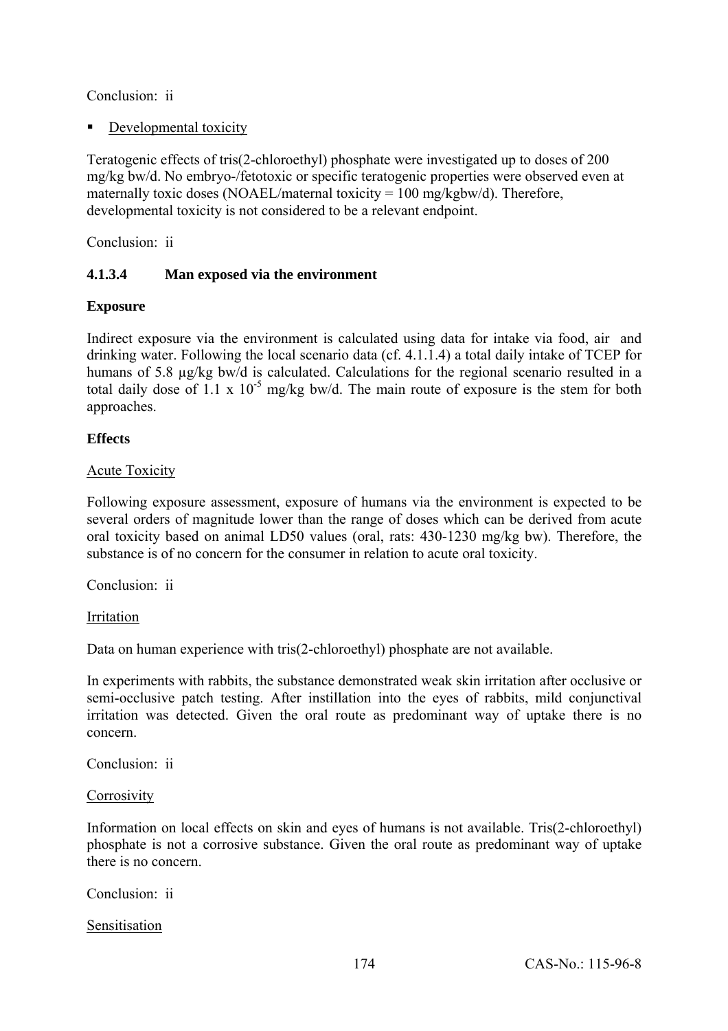Conclusion: ii

- Developmental toxicity

Teratogenic effects of tris(2-chloroethyl) phosphate were investigated up to doses of 200 mg/kg bw/d. No embryo-/fetotoxic or specific teratogenic properties were observed even at maternally toxic doses (NOAEL/maternal toxicity = 100 mg/kgbw/d). Therefore, developmental toxicity is not considered to be a relevant endpoint.

Conclusion: ii

#### 4.1.3.4 Man exposed via the environment

**Exposure**

Indirect exposure via the environment is calculated using data for intake via food, air and drinking water. Following the local scenario data (cf. 4.1.1.4) a total daily intake of TCEP for humans of 5.8 µg/kg bw/d is calculated. Calculations for the regional scenario resulted in a total daily dose of 1.1 x $10^{-5}$ mg/kg bw/d. The main route of exposure is the stem for both approaches.

**Effects**

Acute Toxicity

Following exposure assessment, exposure of humans via the environment is expected to be several orders of magnitude lower than the range of doses which can be derived from acute oral toxicity based on animal LD50 values (oral, rats: 430-1230 mg/kg bw). Therefore, the substance is of no concern for the consumer in relation to acute oral toxicity.

Conclusion: ii

Irritation

Data on human experience with tris(2-chloroethyl) phosphate are not available.

In experiments with rabbits, the substance demonstrated weak skin irritation after occlusive or semi-occlusive patch testing. After instillation into the eyes of rabbits, mild conjunctival irritation was detected. Given the oral route as predominant way of uptake there is no concern.

Conclusion: ii

Corrosivity

Information on local effects on skin and eyes of humans is not available. Tris(2-chloroethyl) phosphate is not a corrosive substance. Given the oral route as predominant way of uptake there is no concern.

Conclusion: ii

Sensitisation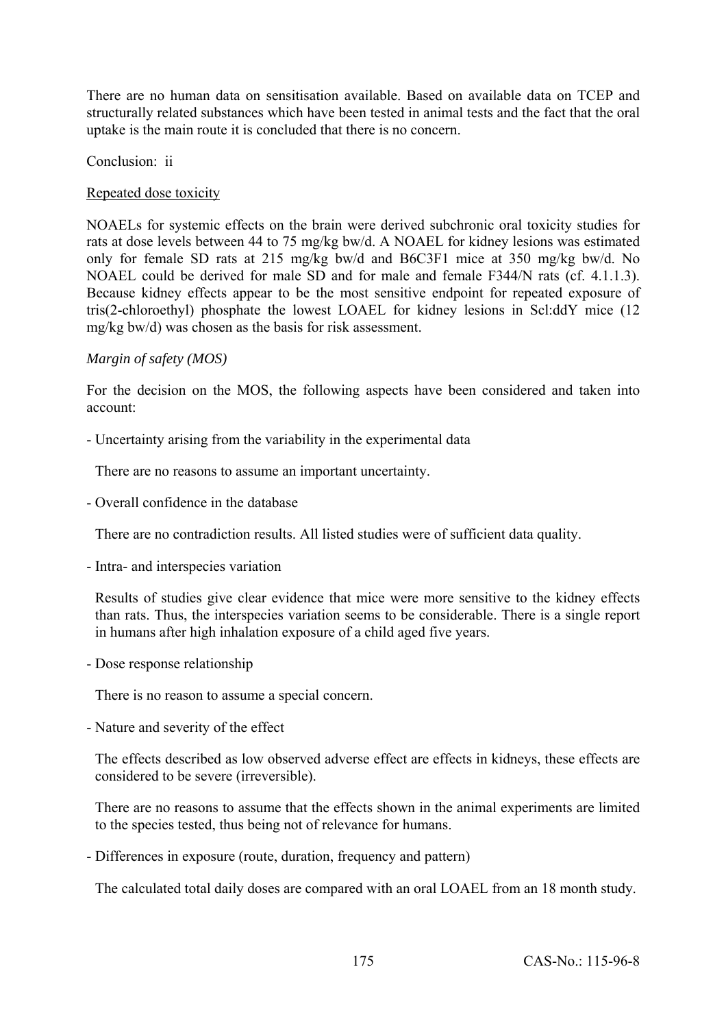There are no human data on sensitisation available. Based on available data on TCEP and structurally related substances which have been tested in animal tests and the fact that the oral uptake is the main route it is concluded that there is no concern.

Conclusion: ii

Repeated dose toxicity

NOAELs for systemic effects on the brain were derived subchronic oral toxicity studies for rats at dose levels between 44 to 75 mg/kg bw/d. A NOAEL for kidney lesions was estimated only for female SD rats at 215 mg/kg bw/d and B6C3F1 mice at 350 mg/kg bw/d. No NOAEL could be derived for male SD and for male and female F344/N rats (cf. 4.1.1.3). Because kidney effects appear to be the most sensitive endpoint for repeated exposure of tris(2-chloroethyl) phosphate the lowest LOAEL for kidney lesions in Scl:ddY mice (12 mg/kg bw/d) was chosen as the basis for risk assessment.

*Margin of safety (MOS)*

For the decision on the MOS, the following aspects have been considered and taken into account:

- Uncertainty arising from the variability in the experimental data

  There are no reasons to assume an important uncertainty.

- Overall confidence in the database

  There are no contradiction results. All listed studies were of sufficient data quality.

- Intra- and interspecies variation

  Results of studies give clear evidence that mice were more sensitive to the kidney effects than rats. Thus, the interspecies variation seems to be considerable. There is a single report in humans after high inhalation exposure of a child aged five years.

- Dose response relationship

  There is no reason to assume a special concern.

- Nature and severity of the effect

  The effects described as low observed adverse effect are effects in kidneys, these effects are considered to be severe (irreversible).

  There are no reasons to assume that the effects shown in the animal experiments are limited to the species tested, thus being not of relevance for humans.

- Differences in exposure (route, duration, frequency and pattern)

  The calculated total daily doses are compared with an oral LOAEL from an 18 month study.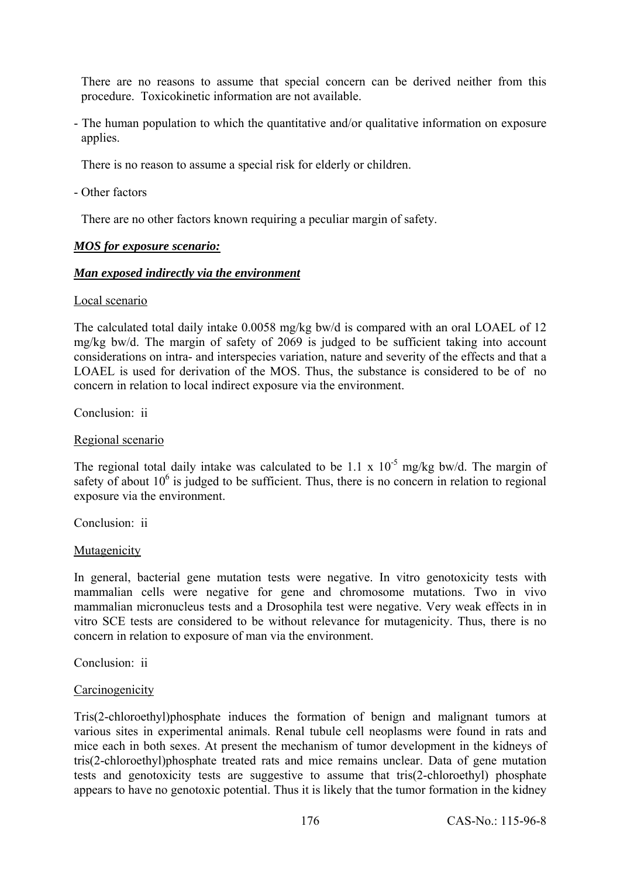There are no reasons to assume that special concern can be derived neither from this procedure. Toxicokinetic information are not available.

- The human population to which the quantitative and/or qualitative information on exposure applies.

  There is no reason to assume a special risk for elderly or children.

- Other factors

  There are no other factors known requiring a peculiar margin of safety.

***MOS for exposure scenario:***

***Man exposed indirectly via the environment***

Local scenario

The calculated total daily intake 0.0058 mg/kg bw/d is compared with an oral LOAEL of 12 mg/kg bw/d. The margin of safety of 2069 is judged to be sufficient taking into account considerations on intra- and interspecies variation, nature and severity of the effects and that a LOAEL is used for derivation of the MOS. Thus, the substance is considered to be of no concern in relation to local indirect exposure via the environment.

Conclusion: ii

Regional scenario

The regional total daily intake was calculated to be $1.1 \times 10^{-5}$ mg/kg bw/d. The margin of safety of about $10^{6}$ is judged to be sufficient. Thus, there is no concern in relation to regional exposure via the environment.

Conclusion: ii

Mutagenicity

In general, bacterial gene mutation tests were negative. In vitro genotoxicity tests with mammalian cells were negative for gene and chromosome mutations. Two in vivo mammalian micronucleus tests and a Drosophila test were negative. Very weak effects in in vitro SCE tests are considered to be without relevance for mutagenicity. Thus, there is no concern in relation to exposure of man via the environment.

Conclusion: ii

Carcinogenicity

Tris(2-chloroethyl)phosphate induces the formation of benign and malignant tumors at various sites in experimental animals. Renal tubule cell neoplasms were found in rats and mice each in both sexes. At present the mechanism of tumor development in the kidneys of tris(2-chloroethyl)phosphate treated rats and mice remains unclear. Data of gene mutation tests and genotoxicity tests are suggestive to assume that tris(2-chloroethyl) phosphate appears to have no genotoxic potential. Thus it is likely that the tumor formation in the kidney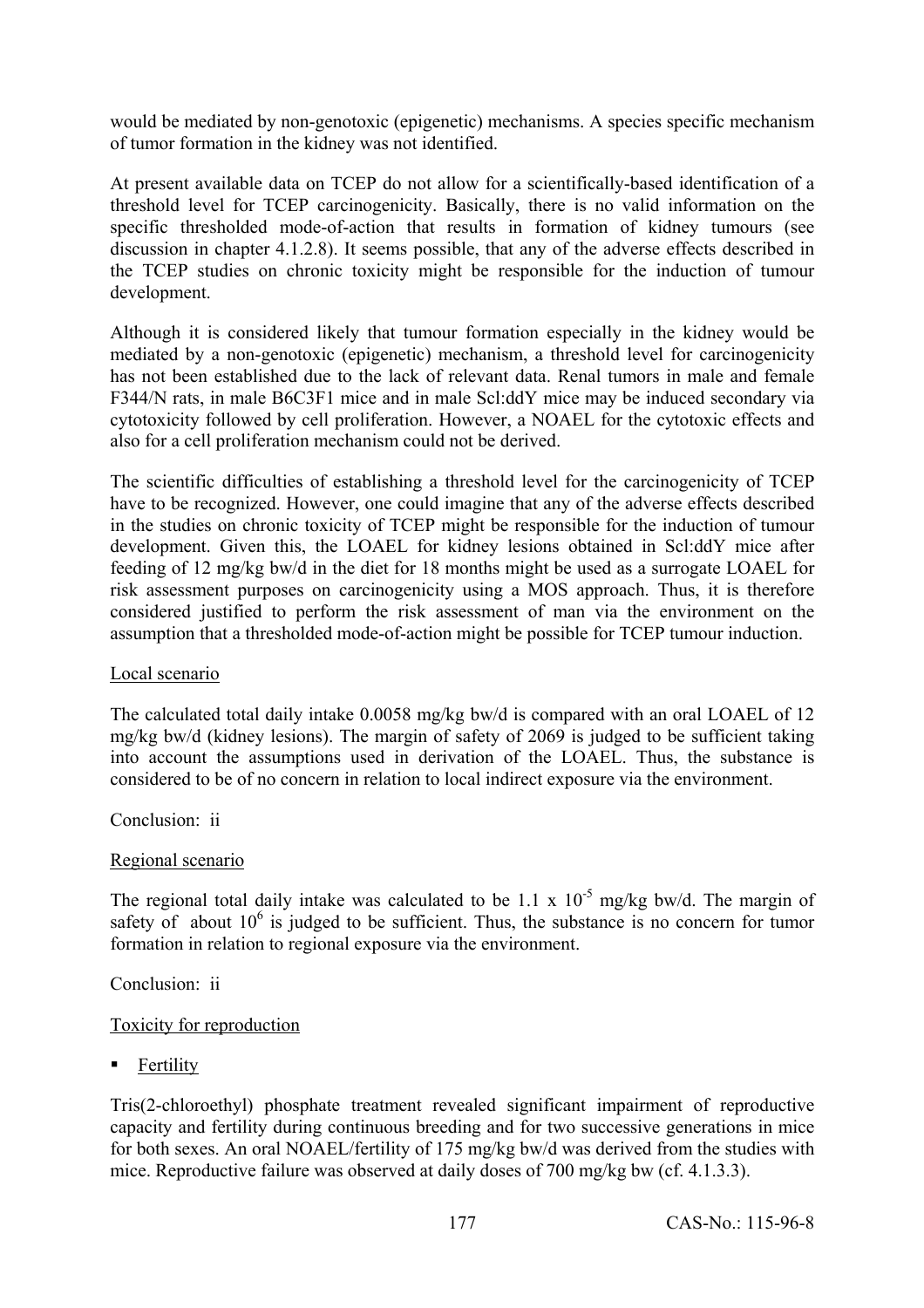would be mediated by non-genotoxic (epigenetic) mechanisms. A species specific mechanism of tumor formation in the kidney was not identified.

At present available data on TCEP do not allow for a scientifically-based identification of a threshold level for TCEP carcinogenicity. Basically, there is no valid information on the specific thresholded mode-of-action that results in formation of kidney tumours (see discussion in chapter 4.1.2.8). It seems possible, that any of the adverse effects described in the TCEP studies on chronic toxicity might be responsible for the induction of tumour development.

Although it is considered likely that tumour formation especially in the kidney would be mediated by a non-genotoxic (epigenetic) mechanism, a threshold level for carcinogenicity has not been established due to the lack of relevant data. Renal tumors in male and female F344/N rats, in male B6C3F1 mice and in male Scl:ddY mice may be induced secondary via cytotoxicity followed by cell proliferation. However, a NOAEL for the cytotoxic effects and also for a cell proliferation mechanism could not be derived.

The scientific difficulties of establishing a threshold level for the carcinogenicity of TCEP have to be recognized. However, one could imagine that any of the adverse effects described in the studies on chronic toxicity of TCEP might be responsible for the induction of tumour development. Given this, the LOAEL for kidney lesions obtained in Scl:ddY mice after feeding of 12 mg/kg bw/d in the diet for 18 months might be used as a surrogate LOAEL for risk assessment purposes on carcinogenicity using a MOS approach. Thus, it is therefore considered justified to perform the risk assessment of man via the environment on the assumption that a thresholded mode-of-action might be possible for TCEP tumour induction.

Local scenario

The calculated total daily intake 0.0058 mg/kg bw/d is compared with an oral LOAEL of 12 mg/kg bw/d (kidney lesions). The margin of safety of 2069 is judged to be sufficient taking into account the assumptions used in derivation of the LOAEL. Thus, the substance is considered to be of no concern in relation to local indirect exposure via the environment.

Conclusion: ii

Regional scenario

The regional total daily intake was calculated to be $1.1 \times 10^{-5}$ mg/kg bw/d. The margin of safety of about $10^{6}$ is judged to be sufficient. Thus, the substance is no concern for tumor formation in relation to regional exposure via the environment.

Conclusion: ii

Toxicity for reproduction

- Fertility

Tris(2-chloroethyl) phosphate treatment revealed significant impairment of reproductive capacity and fertility during continuous breeding and for two successive generations in mice for both sexes. An oral NOAEL/fertility of 175 mg/kg bw/d was derived from the studies with mice. Reproductive failure was observed at daily doses of 700 mg/kg bw (cf. 4.1.3.3).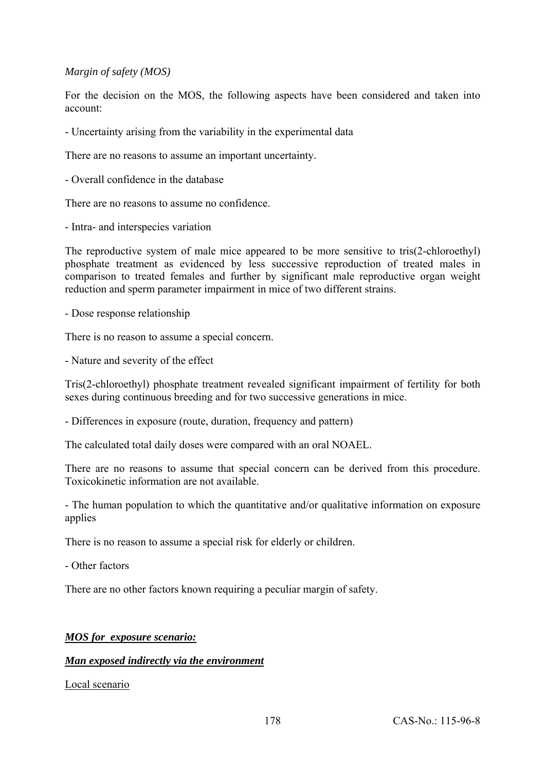*Margin of safety (MOS)*

For the decision on the MOS, the following aspects have been considered and taken into account:

- Uncertainty arising from the variability in the experimental data

There are no reasons to assume an important uncertainty.

- Overall confidence in the database

There are no reasons to assume no confidence.

- Intra- and interspecies variation

The reproductive system of male mice appeared to be more sensitive to tris(2-chloroethyl) phosphate treatment as evidenced by less successive reproduction of treated males in comparison to treated females and further by significant male reproductive organ weight reduction and sperm parameter impairment in mice of two different strains.

- Dose response relationship

There is no reason to assume a special concern.

- Nature and severity of the effect

Tris(2-chloroethyl) phosphate treatment revealed significant impairment of fertility for both sexes during continuous breeding and for two successive generations in mice.

- Differences in exposure (route, duration, frequency and pattern)

The calculated total daily doses were compared with an oral NOAEL.

There are no reasons to assume that special concern can be derived from this procedure. Toxicokinetic information are not available.

- The human population to which the quantitative and/or qualitative information on exposure applies

There is no reason to assume a special risk for elderly or children.

- Other factors

There are no other factors known requiring a peculiar margin of safety.

***MOS for exposure scenario:***

***Man exposed indirectly via the environment***

Local scenario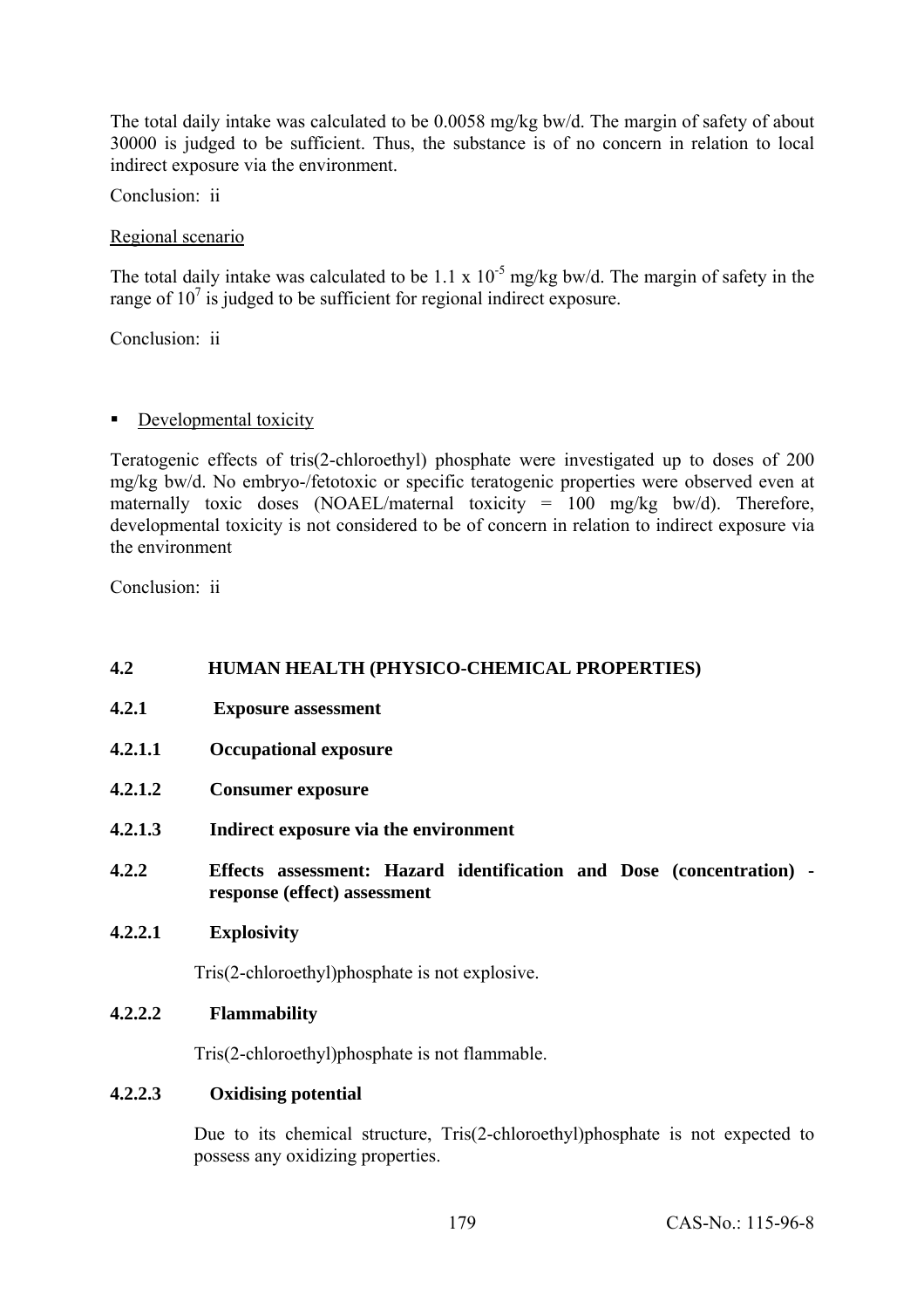The total daily intake was calculated to be 0.0058 mg/kg bw/d. The margin of safety of about 30000 is judged to be sufficient. Thus, the substance is of no concern in relation to local indirect exposure via the environment.

Conclusion: ii

Regional scenario

The total daily intake was calculated to be 1.1 x $10^{-5}$ mg/kg bw/d. The margin of safety in the range of $10^{7}$ is judged to be sufficient for regional indirect exposure.

Conclusion: ii

- Developmental toxicity

Teratogenic effects of tris(2-chloroethyl) phosphate were investigated up to doses of 200 mg/kg bw/d. No embryo-/fetotoxic or specific teratogenic properties were observed even at maternally toxic doses (NOAEL/maternal toxicity = 100 mg/kg bw/d). Therefore, developmental toxicity is not considered to be of concern in relation to indirect exposure via the environment

Conclusion: ii

## 4.2 HUMAN HEALTH (PHYSICO-CHEMICAL PROPERTIES)

### 4.2.1 Exposure assessment

#### 4.2.1.1 Occupational exposure

#### 4.2.1.2 Consumer exposure

#### 4.2.1.3 Indirect exposure via the environment

### 4.2.2 Effects assessment: Hazard identification and Dose (concentration) - response (effect) assessment

#### 4.2.2.1 Explosivity

Tris(2-chloroethyl)phosphate is not explosive.

#### 4.2.2.2 Flammability

Tris(2-chloroethyl)phosphate is not flammable.

#### 4.2.2.3 Oxidising potential

Due to its chemical structure, Tris(2-chloroethyl)phosphate is not expected to possess any oxidizing properties.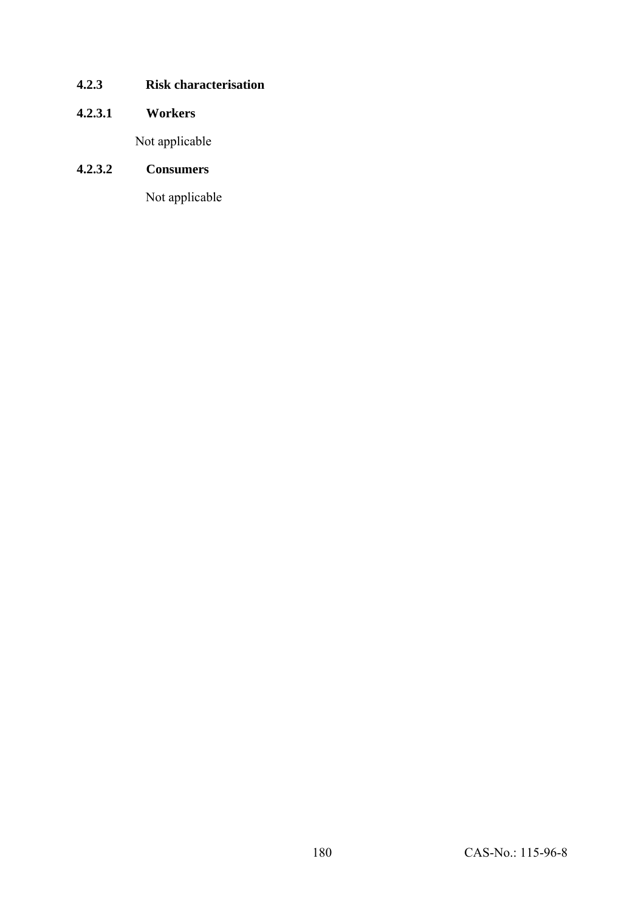### 4.2.3 Risk characterisation

#### 4.2.3.1 Workers

Not applicable

#### 4.2.3.2 Consumers

Not applicable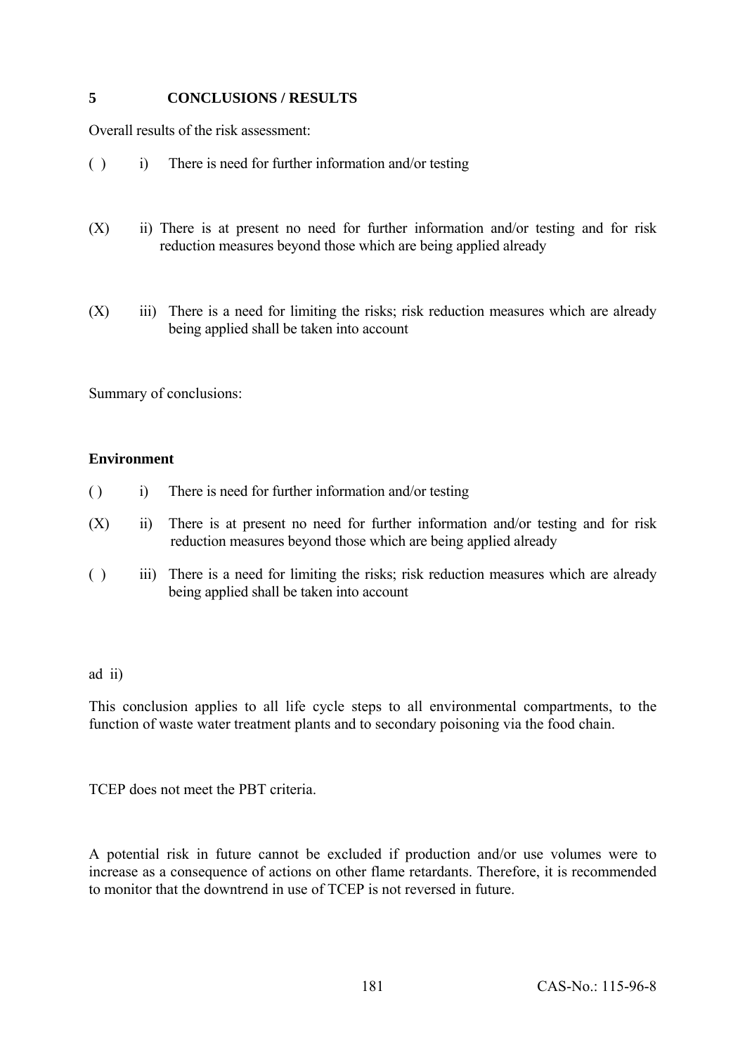# 5 CONCLUSIONS / RESULTS

Overall results of the risk assessment:

( ) i) There is need for further information and/or testing

(X) ii) There is at present no need for further information and/or testing and for risk reduction measures beyond those which are being applied already

(X) iii) There is a need for limiting the risks; risk reduction measures which are already being applied shall be taken into account

Summary of conclusions:

**Environment**

( ) i) There is need for further information and/or testing

(X) ii) There is at present no need for further information and/or testing and for risk reduction measures beyond those which are being applied already

( ) iii) There is a need for limiting the risks; risk reduction measures which are already being applied shall be taken into account

ad ii)

This conclusion applies to all life cycle steps to all environmental compartments, to the function of waste water treatment plants and to secondary poisoning via the food chain.

TCEP does not meet the PBT criteria.

A potential risk in future cannot be excluded if production and/or use volumes were to increase as a consequence of actions on other flame retardants. Therefore, it is recommended to monitor that the downtrend in use of TCEP is not reversed in future.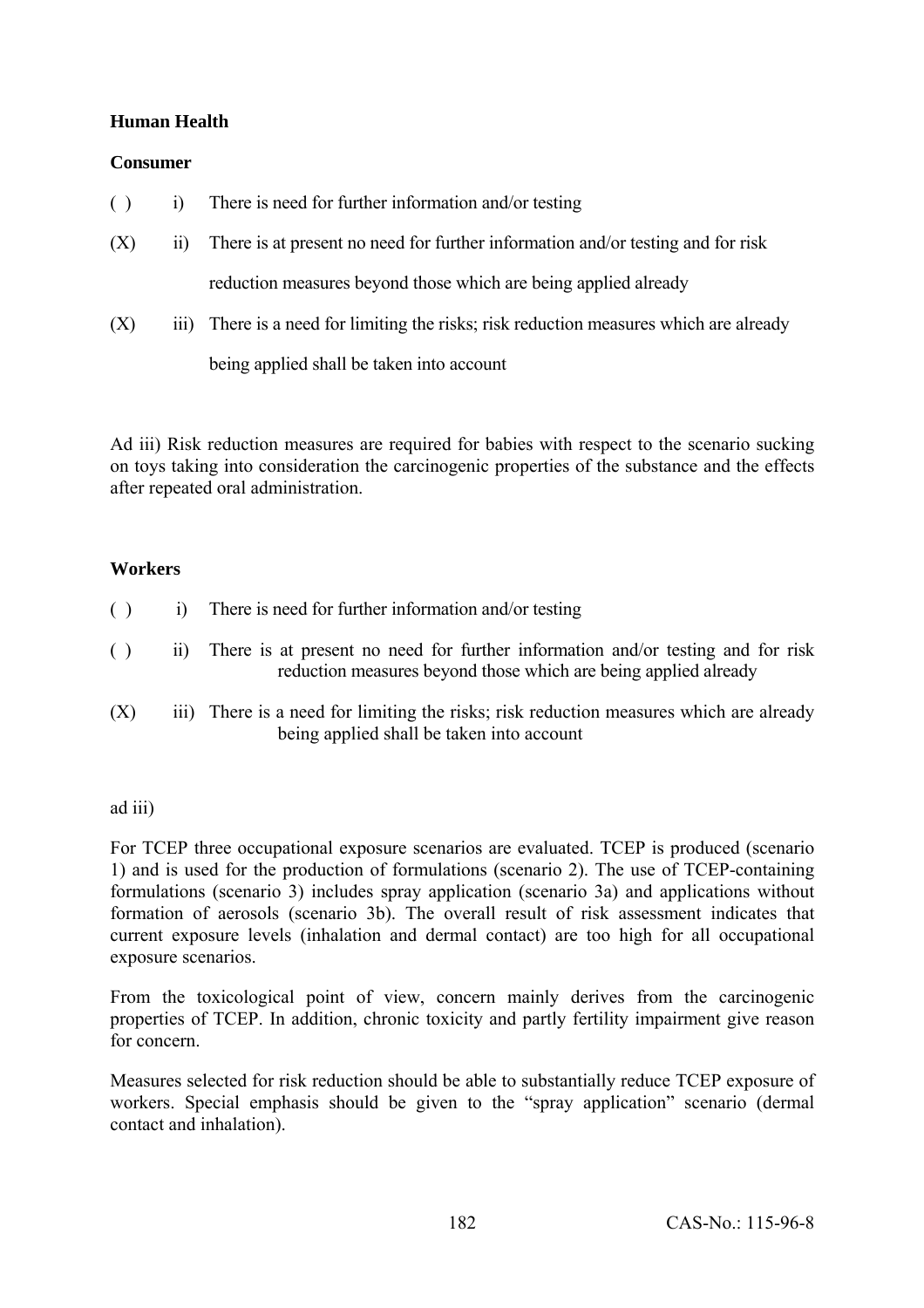**Human Health**

**Consumer**

( ) i) There is need for further information and/or testing

(X) ii) There is at present no need for further information and/or testing and for risk reduction measures beyond those which are being applied already

(X) iii) There is a need for limiting the risks; risk reduction measures which are already being applied shall be taken into account

Ad iii) Risk reduction measures are required for babies with respect to the scenario sucking on toys taking into consideration the carcinogenic properties of the substance and the effects after repeated oral administration.

**Workers**

( ) i) There is need for further information and/or testing

( ) ii) There is at present no need for further information and/or testing and for risk reduction measures beyond those which are being applied already

(X) iii) There is a need for limiting the risks; risk reduction measures which are already being applied shall be taken into account

ad iii)

For TCEP three occupational exposure scenarios are evaluated. TCEP is produced (scenario 1) and is used for the production of formulations (scenario 2). The use of TCEP-containing formulations (scenario 3) includes spray application (scenario 3a) and applications without formation of aerosols (scenario 3b). The overall result of risk assessment indicates that current exposure levels (inhalation and dermal contact) are too high for all occupational exposure scenarios.

From the toxicological point of view, concern mainly derives from the carcinogenic properties of TCEP. In addition, chronic toxicity and partly fertility impairment give reason for concern.

Measures selected for risk reduction should be able to substantially reduce TCEP exposure of workers. Special emphasis should be given to the "spray application" scenario (dermal contact and inhalation).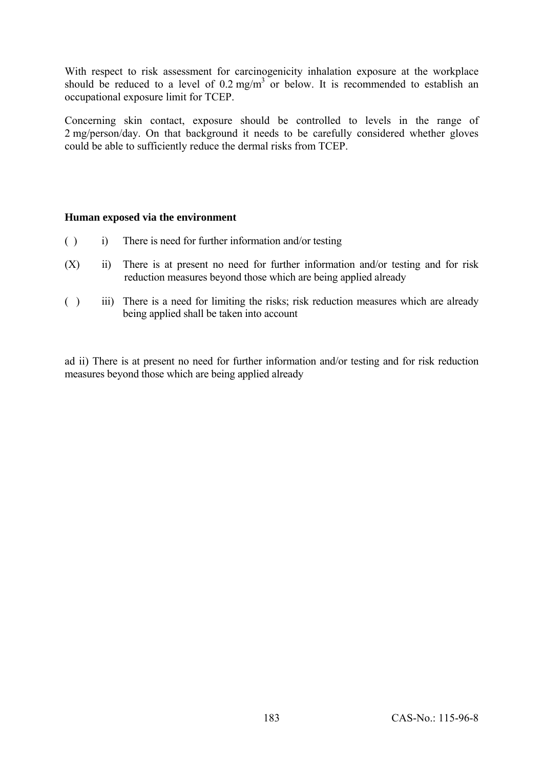With respect to risk assessment for carcinogenicity inhalation exposure at the workplace should be reduced to a level of 0.2 $mg/m^3$ or below. It is recommended to establish an occupational exposure limit for TCEP.

Concerning skin contact, exposure should be controlled to levels in the range of 2 mg/person/day. On that background it needs to be carefully considered whether gloves could be able to sufficiently reduce the dermal risks from TCEP.

**Human exposed via the environment**

( ) i) There is need for further information and/or testing

(X) ii) There is at present no need for further information and/or testing and for risk reduction measures beyond those which are being applied already

( ) iii) There is a need for limiting the risks; risk reduction measures which are already being applied shall be taken into account

ad ii) There is at present no need for further information and/or testing and for risk reduction measures beyond those which are being applied already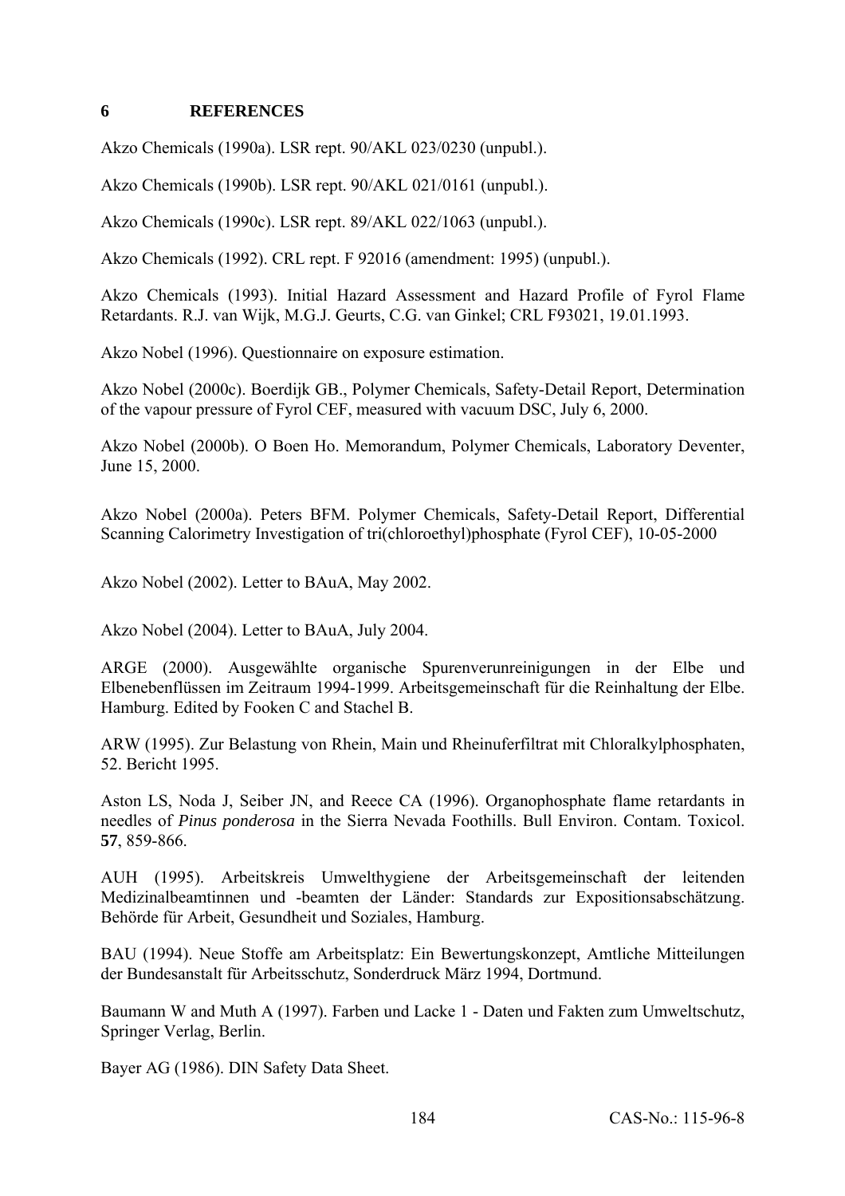# 6 REFERENCES

Akzo Chemicals (1990a). LSR rept. 90/AKL 023/0230 (unpubl.).

Akzo Chemicals (1990b). LSR rept. 90/AKL 021/0161 (unpubl.).

Akzo Chemicals (1990c). LSR rept. 89/AKL 022/1063 (unpubl.).

Akzo Chemicals (1992). CRL rept. F 92016 (amendment: 1995) (unpubl.).

Akzo Chemicals (1993). Initial Hazard Assessment and Hazard Profile of Fyrol Flame Retardants. R.J. van Wijk, M.G.J. Geurts, C.G. van Ginkel; CRL F93021, 19.01.1993.

Akzo Nobel (1996). Questionnaire on exposure estimation.

Akzo Nobel (2000c). Boerdijk GB., Polymer Chemicals, Safety-Detail Report, Determination of the vapour pressure of Fyrol CEF, measured with vacuum DSC, July 6, 2000.

Akzo Nobel (2000b). O Boen Ho. Memorandum, Polymer Chemicals, Laboratory Deventer, June 15, 2000.

Akzo Nobel (2000a). Peters BFM. Polymer Chemicals, Safety-Detail Report, Differential Scanning Calorimetry Investigation of tri(chloroethyl)phosphate (Fyrol CEF), 10-05-2000

Akzo Nobel (2002). Letter to BAuA, May 2002.

Akzo Nobel (2004). Letter to BAuA, July 2004.

ARGE (2000). Ausgewählte organische Spurenverunreinigungen in der Elbe und Elbenebenflüssen im Zeitraum 1994-1999. Arbeitsgemeinschaft für die Reinhaltung der Elbe. Hamburg. Edited by Fooken C and Stachel B.

ARW (1995). Zur Belastung von Rhein, Main und Rheinuferfiltrat mit Chloralkylphosphaten, 52. Bericht 1995.

Aston LS, Noda J, Seiber JN, and Reece CA (1996). Organophosphate flame retardants in needles of *Pinus ponderosa* in the Sierra Nevada Foothills. Bull Environ. Contam. Toxicol. **57**, 859-866.

AUH (1995). Arbeitskreis Umwelthygiene der Arbeitsgemeinschaft der leitenden Medizinalbeamtinnen und -beamten der Länder: Standards zur Expositionsabschätzung. Behörde für Arbeit, Gesundheit und Soziales, Hamburg.

BAU (1994). Neue Stoffe am Arbeitsplatz: Ein Bewertungskonzept, Amtliche Mitteilungen der Bundesanstalt für Arbeitsschutz, Sonderdruck März 1994, Dortmund.

Baumann W and Muth A (1997). Farben und Lacke 1 - Daten und Fakten zum Umweltschutz, Springer Verlag, Berlin.

Bayer AG (1986). DIN Safety Data Sheet.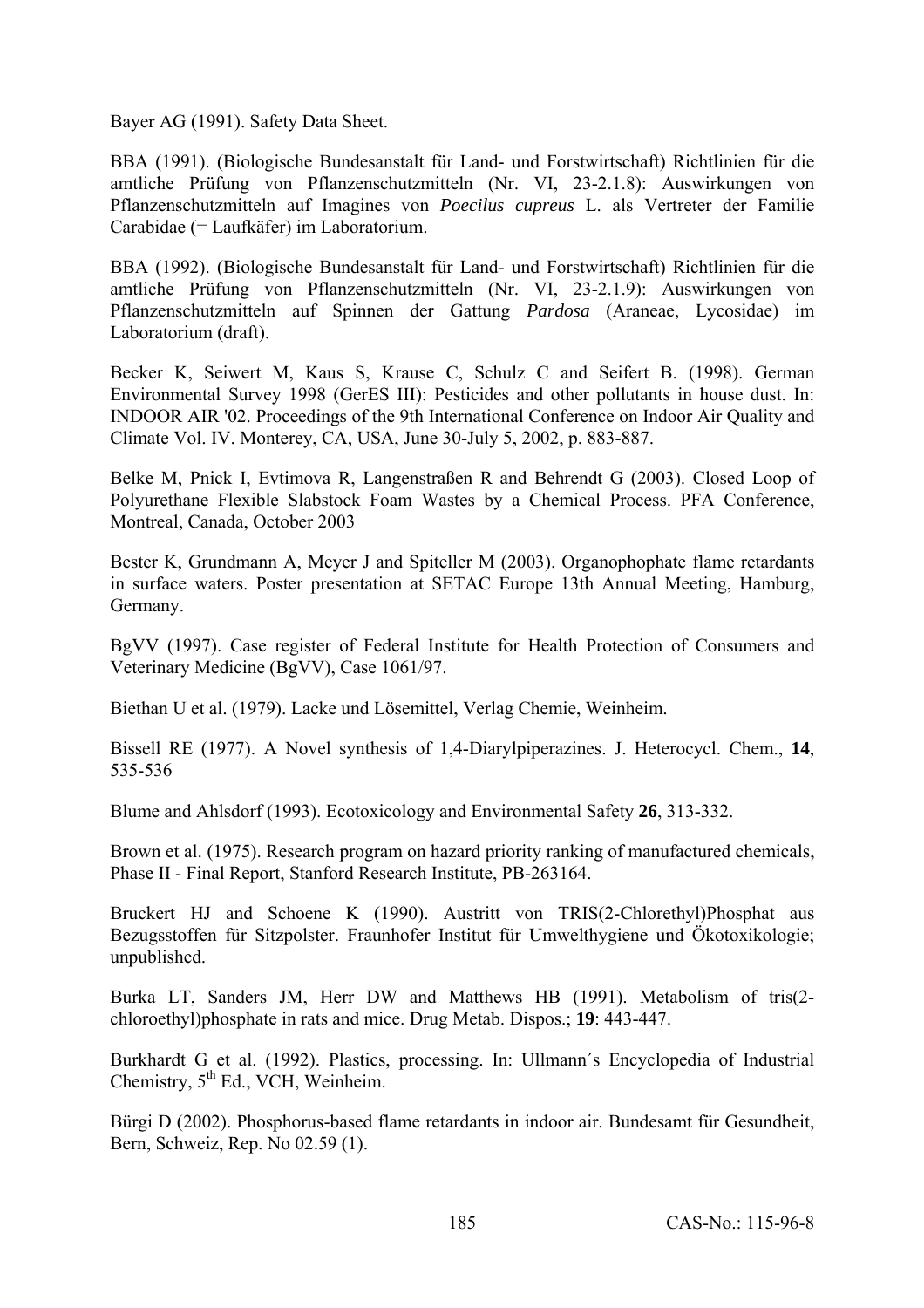Bayer AG (1991). Safety Data Sheet.

BBA (1991). (Biologische Bundesanstalt für Land- und Forstwirtschaft) Richtlinien für die amtliche Prüfung von Pflanzenschutzmitteln (Nr. VI, 23-2.1.8): Auswirkungen von Pflanzenschutzmitteln auf Imagines von *Poecilus cupreus* L. als Vertreter der Familie Carabidae (= Laufkäfer) im Laboratorium.

BBA (1992). (Biologische Bundesanstalt für Land- und Forstwirtschaft) Richtlinien für die amtliche Prüfung von Pflanzenschutzmitteln (Nr. VI, 23-2.1.9): Auswirkungen von Pflanzenschutzmitteln auf Spinnen der Gattung *Pardosa* (Araneae, Lycosidae) im Laboratorium (draft).

Becker K, Seiwert M, Kaus S, Krause C, Schulz C and Seifert B. (1998). German Environmental Survey 1998 (GerES III): Pesticides and other pollutants in house dust. In: INDOOR AIR '02. Proceedings of the 9th International Conference on Indoor Air Quality and Climate Vol. IV. Monterey, CA, USA, June 30-July 5, 2002, p. 883-887.

Belke M, Pnick I, Evtimova R, Langenstraßen R and Behrendt G (2003). Closed Loop of Polyurethane Flexible Slabstock Foam Wastes by a Chemical Process. PFA Conference, Montreal, Canada, October 2003

Bester K, Grundmann A, Meyer J and Spiteller M (2003). Organophophate flame retardants in surface waters. Poster presentation at SETAC Europe 13th Annual Meeting, Hamburg, Germany.

BgVV (1997). Case register of Federal Institute for Health Protection of Consumers and Veterinary Medicine (BgVV), Case 1061/97.

Biethan U et al. (1979). Lacke und Lösemittel, Verlag Chemie, Weinheim.

Bissell RE (1977). A Novel synthesis of 1,4-Diarylpiperazines. J. Heterocycl. Chem., **14**, 535-536

Blume and Ahlsdorf (1993). Ecotoxicology and Environmental Safety **26**, 313-332.

Brown et al. (1975). Research program on hazard priority ranking of manufactured chemicals, Phase II - Final Report, Stanford Research Institute, PB-263164.

Bruckert HJ and Schoene K (1990). Austritt von TRIS(2-Chlorethyl)Phosphat aus Bezugsstoffen für Sitzpolster. Fraunhofer Institut für Umwelthygiene und Ökotoxikologie; unpublished.

Burka LT, Sanders JM, Herr DW and Matthews HB (1991). Metabolism of tris(2-chloroethyl)phosphate in rats and mice. Drug Metab. Dispos.; **19**: 443-447.

Burkhardt G et al. (1992). Plastics, processing. In: Ullmann´s Encyclopedia of Industrial Chemistry, 5th Ed., VCH, Weinheim.

Bürgi D (2002). Phosphorus-based flame retardants in indoor air. Bundesamt für Gesundheit, Bern, Schweiz, Rep. No 02.59 (1).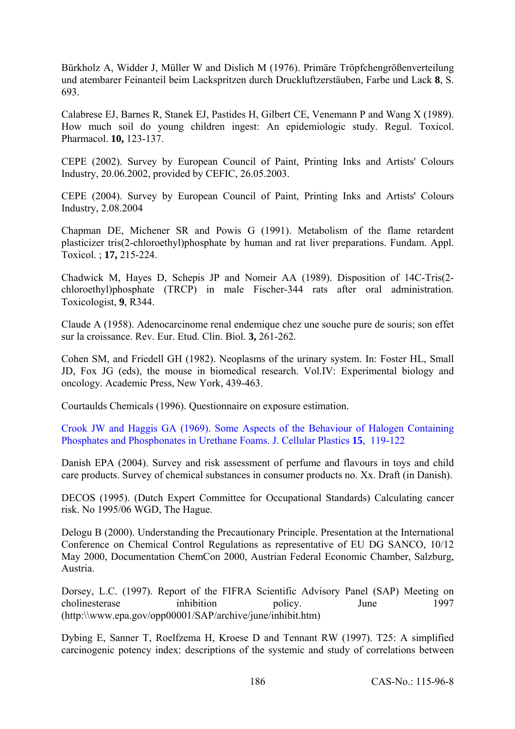Bürkholz A, Widder J, Müller W and Dislich M (1976). Primäre Tröpfchengrößenverteilung und atembarer Feinanteil beim Lackspritzen durch Druckluftzerstäuben, Farbe und Lack **8**, S. 693.

Calabrese EJ, Barnes R, Stanek EJ, Pastides H, Gilbert CE, Venemann P and Wang X (1989). How much soil do young children ingest: An epidemiologic study. Regul. Toxicol. Pharmacol. **10,** 123-137.

CEPE (2002). Survey by European Council of Paint, Printing Inks and Artists' Colours Industry, 20.06.2002, provided by CEFIC, 26.05.2003.

CEPE (2004). Survey by European Council of Paint, Printing Inks and Artists' Colours Industry, 2.08.2004

Chapman DE, Michener SR and Powis G (1991). Metabolism of the flame retardent plasticizer tris(2-chloroethyl)phosphate by human and rat liver preparations. Fundam. Appl. Toxicol. ; **17,** 215-224.

Chadwick M, Hayes D, Schepis JP and Nomeir AA (1989). Disposition of 14C-Tris(2-chloroethyl)phosphate (TRCP) in male Fischer-344 rats after oral administration. Toxicologist, **9**, R344.

Claude A (1958). Adenocarcinome renal endemique chez une souche pure de souris; son effet sur la croissance. Rev. Eur. Etud. Clin. Biol. **3,** 261-262.

Cohen SM, and Friedell GH (1982). Neoplasms of the urinary system. In: Foster HL, Small JD, Fox JG (eds), the mouse in biomedical research. Vol.IV: Experimental biology and oncology. Academic Press, New York, 439-463.

Courtaulds Chemicals (1996). Questionnaire on exposure estimation.

Crook JW and Haggis GA (1969). Some Aspects of the Behaviour of Halogen Containing Phosphates and Phosphonates in Urethane Foams. J. Cellular Plastics **15**, 119-122

Danish EPA (2004). Survey and risk assessment of perfume and flavours in toys and child care products. Survey of chemical substances in consumer products no. Xx. Draft (in Danish).

DECOS (1995). (Dutch Expert Committee for Occupational Standards) Calculating cancer risk. No 1995/06 WGD, The Hague.

Delogu B (2000). Understanding the Precautionary Principle. Presentation at the International Conference on Chemical Control Regulations as representative of EU DG SANCO, 10/12 May 2000, Documentation ChemCon 2000, Austrian Federal Economic Chamber, Salzburg, Austria.

Dorsey, L.C. (1997). Report of the FIFRA Scientific Advisory Panel (SAP) Meeting on cholinesterase inhibition policy. June 1997 (http:\\www.epa.gov/opp00001/SAP/archive/june/inhibit.htm)

Dybing E, Sanner T, Roelfzema H, Kroese D and Tennant RW (1997). T25: A simplified carcinogenic potency index: descriptions of the systemic and study of correlations between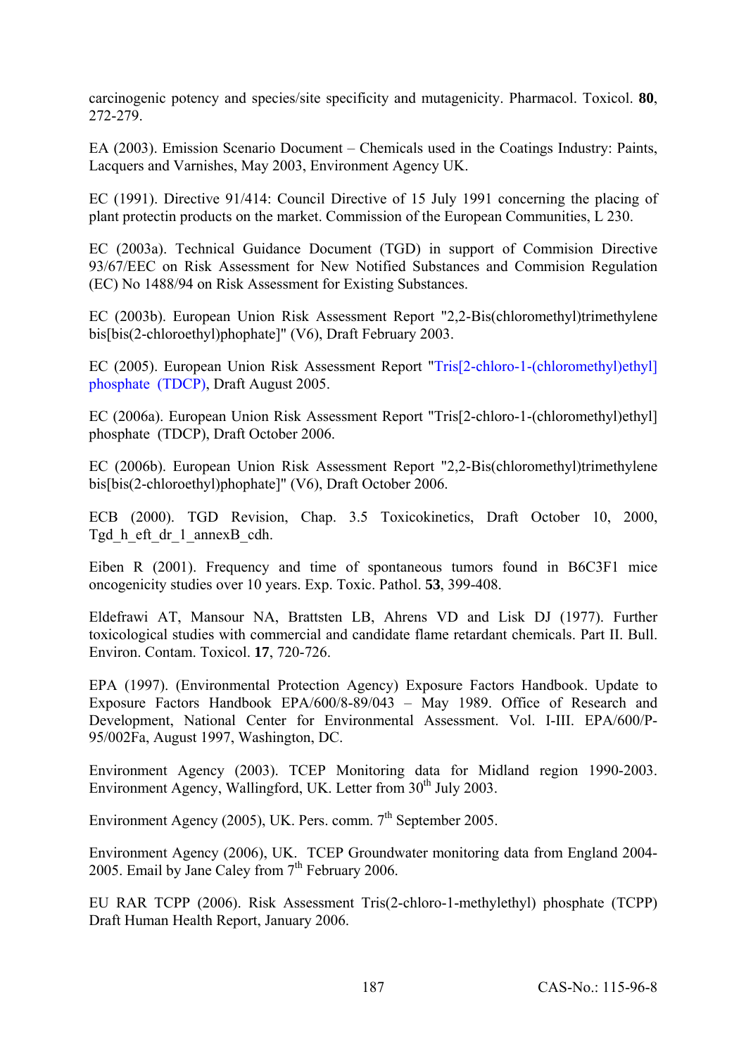carcinogenic potency and species/site specificity and mutagenicity. Pharmacol. Toxicol. **80**, 272-279.

EA (2003). Emission Scenario Document – Chemicals used in the Coatings Industry: Paints, Lacquers and Varnishes, May 2003, Environment Agency UK.

EC (1991). Directive 91/414: Council Directive of 15 July 1991 concerning the placing of plant protectin products on the market. Commission of the European Communities, L 230.

EC (2003a). Technical Guidance Document (TGD) in support of Commision Directive 93/67/EEC on Risk Assessment for New Notified Substances and Commision Regulation (EC) No 1488/94 on Risk Assessment for Existing Substances.

EC (2003b). European Union Risk Assessment Report "2,2-Bis(chloromethyl)trimethylene bis[bis(2-chloroethyl)phophate]" (V6), Draft February 2003.

EC (2005). European Union Risk Assessment Report "Tris[2-chloro-1-(chloromethyl)ethyl] phosphate (TDCP), Draft August 2005.

EC (2006a). European Union Risk Assessment Report "Tris[2-chloro-1-(chloromethyl)ethyl] phosphate (TDCP), Draft October 2006.

EC (2006b). European Union Risk Assessment Report "2,2-Bis(chloromethyl)trimethylene bis[bis(2-chloroethyl)phophate]" (V6), Draft October 2006.

ECB (2000). TGD Revision, Chap. 3.5 Toxicokinetics, Draft October 10, 2000, Tgd_h_eft_dr_1_annexB_cdh.

Eiben R (2001). Frequency and time of spontaneous tumors found in B6C3F1 mice oncogenicity studies over 10 years. Exp. Toxic. Pathol. **53**, 399-408.

Eldefrawi AT, Mansour NA, Brattsten LB, Ahrens VD and Lisk DJ (1977). Further toxicological studies with commercial and candidate flame retardant chemicals. Part II. Bull. Environ. Contam. Toxicol. **17**, 720-726.

EPA (1997). (Environmental Protection Agency) Exposure Factors Handbook. Update to Exposure Factors Handbook EPA/600/8-89/043 – May 1989. Office of Research and Development, National Center for Environmental Assessment. Vol. I-III. EPA/600/P-95/002Fa, August 1997, Washington, DC.

Environment Agency (2003). TCEP Monitoring data for Midland region 1990-2003. Environment Agency, Wallingford, UK. Letter from 30th July 2003.

Environment Agency (2005), UK. Pers. comm. 7th September 2005.

Environment Agency (2006), UK. TCEP Groundwater monitoring data from England 2004-2005. Email by Jane Caley from 7th February 2006.

EU RAR TCPP (2006). Risk Assessment Tris(2-chloro-1-methylethyl) phosphate (TCPP) Draft Human Health Report, January 2006.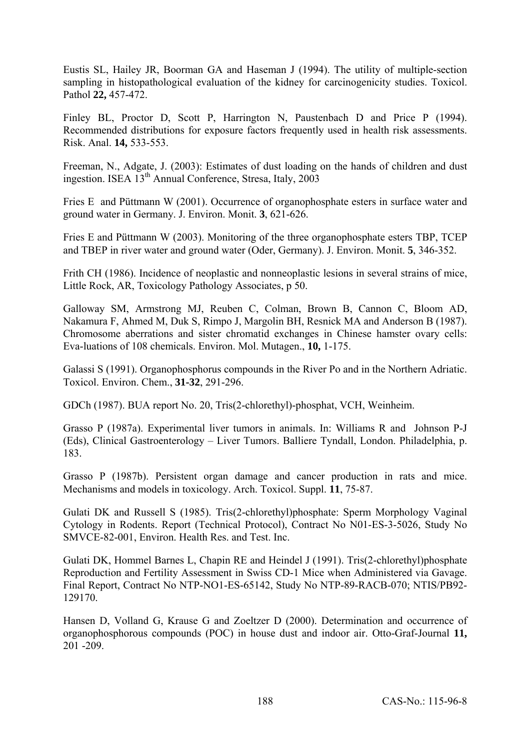Eustis SL, Hailey JR, Boorman GA and Haseman J (1994). The utility of multiple-section sampling in histopathological evaluation of the kidney for carcinogenicity studies. Toxicol. Pathol **22,** 457-472.

Finley BL, Proctor D, Scott P, Harrington N, Paustenbach D and Price P (1994). Recommended distributions for exposure factors frequently used in health risk assessments. Risk. Anal. **14,** 533-553.

Freeman, N., Adgate, J. (2003): Estimates of dust loading on the hands of children and dust ingestion. ISEA 13th Annual Conference, Stresa, Italy, 2003

Fries E and Püttmann W (2001). Occurrence of organophosphate esters in surface water and ground water in Germany. J. Environ. Monit. **3**, 621-626.

Fries E and Püttmann W (2003). Monitoring of the three organophosphate esters TBP, TCEP and TBEP in river water and ground water (Oder, Germany). J. Environ. Monit. **5**, 346-352.

Frith CH (1986). Incidence of neoplastic and nonneoplastic lesions in several strains of mice, Little Rock, AR, Toxicology Pathology Associates, p 50.

Galloway SM, Armstrong MJ, Reuben C, Colman, Brown B, Cannon C, Bloom AD, Nakamura F, Ahmed M, Duk S, Rimpo J, Margolin BH, Resnick MA and Anderson B (1987). Chromosome aberrations and sister chromatid exchanges in Chinese hamster ovary cells: Eva-luations of 108 chemicals. Environ. Mol. Mutagen., **10,** 1-175.

Galassi S (1991). Organophosphorus compounds in the River Po and in the Northern Adriatic. Toxicol. Environ. Chem., **31-32**, 291-296.

GDCh (1987). BUA report No. 20, Tris(2-chlorethyl)-phosphat, VCH, Weinheim.

Grasso P (1987a). Experimental liver tumors in animals. In: Williams R and Johnson P-J (Eds), Clinical Gastroenterology – Liver Tumors. Balliere Tyndall, London. Philadelphia, p. 183.

Grasso P (1987b). Persistent organ damage and cancer production in rats and mice. Mechanisms and models in toxicology. Arch. Toxicol. Suppl. **11**, 75-87.

Gulati DK and Russell S (1985). Tris(2-chlorethyl)phosphate: Sperm Morphology Vaginal Cytology in Rodents. Report (Technical Protocol), Contract No N01-ES-3-5026, Study No SMVCE-82-001, Environ. Health Res. and Test. Inc.

Gulati DK, Hommel Barnes L, Chapin RE and Heindel J (1991). Tris(2-chlorethyl)phosphate Reproduction and Fertility Assessment in Swiss CD-1 Mice when Administered via Gavage. Final Report, Contract No NTP-NO1-ES-65142, Study No NTP-89-RACB-070; NTIS/PB92-129170.

Hansen D, Volland G, Krause G and Zoeltzer D (2000). Determination and occurrence of organophosphorous compounds (POC) in house dust and indoor air. Otto-Graf-Journal **11,** 201 -209.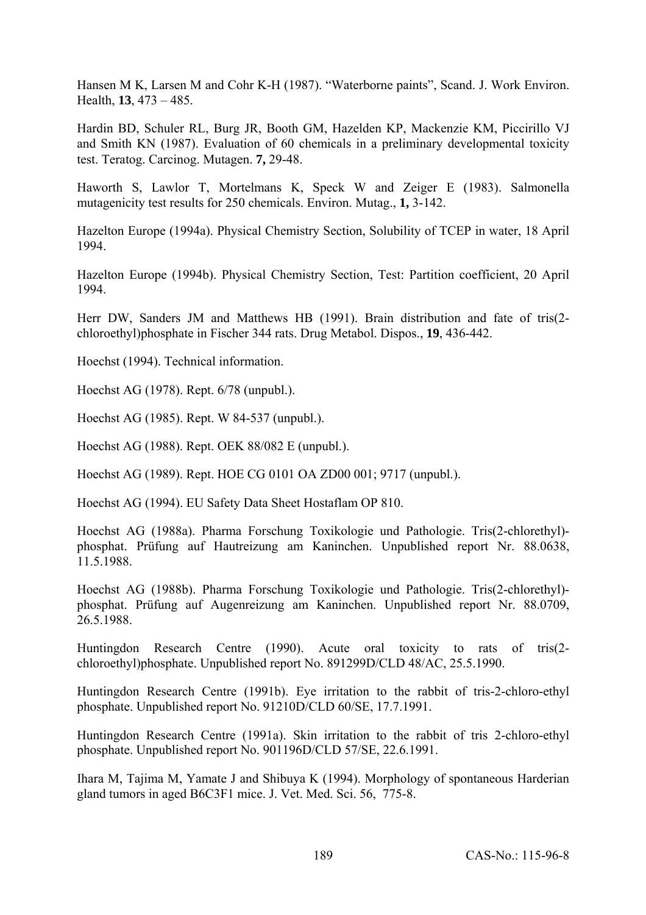Hansen M K, Larsen M and Cohr K-H (1987). “Waterborne paints”, Scand. J. Work Environ. Health, **13**, 473 – 485.

Hardin BD, Schuler RL, Burg JR, Booth GM, Hazelden KP, Mackenzie KM, Piccirillo VJ and Smith KN (1987). Evaluation of 60 chemicals in a preliminary developmental toxicity test. Teratog. Carcinog. Mutagen. **7,** 29-48.

Haworth S, Lawlor T, Mortelmans K, Speck W and Zeiger E (1983). Salmonella mutagenicity test results for 250 chemicals. Environ. Mutag., **1,** 3-142.

Hazelton Europe (1994a). Physical Chemistry Section, Solubility of TCEP in water, 18 April 1994.

Hazelton Europe (1994b). Physical Chemistry Section, Test: Partition coefficient, 20 April 1994.

Herr DW, Sanders JM and Matthews HB (1991). Brain distribution and fate of tris(2-chloroethyl)phosphate in Fischer 344 rats. Drug Metabol. Dispos., **19**, 436-442.

Hoechst (1994). Technical information.

Hoechst AG (1978). Rept. 6/78 (unpubl.).

Hoechst AG (1985). Rept. W 84-537 (unpubl.).

Hoechst AG (1988). Rept. OEK 88/082 E (unpubl.).

Hoechst AG (1989). Rept. HOE CG 0101 OA ZD00 001; 9717 (unpubl.).

Hoechst AG (1994). EU Safety Data Sheet Hostaflam OP 810.

Hoechst AG (1988a). Pharma Forschung Toxikologie und Pathologie. Tris(2-chlorethyl)-phosphat. Prüfung auf Hautreizung am Kaninchen. Unpublished report Nr. 88.0638, 11.5.1988.

Hoechst AG (1988b). Pharma Forschung Toxikologie und Pathologie. Tris(2-chlorethyl)-phosphat. Prüfung auf Augenreizung am Kaninchen. Unpublished report Nr. 88.0709, 26.5.1988.

Huntingdon Research Centre (1990). Acute oral toxicity to rats of tris(2-chloroethyl)phosphate. Unpublished report No. 891299D/CLD 48/AC, 25.5.1990.

Huntingdon Research Centre (1991b). Eye irritation to the rabbit of tris-2-chloro-ethyl phosphate. Unpublished report No. 91210D/CLD 60/SE, 17.7.1991.

Huntingdon Research Centre (1991a). Skin irritation to the rabbit of tris 2-chloro-ethyl phosphate. Unpublished report No. 901196D/CLD 57/SE, 22.6.1991.

Ihara M, Tajima M, Yamate J and Shibuya K (1994). Morphology of spontaneous Harderian gland tumors in aged B6C3F1 mice. J. Vet. Med. Sci. 56, 775-8.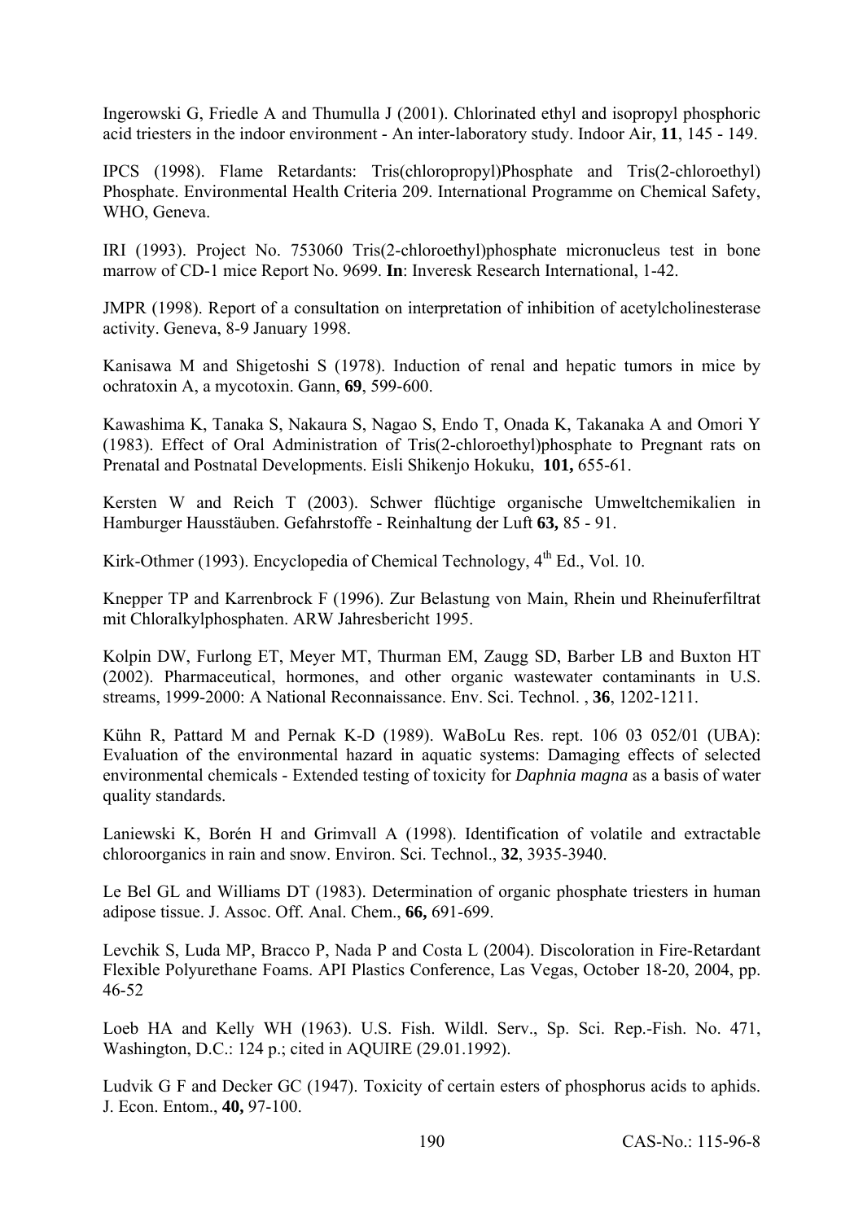Ingerowski G, Friedle A and Thumulla J (2001). Chlorinated ethyl and isopropyl phosphoric acid triesters in the indoor environment - An inter-laboratory study. Indoor Air, **11**, 145 - 149.

IPCS (1998). Flame Retardants: Tris(chloropropyl)Phosphate and Tris(2-chloroethyl) Phosphate. Environmental Health Criteria 209. International Programme on Chemical Safety, WHO, Geneva.

IRI (1993). Project No. 753060 Tris(2-chloroethyl)phosphate micronucleus test in bone marrow of CD-1 mice Report No. 9699. **In**: Inveresk Research International, 1-42.

JMPR (1998). Report of a consultation on interpretation of inhibition of acetylcholinesterase activity. Geneva, 8-9 January 1998.

Kanisawa M and Shigetoshi S (1978). Induction of renal and hepatic tumors in mice by ochratoxin A, a mycotoxin. Gann, **69**, 599-600.

Kawashima K, Tanaka S, Nakaura S, Nagao S, Endo T, Onada K, Takanaka A and Omori Y (1983). Effect of Oral Administration of Tris(2-chloroethyl)phosphate to Pregnant rats on Prenatal and Postnatal Developments. Eisli Shikenjo Hokuku, **101,** 655-61.

Kersten W and Reich T (2003). Schwer flüchtige organische Umweltchemikalien in Hamburger Hausstäuben. Gefahrstoffe - Reinhaltung der Luft **63,** 85 - 91.

Kirk-Othmer (1993). Encyclopedia of Chemical Technology, 4th Ed., Vol. 10.

Knepper TP and Karrenbrock F (1996). Zur Belastung von Main, Rhein und Rheinuferfiltrat mit Chloralkylphosphaten. ARW Jahresbericht 1995.

Kolpin DW, Furlong ET, Meyer MT, Thurman EM, Zaugg SD, Barber LB and Buxton HT (2002). Pharmaceutical, hormones, and other organic wastewater contaminants in U.S. streams, 1999-2000: A National Reconnaissance. Env. Sci. Technol. , **36**, 1202-1211.

Kühn R, Pattard M and Pernak K-D (1989). WaBoLu Res. rept. 106 03 052/01 (UBA): Evaluation of the environmental hazard in aquatic systems: Damaging effects of selected environmental chemicals - Extended testing of toxicity for *Daphnia magna* as a basis of water quality standards.

Laniewski K, Borén H and Grimvall A (1998). Identification of volatile and extractable chloroorganics in rain and snow. Environ. Sci. Technol., **32**, 3935-3940.

Le Bel GL and Williams DT (1983). Determination of organic phosphate triesters in human adipose tissue. J. Assoc. Off. Anal. Chem., **66,** 691-699.

Levchik S, Luda MP, Bracco P, Nada P and Costa L (2004). Discoloration in Fire-Retardant Flexible Polyurethane Foams. API Plastics Conference, Las Vegas, October 18-20, 2004, pp. 46-52

Loeb HA and Kelly WH (1963). U.S. Fish. Wildl. Serv., Sp. Sci. Rep.-Fish. No. 471, Washington, D.C.: 124 p.; cited in AQUIRE (29.01.1992).

Ludvik G F and Decker GC (1947). Toxicity of certain esters of phosphorus acids to aphids. J. Econ. Entom., **40,** 97-100.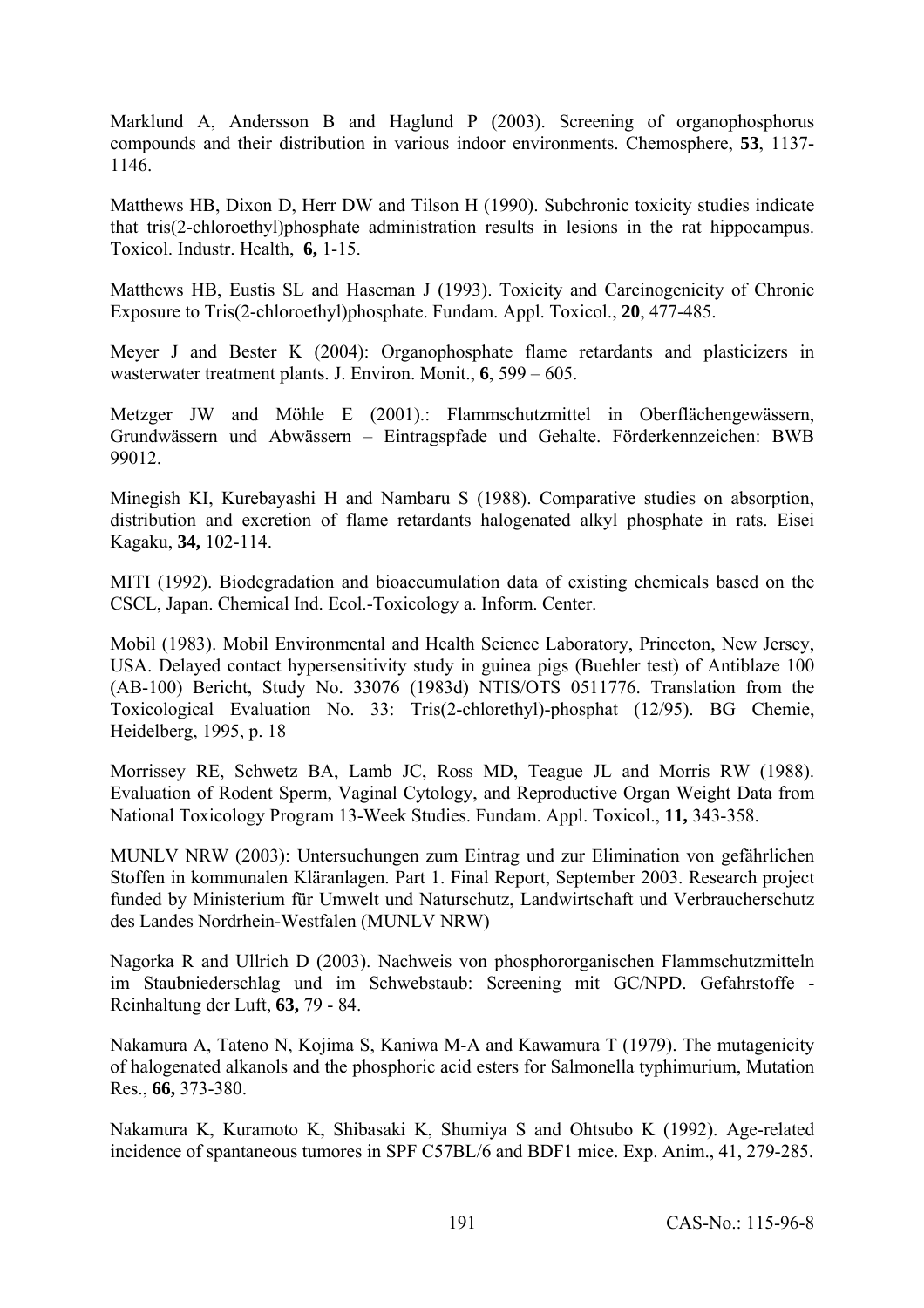Marklund A, Andersson B and Haglund P (2003). Screening of organophosphorus compounds and their distribution in various indoor environments. Chemosphere, **53**, 1137-1146.

Matthews HB, Dixon D, Herr DW and Tilson H (1990). Subchronic toxicity studies indicate that tris(2-chloroethyl)phosphate administration results in lesions in the rat hippocampus. Toxicol. Industr. Health, **6,** 1-15.

Matthews HB, Eustis SL and Haseman J (1993). Toxicity and Carcinogenicity of Chronic Exposure to Tris(2-chloroethyl)phosphate. Fundam. Appl. Toxicol., **20**, 477-485.

Meyer J and Bester K (2004): Organophosphate flame retardants and plasticizers in wasterwater treatment plants. J. Environ. Monit., **6**, 599 – 605.

Metzger JW and Möhle E (2001).: Flammschutzmittel in Oberflächengewässern, Grundwässern und Abwässern – Eintragspfade und Gehalte. Förderkennzeichen: BWB 99012.

Minegish KI, Kurebayashi H and Nambaru S (1988). Comparative studies on absorption, distribution and excretion of flame retardants halogenated alkyl phosphate in rats. Eisei Kagaku, **34,** 102-114.

MITI (1992). Biodegradation and bioaccumulation data of existing chemicals based on the CSCL, Japan. Chemical Ind. Ecol.-Toxicology a. Inform. Center.

Mobil (1983). Mobil Environmental and Health Science Laboratory, Princeton, New Jersey, USA. Delayed contact hypersensitivity study in guinea pigs (Buehler test) of Antiblaze 100 (AB-100) Bericht, Study No. 33076 (1983d) NTIS/OTS 0511776. Translation from the Toxicological Evaluation No. 33: Tris(2-chlorethyl)-phosphat (12/95). BG Chemie, Heidelberg, 1995, p. 18

Morrissey RE, Schwetz BA, Lamb JC, Ross MD, Teague JL and Morris RW (1988). Evaluation of Rodent Sperm, Vaginal Cytology, and Reproductive Organ Weight Data from National Toxicology Program 13-Week Studies. Fundam. Appl. Toxicol., **11,** 343-358.

MUNLV NRW (2003): Untersuchungen zum Eintrag und zur Elimination von gefährlichen Stoffen in kommunalen Kläranlagen. Part 1. Final Report, September 2003. Research project funded by Ministerium für Umwelt und Naturschutz, Landwirtschaft und Verbraucherschutz des Landes Nordrhein-Westfalen (MUNLV NRW)

Nagorka R and Ullrich D (2003). Nachweis von phosphororganischen Flammschutzmitteln im Staubniederschlag und im Schwebstaub: Screening mit GC/NPD. Gefahrstoffe - Reinhaltung der Luft, **63,** 79 - 84.

Nakamura A, Tateno N, Kojima S, Kaniwa M-A and Kawamura T (1979). The mutagenicity of halogenated alkanols and the phosphoric acid esters for Salmonella typhimurium, Mutation Res., **66,** 373-380.

Nakamura K, Kuramoto K, Shibasaki K, Shumiya S and Ohtsubo K (1992). Age-related incidence of spantaneous tumores in SPF C57BL/6 and BDF1 mice. Exp. Anim., 41, 279-285.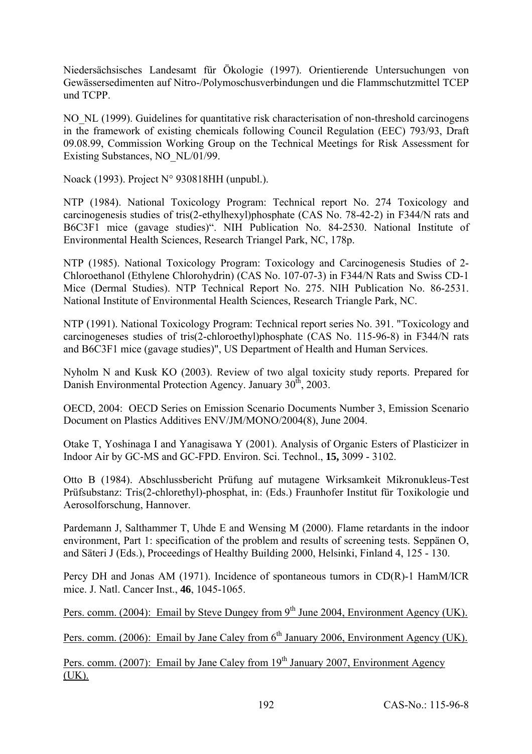Niedersächsisches Landesamt für Ökologie (1997). Orientierende Untersuchungen von Gewässersedimenten auf Nitro-/Polymoschusverbindungen und die Flammschutzmittel TCEP und TCPP.

NO_NL (1999). Guidelines for quantitative risk characterisation of non-threshold carcinogens in the framework of existing chemicals following Council Regulation (EEC) 793/93, Draft 09.08.99, Commission Working Group on the Technical Meetings for Risk Assessment for Existing Substances, NO_NL/01/99.

Noack (1993). Project N° 930818HH (unpubl.).

NTP (1984). National Toxicology Program: Technical report No. 274 Toxicology and carcinogenesis studies of tris(2-ethylhexyl)phosphate (CAS No. 78-42-2) in F344/N rats and B6C3F1 mice (gavage studies)". NIH Publication No. 84-2530. National Institute of Environmental Health Sciences, Research Triangel Park, NC, 178p.

NTP (1985). National Toxicology Program: Toxicology and Carcinogenesis Studies of 2-Chloroethanol (Ethylene Chlorohydrin) (CAS No. 107-07-3) in F344/N Rats and Swiss CD-1 Mice (Dermal Studies). NTP Technical Report No. 275. NIH Publication No. 86-2531. National Institute of Environmental Health Sciences, Research Triangle Park, NC.

NTP (1991). National Toxicology Program: Technical report series No. 391. "Toxicology and carcinogeneses studies of tris(2-chloroethyl)phosphate (CAS No. 115-96-8) in F344/N rats and B6C3F1 mice (gavage studies)", US Department of Health and Human Services.

Nyholm N and Kusk KO (2003). Review of two algal toxicity study reports. Prepared for Danish Environmental Protection Agency. January 30th, 2003.

OECD, 2004: OECD Series on Emission Scenario Documents Number 3, Emission Scenario Document on Plastics Additives ENV/JM/MONO/2004(8), June 2004.

Otake T, Yoshinaga I and Yanagisawa Y (2001). Analysis of Organic Esters of Plasticizer in Indoor Air by GC-MS and GC-FPD. Environ. Sci. Technol., **15,** 3099 - 3102.

Otto B (1984). Abschlussbericht Prüfung auf mutagene Wirksamkeit Mikronukleus-Test Prüfsubstanz: Tris(2-chlorethyl)-phosphat, in: (Eds.) Fraunhofer Institut für Toxikologie und Aerosolforschung, Hannover.

Pardemann J, Salthammer T, Uhde E and Wensing M (2000). Flame retardants in the indoor environment, Part 1: specification of the problem and results of screening tests. Seppänen O, and Säteri J (Eds.), Proceedings of Healthy Building 2000, Helsinki, Finland 4, 125 - 130.

Percy DH and Jonas AM (1971). Incidence of spontaneous tumors in CD(R)-1 HamM/ICR mice. J. Natl. Cancer Inst., **46**, 1045-1065.

Pers. comm. (2004): Email by Steve Dungey from 9th June 2004, Environment Agency (UK).

Pers. comm. (2006): Email by Jane Caley from 6th January 2006, Environment Agency (UK).

Pers. comm. (2007): Email by Jane Caley from 19th January 2007, Environment Agency (UK).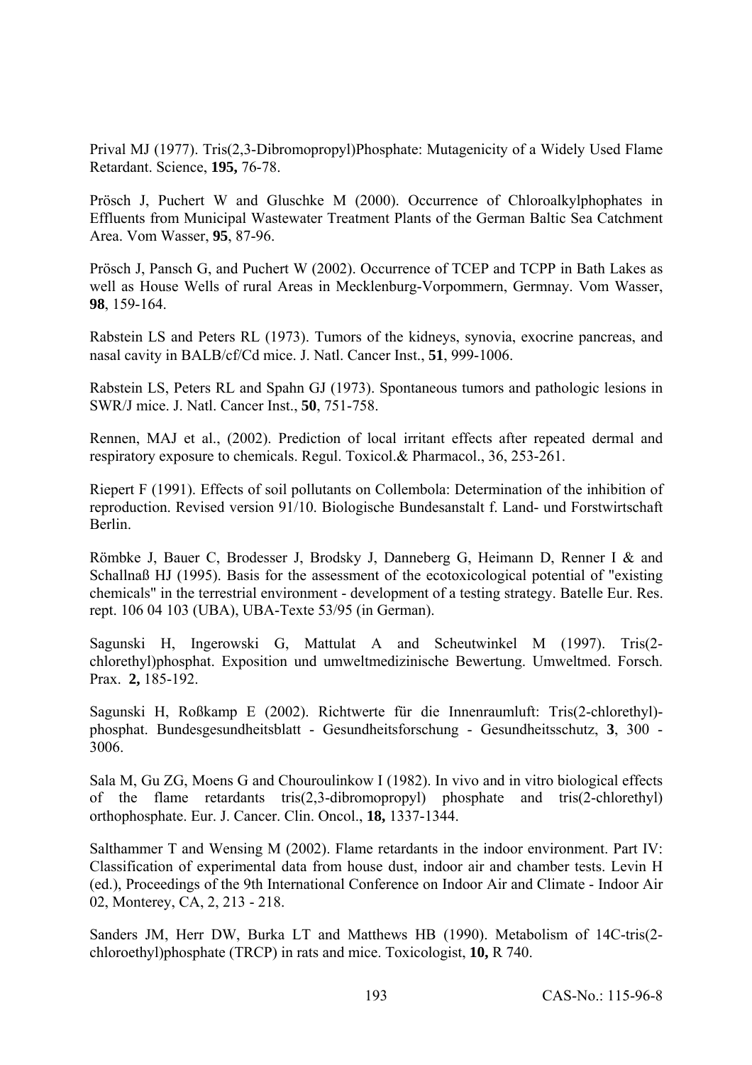Prival MJ (1977). Tris(2,3-Dibromopropyl)Phosphate: Mutagenicity of a Widely Used Flame Retardant. Science, **195,** 76-78.

Prösch J, Puchert W and Gluschke M (2000). Occurrence of Chloroalkylphophates in Effluents from Municipal Wastewater Treatment Plants of the German Baltic Sea Catchment Area. Vom Wasser, **95**, 87-96.

Prösch J, Pansch G, and Puchert W (2002). Occurrence of TCEP and TCPP in Bath Lakes as well as House Wells of rural Areas in Mecklenburg-Vorpommern, Germnay. Vom Wasser, **98**, 159-164.

Rabstein LS and Peters RL (1973). Tumors of the kidneys, synovia, exocrine pancreas, and nasal cavity in BALB/cf/Cd mice. J. Natl. Cancer Inst., **51**, 999-1006.

Rabstein LS, Peters RL and Spahn GJ (1973). Spontaneous tumors and pathologic lesions in SWR/J mice. J. Natl. Cancer Inst., **50**, 751-758.

Rennen, MAJ et al., (2002). Prediction of local irritant effects after repeated dermal and respiratory exposure to chemicals. Regul. Toxicol.& Pharmacol., 36, 253-261.

Riepert F (1991). Effects of soil pollutants on Collembola: Determination of the inhibition of reproduction. Revised version 91/10. Biologische Bundesanstalt f. Land- und Forstwirtschaft Berlin.

Römbke J, Bauer C, Brodesser J, Brodsky J, Danneberg G, Heimann D, Renner I & and Schallnaß HJ (1995). Basis for the assessment of the ecotoxicological potential of "existing chemicals" in the terrestrial environment - development of a testing strategy. Batelle Eur. Res. rept. 106 04 103 (UBA), UBA-Texte 53/95 (in German).

Sagunski H, Ingerowski G, Mattulat A and Scheutwinkel M (1997). Tris(2-chlorethyl)phosphat. Exposition und umweltmedizinische Bewertung. Umweltmed. Forsch. Prax. **2,** 185-192.

Sagunski H, Roßkamp E (2002). Richtwerte für die Innenraumluft: Tris(2-chlorethyl)-phosphat. Bundesgesundheitsblatt - Gesundheitsforschung - Gesundheitsschutz, **3**, 300 - 3006.

Sala M, Gu ZG, Moens G and Chouroulinkow I (1982). In vivo and in vitro biological effects of the flame retardants tris(2,3-dibromopropyl) phosphate and tris(2-chlorethyl) orthophosphate. Eur. J. Cancer. Clin. Oncol., **18,** 1337-1344.

Salthammer T and Wensing M (2002). Flame retardants in the indoor environment. Part IV: Classification of experimental data from house dust, indoor air and chamber tests. Levin H (ed.), Proceedings of the 9th International Conference on Indoor Air and Climate - Indoor Air 02, Monterey, CA, 2, 213 - 218.

Sanders JM, Herr DW, Burka LT and Matthews HB (1990). Metabolism of 14C-tris(2-chloroethyl)phosphate (TRCP) in rats and mice. Toxicologist, **10,** R 740.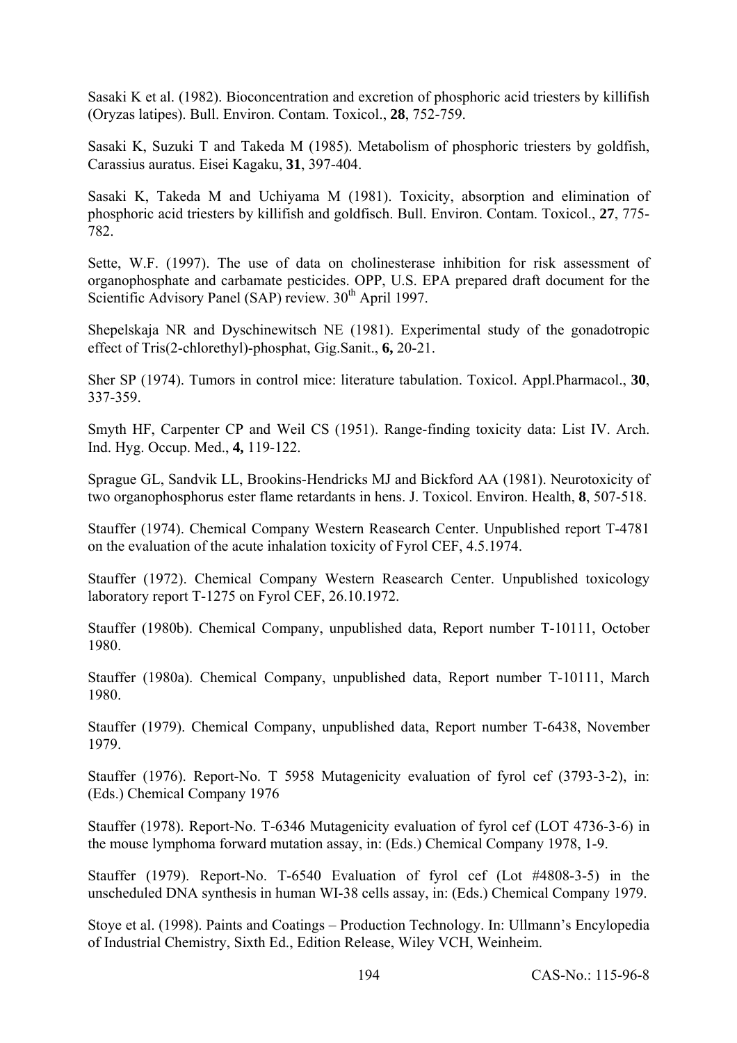Sasaki K et al. (1982). Bioconcentration and excretion of phosphoric acid triesters by killifish (Oryzas latipes). Bull. Environ. Contam. Toxicol., **28**, 752-759.

Sasaki K, Suzuki T and Takeda M (1985). Metabolism of phosphoric triesters by goldfish, Carassius auratus. Eisei Kagaku, **31**, 397-404.

Sasaki K, Takeda M and Uchiyama M (1981). Toxicity, absorption and elimination of phosphoric acid triesters by killifish and goldfisch. Bull. Environ. Contam. Toxicol., **27**, 775-782.

Sette, W.F. (1997). The use of data on cholinesterase inhibition for risk assessment of organophosphate and carbamate pesticides. OPP, U.S. EPA prepared draft document for the Scientific Advisory Panel (SAP) review. 30th April 1997.

Shepelskaja NR and Dyschinewitsch NE (1981). Experimental study of the gonadotropic effect of Tris(2-chlorethyl)-phosphat, Gig.Sanit., **6,** 20-21.

Sher SP (1974). Tumors in control mice: literature tabulation. Toxicol. Appl.Pharmacol., **30**, 337-359.

Smyth HF, Carpenter CP and Weil CS (1951). Range-finding toxicity data: List IV. Arch. Ind. Hyg. Occup. Med., **4,** 119-122.

Sprague GL, Sandvik LL, Brookins-Hendricks MJ and Bickford AA (1981). Neurotoxicity of two organophosphorus ester flame retardants in hens. J. Toxicol. Environ. Health, **8**, 507-518.

Stauffer (1974). Chemical Company Western Reasearch Center. Unpublished report T-4781 on the evaluation of the acute inhalation toxicity of Fyrol CEF, 4.5.1974.

Stauffer (1972). Chemical Company Western Reasearch Center. Unpublished toxicology laboratory report T-1275 on Fyrol CEF, 26.10.1972.

Stauffer (1980b). Chemical Company, unpublished data, Report number T-10111, October 1980.

Stauffer (1980a). Chemical Company, unpublished data, Report number T-10111, March 1980.

Stauffer (1979). Chemical Company, unpublished data, Report number T-6438, November 1979.

Stauffer (1976). Report-No. T 5958 Mutagenicity evaluation of fyrol cef (3793-3-2), in: (Eds.) Chemical Company 1976

Stauffer (1978). Report-No. T-6346 Mutagenicity evaluation of fyrol cef (LOT 4736-3-6) in the mouse lymphoma forward mutation assay, in: (Eds.) Chemical Company 1978, 1-9.

Stauffer (1979). Report-No. T-6540 Evaluation of fyrol cef (Lot #4808-3-5) in the unscheduled DNA synthesis in human WI-38 cells assay, in: (Eds.) Chemical Company 1979.

Stoye et al. (1998). Paints and Coatings – Production Technology. In: Ullmann's Encylopedia of Industrial Chemistry, Sixth Ed., Edition Release, Wiley VCH, Weinheim.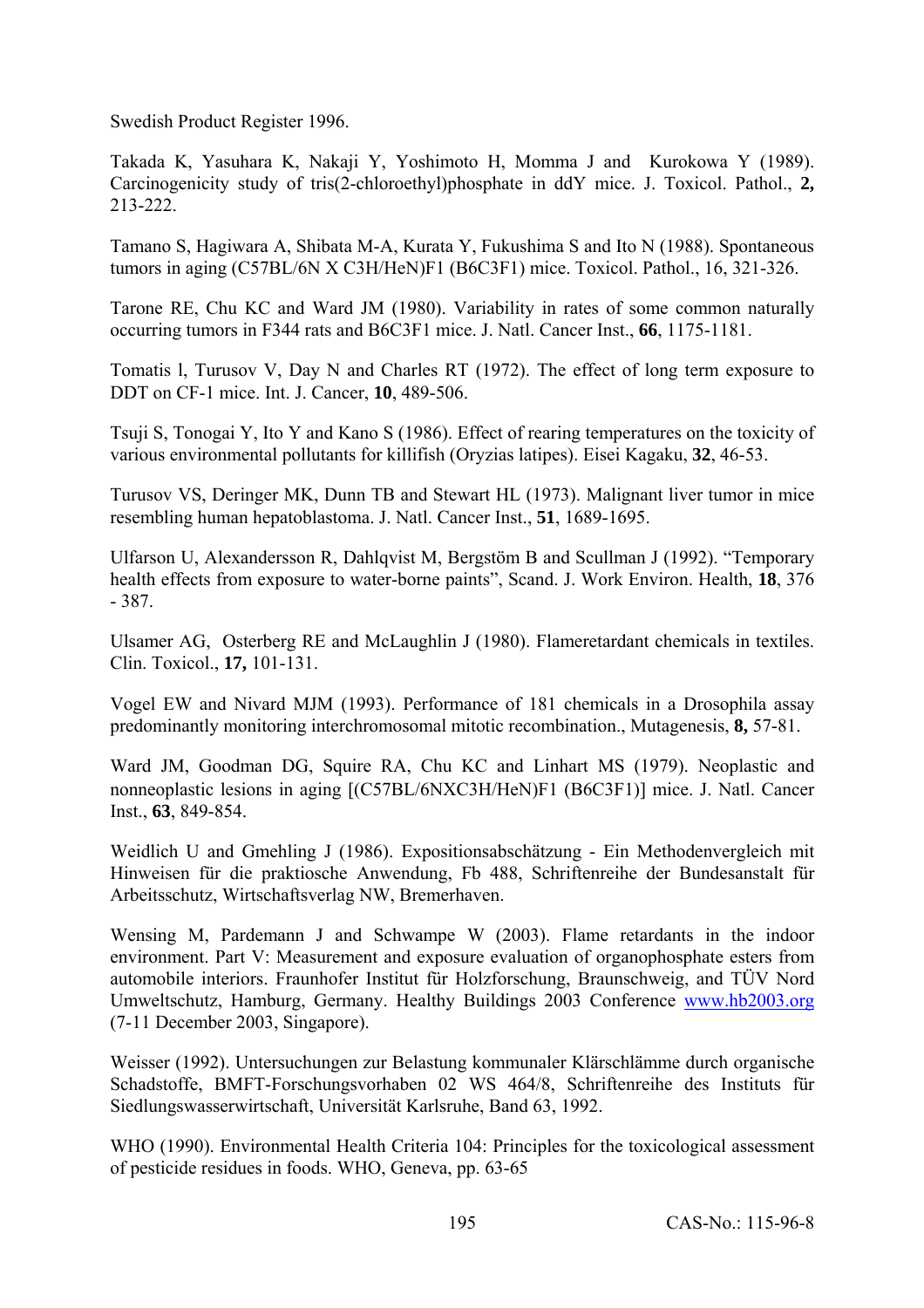Swedish Product Register 1996.

Takada K, Yasuhara K, Nakaji Y, Yoshimoto H, Momma J and Kurokowa Y (1989). Carcinogenicity study of tris(2-chloroethyl)phosphate in ddY mice. J. Toxicol. Pathol., **2,** 213-222.

Tamano S, Hagiwara A, Shibata M-A, Kurata Y, Fukushima S and Ito N (1988). Spontaneous tumors in aging (C57BL/6N X C3H/HeN)F1 (B6C3F1) mice. Toxicol. Pathol., 16, 321-326.

Tarone RE, Chu KC and Ward JM (1980). Variability in rates of some common naturally occurring tumors in F344 rats and B6C3F1 mice. J. Natl. Cancer Inst., **66**, 1175-1181.

Tomatis l, Turusov V, Day N and Charles RT (1972). The effect of long term exposure to DDT on CF-1 mice. Int. J. Cancer, **10**, 489-506.

Tsuji S, Tonogai Y, Ito Y and Kano S (1986). Effect of rearing temperatures on the toxicity of various environmental pollutants for killifish (Oryzias latipes). Eisei Kagaku, **32**, 46-53.

Turusov VS, Deringer MK, Dunn TB and Stewart HL (1973). Malignant liver tumor in mice resembling human hepatoblastoma. J. Natl. Cancer Inst., **51**, 1689-1695.

Ulfarson U, Alexandersson R, Dahlqvist M, Bergstöm B and Scullman J (1992). "Temporary health effects from exposure to water-borne paints", Scand. J. Work Environ. Health, **18**, 376 - 387.

Ulsamer AG, Osterberg RE and McLaughlin J (1980). Flameretardant chemicals in textiles. Clin. Toxicol., **17,** 101-131.

Vogel EW and Nivard MJM (1993). Performance of 181 chemicals in a Drosophila assay predominantly monitoring interchromosomal mitotic recombination., Mutagenesis, **8,** 57-81.

Ward JM, Goodman DG, Squire RA, Chu KC and Linhart MS (1979). Neoplastic and nonneoplastic lesions in aging [(C57BL/6NXC3H/HeN)F1 (B6C3F1)] mice. J. Natl. Cancer Inst., **63**, 849-854.

Weidlich U and Gmehling J (1986). Expositionsabschätzung - Ein Methodenvergleich mit Hinweisen für die praktiosche Anwendung, Fb 488, Schriftenreihe der Bundesanstalt für Arbeitsschutz, Wirtschaftsverlag NW, Bremerhaven.

Wensing M, Pardemann J and Schwampe W (2003). Flame retardants in the indoor environment. Part V: Measurement and exposure evaluation of organophosphate esters from automobile interiors. Fraunhofer Institut für Holzforschung, Braunschweig, and TÜV Nord Umweltschutz, Hamburg, Germany. Healthy Buildings 2003 Conference www.hb2003.org (7-11 December 2003, Singapore).

Weisser (1992). Untersuchungen zur Belastung kommunaler Klärschlämme durch organische Schadstoffe, BMFT-Forschungsvorhaben 02 WS 464/8, Schriftenreihe des Instituts für Siedlungswasserwirtschaft, Universität Karlsruhe, Band 63, 1992.

WHO (1990). Environmental Health Criteria 104: Principles for the toxicological assessment of pesticide residues in foods. WHO, Geneva, pp. 63-65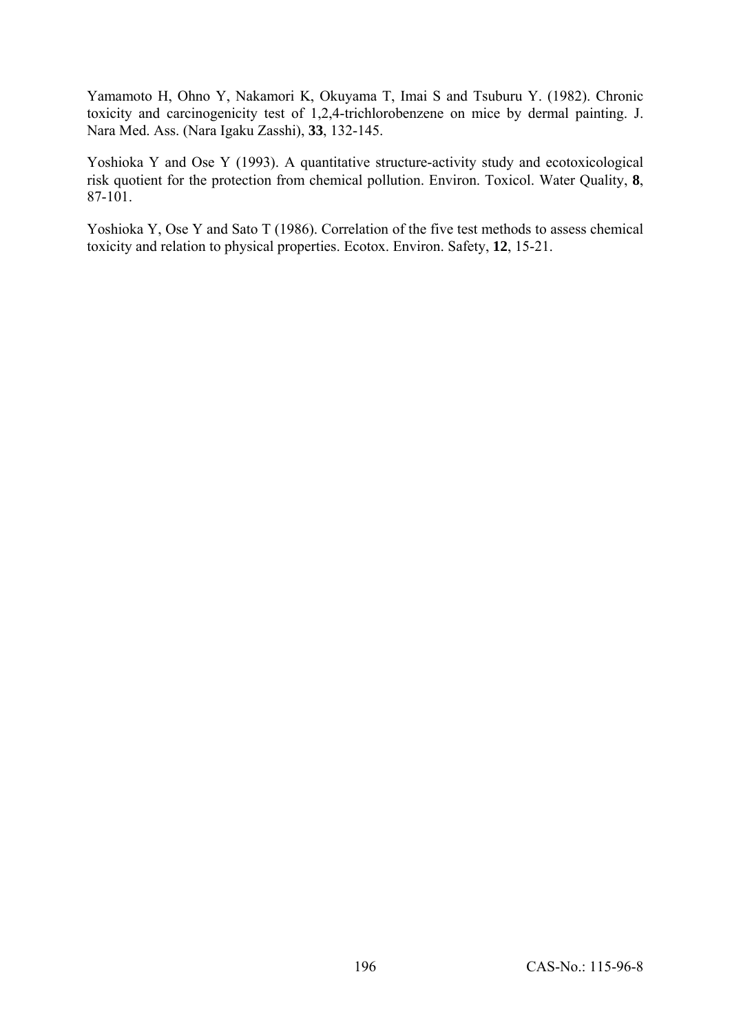Yamamoto H, Ohno Y, Nakamori K, Okuyama T, Imai S and Tsuburu Y. (1982). Chronic toxicity and carcinogenicity test of 1,2,4-trichlorobenzene on mice by dermal painting. J. Nara Med. Ass. (Nara Igaku Zasshi), **33**, 132-145.

Yoshioka Y and Ose Y (1993). A quantitative structure-activity study and ecotoxicological risk quotient for the protection from chemical pollution. Environ. Toxicol. Water Quality, **8**, 87-101.

Yoshioka Y, Ose Y and Sato T (1986). Correlation of the five test methods to assess chemical toxicity and relation to physical properties. Ecotox. Environ. Safety, **12**, 15-21.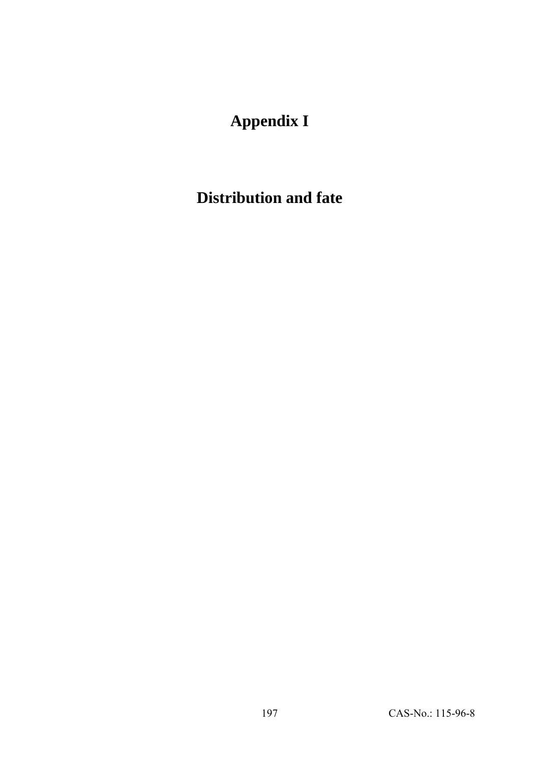# Appendix I

# Distribution and fate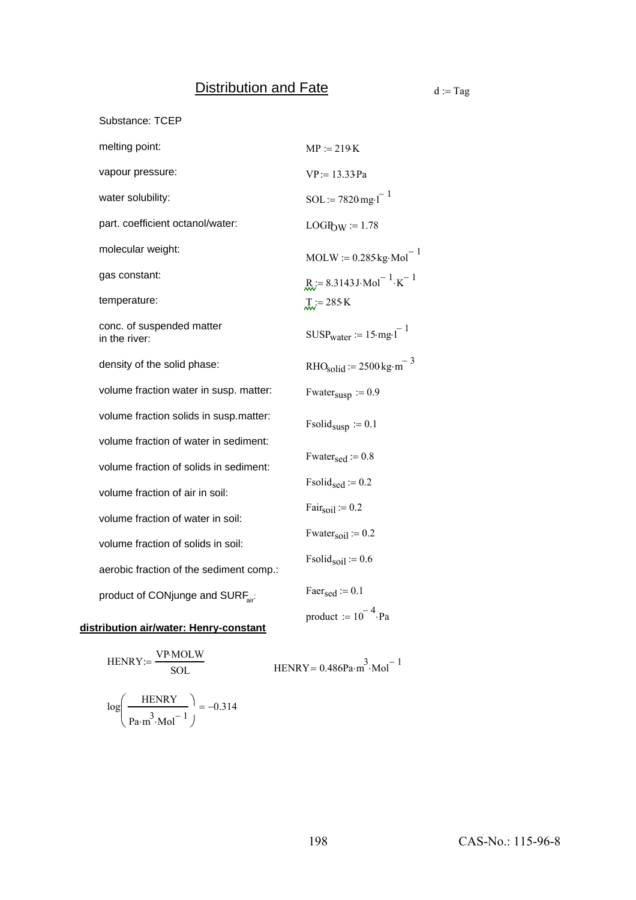## Distribution and Fate

$d := Tag$

Substance: TCEP

| | |
|---|---|
| melting point: | $MP := 219 \cdot K$ |
| vapour pressure: | $VP := 13.33 \cdot Pa$ |
| water solubility: | $SOL := 7820 \cdot mg \cdot l^{-1}$ |
| part. coefficient octanol/water: | $LOGP_{OW} := 1.78$ |
| molecular weight: | $MOLW := 0.285 \cdot kg \cdot Mol^{-1}$ |
| gas constant: | $R := 8.3143 \cdot J \cdot Mol^{-1} \cdot K^{-1}$ |
| temperature: | $T := 285 \cdot K$ |
| conc. of suspended matter in the river: | $SUSP_{water} := 15 \cdot mg \cdot l^{-1}$ |
| density of the solid phase: | $RHO_{solid} := 2500 \cdot kg \cdot m^{-3}$ |
| volume fraction water in susp. matter: | $Fwater_{susp} := 0.9$ |
| volume fraction solids in susp.matter: | $Fsolid_{susp} := 0.1$ |
| volume fraction of water in sediment: | $Fwater_{sed} := 0.8$ |
| volume fraction of solids in sediment: | $Fsolid_{sed} := 0.2$ |
| volume fraction of air in soil: | $Fair_{soil} := 0.2$ |
| volume fraction of water in soil: | $Fwater_{soil} := 0.2$ |
| volume fraction of solids in soil: | $Fsolid_{soil} := 0.6$ |
| aerobic fraction of the sediment comp.: | $Faer_{sed} := 0.1$ |
| product of CONjunge and $SURF_{air}$: | $product := 10^{-4} \cdot Pa$ |

**distribution air/water: Henry-constant**

$$HENRY := \frac{VP \cdot MOLW}{SOL} \qquad HENRY = 0.486 Pa \cdot m^{3} \cdot Mol^{-1}$$

$$\log\left(\frac{HENRY}{Pa \cdot m^{3} \cdot Mol^{-1}}\right) = -0.314$$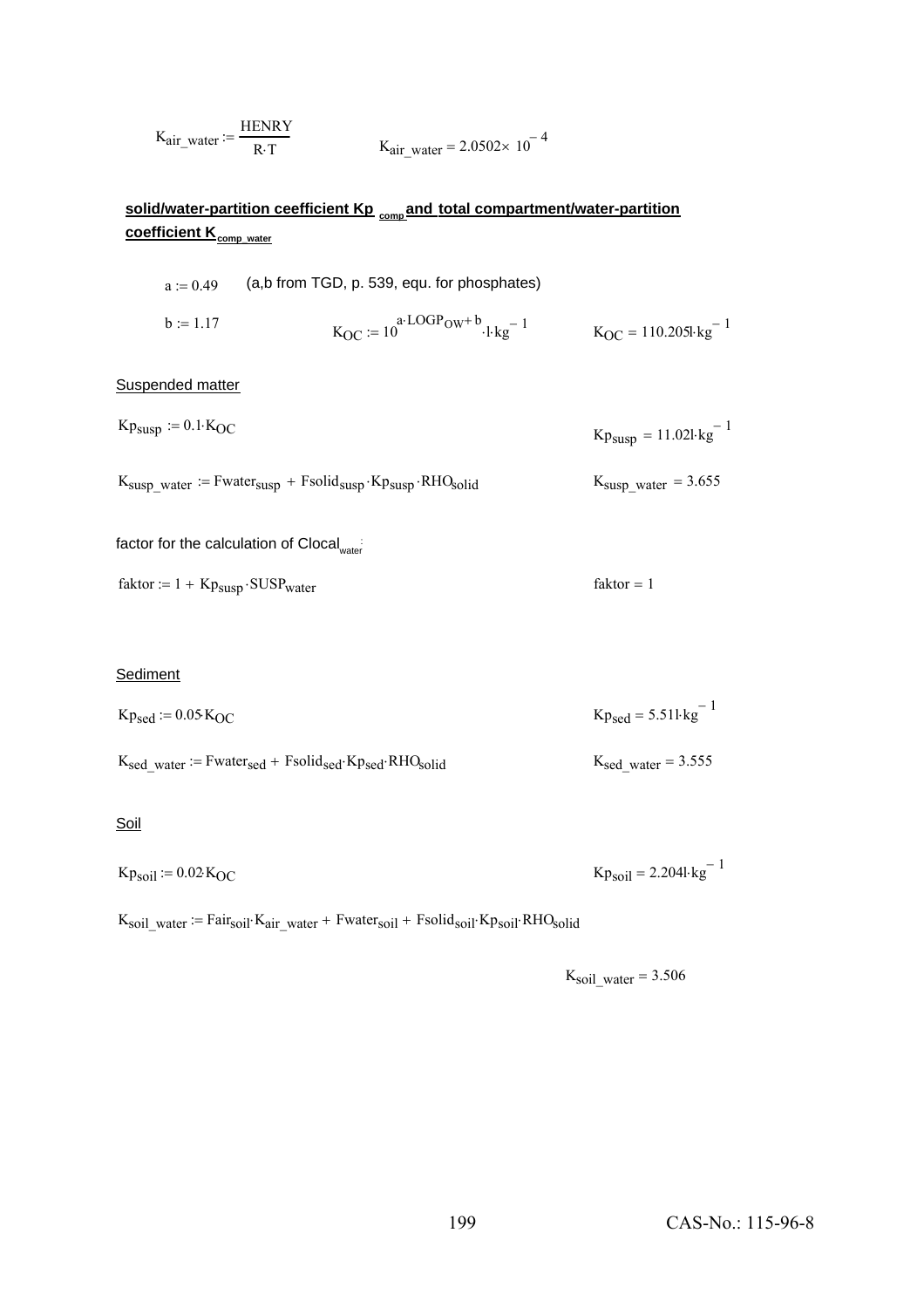$K_{air\_water} := \frac{HENRY}{R \cdot T}$ $\qquad$ $K_{air\_water} = 2.0502 \times 10^{-4}$

**solid/water-partition ceefficient $Kp_{comp}$ and total compartment/water-partition coefficient $K_{comp\_water}$**

$a := 0.49$ $\qquad$ (a,b from TGD, p. 539, equ. for phosphates)

$b := 1.17$ $\qquad$ $K_{OC} := 10^{a \cdot LOGP_{OW} + b} \cdot l \cdot kg^{-1}$ $\qquad$ $K_{OC} = 110.205 l \cdot kg^{-1}$

Suspended matter

$Kp_{susp} := 0.1 \cdot K_{OC}$ $\qquad$ $Kp_{susp} = 11.02 l \cdot kg^{-1}$

$K_{susp\_water} := Fwater_{susp} + Fsolid_{susp} \cdot Kp_{susp} \cdot RHO_{solid}$ $\qquad$ $K_{susp\_water} = 3.655$

factor for the calculation of $Clocal_{water}$:

$faktor := 1 + Kp_{susp} \cdot SUSP_{water}$ $\qquad$ $faktor = 1$

Sediment

$Kp_{sed} := 0.05 \cdot K_{OC}$ $\qquad$ $Kp_{sed} = 5.511 l \cdot kg^{-1}$

$K_{sed\_water} := Fwater_{sed} + Fsolid_{sed} \cdot Kp_{sed} \cdot RHO_{solid}$ $\qquad$ $K_{sed\_water} = 3.555$

Soil

$Kp_{soil} := 0.02 \cdot K_{OC}$ $\qquad$ $Kp_{soil} = 2.204 l \cdot kg^{-1}$

$K_{soil\_water} := Fair_{soil} \cdot K_{air\_water} + Fwater_{soil} + Fsolid_{soil} \cdot Kp_{soil} \cdot RHO_{solid}$

$K_{soil\_water} = 3.506$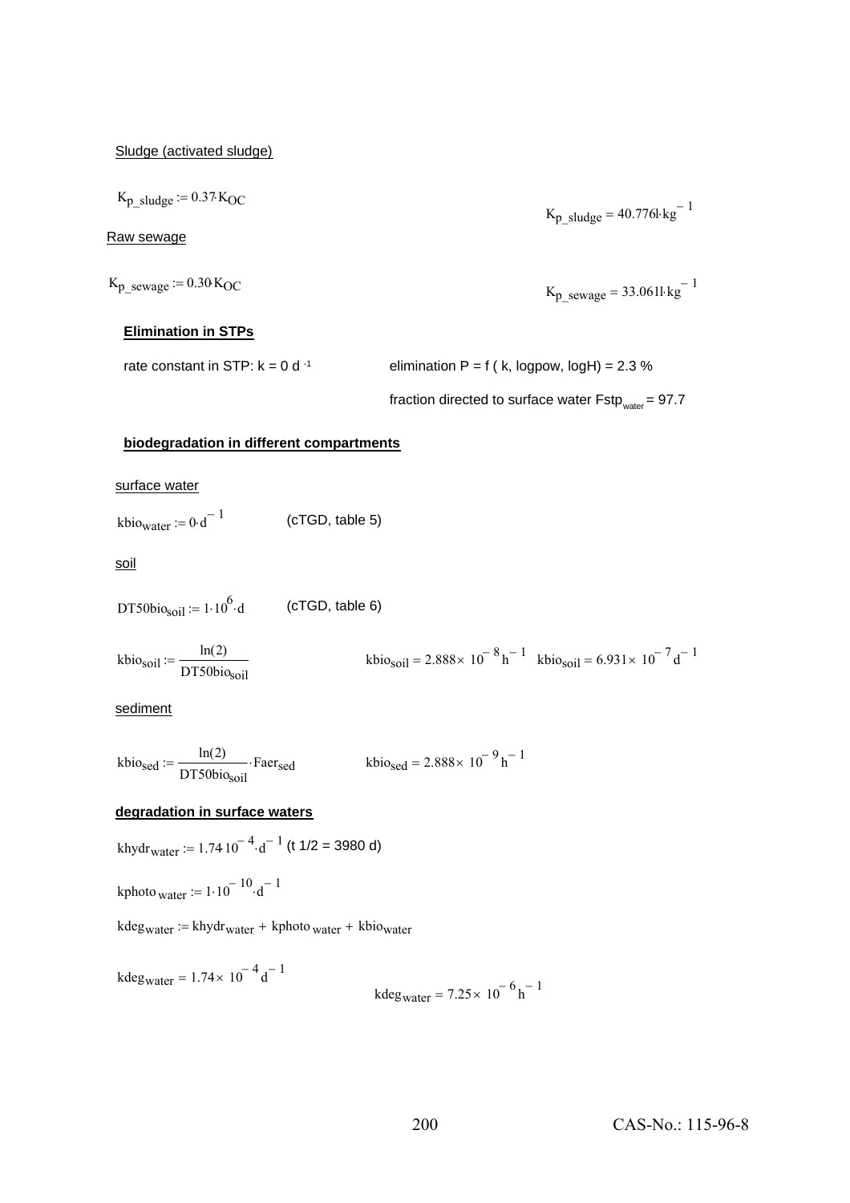Sludge (activated sludge)

$K_{p\_sludge} := 0.37 \cdot K_{OC}$

$K_{p\_sludge} = 40.776 l \cdot kg^{-1}$

Raw sewage

$K_{p\_sewage} := 0.30 \cdot K_{OC}$

$K_{p\_sewage} = 33.061 l \cdot kg^{-1}$

**Elimination in STPs**

rate constant in STP: k = 0 $d^{-1}$

elimination P = f ( k, logpow, logH) = 2.3 %

fraction directed to surface water $Fstp_{water}$ = 97.7

**biodegradation in different compartments**

surface water

$kbio_{water} := 0 \cdot d^{-1}$ (cTGD, table 5)

soil

$DT50bio_{soil} := 1 \cdot 10^{6} \cdot d$ (cTGD, table 6)

$$kbio_{soil} := \frac{\ln(2)}{DT50bio_{soil}}$$

$kbio_{soil} = 2.888 \times 10^{-8} h^{-1}$ $kbio_{soil} = 6.931 \times 10^{-7} d^{-1}$

sediment

$$kbio_{sed} := \frac{\ln(2)}{DT50bio_{soil}} \cdot Faer_{sed}$$

$kbio_{sed} = 2.888 \times 10^{-9} h^{-1}$

**degradation in surface waters**

$khydr_{water} := 1.74 \cdot 10^{-4} \cdot d^{-1}$ (t 1/2 = 3980 d)

$kphoto_{water} := 1 \cdot 10^{-10} \cdot d^{-1}$

$kdeg_{water} := khydr_{water} + kphoto_{water} + kbio_{water}$

$kdeg_{water} = 1.74 \times 10^{-4} d^{-1}$

$kdeg_{water} = 7.25 \times 10^{-6} h^{-1}$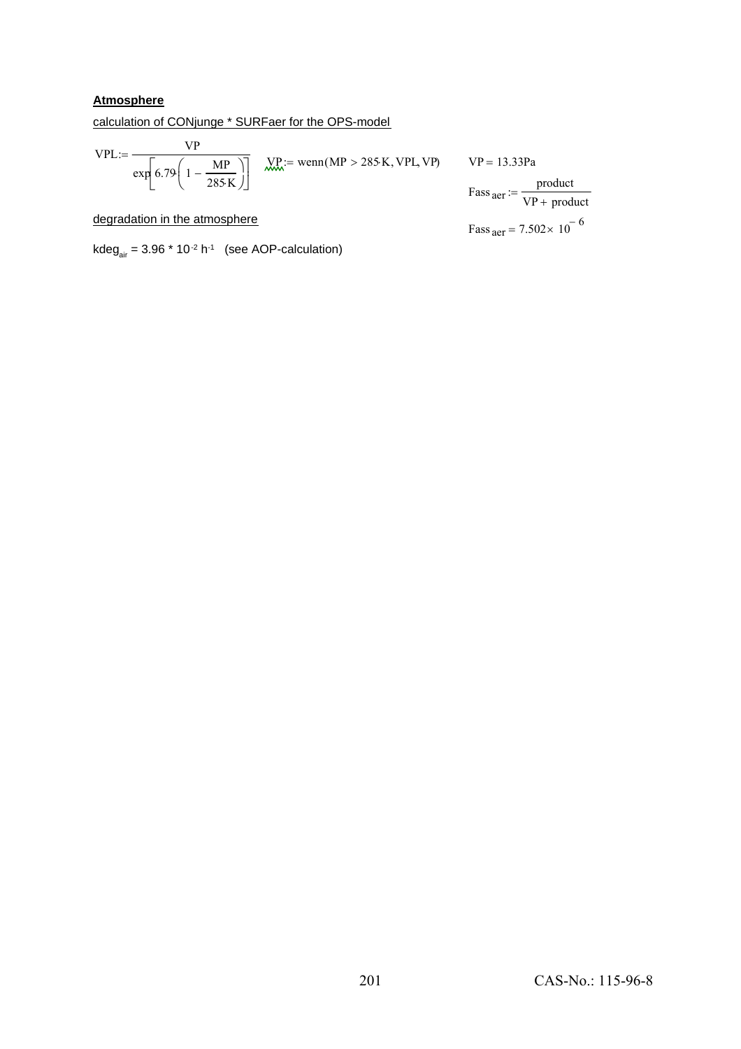**Atmosphere**

calculation of CONjunge * SURFaer for the OPS-model

$$VPL := \frac{VP}{\exp\left[6.79 \cdot \left(1 - \frac{MP}{285 \cdot K}\right)\right]} \qquad VP := \text{wenn}(MP > 285 \cdot K, VPL, VP) \qquad VP = 13.33\text{Pa}$$

$$\text{Fass}_{\text{aer}} := \frac{\text{product}}{VP + \text{product}}$$

$$\text{Fass}_{\text{aer}} = 7.502 \times 10^{-6}$$

degradation in the atmosphere

$kdeg_{air} = 3.96 * 10^{-2}\ h^{-1}$ (see AOP-calculation)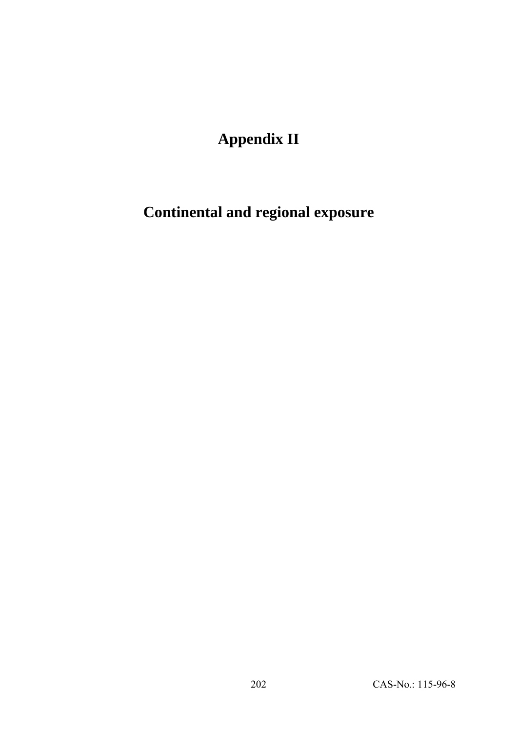# Appendix II

## Continental and regional exposure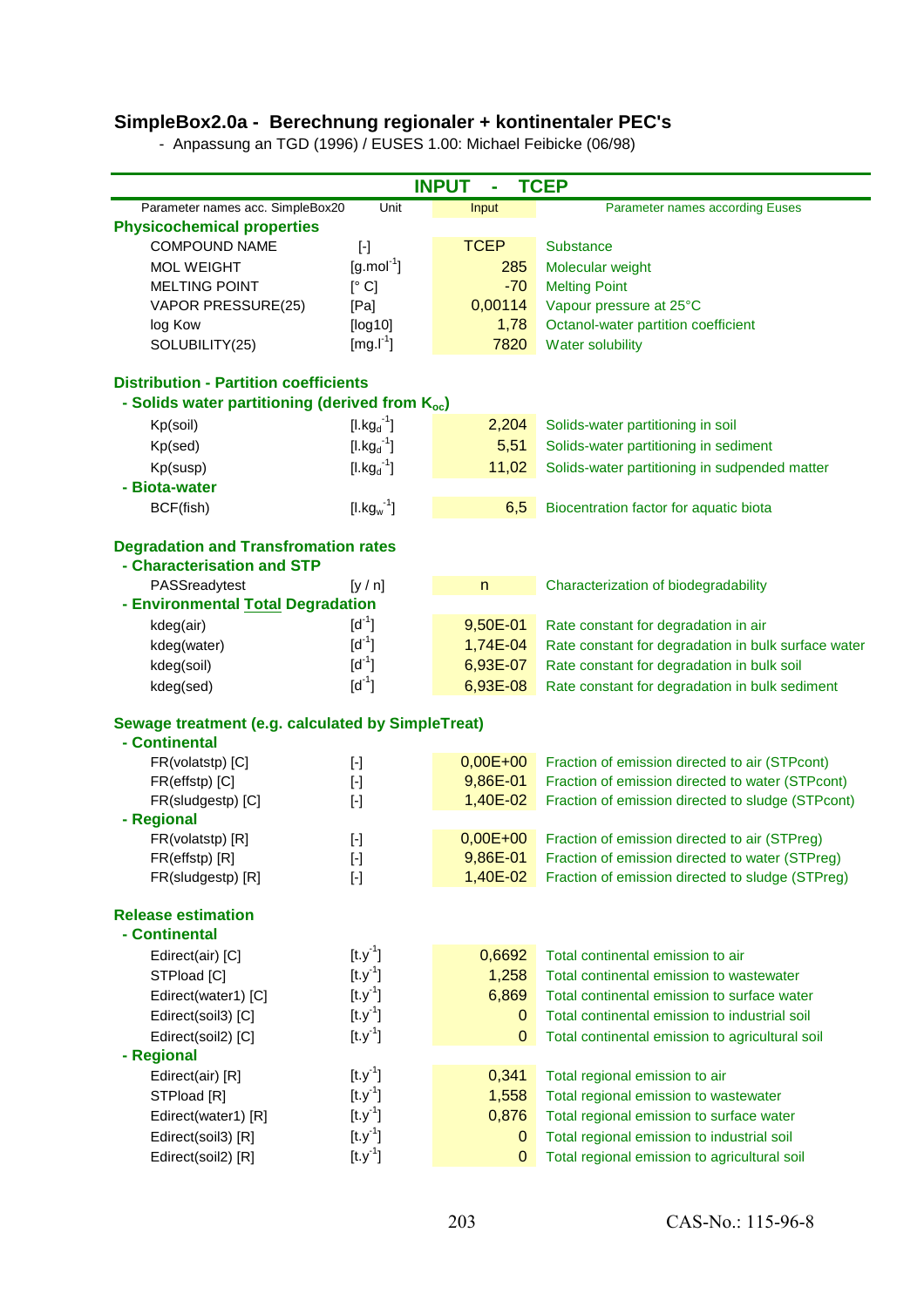# SimpleBox2.0a - Berechnung regionaler + kontinentaler PEC's

- Anpassung an TGD (1996) / EUSES 1.00: Michael Feibicke (06/98)

## INPUT - TCEP

| Parameter names acc. SimpleBox20 | Unit | Input | Parameter names according Euses |
|---|---|---|---|
| **Physicochemical properties** | | | |
| COMPOUND NAME | [-] | TCEP | Substance |
| MOL WEIGHT | [g.mol$^{-1}$] | 285 | Molecular weight |
| MELTING POINT | [° C] | -70 | Melting Point |
| VAPOR PRESSURE(25) | [Pa] | 0,00114 | Vapour pressure at 25°C |
| log Kow | [log10] | 1,78 | Octanol-water partition coefficient |
| SOLUBILITY(25) | [mg.l$^{-1}$] | 7820 | Water solubility |
| **Distribution - Partition coefficients** | | | |
| **- Solids water partitioning (derived from $K_{oc}$)** | | | |
| Kp(soil) | [l.kg$_d^{-1}$] | 2,204 | Solids-water partitioning in soil |
| Kp(sed) | [l.kg$_d^{-1}$] | 5,51 | Solids-water partitioning in sediment |
| Kp(susp) | [l.kg$_d^{-1}$] | 11,02 | Solids-water partitioning in sudpended matter |
| **- Biota-water** | | | |
| BCF(fish) | [l.kg$_w^{-1}$] | 6,5 | Biocentration factor for aquatic biota |
| **Degradation and Transfromation rates** | | | |
| **- Characterisation and STP** | | | |
| PASSreadytest | [y / n] | n | Characterization of biodegradability |
| **- Environmental <u>Total</u> Degradation** | | | |
| kdeg(air) | [d$^{-1}$] | 9,50E-01 | Rate constant for degradation in air |
| kdeg(water) | [d$^{-1}$] | 1,74E-04 | Rate constant for degradation in bulk surface water |
| kdeg(soil) | [d$^{-1}$] | 6,93E-07 | Rate constant for degradation in bulk soil |
| kdeg(sed) | [d$^{-1}$] | 6,93E-08 | Rate constant for degradation in bulk sediment |
| **Sewage treatment (e.g. calculated by SimpleTreat)** | | | |
| **- Continental** | | | |
| FR(volatstp) [C] | [-] | 0,00E+00 | Fraction of emission directed to air (STPcont) |
| FR(effstp) [C] | [-] | 9,86E-01 | Fraction of emission directed to water (STPcont) |
| FR(sludgestp) [C] | [-] | 1,40E-02 | Fraction of emission directed to sludge (STPcont) |
| **- Regional** | | | |
| FR(volatstp) [R] | [-] | 0,00E+00 | Fraction of emission directed to air (STPreg) |
| FR(effstp) [R] | [-] | 9,86E-01 | Fraction of emission directed to water (STPreg) |
| FR(sludgestp) [R] | [-] | 1,40E-02 | Fraction of emission directed to sludge (STPreg) |
| **Release estimation** | | | |
| **- Continental** | | | |
| Edirect(air) [C] | [t.y$^{-1}$] | 0,6692 | Total continental emission to air |
| STPload [C] | [t.y$^{-1}$] | 1,258 | Total continental emission to wastewater |
| Edirect(water1) [C] | [t.y$^{-1}$] | 6,869 | Total continental emission to surface water |
| Edirect(soil3) [C] | [t.y$^{-1}$] | 0 | Total continental emission to industrial soil |
| Edirect(soil2) [C] | [t.y$^{-1}$] | 0 | Total continental emission to agricultural soil |
| **- Regional** | | | |
| Edirect(air) [R] | [t.y$^{-1}$] | 0,341 | Total regional emission to air |
| STPload [R] | [t.y$^{-1}$] | 1,558 | Total regional emission to wastewater |
| Edirect(water1) [R] | [t.y$^{-1}$] | 0,876 | Total regional emission to surface water |
| Edirect(soil3) [R] | [t.y$^{-1}$] | 0 | Total regional emission to industrial soil |
| Edirect(soil2) [R] | [t.y$^{-1}$] | 0 | Total regional emission to agricultural soil |

CAS-No.: 115-96-8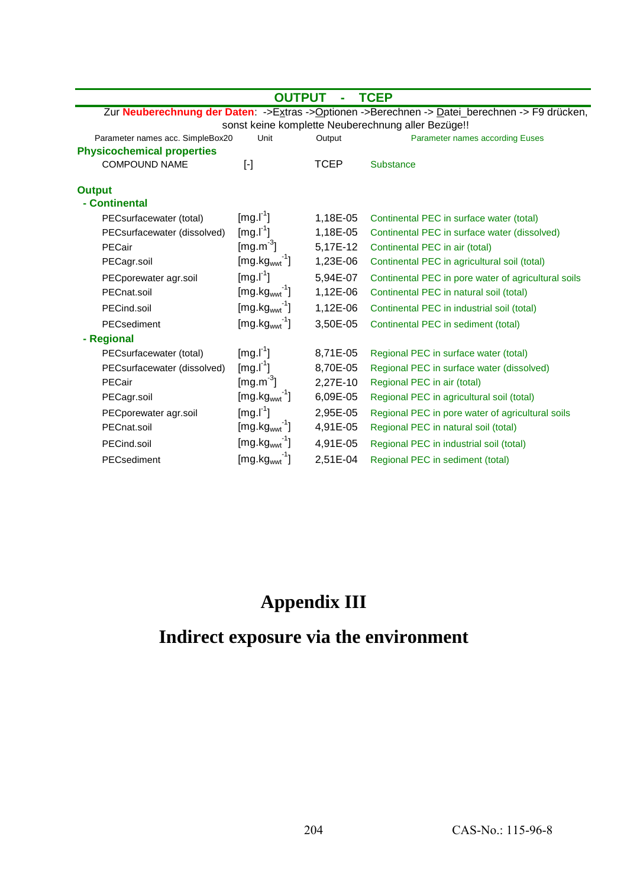## OUTPUT - TCEP

Zur **Neuberechnung der Daten**: ->Extras ->Optionen ->Berechnen -> Datei_berechnen -> F9 drücken, sonst keine komplette Neuberechnung aller Bezüge!!

| Parameter names acc. SimpleBox20 | Unit | Output | Parameter names according Euses |
|---|---|---|---|
| **Physicochemical properties** | | | |
| COMPOUND NAME | [-] | TCEP | Substance |
| | | | |
| **Output** | | | |
| **- Continental** | | | |
| PECsurfacewater (total) | [$mg.l^{-1}$] | 1,18E-05 | Continental PEC in surface water (total) |
| PECsurfacewater (dissolved) | [$mg.l^{-1}$] | 1,18E-05 | Continental PEC in surface water (dissolved) |
| PECair | [$mg.m^{-3}$] | 5,17E-12 | Continental PEC in air (total) |
| PECagr.soil | [$mg.kg_{wwt}^{-1}$] | 1,23E-06 | Continental PEC in agricultural soil (total) |
| PECporewater agr.soil | [$mg.l^{-1}$] | 5,94E-07 | Continental PEC in pore water of agricultural soils |
| PECnat.soil | [$mg.kg_{wwt}^{-1}$] | 1,12E-06 | Continental PEC in natural soil (total) |
| PECind.soil | [$mg.kg_{wwt}^{-1}$] | 1,12E-06 | Continental PEC in industrial soil (total) |
| PECsediment | [$mg.kg_{wwt}^{-1}$] | 3,50E-05 | Continental PEC in sediment (total) |
| **- Regional** | | | |
| PECsurfacewater (total) | [$mg.l^{-1}$] | 8,71E-05 | Regional PEC in surface water (total) |
| PECsurfacewater (dissolved) | [$mg.l^{-1}$] | 8,70E-05 | Regional PEC in surface water (dissolved) |
| PECair | [$mg.m^{-3}$] | 2,27E-10 | Regional PEC in air (total) |
| PECagr.soil | [$mg.kg_{wwt}^{-1}$] | 6,09E-05 | Regional PEC in agricultural soil (total) |
| PECporewater agr.soil | [$mg.l^{-1}$] | 2,95E-05 | Regional PEC in pore water of agricultural soils |
| PECnat.soil | [$mg.kg_{wwt}^{-1}$] | 4,91E-05 | Regional PEC in natural soil (total) |
| PECind.soil | [$mg.kg_{wwt}^{-1}$] | 4,91E-05 | Regional PEC in industrial soil (total) |
| PECsediment | [$mg.kg_{wwt}^{-1}$] | 2,51E-04 | Regional PEC in sediment (total) |

# Appendix III

# Indirect exposure via the environment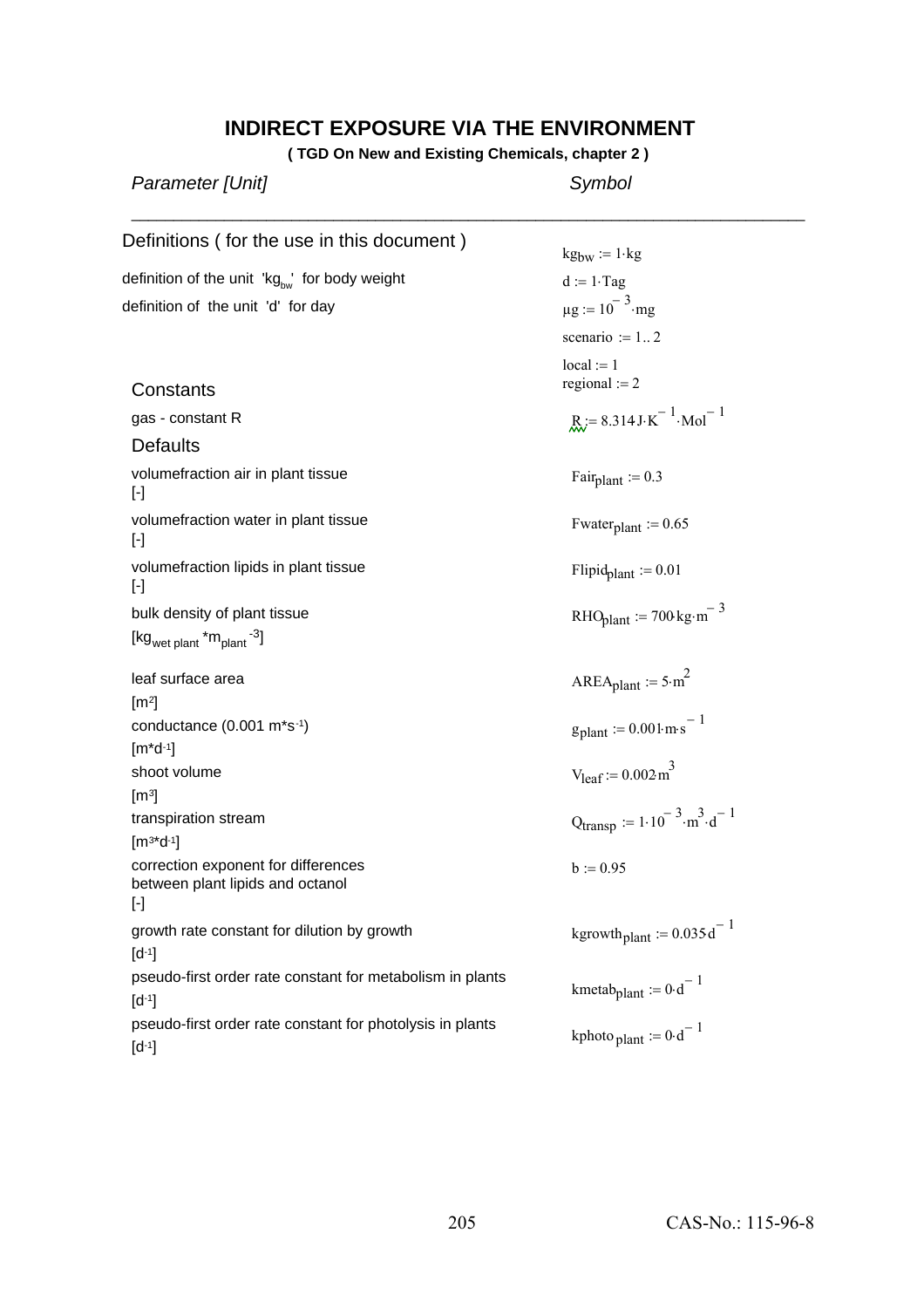## INDIRECT EXPOSURE VIA THE ENVIRONMENT

**( TGD On New and Existing Chemicals, chapter 2 )**

| *Parameter [Unit]* | *Symbol* |
|---|---|
| Definitions ( for the use in this document ) | $kg_{bw} := 1 \cdot kg$ |
| definition of the unit 'kg$_{bw}$' for body weight | $d := 1 \cdot Tag$ |
| definition of the unit 'd' for day | $\mu g := 10^{-3} \cdot mg$ |
| | $scenario := 1 .. 2$ |
| | $local := 1$ |
| | $regional := 2$ |
| **Constants** | |
| gas - constant R | $R := 8.314 J \cdot K^{-1} \cdot Mol^{-1}$ |
| **Defaults** | |
| volumefraction air in plant tissue [-] | $Fair_{plant} := 0.3$ |
| volumefraction water in plant tissue [-] | $Fwater_{plant} := 0.65$ |
| volumefraction lipids in plant tissue [-] | $Flipid_{plant} := 0.01$ |
| bulk density of plant tissue [$kg_{wet\ plant} \cdot m_{plant}^{-3}$] | $RHO_{plant} := 700 \cdot kg \cdot m^{-3}$ |
| leaf surface area [m²] | $AREA_{plant} := 5 \cdot m^2$ |
| conductance (0.001 m*s-1) [m*d-1] | $g_{plant} := 0.001 \cdot m \cdot s^{-1}$ |
| shoot volume [m³] | $V_{leaf} := 0.002 \cdot m^3$ |
| transpiration stream [m³*d-1] | $Q_{transp} := 1 \cdot 10^{-3} \cdot m^3 \cdot d^{-1}$ |
| correction exponent for differences between plant lipids and octanol [-] | $b := 0.95$ |
| growth rate constant for dilution by growth [d-1] | $kgrowth_{plant} := 0.035 \cdot d^{-1}$ |
| pseudo-first order rate constant for metabolism in plants [d-1] | $kmetab_{plant} := 0 \cdot d^{-1}$ |
| pseudo-first order rate constant for photolysis in plants [d-1] | $kphoto_{plant} := 0 \cdot d^{-1}$ |

CAS-No.: 115-96-8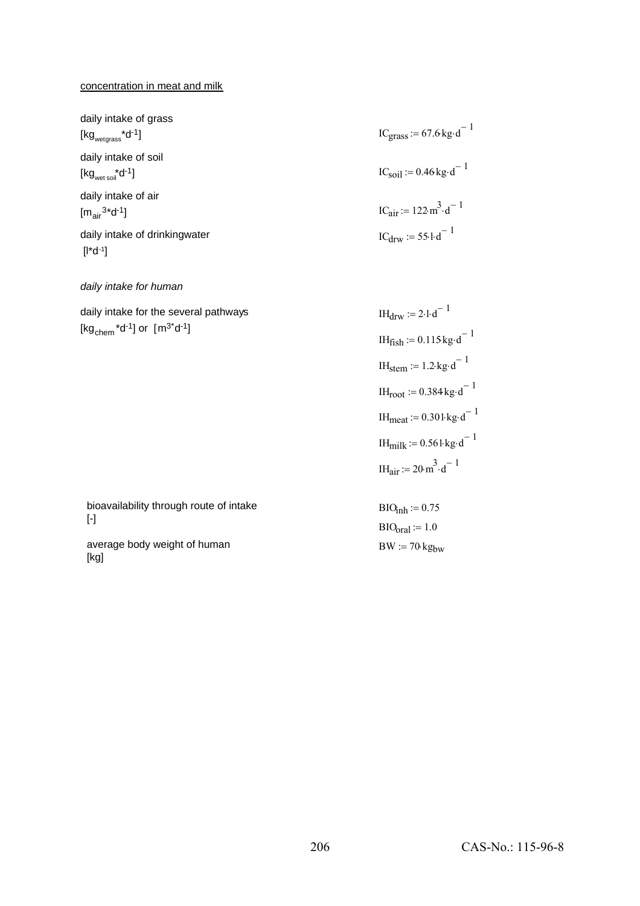concentration in meat and milk

daily intake of grass
[$kg_{wetgrass}$*$d^{-1}$]

$$IC_{grass} := 67.6\,kg \cdot d^{-1}$$

daily intake of soil
[$kg_{wet\ soil}$*$d^{-1}$]

$$IC_{soil} := 0.46\,kg \cdot d^{-1}$$

daily intake of air
[$m_{air}{}^{3}$*$d^{-1}$]

$$IC_{air} := 122 \cdot m^{3} \cdot d^{-1}$$

daily intake of drinkingwater
[l*$d^{-1}$]

$$IC_{drw} := 55 \cdot l \cdot d^{-1}$$

*daily intake for human*

daily intake for the several pathways
[$kg_{chem}$*$d^{-1}$] or [$m^{3}$*$d^{-1}$]

$$IH_{drw} := 2 \cdot l \cdot d^{-1}$$

$$IH_{fish} := 0.115\,kg \cdot d^{-1}$$

$$IH_{stem} := 1.2 \cdot kg \cdot d^{-1}$$

$$IH_{root} := 0.384\,kg \cdot d^{-1}$$

$$IH_{meat} := 0.301 \cdot kg \cdot d^{-1}$$

$$IH_{milk} := 0.561 \cdot kg \cdot d^{-1}$$

$$IH_{air} := 20 \cdot m^{3} \cdot d^{-1}$$

bioavailability through route of intake
[-]

$$BIO_{inh} := 0.75$$

$$BIO_{oral} := 1.0$$

average body weight of human
[kg]

$$BW := 70 \cdot kg_{bw}$$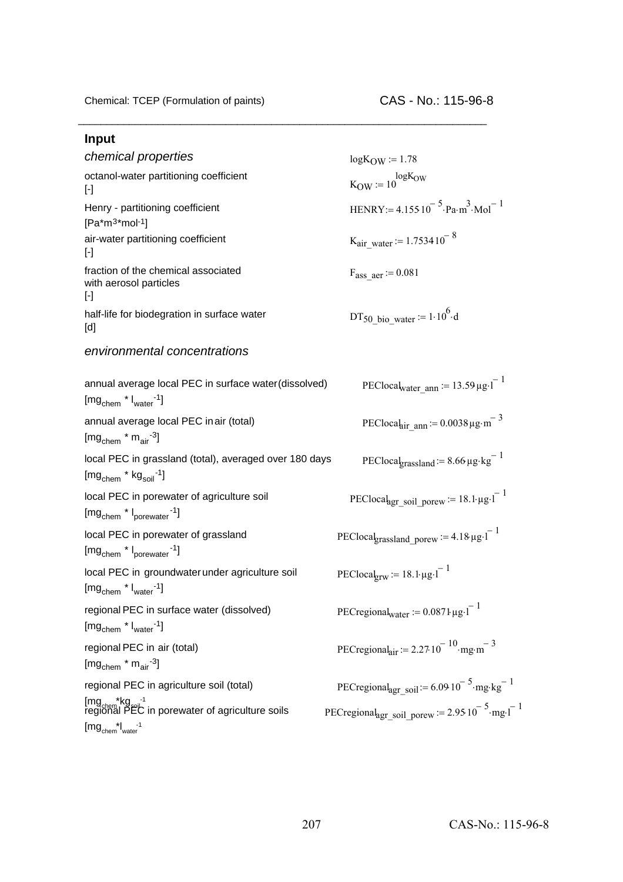Chemical: TCEP (Formulation of paints) CAS - No.: 115-96-8

---

## Input

*chemical properties*

| | |
|---|---|
| octanol-water partitioning coefficient [-] | $\log K_{OW} := 1.78$ <br> $K_{OW} := 10^{\log K_{OW}}$ |
| Henry - partitioning coefficient [Pa*m³*mol⁻¹] | $HENRY := 4.155 \cdot 10^{-5} \cdot Pa \cdot m^{3} \cdot Mol^{-1}$ |
| air-water partitioning coefficient [-] | $K_{air\_water} := 1.7534 \cdot 10^{-8}$ |
| fraction of the chemical associated with aerosol particles [-] | $F_{ass\_aer} := 0.081$ |
| half-life for biodegration in surface water [d] | $DT_{50\_bio\_water} := 1 \cdot 10^{6} \cdot d$ |

*environmental concentrations*

| | |
|---|---|
| annual average local PEC in surface water (dissolved) $[mg_{chem} * l_{water}^{-1}]$ | $PEClocal_{water\_ann} := 13.59 \cdot \mu g \cdot l^{-1}$ |
| annual average local PEC in air (total) $[mg_{chem} * m_{air}^{-3}]$ | $PEClocal_{air\_ann} := 0.0038 \cdot \mu g \cdot m^{-3}$ |
| local PEC in grassland (total), averaged over 180 days $[mg_{chem} * kg_{soil}^{-1}]$ | $PEClocal_{grassland} := 8.66 \cdot \mu g \cdot kg^{-1}$ |
| local PEC in porewater of agriculture soil $[mg_{chem} * l_{porewater}^{-1}]$ | $PEClocal_{agr\_soil\_porew} := 18.1 \cdot \mu g \cdot l^{-1}$ |
| local PEC in porewater of grassland $[mg_{chem} * l_{porewater}^{-1}]$ | $PEClocal_{grassland\_porew} := 4.18 \cdot \mu g \cdot l^{-1}$ |
| local PEC in groundwater under agriculture soil $[mg_{chem} * l_{water}^{-1}]$ | $PEClocal_{grw} := 18.1 \cdot \mu g \cdot l^{-1}$ |
| regional PEC in surface water (dissolved) $[mg_{chem} * l_{water}^{-1}]$ | $PECregional_{water} := 0.0871 \cdot \mu g \cdot l^{-1}$ |
| regional PEC in air (total) $[mg_{chem} * m_{air}^{-3}]$ | $PECregional_{air} := 2.27 \cdot 10^{-10} \cdot mg \cdot m^{-3}$ |
| regional PEC in agriculture soil (total) $[mg_{chem} * kg_{soil}^{-1}]$ | $PECregional_{agr\_soil} := 6.09 \cdot 10^{-5} \cdot mg \cdot kg^{-1}$ |
| regional PEC in porewater of agriculture soils $[mg_{chem} * l_{water}^{-1}]$ | $PECregional_{agr\_soil\_porew} := 2.95 \cdot 10^{-5} \cdot mg \cdot l^{-1}$ |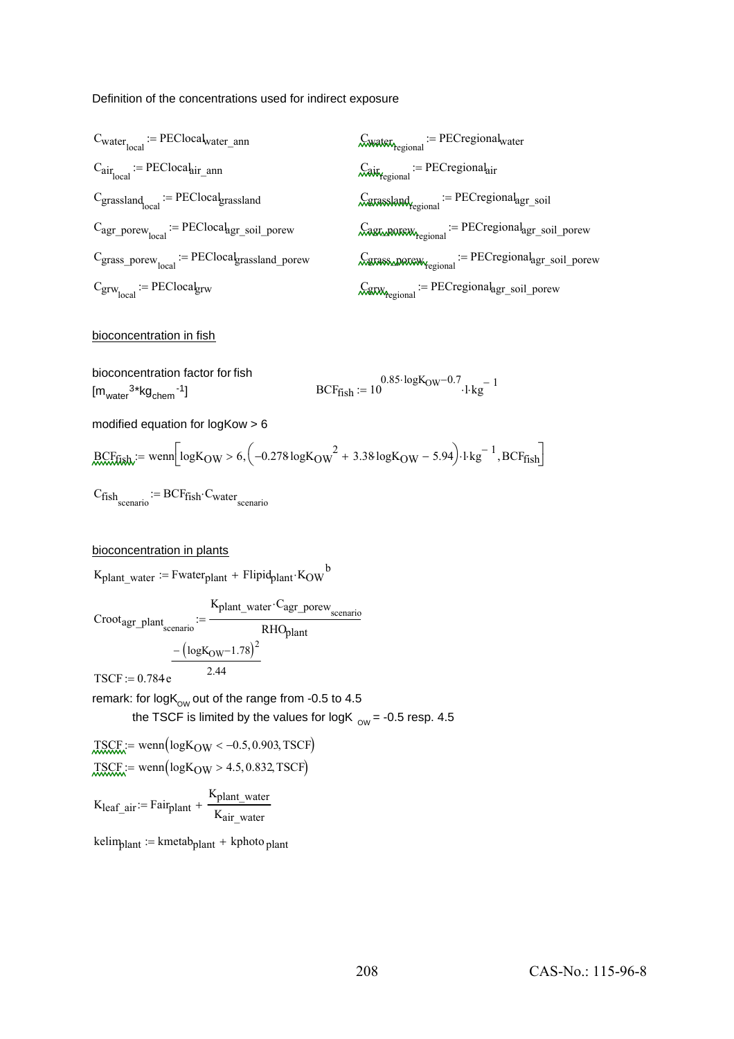Definition of the concentrations used for indirect exposure

$$C_{water_{local}} := PEClocal_{water\_ann} \qquad C_{water_{regional}} := PECregional_{water}$$

$$C_{air_{local}} := PEClocal_{air\_ann} \qquad C_{air_{regional}} := PECregional_{air}$$

$$C_{grassland_{local}} := PEClocal_{grassland} \qquad C_{grassland_{regional}} := PECregional_{agr\_soil}$$

$$C_{agr\_porew_{local}} := PEClocal_{agr\_soil\_porew} \qquad C_{agr\_porew_{regional}} := PECregional_{agr\_soil\_porew}$$

$$C_{grass\_porew_{local}} := PEClocal_{grassland\_porew} \qquad C_{grass\_porew_{regional}} := PECregional_{agr\_soil\_porew}$$

$$C_{grw_{local}} := PEClocal_{grw} \qquad C_{grw_{regional}} := PECregional_{agr\_soil\_porew}$$

bioconcentration in fish

bioconcentration factor for fish $[m_{water}^{3} \cdot kg_{chem}^{-1}]$

$$BCF_{fish} := 10^{0.85 \cdot logK_{OW} - 0.7} \cdot l \cdot kg^{-1}$$

modified equation for logKow > 6

$$BCF_{fish} := wenn\left[logK_{OW} > 6, \left(-0.278 \cdot logK_{OW}^{2} + 3.38 \cdot logK_{OW} - 5.94\right) \cdot l \cdot kg^{-1}, BCF_{fish}\right]$$

$$C_{fish_{scenario}} := BCF_{fish} \cdot C_{water_{scenario}}$$

bioconcentration in plants

$$K_{plant\_water} := Fwater_{plant} + Flipid_{plant} \cdot K_{OW}^{b}$$

$$Croot_{agr\_plant_{scenario}} := \frac{K_{plant\_water} \cdot C_{agr\_porew_{scenario}}}{RHO_{plant}}$$

$$TSCF := 0.784 \cdot e^{\frac{-\left(logK_{OW} - 1.78\right)^{2}}{2.44}}$$

remark: for $logK_{ow}$ out of the range from -0.5 to 4.5
the TSCF is limited by the values for $logK_{OW}$ = -0.5 resp. 4.5

$$TSCF := wenn\left(logK_{OW} < -0.5, 0.903, TSCF\right)$$

$$TSCF := wenn\left(logK_{OW} > 4.5, 0.832, TSCF\right)$$

$$K_{leaf\_air} := Fair_{plant} + \frac{K_{plant\_water}}{K_{air\_water}}$$

$$kelim_{plant} := kmetab_{plant} + kphoto_{plant}$$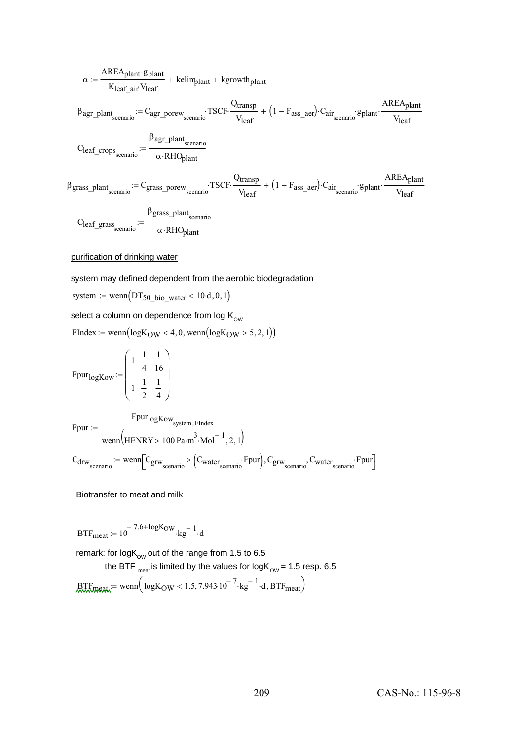$$\alpha := \frac{AREA_{plant} \cdot g_{plant}}{K_{leaf\_air} \cdot V_{leaf}} + kelim_{plant} + kgrowth_{plant}$$

$$\beta_{agr\_plant_{scenario}} := C_{agr\_porew_{scenario}} \cdot TSCF \cdot \frac{Q_{transp}}{V_{leaf}} + \left(1 - F_{ass\_aer}\right) \cdot C_{air_{scenario}} \cdot g_{plant} \cdot \frac{AREA_{plant}}{V_{leaf}}$$

$$C_{leaf\_crops_{scenario}} := \frac{\beta_{agr\_plant_{scenario}}}{\alpha \cdot RHO_{plant}}$$

$$\beta_{grass\_plant_{scenario}} := C_{grass\_porew_{scenario}} \cdot TSCF \cdot \frac{Q_{transp}}{V_{leaf}} + \left(1 - F_{ass\_aer}\right) \cdot C_{air_{scenario}} \cdot g_{plant} \cdot \frac{AREA_{plant}}{V_{leaf}}$$

$$C_{leaf\_grass_{scenario}} := \frac{\beta_{grass\_plant_{scenario}}}{\alpha \cdot RHO_{plant}}$$

purification of drinking water

system may defined dependent from the aerobic biodegradation

$$system := wenn\left(DT_{50\_bio\_water} < 10 \cdot d, 0, 1\right)$$

select a column on dependence from log $K_{OW}$

$$FIndex := wenn\left(logK_{OW} < 4, 0, wenn\left(logK_{OW} > 5, 2, 1\right)\right)$$

$$Fpur_{logKow} := \begin{pmatrix} 1 & \frac{1}{4} & \frac{1}{16} \\ 1 & \frac{1}{2} & \frac{1}{4} \end{pmatrix}$$

$$Fpur := \frac{Fpur_{logKow_{system, FIndex}}}{wenn\left(HENRY > 100 \cdot Pa \cdot m^{3} \cdot Mol^{-1}, 2, 1\right)}$$

$$C_{drw_{scenario}} := wenn\left[C_{grw_{scenario}} > \left(C_{water_{scenario}} \cdot Fpur\right), C_{grw_{scenario}}, C_{water_{scenario}} \cdot Fpur\right]$$

Biotransfer to meat and milk

$$BTF_{meat} := 10^{-7.6 + logK_{OW}} \cdot kg^{-1} \cdot d$$

remark: for $logK_{OW}$ out of the range from 1.5 to 6.5
the $BTF_{meat}$ is limited by the values for $logK_{OW}$ = 1.5 resp. 6.5

$$BTF_{meat} := wenn\left(logK_{OW} < 1.5, 7.943 \cdot 10^{-7} \cdot kg^{-1} \cdot d, BTF_{meat}\right)$$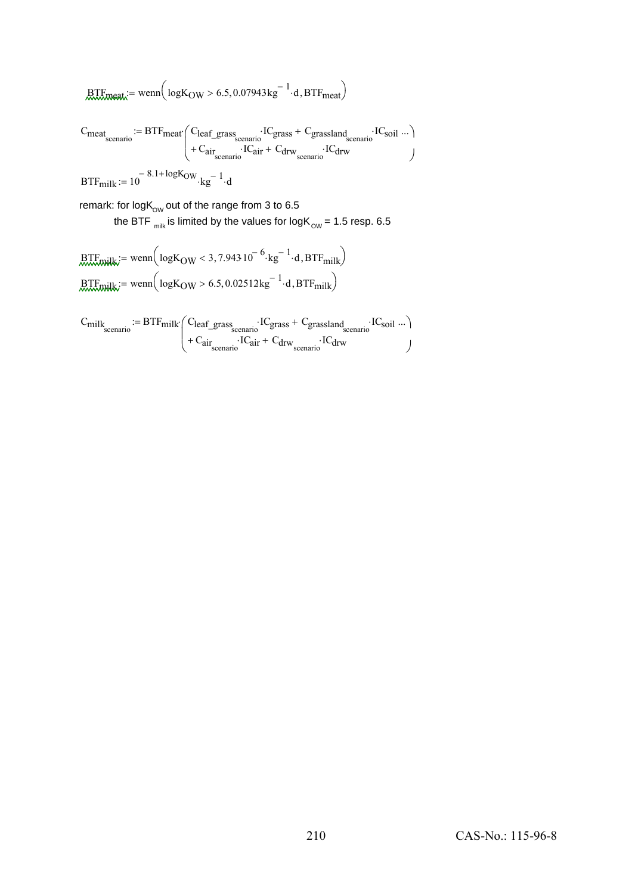$$BTF_{meat} := \text{wenn}\left(\log K_{OW} > 6.5, 0.07943\,\text{kg}^{-1}\cdot\text{d}, BTF_{meat}\right)$$

$$C_{meat_{scenario}} := BTF_{meat}\cdot\left(\begin{array}{l} C_{leaf\_grass_{scenario}}\cdot IC_{grass} + C_{grassland_{scenario}}\cdot IC_{soil}\ \cdots \\ +\,C_{air_{scenario}}\cdot IC_{air} + C_{drw_{scenario}}\cdot IC_{drw} \end{array}\right)$$

$$BTF_{milk} := 10^{-8.1+\log K_{OW}}\cdot\text{kg}^{-1}\cdot\text{d}$$

remark: for $\log K_{OW}$ out of the range from 3 to 6.5

the BTF $_{milk}$ is limited by the values for $\log K_{OW}$ = 1.5 resp. 6.5

$$BTF_{milk} := \text{wenn}\left(\log K_{OW} < 3, 7.943\cdot 10^{-6}\cdot\text{kg}^{-1}\cdot\text{d}, BTF_{milk}\right)$$

$$BTF_{milk} := \text{wenn}\left(\log K_{OW} > 6.5, 0.02512\,\text{kg}^{-1}\cdot\text{d}, BTF_{milk}\right)$$

$$C_{milk_{scenario}} := BTF_{milk}\cdot\left(\begin{array}{l} C_{leaf\_grass_{scenario}}\cdot IC_{grass} + C_{grassland_{scenario}}\cdot IC_{soil}\ \cdots \\ +\,C_{air_{scenario}}\cdot IC_{air} + C_{drw_{scenario}}\cdot IC_{drw} \end{array}\right)$$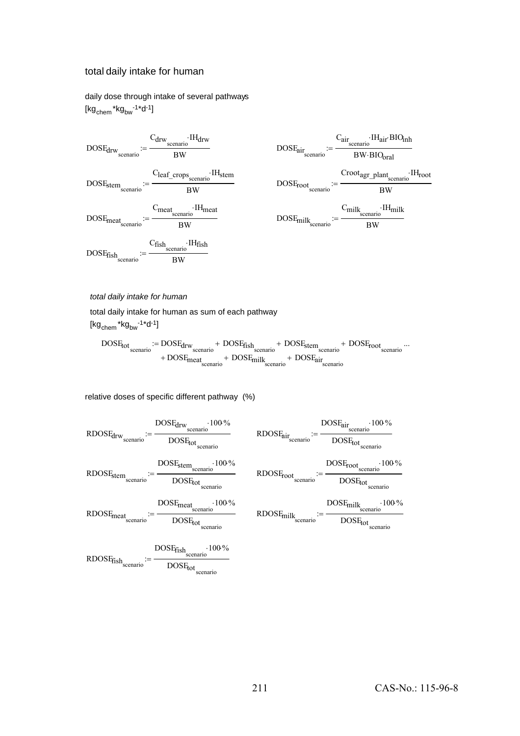## total daily intake for human

daily dose through intake of several pathways
$[kg_{chem} * kg_{bw}^{-1} * d^{-1}]$

$$DOSE_{drw_{scenario}} := \frac{C_{drw_{scenario}} \cdot IH_{drw}}{BW}$$

$$DOSE_{air_{scenario}} := \frac{C_{air_{scenario}} \cdot IH_{air} \cdot BIO_{inh}}{BW \cdot BIO_{oral}}$$

$$DOSE_{stem_{scenario}} := \frac{C_{leaf\_crops_{scenario}} \cdot IH_{stem}}{BW}$$

$$DOSE_{root_{scenario}} := \frac{Croot_{agr\_plant_{scenario}} \cdot IH_{root}}{BW}$$

$$DOSE_{meat_{scenario}} := \frac{C_{meat_{scenario}} \cdot IH_{meat}}{BW}$$

$$DOSE_{milk_{scenario}} := \frac{C_{milk_{scenario}} \cdot IH_{milk}}{BW}$$

$$DOSE_{fish_{scenario}} := \frac{C_{fish_{scenario}} \cdot IH_{fish}}{BW}$$

*total daily intake for human*

total daily intake for human as sum of each pathway
$[kg_{chem} * kg_{bw}^{-1} * d^{-1}]$

$$DOSE_{tot_{scenario}} := DOSE_{drw_{scenario}} + DOSE_{fish_{scenario}} + DOSE_{stem_{scenario}} + DOSE_{root_{scenario}} \ldots + DOSE_{meat_{scenario}} + DOSE_{milk_{scenario}} + DOSE_{air_{scenario}}$$

relative doses of specific different pathway (%)

$$RDOSE_{drw_{scenario}} := \frac{DOSE_{drw_{scenario}} \cdot 100 \cdot \%}{DOSE_{tot_{scenario}}}$$

$$RDOSE_{air_{scenario}} := \frac{DOSE_{air_{scenario}} \cdot 100 \cdot \%}{DOSE_{tot_{scenario}}}$$

$$RDOSE_{stem_{scenario}} := \frac{DOSE_{stem_{scenario}} \cdot 100 \cdot \%}{DOSE_{tot_{scenario}}}$$

$$RDOSE_{root_{scenario}} := \frac{DOSE_{root_{scenario}} \cdot 100 \cdot \%}{DOSE_{tot_{scenario}}}$$

$$RDOSE_{meat_{scenario}} := \frac{DOSE_{meat_{scenario}} \cdot 100 \cdot \%}{DOSE_{tot_{scenario}}}$$

$$RDOSE_{milk_{scenario}} := \frac{DOSE_{milk_{scenario}} \cdot 100 \cdot \%}{DOSE_{tot_{scenario}}}$$

$$RDOSE_{fish_{scenario}} := \frac{DOSE_{fish_{scenario}} \cdot 100 \cdot \%}{DOSE_{tot_{scenario}}}$$

CAS-No.: 115-96-8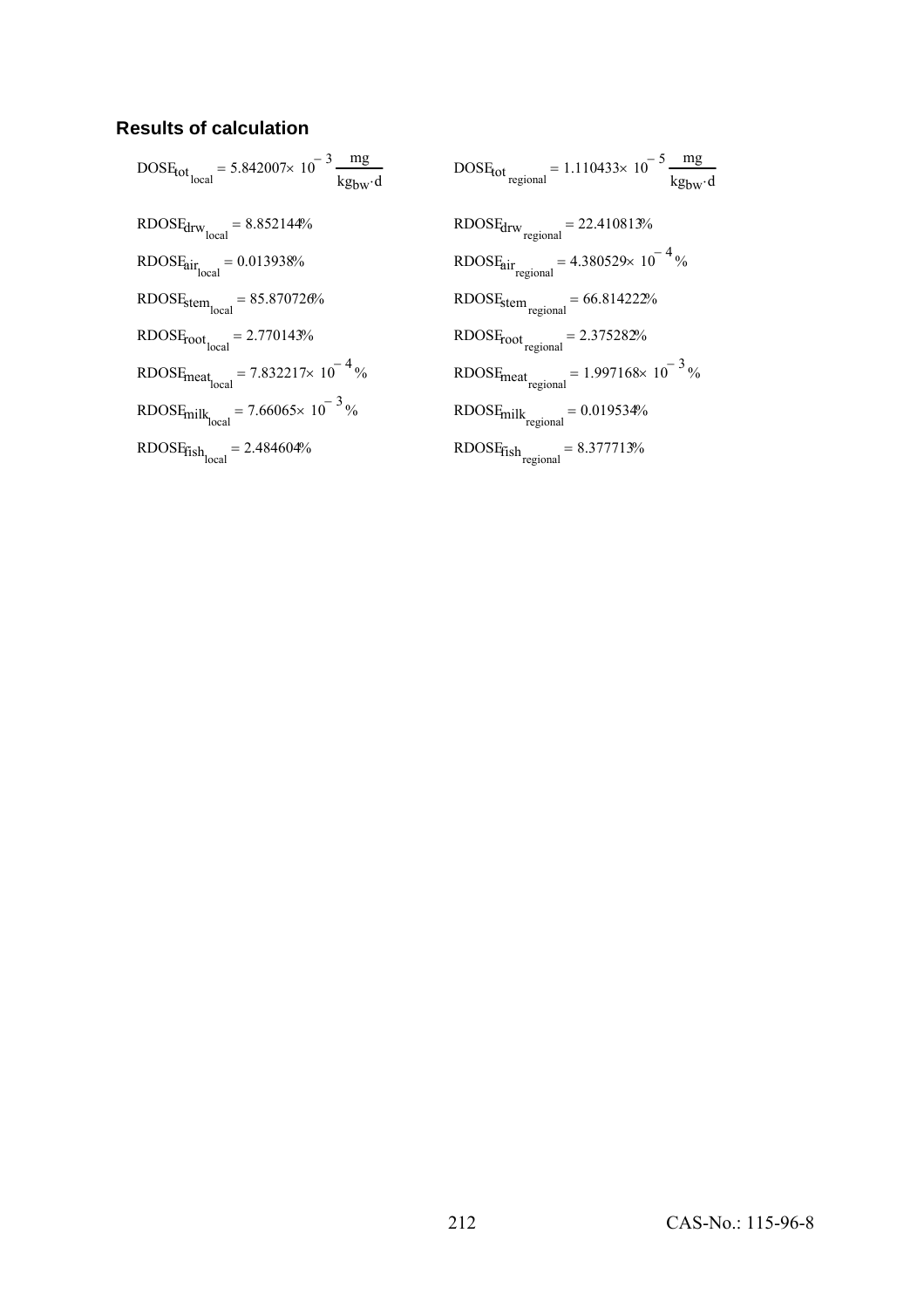### Results of calculation

$$DOSE_{tot_{local}} = 5.842007 \times 10^{-3} \frac{mg}{kg_{bw} \cdot d}$$

$$DOSE_{tot_{regional}} = 1.110433 \times 10^{-5} \frac{mg}{kg_{bw} \cdot d}$$

$RDOSE_{drw_{local}} = 8.852144\%$

$RDOSE_{drw_{regional}} = 22.410813\%$

$RDOSE_{air_{local}} = 0.013938\%$

$RDOSE_{air_{regional}} = 4.380529 \times 10^{-4}\%$

$RDOSE_{stem_{local}} = 85.870726\%$

$RDOSE_{stem_{regional}} = 66.814222\%$

$RDOSE_{root_{local}} = 2.770143\%$

$RDOSE_{root_{regional}} = 2.375282\%$

$RDOSE_{meat_{local}} = 7.832217 \times 10^{-4}\%$

$RDOSE_{meat_{regional}} = 1.997168 \times 10^{-3}\%$

$RDOSE_{milk_{local}} = 7.66065 \times 10^{-3}\%$

$RDOSE_{milk_{regional}} = 0.019534\%$

$RDOSE_{fish_{local}} = 2.484604\%$

$RDOSE_{fish_{regional}} = 8.377713\%$

CAS-No.: 115-96-8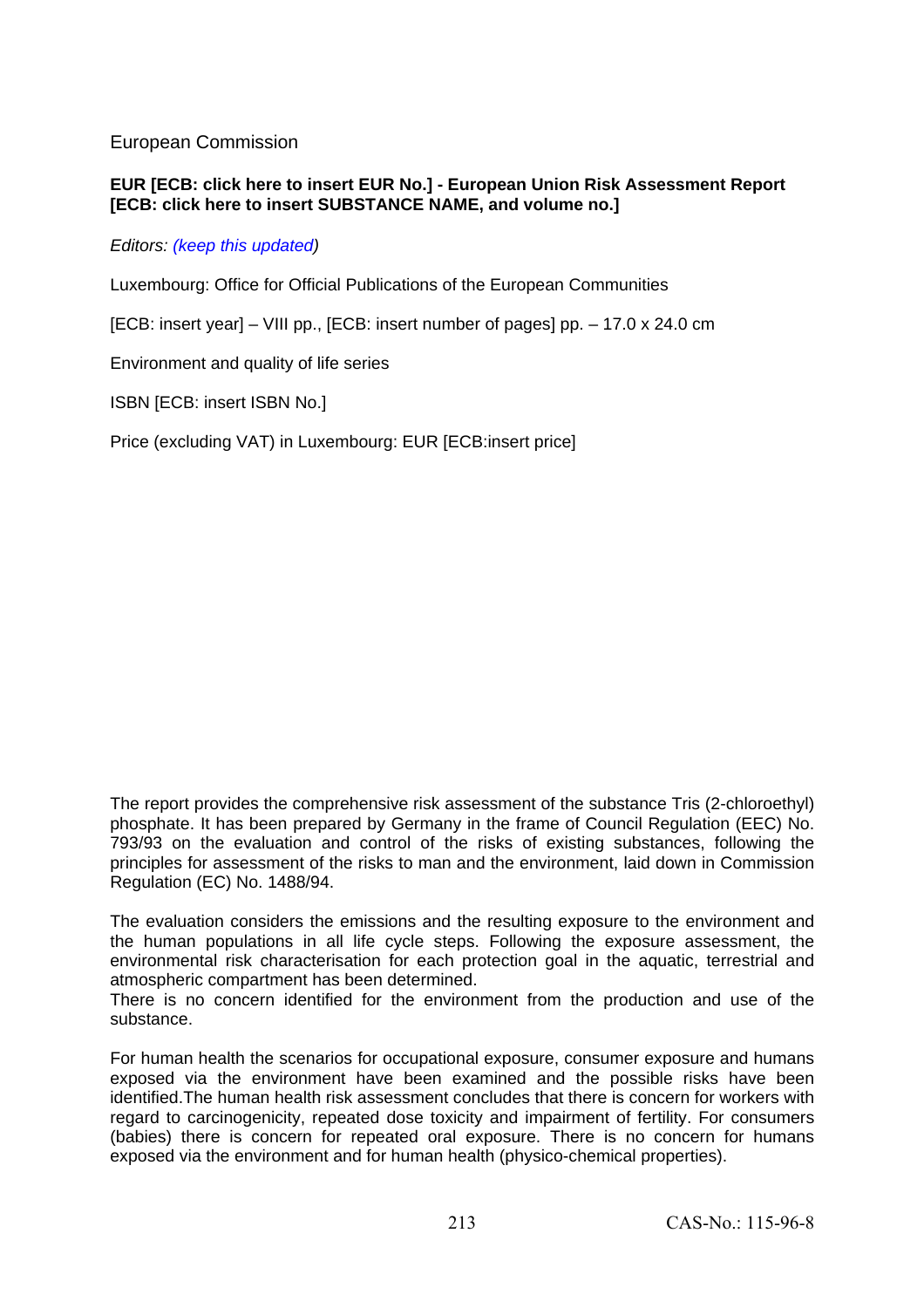European Commission

**EUR [ECB: click here to insert EUR No.] - European Union Risk Assessment Report [ECB: click here to insert SUBSTANCE NAME, and volume no.]**

*Editors: (keep this updated)*

Luxembourg: Office for Official Publications of the European Communities

[ECB: insert year] – VIII pp., [ECB: insert number of pages] pp. – 17.0 x 24.0 cm

Environment and quality of life series

ISBN [ECB: insert ISBN No.]

Price (excluding VAT) in Luxembourg: EUR [ECB:insert price]

The report provides the comprehensive risk assessment of the substance Tris (2-chloroethyl) phosphate. It has been prepared by Germany in the frame of Council Regulation (EEC) No. 793/93 on the evaluation and control of the risks of existing substances, following the principles for assessment of the risks to man and the environment, laid down in Commission Regulation (EC) No. 1488/94.

The evaluation considers the emissions and the resulting exposure to the environment and the human populations in all life cycle steps. Following the exposure assessment, the environmental risk characterisation for each protection goal in the aquatic, terrestrial and atmospheric compartment has been determined.
There is no concern identified for the environment from the production and use of the substance.

For human health the scenarios for occupational exposure, consumer exposure and humans exposed via the environment have been examined and the possible risks have been identified.The human health risk assessment concludes that there is concern for workers with regard to carcinogenicity, repeated dose toxicity and impairment of fertility. For consumers (babies) there is concern for repeated oral exposure. There is no concern for humans exposed via the environment and for human health (physico-chemical properties).